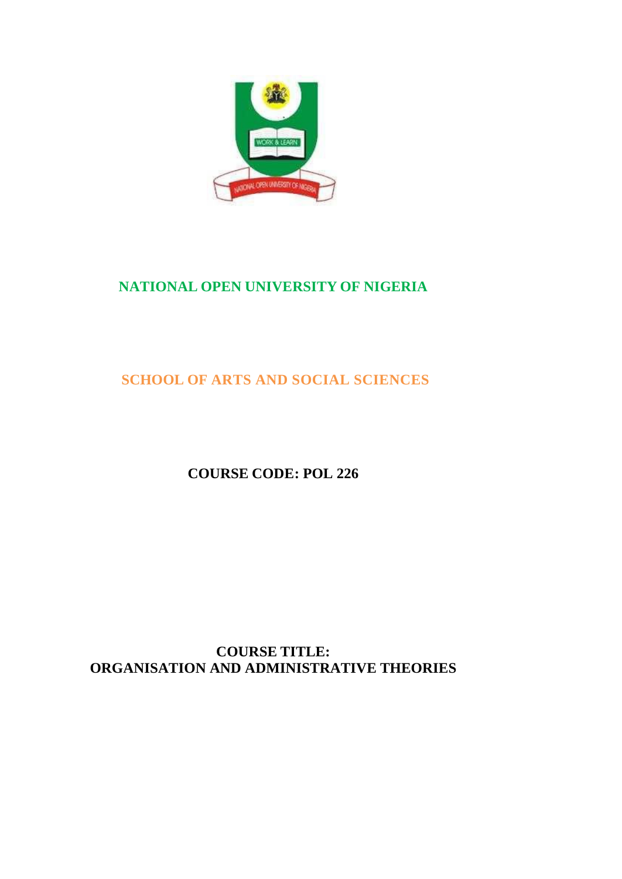# NATIONAL OPEN UNIVERSITY OF NIGERIA

## SCHOOL OF ARTS AND SOCIAL SCIENCES

**COURSE CODE: POL 226**

**COURSE TITLE:**
**ORGANISATION AND ADMINISTRATIVE THEORIES**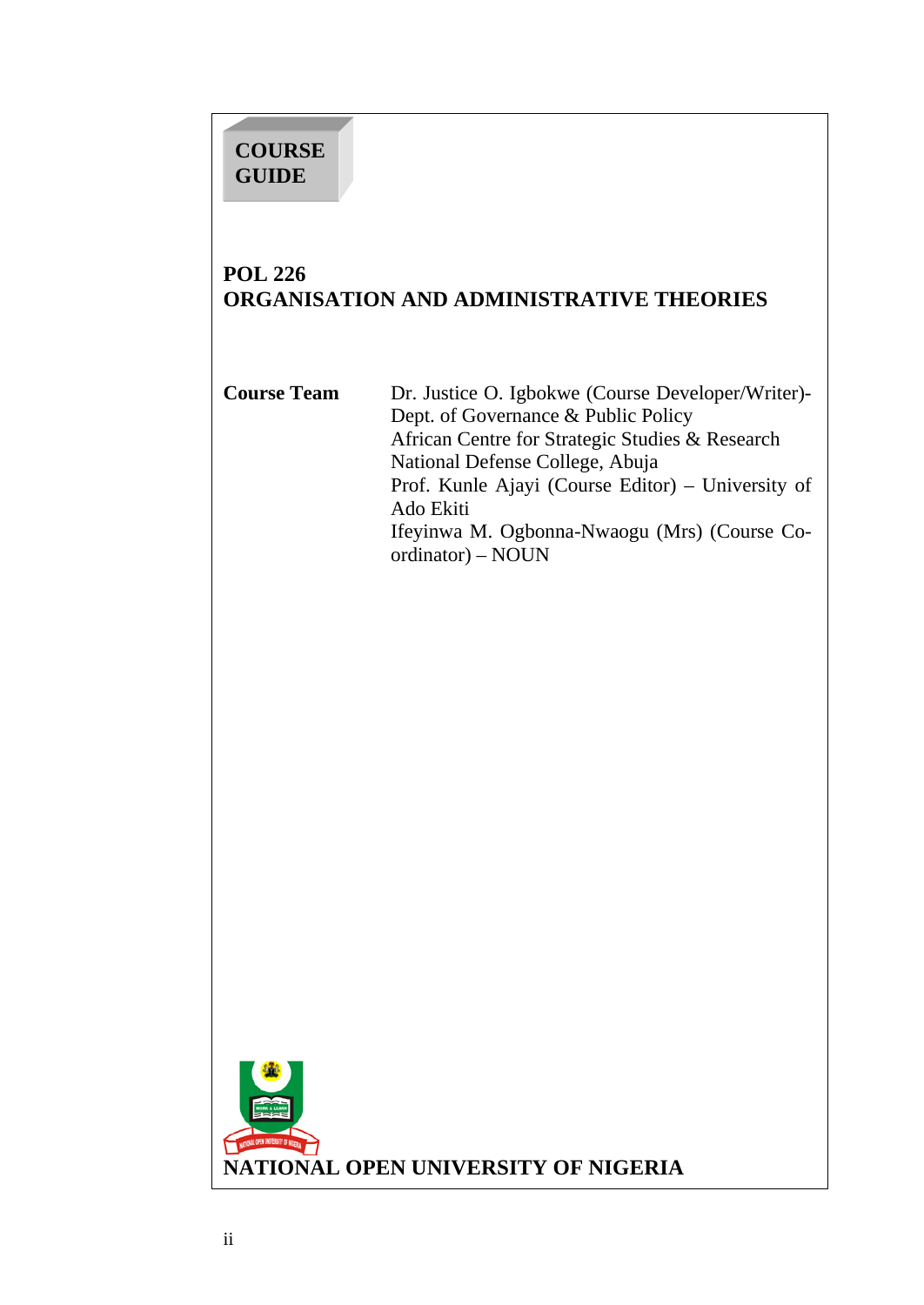**COURSE GUIDE**

# POL 226
# ORGANISATION AND ADMINISTRATIVE THEORIES

| **Course Team** | Dr. Justice O. Igbokwe (Course Developer/Writer)- Dept. of Governance & Public Policy African Centre for Strategic Studies & Research National Defense College, Abuja<br>Prof. Kunle Ajayi (Course Editor) – University of Ado Ekiti<br>Ifeyinwa M. Ogbonna-Nwaogu (Mrs) (Course Co-ordinator) – NOUN |
|---|---|

**NATIONAL OPEN UNIVERSITY OF NIGERIA**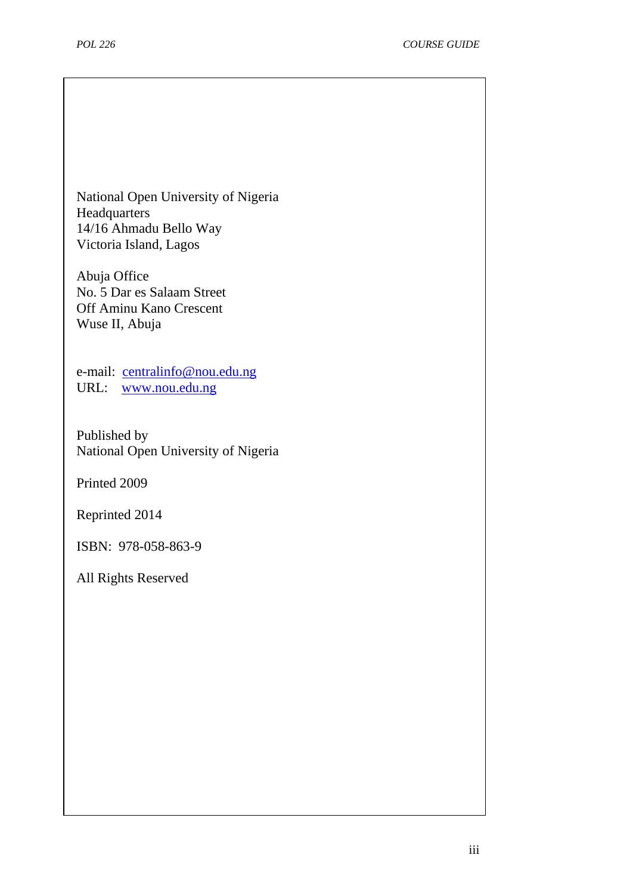National Open University of Nigeria  
Headquarters  
14/16 Ahmadu Bello Way  
Victoria Island, Lagos

Abuja Office  
No. 5 Dar es Salaam Street  
Off Aminu Kano Crescent  
Wuse II, Abuja

e-mail: centralinfo@nou.edu.ng  
URL: www.nou.edu.ng

Published by  
National Open University of Nigeria

Printed 2009

Reprinted 2014

ISBN: 978-058-863-9

All Rights Reserved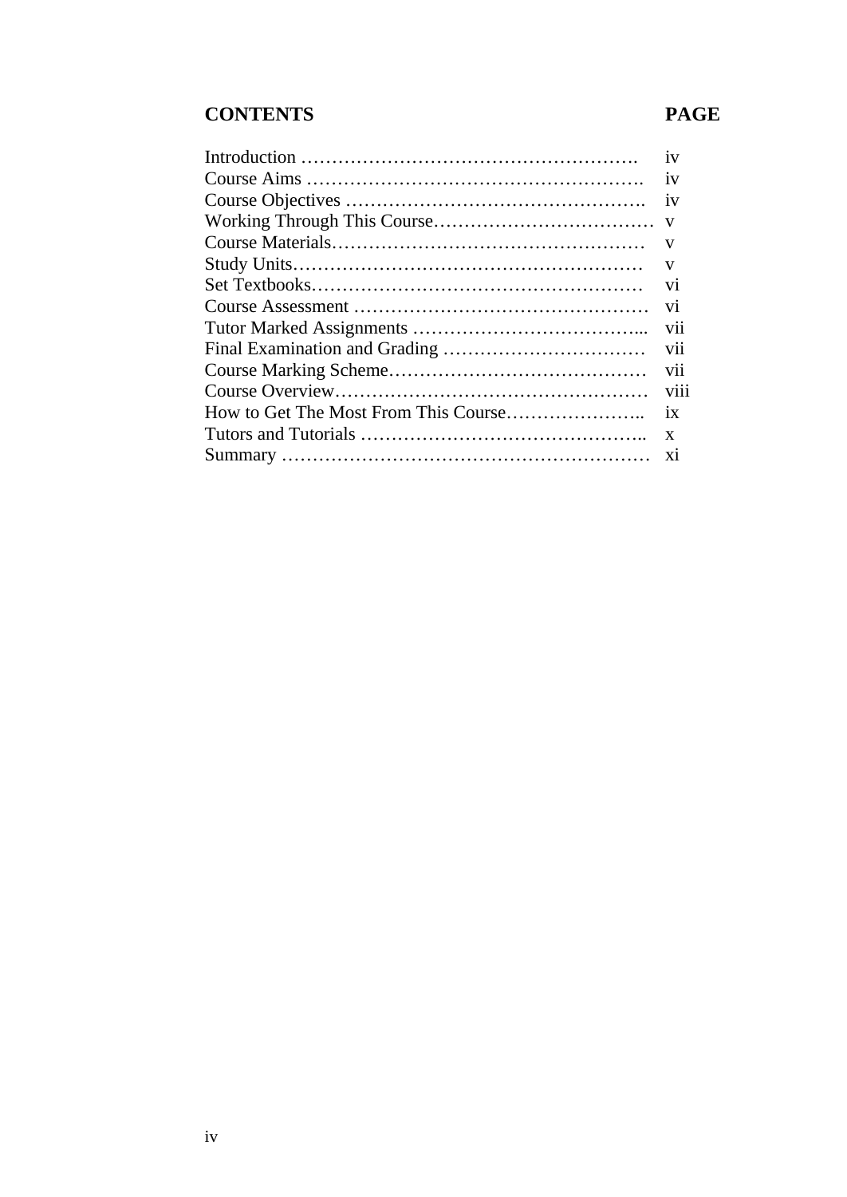| CONTENTS | PAGE |
|---|---|
| Introduction ………………………………………………. | iv |
| Course Aims ………………………………………………. | iv |
| Course Objectives …………………………………………. | iv |
| Working Through This Course……………………………… | v |
| Course Materials…………………………………………… | v |
| Study Units………………………………………………… | v |
| Set Textbooks……………………………………………… | vi |
| Course Assessment ………………………………………… | vi |
| Tutor Marked Assignments ………………………………... | vii |
| Final Examination and Grading …………………………… | vii |
| Course Marking Scheme…………………………………… | vii |
| Course Overview…………………………………………… | viii |
| How to Get The Most From This Course………………….. | ix |
| Tutors and Tutorials ……………………………………….. | x |
| Summary …………………………………………………… | xi |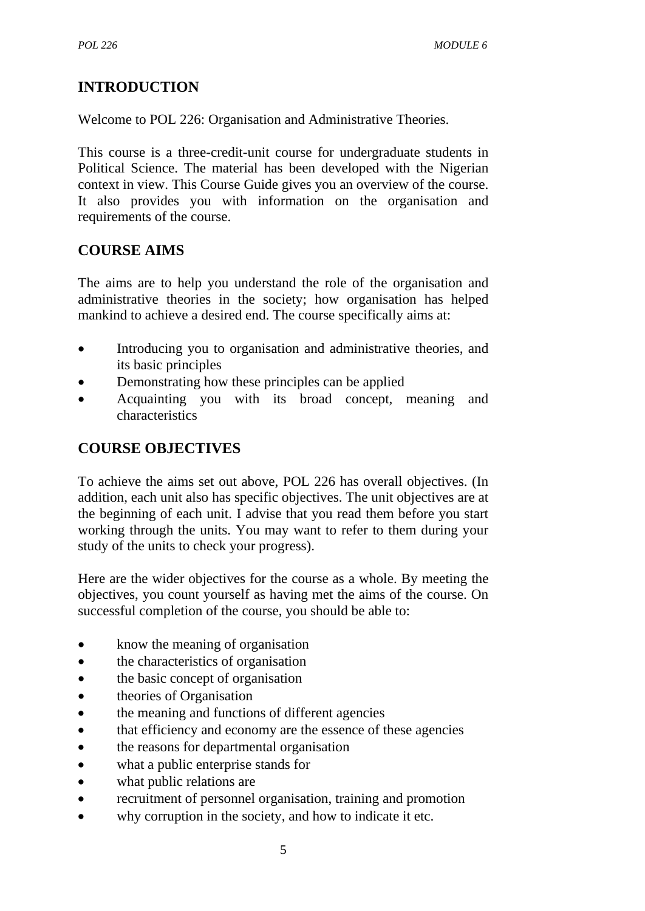## INTRODUCTION

Welcome to POL 226: Organisation and Administrative Theories.

This course is a three-credit-unit course for undergraduate students in Political Science. The material has been developed with the Nigerian context in view. This Course Guide gives you an overview of the course. It also provides you with information on the organisation and requirements of the course.

## COURSE AIMS

The aims are to help you understand the role of the organisation and administrative theories in the society; how organisation has helped mankind to achieve a desired end. The course specifically aims at:

- Introducing you to organisation and administrative theories, and its basic principles
- Demonstrating how these principles can be applied
- Acquainting you with its broad concept, meaning and characteristics

## COURSE OBJECTIVES

To achieve the aims set out above, POL 226 has overall objectives. (In addition, each unit also has specific objectives. The unit objectives are at the beginning of each unit. I advise that you read them before you start working through the units. You may want to refer to them during your study of the units to check your progress).

Here are the wider objectives for the course as a whole. By meeting the objectives, you count yourself as having met the aims of the course. On successful completion of the course, you should be able to:

- know the meaning of organisation
- the characteristics of organisation
- the basic concept of organisation
- theories of Organisation
- the meaning and functions of different agencies
- that efficiency and economy are the essence of these agencies
- the reasons for departmental organisation
- what a public enterprise stands for
- what public relations are
- recruitment of personnel organisation, training and promotion
- why corruption in the society, and how to indicate it etc.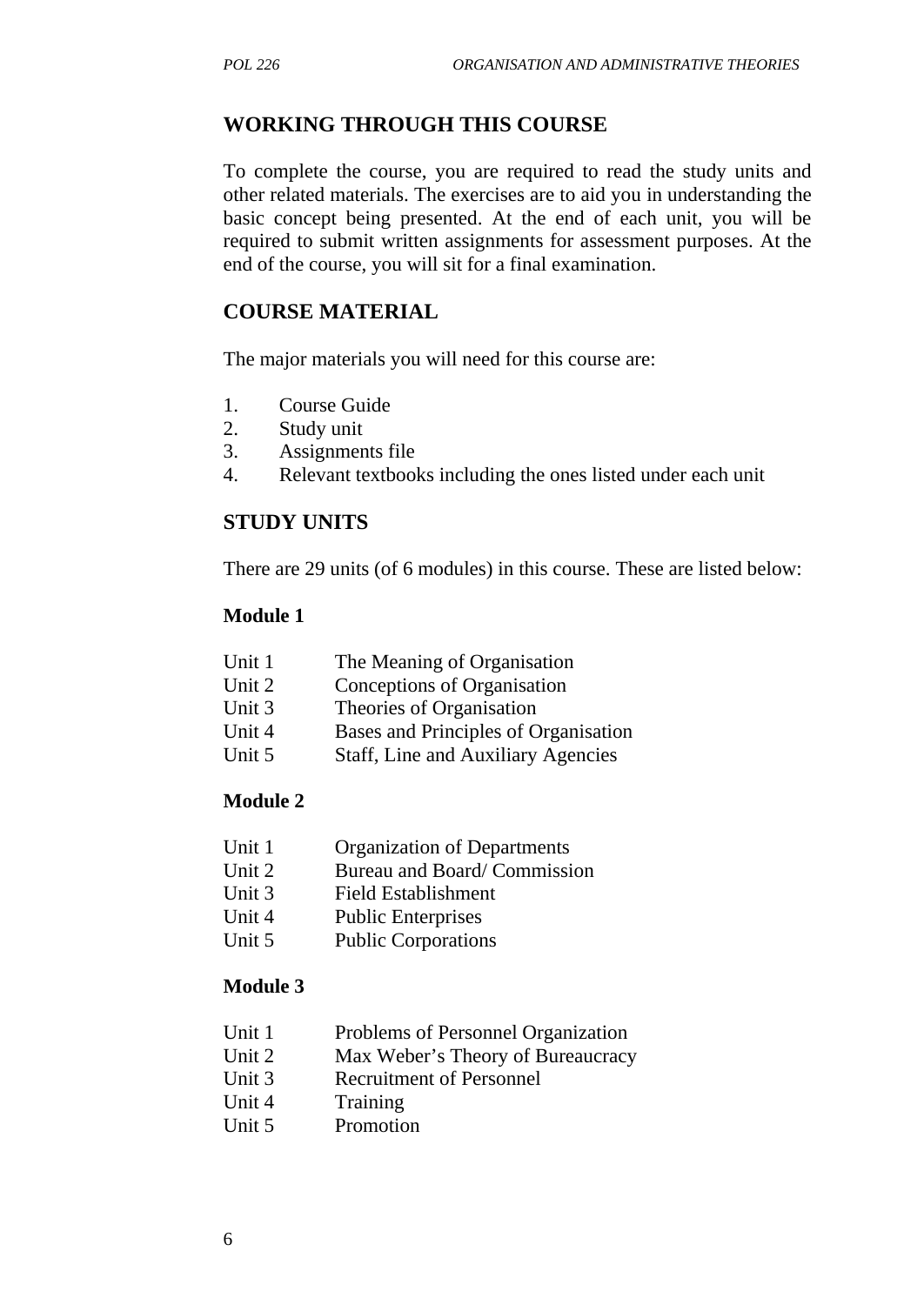## WORKING THROUGH THIS COURSE

To complete the course, you are required to read the study units and other related materials. The exercises are to aid you in understanding the basic concept being presented. At the end of each unit, you will be required to submit written assignments for assessment purposes. At the end of the course, you will sit for a final examination.

## COURSE MATERIAL

The major materials you will need for this course are:

1. Course Guide
2. Study unit
3. Assignments file
4. Relevant textbooks including the ones listed under each unit

## STUDY UNITS

There are 29 units (of 6 modules) in this course. These are listed below:

**Module 1**

Unit 1 The Meaning of Organisation
Unit 2 Conceptions of Organisation
Unit 3 Theories of Organisation
Unit 4 Bases and Principles of Organisation
Unit 5 Staff, Line and Auxiliary Agencies

**Module 2**

Unit 1 Organization of Departments
Unit 2 Bureau and Board/ Commission
Unit 3 Field Establishment
Unit 4 Public Enterprises
Unit 5 Public Corporations

**Module 3**

Unit 1 Problems of Personnel Organization
Unit 2 Max Weber's Theory of Bureaucracy
Unit 3 Recruitment of Personnel
Unit 4 Training
Unit 5 Promotion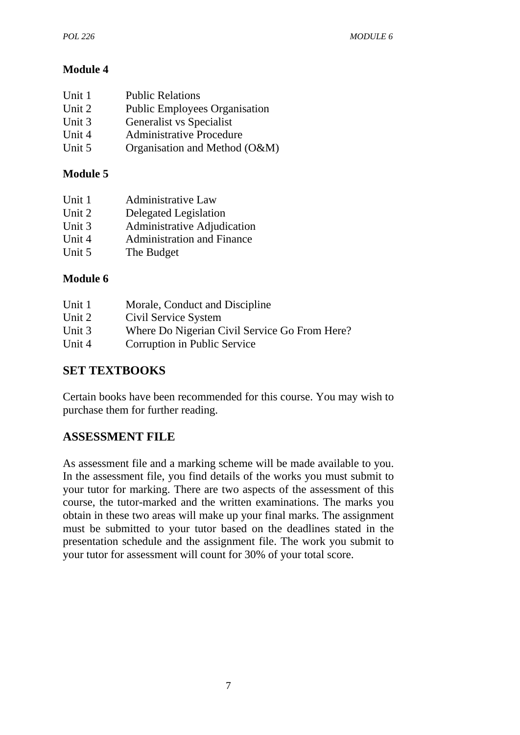**Module 4**

Unit 1 Public Relations
Unit 2 Public Employees Organisation
Unit 3 Generalist vs Specialist
Unit 4 Administrative Procedure
Unit 5 Organisation and Method (O&M)

**Module 5**

Unit 1 Administrative Law
Unit 2 Delegated Legislation
Unit 3 Administrative Adjudication
Unit 4 Administration and Finance
Unit 5 The Budget

**Module 6**

Unit 1 Morale, Conduct and Discipline
Unit 2 Civil Service System
Unit 3 Where Do Nigerian Civil Service Go From Here?
Unit 4 Corruption in Public Service

## SET TEXTBOOKS

Certain books have been recommended for this course. You may wish to purchase them for further reading.

## ASSESSMENT FILE

As assessment file and a marking scheme will be made available to you. In the assessment file, you find details of the works you must submit to your tutor for marking. There are two aspects of the assessment of this course, the tutor-marked and the written examinations. The marks you obtain in these two areas will make up your final marks. The assignment must be submitted to your tutor based on the deadlines stated in the presentation schedule and the assignment file. The work you submit to your tutor for assessment will count for 30% of your total score.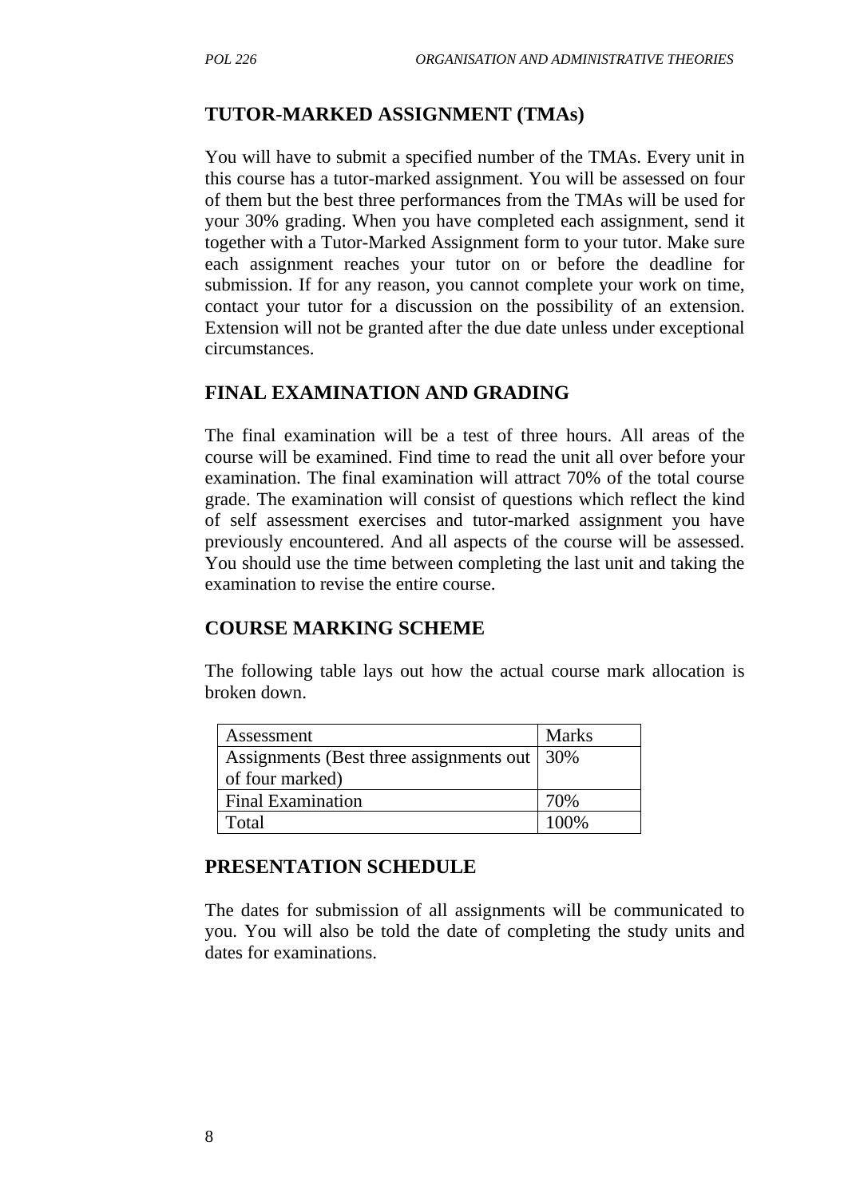## TUTOR-MARKED ASSIGNMENT (TMAs)

You will have to submit a specified number of the TMAs. Every unit in this course has a tutor-marked assignment. You will be assessed on four of them but the best three performances from the TMAs will be used for your 30% grading. When you have completed each assignment, send it together with a Tutor-Marked Assignment form to your tutor. Make sure each assignment reaches your tutor on or before the deadline for submission. If for any reason, you cannot complete your work on time, contact your tutor for a discussion on the possibility of an extension. Extension will not be granted after the due date unless under exceptional circumstances.

## FINAL EXAMINATION AND GRADING

The final examination will be a test of three hours. All areas of the course will be examined. Find time to read the unit all over before your examination. The final examination will attract 70% of the total course grade. The examination will consist of questions which reflect the kind of self assessment exercises and tutor-marked assignment you have previously encountered. And all aspects of the course will be assessed. You should use the time between completing the last unit and taking the examination to revise the entire course.

## COURSE MARKING SCHEME

The following table lays out how the actual course mark allocation is broken down.

| Assessment | Marks |
|---|---|
| Assignments (Best three assignments out of four marked) | 30% |
| Final Examination | 70% |
| Total | 100% |

## PRESENTATION SCHEDULE

The dates for submission of all assignments will be communicated to you. You will also be told the date of completing the study units and dates for examinations.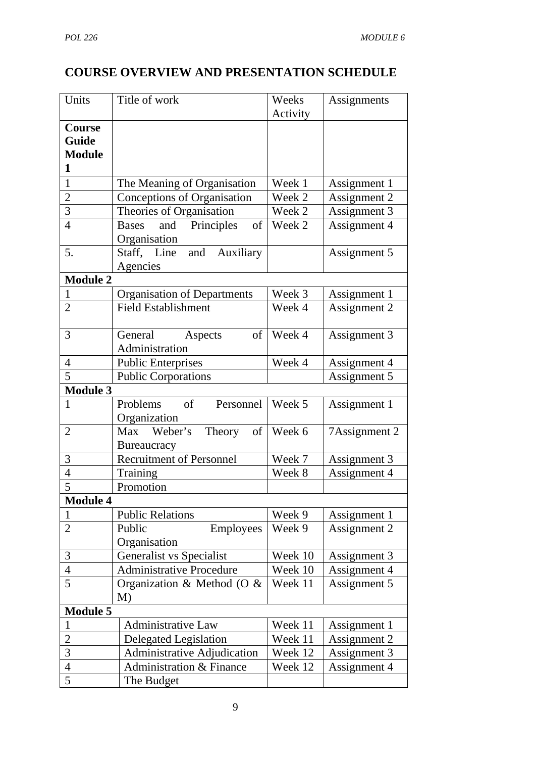## COURSE OVERVIEW AND PRESENTATION SCHEDULE

| Units | Title of work | Weeks Activity | Assignments |
|---|---|---|---|
| **Course Guide Module 1** | | | |
| 1 | The Meaning of Organisation | Week 1 | Assignment 1 |
| 2 | Conceptions of Organisation | Week 2 | Assignment 2 |
| 3 | Theories of Organisation | Week 2 | Assignment 3 |
| 4 | Bases and Principles of Organisation | Week 2 | Assignment 4 |
| 5. | Staff, Line and Auxiliary Agencies | | Assignment 5 |
| **Module 2** | | | |
| 1 | Organisation of Departments | Week 3 | Assignment 1 |
| 2 | Field Establishment | Week 4 | Assignment 2 |
| 3 | General Aspects of Administration | Week 4 | Assignment 3 |
| 4 | Public Enterprises | Week 4 | Assignment 4 |
| 5 | Public Corporations | | Assignment 5 |
| **Module 3** | | | |
| 1 | Problems of Personnel Organization | Week 5 | Assignment 1 |
| 2 | Max Weber's Theory of Bureaucracy | Week 6 | 7Assignment 2 |
| 3 | Recruitment of Personnel | Week 7 | Assignment 3 |
| 4 | Training | Week 8 | Assignment 4 |
| 5 | Promotion | | |
| **Module 4** | | | |
| 1 | Public Relations | Week 9 | Assignment 1 |
| 2 | Public Employees Organisation | Week 9 | Assignment 2 |
| 3 | Generalist vs Specialist | Week 10 | Assignment 3 |
| 4 | Administrative Procedure | Week 10 | Assignment 4 |
| 5 | Organization & Method (O & M) | Week 11 | Assignment 5 |
| **Module 5** | | | |
| 1 | Administrative Law | Week 11 | Assignment 1 |
| 2 | Delegated Legislation | Week 11 | Assignment 2 |
| 3 | Administrative Adjudication | Week 12 | Assignment 3 |
| 4 | Administration & Finance | Week 12 | Assignment 4 |
| 5 | The Budget | | |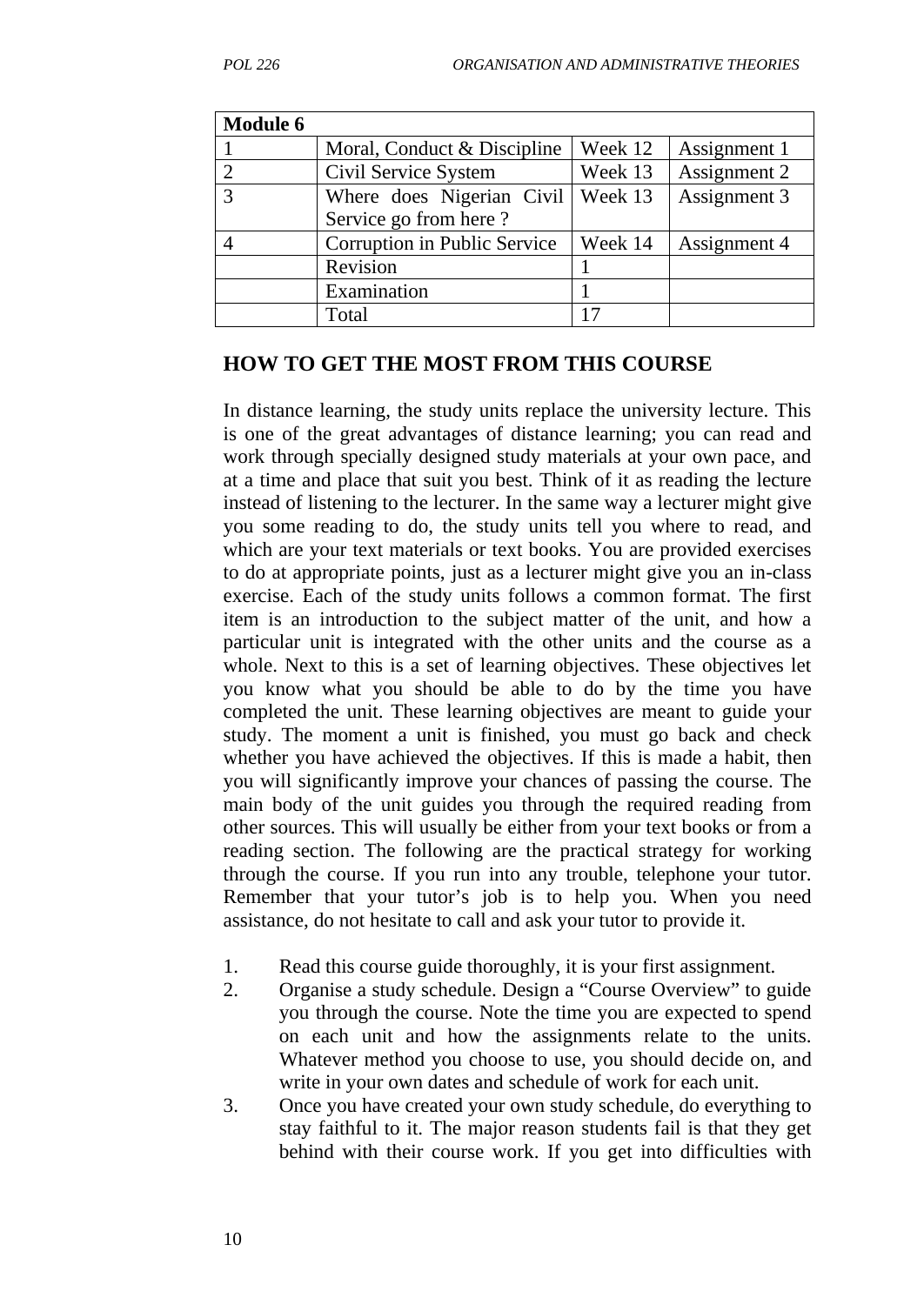| Module 6 | | | |
|---|---|---|---|
| 1 | Moral, Conduct & Discipline | Week 12 | Assignment 1 |
| 2 | Civil Service System | Week 13 | Assignment 2 |
| 3 | Where does Nigerian Civil Service go from here ? | Week 13 | Assignment 3 |
| 4 | Corruption in Public Service | Week 14 | Assignment 4 |
| | Revision | 1 | |
| | Examination | 1 | |
| | Total | 17 | |

## HOW TO GET THE MOST FROM THIS COURSE

In distance learning, the study units replace the university lecture. This is one of the great advantages of distance learning; you can read and work through specially designed study materials at your own pace, and at a time and place that suit you best. Think of it as reading the lecture instead of listening to the lecturer. In the same way a lecturer might give you some reading to do, the study units tell you where to read, and which are your text materials or text books. You are provided exercises to do at appropriate points, just as a lecturer might give you an in-class exercise. Each of the study units follows a common format. The first item is an introduction to the subject matter of the unit, and how a particular unit is integrated with the other units and the course as a whole. Next to this is a set of learning objectives. These objectives let you know what you should be able to do by the time you have completed the unit. These learning objectives are meant to guide your study. The moment a unit is finished, you must go back and check whether you have achieved the objectives. If this is made a habit, then you will significantly improve your chances of passing the course. The main body of the unit guides you through the required reading from other sources. This will usually be either from your text books or from a reading section. The following are the practical strategy for working through the course. If you run into any trouble, telephone your tutor. Remember that your tutor's job is to help you. When you need assistance, do not hesitate to call and ask your tutor to provide it.

1. Read this course guide thoroughly, it is your first assignment.
2. Organise a study schedule. Design a "Course Overview" to guide you through the course. Note the time you are expected to spend on each unit and how the assignments relate to the units. Whatever method you choose to use, you should decide on, and write in your own dates and schedule of work for each unit.
3. Once you have created your own study schedule, do everything to stay faithful to it. The major reason students fail is that they get behind with their course work. If you get into difficulties with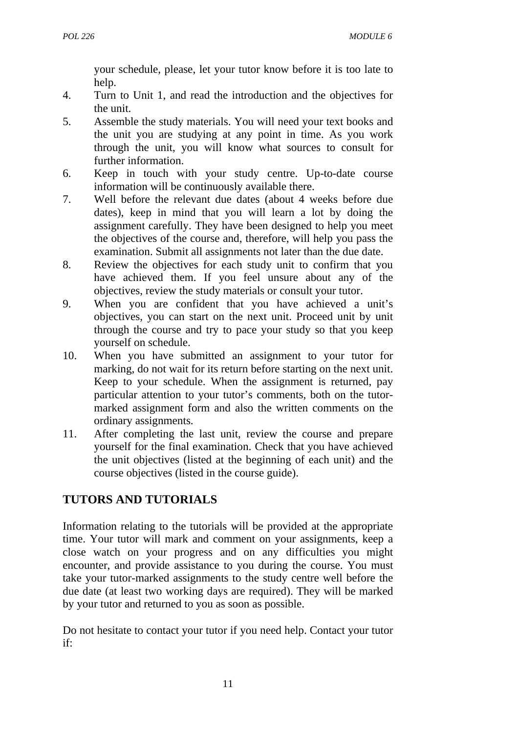your schedule, please, let your tutor know before it is too late to help.

4. Turn to Unit 1, and read the introduction and the objectives for the unit.
5. Assemble the study materials. You will need your text books and the unit you are studying at any point in time. As you work through the unit, you will know what sources to consult for further information.
6. Keep in touch with your study centre. Up-to-date course information will be continuously available there.
7. Well before the relevant due dates (about 4 weeks before due dates), keep in mind that you will learn a lot by doing the assignment carefully. They have been designed to help you meet the objectives of the course and, therefore, will help you pass the examination. Submit all assignments not later than the due date.
8. Review the objectives for each study unit to confirm that you have achieved them. If you feel unsure about any of the objectives, review the study materials or consult your tutor.
9. When you are confident that you have achieved a unit's objectives, you can start on the next unit. Proceed unit by unit through the course and try to pace your study so that you keep yourself on schedule.
10. When you have submitted an assignment to your tutor for marking, do not wait for its return before starting on the next unit. Keep to your schedule. When the assignment is returned, pay particular attention to your tutor's comments, both on the tutor-marked assignment form and also the written comments on the ordinary assignments.
11. After completing the last unit, review the course and prepare yourself for the final examination. Check that you have achieved the unit objectives (listed at the beginning of each unit) and the course objectives (listed in the course guide).

## TUTORS AND TUTORIALS

Information relating to the tutorials will be provided at the appropriate time. Your tutor will mark and comment on your assignments, keep a close watch on your progress and on any difficulties you might encounter, and provide assistance to you during the course. You must take your tutor-marked assignments to the study centre well before the due date (at least two working days are required). They will be marked by your tutor and returned to you as soon as possible.

Do not hesitate to contact your tutor if you need help. Contact your tutor if: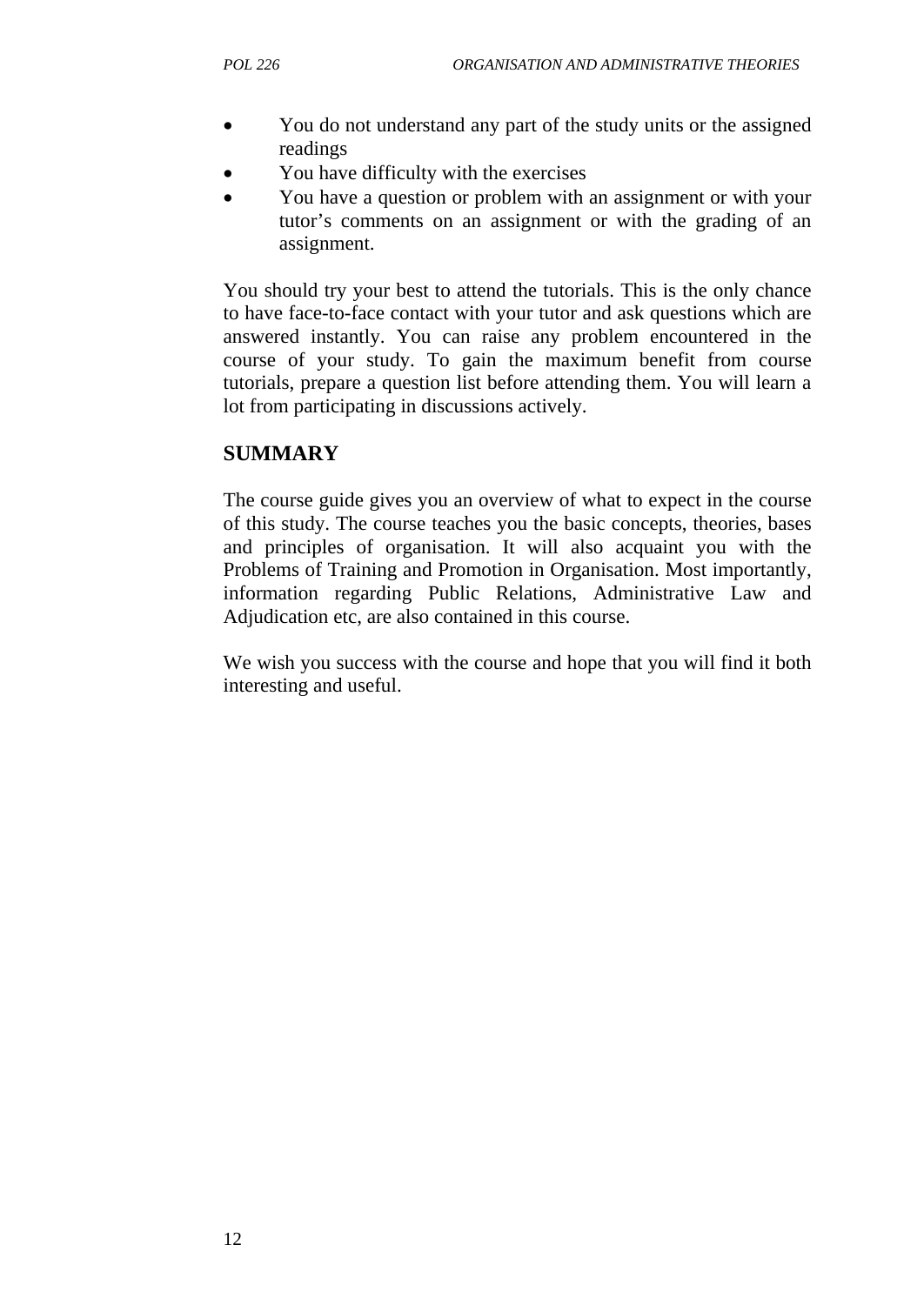- You do not understand any part of the study units or the assigned readings
- You have difficulty with the exercises
- You have a question or problem with an assignment or with your tutor's comments on an assignment or with the grading of an assignment.

You should try your best to attend the tutorials. This is the only chance to have face-to-face contact with your tutor and ask questions which are answered instantly. You can raise any problem encountered in the course of your study. To gain the maximum benefit from course tutorials, prepare a question list before attending them. You will learn a lot from participating in discussions actively.

## SUMMARY

The course guide gives you an overview of what to expect in the course of this study. The course teaches you the basic concepts, theories, bases and principles of organisation. It will also acquaint you with the Problems of Training and Promotion in Organisation. Most importantly, information regarding Public Relations, Administrative Law and Adjudication etc, are also contained in this course.

We wish you success with the course and hope that you will find it both interesting and useful.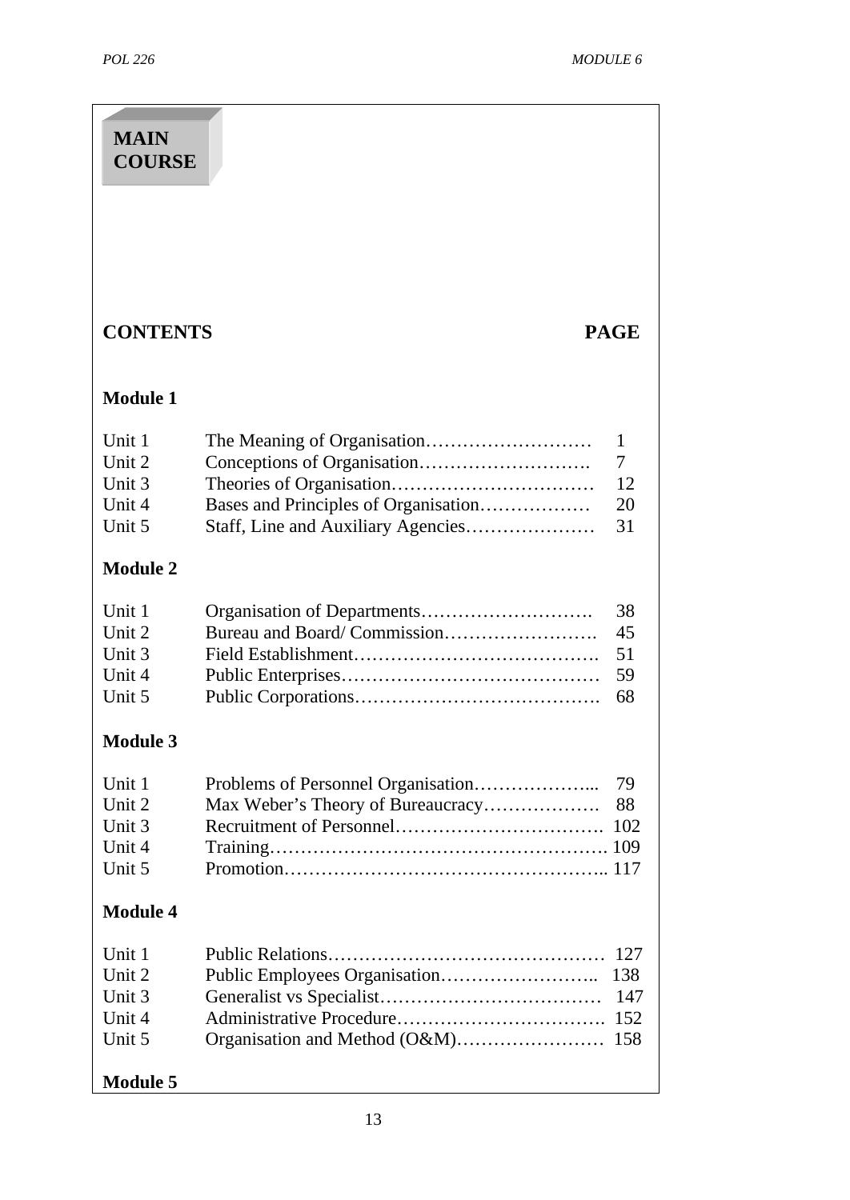# MAIN COURSE

## CONTENTS | PAGE

### Module 1

| | | |
|---|---|---|
| Unit 1 | The Meaning of Organisation | 1 |
| Unit 2 | Conceptions of Organisation | 7 |
| Unit 3 | Theories of Organisation | 12 |
| Unit 4 | Bases and Principles of Organisation | 20 |
| Unit 5 | Staff, Line and Auxiliary Agencies | 31 |

### Module 2

| | | |
|---|---|---|
| Unit 1 | Organisation of Departments | 38 |
| Unit 2 | Bureau and Board/ Commission | 45 |
| Unit 3 | Field Establishment | 51 |
| Unit 4 | Public Enterprises | 59 |
| Unit 5 | Public Corporations | 68 |

### Module 3

| | | |
|---|---|---|
| Unit 1 | Problems of Personnel Organisation | 79 |
| Unit 2 | Max Weber's Theory of Bureaucracy | 88 |
| Unit 3 | Recruitment of Personnel | 102 |
| Unit 4 | Training | 109 |
| Unit 5 | Promotion | 117 |

### Module 4

| | | |
|---|---|---|
| Unit 1 | Public Relations | 127 |
| Unit 2 | Public Employees Organisation | 138 |
| Unit 3 | Generalist vs Specialist | 147 |
| Unit 4 | Administrative Procedure | 152 |
| Unit 5 | Organisation and Method (O&M) | 158 |

### Module 5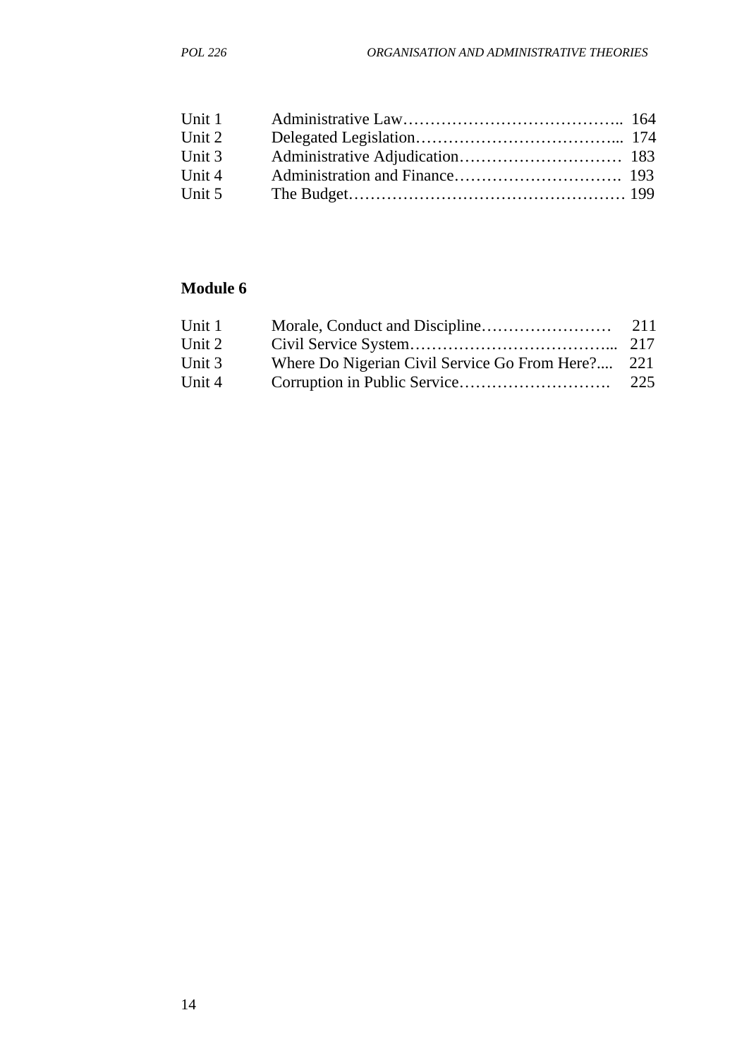| | | |
|---|---|---|
| Unit 1 | Administrative Law………………………………….. | 164 |
| Unit 2 | Delegated Legislation………………………………... | 174 |
| Unit 3 | Administrative Adjudication………………………… | 183 |
| Unit 4 | Administration and Finance…………………………. | 193 |
| Unit 5 | The Budget……………………………………….… | 199 |

**Module 6**

| | | |
|---|---|---|
| Unit 1 | Morale, Conduct and Discipline…………………… | 211 |
| Unit 2 | Civil Service System………………………………... | 217 |
| Unit 3 | Where Do Nigerian Civil Service Go From Here?.... | 221 |
| Unit 4 | Corruption in Public Service………………………. | 225 |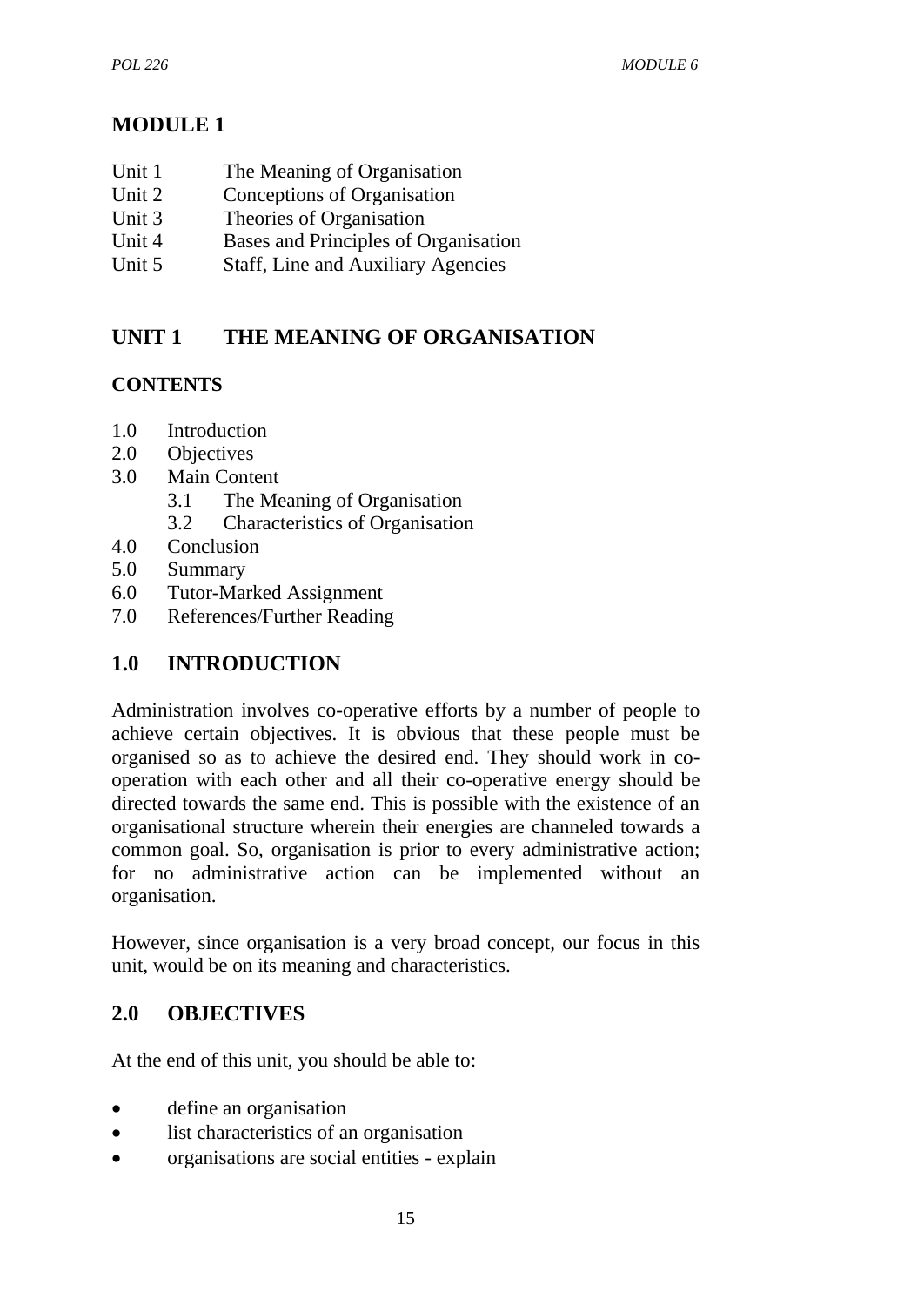# MODULE 1

Unit 1 The Meaning of Organisation
Unit 2 Conceptions of Organisation
Unit 3 Theories of Organisation
Unit 4 Bases and Principles of Organisation
Unit 5 Staff, Line and Auxiliary Agencies

## UNIT 1 THE MEANING OF ORGANISATION

**CONTENTS**

1.0 Introduction
2.0 Objectives
3.0 Main Content
  3.1 The Meaning of Organisation
  3.2 Characteristics of Organisation
4.0 Conclusion
5.0 Summary
6.0 Tutor-Marked Assignment
7.0 References/Further Reading

## 1.0 INTRODUCTION

Administration involves co-operative efforts by a number of people to achieve certain objectives. It is obvious that these people must be organised so as to achieve the desired end. They should work in co-operation with each other and all their co-operative energy should be directed towards the same end. This is possible with the existence of an organisational structure wherein their energies are channeled towards a common goal. So, organisation is prior to every administrative action; for no administrative action can be implemented without an organisation.

However, since organisation is a very broad concept, our focus in this unit, would be on its meaning and characteristics.

## 2.0 OBJECTIVES

At the end of this unit, you should be able to:

- define an organisation
- list characteristics of an organisation
- organisations are social entities - explain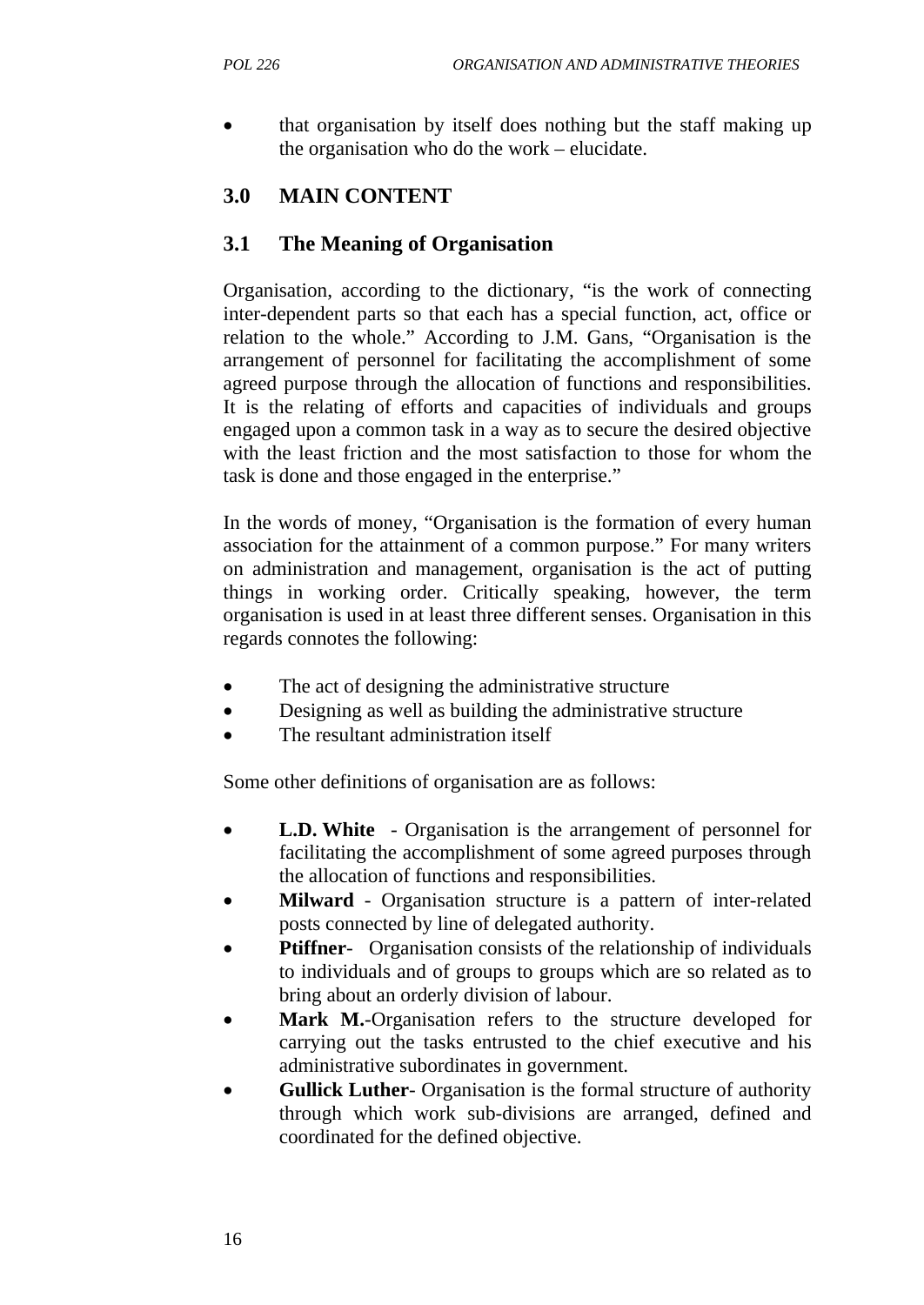- that organisation by itself does nothing but the staff making up the organisation who do the work – elucidate.

## 3.0 MAIN CONTENT

### 3.1 The Meaning of Organisation

Organisation, according to the dictionary, "is the work of connecting inter-dependent parts so that each has a special function, act, office or relation to the whole." According to J.M. Gans, "Organisation is the arrangement of personnel for facilitating the accomplishment of some agreed purpose through the allocation of functions and responsibilities. It is the relating of efforts and capacities of individuals and groups engaged upon a common task in a way as to secure the desired objective with the least friction and the most satisfaction to those for whom the task is done and those engaged in the enterprise."

In the words of money, "Organisation is the formation of every human association for the attainment of a common purpose." For many writers on administration and management, organisation is the act of putting things in working order. Critically speaking, however, the term organisation is used in at least three different senses. Organisation in this regards connotes the following:

- The act of designing the administrative structure
- Designing as well as building the administrative structure
- The resultant administration itself

Some other definitions of organisation are as follows:

- **L.D. White** - Organisation is the arrangement of personnel for facilitating the accomplishment of some agreed purposes through the allocation of functions and responsibilities.
- **Milward** - Organisation structure is a pattern of inter-related posts connected by line of delegated authority.
- **Ptiffner**- Organisation consists of the relationship of individuals to individuals and of groups to groups which are so related as to bring about an orderly division of labour.
- **Mark M.**-Organisation refers to the structure developed for carrying out the tasks entrusted to the chief executive and his administrative subordinates in government.
- **Gullick Luther**- Organisation is the formal structure of authority through which work sub-divisions are arranged, defined and coordinated for the defined objective.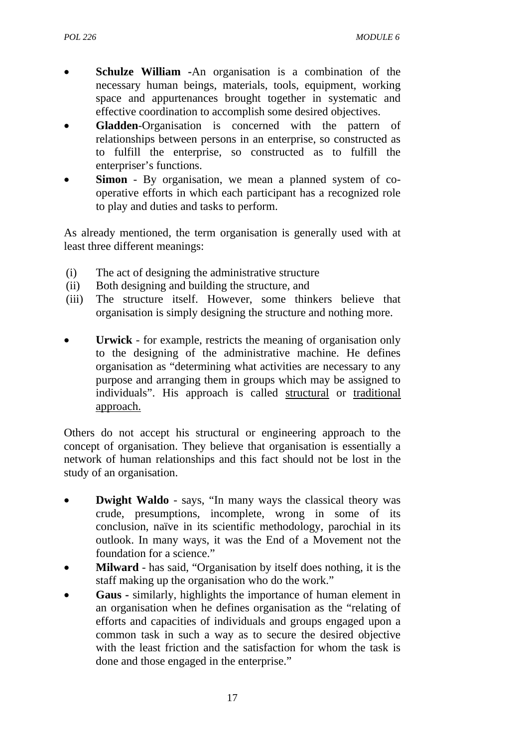- **Schulze William** -An organisation is a combination of the necessary human beings, materials, tools, equipment, working space and appurtenances brought together in systematic and effective coordination to accomplish some desired objectives.
- **Gladden**-Organisation is concerned with the pattern of relationships between persons in an enterprise, so constructed as to fulfill the enterprise, so constructed as to fulfill the enterpriser's functions.
- **Simon** - By organisation, we mean a planned system of co-operative efforts in which each participant has a recognized role to play and duties and tasks to perform.

As already mentioned, the term organisation is generally used with at least three different meanings:

(i) The act of designing the administrative structure
(ii) Both designing and building the structure, and
(iii) The structure itself. However, some thinkers believe that organisation is simply designing the structure and nothing more.

- **Urwick** - for example, restricts the meaning of organisation only to the designing of the administrative machine. He defines organisation as "determining what activities are necessary to any purpose and arranging them in groups which may be assigned to individuals". His approach is called <u>structural</u> or <u>traditional approach.</u>

Others do not accept his structural or engineering approach to the concept of organisation. They believe that organisation is essentially a network of human relationships and this fact should not be lost in the study of an organisation.

- **Dwight Waldo** - says, "In many ways the classical theory was crude, presumptions, incomplete, wrong in some of its conclusion, naïve in its scientific methodology, parochial in its outlook. In many ways, it was the End of a Movement not the foundation for a science."
- **Milward** - has said, "Organisation by itself does nothing, it is the staff making up the organisation who do the work."
- **Gaus -** similarly, highlights the importance of human element in an organisation when he defines organisation as the "relating of efforts and capacities of individuals and groups engaged upon a common task in such a way as to secure the desired objective with the least friction and the satisfaction for whom the task is done and those engaged in the enterprise."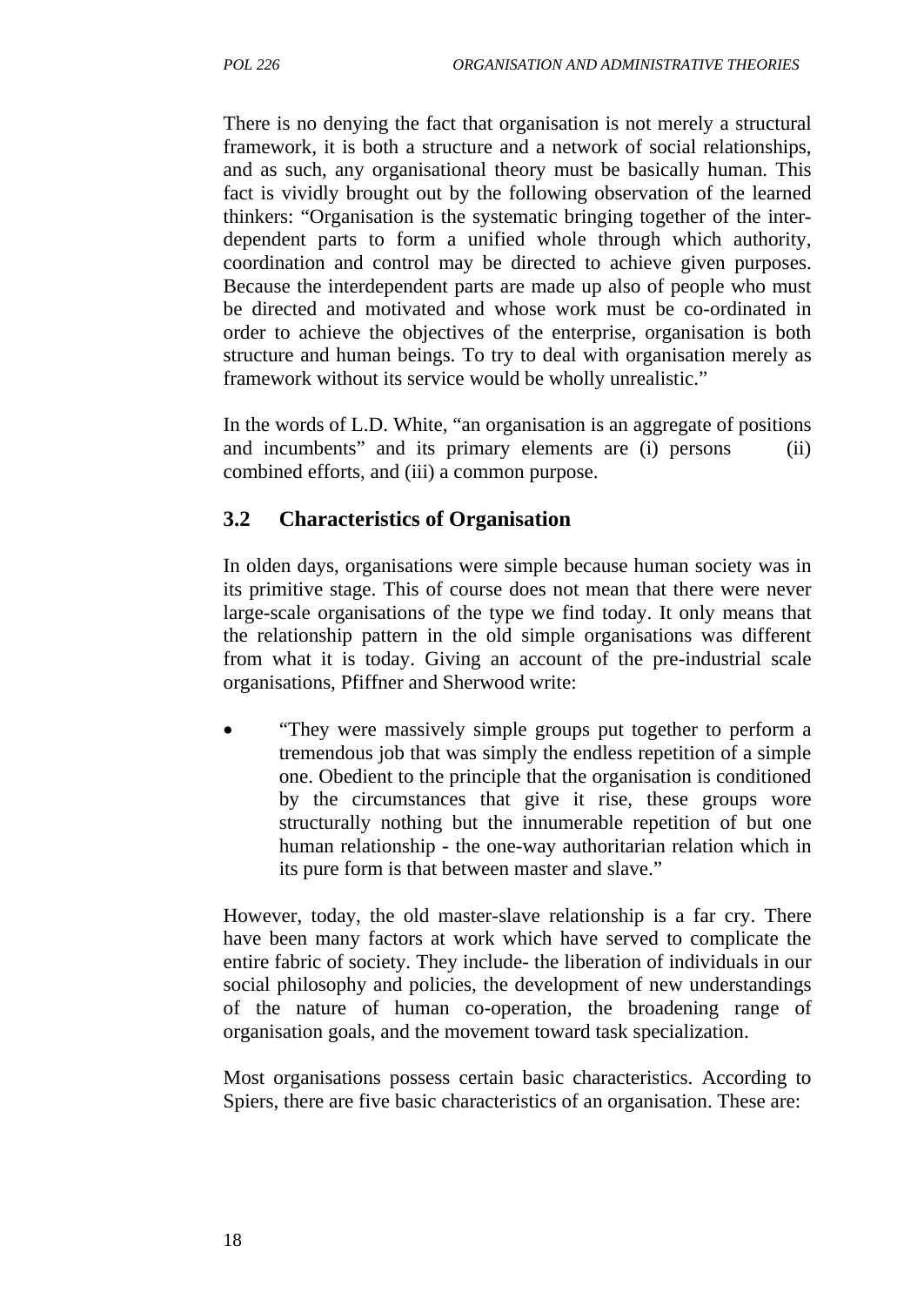There is no denying the fact that organisation is not merely a structural framework, it is both a structure and a network of social relationships, and as such, any organisational theory must be basically human. This fact is vividly brought out by the following observation of the learned thinkers: "Organisation is the systematic bringing together of the inter-dependent parts to form a unified whole through which authority, coordination and control may be directed to achieve given purposes. Because the interdependent parts are made up also of people who must be directed and motivated and whose work must be co-ordinated in order to achieve the objectives of the enterprise, organisation is both structure and human beings. To try to deal with organisation merely as framework without its service would be wholly unrealistic."

In the words of L.D. White, "an organisation is an aggregate of positions and incumbents" and its primary elements are (i) persons (ii) combined efforts, and (iii) a common purpose.

### 3.2 Characteristics of Organisation

In olden days, organisations were simple because human society was in its primitive stage. This of course does not mean that there were never large-scale organisations of the type we find today. It only means that the relationship pattern in the old simple organisations was different from what it is today. Giving an account of the pre-industrial scale organisations, Pfiffner and Sherwood write:

- "They were massively simple groups put together to perform a tremendous job that was simply the endless repetition of a simple one. Obedient to the principle that the organisation is conditioned by the circumstances that give it rise, these groups wore structurally nothing but the innumerable repetition of but one human relationship - the one-way authoritarian relation which in its pure form is that between master and slave."

However, today, the old master-slave relationship is a far cry. There have been many factors at work which have served to complicate the entire fabric of society. They include- the liberation of individuals in our social philosophy and policies, the development of new understandings of the nature of human co-operation, the broadening range of organisation goals, and the movement toward task specialization.

Most organisations possess certain basic characteristics. According to Spiers, there are five basic characteristics of an organisation. These are: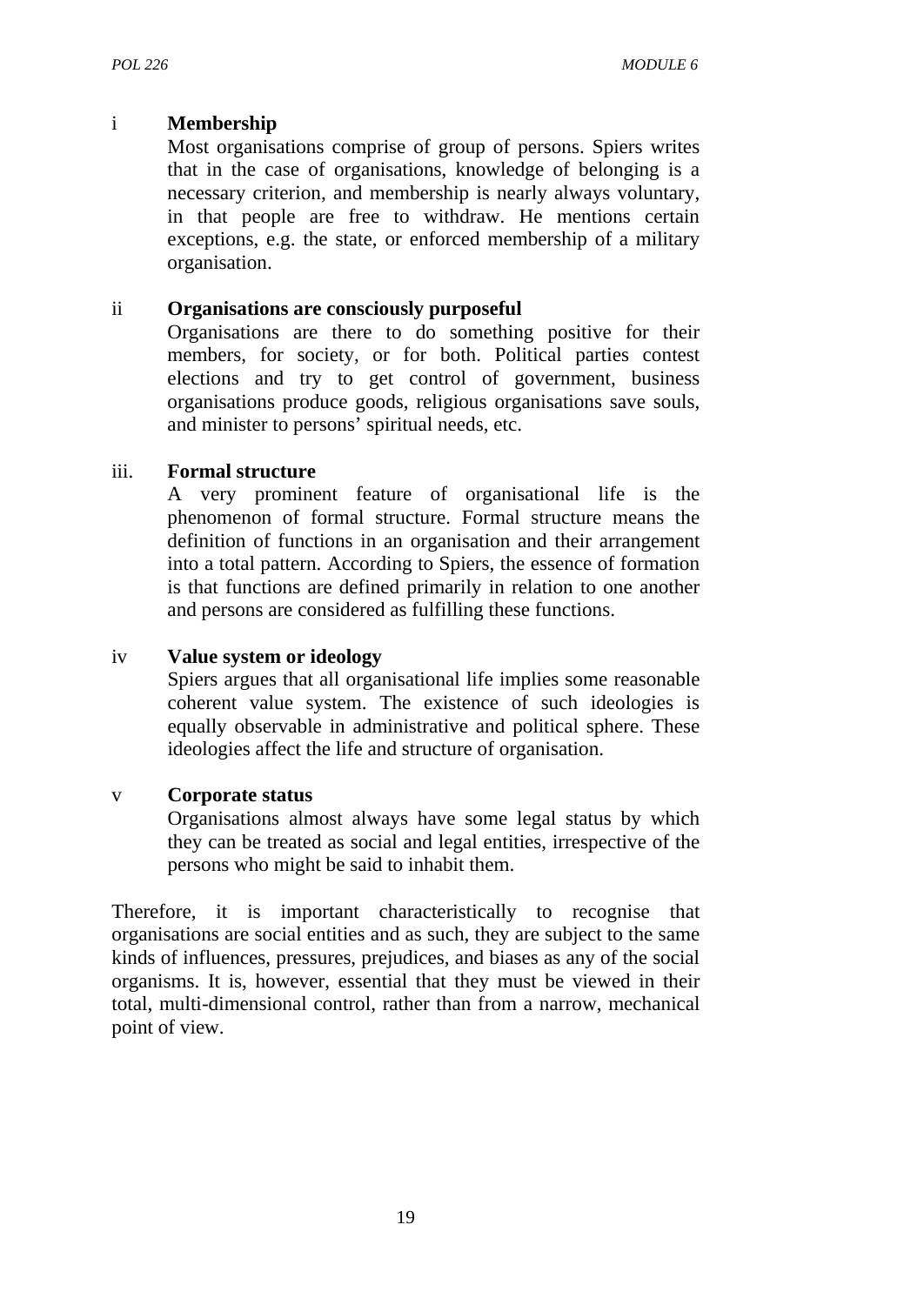i **Membership**

Most organisations comprise of group of persons. Spiers writes that in the case of organisations, knowledge of belonging is a necessary criterion, and membership is nearly always voluntary, in that people are free to withdraw. He mentions certain exceptions, e.g. the state, or enforced membership of a military organisation.

ii **Organisations are consciously purposeful**

Organisations are there to do something positive for their members, for society, or for both. Political parties contest elections and try to get control of government, business organisations produce goods, religious organisations save souls, and minister to persons' spiritual needs, etc.

iii. **Formal structure**

A very prominent feature of organisational life is the phenomenon of formal structure. Formal structure means the definition of functions in an organisation and their arrangement into a total pattern. According to Spiers, the essence of formation is that functions are defined primarily in relation to one another and persons are considered as fulfilling these functions.

iv **Value system or ideology**

Spiers argues that all organisational life implies some reasonable coherent value system. The existence of such ideologies is equally observable in administrative and political sphere. These ideologies affect the life and structure of organisation.

v **Corporate status**

Organisations almost always have some legal status by which they can be treated as social and legal entities, irrespective of the persons who might be said to inhabit them.

Therefore, it is important characteristically to recognise that organisations are social entities and as such, they are subject to the same kinds of influences, pressures, prejudices, and biases as any of the social organisms. It is, however, essential that they must be viewed in their total, multi-dimensional control, rather than from a narrow, mechanical point of view.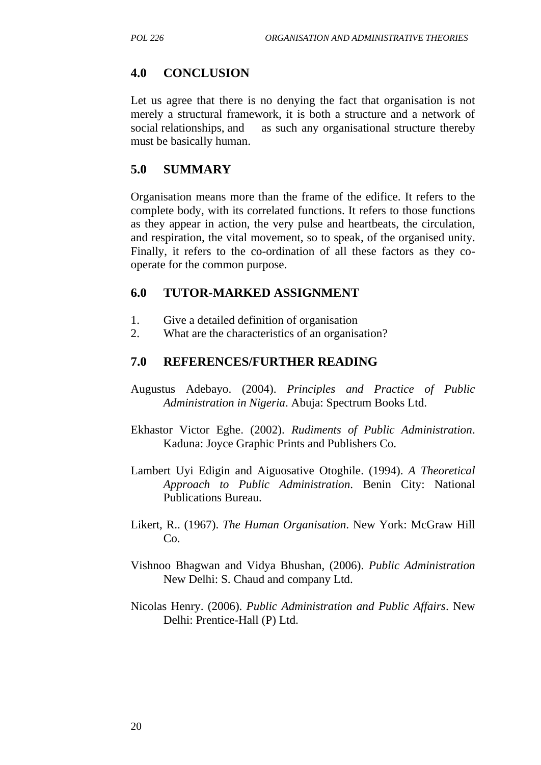## 4.0 CONCLUSION

Let us agree that there is no denying the fact that organisation is not merely a structural framework, it is both a structure and a network of social relationships, and as such any organisational structure thereby must be basically human.

## 5.0 SUMMARY

Organisation means more than the frame of the edifice. It refers to the complete body, with its correlated functions. It refers to those functions as they appear in action, the very pulse and heartbeats, the circulation, and respiration, the vital movement, so to speak, of the organised unity. Finally, it refers to the co-ordination of all these factors as they co-operate for the common purpose.

## 6.0 TUTOR-MARKED ASSIGNMENT

1. Give a detailed definition of organisation
2. What are the characteristics of an organisation?

## 7.0 REFERENCES/FURTHER READING

Augustus Adebayo. (2004). *Principles and Practice of Public Administration in Nigeria*. Abuja: Spectrum Books Ltd.

Ekhastor Victor Eghe. (2002). *Rudiments of Public Administration*. Kaduna: Joyce Graphic Prints and Publishers Co.

Lambert Uyi Edigin and Aiguosative Otoghile. (1994). *A Theoretical Approach to Public Administration*. Benin City: National Publications Bureau.

Likert, R.. (1967). *The Human Organisation*. New York: McGraw Hill Co.

Vishnoo Bhagwan and Vidya Bhushan, (2006). *Public Administration* New Delhi: S. Chaud and company Ltd.

Nicolas Henry. (2006). *Public Administration and Public Affairs*. New Delhi: Prentice-Hall (P) Ltd.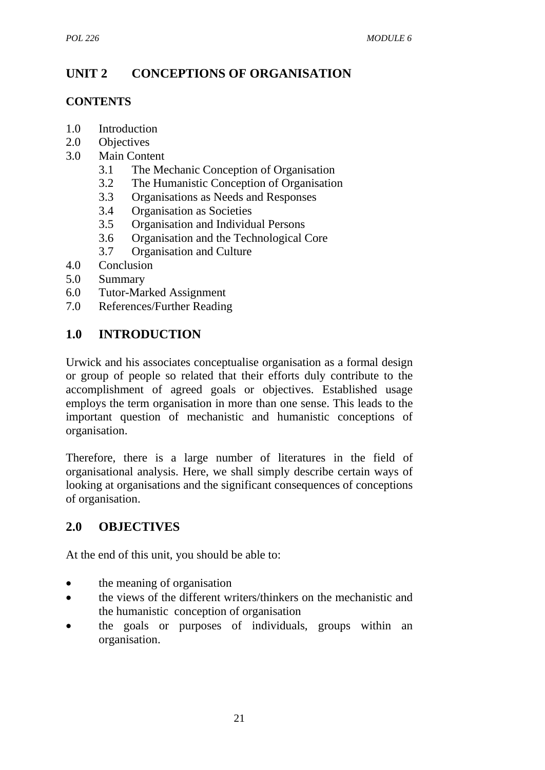# UNIT 2 CONCEPTIONS OF ORGANISATION

## CONTENTS

1.0 Introduction
2.0 Objectives
3.0 Main Content
  3.1 The Mechanic Conception of Organisation
  3.2 The Humanistic Conception of Organisation
  3.3 Organisations as Needs and Responses
  3.4 Organisation as Societies
  3.5 Organisation and Individual Persons
  3.6 Organisation and the Technological Core
  3.7 Organisation and Culture
4.0 Conclusion
5.0 Summary
6.0 Tutor-Marked Assignment
7.0 References/Further Reading

## 1.0 INTRODUCTION

Urwick and his associates conceptualise organisation as a formal design or group of people so related that their efforts duly contribute to the accomplishment of agreed goals or objectives. Established usage employs the term organisation in more than one sense. This leads to the important question of mechanistic and humanistic conceptions of organisation.

Therefore, there is a large number of literatures in the field of organisational analysis. Here, we shall simply describe certain ways of looking at organisations and the significant consequences of conceptions of organisation.

## 2.0 OBJECTIVES

At the end of this unit, you should be able to:

- the meaning of organisation
- the views of the different writers/thinkers on the mechanistic and the humanistic conception of organisation
- the goals or purposes of individuals, groups within an organisation.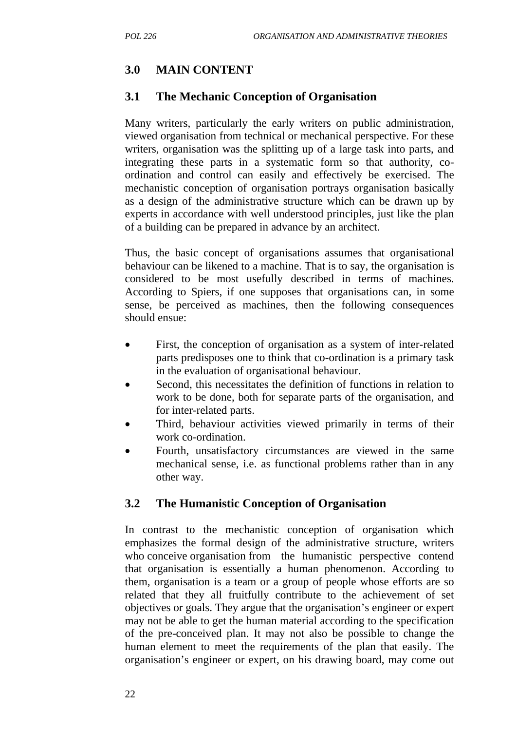## 3.0 MAIN CONTENT

### 3.1 The Mechanic Conception of Organisation

Many writers, particularly the early writers on public administration, viewed organisation from technical or mechanical perspective. For these writers, organisation was the splitting up of a large task into parts, and integrating these parts in a systematic form so that authority, co-ordination and control can easily and effectively be exercised. The mechanistic conception of organisation portrays organisation basically as a design of the administrative structure which can be drawn up by experts in accordance with well understood principles, just like the plan of a building can be prepared in advance by an architect.

Thus, the basic concept of organisations assumes that organisational behaviour can be likened to a machine. That is to say, the organisation is considered to be most usefully described in terms of machines. According to Spiers, if one supposes that organisations can, in some sense, be perceived as machines, then the following consequences should ensue:

- First, the conception of organisation as a system of inter-related parts predisposes one to think that co-ordination is a primary task in the evaluation of organisational behaviour.
- Second, this necessitates the definition of functions in relation to work to be done, both for separate parts of the organisation, and for inter-related parts.
- Third, behaviour activities viewed primarily in terms of their work co-ordination.
- Fourth, unsatisfactory circumstances are viewed in the same mechanical sense, i.e. as functional problems rather than in any other way.

### 3.2 The Humanistic Conception of Organisation

In contrast to the mechanistic conception of organisation which emphasizes the formal design of the administrative structure, writers who conceive organisation from the humanistic perspective contend that organisation is essentially a human phenomenon. According to them, organisation is a team or a group of people whose efforts are so related that they all fruitfully contribute to the achievement of set objectives or goals. They argue that the organisation's engineer or expert may not be able to get the human material according to the specification of the pre-conceived plan. It may not also be possible to change the human element to meet the requirements of the plan that easily. The organisation's engineer or expert, on his drawing board, may come out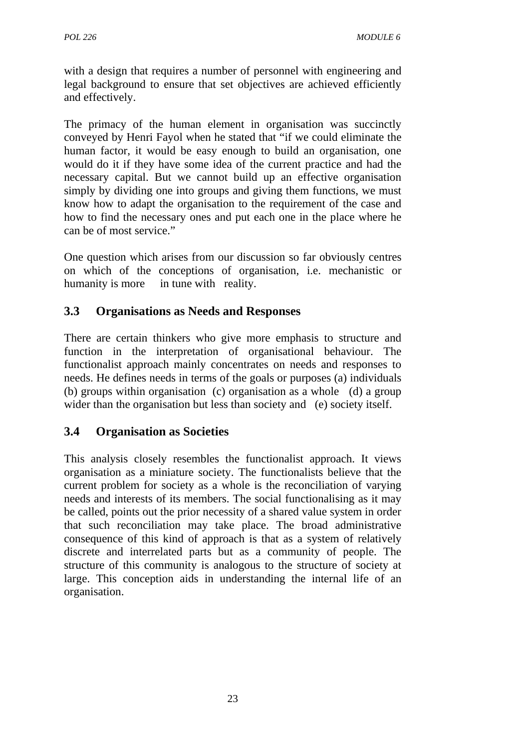with a design that requires a number of personnel with engineering and legal background to ensure that set objectives are achieved efficiently and effectively.

The primacy of the human element in organisation was succinctly conveyed by Henri Fayol when he stated that “if we could eliminate the human factor, it would be easy enough to build an organisation, one would do it if they have some idea of the current practice and had the necessary capital. But we cannot build up an effective organisation simply by dividing one into groups and giving them functions, we must know how to adapt the organisation to the requirement of the case and how to find the necessary ones and put each one in the place where he can be of most service.”

One question which arises from our discussion so far obviously centres on which of the conceptions of organisation, i.e. mechanistic or humanity is more in tune with reality.

## 3.3 Organisations as Needs and Responses

There are certain thinkers who give more emphasis to structure and function in the interpretation of organisational behaviour. The functionalist approach mainly concentrates on needs and responses to needs. He defines needs in terms of the goals or purposes (a) individuals (b) groups within organisation (c) organisation as a whole (d) a group wider than the organisation but less than society and (e) society itself.

## 3.4 Organisation as Societies

This analysis closely resembles the functionalist approach. It views organisation as a miniature society. The functionalists believe that the current problem for society as a whole is the reconciliation of varying needs and interests of its members. The social functionalising as it may be called, points out the prior necessity of a shared value system in order that such reconciliation may take place. The broad administrative consequence of this kind of approach is that as a system of relatively discrete and interrelated parts but as a community of people. The structure of this community is analogous to the structure of society at large. This conception aids in understanding the internal life of an organisation.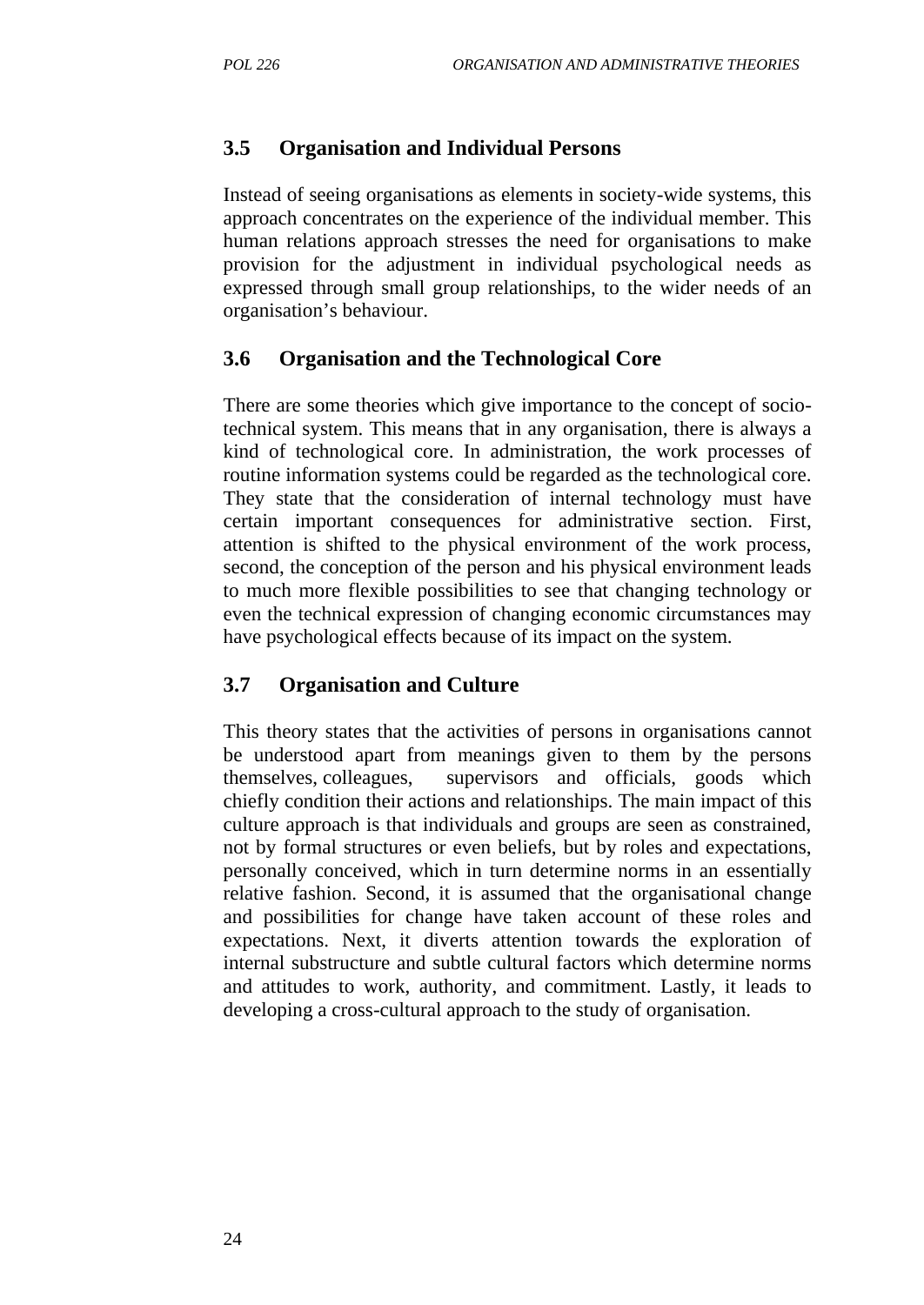### 3.5 Organisation and Individual Persons

Instead of seeing organisations as elements in society-wide systems, this approach concentrates on the experience of the individual member. This human relations approach stresses the need for organisations to make provision for the adjustment in individual psychological needs as expressed through small group relationships, to the wider needs of an organisation's behaviour.

### 3.6 Organisation and the Technological Core

There are some theories which give importance to the concept of socio-technical system. This means that in any organisation, there is always a kind of technological core. In administration, the work processes of routine information systems could be regarded as the technological core. They state that the consideration of internal technology must have certain important consequences for administrative section. First, attention is shifted to the physical environment of the work process, second, the conception of the person and his physical environment leads to much more flexible possibilities to see that changing technology or even the technical expression of changing economic circumstances may have psychological effects because of its impact on the system.

### 3.7 Organisation and Culture

This theory states that the activities of persons in organisations cannot be understood apart from meanings given to them by the persons themselves, colleagues, supervisors and officials, goods which chiefly condition their actions and relationships. The main impact of this culture approach is that individuals and groups are seen as constrained, not by formal structures or even beliefs, but by roles and expectations, personally conceived, which in turn determine norms in an essentially relative fashion. Second, it is assumed that the organisational change and possibilities for change have taken account of these roles and expectations. Next, it diverts attention towards the exploration of internal substructure and subtle cultural factors which determine norms and attitudes to work, authority, and commitment. Lastly, it leads to developing a cross-cultural approach to the study of organisation.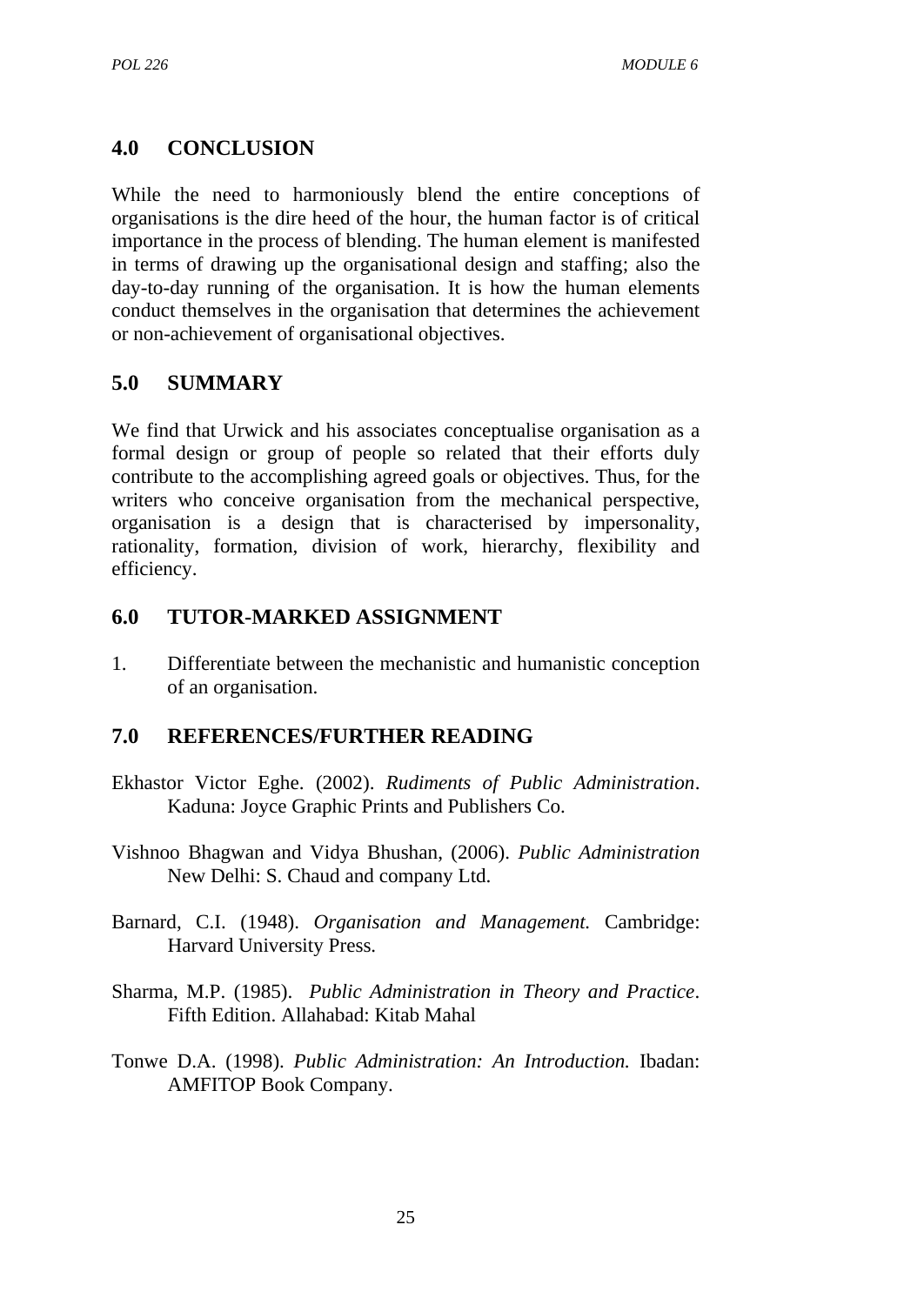## 4.0 CONCLUSION

While the need to harmoniously blend the entire conceptions of organisations is the dire heed of the hour, the human factor is of critical importance in the process of blending. The human element is manifested in terms of drawing up the organisational design and staffing; also the day-to-day running of the organisation. It is how the human elements conduct themselves in the organisation that determines the achievement or non-achievement of organisational objectives.

## 5.0 SUMMARY

We find that Urwick and his associates conceptualise organisation as a formal design or group of people so related that their efforts duly contribute to the accomplishing agreed goals or objectives. Thus, for the writers who conceive organisation from the mechanical perspective, organisation is a design that is characterised by impersonality, rationality, formation, division of work, hierarchy, flexibility and efficiency.

## 6.0 TUTOR-MARKED ASSIGNMENT

1. Differentiate between the mechanistic and humanistic conception of an organisation.

## 7.0 REFERENCES/FURTHER READING

Ekhastor Victor Eghe. (2002). *Rudiments of Public Administration*. Kaduna: Joyce Graphic Prints and Publishers Co.

Vishnoo Bhagwan and Vidya Bhushan, (2006). *Public Administration* New Delhi: S. Chaud and company Ltd.

Barnard, C.I. (1948). *Organisation and Management.* Cambridge: Harvard University Press.

Sharma, M.P. (1985). *Public Administration in Theory and Practice*. Fifth Edition. Allahabad: Kitab Mahal

Tonwe D.A. (1998). *Public Administration: An Introduction.* Ibadan: AMFITOP Book Company.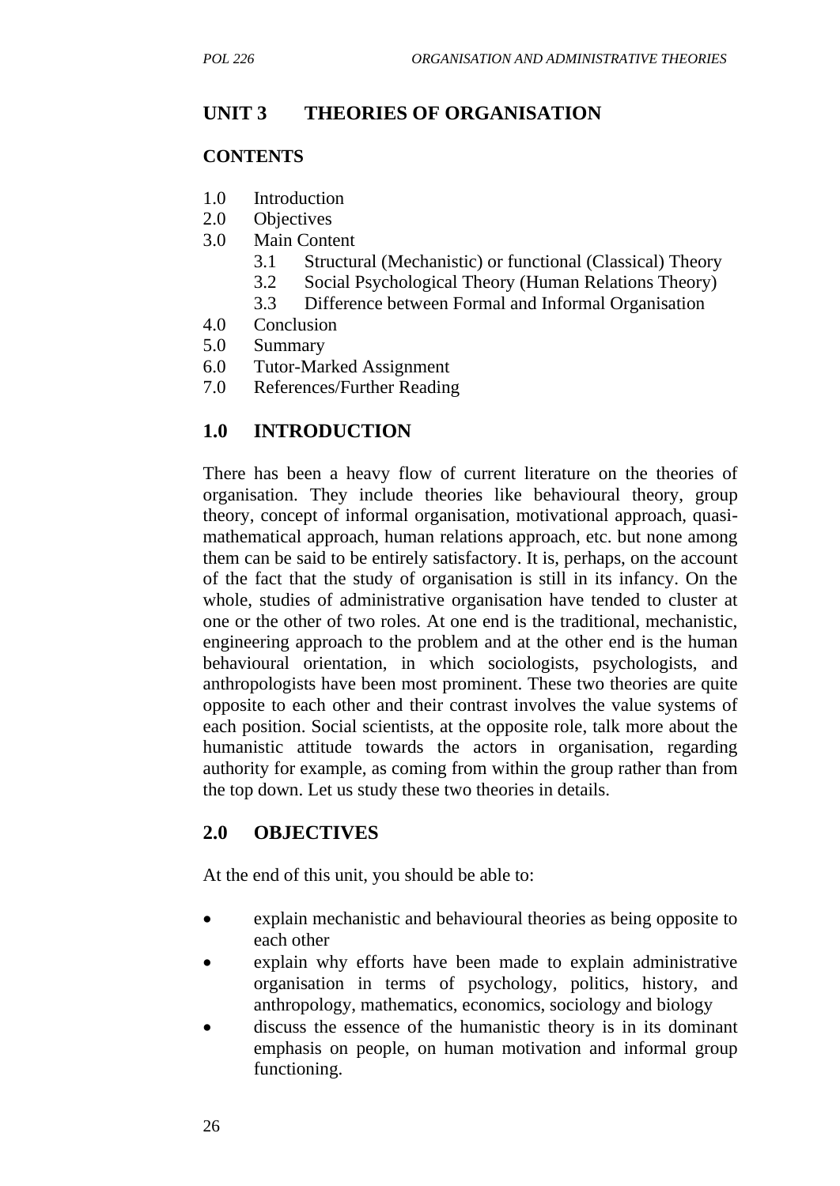## UNIT 3 THEORIES OF ORGANISATION

**CONTENTS**

1.0 Introduction
2.0 Objectives
3.0 Main Content
    3.1 Structural (Mechanistic) or functional (Classical) Theory
    3.2 Social Psychological Theory (Human Relations Theory)
    3.3 Difference between Formal and Informal Organisation
4.0 Conclusion
5.0 Summary
6.0 Tutor-Marked Assignment
7.0 References/Further Reading

## 1.0 INTRODUCTION

There has been a heavy flow of current literature on the theories of organisation. They include theories like behavioural theory, group theory, concept of informal organisation, motivational approach, quasi-mathematical approach, human relations approach, etc. but none among them can be said to be entirely satisfactory. It is, perhaps, on the account of the fact that the study of organisation is still in its infancy. On the whole, studies of administrative organisation have tended to cluster at one or the other of two roles. At one end is the traditional, mechanistic, engineering approach to the problem and at the other end is the human behavioural orientation, in which sociologists, psychologists, and anthropologists have been most prominent. These two theories are quite opposite to each other and their contrast involves the value systems of each position. Social scientists, at the opposite role, talk more about the humanistic attitude towards the actors in organisation, regarding authority for example, as coming from within the group rather than from the top down. Let us study these two theories in details.

## 2.0 OBJECTIVES

At the end of this unit, you should be able to:

- explain mechanistic and behavioural theories as being opposite to each other
- explain why efforts have been made to explain administrative organisation in terms of psychology, politics, history, and anthropology, mathematics, economics, sociology and biology
- discuss the essence of the humanistic theory is in its dominant emphasis on people, on human motivation and informal group functioning.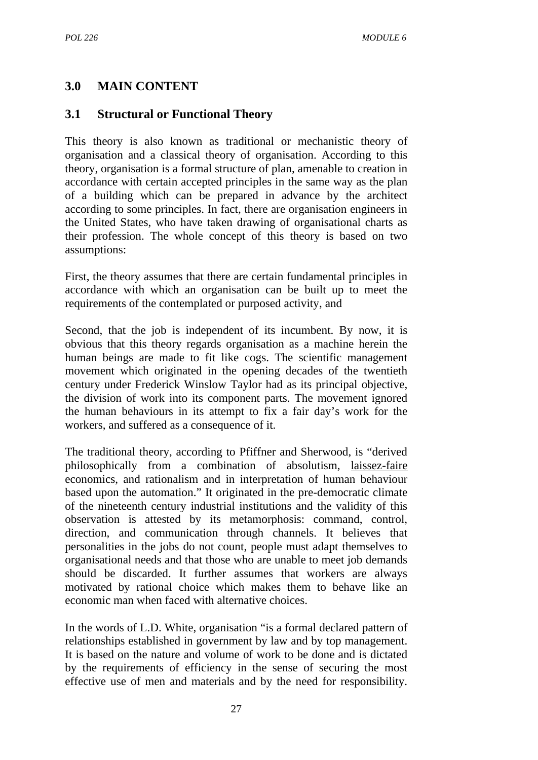## 3.0 MAIN CONTENT

### 3.1 Structural or Functional Theory

This theory is also known as traditional or mechanistic theory of organisation and a classical theory of organisation. According to this theory, organisation is a formal structure of plan, amenable to creation in accordance with certain accepted principles in the same way as the plan of a building which can be prepared in advance by the architect according to some principles. In fact, there are organisation engineers in the United States, who have taken drawing of organisational charts as their profession. The whole concept of this theory is based on two assumptions:

First, the theory assumes that there are certain fundamental principles in accordance with which an organisation can be built up to meet the requirements of the contemplated or purposed activity, and

Second, that the job is independent of its incumbent. By now, it is obvious that this theory regards organisation as a machine herein the human beings are made to fit like cogs. The scientific management movement which originated in the opening decades of the twentieth century under Frederick Winslow Taylor had as its principal objective, the division of work into its component parts. The movement ignored the human behaviours in its attempt to fix a fair day's work for the workers, and suffered as a consequence of it.

The traditional theory, according to Pfiffner and Sherwood, is "derived philosophically from a combination of absolutism, laissez-faire economics, and rationalism and in interpretation of human behaviour based upon the automation." It originated in the pre-democratic climate of the nineteenth century industrial institutions and the validity of this observation is attested by its metamorphosis: command, control, direction, and communication through channels. It believes that personalities in the jobs do not count, people must adapt themselves to organisational needs and that those who are unable to meet job demands should be discarded. It further assumes that workers are always motivated by rational choice which makes them to behave like an economic man when faced with alternative choices.

In the words of L.D. White, organisation "is a formal declared pattern of relationships established in government by law and by top management. It is based on the nature and volume of work to be done and is dictated by the requirements of efficiency in the sense of securing the most effective use of men and materials and by the need for responsibility.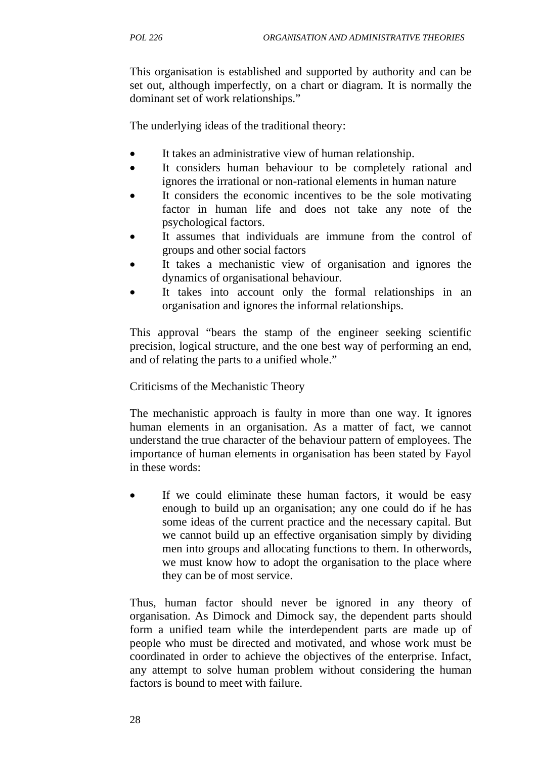This organisation is established and supported by authority and can be set out, although imperfectly, on a chart or diagram. It is normally the dominant set of work relationships."

The underlying ideas of the traditional theory:

- It takes an administrative view of human relationship.
- It considers human behaviour to be completely rational and ignores the irrational or non-rational elements in human nature
- It considers the economic incentives to be the sole motivating factor in human life and does not take any note of the psychological factors.
- It assumes that individuals are immune from the control of groups and other social factors
- It takes a mechanistic view of organisation and ignores the dynamics of organisational behaviour.
- It takes into account only the formal relationships in an organisation and ignores the informal relationships.

This approval "bears the stamp of the engineer seeking scientific precision, logical structure, and the one best way of performing an end, and of relating the parts to a unified whole."

Criticisms of the Mechanistic Theory

The mechanistic approach is faulty in more than one way. It ignores human elements in an organisation. As a matter of fact, we cannot understand the true character of the behaviour pattern of employees. The importance of human elements in organisation has been stated by Fayol in these words:

- If we could eliminate these human factors, it would be easy enough to build up an organisation; any one could do if he has some ideas of the current practice and the necessary capital. But we cannot build up an effective organisation simply by dividing men into groups and allocating functions to them. In otherwords, we must know how to adopt the organisation to the place where they can be of most service.

Thus, human factor should never be ignored in any theory of organisation. As Dimock and Dimock say, the dependent parts should form a unified team while the interdependent parts are made up of people who must be directed and motivated, and whose work must be coordinated in order to achieve the objectives of the enterprise. Infact, any attempt to solve human problem without considering the human factors is bound to meet with failure.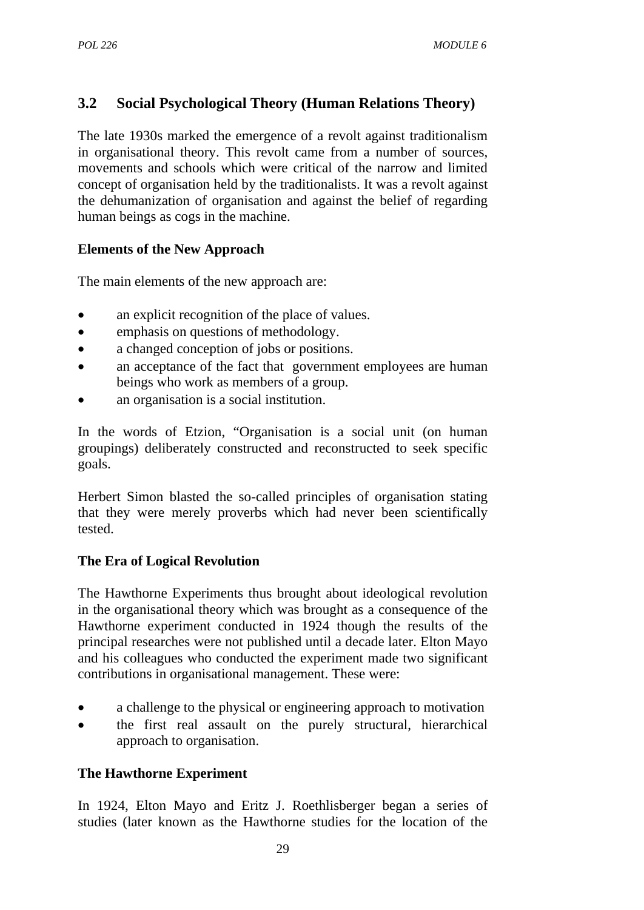## 3.2 Social Psychological Theory (Human Relations Theory)

The late 1930s marked the emergence of a revolt against traditionalism in organisational theory. This revolt came from a number of sources, movements and schools which were critical of the narrow and limited concept of organisation held by the traditionalists. It was a revolt against the dehumanization of organisation and against the belief of regarding human beings as cogs in the machine.

**Elements of the New Approach**

The main elements of the new approach are:

- an explicit recognition of the place of values.
- emphasis on questions of methodology.
- a changed conception of jobs or positions.
- an acceptance of the fact that government employees are human beings who work as members of a group.
- an organisation is a social institution.

In the words of Etzion, "Organisation is a social unit (on human groupings) deliberately constructed and reconstructed to seek specific goals.

Herbert Simon blasted the so-called principles of organisation stating that they were merely proverbs which had never been scientifically tested.

**The Era of Logical Revolution**

The Hawthorne Experiments thus brought about ideological revolution in the organisational theory which was brought as a consequence of the Hawthorne experiment conducted in 1924 though the results of the principal researches were not published until a decade later. Elton Mayo and his colleagues who conducted the experiment made two significant contributions in organisational management. These were:

- a challenge to the physical or engineering approach to motivation
- the first real assault on the purely structural, hierarchical approach to organisation.

**The Hawthorne Experiment**

In 1924, Elton Mayo and Eritz J. Roethlisberger began a series of studies (later known as the Hawthorne studies for the location of the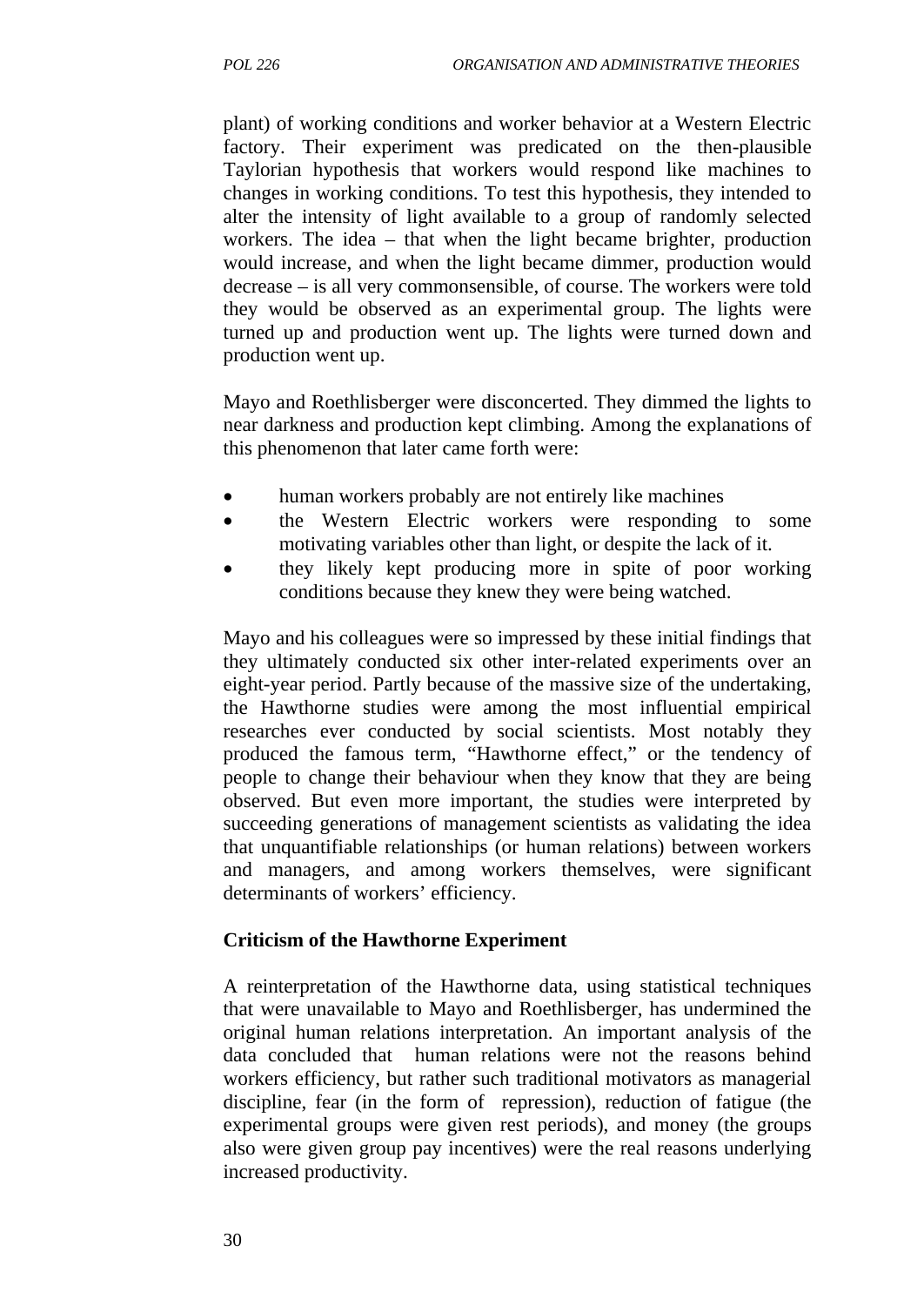plant) of working conditions and worker behavior at a Western Electric factory. Their experiment was predicated on the then-plausible Taylorian hypothesis that workers would respond like machines to changes in working conditions. To test this hypothesis, they intended to alter the intensity of light available to a group of randomly selected workers. The idea – that when the light became brighter, production would increase, and when the light became dimmer, production would decrease – is all very commonsensible, of course. The workers were told they would be observed as an experimental group. The lights were turned up and production went up. The lights were turned down and production went up.

Mayo and Roethlisberger were disconcerted. They dimmed the lights to near darkness and production kept climbing. Among the explanations of this phenomenon that later came forth were:

- human workers probably are not entirely like machines
- the Western Electric workers were responding to some motivating variables other than light, or despite the lack of it.
- they likely kept producing more in spite of poor working conditions because they knew they were being watched.

Mayo and his colleagues were so impressed by these initial findings that they ultimately conducted six other inter-related experiments over an eight-year period. Partly because of the massive size of the undertaking, the Hawthorne studies were among the most influential empirical researches ever conducted by social scientists. Most notably they produced the famous term, "Hawthorne effect," or the tendency of people to change their behaviour when they know that they are being observed. But even more important, the studies were interpreted by succeeding generations of management scientists as validating the idea that unquantifiable relationships (or human relations) between workers and managers, and among workers themselves, were significant determinants of workers' efficiency.

**Criticism of the Hawthorne Experiment**

A reinterpretation of the Hawthorne data, using statistical techniques that were unavailable to Mayo and Roethlisberger, has undermined the original human relations interpretation. An important analysis of the data concluded that human relations were not the reasons behind workers efficiency, but rather such traditional motivators as managerial discipline, fear (in the form of repression), reduction of fatigue (the experimental groups were given rest periods), and money (the groups also were given group pay incentives) were the real reasons underlying increased productivity.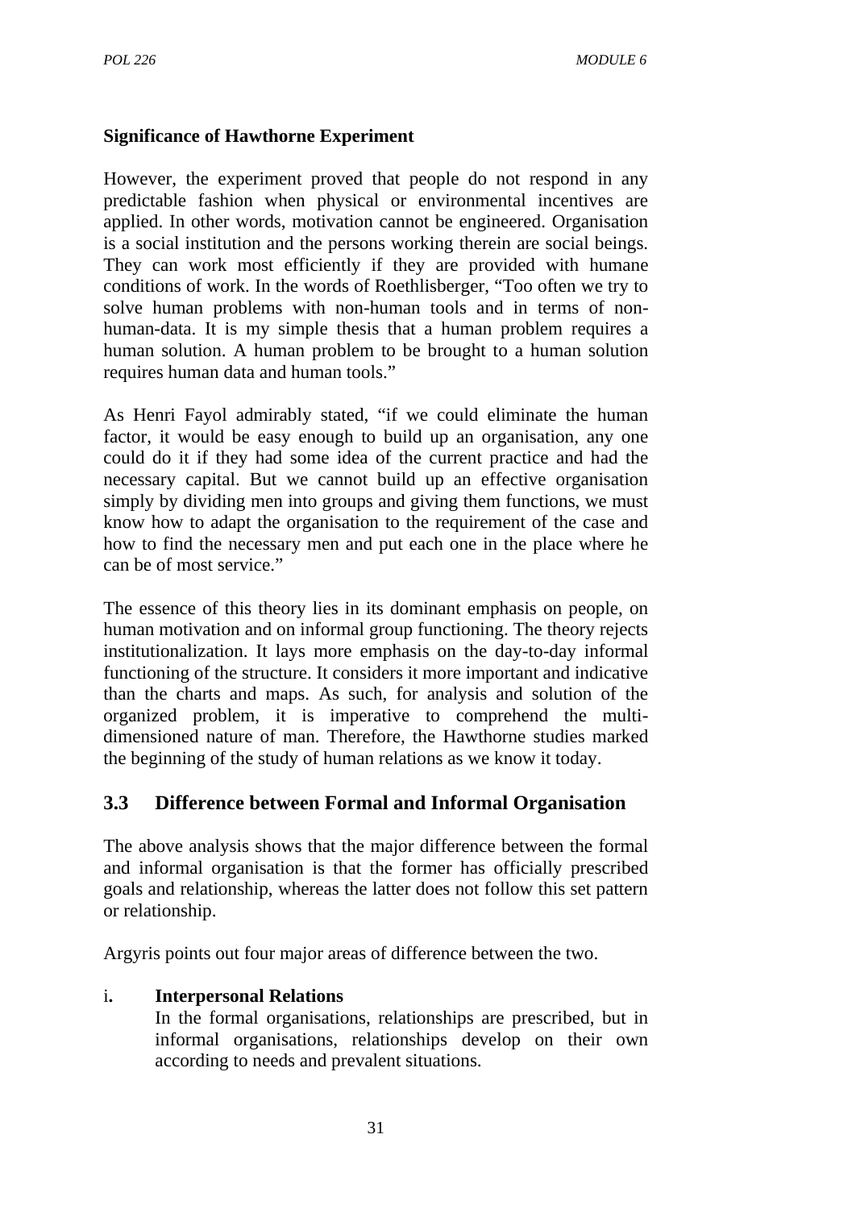**Significance of Hawthorne Experiment**

However, the experiment proved that people do not respond in any predictable fashion when physical or environmental incentives are applied. In other words, motivation cannot be engineered. Organisation is a social institution and the persons working therein are social beings. They can work most efficiently if they are provided with humane conditions of work. In the words of Roethlisberger, "Too often we try to solve human problems with non-human tools and in terms of non-human-data. It is my simple thesis that a human problem requires a human solution. A human problem to be brought to a human solution requires human data and human tools."

As Henri Fayol admirably stated, "if we could eliminate the human factor, it would be easy enough to build up an organisation, any one could do it if they had some idea of the current practice and had the necessary capital. But we cannot build up an effective organisation simply by dividing men into groups and giving them functions, we must know how to adapt the organisation to the requirement of the case and how to find the necessary men and put each one in the place where he can be of most service."

The essence of this theory lies in its dominant emphasis on people, on human motivation and on informal group functioning. The theory rejects institutionalization. It lays more emphasis on the day-to-day informal functioning of the structure. It considers it more important and indicative than the charts and maps. As such, for analysis and solution of the organized problem, it is imperative to comprehend the multi-dimensioned nature of man. Therefore, the Hawthorne studies marked the beginning of the study of human relations as we know it today.

## 3.3 Difference between Formal and Informal Organisation

The above analysis shows that the major difference between the formal and informal organisation is that the former has officially prescribed goals and relationship, whereas the latter does not follow this set pattern or relationship.

Argyris points out four major areas of difference between the two.

i. **Interpersonal Relations**

   In the formal organisations, relationships are prescribed, but in informal organisations, relationships develop on their own according to needs and prevalent situations.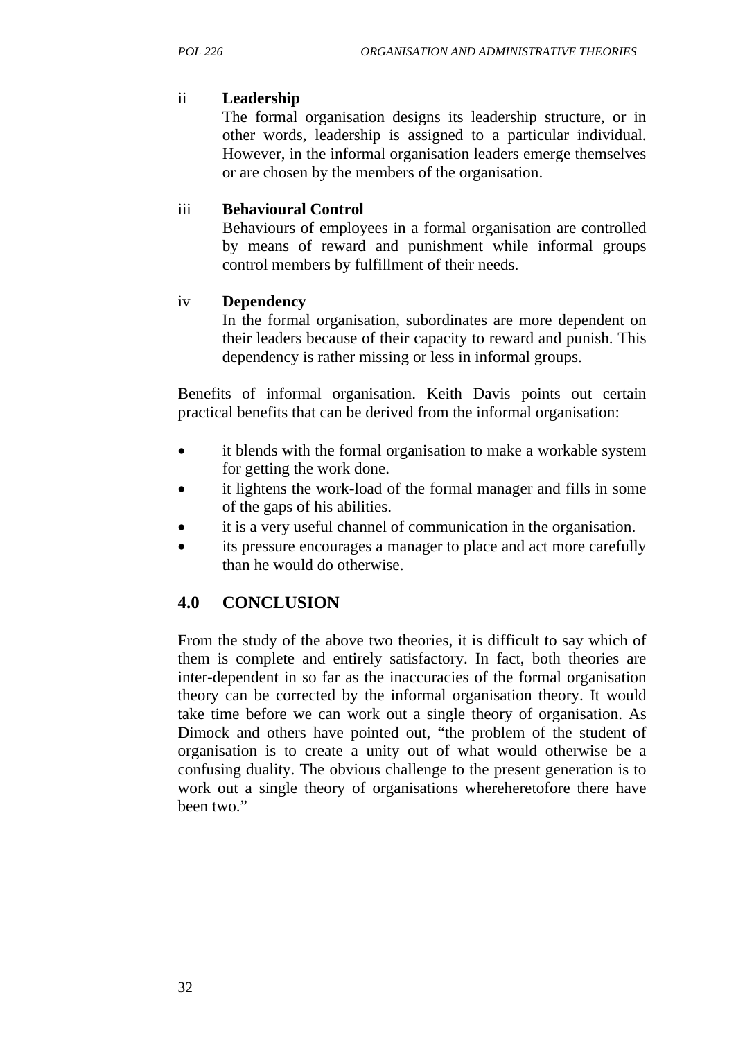ii **Leadership**
The formal organisation designs its leadership structure, or in other words, leadership is assigned to a particular individual. However, in the informal organisation leaders emerge themselves or are chosen by the members of the organisation.

iii **Behavioural Control**
Behaviours of employees in a formal organisation are controlled by means of reward and punishment while informal groups control members by fulfillment of their needs.

iv **Dependency**
In the formal organisation, subordinates are more dependent on their leaders because of their capacity to reward and punish. This dependency is rather missing or less in informal groups.

Benefits of informal organisation. Keith Davis points out certain practical benefits that can be derived from the informal organisation:

- it blends with the formal organisation to make a workable system for getting the work done.
- it lightens the work-load of the formal manager and fills in some of the gaps of his abilities.
- it is a very useful channel of communication in the organisation.
- its pressure encourages a manager to place and act more carefully than he would do otherwise.

## 4.0 CONCLUSION

From the study of the above two theories, it is difficult to say which of them is complete and entirely satisfactory. In fact, both theories are inter-dependent in so far as the inaccuracies of the formal organisation theory can be corrected by the informal organisation theory. It would take time before we can work out a single theory of organisation. As Dimock and others have pointed out, "the problem of the student of organisation is to create a unity out of what would otherwise be a confusing duality. The obvious challenge to the present generation is to work out a single theory of organisations whereheretofore there have been two."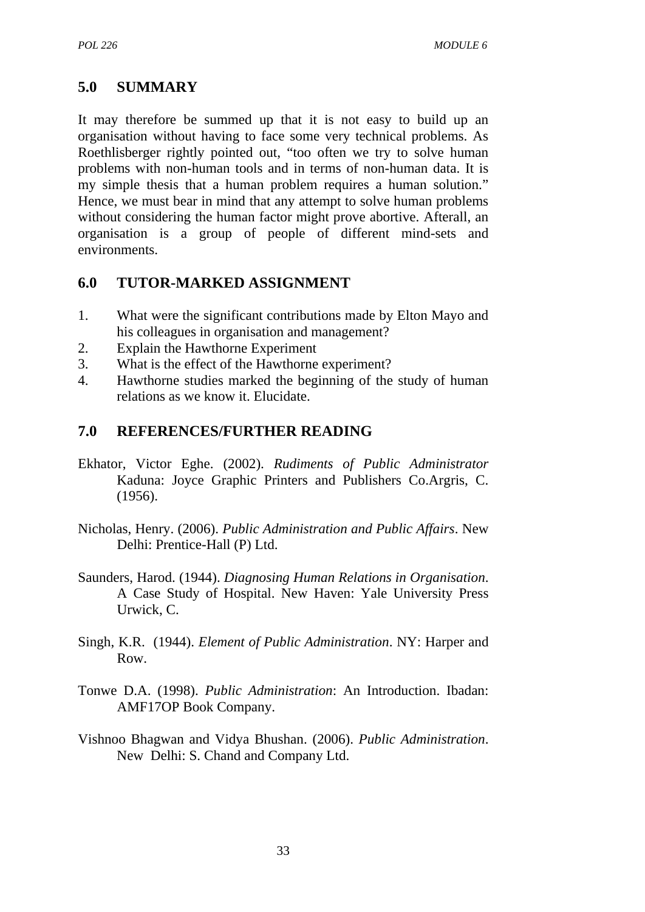## 5.0 SUMMARY

It may therefore be summed up that it is not easy to build up an organisation without having to face some very technical problems. As Roethlisberger rightly pointed out, "too often we try to solve human problems with non-human tools and in terms of non-human data. It is my simple thesis that a human problem requires a human solution." Hence, we must bear in mind that any attempt to solve human problems without considering the human factor might prove abortive. Afterall, an organisation is a group of people of different mind-sets and environments.

## 6.0 TUTOR-MARKED ASSIGNMENT

1. What were the significant contributions made by Elton Mayo and his colleagues in organisation and management?
2. Explain the Hawthorne Experiment
3. What is the effect of the Hawthorne experiment?
4. Hawthorne studies marked the beginning of the study of human relations as we know it. Elucidate.

## 7.0 REFERENCES/FURTHER READING

Ekhator, Victor Eghe. (2002). *Rudiments of Public Administrator* Kaduna: Joyce Graphic Printers and Publishers Co.Argris, C. (1956).

Nicholas, Henry. (2006). *Public Administration and Public Affairs*. New Delhi: Prentice-Hall (P) Ltd.

Saunders, Harod. (1944). *Diagnosing Human Relations in Organisation*. A Case Study of Hospital. New Haven: Yale University Press Urwick, C.

Singh, K.R. (1944). *Element of Public Administration*. NY: Harper and Row.

Tonwe D.A. (1998). *Public Administration*: An Introduction. Ibadan: AMF17OP Book Company.

Vishnoo Bhagwan and Vidya Bhushan. (2006). *Public Administration*. New Delhi: S. Chand and Company Ltd.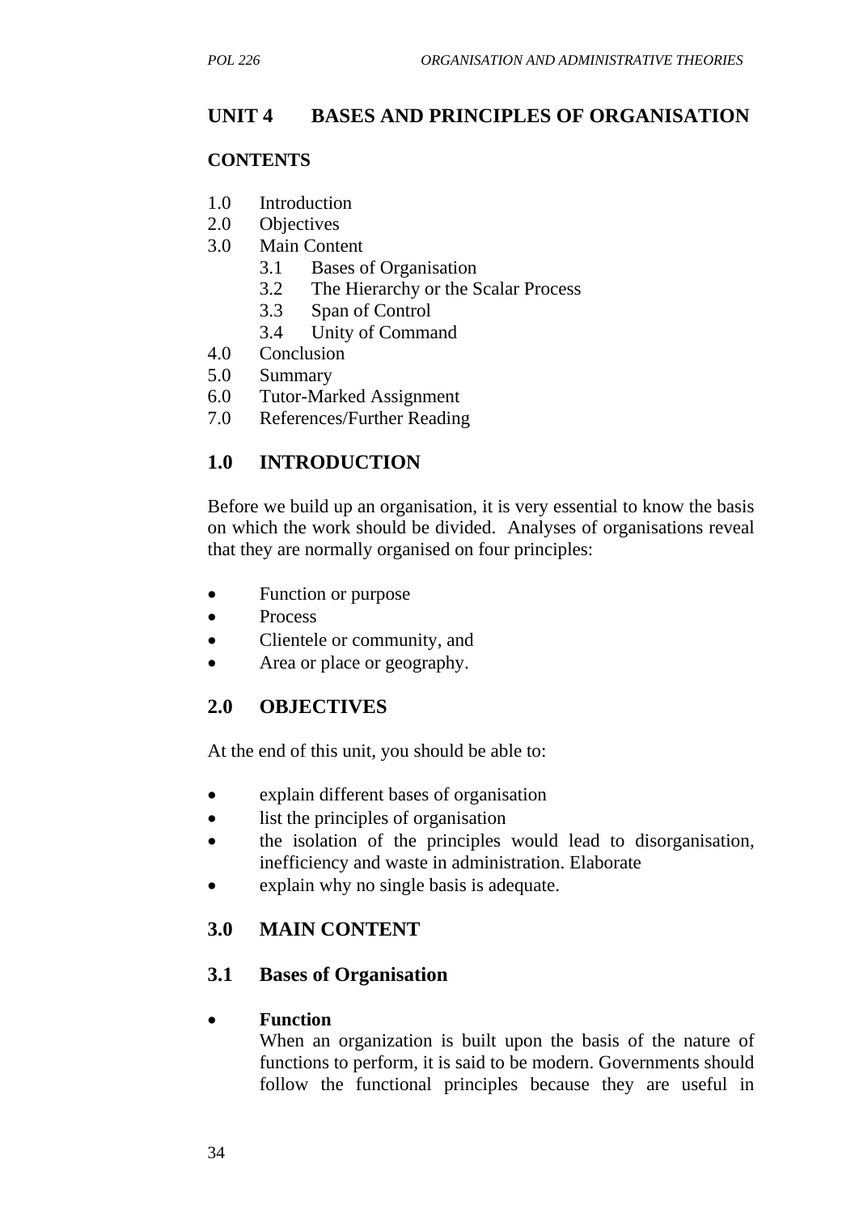# UNIT 4 BASES AND PRINCIPLES OF ORGANISATION

**CONTENTS**

1.0 Introduction
2.0 Objectives
3.0 Main Content
   3.1 Bases of Organisation
   3.2 The Hierarchy or the Scalar Process
   3.3 Span of Control
   3.4 Unity of Command
4.0 Conclusion
5.0 Summary
6.0 Tutor-Marked Assignment
7.0 References/Further Reading

## 1.0 INTRODUCTION

Before we build up an organisation, it is very essential to know the basis on which the work should be divided. Analyses of organisations reveal that they are normally organised on four principles:

- Function or purpose
- Process
- Clientele or community, and
- Area or place or geography.

## 2.0 OBJECTIVES

At the end of this unit, you should be able to:

- explain different bases of organisation
- list the principles of organisation
- the isolation of the principles would lead to disorganisation, inefficiency and waste in administration. Elaborate
- explain why no single basis is adequate.

## 3.0 MAIN CONTENT

### 3.1 Bases of Organisation

- **Function**
  When an organization is built upon the basis of the nature of functions to perform, it is said to be modern. Governments should follow the functional principles because they are useful in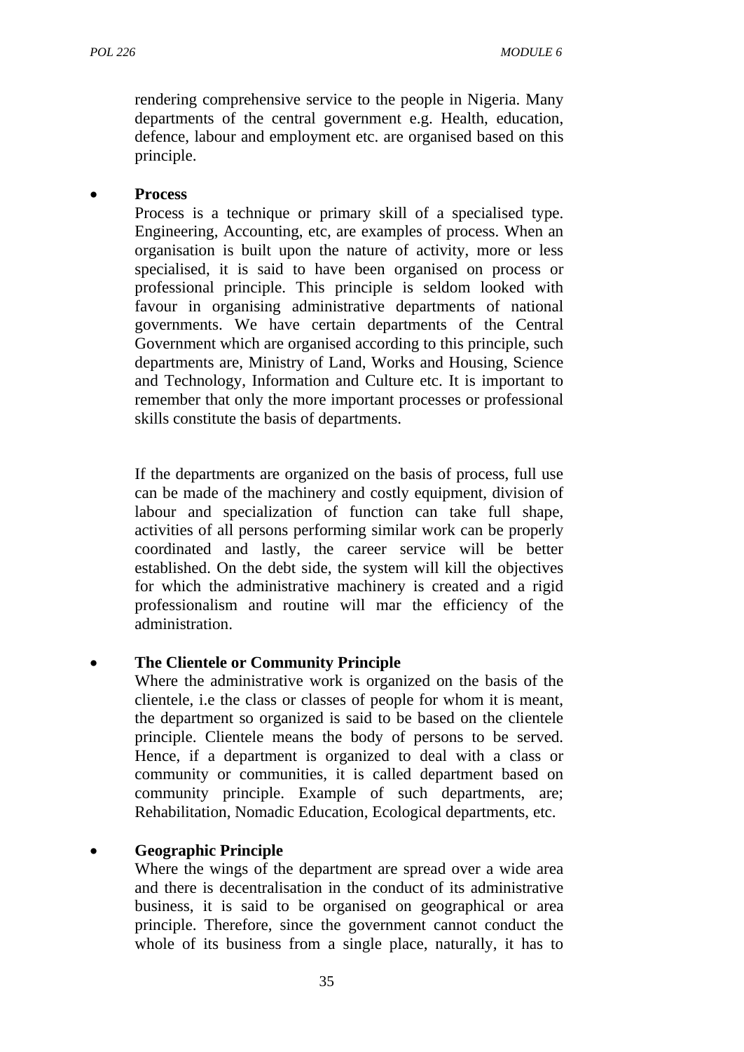rendering comprehensive service to the people in Nigeria. Many departments of the central government e.g. Health, education, defence, labour and employment etc. are organised based on this principle.

- **Process**

  Process is a technique or primary skill of a specialised type. Engineering, Accounting, etc, are examples of process. When an organisation is built upon the nature of activity, more or less specialised, it is said to have been organised on process or professional principle. This principle is seldom looked with favour in organising administrative departments of national governments. We have certain departments of the Central Government which are organised according to this principle, such departments are, Ministry of Land, Works and Housing, Science and Technology, Information and Culture etc. It is important to remember that only the more important processes or professional skills constitute the basis of departments.

  If the departments are organized on the basis of process, full use can be made of the machinery and costly equipment, division of labour and specialization of function can take full shape, activities of all persons performing similar work can be properly coordinated and lastly, the career service will be better established. On the debt side, the system will kill the objectives for which the administrative machinery is created and a rigid professionalism and routine will mar the efficiency of the administration.

- **The Clientele or Community Principle**

  Where the administrative work is organized on the basis of the clientele, i.e the class or classes of people for whom it is meant, the department so organized is said to be based on the clientele principle. Clientele means the body of persons to be served. Hence, if a department is organized to deal with a class or community or communities, it is called department based on community principle. Example of such departments, are; Rehabilitation, Nomadic Education, Ecological departments, etc.

- **Geographic Principle**

  Where the wings of the department are spread over a wide area and there is decentralisation in the conduct of its administrative business, it is said to be organised on geographical or area principle. Therefore, since the government cannot conduct the whole of its business from a single place, naturally, it has to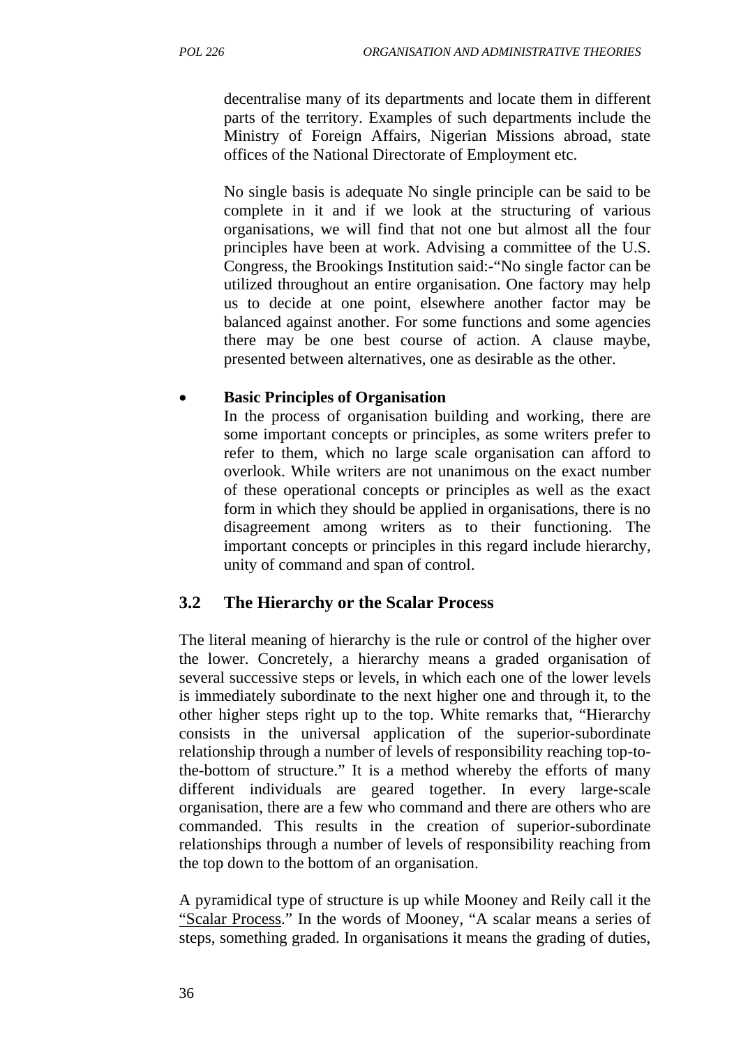decentralise many of its departments and locate them in different parts of the territory. Examples of such departments include the Ministry of Foreign Affairs, Nigerian Missions abroad, state offices of the National Directorate of Employment etc.

No single basis is adequate No single principle can be said to be complete in it and if we look at the structuring of various organisations, we will find that not one but almost all the four principles have been at work. Advising a committee of the U.S. Congress, the Brookings Institution said:-"No single factor can be utilized throughout an entire organisation. One factory may help us to decide at one point, elsewhere another factor may be balanced against another. For some functions and some agencies there may be one best course of action. A clause maybe, presented between alternatives, one as desirable as the other.

- **Basic Principles of Organisation**

  In the process of organisation building and working, there are some important concepts or principles, as some writers prefer to refer to them, which no large scale organisation can afford to overlook. While writers are not unanimous on the exact number of these operational concepts or principles as well as the exact form in which they should be applied in organisations, there is no disagreement among writers as to their functioning. The important concepts or principles in this regard include hierarchy, unity of command and span of control.

## 3.2 The Hierarchy or the Scalar Process

The literal meaning of hierarchy is the rule or control of the higher over the lower. Concretely, a hierarchy means a graded organisation of several successive steps or levels, in which each one of the lower levels is immediately subordinate to the next higher one and through it, to the other higher steps right up to the top. White remarks that, "Hierarchy consists in the universal application of the superior-subordinate relationship through a number of levels of responsibility reaching top-to-the-bottom of structure." It is a method whereby the efforts of many different individuals are geared together. In every large-scale organisation, there are a few who command and there are others who are commanded. This results in the creation of superior-subordinate relationships through a number of levels of responsibility reaching from the top down to the bottom of an organisation.

A pyramidical type of structure is up while Mooney and Reily call it the "Scalar Process." In the words of Mooney, "A scalar means a series of steps, something graded. In organisations it means the grading of duties,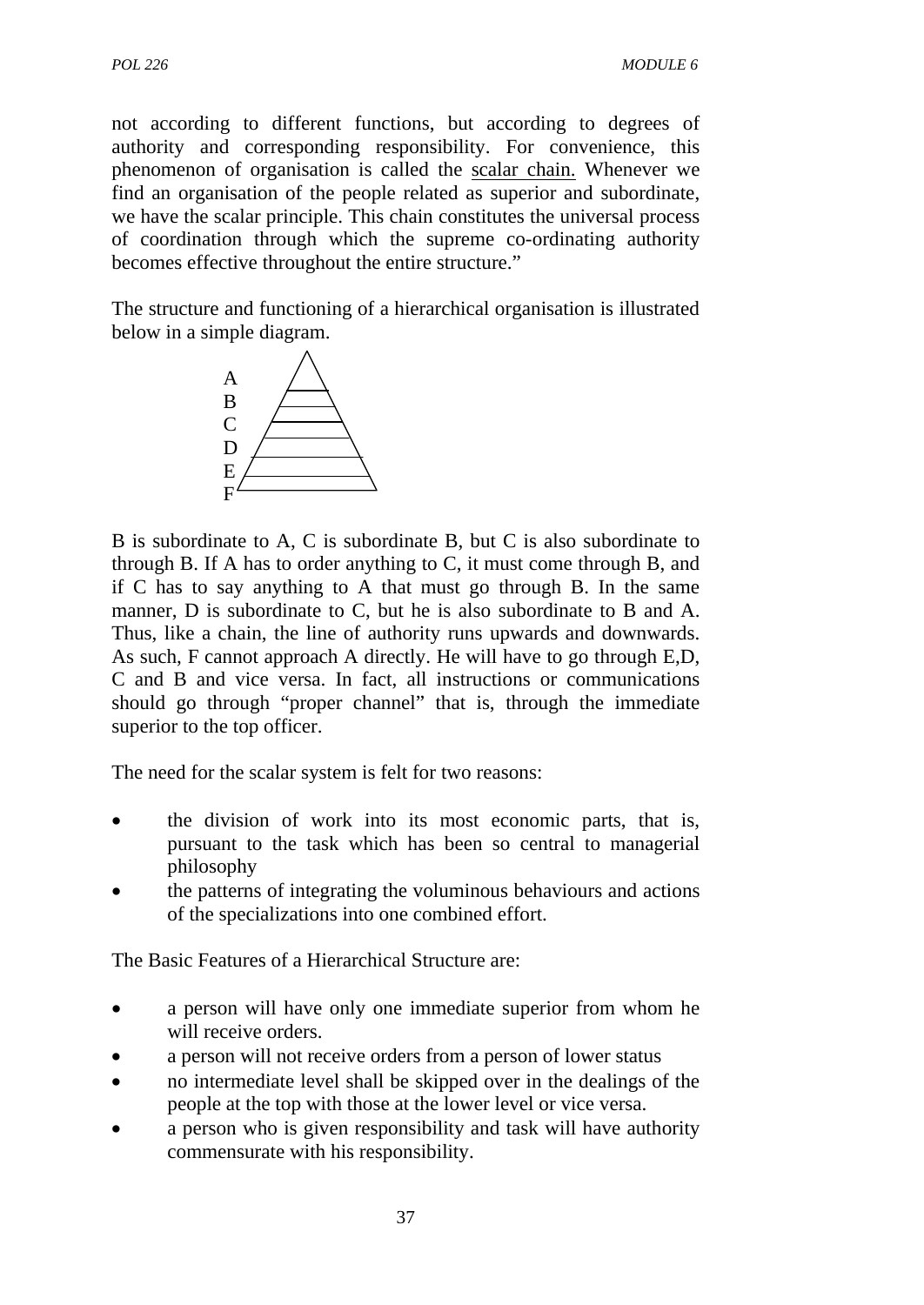not according to different functions, but according to degrees of authority and corresponding responsibility. For convenience, this phenomenon of organisation is called the scalar chain. Whenever we find an organisation of the people related as superior and subordinate, we have the scalar principle. This chain constitutes the universal process of coordination through which the supreme co-ordinating authority becomes effective throughout the entire structure."

The structure and functioning of a hierarchical organisation is illustrated below in a simple diagram.

A
B
C
D
E
F

B is subordinate to A, C is subordinate B, but C is also subordinate to through B. If A has to order anything to C, it must come through B, and if C has to say anything to A that must go through B. In the same manner, D is subordinate to C, but he is also subordinate to B and A. Thus, like a chain, the line of authority runs upwards and downwards. As such, F cannot approach A directly. He will have to go through E,D, C and B and vice versa. In fact, all instructions or communications should go through "proper channel" that is, through the immediate superior to the top officer.

The need for the scalar system is felt for two reasons:

- the division of work into its most economic parts, that is, pursuant to the task which has been so central to managerial philosophy
- the patterns of integrating the voluminous behaviours and actions of the specializations into one combined effort.

The Basic Features of a Hierarchical Structure are:

- a person will have only one immediate superior from whom he will receive orders.
- a person will not receive orders from a person of lower status
- no intermediate level shall be skipped over in the dealings of the people at the top with those at the lower level or vice versa.
- a person who is given responsibility and task will have authority commensurate with his responsibility.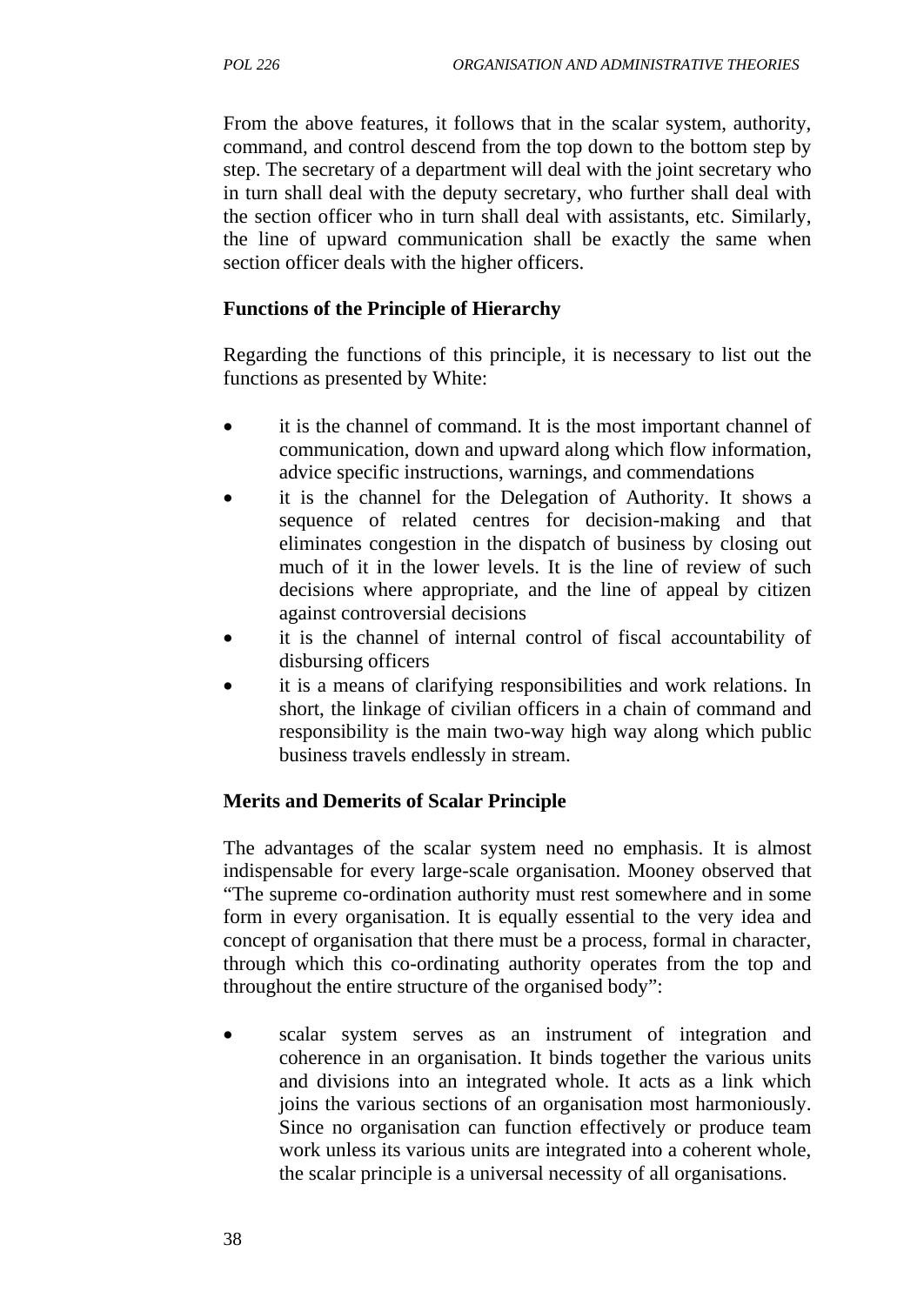From the above features, it follows that in the scalar system, authority, command, and control descend from the top down to the bottom step by step. The secretary of a department will deal with the joint secretary who in turn shall deal with the deputy secretary, who further shall deal with the section officer who in turn shall deal with assistants, etc. Similarly, the line of upward communication shall be exactly the same when section officer deals with the higher officers.

**Functions of the Principle of Hierarchy**

Regarding the functions of this principle, it is necessary to list out the functions as presented by White:

- it is the channel of command. It is the most important channel of communication, down and upward along which flow information, advice specific instructions, warnings, and commendations
- it is the channel for the Delegation of Authority. It shows a sequence of related centres for decision-making and that eliminates congestion in the dispatch of business by closing out much of it in the lower levels. It is the line of review of such decisions where appropriate, and the line of appeal by citizen against controversial decisions
- it is the channel of internal control of fiscal accountability of disbursing officers
- it is a means of clarifying responsibilities and work relations. In short, the linkage of civilian officers in a chain of command and responsibility is the main two-way high way along which public business travels endlessly in stream.

**Merits and Demerits of Scalar Principle**

The advantages of the scalar system need no emphasis. It is almost indispensable for every large-scale organisation. Mooney observed that "The supreme co-ordination authority must rest somewhere and in some form in every organisation. It is equally essential to the very idea and concept of organisation that there must be a process, formal in character, through which this co-ordinating authority operates from the top and throughout the entire structure of the organised body":

- scalar system serves as an instrument of integration and coherence in an organisation. It binds together the various units and divisions into an integrated whole. It acts as a link which joins the various sections of an organisation most harmoniously. Since no organisation can function effectively or produce team work unless its various units are integrated into a coherent whole, the scalar principle is a universal necessity of all organisations.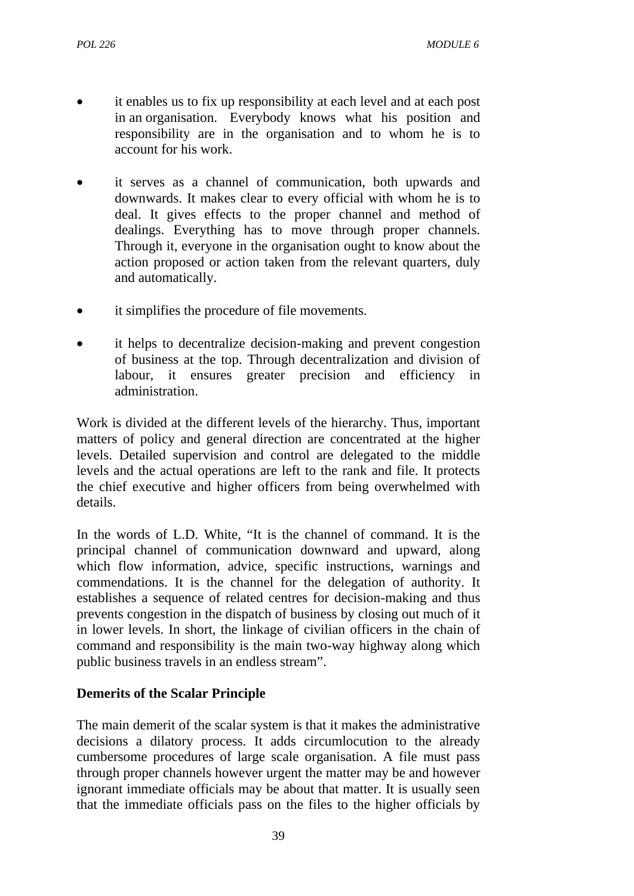- it enables us to fix up responsibility at each level and at each post in an organisation. Everybody knows what his position and responsibility are in the organisation and to whom he is to account for his work.

- it serves as a channel of communication, both upwards and downwards. It makes clear to every official with whom he is to deal. It gives effects to the proper channel and method of dealings. Everything has to move through proper channels. Through it, everyone in the organisation ought to know about the action proposed or action taken from the relevant quarters, duly and automatically.

- it simplifies the procedure of file movements.

- it helps to decentralize decision-making and prevent congestion of business at the top. Through decentralization and division of labour, it ensures greater precision and efficiency in administration.

Work is divided at the different levels of the hierarchy. Thus, important matters of policy and general direction are concentrated at the higher levels. Detailed supervision and control are delegated to the middle levels and the actual operations are left to the rank and file. It protects the chief executive and higher officers from being overwhelmed with details.

In the words of L.D. White, "It is the channel of command. It is the principal channel of communication downward and upward, along which flow information, advice, specific instructions, warnings and commendations. It is the channel for the delegation of authority. It establishes a sequence of related centres for decision-making and thus prevents congestion in the dispatch of business by closing out much of it in lower levels. In short, the linkage of civilian officers in the chain of command and responsibility is the main two-way highway along which public business travels in an endless stream".

**Demerits of the Scalar Principle**

The main demerit of the scalar system is that it makes the administrative decisions a dilatory process. It adds circumlocution to the already cumbersome procedures of large scale organisation. A file must pass through proper channels however urgent the matter may be and however ignorant immediate officials may be about that matter. It is usually seen that the immediate officials pass on the files to the higher officials by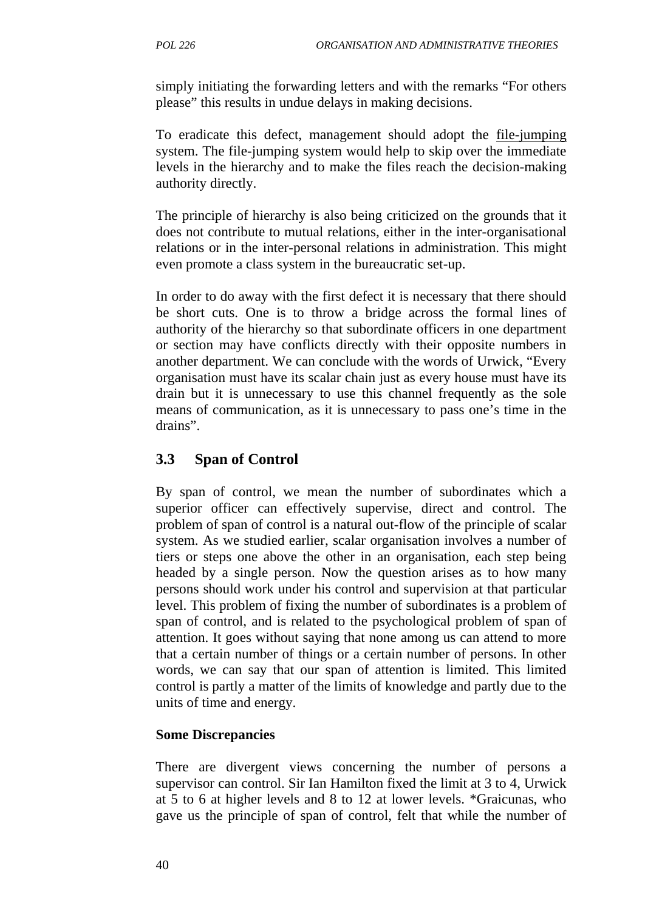simply initiating the forwarding letters and with the remarks “For others please” this results in undue delays in making decisions.

To eradicate this defect, management should adopt the file-jumping system. The file-jumping system would help to skip over the immediate levels in the hierarchy and to make the files reach the decision-making authority directly.

The principle of hierarchy is also being criticized on the grounds that it does not contribute to mutual relations, either in the inter-organisational relations or in the inter-personal relations in administration. This might even promote a class system in the bureaucratic set-up.

In order to do away with the first defect it is necessary that there should be short cuts. One is to throw a bridge across the formal lines of authority of the hierarchy so that subordinate officers in one department or section may have conflicts directly with their opposite numbers in another department. We can conclude with the words of Urwick, “Every organisation must have its scalar chain just as every house must have its drain but it is unnecessary to use this channel frequently as the sole means of communication, as it is unnecessary to pass one’s time in the drains”.

## 3.3 Span of Control

By span of control, we mean the number of subordinates which a superior officer can effectively supervise, direct and control. The problem of span of control is a natural out-flow of the principle of scalar system. As we studied earlier, scalar organisation involves a number of tiers or steps one above the other in an organisation, each step being headed by a single person. Now the question arises as to how many persons should work under his control and supervision at that particular level. This problem of fixing the number of subordinates is a problem of span of control, and is related to the psychological problem of span of attention. It goes without saying that none among us can attend to more that a certain number of things or a certain number of persons. In other words, we can say that our span of attention is limited. This limited control is partly a matter of the limits of knowledge and partly due to the units of time and energy.

**Some Discrepancies**

There are divergent views concerning the number of persons a supervisor can control. Sir Ian Hamilton fixed the limit at 3 to 4, Urwick at 5 to 6 at higher levels and 8 to 12 at lower levels. *Graicunas, who gave us the principle of span of control, felt that while the number of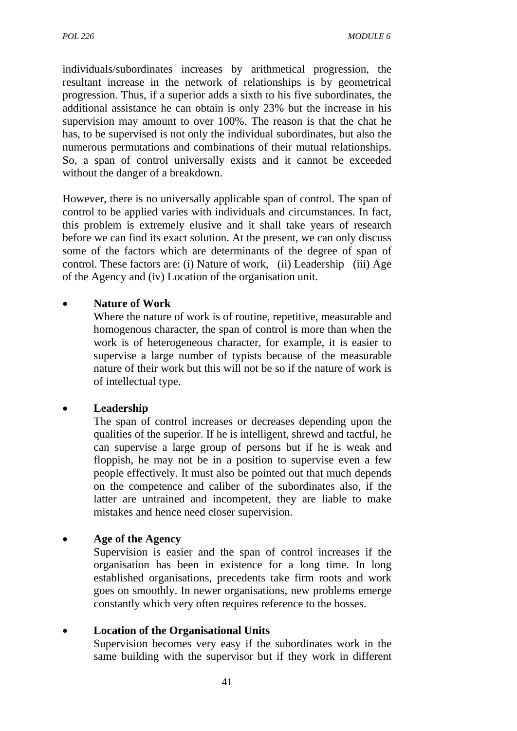individuals/subordinates increases by arithmetical progression, the resultant increase in the network of relationships is by geometrical progression. Thus, if a superior adds a sixth to his five subordinates, the additional assistance he can obtain is only 23% but the increase in his supervision may amount to over 100%. The reason is that the chat he has, to be supervised is not only the individual subordinates, but also the numerous permutations and combinations of their mutual relationships. So, a span of control universally exists and it cannot be exceeded without the danger of a breakdown.

However, there is no universally applicable span of control. The span of control to be applied varies with individuals and circumstances. In fact, this problem is extremely elusive and it shall take years of research before we can find its exact solution. At the present, we can only discuss some of the factors which are determinants of the degree of span of control. These factors are: (i) Nature of work, (ii) Leadership (iii) Age of the Agency and (iv) Location of the organisation unit.

- **Nature of Work**
  Where the nature of work is of routine, repetitive, measurable and homogenous character, the span of control is more than when the work is of heterogeneous character, for example, it is easier to supervise a large number of typists because of the measurable nature of their work but this will not be so if the nature of work is of intellectual type.

- **Leadership**
  The span of control increases or decreases depending upon the qualities of the superior. If he is intelligent, shrewd and tactful, he can supervise a large group of persons but if he is weak and floppish, he may not be in a position to supervise even a few people effectively. It must also be pointed out that much depends on the competence and caliber of the subordinates also, if the latter are untrained and incompetent, they are liable to make mistakes and hence need closer supervision.

- **Age of the Agency**
  Supervision is easier and the span of control increases if the organisation has been in existence for a long time. In long established organisations, precedents take firm roots and work goes on smoothly. In newer organisations, new problems emerge constantly which very often requires reference to the bosses.

- **Location of the Organisational Units**
  Supervision becomes very easy if the subordinates work in the same building with the supervisor but if they work in different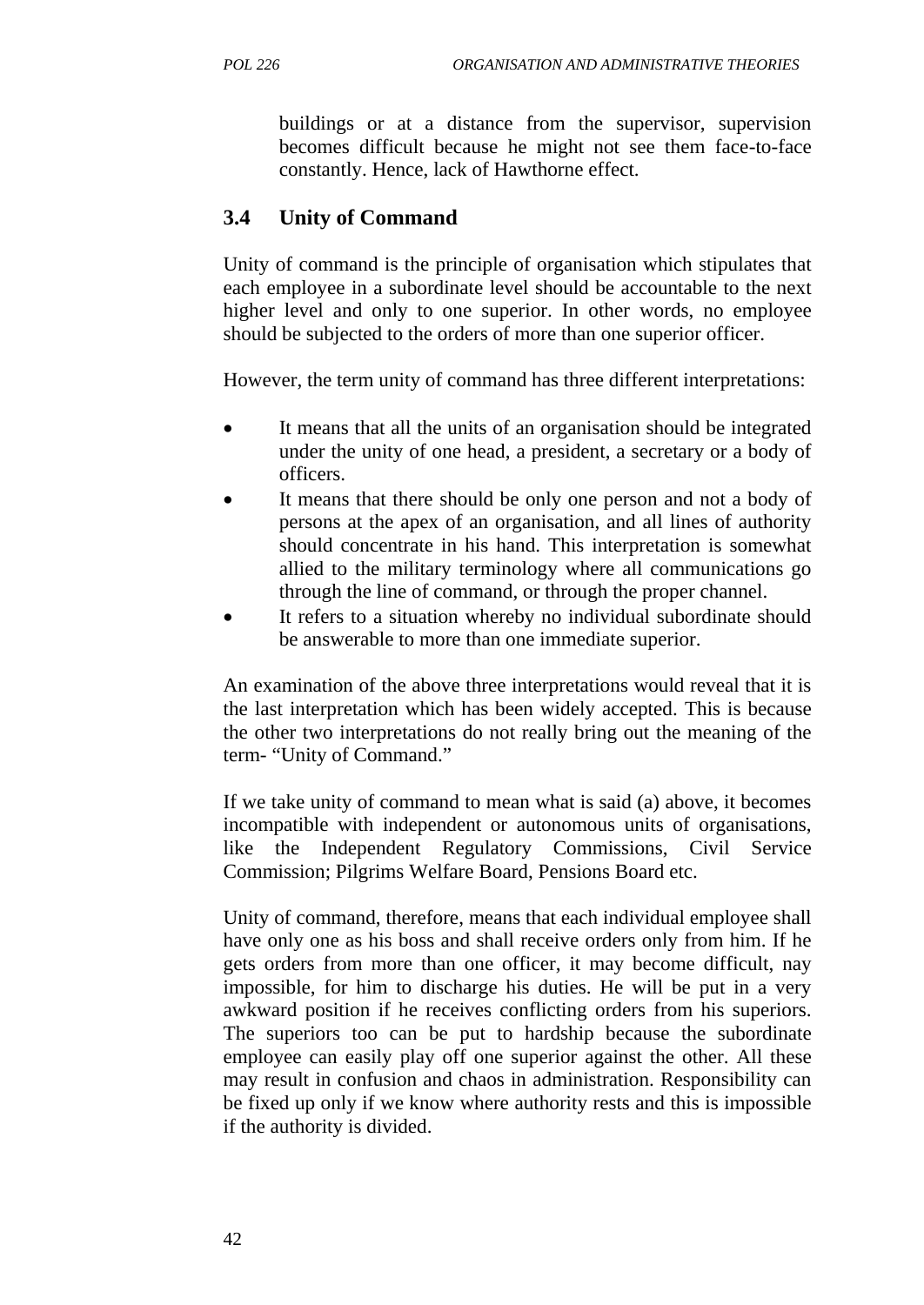buildings or at a distance from the supervisor, supervision becomes difficult because he might not see them face-to-face constantly. Hence, lack of Hawthorne effect.

### 3.4 Unity of Command

Unity of command is the principle of organisation which stipulates that each employee in a subordinate level should be accountable to the next higher level and only to one superior. In other words, no employee should be subjected to the orders of more than one superior officer.

However, the term unity of command has three different interpretations:

- It means that all the units of an organisation should be integrated under the unity of one head, a president, a secretary or a body of officers.
- It means that there should be only one person and not a body of persons at the apex of an organisation, and all lines of authority should concentrate in his hand. This interpretation is somewhat allied to the military terminology where all communications go through the line of command, or through the proper channel.
- It refers to a situation whereby no individual subordinate should be answerable to more than one immediate superior.

An examination of the above three interpretations would reveal that it is the last interpretation which has been widely accepted. This is because the other two interpretations do not really bring out the meaning of the term- "Unity of Command."

If we take unity of command to mean what is said (a) above, it becomes incompatible with independent or autonomous units of organisations, like the Independent Regulatory Commissions, Civil Service Commission; Pilgrims Welfare Board, Pensions Board etc.

Unity of command, therefore, means that each individual employee shall have only one as his boss and shall receive orders only from him. If he gets orders from more than one officer, it may become difficult, nay impossible, for him to discharge his duties. He will be put in a very awkward position if he receives conflicting orders from his superiors. The superiors too can be put to hardship because the subordinate employee can easily play off one superior against the other. All these may result in confusion and chaos in administration. Responsibility can be fixed up only if we know where authority rests and this is impossible if the authority is divided.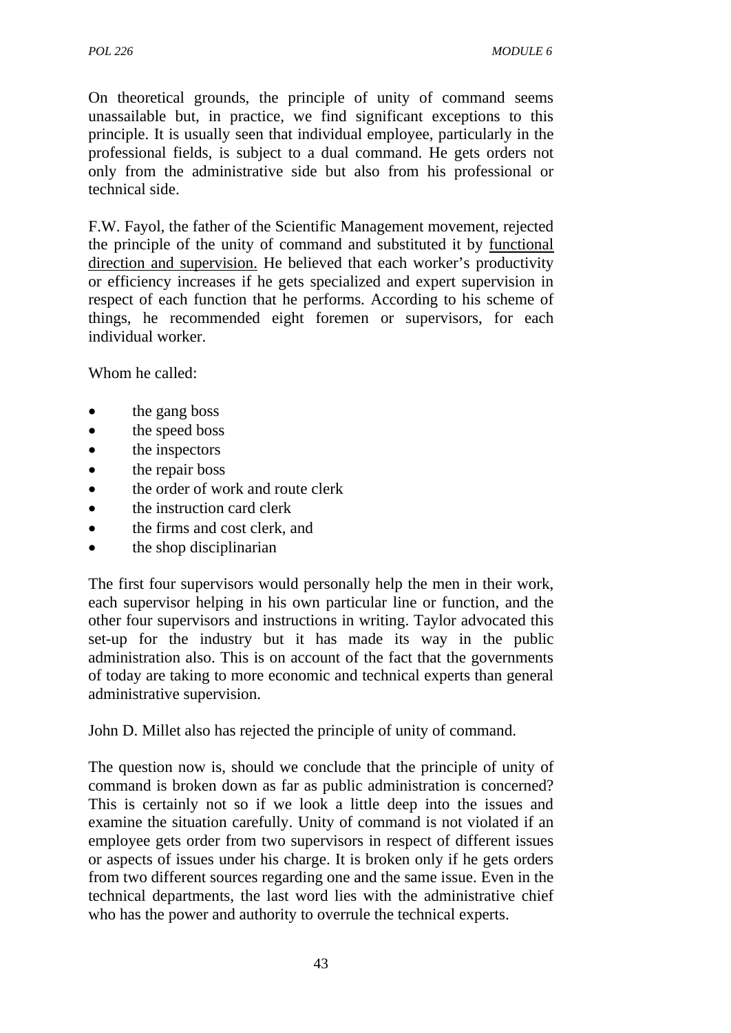On theoretical grounds, the principle of unity of command seems unassailable but, in practice, we find significant exceptions to this principle. It is usually seen that individual employee, particularly in the professional fields, is subject to a dual command. He gets orders not only from the administrative side but also from his professional or technical side.

F.W. Fayol, the father of the Scientific Management movement, rejected the principle of the unity of command and substituted it by functional direction and supervision. He believed that each worker's productivity or efficiency increases if he gets specialized and expert supervision in respect of each function that he performs. According to his scheme of things, he recommended eight foremen or supervisors, for each individual worker.

Whom he called:

- the gang boss
- the speed boss
- the inspectors
- the repair boss
- the order of work and route clerk
- the instruction card clerk
- the firms and cost clerk, and
- the shop disciplinarian

The first four supervisors would personally help the men in their work, each supervisor helping in his own particular line or function, and the other four supervisors and instructions in writing. Taylor advocated this set-up for the industry but it has made its way in the public administration also. This is on account of the fact that the governments of today are taking to more economic and technical experts than general administrative supervision.

John D. Millet also has rejected the principle of unity of command.

The question now is, should we conclude that the principle of unity of command is broken down as far as public administration is concerned? This is certainly not so if we look a little deep into the issues and examine the situation carefully. Unity of command is not violated if an employee gets order from two supervisors in respect of different issues or aspects of issues under his charge. It is broken only if he gets orders from two different sources regarding one and the same issue. Even in the technical departments, the last word lies with the administrative chief who has the power and authority to overrule the technical experts.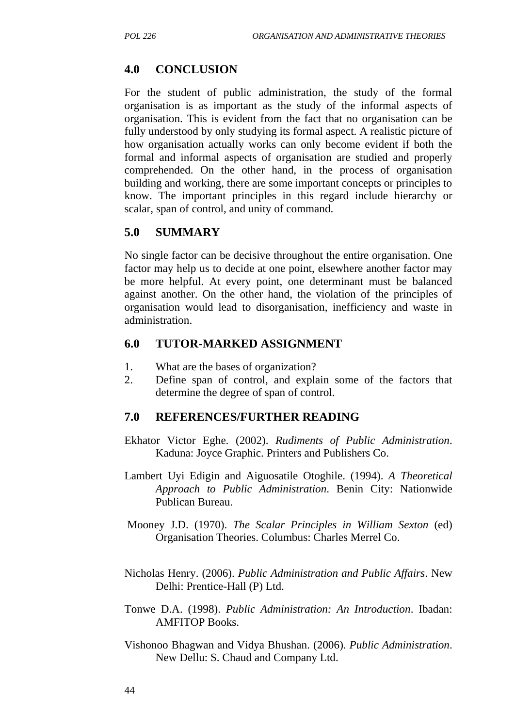## 4.0 CONCLUSION

For the student of public administration, the study of the formal organisation is as important as the study of the informal aspects of organisation. This is evident from the fact that no organisation can be fully understood by only studying its formal aspect. A realistic picture of how organisation actually works can only become evident if both the formal and informal aspects of organisation are studied and properly comprehended. On the other hand, in the process of organisation building and working, there are some important concepts or principles to know. The important principles in this regard include hierarchy or scalar, span of control, and unity of command.

## 5.0 SUMMARY

No single factor can be decisive throughout the entire organisation. One factor may help us to decide at one point, elsewhere another factor may be more helpful. At every point, one determinant must be balanced against another. On the other hand, the violation of the principles of organisation would lead to disorganisation, inefficiency and waste in administration.

## 6.0 TUTOR-MARKED ASSIGNMENT

1. What are the bases of organization?
2. Define span of control, and explain some of the factors that determine the degree of span of control.

## 7.0 REFERENCES/FURTHER READING

Ekhator Victor Eghe. (2002). *Rudiments of Public Administration*. Kaduna: Joyce Graphic. Printers and Publishers Co.

Lambert Uyi Edigin and Aiguosatile Otoghile. (1994). *A Theoretical Approach to Public Administration*. Benin City: Nationwide Publican Bureau.

Mooney J.D. (1970). *The Scalar Principles in William Sexton* (ed) Organisation Theories. Columbus: Charles Merrel Co.

Nicholas Henry. (2006). *Public Administration and Public Affairs*. New Delhi: Prentice-Hall (P) Ltd.

Tonwe D.A. (1998). *Public Administration: An Introduction*. Ibadan: AMFITOP Books.

Vishonoo Bhagwan and Vidya Bhushan. (2006). *Public Administration*. New Dellu: S. Chaud and Company Ltd.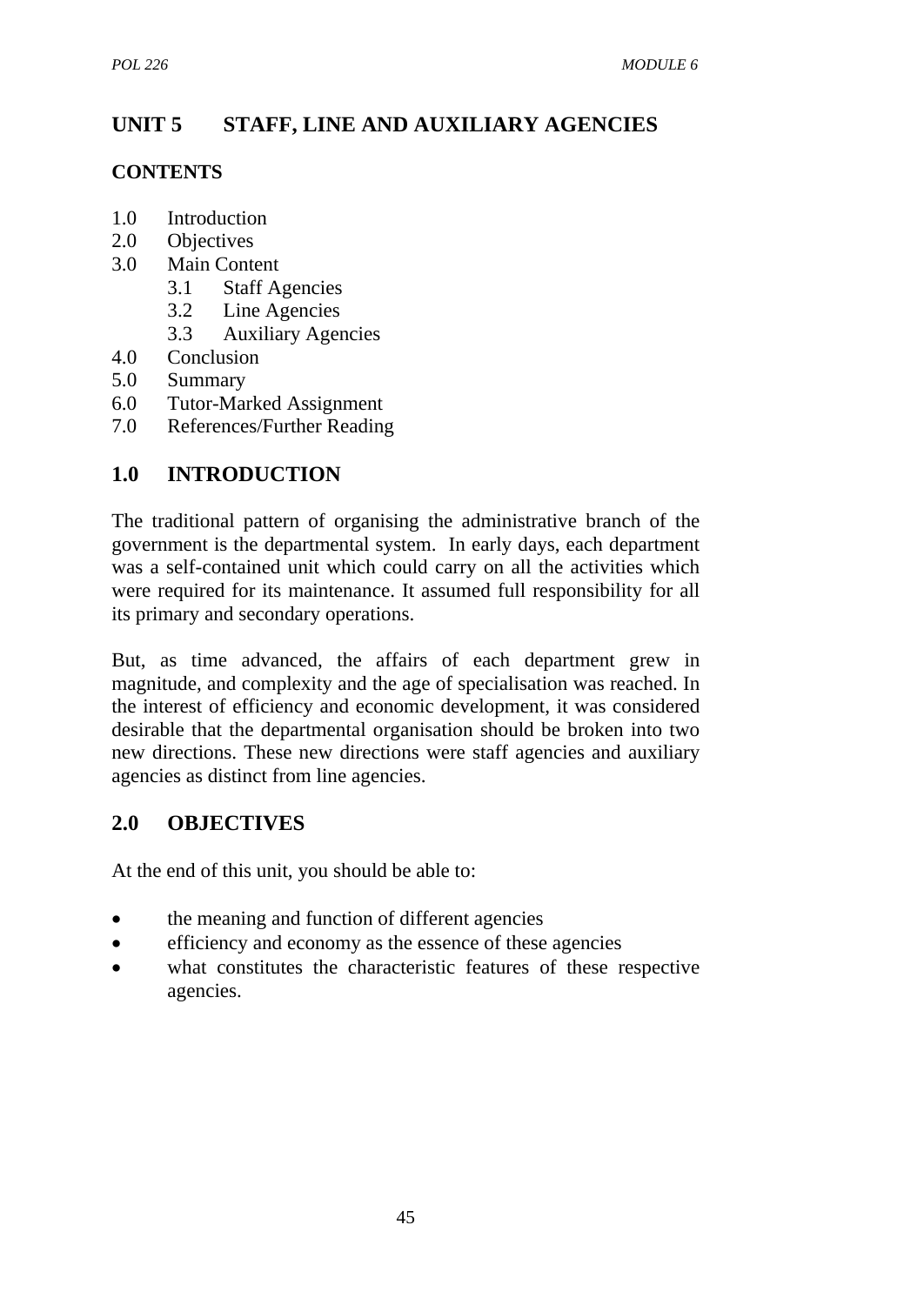# UNIT 5 STAFF, LINE AND AUXILIARY AGENCIES

**CONTENTS**

1.0 Introduction
2.0 Objectives
3.0 Main Content
  3.1 Staff Agencies
  3.2 Line Agencies
  3.3 Auxiliary Agencies
4.0 Conclusion
5.0 Summary
6.0 Tutor-Marked Assignment
7.0 References/Further Reading

## 1.0 INTRODUCTION

The traditional pattern of organising the administrative branch of the government is the departmental system. In early days, each department was a self-contained unit which could carry on all the activities which were required for its maintenance. It assumed full responsibility for all its primary and secondary operations.

But, as time advanced, the affairs of each department grew in magnitude, and complexity and the age of specialisation was reached. In the interest of efficiency and economic development, it was considered desirable that the departmental organisation should be broken into two new directions. These new directions were staff agencies and auxiliary agencies as distinct from line agencies.

## 2.0 OBJECTIVES

At the end of this unit, you should be able to:

- the meaning and function of different agencies
- efficiency and economy as the essence of these agencies
- what constitutes the characteristic features of these respective agencies.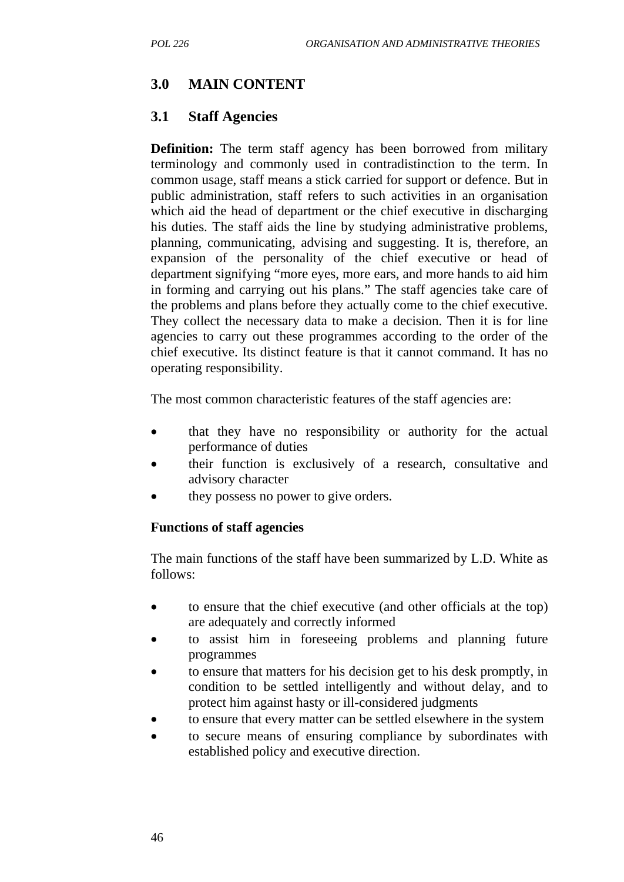## 3.0 MAIN CONTENT

### 3.1 Staff Agencies

**Definition:** The term staff agency has been borrowed from military terminology and commonly used in contradistinction to the term. In common usage, staff means a stick carried for support or defence. But in public administration, staff refers to such activities in an organisation which aid the head of department or the chief executive in discharging his duties. The staff aids the line by studying administrative problems, planning, communicating, advising and suggesting. It is, therefore, an expansion of the personality of the chief executive or head of department signifying "more eyes, more ears, and more hands to aid him in forming and carrying out his plans." The staff agencies take care of the problems and plans before they actually come to the chief executive. They collect the necessary data to make a decision. Then it is for line agencies to carry out these programmes according to the order of the chief executive. Its distinct feature is that it cannot command. It has no operating responsibility.

The most common characteristic features of the staff agencies are:

- that they have no responsibility or authority for the actual performance of duties
- their function is exclusively of a research, consultative and advisory character
- they possess no power to give orders.

**Functions of staff agencies**

The main functions of the staff have been summarized by L.D. White as follows:

- to ensure that the chief executive (and other officials at the top) are adequately and correctly informed
- to assist him in foreseeing problems and planning future programmes
- to ensure that matters for his decision get to his desk promptly, in condition to be settled intelligently and without delay, and to protect him against hasty or ill-considered judgments
- to ensure that every matter can be settled elsewhere in the system
- to secure means of ensuring compliance by subordinates with established policy and executive direction.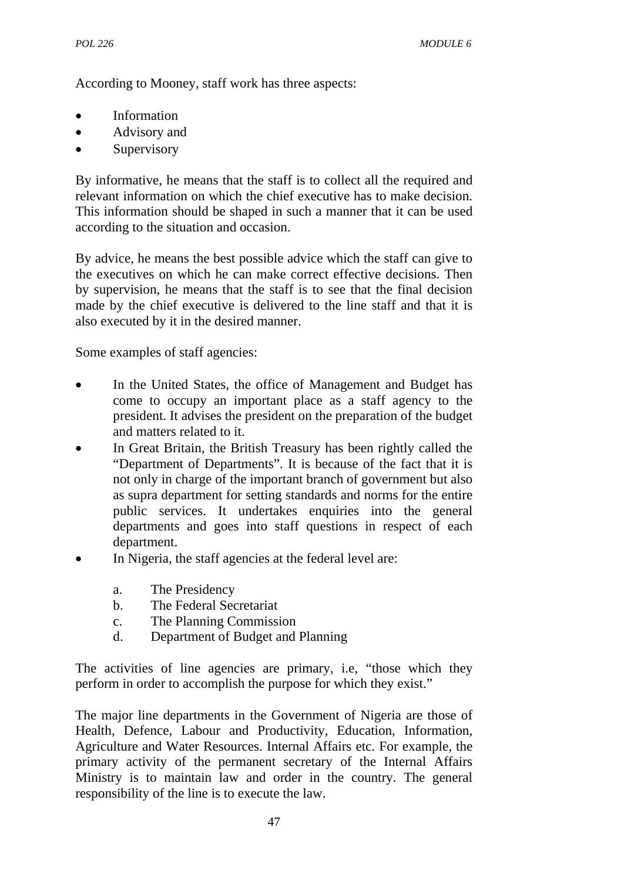According to Mooney, staff work has three aspects:

- Information
- Advisory and
- Supervisory

By informative, he means that the staff is to collect all the required and relevant information on which the chief executive has to make decision. This information should be shaped in such a manner that it can be used according to the situation and occasion.

By advice, he means the best possible advice which the staff can give to the executives on which he can make correct effective decisions. Then by supervision, he means that the staff is to see that the final decision made by the chief executive is delivered to the line staff and that it is also executed by it in the desired manner.

Some examples of staff agencies:

- In the United States, the office of Management and Budget has come to occupy an important place as a staff agency to the president. It advises the president on the preparation of the budget and matters related to it.
- In Great Britain, the British Treasury has been rightly called the "Department of Departments". It is because of the fact that it is not only in charge of the important branch of government but also as supra department for setting standards and norms for the entire public services. It undertakes enquiries into the general departments and goes into staff questions in respect of each department.
- In Nigeria, the staff agencies at the federal level are:

    a. The Presidency
    b. The Federal Secretariat
    c. The Planning Commission
    d. Department of Budget and Planning

The activities of line agencies are primary, i.e, "those which they perform in order to accomplish the purpose for which they exist."

The major line departments in the Government of Nigeria are those of Health, Defence, Labour and Productivity, Education, Information, Agriculture and Water Resources. Internal Affairs etc. For example, the primary activity of the permanent secretary of the Internal Affairs Ministry is to maintain law and order in the country. The general responsibility of the line is to execute the law.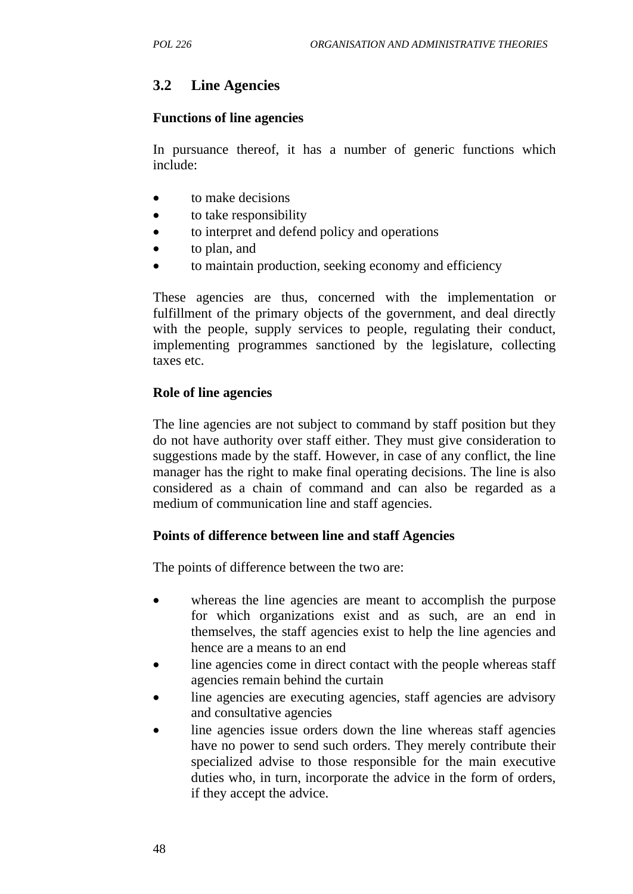## 3.2 Line Agencies

**Functions of line agencies**

In pursuance thereof, it has a number of generic functions which include:

- to make decisions
- to take responsibility
- to interpret and defend policy and operations
- to plan, and
- to maintain production, seeking economy and efficiency

These agencies are thus, concerned with the implementation or fulfillment of the primary objects of the government, and deal directly with the people, supply services to people, regulating their conduct, implementing programmes sanctioned by the legislature, collecting taxes etc.

**Role of line agencies**

The line agencies are not subject to command by staff position but they do not have authority over staff either. They must give consideration to suggestions made by the staff. However, in case of any conflict, the line manager has the right to make final operating decisions. The line is also considered as a chain of command and can also be regarded as a medium of communication line and staff agencies.

**Points of difference between line and staff Agencies**

The points of difference between the two are:

- whereas the line agencies are meant to accomplish the purpose for which organizations exist and as such, are an end in themselves, the staff agencies exist to help the line agencies and hence are a means to an end
- line agencies come in direct contact with the people whereas staff agencies remain behind the curtain
- line agencies are executing agencies, staff agencies are advisory and consultative agencies
- line agencies issue orders down the line whereas staff agencies have no power to send such orders. They merely contribute their specialized advise to those responsible for the main executive duties who, in turn, incorporate the advice in the form of orders, if they accept the advice.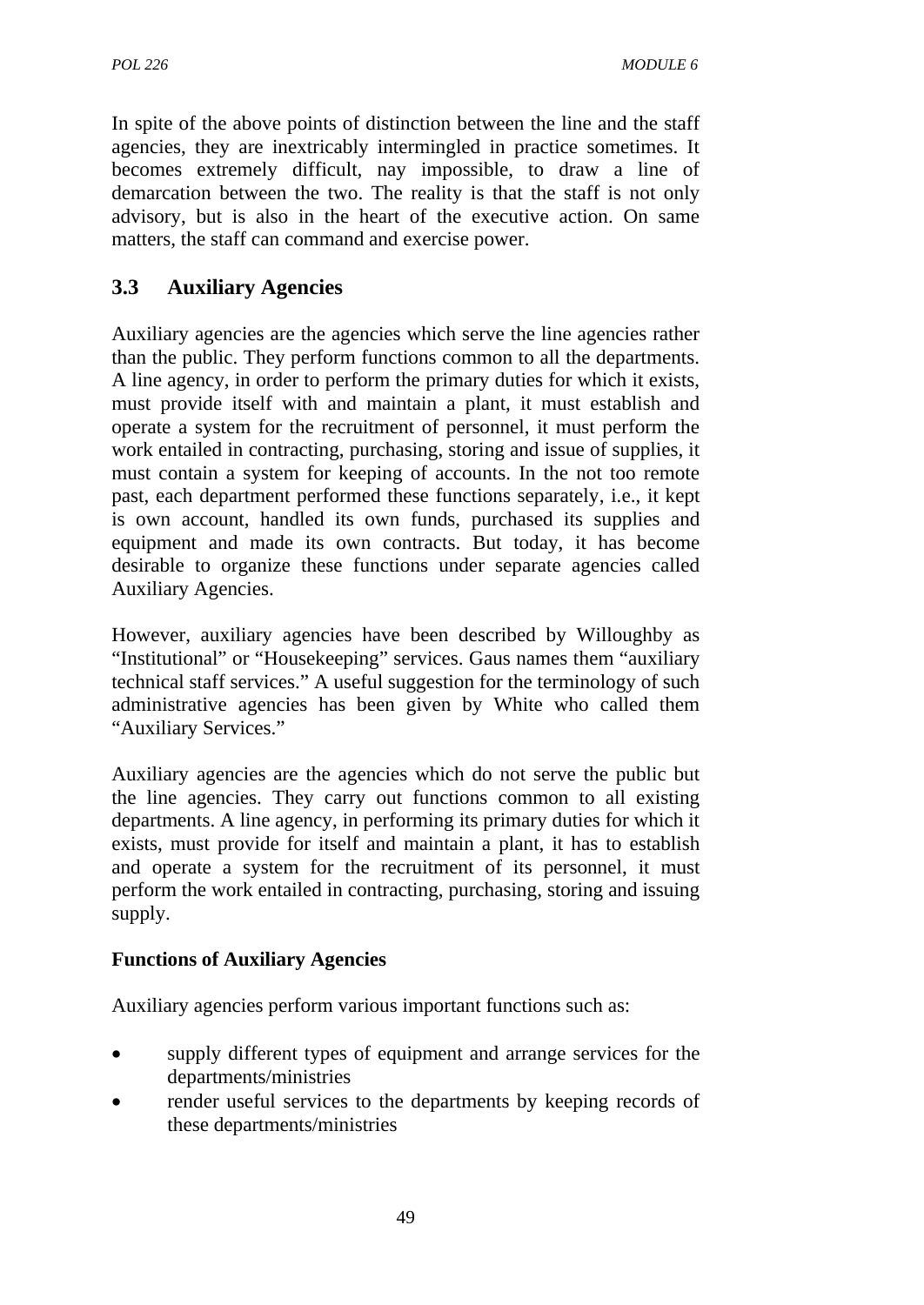In spite of the above points of distinction between the line and the staff agencies, they are inextricably intermingled in practice sometimes. It becomes extremely difficult, nay impossible, to draw a line of demarcation between the two. The reality is that the staff is not only advisory, but is also in the heart of the executive action. On same matters, the staff can command and exercise power.

## 3.3 Auxiliary Agencies

Auxiliary agencies are the agencies which serve the line agencies rather than the public. They perform functions common to all the departments. A line agency, in order to perform the primary duties for which it exists, must provide itself with and maintain a plant, it must establish and operate a system for the recruitment of personnel, it must perform the work entailed in contracting, purchasing, storing and issue of supplies, it must contain a system for keeping of accounts. In the not too remote past, each department performed these functions separately, i.e., it kept is own account, handled its own funds, purchased its supplies and equipment and made its own contracts. But today, it has become desirable to organize these functions under separate agencies called Auxiliary Agencies.

However, auxiliary agencies have been described by Willoughby as "Institutional" or "Housekeeping" services. Gaus names them "auxiliary technical staff services." A useful suggestion for the terminology of such administrative agencies has been given by White who called them "Auxiliary Services."

Auxiliary agencies are the agencies which do not serve the public but the line agencies. They carry out functions common to all existing departments. A line agency, in performing its primary duties for which it exists, must provide for itself and maintain a plant, it has to establish and operate a system for the recruitment of its personnel, it must perform the work entailed in contracting, purchasing, storing and issuing supply.

**Functions of Auxiliary Agencies**

Auxiliary agencies perform various important functions such as:

- supply different types of equipment and arrange services for the departments/ministries
- render useful services to the departments by keeping records of these departments/ministries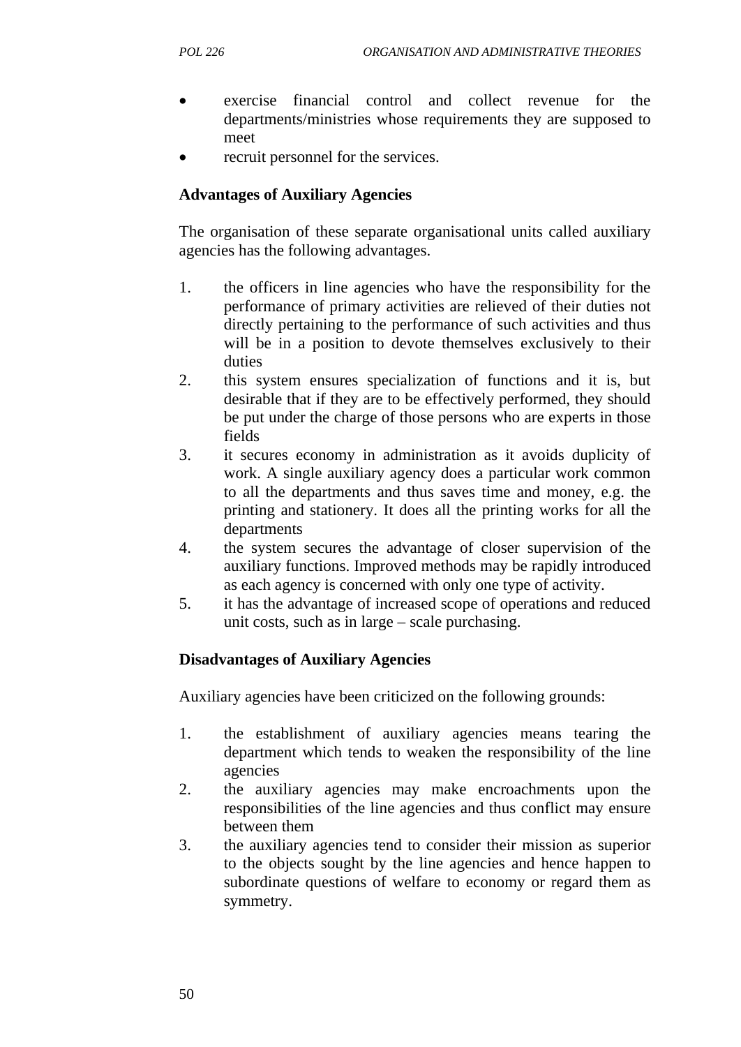- exercise financial control and collect revenue for the departments/ministries whose requirements they are supposed to meet
- recruit personnel for the services.

**Advantages of Auxiliary Agencies**

The organisation of these separate organisational units called auxiliary agencies has the following advantages.

1. the officers in line agencies who have the responsibility for the performance of primary activities are relieved of their duties not directly pertaining to the performance of such activities and thus will be in a position to devote themselves exclusively to their duties
2. this system ensures specialization of functions and it is, but desirable that if they are to be effectively performed, they should be put under the charge of those persons who are experts in those fields
3. it secures economy in administration as it avoids duplicity of work. A single auxiliary agency does a particular work common to all the departments and thus saves time and money, e.g. the printing and stationery. It does all the printing works for all the departments
4. the system secures the advantage of closer supervision of the auxiliary functions. Improved methods may be rapidly introduced as each agency is concerned with only one type of activity.
5. it has the advantage of increased scope of operations and reduced unit costs, such as in large – scale purchasing.

**Disadvantages of Auxiliary Agencies**

Auxiliary agencies have been criticized on the following grounds:

1. the establishment of auxiliary agencies means tearing the department which tends to weaken the responsibility of the line agencies
2. the auxiliary agencies may make encroachments upon the responsibilities of the line agencies and thus conflict may ensure between them
3. the auxiliary agencies tend to consider their mission as superior to the objects sought by the line agencies and hence happen to subordinate questions of welfare to economy or regard them as symmetry.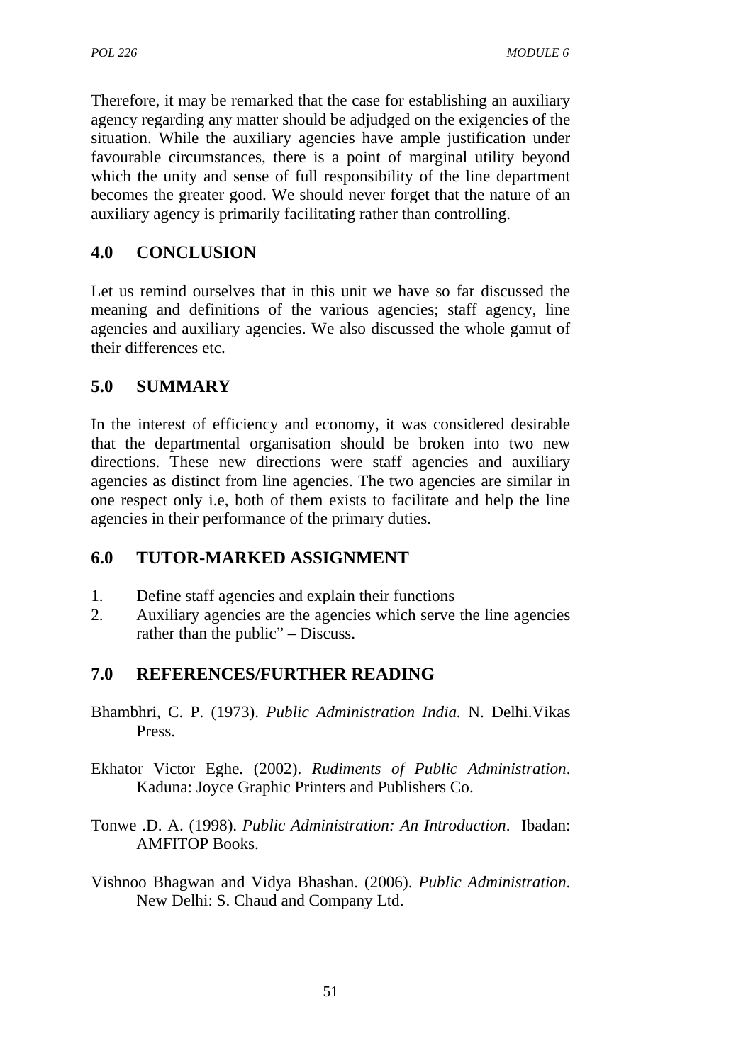Therefore, it may be remarked that the case for establishing an auxiliary agency regarding any matter should be adjudged on the exigencies of the situation. While the auxiliary agencies have ample justification under favourable circumstances, there is a point of marginal utility beyond which the unity and sense of full responsibility of the line department becomes the greater good. We should never forget that the nature of an auxiliary agency is primarily facilitating rather than controlling.

## 4.0 CONCLUSION

Let us remind ourselves that in this unit we have so far discussed the meaning and definitions of the various agencies; staff agency, line agencies and auxiliary agencies. We also discussed the whole gamut of their differences etc.

## 5.0 SUMMARY

In the interest of efficiency and economy, it was considered desirable that the departmental organisation should be broken into two new directions. These new directions were staff agencies and auxiliary agencies as distinct from line agencies. The two agencies are similar in one respect only i.e, both of them exists to facilitate and help the line agencies in their performance of the primary duties.

## 6.0 TUTOR-MARKED ASSIGNMENT

1. Define staff agencies and explain their functions
2. Auxiliary agencies are the agencies which serve the line agencies rather than the public" – Discuss.

## 7.0 REFERENCES/FURTHER READING

Bhambhri, C. P. (1973). *Public Administration India*. N. Delhi.Vikas Press.

Ekhator Victor Eghe. (2002). *Rudiments of Public Administration*. Kaduna: Joyce Graphic Printers and Publishers Co.

Tonwe .D. A. (1998). *Public Administration: An Introduction*. Ibadan: AMFITOP Books.

Vishnoo Bhagwan and Vidya Bhashan. (2006). *Public Administration*. New Delhi: S. Chaud and Company Ltd.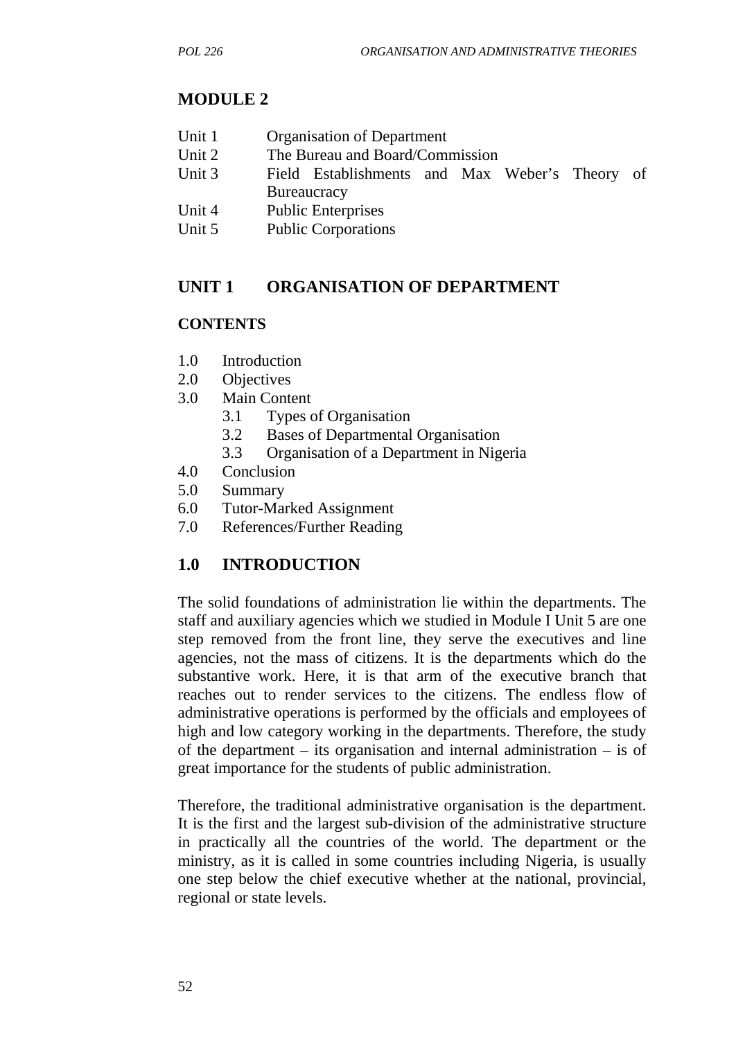## MODULE 2

Unit 1 Organisation of Department
Unit 2 The Bureau and Board/Commission
Unit 3 Field Establishments and Max Weber's Theory of Bureaucracy
Unit 4 Public Enterprises
Unit 5 Public Corporations

## UNIT 1 ORGANISATION OF DEPARTMENT

### CONTENTS

1.0 Introduction
2.0 Objectives
3.0 Main Content
  3.1 Types of Organisation
  3.2 Bases of Departmental Organisation
  3.3 Organisation of a Department in Nigeria
4.0 Conclusion
5.0 Summary
6.0 Tutor-Marked Assignment
7.0 References/Further Reading

### 1.0 INTRODUCTION

The solid foundations of administration lie within the departments. The staff and auxiliary agencies which we studied in Module I Unit 5 are one step removed from the front line, they serve the executives and line agencies, not the mass of citizens. It is the departments which do the substantive work. Here, it is that arm of the executive branch that reaches out to render services to the citizens. The endless flow of administrative operations is performed by the officials and employees of high and low category working in the departments. Therefore, the study of the department – its organisation and internal administration – is of great importance for the students of public administration.

Therefore, the traditional administrative organisation is the department. It is the first and the largest sub-division of the administrative structure in practically all the countries of the world. The department or the ministry, as it is called in some countries including Nigeria, is usually one step below the chief executive whether at the national, provincial, regional or state levels.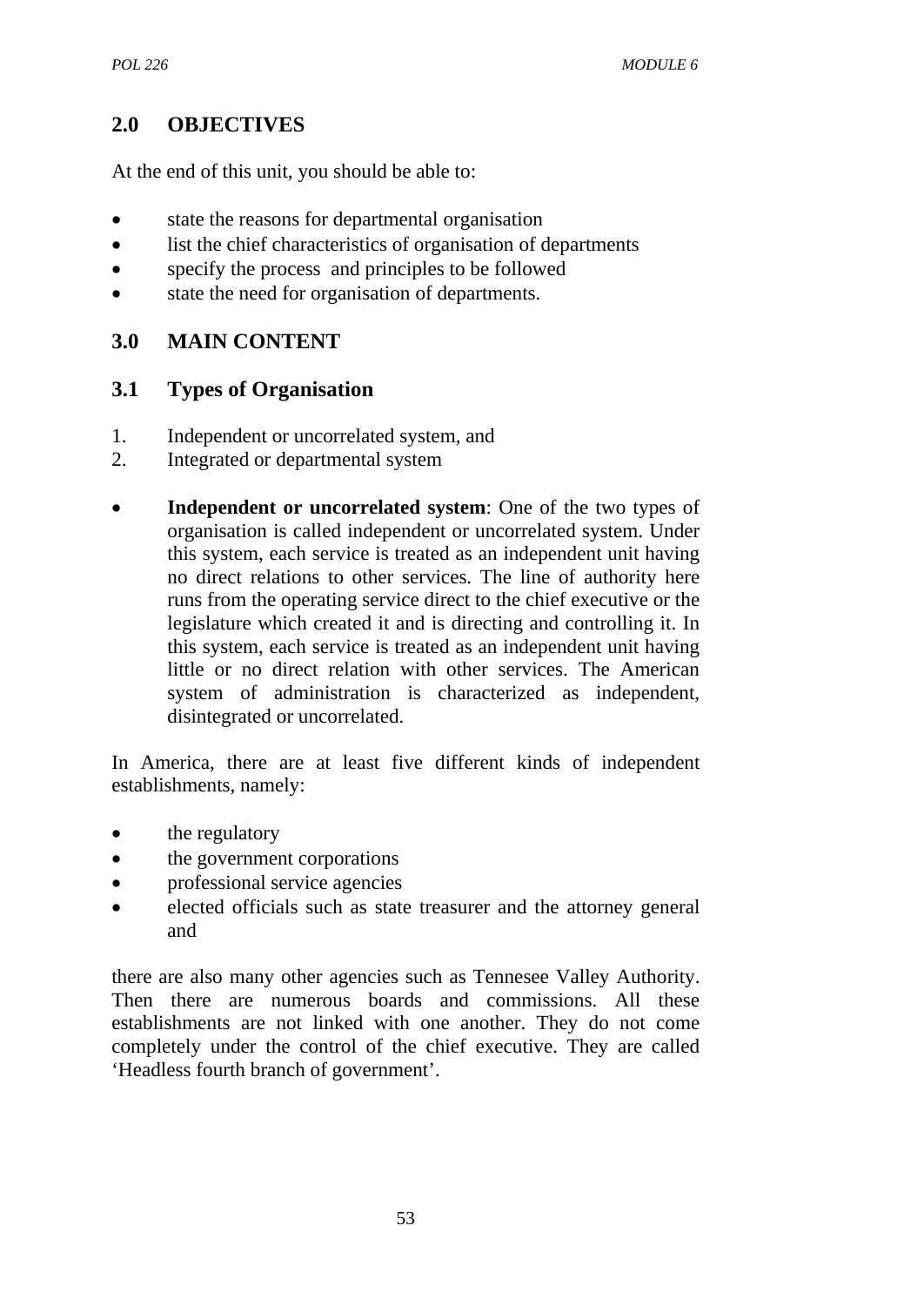## 2.0 OBJECTIVES

At the end of this unit, you should be able to:

- state the reasons for departmental organisation
- list the chief characteristics of organisation of departments
- specify the process and principles to be followed
- state the need for organisation of departments.

## 3.0 MAIN CONTENT

### 3.1 Types of Organisation

1. Independent or uncorrelated system, and
2. Integrated or departmental system

- **Independent or uncorrelated system**: One of the two types of organisation is called independent or uncorrelated system. Under this system, each service is treated as an independent unit having no direct relations to other services. The line of authority here runs from the operating service direct to the chief executive or the legislature which created it and is directing and controlling it. In this system, each service is treated as an independent unit having little or no direct relation with other services. The American system of administration is characterized as independent, disintegrated or uncorrelated.

In America, there are at least five different kinds of independent establishments, namely:

- the regulatory
- the government corporations
- professional service agencies
- elected officials such as state treasurer and the attorney general and

there are also many other agencies such as Tennesee Valley Authority. Then there are numerous boards and commissions. All these establishments are not linked with one another. They do not come completely under the control of the chief executive. They are called 'Headless fourth branch of government'.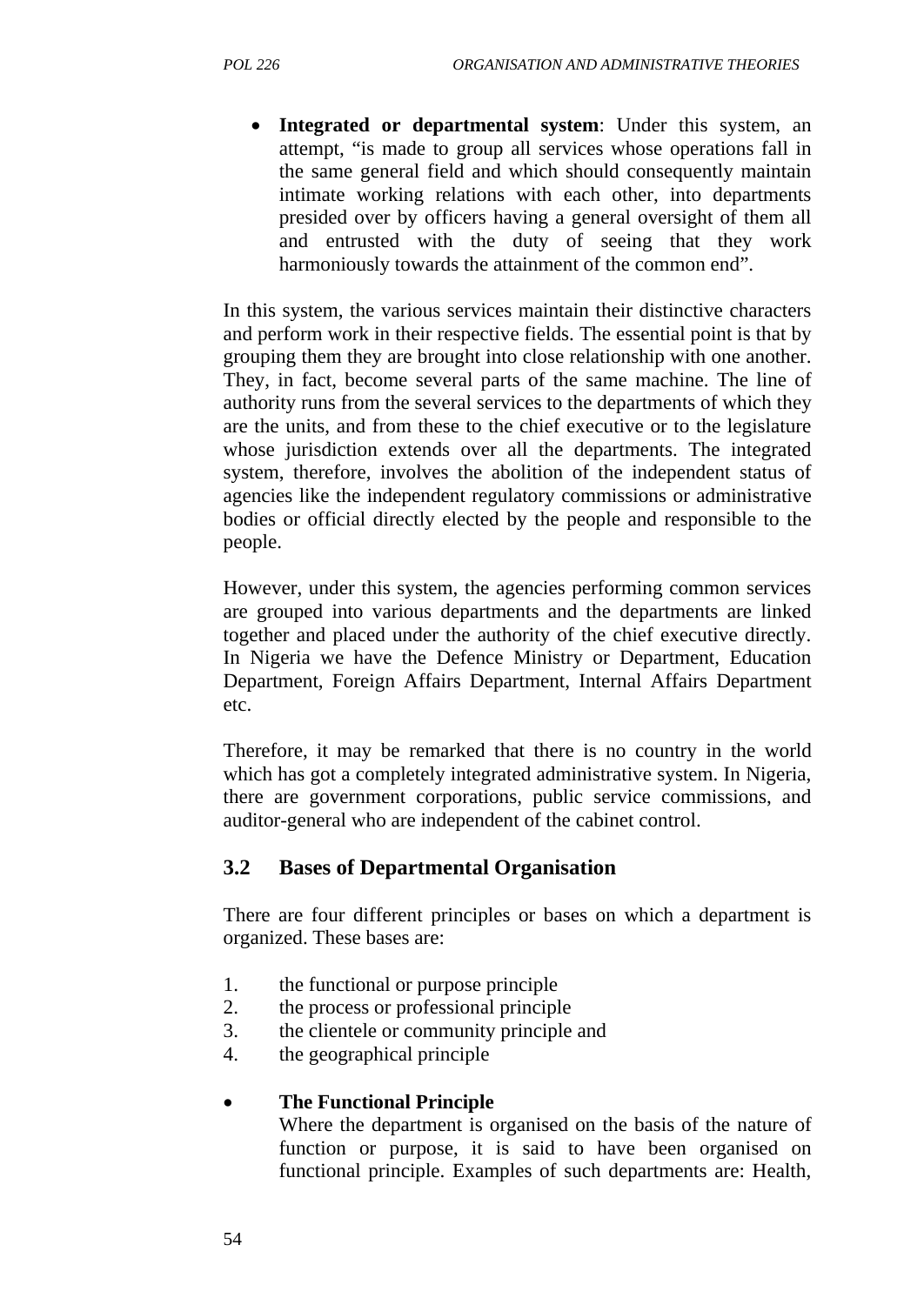- **Integrated or departmental system**: Under this system, an attempt, "is made to group all services whose operations fall in the same general field and which should consequently maintain intimate working relations with each other, into departments presided over by officers having a general oversight of them all and entrusted with the duty of seeing that they work harmoniously towards the attainment of the common end".

In this system, the various services maintain their distinctive characters and perform work in their respective fields. The essential point is that by grouping them they are brought into close relationship with one another. They, in fact, become several parts of the same machine. The line of authority runs from the several services to the departments of which they are the units, and from these to the chief executive or to the legislature whose jurisdiction extends over all the departments. The integrated system, therefore, involves the abolition of the independent status of agencies like the independent regulatory commissions or administrative bodies or official directly elected by the people and responsible to the people.

However, under this system, the agencies performing common services are grouped into various departments and the departments are linked together and placed under the authority of the chief executive directly. In Nigeria we have the Defence Ministry or Department, Education Department, Foreign Affairs Department, Internal Affairs Department etc.

Therefore, it may be remarked that there is no country in the world which has got a completely integrated administrative system. In Nigeria, there are government corporations, public service commissions, and auditor-general who are independent of the cabinet control.

## 3.2 Bases of Departmental Organisation

There are four different principles or bases on which a department is organized. These bases are:

1. the functional or purpose principle
2. the process or professional principle
3. the clientele or community principle and
4. the geographical principle

- **The Functional Principle**
  Where the department is organised on the basis of the nature of function or purpose, it is said to have been organised on functional principle. Examples of such departments are: Health,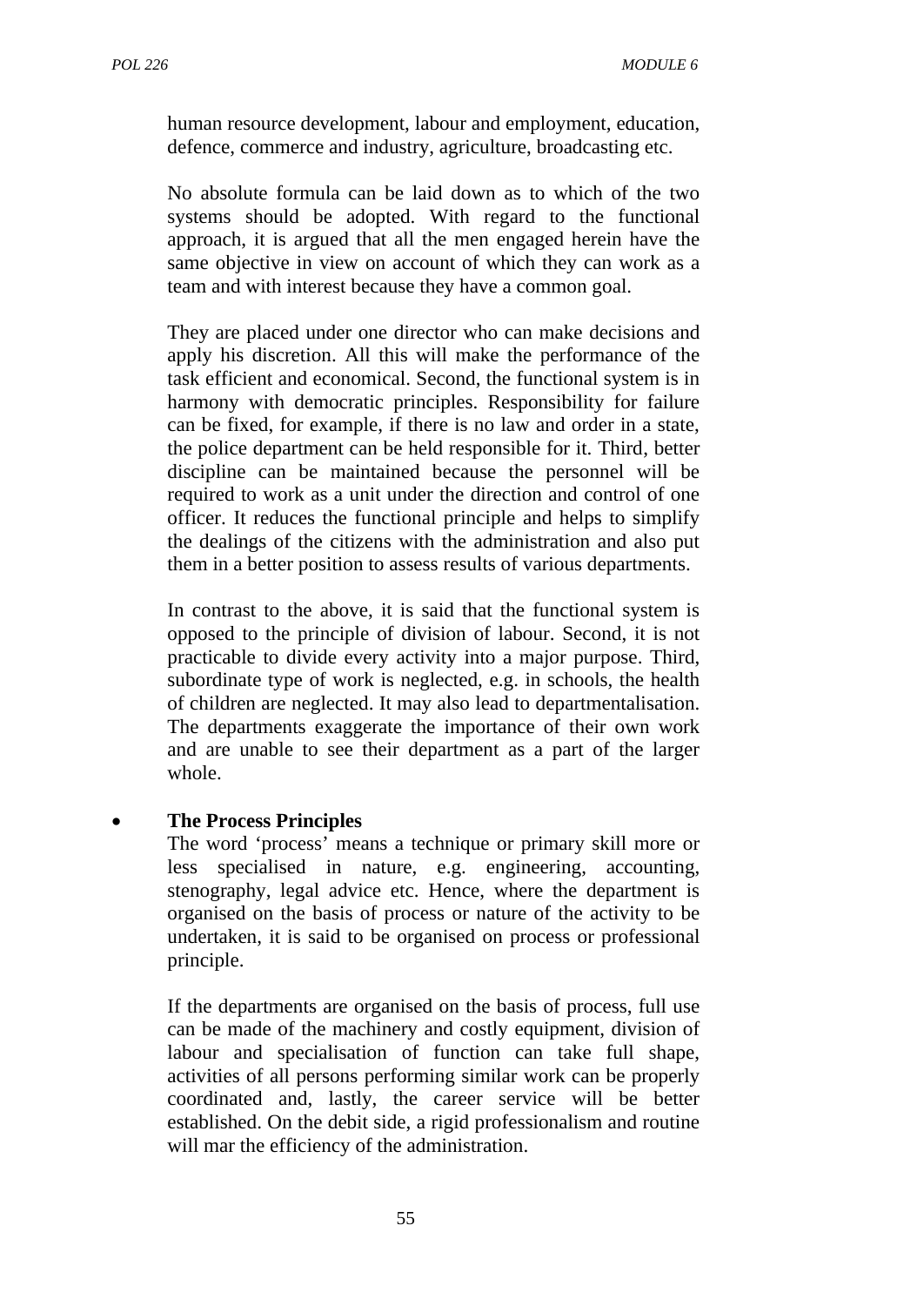human resource development, labour and employment, education, defence, commerce and industry, agriculture, broadcasting etc.

No absolute formula can be laid down as to which of the two systems should be adopted. With regard to the functional approach, it is argued that all the men engaged herein have the same objective in view on account of which they can work as a team and with interest because they have a common goal.

They are placed under one director who can make decisions and apply his discretion. All this will make the performance of the task efficient and economical. Second, the functional system is in harmony with democratic principles. Responsibility for failure can be fixed, for example, if there is no law and order in a state, the police department can be held responsible for it. Third, better discipline can be maintained because the personnel will be required to work as a unit under the direction and control of one officer. It reduces the functional principle and helps to simplify the dealings of the citizens with the administration and also put them in a better position to assess results of various departments.

In contrast to the above, it is said that the functional system is opposed to the principle of division of labour. Second, it is not practicable to divide every activity into a major purpose. Third, subordinate type of work is neglected, e.g. in schools, the health of children are neglected. It may also lead to departmentalisation. The departments exaggerate the importance of their own work and are unable to see their department as a part of the larger whole.

- **The Process Principles**

  The word 'process' means a technique or primary skill more or less specialised in nature, e.g. engineering, accounting, stenography, legal advice etc. Hence, where the department is organised on the basis of process or nature of the activity to be undertaken, it is said to be organised on process or professional principle.

  If the departments are organised on the basis of process, full use can be made of the machinery and costly equipment, division of labour and specialisation of function can take full shape, activities of all persons performing similar work can be properly coordinated and, lastly, the career service will be better established. On the debit side, a rigid professionalism and routine will mar the efficiency of the administration.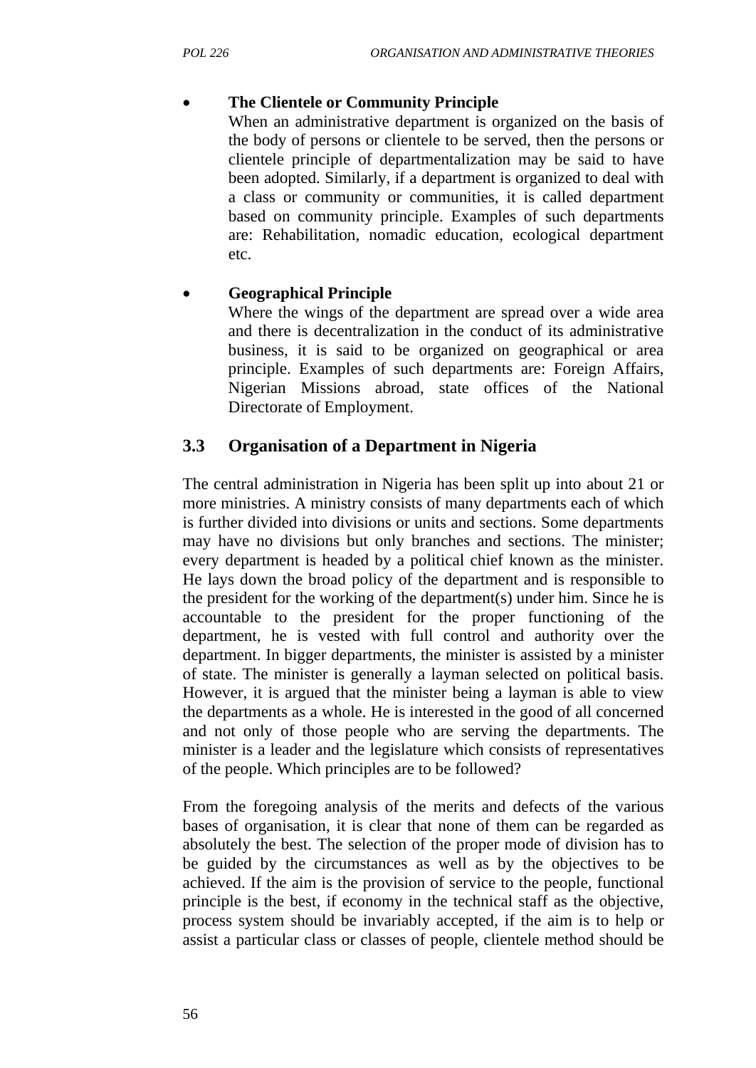- **The Clientele or Community Principle**
  When an administrative department is organized on the basis of the body of persons or clientele to be served, then the persons or clientele principle of departmentalization may be said to have been adopted. Similarly, if a department is organized to deal with a class or community or communities, it is called department based on community principle. Examples of such departments are: Rehabilitation, nomadic education, ecological department etc.

- **Geographical Principle**
  Where the wings of the department are spread over a wide area and there is decentralization in the conduct of its administrative business, it is said to be organized on geographical or area principle. Examples of such departments are: Foreign Affairs, Nigerian Missions abroad, state offices of the National Directorate of Employment.

## 3.3 Organisation of a Department in Nigeria

The central administration in Nigeria has been split up into about 21 or more ministries. A ministry consists of many departments each of which is further divided into divisions or units and sections. Some departments may have no divisions but only branches and sections. The minister; every department is headed by a political chief known as the minister. He lays down the broad policy of the department and is responsible to the president for the working of the department(s) under him. Since he is accountable to the president for the proper functioning of the department, he is vested with full control and authority over the department. In bigger departments, the minister is assisted by a minister of state. The minister is generally a layman selected on political basis. However, it is argued that the minister being a layman is able to view the departments as a whole. He is interested in the good of all concerned and not only of those people who are serving the departments. The minister is a leader and the legislature which consists of representatives of the people. Which principles are to be followed?

From the foregoing analysis of the merits and defects of the various bases of organisation, it is clear that none of them can be regarded as absolutely the best. The selection of the proper mode of division has to be guided by the circumstances as well as by the objectives to be achieved. If the aim is the provision of service to the people, functional principle is the best, if economy in the technical staff as the objective, process system should be invariably accepted, if the aim is to help or assist a particular class or classes of people, clientele method should be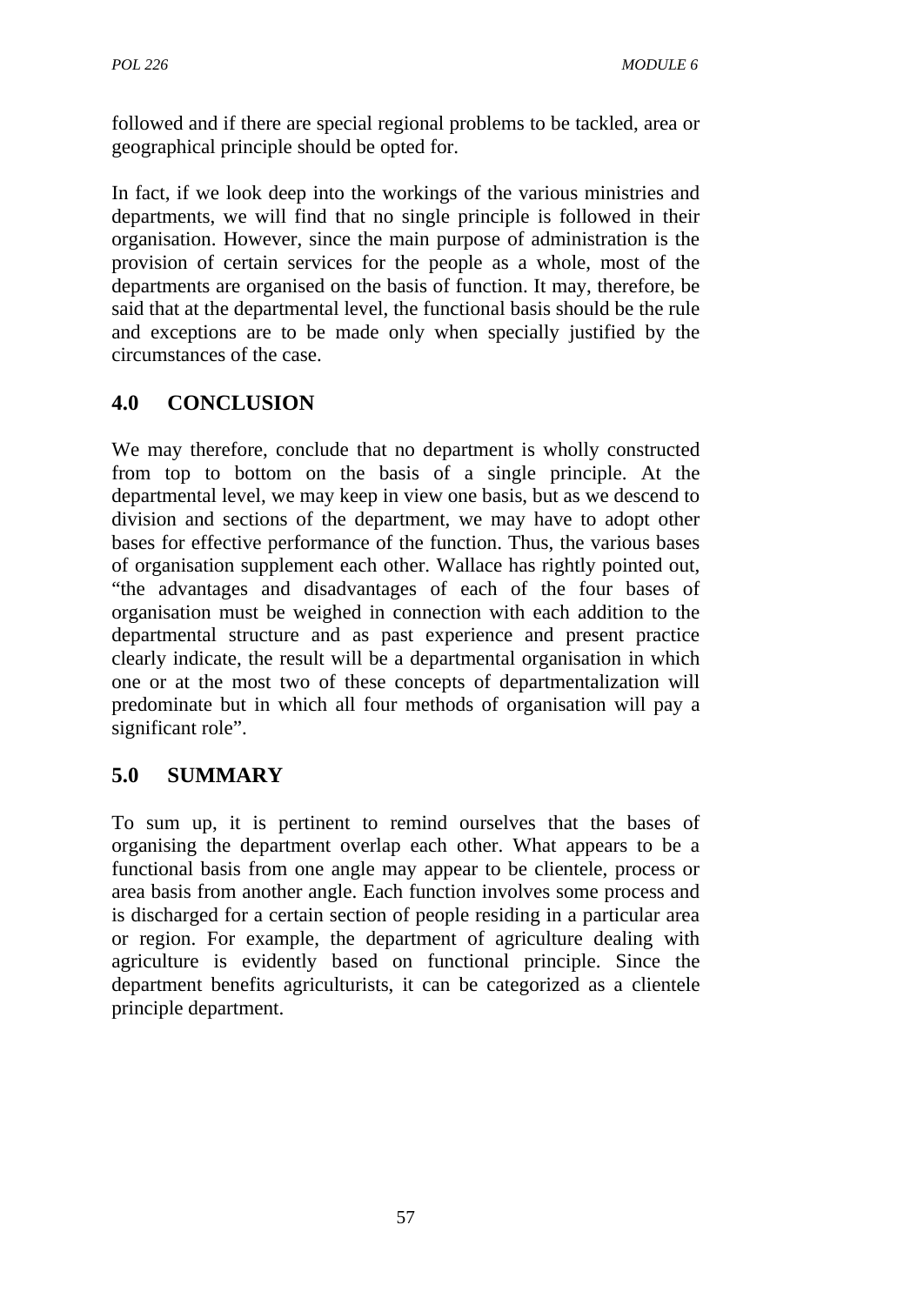followed and if there are special regional problems to be tackled, area or geographical principle should be opted for.

In fact, if we look deep into the workings of the various ministries and departments, we will find that no single principle is followed in their organisation. However, since the main purpose of administration is the provision of certain services for the people as a whole, most of the departments are organised on the basis of function. It may, therefore, be said that at the departmental level, the functional basis should be the rule and exceptions are to be made only when specially justified by the circumstances of the case.

## 4.0 CONCLUSION

We may therefore, conclude that no department is wholly constructed from top to bottom on the basis of a single principle. At the departmental level, we may keep in view one basis, but as we descend to division and sections of the department, we may have to adopt other bases for effective performance of the function. Thus, the various bases of organisation supplement each other. Wallace has rightly pointed out, "the advantages and disadvantages of each of the four bases of organisation must be weighed in connection with each addition to the departmental structure and as past experience and present practice clearly indicate, the result will be a departmental organisation in which one or at the most two of these concepts of departmentalization will predominate but in which all four methods of organisation will pay a significant role".

## 5.0 SUMMARY

To sum up, it is pertinent to remind ourselves that the bases of organising the department overlap each other. What appears to be a functional basis from one angle may appear to be clientele, process or area basis from another angle. Each function involves some process and is discharged for a certain section of people residing in a particular area or region. For example, the department of agriculture dealing with agriculture is evidently based on functional principle. Since the department benefits agriculturists, it can be categorized as a clientele principle department.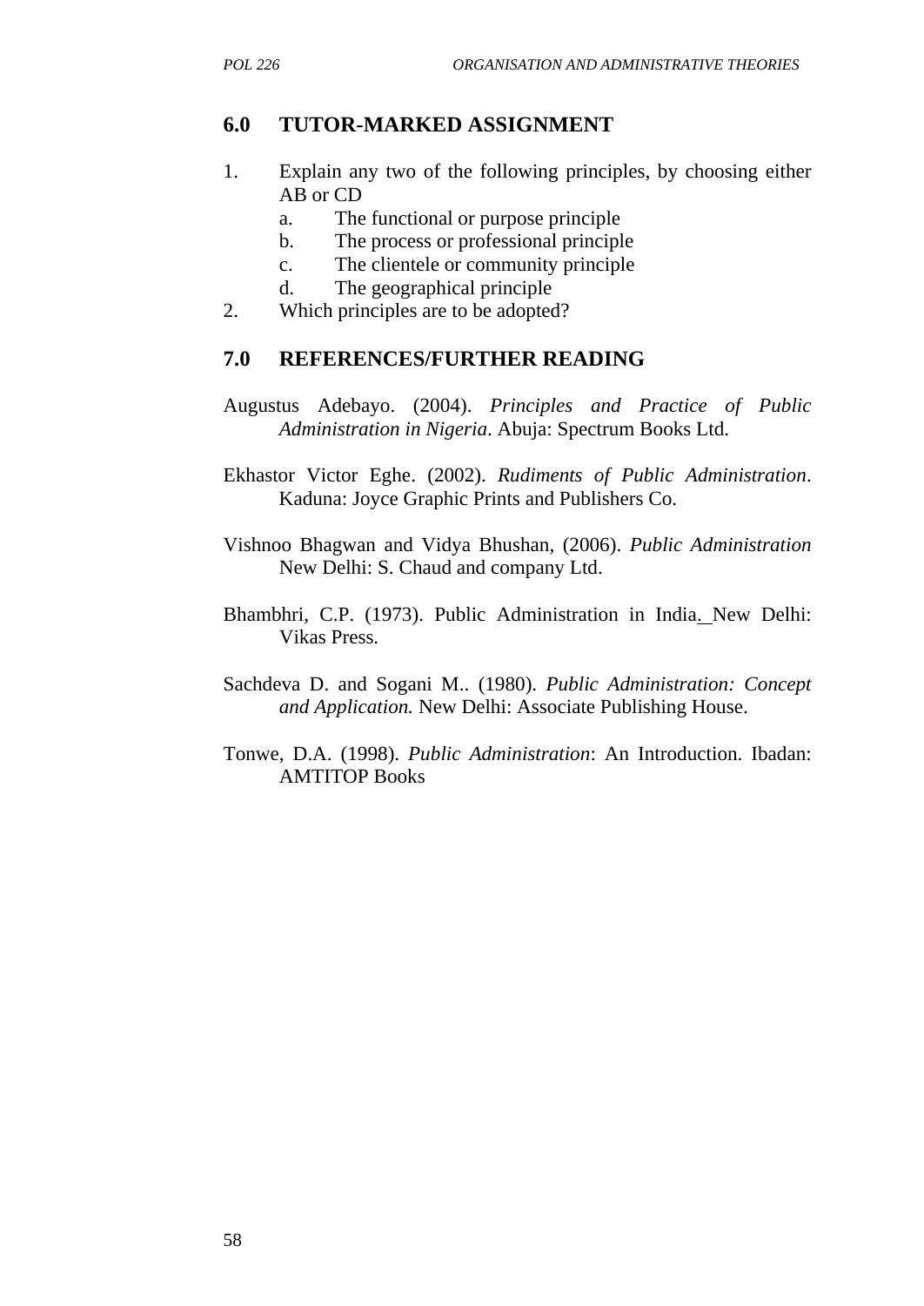## 6.0 TUTOR-MARKED ASSIGNMENT

1. Explain any two of the following principles, by choosing either AB or CD
   a. The functional or purpose principle
   b. The process or professional principle
   c. The clientele or community principle
   d. The geographical principle
2. Which principles are to be adopted?

## 7.0 REFERENCES/FURTHER READING

Augustus Adebayo. (2004). *Principles and Practice of Public Administration in Nigeria*. Abuja: Spectrum Books Ltd.

Ekhastor Victor Eghe. (2002). *Rudiments of Public Administration*. Kaduna: Joyce Graphic Prints and Publishers Co.

Vishnoo Bhagwan and Vidya Bhushan, (2006). *Public Administration* New Delhi: S. Chaud and company Ltd.

Bhambhri, C.P. (1973). Public Administration in India. New Delhi: Vikas Press.

Sachdeva D. and Sogani M.. (1980). *Public Administration: Concept and Application.* New Delhi: Associate Publishing House.

Tonwe, D.A. (1998). *Public Administration*: An Introduction. Ibadan: AMTITOP Books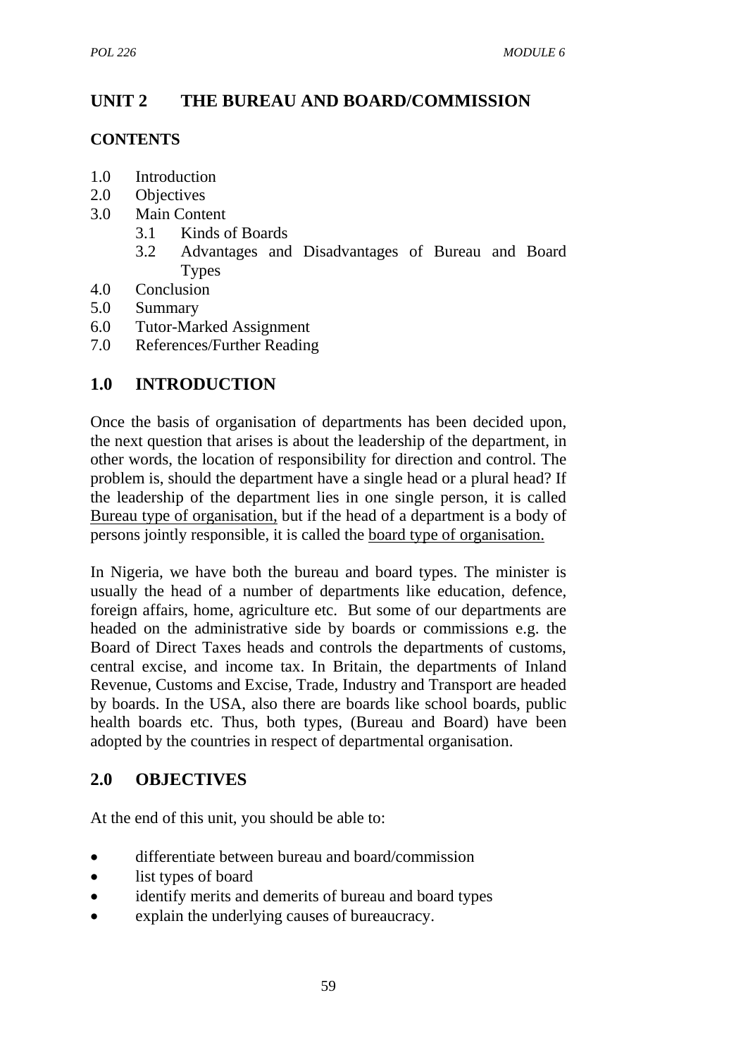## UNIT 2 THE BUREAU AND BOARD/COMMISSION

### CONTENTS

1.0 Introduction
2.0 Objectives
3.0 Main Content
   3.1 Kinds of Boards
   3.2 Advantages and Disadvantages of Bureau and Board Types
4.0 Conclusion
5.0 Summary
6.0 Tutor-Marked Assignment
7.0 References/Further Reading

## 1.0 INTRODUCTION

Once the basis of organisation of departments has been decided upon, the next question that arises is about the leadership of the department, in other words, the location of responsibility for direction and control. The problem is, should the department have a single head or a plural head? If the leadership of the department lies in one single person, it is called <u>Bureau type of organisation,</u> but if the head of a department is a body of persons jointly responsible, it is called the <u>board type of organisation.</u>

In Nigeria, we have both the bureau and board types. The minister is usually the head of a number of departments like education, defence, foreign affairs, home, agriculture etc. But some of our departments are headed on the administrative side by boards or commissions e.g. the Board of Direct Taxes heads and controls the departments of customs, central excise, and income tax. In Britain, the departments of Inland Revenue, Customs and Excise, Trade, Industry and Transport are headed by boards. In the USA, also there are boards like school boards, public health boards etc. Thus, both types, (Bureau and Board) have been adopted by the countries in respect of departmental organisation.

## 2.0 OBJECTIVES

At the end of this unit, you should be able to:

- differentiate between bureau and board/commission
- list types of board
- identify merits and demerits of bureau and board types
- explain the underlying causes of bureaucracy.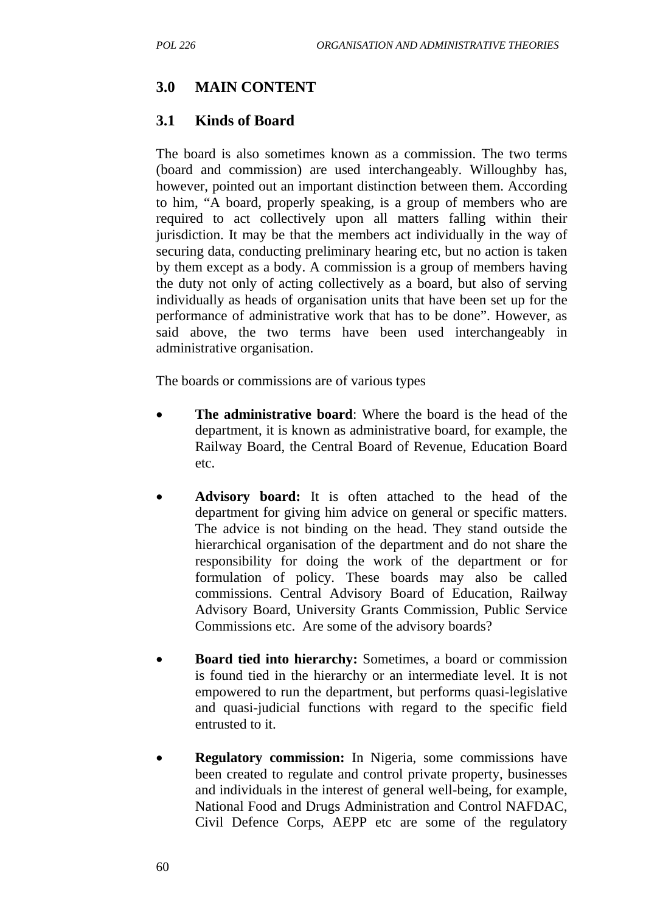## 3.0 MAIN CONTENT

### 3.1 Kinds of Board

The board is also sometimes known as a commission. The two terms (board and commission) are used interchangeably. Willoughby has, however, pointed out an important distinction between them. According to him, "A board, properly speaking, is a group of members who are required to act collectively upon all matters falling within their jurisdiction. It may be that the members act individually in the way of securing data, conducting preliminary hearing etc, but no action is taken by them except as a body. A commission is a group of members having the duty not only of acting collectively as a board, but also of serving individually as heads of organisation units that have been set up for the performance of administrative work that has to be done". However, as said above, the two terms have been used interchangeably in administrative organisation.

The boards or commissions are of various types

- **The administrative board**: Where the board is the head of the department, it is known as administrative board, for example, the Railway Board, the Central Board of Revenue, Education Board etc.

- **Advisory board:** It is often attached to the head of the department for giving him advice on general or specific matters. The advice is not binding on the head. They stand outside the hierarchical organisation of the department and do not share the responsibility for doing the work of the department or for formulation of policy. These boards may also be called commissions. Central Advisory Board of Education, Railway Advisory Board, University Grants Commission, Public Service Commissions etc. Are some of the advisory boards?

- **Board tied into hierarchy:** Sometimes, a board or commission is found tied in the hierarchy or an intermediate level. It is not empowered to run the department, but performs quasi-legislative and quasi-judicial functions with regard to the specific field entrusted to it.

- **Regulatory commission:** In Nigeria, some commissions have been created to regulate and control private property, businesses and individuals in the interest of general well-being, for example, National Food and Drugs Administration and Control NAFDAC, Civil Defence Corps, AEPP etc are some of the regulatory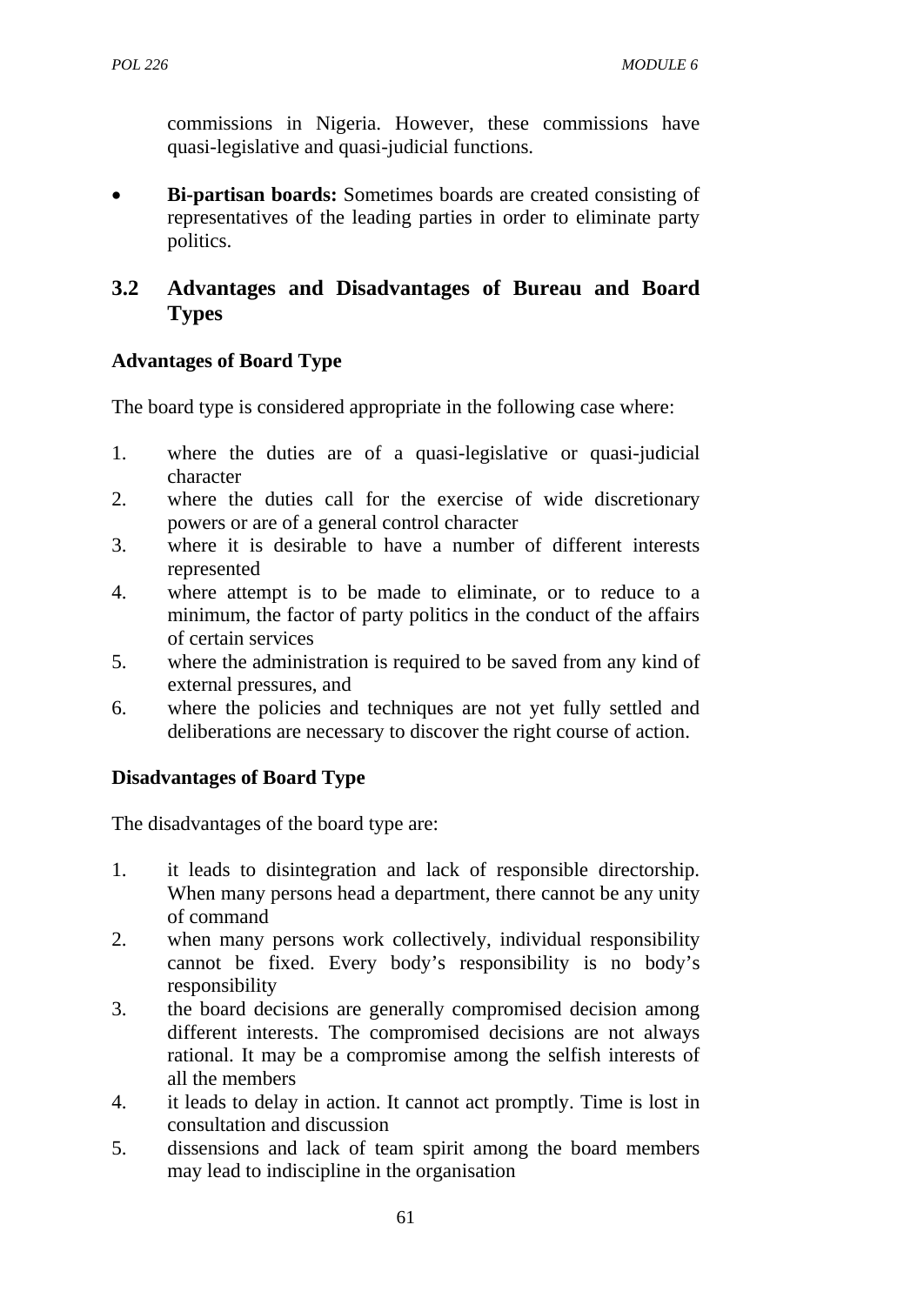commissions in Nigeria. However, these commissions have quasi-legislative and quasi-judicial functions.

- **Bi-partisan boards:** Sometimes boards are created consisting of representatives of the leading parties in order to eliminate party politics.

## 3.2 Advantages and Disadvantages of Bureau and Board Types

**Advantages of Board Type**

The board type is considered appropriate in the following case where:

1. where the duties are of a quasi-legislative or quasi-judicial character
2. where the duties call for the exercise of wide discretionary powers or are of a general control character
3. where it is desirable to have a number of different interests represented
4. where attempt is to be made to eliminate, or to reduce to a minimum, the factor of party politics in the conduct of the affairs of certain services
5. where the administration is required to be saved from any kind of external pressures, and
6. where the policies and techniques are not yet fully settled and deliberations are necessary to discover the right course of action.

**Disadvantages of Board Type**

The disadvantages of the board type are:

1. it leads to disintegration and lack of responsible directorship. When many persons head a department, there cannot be any unity of command
2. when many persons work collectively, individual responsibility cannot be fixed. Every body's responsibility is no body's responsibility
3. the board decisions are generally compromised decision among different interests. The compromised decisions are not always rational. It may be a compromise among the selfish interests of all the members
4. it leads to delay in action. It cannot act promptly. Time is lost in consultation and discussion
5. dissensions and lack of team spirit among the board members may lead to indiscipline in the organisation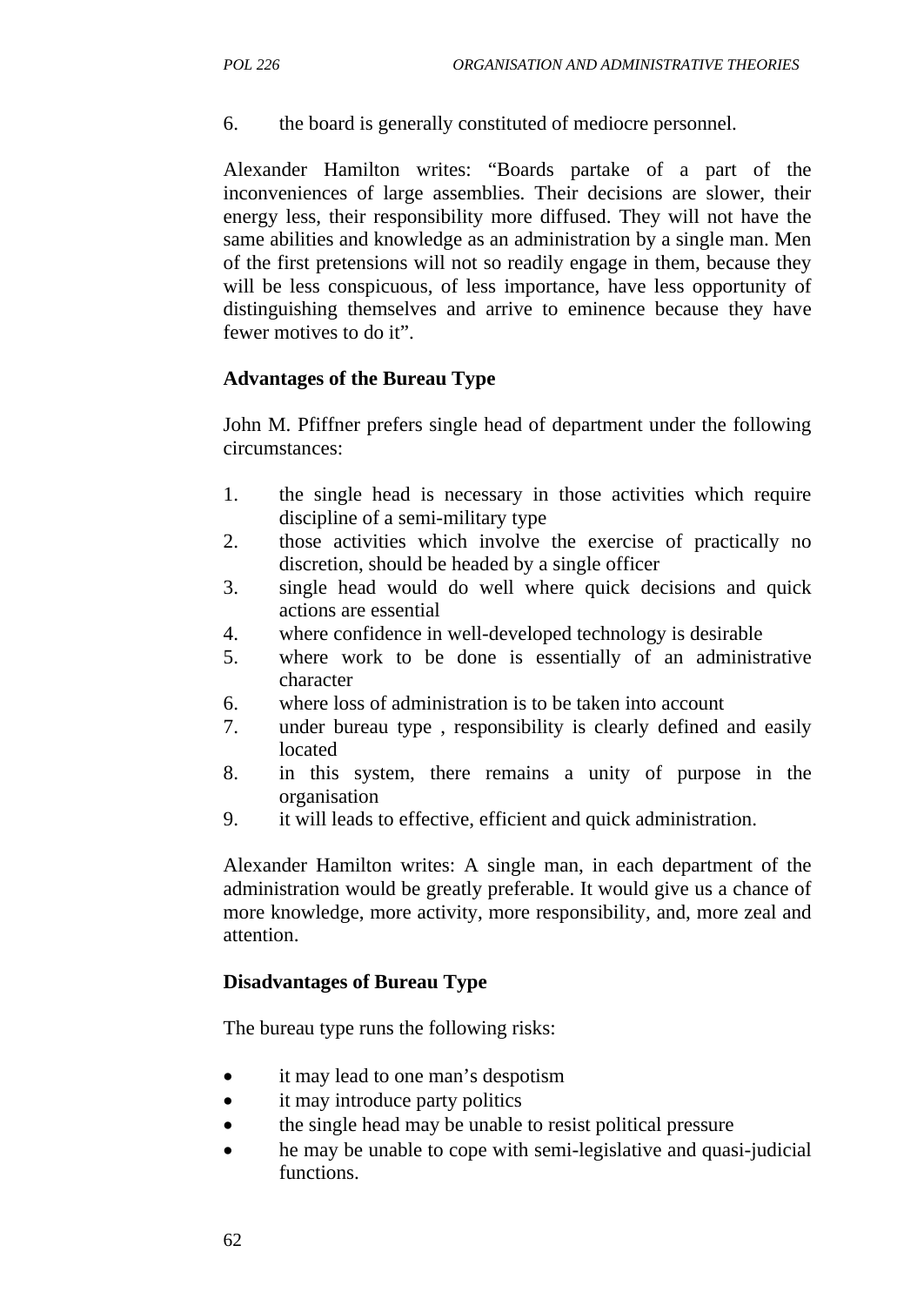6. the board is generally constituted of mediocre personnel.

Alexander Hamilton writes: “Boards partake of a part of the inconveniences of large assemblies. Their decisions are slower, their energy less, their responsibility more diffused. They will not have the same abilities and knowledge as an administration by a single man. Men of the first pretensions will not so readily engage in them, because they will be less conspicuous, of less importance, have less opportunity of distinguishing themselves and arrive to eminence because they have fewer motives to do it”.

**Advantages of the Bureau Type**

John M. Pfiffner prefers single head of department under the following circumstances:

1. the single head is necessary in those activities which require discipline of a semi-military type
2. those activities which involve the exercise of practically no discretion, should be headed by a single officer
3. single head would do well where quick decisions and quick actions are essential
4. where confidence in well-developed technology is desirable
5. where work to be done is essentially of an administrative character
6. where loss of administration is to be taken into account
7. under bureau type , responsibility is clearly defined and easily located
8. in this system, there remains a unity of purpose in the organisation
9. it will leads to effective, efficient and quick administration.

Alexander Hamilton writes: A single man, in each department of the administration would be greatly preferable. It would give us a chance of more knowledge, more activity, more responsibility, and, more zeal and attention.

**Disadvantages of Bureau Type**

The bureau type runs the following risks:

- it may lead to one man’s despotism
- it may introduce party politics
- the single head may be unable to resist political pressure
- he may be unable to cope with semi-legislative and quasi-judicial functions.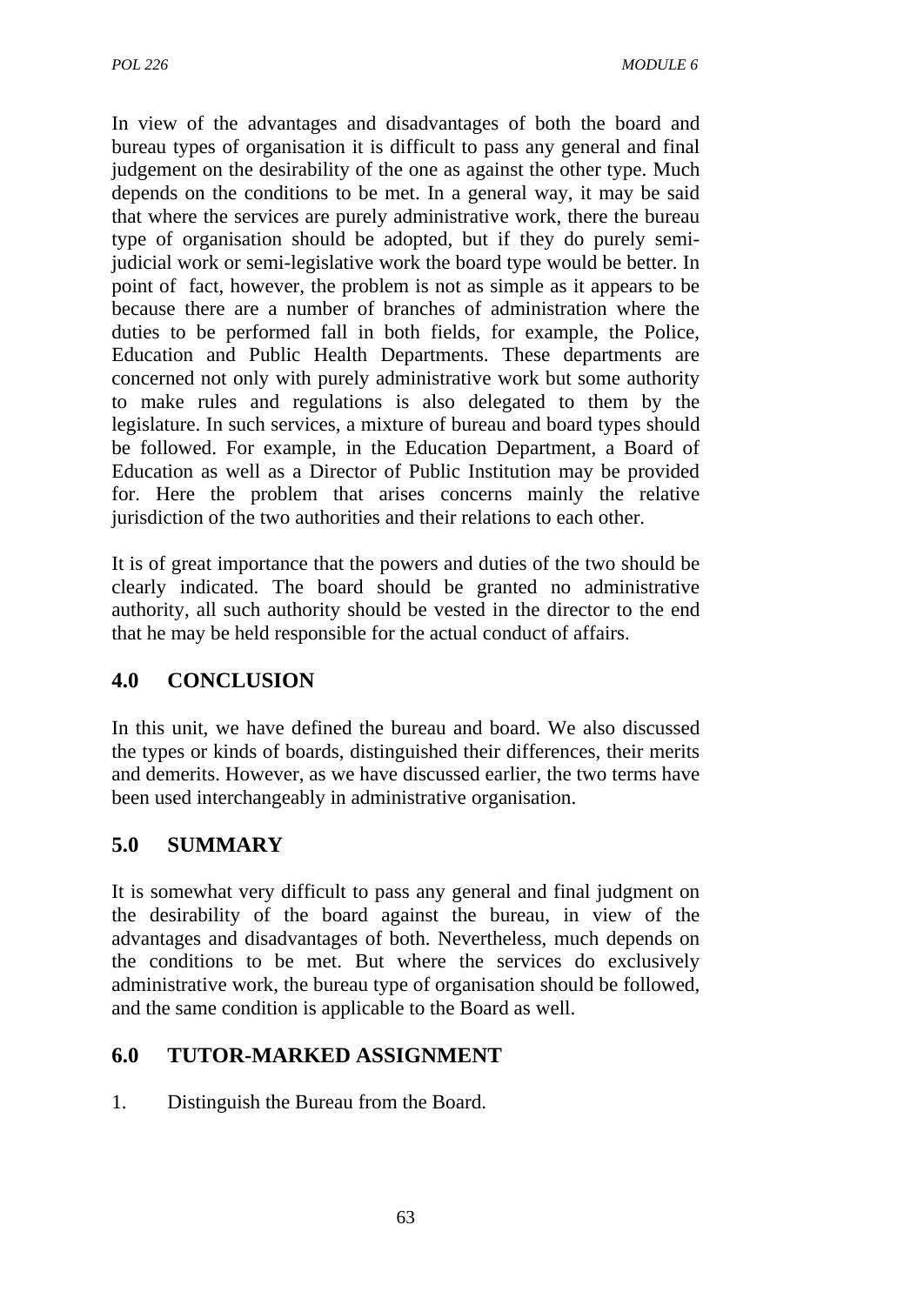In view of the advantages and disadvantages of both the board and bureau types of organisation it is difficult to pass any general and final judgement on the desirability of the one as against the other type. Much depends on the conditions to be met. In a general way, it may be said that where the services are purely administrative work, there the bureau type of organisation should be adopted, but if they do purely semi-judicial work or semi-legislative work the board type would be better. In point of fact, however, the problem is not as simple as it appears to be because there are a number of branches of administration where the duties to be performed fall in both fields, for example, the Police, Education and Public Health Departments. These departments are concerned not only with purely administrative work but some authority to make rules and regulations is also delegated to them by the legislature. In such services, a mixture of bureau and board types should be followed. For example, in the Education Department, a Board of Education as well as a Director of Public Institution may be provided for. Here the problem that arises concerns mainly the relative jurisdiction of the two authorities and their relations to each other.

It is of great importance that the powers and duties of the two should be clearly indicated. The board should be granted no administrative authority, all such authority should be vested in the director to the end that he may be held responsible for the actual conduct of affairs.

## 4.0 CONCLUSION

In this unit, we have defined the bureau and board. We also discussed the types or kinds of boards, distinguished their differences, their merits and demerits. However, as we have discussed earlier, the two terms have been used interchangeably in administrative organisation.

## 5.0 SUMMARY

It is somewhat very difficult to pass any general and final judgment on the desirability of the board against the bureau, in view of the advantages and disadvantages of both. Nevertheless, much depends on the conditions to be met. But where the services do exclusively administrative work, the bureau type of organisation should be followed, and the same condition is applicable to the Board as well.

## 6.0 TUTOR-MARKED ASSIGNMENT

1. Distinguish the Bureau from the Board.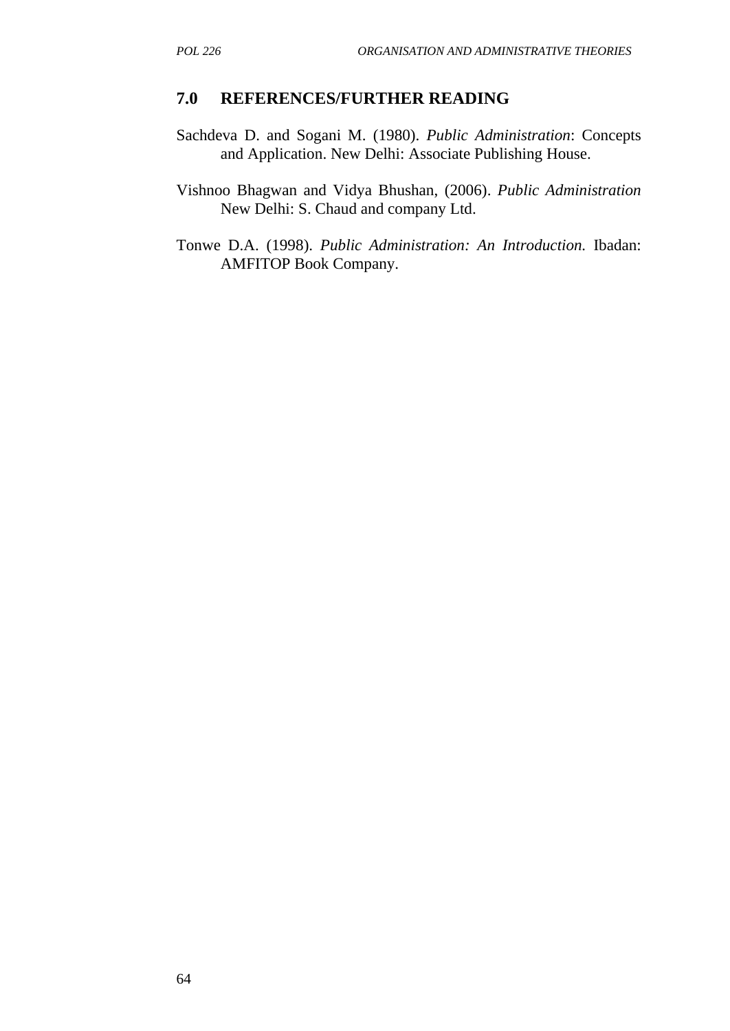## 7.0 REFERENCES/FURTHER READING

Sachdeva D. and Sogani M. (1980). *Public Administration*: Concepts and Application. New Delhi: Associate Publishing House.

Vishnoo Bhagwan and Vidya Bhushan, (2006). *Public Administration* New Delhi: S. Chaud and company Ltd.

Tonwe D.A. (1998). *Public Administration: An Introduction.* Ibadan: AMFITOP Book Company.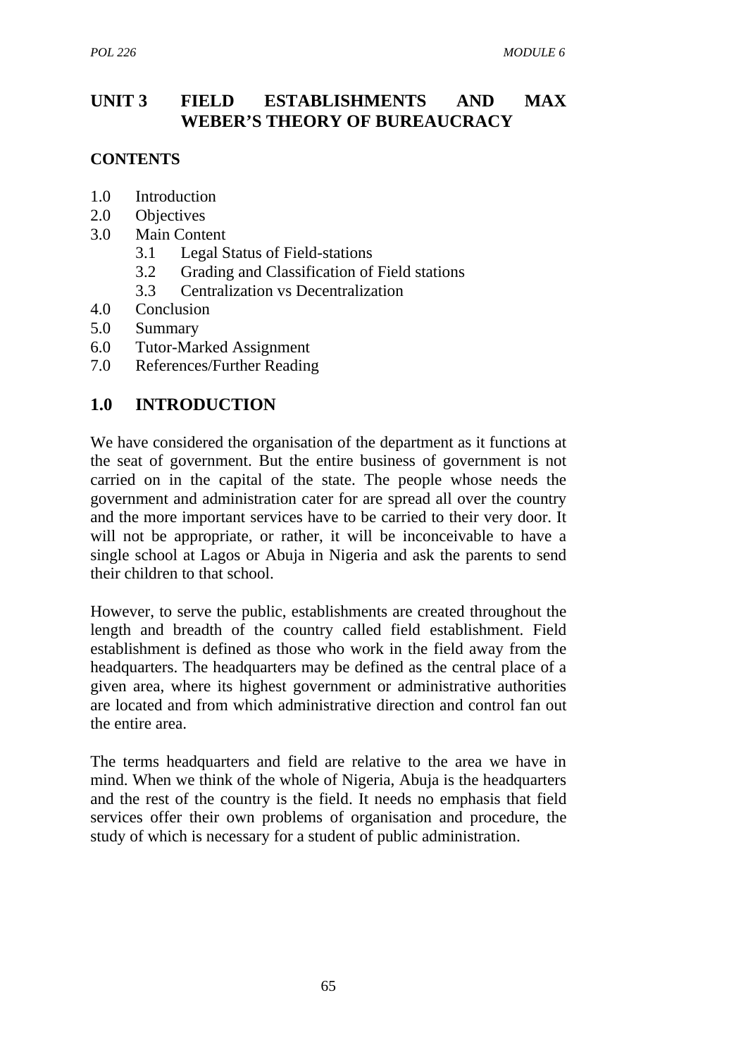# UNIT 3 FIELD ESTABLISHMENTS AND MAX WEBER'S THEORY OF BUREAUCRACY

**CONTENTS**

1.0 Introduction
2.0 Objectives
3.0 Main Content
 3.1 Legal Status of Field-stations
 3.2 Grading and Classification of Field stations
 3.3 Centralization vs Decentralization
4.0 Conclusion
5.0 Summary
6.0 Tutor-Marked Assignment
7.0 References/Further Reading

## 1.0 INTRODUCTION

We have considered the organisation of the department as it functions at the seat of government. But the entire business of government is not carried on in the capital of the state. The people whose needs the government and administration cater for are spread all over the country and the more important services have to be carried to their very door. It will not be appropriate, or rather, it will be inconceivable to have a single school at Lagos or Abuja in Nigeria and ask the parents to send their children to that school.

However, to serve the public, establishments are created throughout the length and breadth of the country called field establishment. Field establishment is defined as those who work in the field away from the headquarters. The headquarters may be defined as the central place of a given area, where its highest government or administrative authorities are located and from which administrative direction and control fan out the entire area.

The terms headquarters and field are relative to the area we have in mind. When we think of the whole of Nigeria, Abuja is the headquarters and the rest of the country is the field. It needs no emphasis that field services offer their own problems of organisation and procedure, the study of which is necessary for a student of public administration.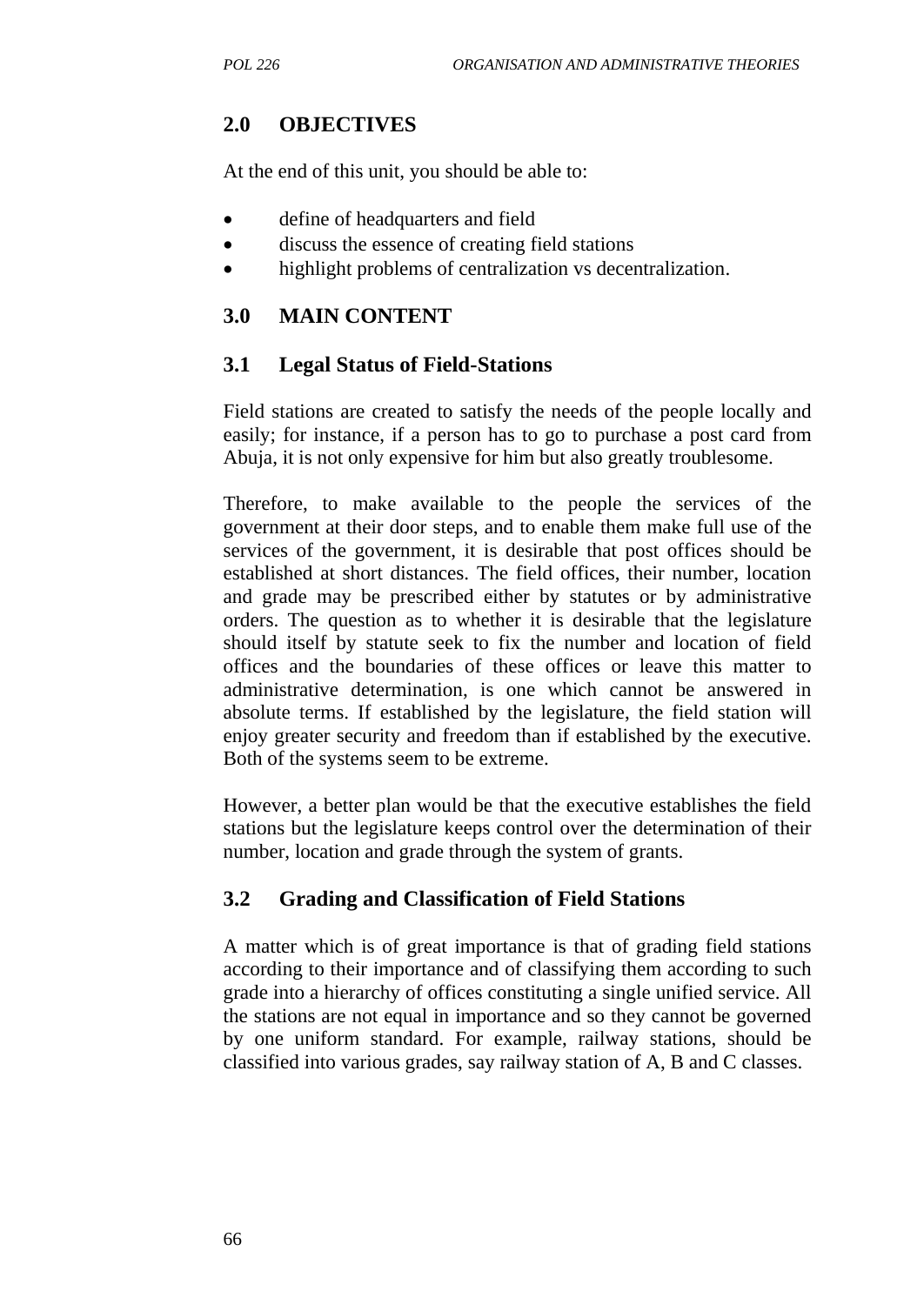## 2.0 OBJECTIVES

At the end of this unit, you should be able to:

- define of headquarters and field
- discuss the essence of creating field stations
- highlight problems of centralization vs decentralization.

## 3.0 MAIN CONTENT

### 3.1 Legal Status of Field-Stations

Field stations are created to satisfy the needs of the people locally and easily; for instance, if a person has to go to purchase a post card from Abuja, it is not only expensive for him but also greatly troublesome.

Therefore, to make available to the people the services of the government at their door steps, and to enable them make full use of the services of the government, it is desirable that post offices should be established at short distances. The field offices, their number, location and grade may be prescribed either by statutes or by administrative orders. The question as to whether it is desirable that the legislature should itself by statute seek to fix the number and location of field offices and the boundaries of these offices or leave this matter to administrative determination, is one which cannot be answered in absolute terms. If established by the legislature, the field station will enjoy greater security and freedom than if established by the executive. Both of the systems seem to be extreme.

However, a better plan would be that the executive establishes the field stations but the legislature keeps control over the determination of their number, location and grade through the system of grants.

### 3.2 Grading and Classification of Field Stations

A matter which is of great importance is that of grading field stations according to their importance and of classifying them according to such grade into a hierarchy of offices constituting a single unified service. All the stations are not equal in importance and so they cannot be governed by one uniform standard. For example, railway stations, should be classified into various grades, say railway station of A, B and C classes.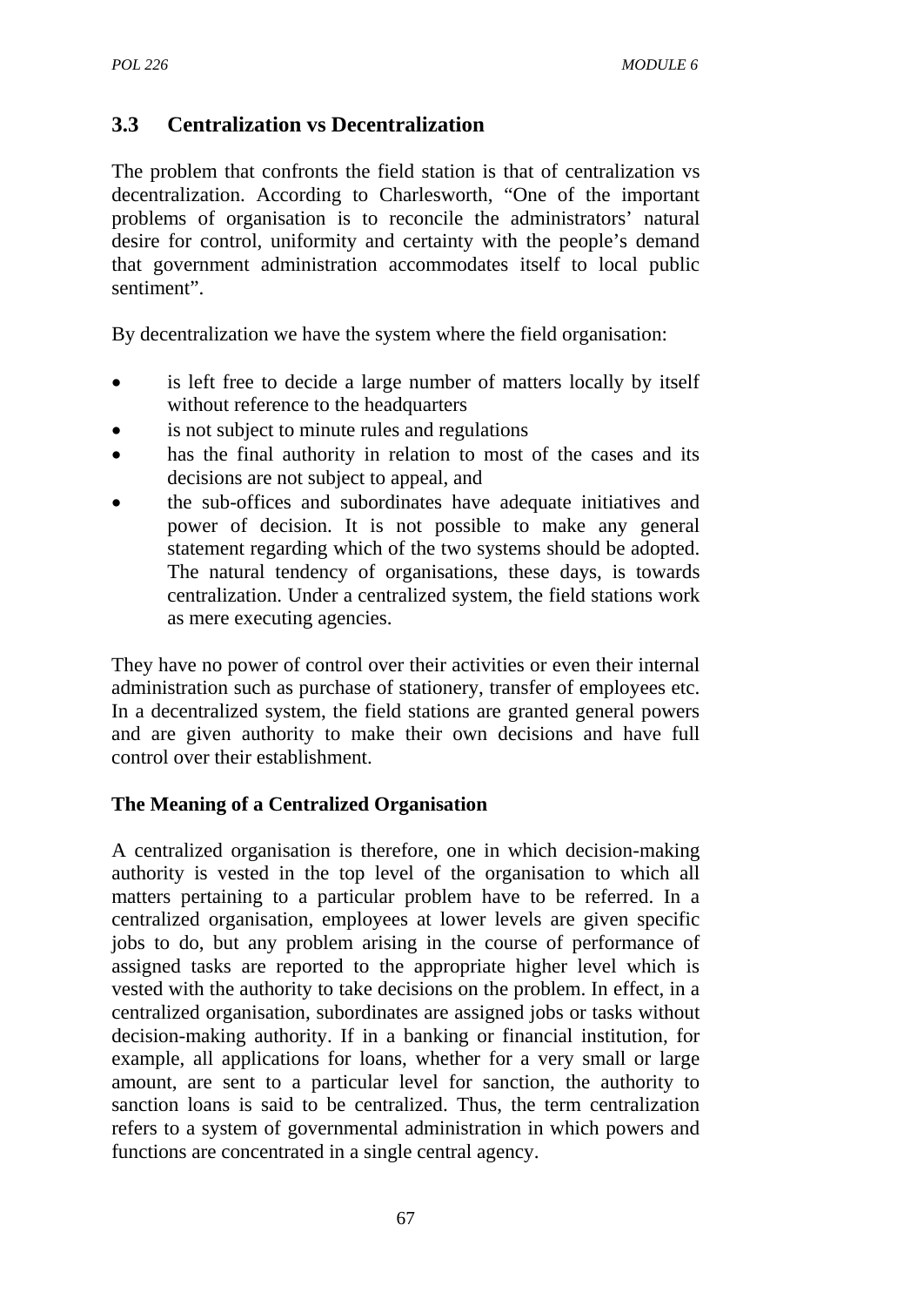## 3.3 Centralization vs Decentralization

The problem that confronts the field station is that of centralization vs decentralization. According to Charlesworth, "One of the important problems of organisation is to reconcile the administrators' natural desire for control, uniformity and certainty with the people's demand that government administration accommodates itself to local public sentiment".

By decentralization we have the system where the field organisation:

- is left free to decide a large number of matters locally by itself without reference to the headquarters
- is not subject to minute rules and regulations
- has the final authority in relation to most of the cases and its decisions are not subject to appeal, and
- the sub-offices and subordinates have adequate initiatives and power of decision. It is not possible to make any general statement regarding which of the two systems should be adopted. The natural tendency of organisations, these days, is towards centralization. Under a centralized system, the field stations work as mere executing agencies.

They have no power of control over their activities or even their internal administration such as purchase of stationery, transfer of employees etc. In a decentralized system, the field stations are granted general powers and are given authority to make their own decisions and have full control over their establishment.

**The Meaning of a Centralized Organisation**

A centralized organisation is therefore, one in which decision-making authority is vested in the top level of the organisation to which all matters pertaining to a particular problem have to be referred. In a centralized organisation, employees at lower levels are given specific jobs to do, but any problem arising in the course of performance of assigned tasks are reported to the appropriate higher level which is vested with the authority to take decisions on the problem. In effect, in a centralized organisation, subordinates are assigned jobs or tasks without decision-making authority. If in a banking or financial institution, for example, all applications for loans, whether for a very small or large amount, are sent to a particular level for sanction, the authority to sanction loans is said to be centralized. Thus, the term centralization refers to a system of governmental administration in which powers and functions are concentrated in a single central agency.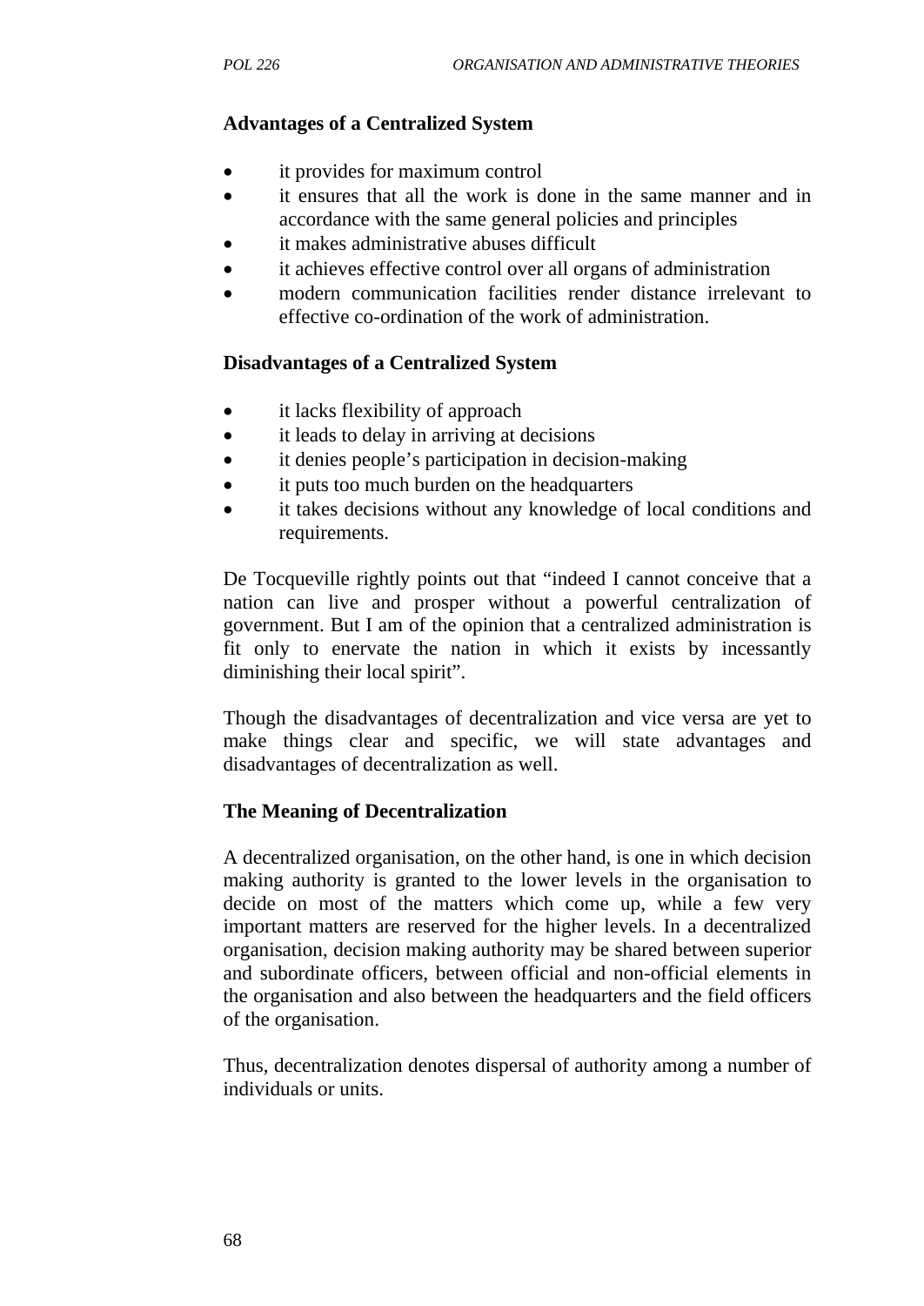**Advantages of a Centralized System**

- it provides for maximum control
- it ensures that all the work is done in the same manner and in accordance with the same general policies and principles
- it makes administrative abuses difficult
- it achieves effective control over all organs of administration
- modern communication facilities render distance irrelevant to effective co-ordination of the work of administration.

**Disadvantages of a Centralized System**

- it lacks flexibility of approach
- it leads to delay in arriving at decisions
- it denies people's participation in decision-making
- it puts too much burden on the headquarters
- it takes decisions without any knowledge of local conditions and requirements.

De Tocqueville rightly points out that "indeed I cannot conceive that a nation can live and prosper without a powerful centralization of government. But I am of the opinion that a centralized administration is fit only to enervate the nation in which it exists by incessantly diminishing their local spirit".

Though the disadvantages of decentralization and vice versa are yet to make things clear and specific, we will state advantages and disadvantages of decentralization as well.

**The Meaning of Decentralization**

A decentralized organisation, on the other hand, is one in which decision making authority is granted to the lower levels in the organisation to decide on most of the matters which come up, while a few very important matters are reserved for the higher levels. In a decentralized organisation, decision making authority may be shared between superior and subordinate officers, between official and non-official elements in the organisation and also between the headquarters and the field officers of the organisation.

Thus, decentralization denotes dispersal of authority among a number of individuals or units.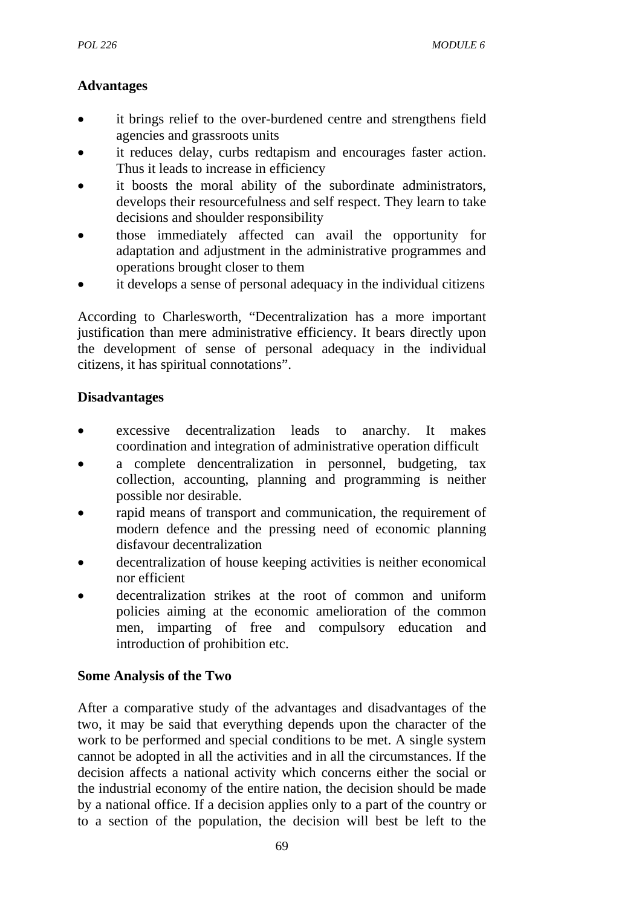**Advantages**

- it brings relief to the over-burdened centre and strengthens field agencies and grassroots units
- it reduces delay, curbs redtapism and encourages faster action. Thus it leads to increase in efficiency
- it boosts the moral ability of the subordinate administrators, develops their resourcefulness and self respect. They learn to take decisions and shoulder responsibility
- those immediately affected can avail the opportunity for adaptation and adjustment in the administrative programmes and operations brought closer to them
- it develops a sense of personal adequacy in the individual citizens

According to Charlesworth, “Decentralization has a more important justification than mere administrative efficiency. It bears directly upon the development of sense of personal adequacy in the individual citizens, it has spiritual connotations”.

**Disadvantages**

- excessive decentralization leads to anarchy. It makes coordination and integration of administrative operation difficult
- a complete dencentralization in personnel, budgeting, tax collection, accounting, planning and programming is neither possible nor desirable.
- rapid means of transport and communication, the requirement of modern defence and the pressing need of economic planning disfavour decentralization
- decentralization of house keeping activities is neither economical nor efficient
- decentralization strikes at the root of common and uniform policies aiming at the economic amelioration of the common men, imparting of free and compulsory education and introduction of prohibition etc.

**Some Analysis of the Two**

After a comparative study of the advantages and disadvantages of the two, it may be said that everything depends upon the character of the work to be performed and special conditions to be met. A single system cannot be adopted in all the activities and in all the circumstances. If the decision affects a national activity which concerns either the social or the industrial economy of the entire nation, the decision should be made by a national office. If a decision applies only to a part of the country or to a section of the population, the decision will best be left to the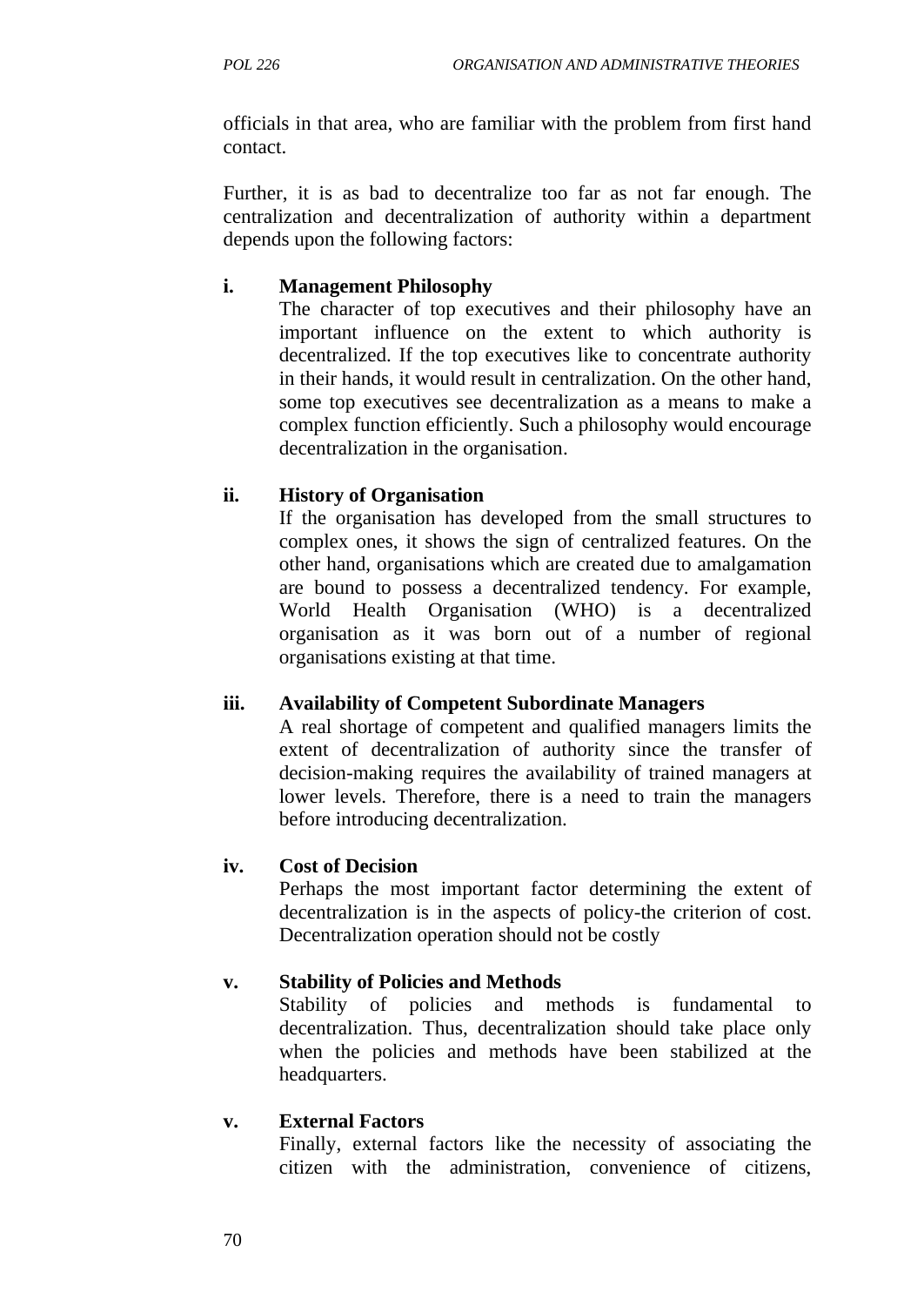officials in that area, who are familiar with the problem from first hand contact.

Further, it is as bad to decentralize too far as not far enough. The centralization and decentralization of authority within a department depends upon the following factors:

**i. Management Philosophy**

The character of top executives and their philosophy have an important influence on the extent to which authority is decentralized. If the top executives like to concentrate authority in their hands, it would result in centralization. On the other hand, some top executives see decentralization as a means to make a complex function efficiently. Such a philosophy would encourage decentralization in the organisation.

**ii. History of Organisation**

If the organisation has developed from the small structures to complex ones, it shows the sign of centralized features. On the other hand, organisations which are created due to amalgamation are bound to possess a decentralized tendency. For example, World Health Organisation (WHO) is a decentralized organisation as it was born out of a number of regional organisations existing at that time.

**iii. Availability of Competent Subordinate Managers**

A real shortage of competent and qualified managers limits the extent of decentralization of authority since the transfer of decision-making requires the availability of trained managers at lower levels. Therefore, there is a need to train the managers before introducing decentralization.

**iv. Cost of Decision**

Perhaps the most important factor determining the extent of decentralization is in the aspects of policy-the criterion of cost. Decentralization operation should not be costly

**v. Stability of Policies and Methods**

Stability of policies and methods is fundamental to decentralization. Thus, decentralization should take place only when the policies and methods have been stabilized at the headquarters.

**v. External Factors**

Finally, external factors like the necessity of associating the citizen with the administration, convenience of citizens,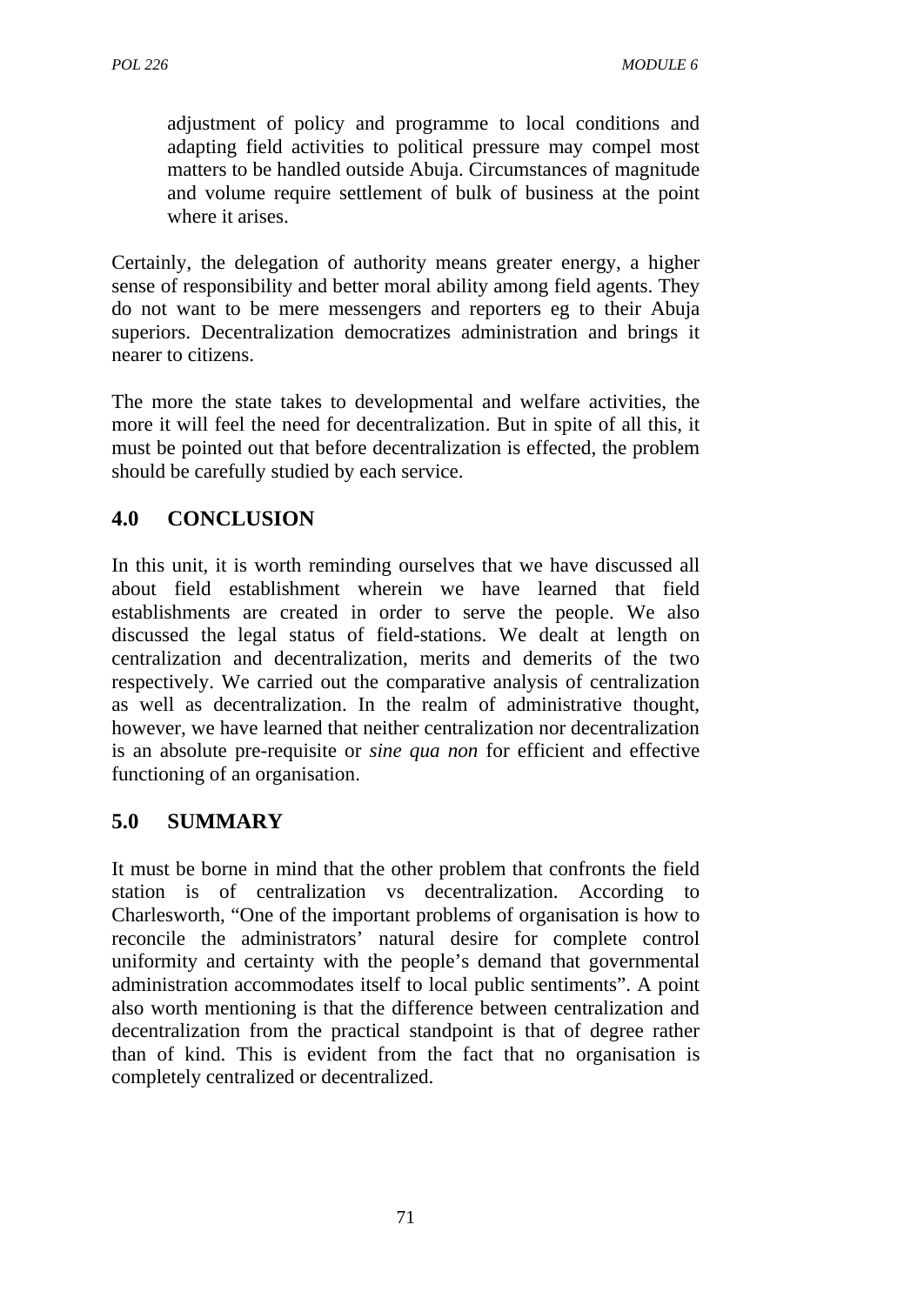adjustment of policy and programme to local conditions and adapting field activities to political pressure may compel most matters to be handled outside Abuja. Circumstances of magnitude and volume require settlement of bulk of business at the point where it arises.

Certainly, the delegation of authority means greater energy, a higher sense of responsibility and better moral ability among field agents. They do not want to be mere messengers and reporters eg to their Abuja superiors. Decentralization democratizes administration and brings it nearer to citizens.

The more the state takes to developmental and welfare activities, the more it will feel the need for decentralization. But in spite of all this, it must be pointed out that before decentralization is effected, the problem should be carefully studied by each service.

## 4.0 CONCLUSION

In this unit, it is worth reminding ourselves that we have discussed all about field establishment wherein we have learned that field establishments are created in order to serve the people. We also discussed the legal status of field-stations. We dealt at length on centralization and decentralization, merits and demerits of the two respectively. We carried out the comparative analysis of centralization as well as decentralization. In the realm of administrative thought, however, we have learned that neither centralization nor decentralization is an absolute pre-requisite or *sine qua non* for efficient and effective functioning of an organisation.

## 5.0 SUMMARY

It must be borne in mind that the other problem that confronts the field station is of centralization vs decentralization. According to Charlesworth, "One of the important problems of organisation is how to reconcile the administrators' natural desire for complete control uniformity and certainty with the people's demand that governmental administration accommodates itself to local public sentiments". A point also worth mentioning is that the difference between centralization and decentralization from the practical standpoint is that of degree rather than of kind. This is evident from the fact that no organisation is completely centralized or decentralized.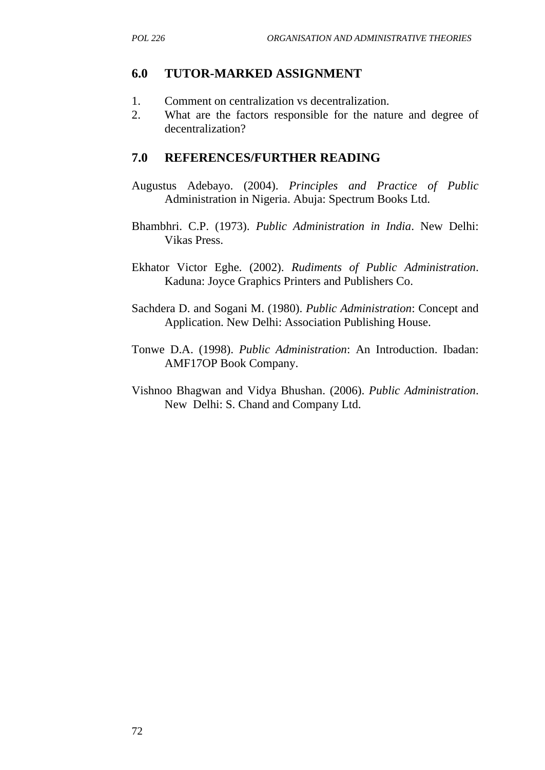## 6.0 TUTOR-MARKED ASSIGNMENT

1. Comment on centralization vs decentralization.
2. What are the factors responsible for the nature and degree of decentralization?

## 7.0 REFERENCES/FURTHER READING

Augustus Adebayo. (2004). *Principles and Practice of Public* Administration in Nigeria. Abuja: Spectrum Books Ltd.

Bhambhri. C.P. (1973). *Public Administration in India*. New Delhi: Vikas Press.

Ekhator Victor Eghe. (2002). *Rudiments of Public Administration*. Kaduna: Joyce Graphics Printers and Publishers Co.

Sachdera D. and Sogani M. (1980). *Public Administration*: Concept and Application. New Delhi: Association Publishing House.

Tonwe D.A. (1998). *Public Administration*: An Introduction. Ibadan: AMF17OP Book Company.

Vishnoo Bhagwan and Vidya Bhushan. (2006). *Public Administration*. New Delhi: S. Chand and Company Ltd.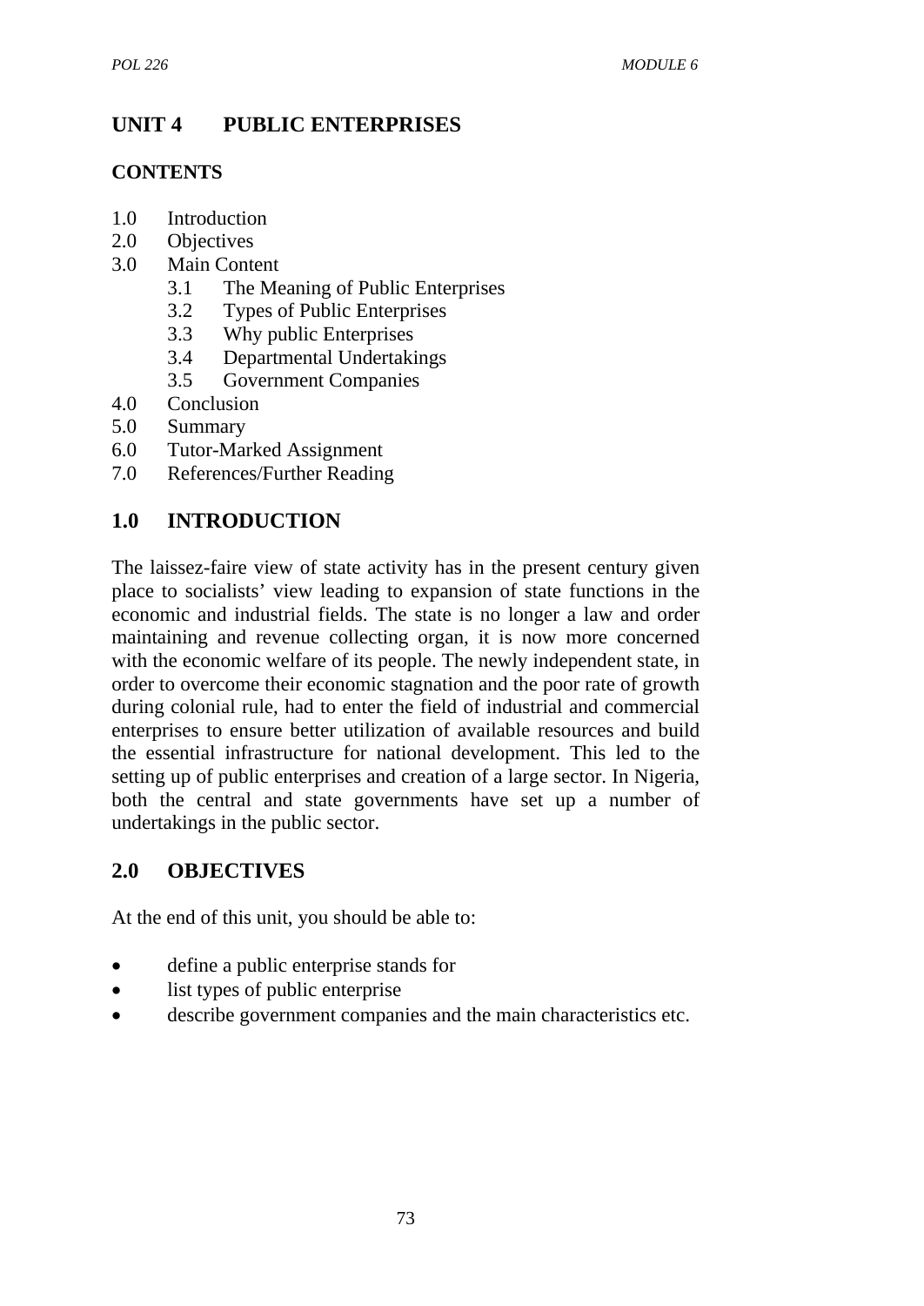## UNIT 4 PUBLIC ENTERPRISES

### CONTENTS

1.0 Introduction
2.0 Objectives
3.0 Main Content
  3.1 The Meaning of Public Enterprises
  3.2 Types of Public Enterprises
  3.3 Why public Enterprises
  3.4 Departmental Undertakings
  3.5 Government Companies
4.0 Conclusion
5.0 Summary
6.0 Tutor-Marked Assignment
7.0 References/Further Reading

### 1.0 INTRODUCTION

The laissez-faire view of state activity has in the present century given place to socialists' view leading to expansion of state functions in the economic and industrial fields. The state is no longer a law and order maintaining and revenue collecting organ, it is now more concerned with the economic welfare of its people. The newly independent state, in order to overcome their economic stagnation and the poor rate of growth during colonial rule, had to enter the field of industrial and commercial enterprises to ensure better utilization of available resources and build the essential infrastructure for national development. This led to the setting up of public enterprises and creation of a large sector. In Nigeria, both the central and state governments have set up a number of undertakings in the public sector.

### 2.0 OBJECTIVES

At the end of this unit, you should be able to:

- define a public enterprise stands for
- list types of public enterprise
- describe government companies and the main characteristics etc.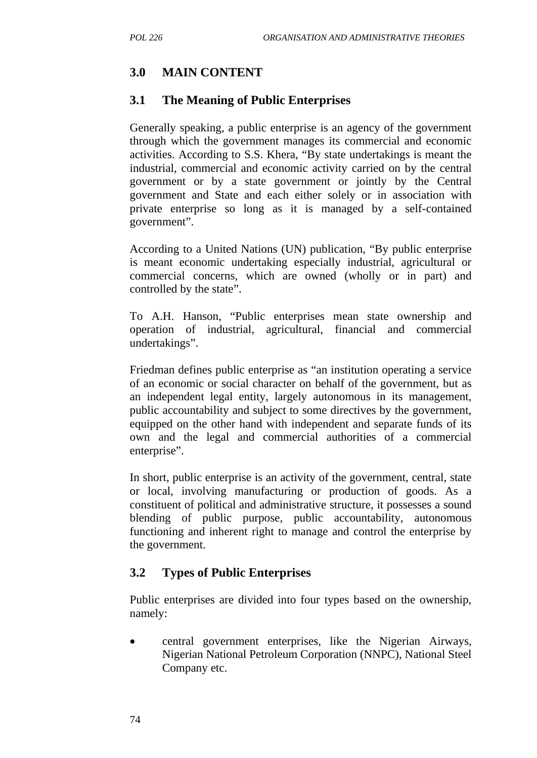## 3.0 MAIN CONTENT

### 3.1 The Meaning of Public Enterprises

Generally speaking, a public enterprise is an agency of the government through which the government manages its commercial and economic activities. According to S.S. Khera, "By state undertakings is meant the industrial, commercial and economic activity carried on by the central government or by a state government or jointly by the Central government and State and each either solely or in association with private enterprise so long as it is managed by a self-contained government".

According to a United Nations (UN) publication, "By public enterprise is meant economic undertaking especially industrial, agricultural or commercial concerns, which are owned (wholly or in part) and controlled by the state".

To A.H. Hanson, "Public enterprises mean state ownership and operation of industrial, agricultural, financial and commercial undertakings".

Friedman defines public enterprise as "an institution operating a service of an economic or social character on behalf of the government, but as an independent legal entity, largely autonomous in its management, public accountability and subject to some directives by the government, equipped on the other hand with independent and separate funds of its own and the legal and commercial authorities of a commercial enterprise".

In short, public enterprise is an activity of the government, central, state or local, involving manufacturing or production of goods. As a constituent of political and administrative structure, it possesses a sound blending of public purpose, public accountability, autonomous functioning and inherent right to manage and control the enterprise by the government.

### 3.2 Types of Public Enterprises

Public enterprises are divided into four types based on the ownership, namely:

- central government enterprises, like the Nigerian Airways, Nigerian National Petroleum Corporation (NNPC), National Steel Company etc.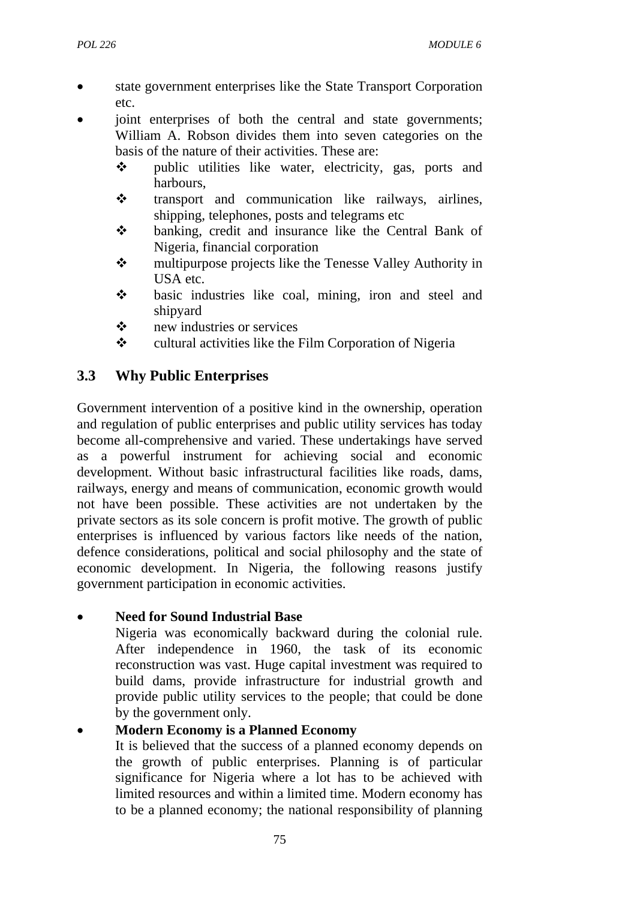- state government enterprises like the State Transport Corporation etc.
- joint enterprises of both the central and state governments; William A. Robson divides them into seven categories on the basis of the nature of their activities. These are:
  - public utilities like water, electricity, gas, ports and harbours,
  - transport and communication like railways, airlines, shipping, telephones, posts and telegrams etc
  - banking, credit and insurance like the Central Bank of Nigeria, financial corporation
  - multipurpose projects like the Tenesse Valley Authority in USA etc.
  - basic industries like coal, mining, iron and steel and shipyard
  - new industries or services
  - cultural activities like the Film Corporation of Nigeria

## 3.3 Why Public Enterprises

Government intervention of a positive kind in the ownership, operation and regulation of public enterprises and public utility services has today become all-comprehensive and varied. These undertakings have served as a powerful instrument for achieving social and economic development. Without basic infrastructural facilities like roads, dams, railways, energy and means of communication, economic growth would not have been possible. These activities are not undertaken by the private sectors as its sole concern is profit motive. The growth of public enterprises is influenced by various factors like needs of the nation, defence considerations, political and social philosophy and the state of economic development. In Nigeria, the following reasons justify government participation in economic activities.

- **Need for Sound Industrial Base**
  Nigeria was economically backward during the colonial rule. After independence in 1960, the task of its economic reconstruction was vast. Huge capital investment was required to build dams, provide infrastructure for industrial growth and provide public utility services to the people; that could be done by the government only.
- **Modern Economy is a Planned Economy**
  It is believed that the success of a planned economy depends on the growth of public enterprises. Planning is of particular significance for Nigeria where a lot has to be achieved with limited resources and within a limited time. Modern economy has to be a planned economy; the national responsibility of planning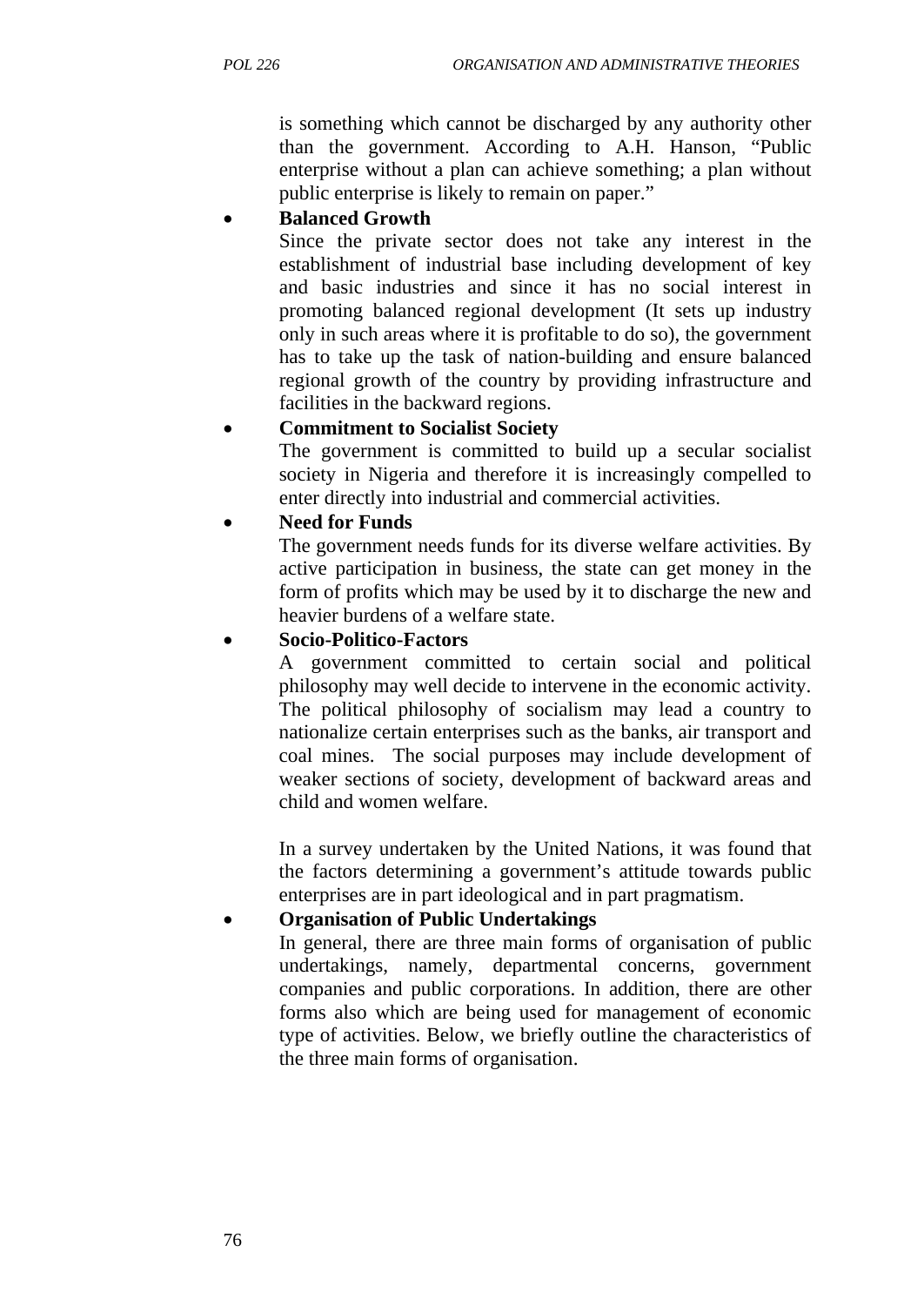is something which cannot be discharged by any authority other than the government. According to A.H. Hanson, "Public enterprise without a plan can achieve something; a plan without public enterprise is likely to remain on paper."

- **Balanced Growth**
  Since the private sector does not take any interest in the establishment of industrial base including development of key and basic industries and since it has no social interest in promoting balanced regional development (It sets up industry only in such areas where it is profitable to do so), the government has to take up the task of nation-building and ensure balanced regional growth of the country by providing infrastructure and facilities in the backward regions.

- **Commitment to Socialist Society**
  The government is committed to build up a secular socialist society in Nigeria and therefore it is increasingly compelled to enter directly into industrial and commercial activities.

- **Need for Funds**
  The government needs funds for its diverse welfare activities. By active participation in business, the state can get money in the form of profits which may be used by it to discharge the new and heavier burdens of a welfare state.

- **Socio-Politico-Factors**
  A government committed to certain social and political philosophy may well decide to intervene in the economic activity. The political philosophy of socialism may lead a country to nationalize certain enterprises such as the banks, air transport and coal mines. The social purposes may include development of weaker sections of society, development of backward areas and child and women welfare.

  In a survey undertaken by the United Nations, it was found that the factors determining a government's attitude towards public enterprises are in part ideological and in part pragmatism.

- **Organisation of Public Undertakings**
  In general, there are three main forms of organisation of public undertakings, namely, departmental concerns, government companies and public corporations. In addition, there are other forms also which are being used for management of economic type of activities. Below, we briefly outline the characteristics of the three main forms of organisation.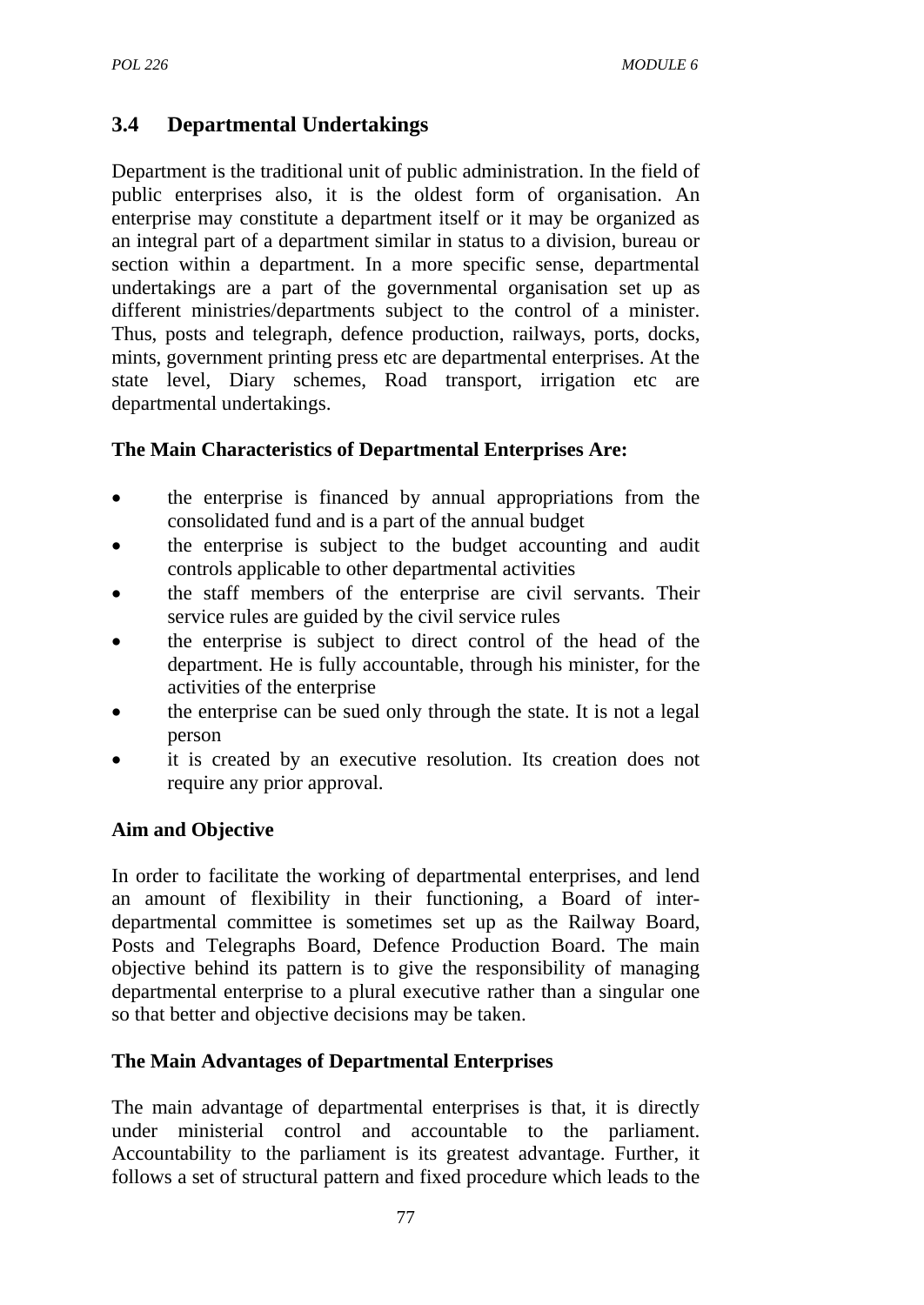## 3.4 Departmental Undertakings

Department is the traditional unit of public administration. In the field of public enterprises also, it is the oldest form of organisation. An enterprise may constitute a department itself or it may be organized as an integral part of a department similar in status to a division, bureau or section within a department. In a more specific sense, departmental undertakings are a part of the governmental organisation set up as different ministries/departments subject to the control of a minister. Thus, posts and telegraph, defence production, railways, ports, docks, mints, government printing press etc are departmental enterprises. At the state level, Diary schemes, Road transport, irrigation etc are departmental undertakings.

**The Main Characteristics of Departmental Enterprises Are:**

- the enterprise is financed by annual appropriations from the consolidated fund and is a part of the annual budget
- the enterprise is subject to the budget accounting and audit controls applicable to other departmental activities
- the staff members of the enterprise are civil servants. Their service rules are guided by the civil service rules
- the enterprise is subject to direct control of the head of the department. He is fully accountable, through his minister, for the activities of the enterprise
- the enterprise can be sued only through the state. It is not a legal person
- it is created by an executive resolution. Its creation does not require any prior approval.

**Aim and Objective**

In order to facilitate the working of departmental enterprises, and lend an amount of flexibility in their functioning, a Board of inter-departmental committee is sometimes set up as the Railway Board, Posts and Telegraphs Board, Defence Production Board. The main objective behind its pattern is to give the responsibility of managing departmental enterprise to a plural executive rather than a singular one so that better and objective decisions may be taken.

**The Main Advantages of Departmental Enterprises**

The main advantage of departmental enterprises is that, it is directly under ministerial control and accountable to the parliament. Accountability to the parliament is its greatest advantage. Further, it follows a set of structural pattern and fixed procedure which leads to the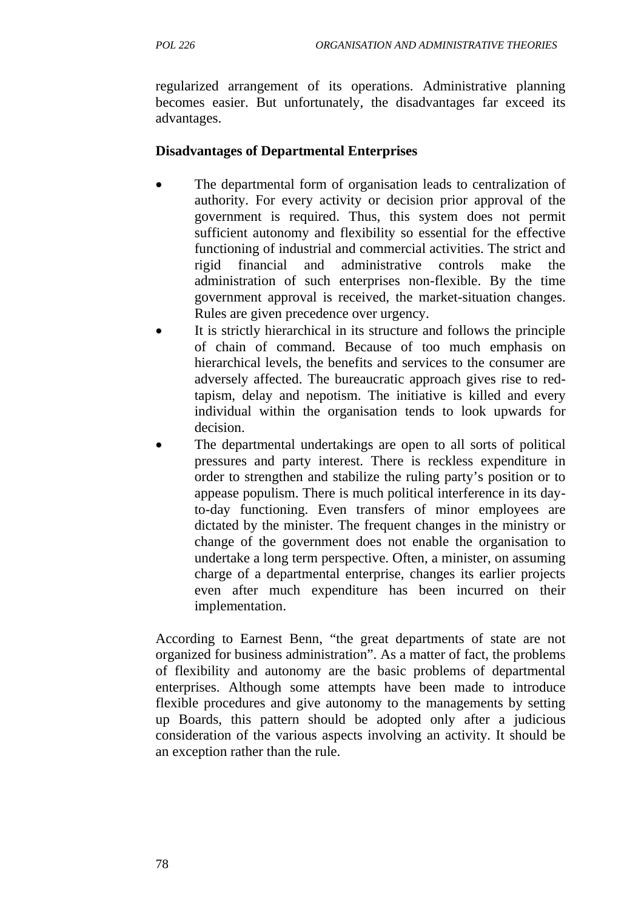regularized arrangement of its operations. Administrative planning becomes easier. But unfortunately, the disadvantages far exceed its advantages.

**Disadvantages of Departmental Enterprises**

- The departmental form of organisation leads to centralization of authority. For every activity or decision prior approval of the government is required. Thus, this system does not permit sufficient autonomy and flexibility so essential for the effective functioning of industrial and commercial activities. The strict and rigid financial and administrative controls make the administration of such enterprises non-flexible. By the time government approval is received, the market-situation changes. Rules are given precedence over urgency.
- It is strictly hierarchical in its structure and follows the principle of chain of command. Because of too much emphasis on hierarchical levels, the benefits and services to the consumer are adversely affected. The bureaucratic approach gives rise to red-tapism, delay and nepotism. The initiative is killed and every individual within the organisation tends to look upwards for decision.
- The departmental undertakings are open to all sorts of political pressures and party interest. There is reckless expenditure in order to strengthen and stabilize the ruling party's position or to appease populism. There is much political interference in its day-to-day functioning. Even transfers of minor employees are dictated by the minister. The frequent changes in the ministry or change of the government does not enable the organisation to undertake a long term perspective. Often, a minister, on assuming charge of a departmental enterprise, changes its earlier projects even after much expenditure has been incurred on their implementation.

According to Earnest Benn, "the great departments of state are not organized for business administration". As a matter of fact, the problems of flexibility and autonomy are the basic problems of departmental enterprises. Although some attempts have been made to introduce flexible procedures and give autonomy to the managements by setting up Boards, this pattern should be adopted only after a judicious consideration of the various aspects involving an activity. It should be an exception rather than the rule.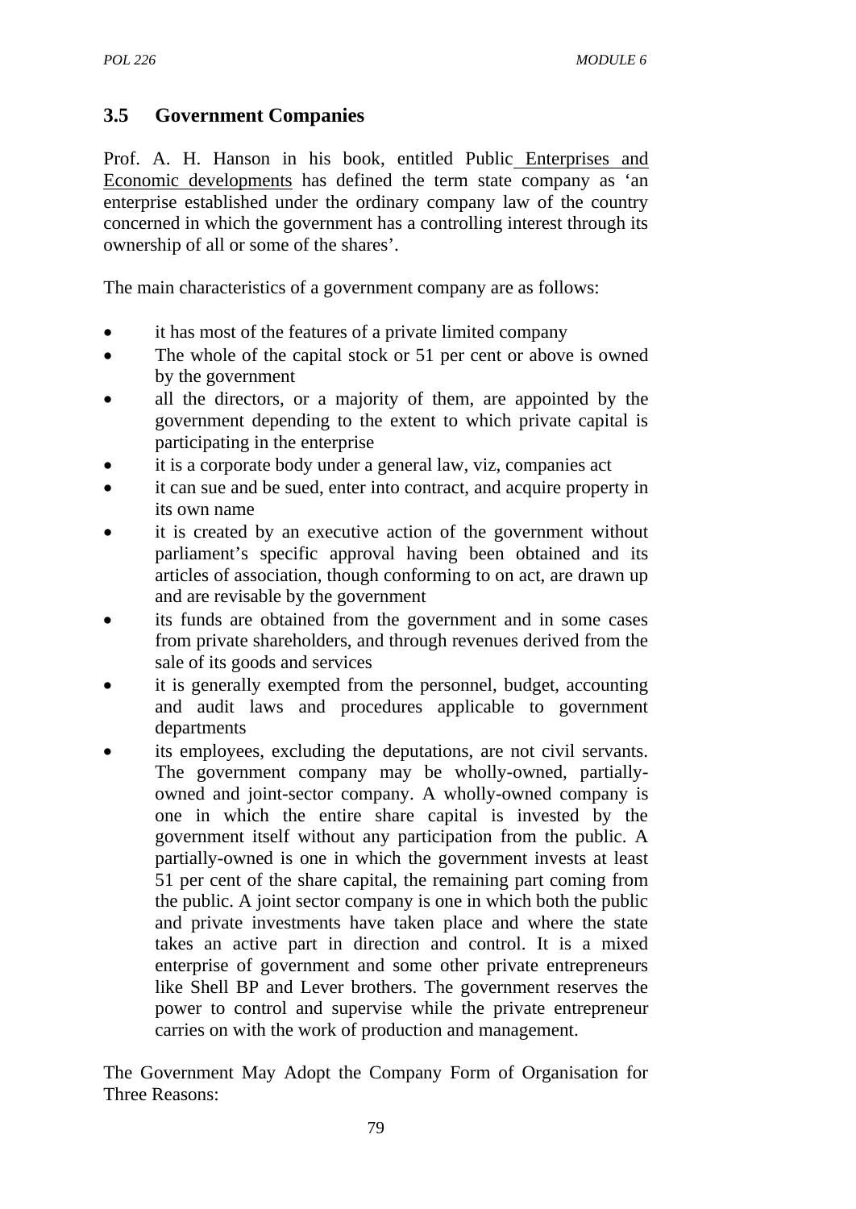### 3.5 Government Companies

Prof. A. H. Hanson in his book, entitled Public Enterprises and Economic developments has defined the term state company as 'an enterprise established under the ordinary company law of the country concerned in which the government has a controlling interest through its ownership of all or some of the shares'.

The main characteristics of a government company are as follows:

- it has most of the features of a private limited company
- The whole of the capital stock or 51 per cent or above is owned by the government
- all the directors, or a majority of them, are appointed by the government depending to the extent to which private capital is participating in the enterprise
- it is a corporate body under a general law, viz, companies act
- it can sue and be sued, enter into contract, and acquire property in its own name
- it is created by an executive action of the government without parliament's specific approval having been obtained and its articles of association, though conforming to on act, are drawn up and are revisable by the government
- its funds are obtained from the government and in some cases from private shareholders, and through revenues derived from the sale of its goods and services
- it is generally exempted from the personnel, budget, accounting and audit laws and procedures applicable to government departments
- its employees, excluding the deputations, are not civil servants. The government company may be wholly-owned, partially-owned and joint-sector company. A wholly-owned company is one in which the entire share capital is invested by the government itself without any participation from the public. A partially-owned is one in which the government invests at least 51 per cent of the share capital, the remaining part coming from the public. A joint sector company is one in which both the public and private investments have taken place and where the state takes an active part in direction and control. It is a mixed enterprise of government and some other private entrepreneurs like Shell BP and Lever brothers. The government reserves the power to control and supervise while the private entrepreneur carries on with the work of production and management.

The Government May Adopt the Company Form of Organisation for Three Reasons: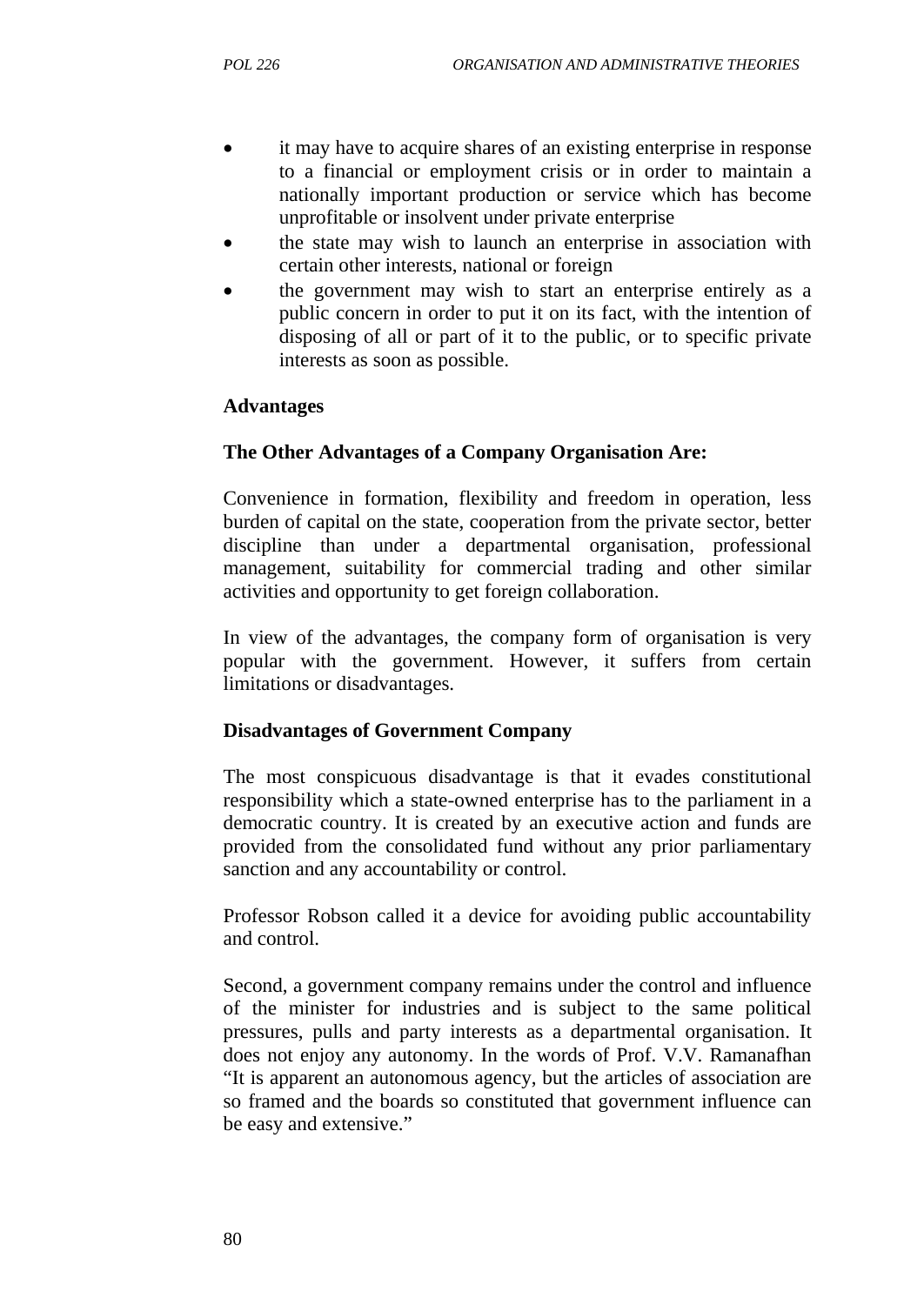- it may have to acquire shares of an existing enterprise in response to a financial or employment crisis or in order to maintain a nationally important production or service which has become unprofitable or insolvent under private enterprise
- the state may wish to launch an enterprise in association with certain other interests, national or foreign
- the government may wish to start an enterprise entirely as a public concern in order to put it on its fact, with the intention of disposing of all or part of it to the public, or to specific private interests as soon as possible.

**Advantages**

**The Other Advantages of a Company Organisation Are:**

Convenience in formation, flexibility and freedom in operation, less burden of capital on the state, cooperation from the private sector, better discipline than under a departmental organisation, professional management, suitability for commercial trading and other similar activities and opportunity to get foreign collaboration.

In view of the advantages, the company form of organisation is very popular with the government. However, it suffers from certain limitations or disadvantages.

**Disadvantages of Government Company**

The most conspicuous disadvantage is that it evades constitutional responsibility which a state-owned enterprise has to the parliament in a democratic country. It is created by an executive action and funds are provided from the consolidated fund without any prior parliamentary sanction and any accountability or control.

Professor Robson called it a device for avoiding public accountability and control.

Second, a government company remains under the control and influence of the minister for industries and is subject to the same political pressures, pulls and party interests as a departmental organisation. It does not enjoy any autonomy. In the words of Prof. V.V. Ramanafhan "It is apparent an autonomous agency, but the articles of association are so framed and the boards so constituted that government influence can be easy and extensive."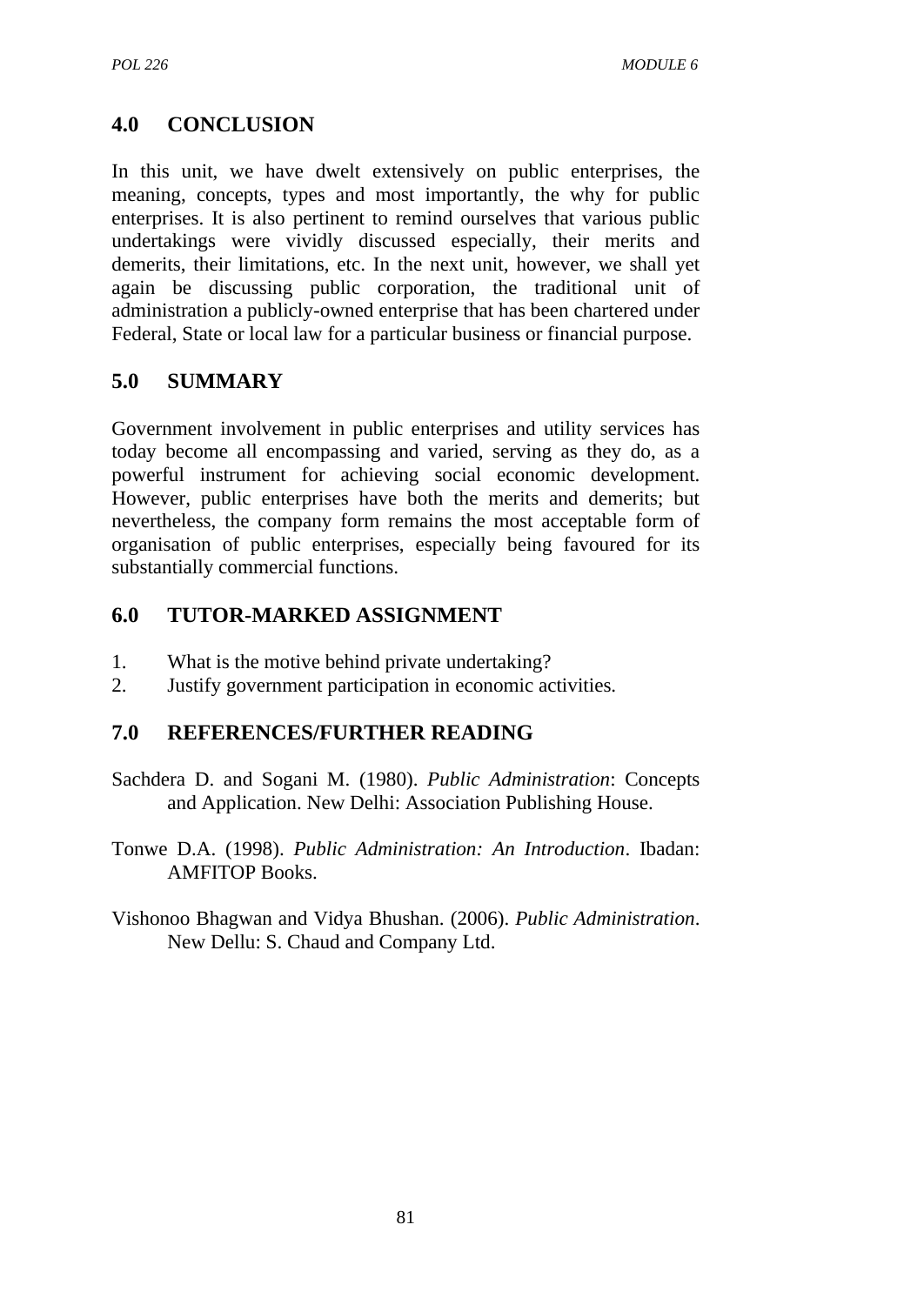## 4.0 CONCLUSION

In this unit, we have dwelt extensively on public enterprises, the meaning, concepts, types and most importantly, the why for public enterprises. It is also pertinent to remind ourselves that various public undertakings were vividly discussed especially, their merits and demerits, their limitations, etc. In the next unit, however, we shall yet again be discussing public corporation, the traditional unit of administration a publicly-owned enterprise that has been chartered under Federal, State or local law for a particular business or financial purpose.

## 5.0 SUMMARY

Government involvement in public enterprises and utility services has today become all encompassing and varied, serving as they do, as a powerful instrument for achieving social economic development. However, public enterprises have both the merits and demerits; but nevertheless, the company form remains the most acceptable form of organisation of public enterprises, especially being favoured for its substantially commercial functions.

## 6.0 TUTOR-MARKED ASSIGNMENT

1. What is the motive behind private undertaking?
2. Justify government participation in economic activities.

## 7.0 REFERENCES/FURTHER READING

Sachdera D. and Sogani M. (1980). *Public Administration*: Concepts and Application. New Delhi: Association Publishing House.

Tonwe D.A. (1998). *Public Administration: An Introduction*. Ibadan: AMFITOP Books.

Vishonoo Bhagwan and Vidya Bhushan. (2006). *Public Administration*. New Dellu: S. Chaud and Company Ltd.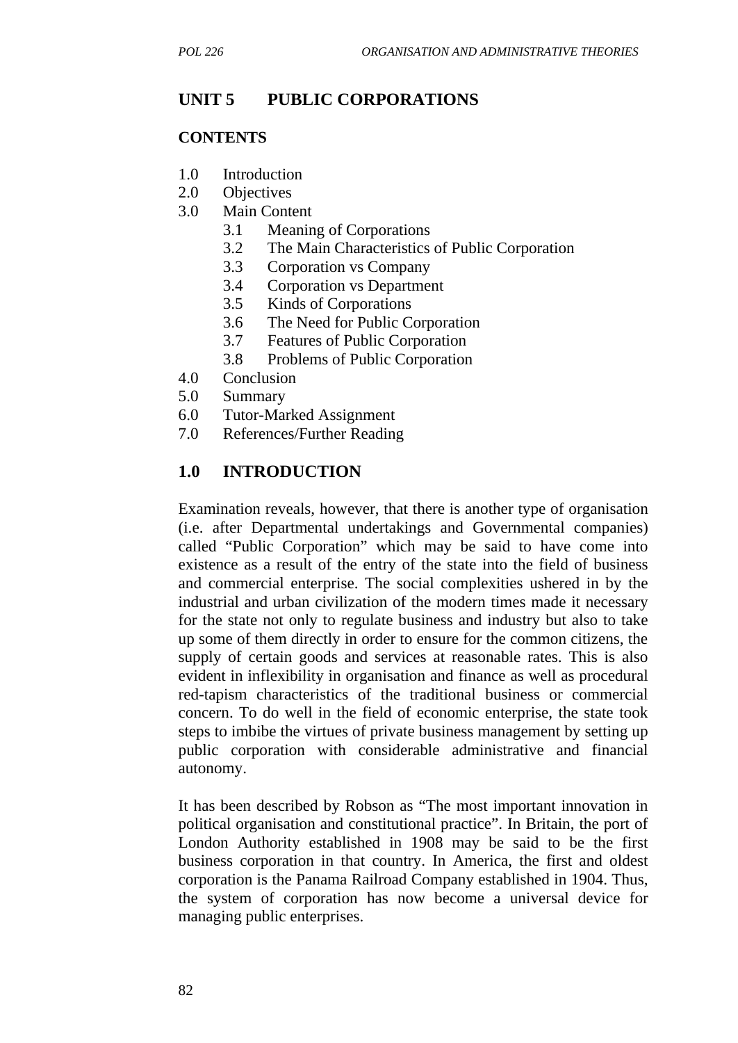## UNIT 5 PUBLIC CORPORATIONS

### CONTENTS

1.0 Introduction
2.0 Objectives
3.0 Main Content
  3.1 Meaning of Corporations
  3.2 The Main Characteristics of Public Corporation
  3.3 Corporation vs Company
  3.4 Corporation vs Department
  3.5 Kinds of Corporations
  3.6 The Need for Public Corporation
  3.7 Features of Public Corporation
  3.8 Problems of Public Corporation
4.0 Conclusion
5.0 Summary
6.0 Tutor-Marked Assignment
7.0 References/Further Reading

## 1.0 INTRODUCTION

Examination reveals, however, that there is another type of organisation (i.e. after Departmental undertakings and Governmental companies) called "Public Corporation" which may be said to have come into existence as a result of the entry of the state into the field of business and commercial enterprise. The social complexities ushered in by the industrial and urban civilization of the modern times made it necessary for the state not only to regulate business and industry but also to take up some of them directly in order to ensure for the common citizens, the supply of certain goods and services at reasonable rates. This is also evident in inflexibility in organisation and finance as well as procedural red-tapism characteristics of the traditional business or commercial concern. To do well in the field of economic enterprise, the state took steps to imbibe the virtues of private business management by setting up public corporation with considerable administrative and financial autonomy.

It has been described by Robson as "The most important innovation in political organisation and constitutional practice". In Britain, the port of London Authority established in 1908 may be said to be the first business corporation in that country. In America, the first and oldest corporation is the Panama Railroad Company established in 1904. Thus, the system of corporation has now become a universal device for managing public enterprises.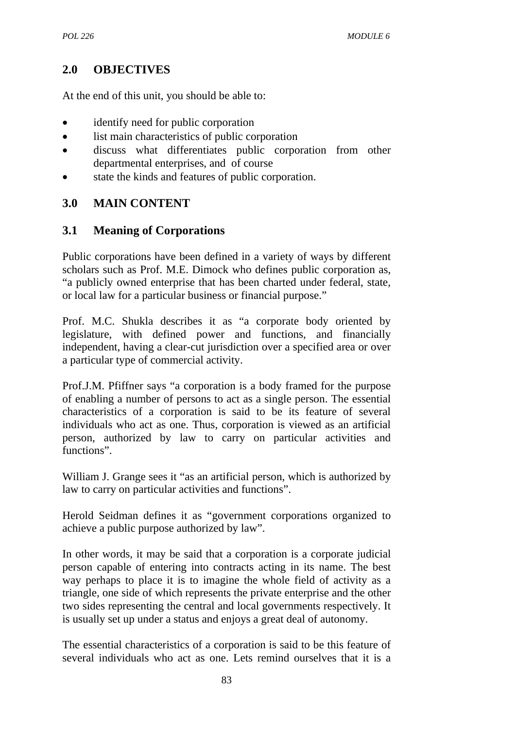## 2.0 OBJECTIVES

At the end of this unit, you should be able to:

- identify need for public corporation
- list main characteristics of public corporation
- discuss what differentiates public corporation from other departmental enterprises, and of course
- state the kinds and features of public corporation.

## 3.0 MAIN CONTENT

### 3.1 Meaning of Corporations

Public corporations have been defined in a variety of ways by different scholars such as Prof. M.E. Dimock who defines public corporation as, "a publicly owned enterprise that has been charted under federal, state, or local law for a particular business or financial purpose."

Prof. M.C. Shukla describes it as "a corporate body oriented by legislature, with defined power and functions, and financially independent, having a clear-cut jurisdiction over a specified area or over a particular type of commercial activity.

Prof.J.M. Pfiffner says "a corporation is a body framed for the purpose of enabling a number of persons to act as a single person. The essential characteristics of a corporation is said to be its feature of several individuals who act as one. Thus, corporation is viewed as an artificial person, authorized by law to carry on particular activities and functions".

William J. Grange sees it "as an artificial person, which is authorized by law to carry on particular activities and functions".

Herold Seidman defines it as "government corporations organized to achieve a public purpose authorized by law".

In other words, it may be said that a corporation is a corporate judicial person capable of entering into contracts acting in its name. The best way perhaps to place it is to imagine the whole field of activity as a triangle, one side of which represents the private enterprise and the other two sides representing the central and local governments respectively. It is usually set up under a status and enjoys a great deal of autonomy.

The essential characteristics of a corporation is said to be this feature of several individuals who act as one. Lets remind ourselves that it is a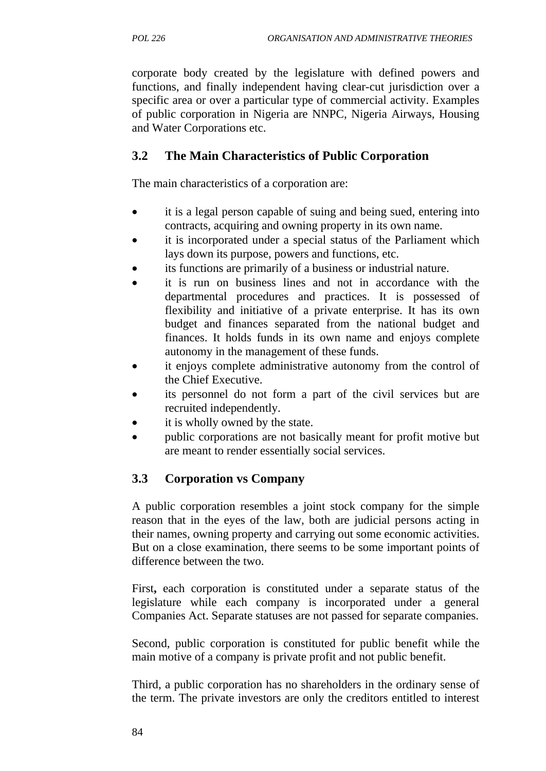corporate body created by the legislature with defined powers and functions, and finally independent having clear-cut jurisdiction over a specific area or over a particular type of commercial activity. Examples of public corporation in Nigeria are NNPC, Nigeria Airways, Housing and Water Corporations etc.

## 3.2 The Main Characteristics of Public Corporation

The main characteristics of a corporation are:

- it is a legal person capable of suing and being sued, entering into contracts, acquiring and owning property in its own name.
- it is incorporated under a special status of the Parliament which lays down its purpose, powers and functions, etc.
- its functions are primarily of a business or industrial nature.
- it is run on business lines and not in accordance with the departmental procedures and practices. It is possessed of flexibility and initiative of a private enterprise. It has its own budget and finances separated from the national budget and finances. It holds funds in its own name and enjoys complete autonomy in the management of these funds.
- it enjoys complete administrative autonomy from the control of the Chief Executive.
- its personnel do not form a part of the civil services but are recruited independently.
- it is wholly owned by the state.
- public corporations are not basically meant for profit motive but are meant to render essentially social services.

## 3.3 Corporation vs Company

A public corporation resembles a joint stock company for the simple reason that in the eyes of the law, both are judicial persons acting in their names, owning property and carrying out some economic activities. But on a close examination, there seems to be some important points of difference between the two.

First**,** each corporation is constituted under a separate status of the legislature while each company is incorporated under a general Companies Act. Separate statuses are not passed for separate companies.

Second, public corporation is constituted for public benefit while the main motive of a company is private profit and not public benefit.

Third, a public corporation has no shareholders in the ordinary sense of the term. The private investors are only the creditors entitled to interest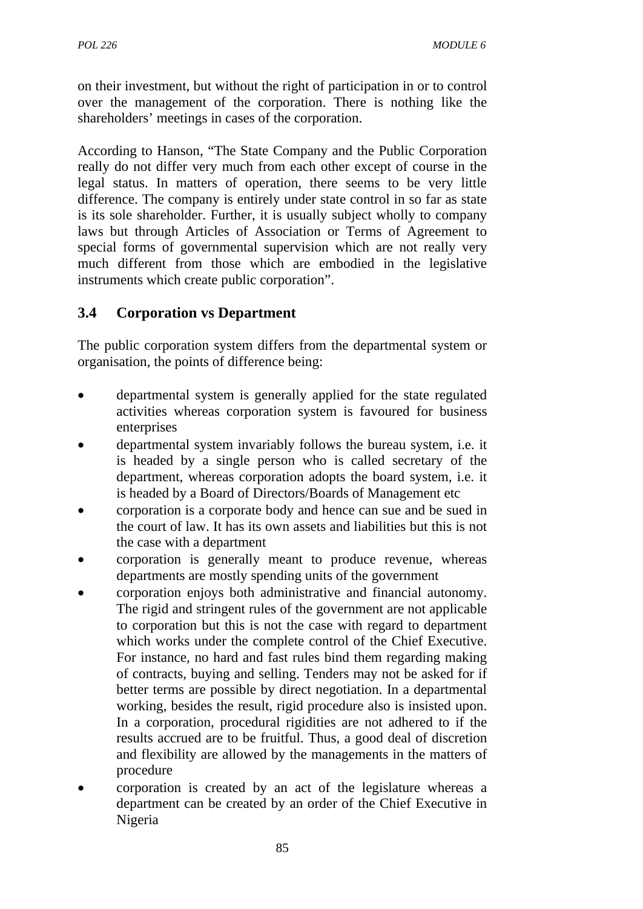on their investment, but without the right of participation in or to control over the management of the corporation. There is nothing like the shareholders' meetings in cases of the corporation.

According to Hanson, "The State Company and the Public Corporation really do not differ very much from each other except of course in the legal status. In matters of operation, there seems to be very little difference. The company is entirely under state control in so far as state is its sole shareholder. Further, it is usually subject wholly to company laws but through Articles of Association or Terms of Agreement to special forms of governmental supervision which are not really very much different from those which are embodied in the legislative instruments which create public corporation".

## 3.4 Corporation vs Department

The public corporation system differs from the departmental system or organisation, the points of difference being:

- departmental system is generally applied for the state regulated activities whereas corporation system is favoured for business enterprises
- departmental system invariably follows the bureau system, i.e. it is headed by a single person who is called secretary of the department, whereas corporation adopts the board system, i.e. it is headed by a Board of Directors/Boards of Management etc
- corporation is a corporate body and hence can sue and be sued in the court of law. It has its own assets and liabilities but this is not the case with a department
- corporation is generally meant to produce revenue, whereas departments are mostly spending units of the government
- corporation enjoys both administrative and financial autonomy. The rigid and stringent rules of the government are not applicable to corporation but this is not the case with regard to department which works under the complete control of the Chief Executive. For instance, no hard and fast rules bind them regarding making of contracts, buying and selling. Tenders may not be asked for if better terms are possible by direct negotiation. In a departmental working, besides the result, rigid procedure also is insisted upon. In a corporation, procedural rigidities are not adhered to if the results accrued are to be fruitful. Thus, a good deal of discretion and flexibility are allowed by the managements in the matters of procedure
- corporation is created by an act of the legislature whereas a department can be created by an order of the Chief Executive in Nigeria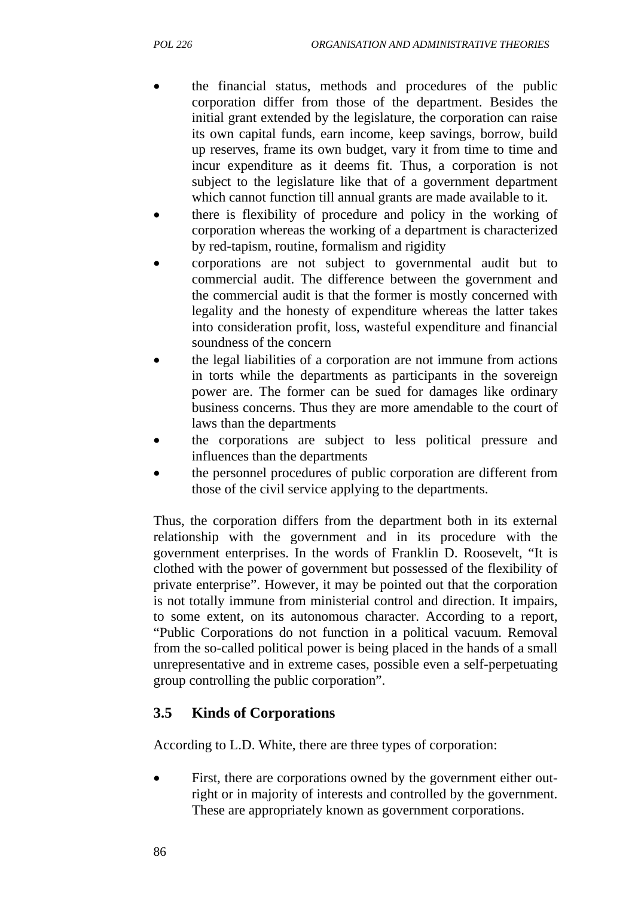- the financial status, methods and procedures of the public corporation differ from those of the department. Besides the initial grant extended by the legislature, the corporation can raise its own capital funds, earn income, keep savings, borrow, build up reserves, frame its own budget, vary it from time to time and incur expenditure as it deems fit. Thus, a corporation is not subject to the legislature like that of a government department which cannot function till annual grants are made available to it.
- there is flexibility of procedure and policy in the working of corporation whereas the working of a department is characterized by red-tapism, routine, formalism and rigidity
- corporations are not subject to governmental audit but to commercial audit. The difference between the government and the commercial audit is that the former is mostly concerned with legality and the honesty of expenditure whereas the latter takes into consideration profit, loss, wasteful expenditure and financial soundness of the concern
- the legal liabilities of a corporation are not immune from actions in torts while the departments as participants in the sovereign power are. The former can be sued for damages like ordinary business concerns. Thus they are more amendable to the court of laws than the departments
- the corporations are subject to less political pressure and influences than the departments
- the personnel procedures of public corporation are different from those of the civil service applying to the departments.

Thus, the corporation differs from the department both in its external relationship with the government and in its procedure with the government enterprises. In the words of Franklin D. Roosevelt, "It is clothed with the power of government but possessed of the flexibility of private enterprise". However, it may be pointed out that the corporation is not totally immune from ministerial control and direction. It impairs, to some extent, on its autonomous character. According to a report, "Public Corporations do not function in a political vacuum. Removal from the so-called political power is being placed in the hands of a small unrepresentative and in extreme cases, possible even a self-perpetuating group controlling the public corporation".

## 3.5 Kinds of Corporations

According to L.D. White, there are three types of corporation:

- First, there are corporations owned by the government either out-right or in majority of interests and controlled by the government. These are appropriately known as government corporations.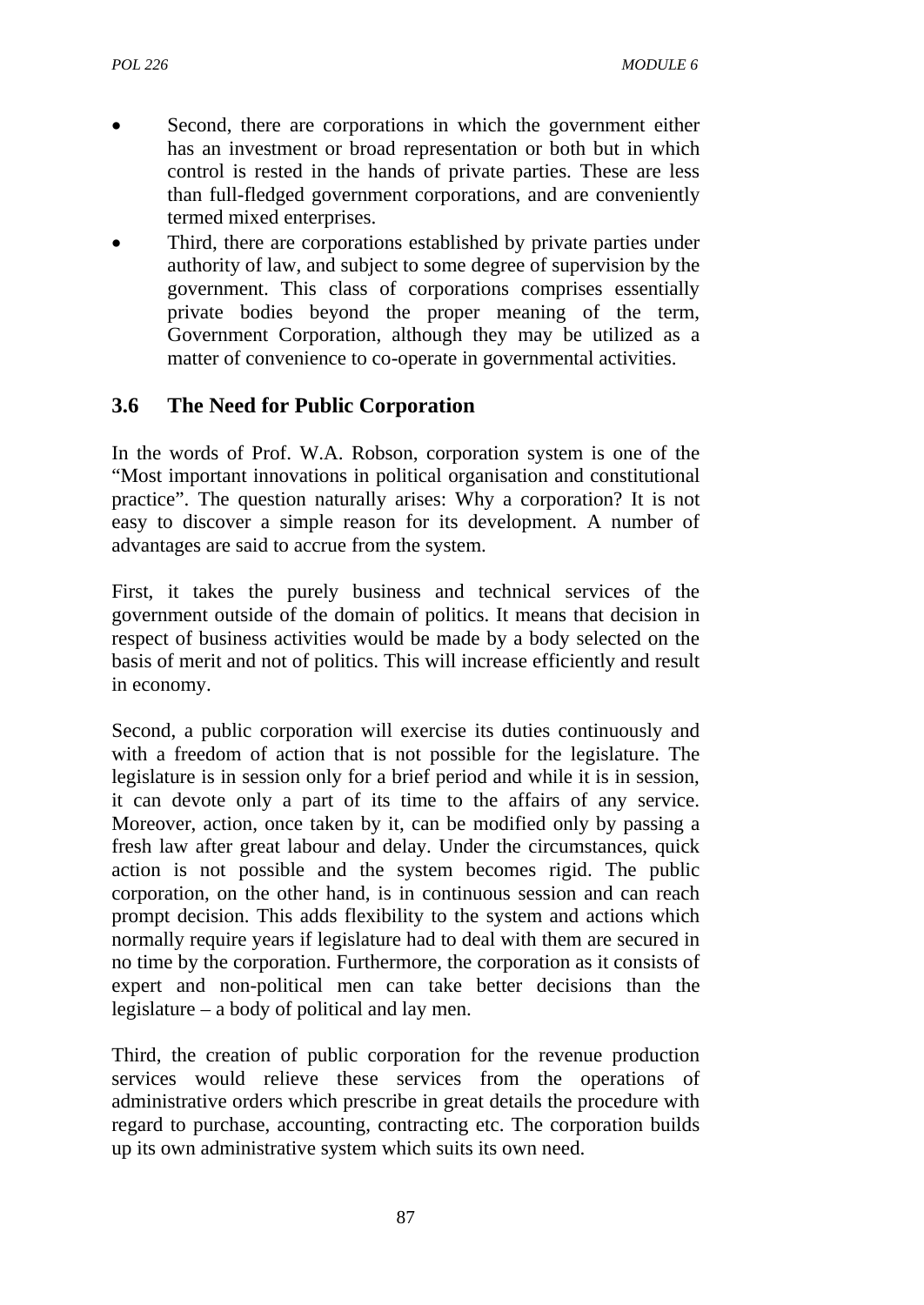- Second, there are corporations in which the government either has an investment or broad representation or both but in which control is rested in the hands of private parties. These are less than full-fledged government corporations, and are conveniently termed mixed enterprises.
- Third, there are corporations established by private parties under authority of law, and subject to some degree of supervision by the government. This class of corporations comprises essentially private bodies beyond the proper meaning of the term, Government Corporation, although they may be utilized as a matter of convenience to co-operate in governmental activities.

## 3.6 The Need for Public Corporation

In the words of Prof. W.A. Robson, corporation system is one of the "Most important innovations in political organisation and constitutional practice". The question naturally arises: Why a corporation? It is not easy to discover a simple reason for its development. A number of advantages are said to accrue from the system.

First, it takes the purely business and technical services of the government outside of the domain of politics. It means that decision in respect of business activities would be made by a body selected on the basis of merit and not of politics. This will increase efficiently and result in economy.

Second, a public corporation will exercise its duties continuously and with a freedom of action that is not possible for the legislature. The legislature is in session only for a brief period and while it is in session, it can devote only a part of its time to the affairs of any service. Moreover, action, once taken by it, can be modified only by passing a fresh law after great labour and delay. Under the circumstances, quick action is not possible and the system becomes rigid. The public corporation, on the other hand, is in continuous session and can reach prompt decision. This adds flexibility to the system and actions which normally require years if legislature had to deal with them are secured in no time by the corporation. Furthermore, the corporation as it consists of expert and non-political men can take better decisions than the legislature – a body of political and lay men.

Third, the creation of public corporation for the revenue production services would relieve these services from the operations of administrative orders which prescribe in great details the procedure with regard to purchase, accounting, contracting etc. The corporation builds up its own administrative system which suits its own need.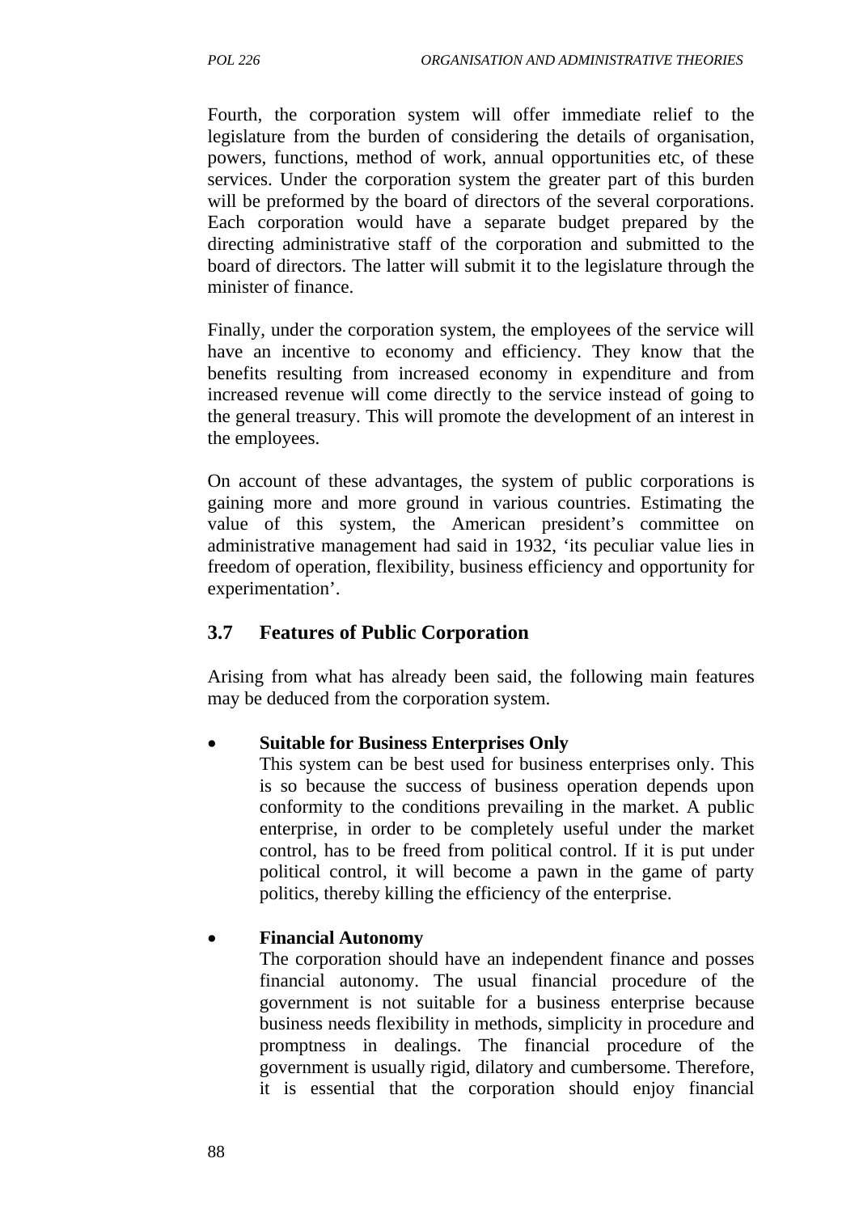Fourth, the corporation system will offer immediate relief to the legislature from the burden of considering the details of organisation, powers, functions, method of work, annual opportunities etc, of these services. Under the corporation system the greater part of this burden will be preformed by the board of directors of the several corporations. Each corporation would have a separate budget prepared by the directing administrative staff of the corporation and submitted to the board of directors. The latter will submit it to the legislature through the minister of finance.

Finally, under the corporation system, the employees of the service will have an incentive to economy and efficiency. They know that the benefits resulting from increased economy in expenditure and from increased revenue will come directly to the service instead of going to the general treasury. This will promote the development of an interest in the employees.

On account of these advantages, the system of public corporations is gaining more and more ground in various countries. Estimating the value of this system, the American president's committee on administrative management had said in 1932, 'its peculiar value lies in freedom of operation, flexibility, business efficiency and opportunity for experimentation'.

## 3.7 Features of Public Corporation

Arising from what has already been said, the following main features may be deduced from the corporation system.

- **Suitable for Business Enterprises Only**
  This system can be best used for business enterprises only. This is so because the success of business operation depends upon conformity to the conditions prevailing in the market. A public enterprise, in order to be completely useful under the market control, has to be freed from political control. If it is put under political control, it will become a pawn in the game of party politics, thereby killing the efficiency of the enterprise.

- **Financial Autonomy**
  The corporation should have an independent finance and posses financial autonomy. The usual financial procedure of the government is not suitable for a business enterprise because business needs flexibility in methods, simplicity in procedure and promptness in dealings. The financial procedure of the government is usually rigid, dilatory and cumbersome. Therefore, it is essential that the corporation should enjoy financial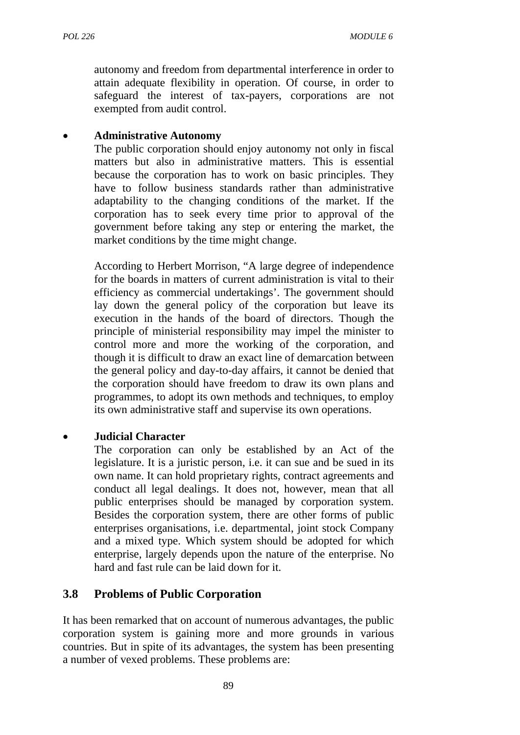autonomy and freedom from departmental interference in order to attain adequate flexibility in operation. Of course, in order to safeguard the interest of tax-payers, corporations are not exempted from audit control.

- **Administrative Autonomy**

  The public corporation should enjoy autonomy not only in fiscal matters but also in administrative matters. This is essential because the corporation has to work on basic principles. They have to follow business standards rather than administrative adaptability to the changing conditions of the market. If the corporation has to seek every time prior to approval of the government before taking any step or entering the market, the market conditions by the time might change.

  According to Herbert Morrison, "A large degree of independence for the boards in matters of current administration is vital to their efficiency as commercial undertakings'. The government should lay down the general policy of the corporation but leave its execution in the hands of the board of directors. Though the principle of ministerial responsibility may impel the minister to control more and more the working of the corporation, and though it is difficult to draw an exact line of demarcation between the general policy and day-to-day affairs, it cannot be denied that the corporation should have freedom to draw its own plans and programmes, to adopt its own methods and techniques, to employ its own administrative staff and supervise its own operations.

- **Judicial Character**

  The corporation can only be established by an Act of the legislature. It is a juristic person, i.e. it can sue and be sued in its own name. It can hold proprietary rights, contract agreements and conduct all legal dealings. It does not, however, mean that all public enterprises should be managed by corporation system. Besides the corporation system, there are other forms of public enterprises organisations, i.e. departmental, joint stock Company and a mixed type. Which system should be adopted for which enterprise, largely depends upon the nature of the enterprise. No hard and fast rule can be laid down for it.

## 3.8 Problems of Public Corporation

It has been remarked that on account of numerous advantages, the public corporation system is gaining more and more grounds in various countries. But in spite of its advantages, the system has been presenting a number of vexed problems. These problems are: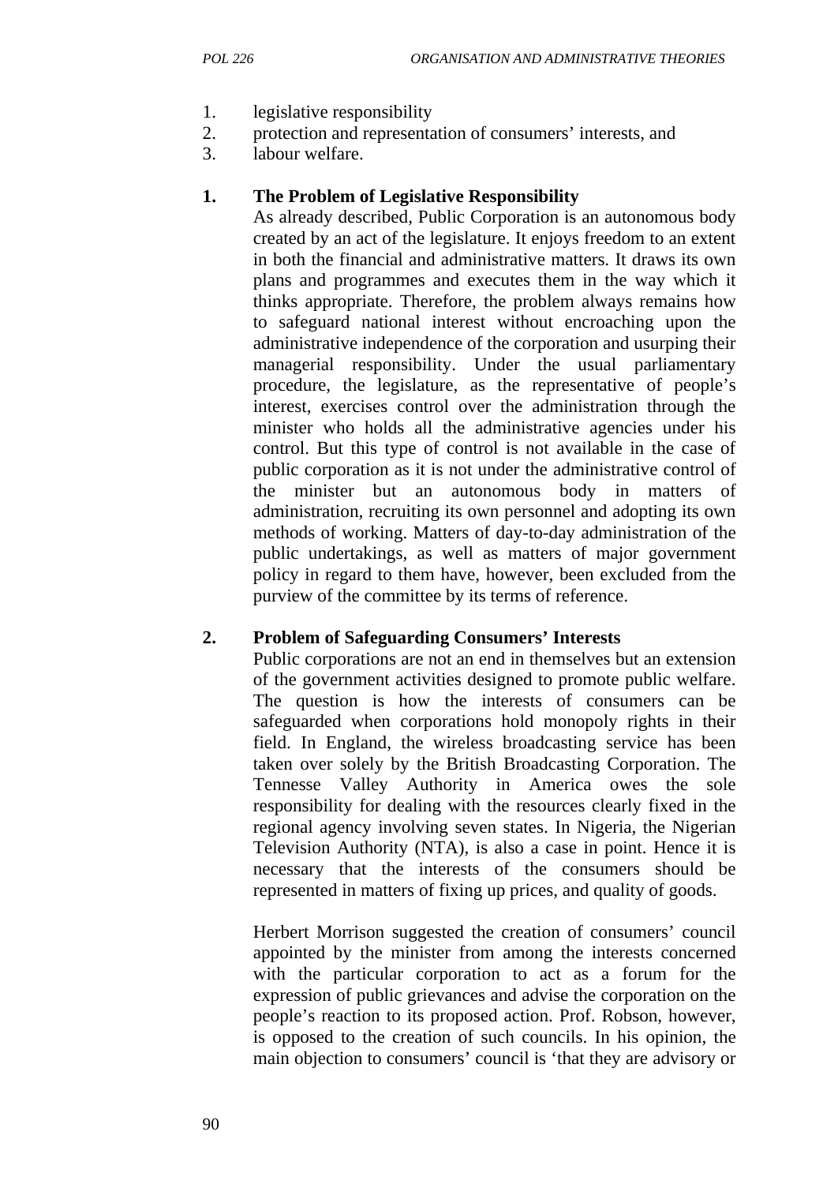1. legislative responsibility
2. protection and representation of consumers' interests, and
3. labour welfare.

**1. The Problem of Legislative Responsibility**

As already described, Public Corporation is an autonomous body created by an act of the legislature. It enjoys freedom to an extent in both the financial and administrative matters. It draws its own plans and programmes and executes them in the way which it thinks appropriate. Therefore, the problem always remains how to safeguard national interest without encroaching upon the administrative independence of the corporation and usurping their managerial responsibility. Under the usual parliamentary procedure, the legislature, as the representative of people's interest, exercises control over the administration through the minister who holds all the administrative agencies under his control. But this type of control is not available in the case of public corporation as it is not under the administrative control of the minister but an autonomous body in matters of administration, recruiting its own personnel and adopting its own methods of working. Matters of day-to-day administration of the public undertakings, as well as matters of major government policy in regard to them have, however, been excluded from the purview of the committee by its terms of reference.

**2. Problem of Safeguarding Consumers' Interests**

Public corporations are not an end in themselves but an extension of the government activities designed to promote public welfare. The question is how the interests of consumers can be safeguarded when corporations hold monopoly rights in their field. In England, the wireless broadcasting service has been taken over solely by the British Broadcasting Corporation. The Tennesse Valley Authority in America owes the sole responsibility for dealing with the resources clearly fixed in the regional agency involving seven states. In Nigeria, the Nigerian Television Authority (NTA), is also a case in point. Hence it is necessary that the interests of the consumers should be represented in matters of fixing up prices, and quality of goods.

Herbert Morrison suggested the creation of consumers' council appointed by the minister from among the interests concerned with the particular corporation to act as a forum for the expression of public grievances and advise the corporation on the people's reaction to its proposed action. Prof. Robson, however, is opposed to the creation of such councils. In his opinion, the main objection to consumers' council is 'that they are advisory or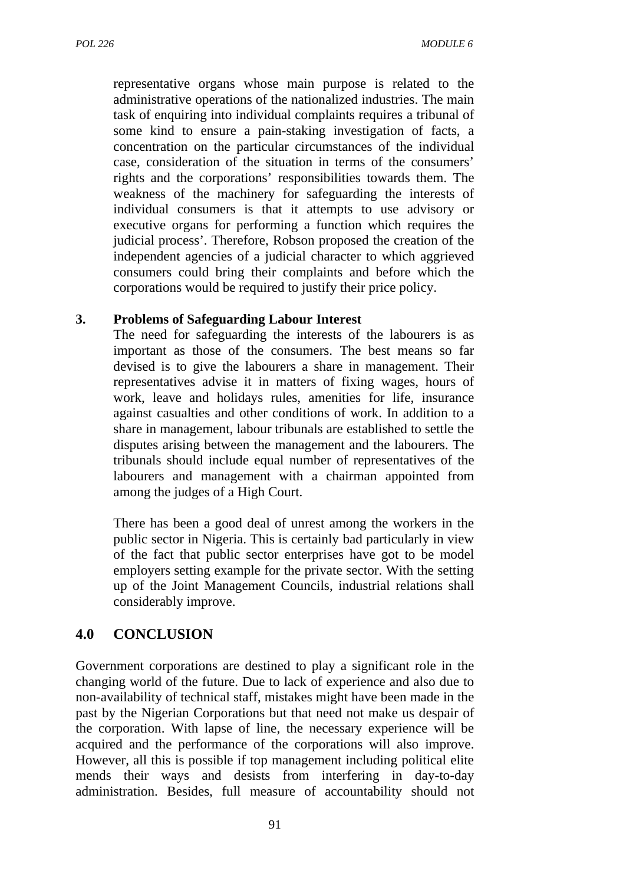representative organs whose main purpose is related to the administrative operations of the nationalized industries. The main task of enquiring into individual complaints requires a tribunal of some kind to ensure a pain-staking investigation of facts, a concentration on the particular circumstances of the individual case, consideration of the situation in terms of the consumers' rights and the corporations' responsibilities towards them. The weakness of the machinery for safeguarding the interests of individual consumers is that it attempts to use advisory or executive organs for performing a function which requires the judicial process'. Therefore, Robson proposed the creation of the independent agencies of a judicial character to which aggrieved consumers could bring their complaints and before which the corporations would be required to justify their price policy.

3. **Problems of Safeguarding Labour Interest**

   The need for safeguarding the interests of the labourers is as important as those of the consumers. The best means so far devised is to give the labourers a share in management. Their representatives advise it in matters of fixing wages, hours of work, leave and holidays rules, amenities for life, insurance against casualties and other conditions of work. In addition to a share in management, labour tribunals are established to settle the disputes arising between the management and the labourers. The tribunals should include equal number of representatives of the labourers and management with a chairman appointed from among the judges of a High Court.

   There has been a good deal of unrest among the workers in the public sector in Nigeria. This is certainly bad particularly in view of the fact that public sector enterprises have got to be model employers setting example for the private sector. With the setting up of the Joint Management Councils, industrial relations shall considerably improve.

## 4.0 CONCLUSION

Government corporations are destined to play a significant role in the changing world of the future. Due to lack of experience and also due to non-availability of technical staff, mistakes might have been made in the past by the Nigerian Corporations but that need not make us despair of the corporation. With lapse of line, the necessary experience will be acquired and the performance of the corporations will also improve. However, all this is possible if top management including political elite mends their ways and desists from interfering in day-to-day administration. Besides, full measure of accountability should not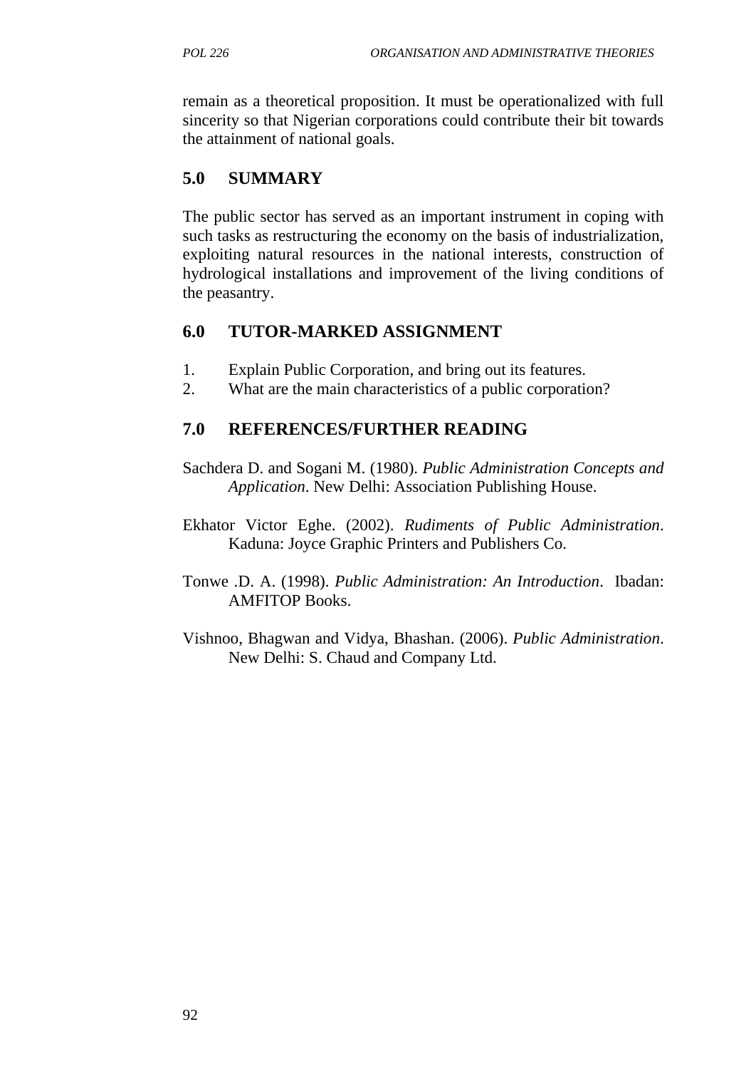remain as a theoretical proposition. It must be operationalized with full sincerity so that Nigerian corporations could contribute their bit towards the attainment of national goals.

## 5.0 SUMMARY

The public sector has served as an important instrument in coping with such tasks as restructuring the economy on the basis of industrialization, exploiting natural resources in the national interests, construction of hydrological installations and improvement of the living conditions of the peasantry.

## 6.0 TUTOR-MARKED ASSIGNMENT

1. Explain Public Corporation, and bring out its features.
2. What are the main characteristics of a public corporation?

## 7.0 REFERENCES/FURTHER READING

Sachdera D. and Sogani M. (1980). *Public Administration Concepts and Application*. New Delhi: Association Publishing House.

Ekhator Victor Eghe. (2002). *Rudiments of Public Administration*. Kaduna: Joyce Graphic Printers and Publishers Co.

Tonwe .D. A. (1998). *Public Administration: An Introduction*. Ibadan: AMFITOP Books.

Vishnoo, Bhagwan and Vidya, Bhashan. (2006). *Public Administration*. New Delhi: S. Chaud and Company Ltd.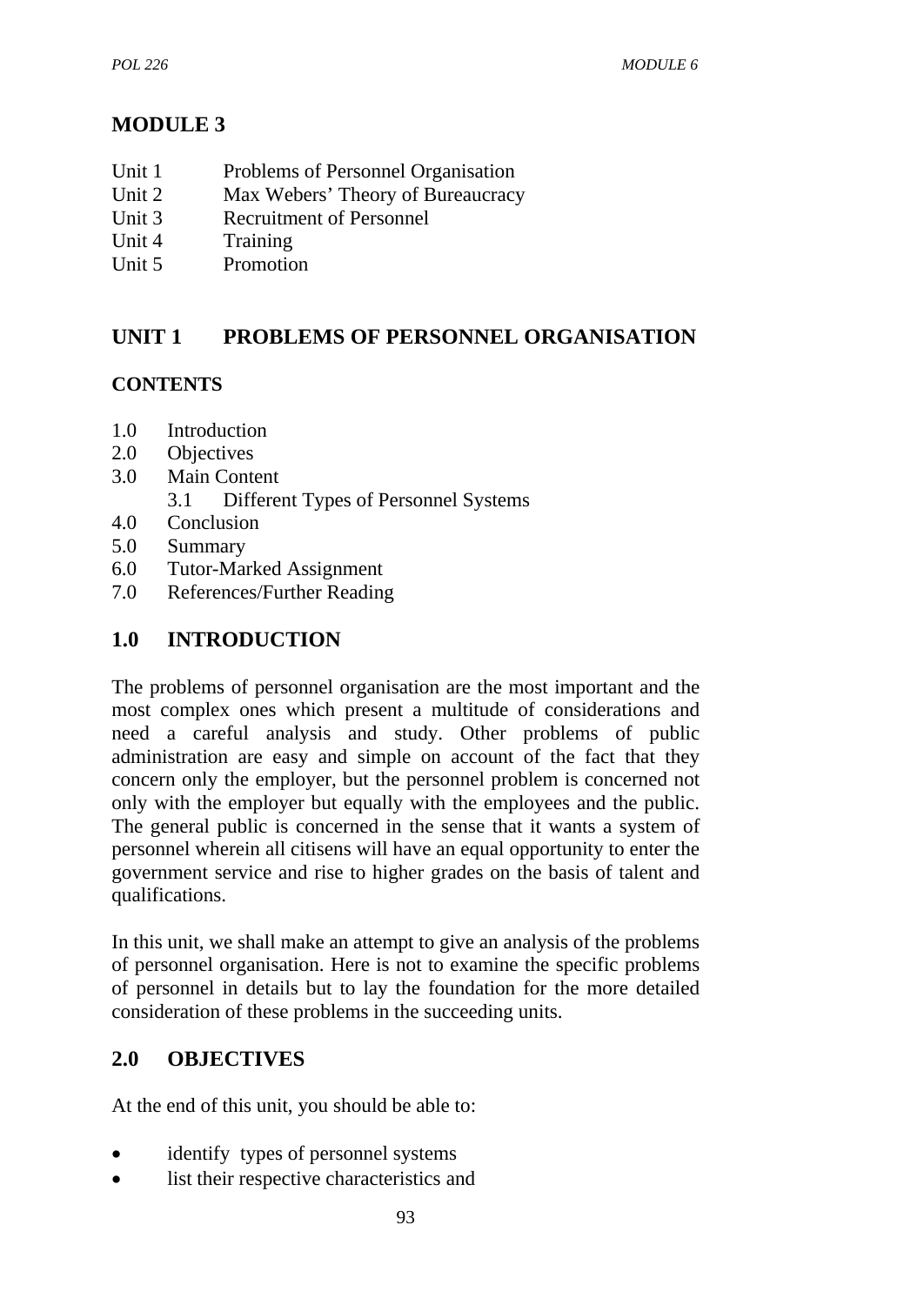# MODULE 3

Unit 1 Problems of Personnel Organisation
Unit 2 Max Webers' Theory of Bureaucracy
Unit 3 Recruitment of Personnel
Unit 4 Training
Unit 5 Promotion

## UNIT 1 PROBLEMS OF PERSONNEL ORGANISATION

### CONTENTS

1.0 Introduction
2.0 Objectives
3.0 Main Content
 3.1 Different Types of Personnel Systems
4.0 Conclusion
5.0 Summary
6.0 Tutor-Marked Assignment
7.0 References/Further Reading

## 1.0 INTRODUCTION

The problems of personnel organisation are the most important and the most complex ones which present a multitude of considerations and need a careful analysis and study. Other problems of public administration are easy and simple on account of the fact that they concern only the employer, but the personnel problem is concerned not only with the employer but equally with the employees and the public. The general public is concerned in the sense that it wants a system of personnel wherein all citisens will have an equal opportunity to enter the government service and rise to higher grades on the basis of talent and qualifications.

In this unit, we shall make an attempt to give an analysis of the problems of personnel organisation. Here is not to examine the specific problems of personnel in details but to lay the foundation for the more detailed consideration of these problems in the succeeding units.

## 2.0 OBJECTIVES

At the end of this unit, you should be able to:

- identify types of personnel systems
- list their respective characteristics and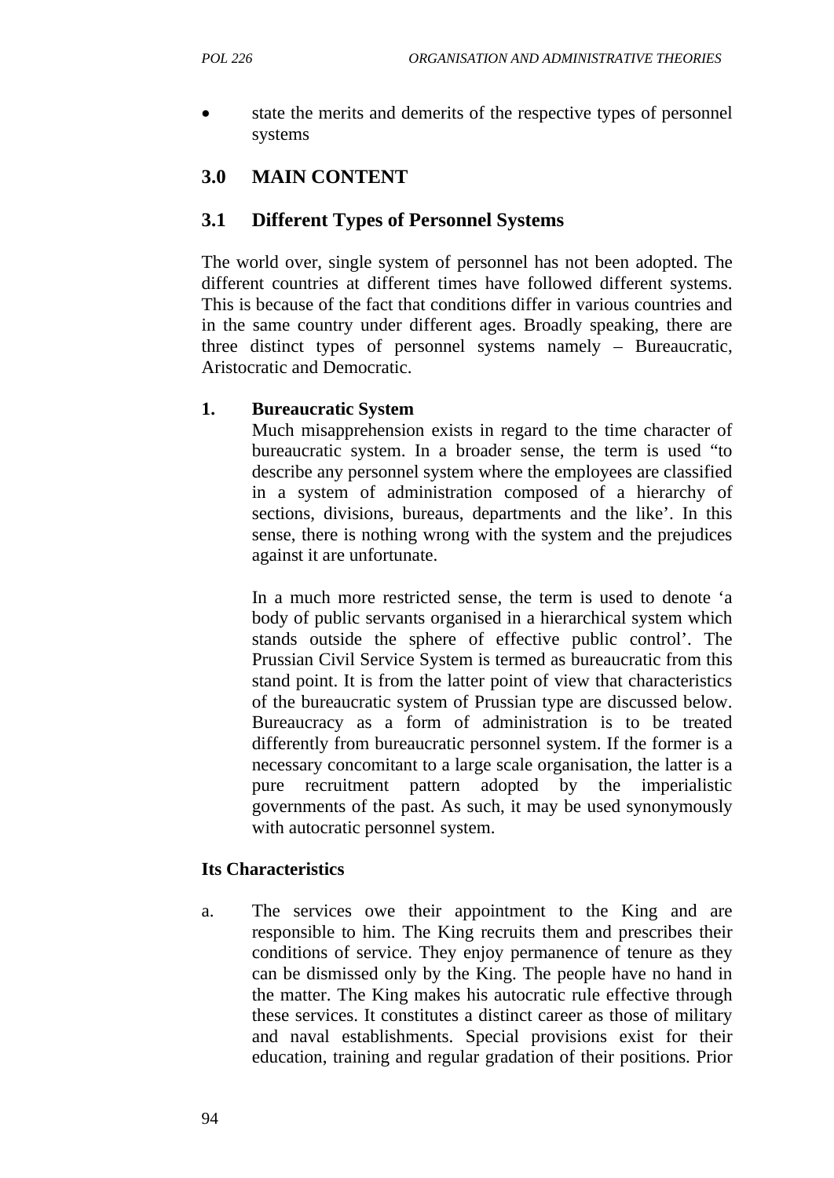- state the merits and demerits of the respective types of personnel systems

## 3.0 MAIN CONTENT

### 3.1 Different Types of Personnel Systems

The world over, single system of personnel has not been adopted. The different countries at different times have followed different systems. This is because of the fact that conditions differ in various countries and in the same country under different ages. Broadly speaking, there are three distinct types of personnel systems namely – Bureaucratic, Aristocratic and Democratic.

1. **Bureaucratic System**

   Much misapprehension exists in regard to the time character of bureaucratic system. In a broader sense, the term is used "to describe any personnel system where the employees are classified in a system of administration composed of a hierarchy of sections, divisions, bureaus, departments and the like'. In this sense, there is nothing wrong with the system and the prejudices against it are unfortunate.

   In a much more restricted sense, the term is used to denote 'a body of public servants organised in a hierarchical system which stands outside the sphere of effective public control'. The Prussian Civil Service System is termed as bureaucratic from this stand point. It is from the latter point of view that characteristics of the bureaucratic system of Prussian type are discussed below. Bureaucracy as a form of administration is to be treated differently from bureaucratic personnel system. If the former is a necessary concomitant to a large scale organisation, the latter is a pure recruitment pattern adopted by the imperialistic governments of the past. As such, it may be used synonymously with autocratic personnel system.

**Its Characteristics**

a. The services owe their appointment to the King and are responsible to him. The King recruits them and prescribes their conditions of service. They enjoy permanence of tenure as they can be dismissed only by the King. The people have no hand in the matter. The King makes his autocratic rule effective through these services. It constitutes a distinct career as those of military and naval establishments. Special provisions exist for their education, training and regular gradation of their positions. Prior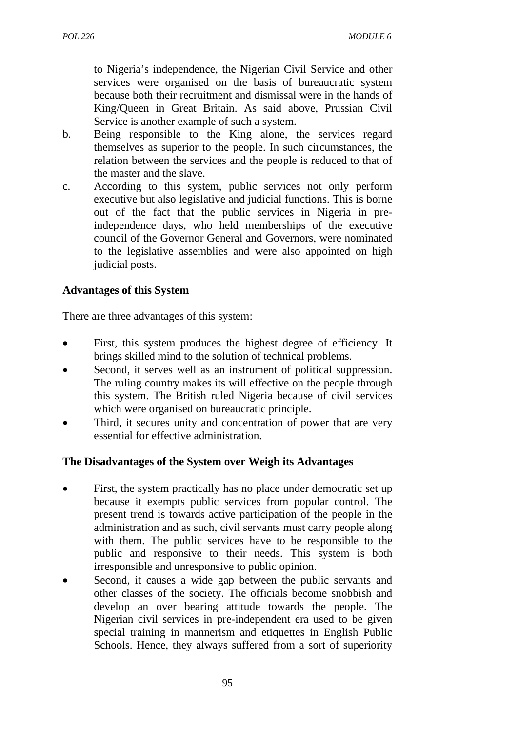to Nigeria's independence, the Nigerian Civil Service and other services were organised on the basis of bureaucratic system because both their recruitment and dismissal were in the hands of King/Queen in Great Britain. As said above, Prussian Civil Service is another example of such a system.

b. Being responsible to the King alone, the services regard themselves as superior to the people. In such circumstances, the relation between the services and the people is reduced to that of the master and the slave.

c. According to this system, public services not only perform executive but also legislative and judicial functions. This is borne out of the fact that the public services in Nigeria in pre-independence days, who held memberships of the executive council of the Governor General and Governors, were nominated to the legislative assemblies and were also appointed on high judicial posts.

**Advantages of this System**

There are three advantages of this system:

- First, this system produces the highest degree of efficiency. It brings skilled mind to the solution of technical problems.
- Second, it serves well as an instrument of political suppression. The ruling country makes its will effective on the people through this system. The British ruled Nigeria because of civil services which were organised on bureaucratic principle.
- Third, it secures unity and concentration of power that are very essential for effective administration.

**The Disadvantages of the System over Weigh its Advantages**

- First, the system practically has no place under democratic set up because it exempts public services from popular control. The present trend is towards active participation of the people in the administration and as such, civil servants must carry people along with them. The public services have to be responsible to the public and responsive to their needs. This system is both irresponsible and unresponsive to public opinion.
- Second, it causes a wide gap between the public servants and other classes of the society. The officials become snobbish and develop an over bearing attitude towards the people. The Nigerian civil services in pre-independent era used to be given special training in mannerism and etiquettes in English Public Schools. Hence, they always suffered from a sort of superiority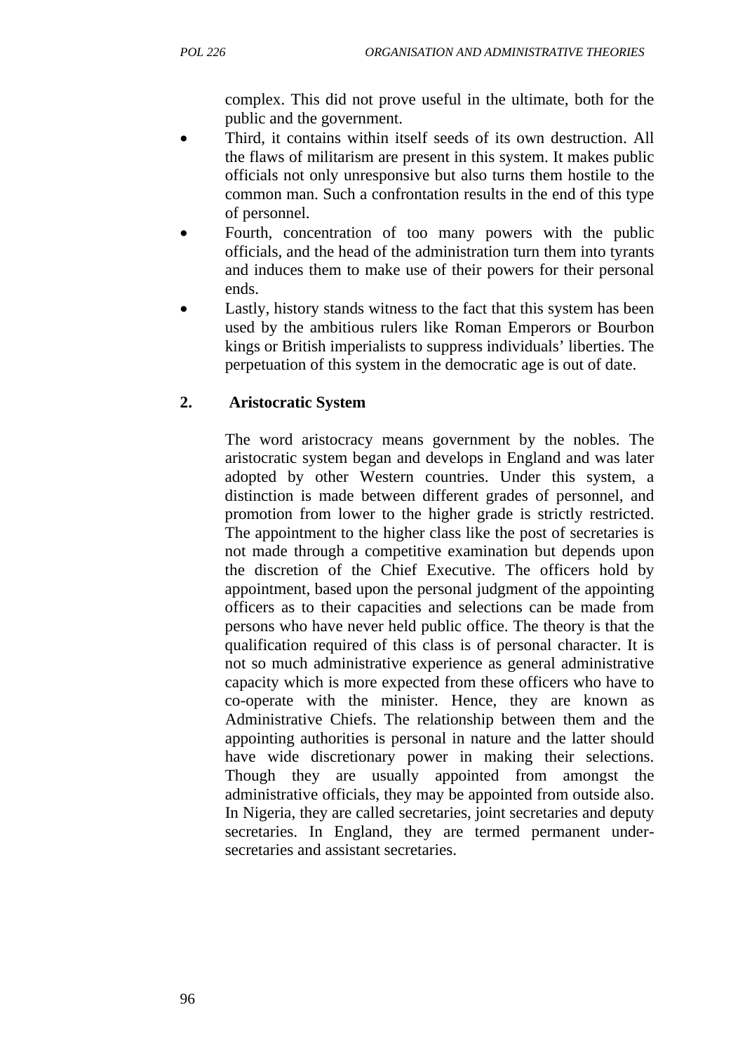complex. This did not prove useful in the ultimate, both for the public and the government.

- Third, it contains within itself seeds of its own destruction. All the flaws of militarism are present in this system. It makes public officials not only unresponsive but also turns them hostile to the common man. Such a confrontation results in the end of this type of personnel.
- Fourth, concentration of too many powers with the public officials, and the head of the administration turn them into tyrants and induces them to make use of their powers for their personal ends.
- Lastly, history stands witness to the fact that this system has been used by the ambitious rulers like Roman Emperors or Bourbon kings or British imperialists to suppress individuals' liberties. The perpetuation of this system in the democratic age is out of date.

**2. Aristocratic System**

The word aristocracy means government by the nobles. The aristocratic system began and develops in England and was later adopted by other Western countries. Under this system, a distinction is made between different grades of personnel, and promotion from lower to the higher grade is strictly restricted. The appointment to the higher class like the post of secretaries is not made through a competitive examination but depends upon the discretion of the Chief Executive. The officers hold by appointment, based upon the personal judgment of the appointing officers as to their capacities and selections can be made from persons who have never held public office. The theory is that the qualification required of this class is of personal character. It is not so much administrative experience as general administrative capacity which is more expected from these officers who have to co-operate with the minister. Hence, they are known as Administrative Chiefs. The relationship between them and the appointing authorities is personal in nature and the latter should have wide discretionary power in making their selections. Though they are usually appointed from amongst the administrative officials, they may be appointed from outside also. In Nigeria, they are called secretaries, joint secretaries and deputy secretaries. In England, they are termed permanent under-secretaries and assistant secretaries.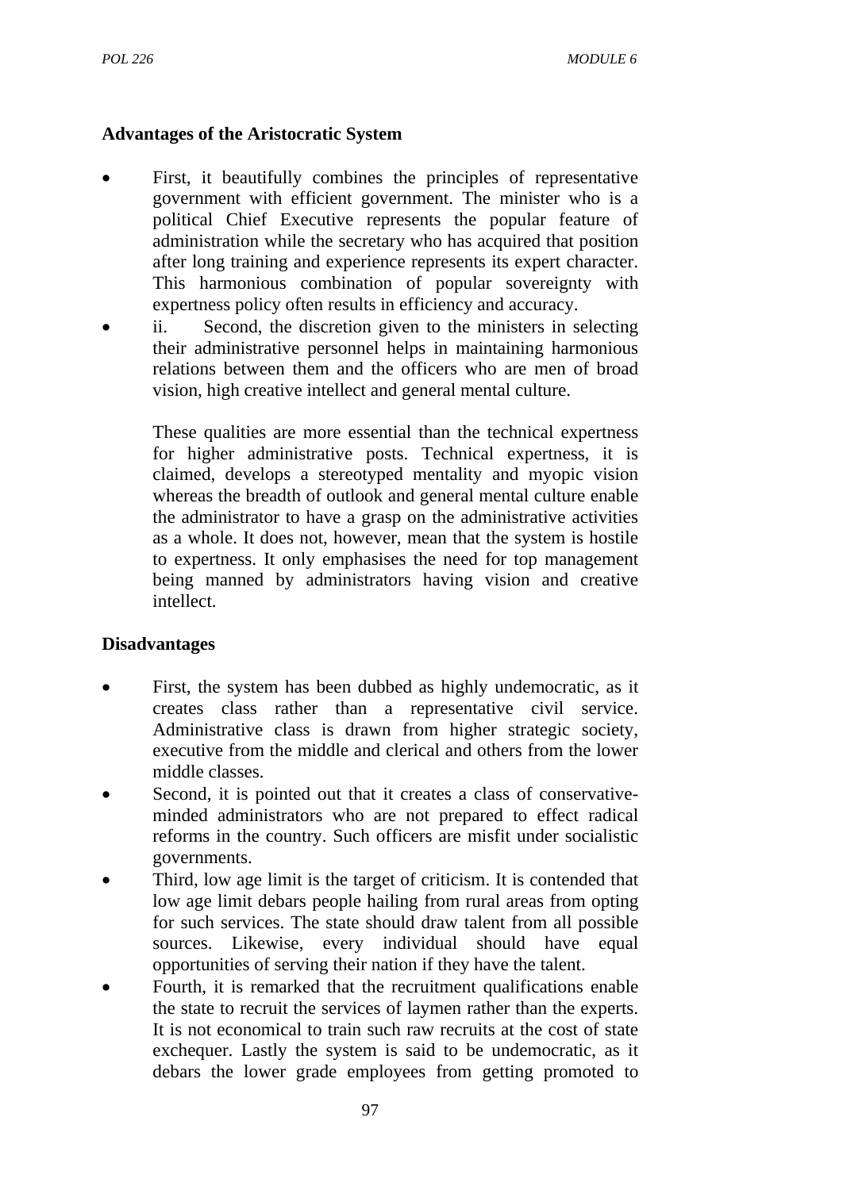**Advantages of the Aristocratic System**

- First, it beautifully combines the principles of representative government with efficient government. The minister who is a political Chief Executive represents the popular feature of administration while the secretary who has acquired that position after long training and experience represents its expert character. This harmonious combination of popular sovereignty with expertness policy often results in efficiency and accuracy.
- ii. Second, the discretion given to the ministers in selecting their administrative personnel helps in maintaining harmonious relations between them and the officers who are men of broad vision, high creative intellect and general mental culture.

  These qualities are more essential than the technical expertness for higher administrative posts. Technical expertness, it is claimed, develops a stereotyped mentality and myopic vision whereas the breadth of outlook and general mental culture enable the administrator to have a grasp on the administrative activities as a whole. It does not, however, mean that the system is hostile to expertness. It only emphasises the need for top management being manned by administrators having vision and creative intellect.

**Disadvantages**

- First, the system has been dubbed as highly undemocratic, as it creates class rather than a representative civil service. Administrative class is drawn from higher strategic society, executive from the middle and clerical and others from the lower middle classes.
- Second, it is pointed out that it creates a class of conservative-minded administrators who are not prepared to effect radical reforms in the country. Such officers are misfit under socialistic governments.
- Third, low age limit is the target of criticism. It is contended that low age limit debars people hailing from rural areas from opting for such services. The state should draw talent from all possible sources. Likewise, every individual should have equal opportunities of serving their nation if they have the talent.
- Fourth, it is remarked that the recruitment qualifications enable the state to recruit the services of laymen rather than the experts. It is not economical to train such raw recruits at the cost of state exchequer. Lastly the system is said to be undemocratic, as it debars the lower grade employees from getting promoted to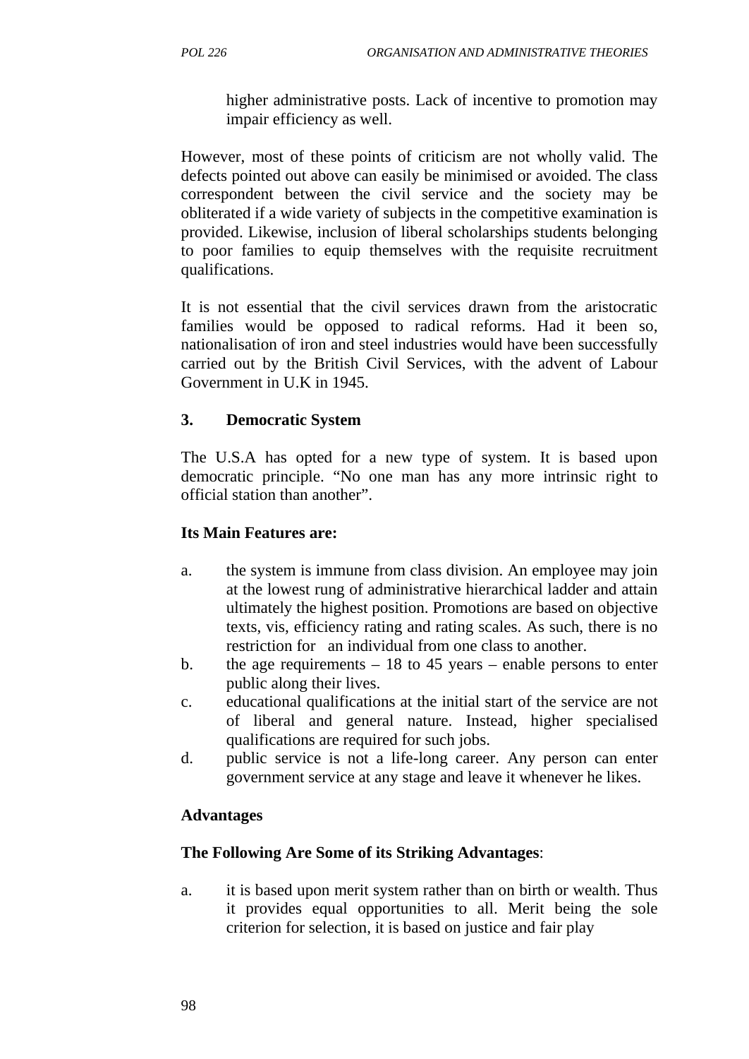higher administrative posts. Lack of incentive to promotion may impair efficiency as well.

However, most of these points of criticism are not wholly valid. The defects pointed out above can easily be minimised or avoided. The class correspondent between the civil service and the society may be obliterated if a wide variety of subjects in the competitive examination is provided. Likewise, inclusion of liberal scholarships students belonging to poor families to equip themselves with the requisite recruitment qualifications.

It is not essential that the civil services drawn from the aristocratic families would be opposed to radical reforms. Had it been so, nationalisation of iron and steel industries would have been successfully carried out by the British Civil Services, with the advent of Labour Government in U.K in 1945.

**3. Democratic System**

The U.S.A has opted for a new type of system. It is based upon democratic principle. "No one man has any more intrinsic right to official station than another".

**Its Main Features are:**

a. the system is immune from class division. An employee may join at the lowest rung of administrative hierarchical ladder and attain ultimately the highest position. Promotions are based on objective texts, vis, efficiency rating and rating scales. As such, there is no restriction for an individual from one class to another.
b. the age requirements – 18 to 45 years – enable persons to enter public along their lives.
c. educational qualifications at the initial start of the service are not of liberal and general nature. Instead, higher specialised qualifications are required for such jobs.
d. public service is not a life-long career. Any person can enter government service at any stage and leave it whenever he likes.

**Advantages**

**The Following Are Some of its Striking Advantages**:

a. it is based upon merit system rather than on birth or wealth. Thus it provides equal opportunities to all. Merit being the sole criterion for selection, it is based on justice and fair play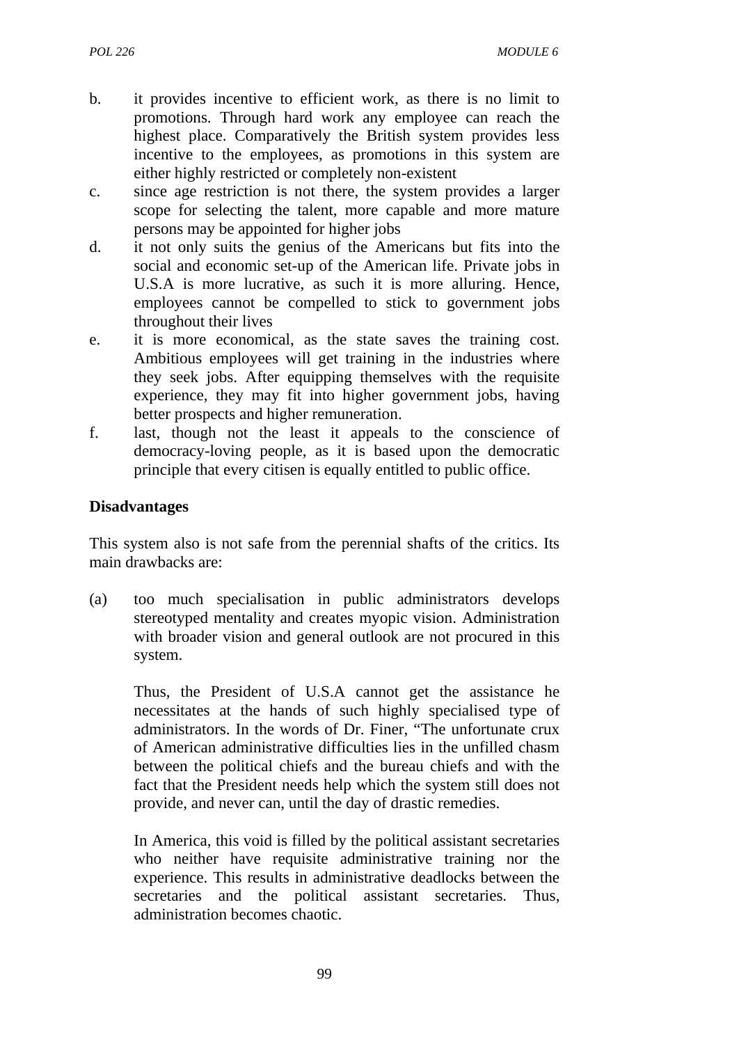b. it provides incentive to efficient work, as there is no limit to promotions. Through hard work any employee can reach the highest place. Comparatively the British system provides less incentive to the employees, as promotions in this system are either highly restricted or completely non-existent
c. since age restriction is not there, the system provides a larger scope for selecting the talent, more capable and more mature persons may be appointed for higher jobs
d. it not only suits the genius of the Americans but fits into the social and economic set-up of the American life. Private jobs in U.S.A is more lucrative, as such it is more alluring. Hence, employees cannot be compelled to stick to government jobs throughout their lives
e. it is more economical, as the state saves the training cost. Ambitious employees will get training in the industries where they seek jobs. After equipping themselves with the requisite experience, they may fit into higher government jobs, having better prospects and higher remuneration.
f. last, though not the least it appeals to the conscience of democracy-loving people, as it is based upon the democratic principle that every citisen is equally entitled to public office.

**Disadvantages**

This system also is not safe from the perennial shafts of the critics. Its main drawbacks are:

(a) too much specialisation in public administrators develops stereotyped mentality and creates myopic vision. Administration with broader vision and general outlook are not procured in this system.

Thus, the President of U.S.A cannot get the assistance he necessitates at the hands of such highly specialised type of administrators. In the words of Dr. Finer, "The unfortunate crux of American administrative difficulties lies in the unfilled chasm between the political chiefs and the bureau chiefs and with the fact that the President needs help which the system still does not provide, and never can, until the day of drastic remedies.

In America, this void is filled by the political assistant secretaries who neither have requisite administrative training nor the experience. This results in administrative deadlocks between the secretaries and the political assistant secretaries. Thus, administration becomes chaotic.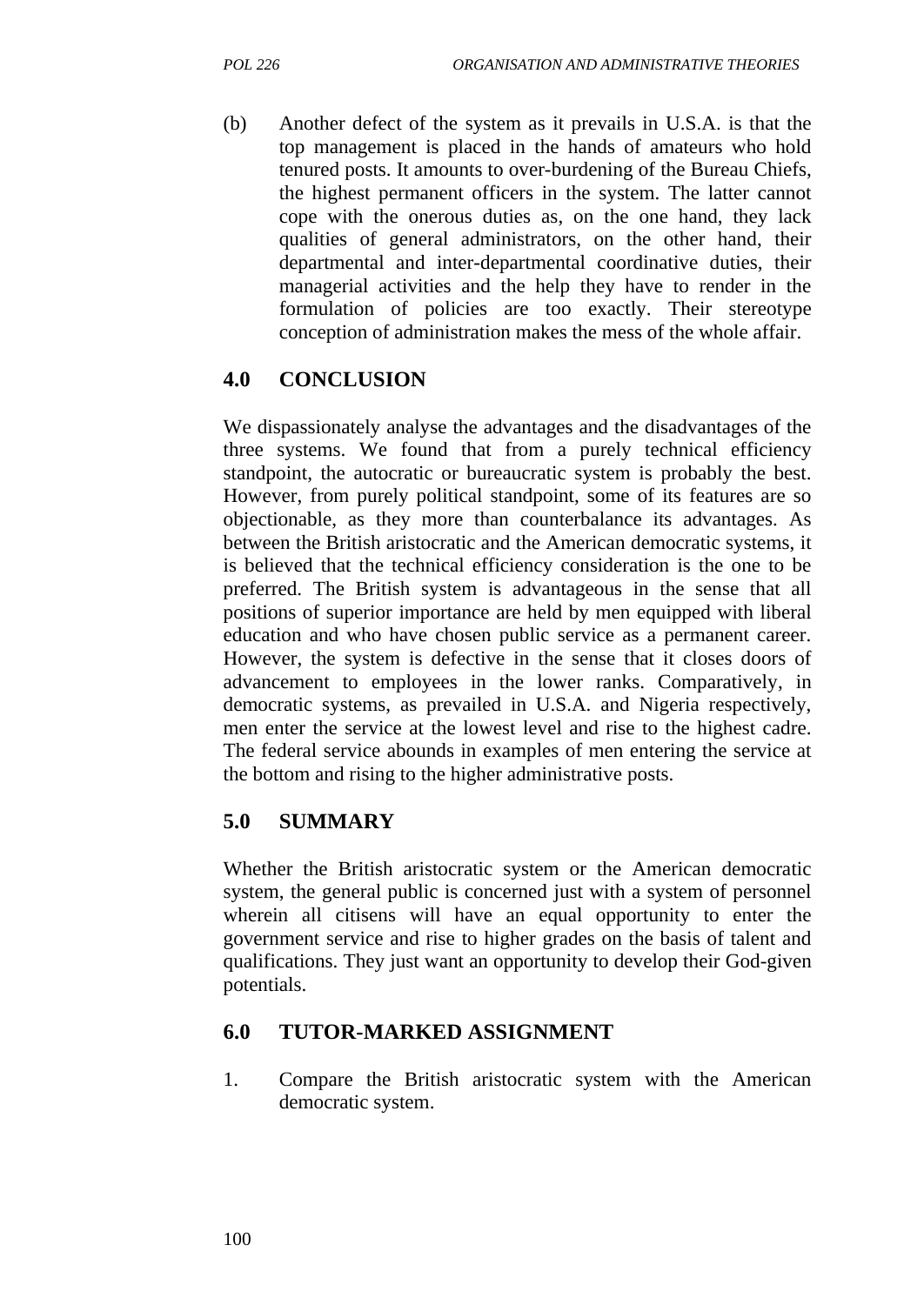(b) Another defect of the system as it prevails in U.S.A. is that the top management is placed in the hands of amateurs who hold tenured posts. It amounts to over-burdening of the Bureau Chiefs, the highest permanent officers in the system. The latter cannot cope with the onerous duties as, on the one hand, they lack qualities of general administrators, on the other hand, their departmental and inter-departmental coordinative duties, their managerial activities and the help they have to render in the formulation of policies are too exactly. Their stereotype conception of administration makes the mess of the whole affair.

## 4.0 CONCLUSION

We dispassionately analyse the advantages and the disadvantages of the three systems. We found that from a purely technical efficiency standpoint, the autocratic or bureaucratic system is probably the best. However, from purely political standpoint, some of its features are so objectionable, as they more than counterbalance its advantages. As between the British aristocratic and the American democratic systems, it is believed that the technical efficiency consideration is the one to be preferred. The British system is advantageous in the sense that all positions of superior importance are held by men equipped with liberal education and who have chosen public service as a permanent career. However, the system is defective in the sense that it closes doors of advancement to employees in the lower ranks. Comparatively, in democratic systems, as prevailed in U.S.A. and Nigeria respectively, men enter the service at the lowest level and rise to the highest cadre. The federal service abounds in examples of men entering the service at the bottom and rising to the higher administrative posts.

## 5.0 SUMMARY

Whether the British aristocratic system or the American democratic system, the general public is concerned just with a system of personnel wherein all citisens will have an equal opportunity to enter the government service and rise to higher grades on the basis of talent and qualifications. They just want an opportunity to develop their God-given potentials.

## 6.0 TUTOR-MARKED ASSIGNMENT

1. Compare the British aristocratic system with the American democratic system.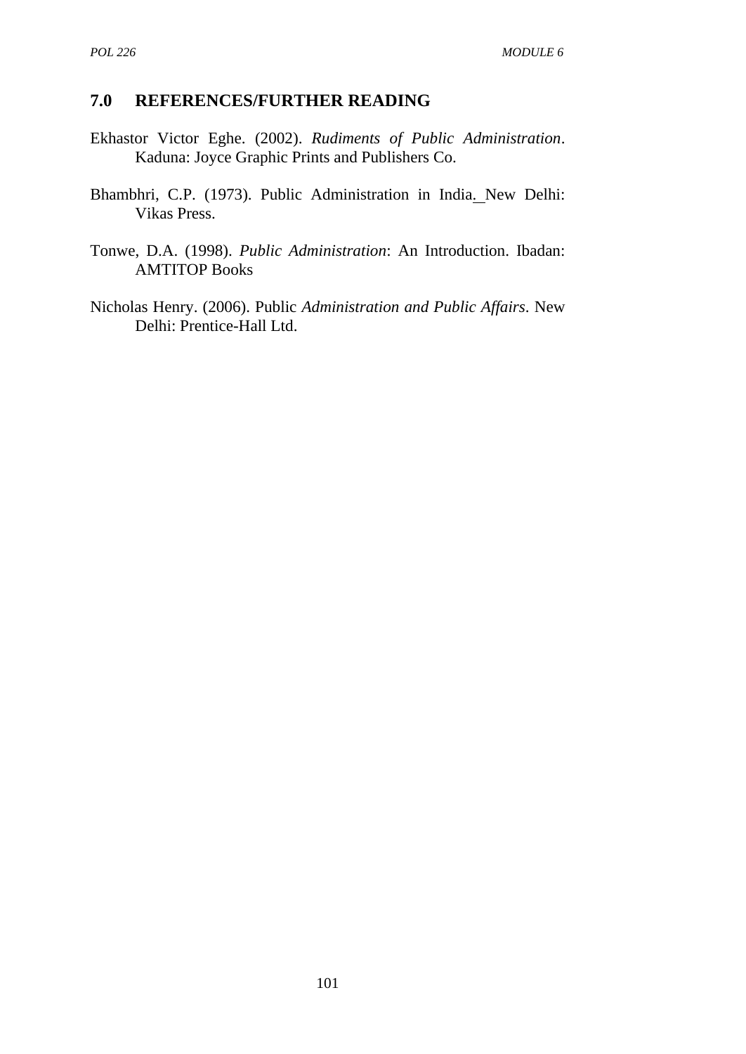## 7.0 REFERENCES/FURTHER READING

Ekhastor Victor Eghe. (2002). *Rudiments of Public Administration*. Kaduna: Joyce Graphic Prints and Publishers Co.

Bhambhri, C.P. (1973). Public Administration in India. New Delhi: Vikas Press.

Tonwe, D.A. (1998). *Public Administration*: An Introduction. Ibadan: AMTITOP Books

Nicholas Henry. (2006). Public *Administration and Public Affairs*. New Delhi: Prentice-Hall Ltd.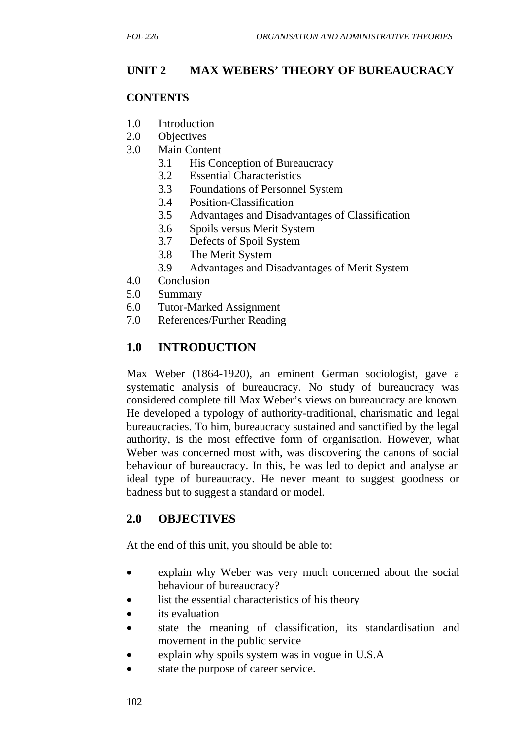# UNIT 2 MAX WEBERS' THEORY OF BUREAUCRACY

**CONTENTS**

1.0 Introduction
2.0 Objectives
3.0 Main Content
  3.1 His Conception of Bureaucracy
  3.2 Essential Characteristics
  3.3 Foundations of Personnel System
  3.4 Position-Classification
  3.5 Advantages and Disadvantages of Classification
  3.6 Spoils versus Merit System
  3.7 Defects of Spoil System
  3.8 The Merit System
  3.9 Advantages and Disadvantages of Merit System
4.0 Conclusion
5.0 Summary
6.0 Tutor-Marked Assignment
7.0 References/Further Reading

## 1.0 INTRODUCTION

Max Weber (1864-1920), an eminent German sociologist, gave a systematic analysis of bureaucracy. No study of bureaucracy was considered complete till Max Weber's views on bureaucracy are known. He developed a typology of authority-traditional, charismatic and legal bureaucracies. To him, bureaucracy sustained and sanctified by the legal authority, is the most effective form of organisation. However, what Weber was concerned most with, was discovering the canons of social behaviour of bureaucracy. In this, he was led to depict and analyse an ideal type of bureaucracy. He never meant to suggest goodness or badness but to suggest a standard or model.

## 2.0 OBJECTIVES

At the end of this unit, you should be able to:

- explain why Weber was very much concerned about the social behaviour of bureaucracy?
- list the essential characteristics of his theory
- its evaluation
- state the meaning of classification, its standardisation and movement in the public service
- explain why spoils system was in vogue in U.S.A
- state the purpose of career service.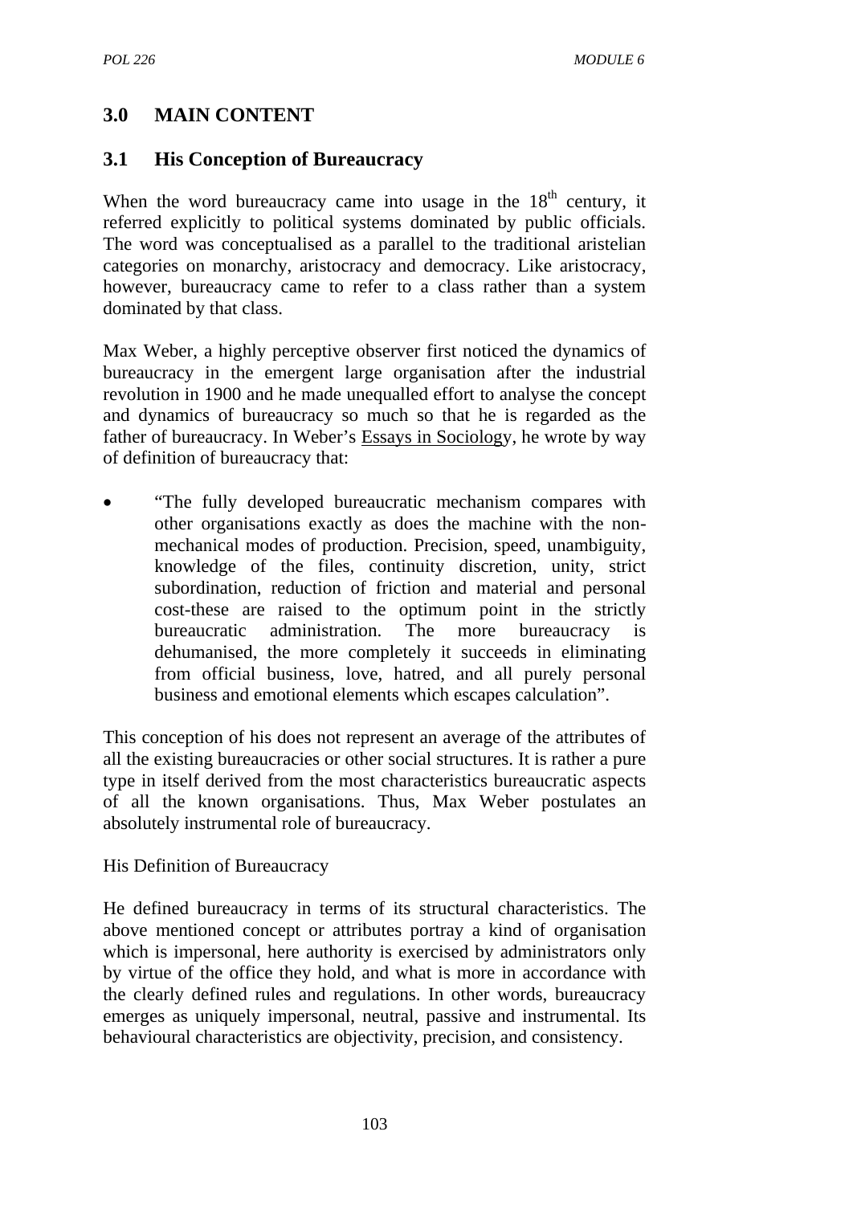## 3.0 MAIN CONTENT

### 3.1 His Conception of Bureaucracy

When the word bureaucracy came into usage in the 18th century, it referred explicitly to political systems dominated by public officials. The word was conceptualised as a parallel to the traditional aristelian categories on monarchy, aristocracy and democracy. Like aristocracy, however, bureaucracy came to refer to a class rather than a system dominated by that class.

Max Weber, a highly perceptive observer first noticed the dynamics of bureaucracy in the emergent large organisation after the industrial revolution in 1900 and he made unequalled effort to analyse the concept and dynamics of bureaucracy so much so that he is regarded as the father of bureaucracy. In Weber's Essays in Sociology, he wrote by way of definition of bureaucracy that:

- "The fully developed bureaucratic mechanism compares with other organisations exactly as does the machine with the non-mechanical modes of production. Precision, speed, unambiguity, knowledge of the files, continuity discretion, unity, strict subordination, reduction of friction and material and personal cost-these are raised to the optimum point in the strictly bureaucratic administration. The more bureaucracy is dehumanised, the more completely it succeeds in eliminating from official business, love, hatred, and all purely personal business and emotional elements which escapes calculation".

This conception of his does not represent an average of the attributes of all the existing bureaucracies or other social structures. It is rather a pure type in itself derived from the most characteristics bureaucratic aspects of all the known organisations. Thus, Max Weber postulates an absolutely instrumental role of bureaucracy.

His Definition of Bureaucracy

He defined bureaucracy in terms of its structural characteristics. The above mentioned concept or attributes portray a kind of organisation which is impersonal, here authority is exercised by administrators only by virtue of the office they hold, and what is more in accordance with the clearly defined rules and regulations. In other words, bureaucracy emerges as uniquely impersonal, neutral, passive and instrumental. Its behavioural characteristics are objectivity, precision, and consistency.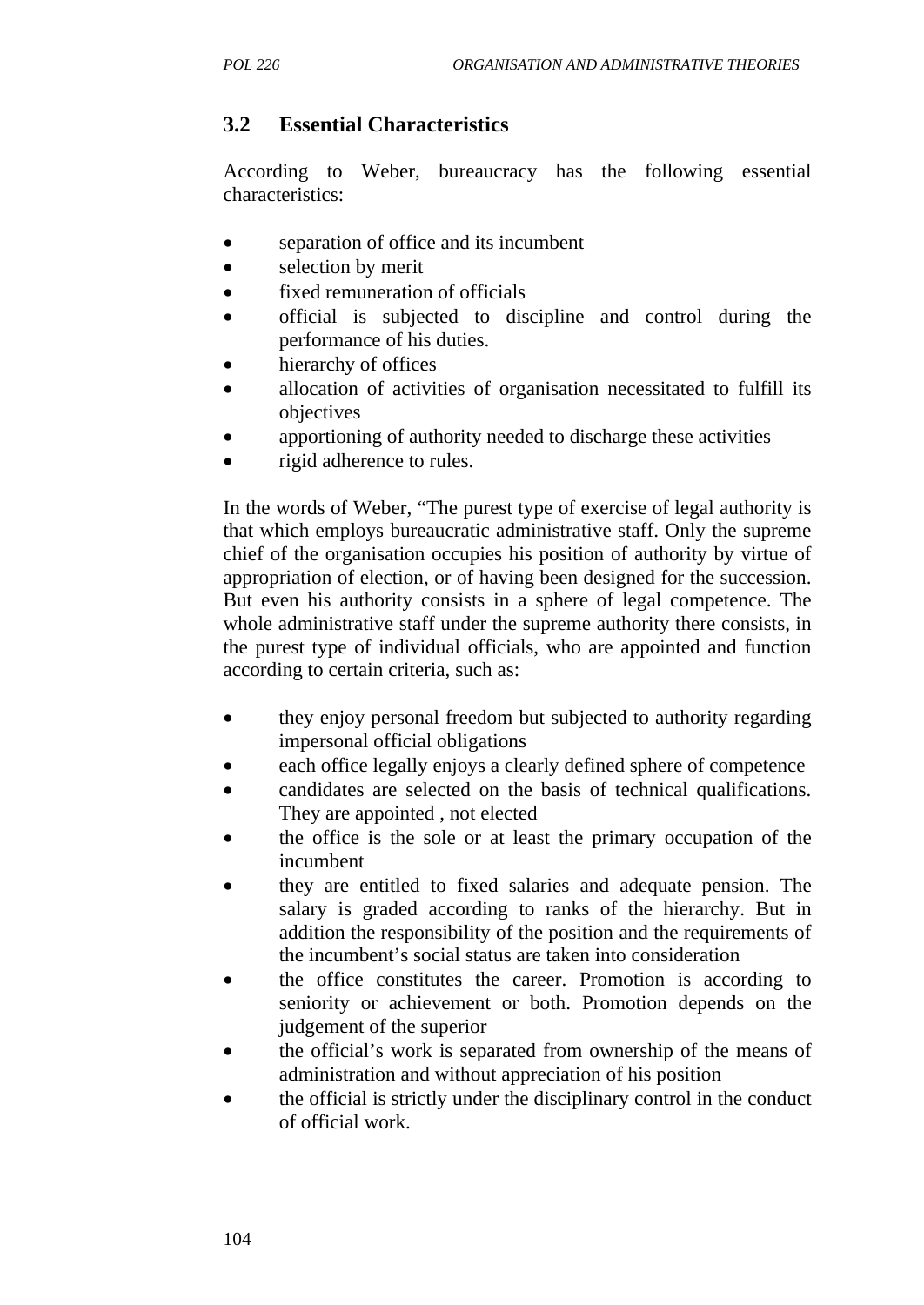### 3.2 Essential Characteristics

According to Weber, bureaucracy has the following essential characteristics:

- separation of office and its incumbent
- selection by merit
- fixed remuneration of officials
- official is subjected to discipline and control during the performance of his duties.
- hierarchy of offices
- allocation of activities of organisation necessitated to fulfill its objectives
- apportioning of authority needed to discharge these activities
- rigid adherence to rules.

In the words of Weber, "The purest type of exercise of legal authority is that which employs bureaucratic administrative staff. Only the supreme chief of the organisation occupies his position of authority by virtue of appropriation of election, or of having been designed for the succession. But even his authority consists in a sphere of legal competence. The whole administrative staff under the supreme authority there consists, in the purest type of individual officials, who are appointed and function according to certain criteria, such as:

- they enjoy personal freedom but subjected to authority regarding impersonal official obligations
- each office legally enjoys a clearly defined sphere of competence
- candidates are selected on the basis of technical qualifications. They are appointed , not elected
- the office is the sole or at least the primary occupation of the incumbent
- they are entitled to fixed salaries and adequate pension. The salary is graded according to ranks of the hierarchy. But in addition the responsibility of the position and the requirements of the incumbent's social status are taken into consideration
- the office constitutes the career. Promotion is according to seniority or achievement or both. Promotion depends on the judgement of the superior
- the official's work is separated from ownership of the means of administration and without appreciation of his position
- the official is strictly under the disciplinary control in the conduct of official work.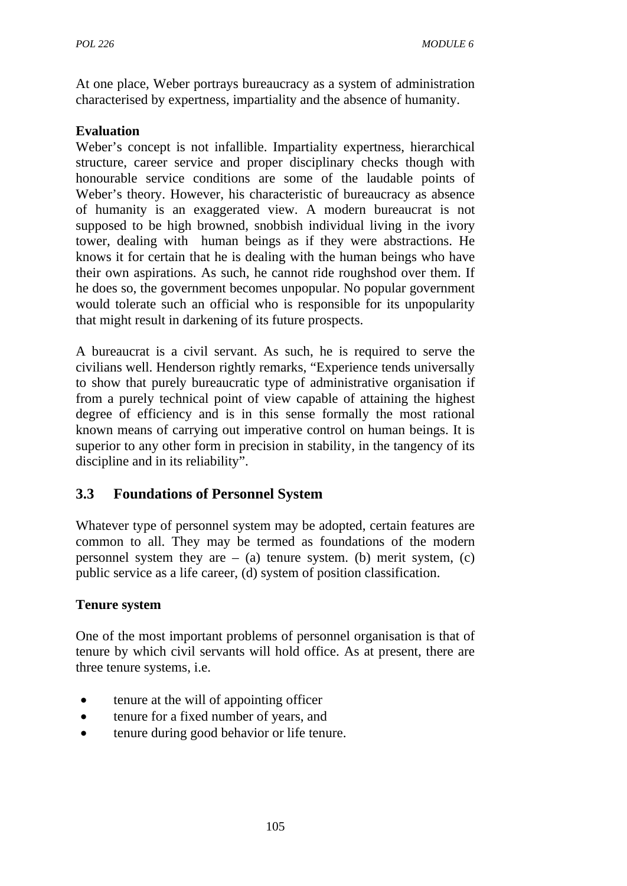At one place, Weber portrays bureaucracy as a system of administration characterised by expertness, impartiality and the absence of humanity.

**Evaluation**

Weber's concept is not infallible. Impartiality expertness, hierarchical structure, career service and proper disciplinary checks though with honourable service conditions are some of the laudable points of Weber's theory. However, his characteristic of bureaucracy as absence of humanity is an exaggerated view. A modern bureaucrat is not supposed to be high browned, snobbish individual living in the ivory tower, dealing with human beings as if they were abstractions. He knows it for certain that he is dealing with the human beings who have their own aspirations. As such, he cannot ride roughshod over them. If he does so, the government becomes unpopular. No popular government would tolerate such an official who is responsible for its unpopularity that might result in darkening of its future prospects.

A bureaucrat is a civil servant. As such, he is required to serve the civilians well. Henderson rightly remarks, "Experience tends universally to show that purely bureaucratic type of administrative organisation if from a purely technical point of view capable of attaining the highest degree of efficiency and is in this sense formally the most rational known means of carrying out imperative control on human beings. It is superior to any other form in precision in stability, in the tangency of its discipline and in its reliability".

## 3.3 Foundations of Personnel System

Whatever type of personnel system may be adopted, certain features are common to all. They may be termed as foundations of the modern personnel system they are – (a) tenure system. (b) merit system, (c) public service as a life career, (d) system of position classification.

**Tenure system**

One of the most important problems of personnel organisation is that of tenure by which civil servants will hold office. As at present, there are three tenure systems, i.e.

- tenure at the will of appointing officer
- tenure for a fixed number of years, and
- tenure during good behavior or life tenure.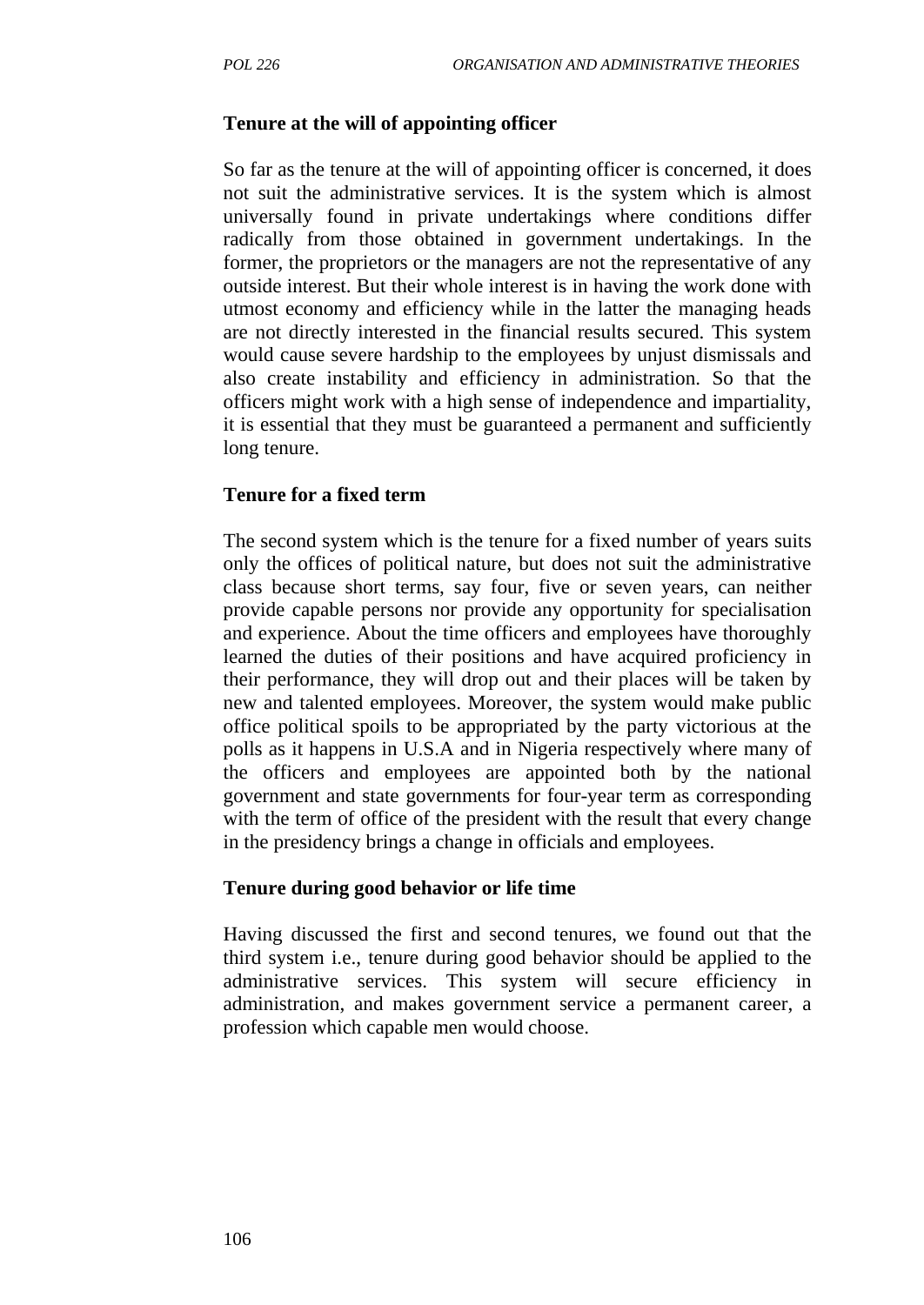**Tenure at the will of appointing officer**

So far as the tenure at the will of appointing officer is concerned, it does not suit the administrative services. It is the system which is almost universally found in private undertakings where conditions differ radically from those obtained in government undertakings. In the former, the proprietors or the managers are not the representative of any outside interest. But their whole interest is in having the work done with utmost economy and efficiency while in the latter the managing heads are not directly interested in the financial results secured. This system would cause severe hardship to the employees by unjust dismissals and also create instability and efficiency in administration. So that the officers might work with a high sense of independence and impartiality, it is essential that they must be guaranteed a permanent and sufficiently long tenure.

**Tenure for a fixed term**

The second system which is the tenure for a fixed number of years suits only the offices of political nature, but does not suit the administrative class because short terms, say four, five or seven years, can neither provide capable persons nor provide any opportunity for specialisation and experience. About the time officers and employees have thoroughly learned the duties of their positions and have acquired proficiency in their performance, they will drop out and their places will be taken by new and talented employees. Moreover, the system would make public office political spoils to be appropriated by the party victorious at the polls as it happens in U.S.A and in Nigeria respectively where many of the officers and employees are appointed both by the national government and state governments for four-year term as corresponding with the term of office of the president with the result that every change in the presidency brings a change in officials and employees.

**Tenure during good behavior or life time**

Having discussed the first and second tenures, we found out that the third system i.e., tenure during good behavior should be applied to the administrative services. This system will secure efficiency in administration, and makes government service a permanent career, a profession which capable men would choose.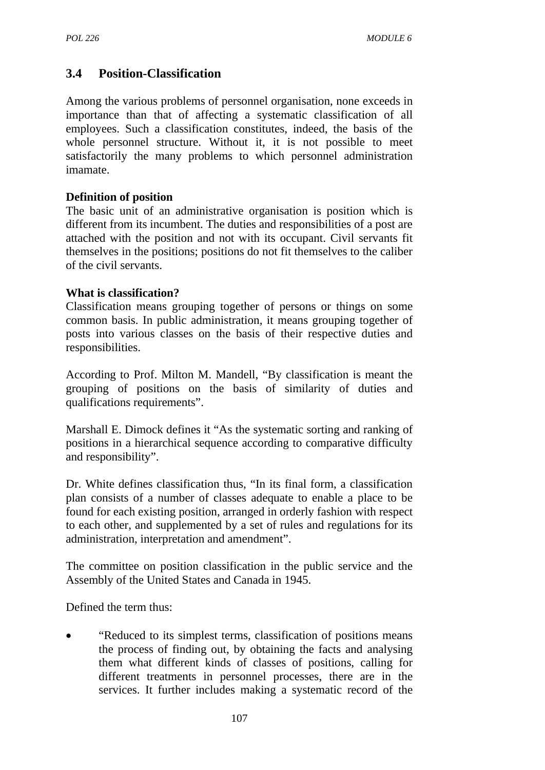## 3.4 Position-Classification

Among the various problems of personnel organisation, none exceeds in importance than that of affecting a systematic classification of all employees. Such a classification constitutes, indeed, the basis of the whole personnel structure. Without it, it is not possible to meet satisfactorily the many problems to which personnel administration imamate.

**Definition of position**

The basic unit of an administrative organisation is position which is different from its incumbent. The duties and responsibilities of a post are attached with the position and not with its occupant. Civil servants fit themselves in the positions; positions do not fit themselves to the caliber of the civil servants.

**What is classification?**

Classification means grouping together of persons or things on some common basis. In public administration, it means grouping together of posts into various classes on the basis of their respective duties and responsibilities.

According to Prof. Milton M. Mandell, "By classification is meant the grouping of positions on the basis of similarity of duties and qualifications requirements".

Marshall E. Dimock defines it "As the systematic sorting and ranking of positions in a hierarchical sequence according to comparative difficulty and responsibility".

Dr. White defines classification thus, "In its final form, a classification plan consists of a number of classes adequate to enable a place to be found for each existing position, arranged in orderly fashion with respect to each other, and supplemented by a set of rules and regulations for its administration, interpretation and amendment".

The committee on position classification in the public service and the Assembly of the United States and Canada in 1945.

Defined the term thus:

- "Reduced to its simplest terms, classification of positions means the process of finding out, by obtaining the facts and analysing them what different kinds of classes of positions, calling for different treatments in personnel processes, there are in the services. It further includes making a systematic record of the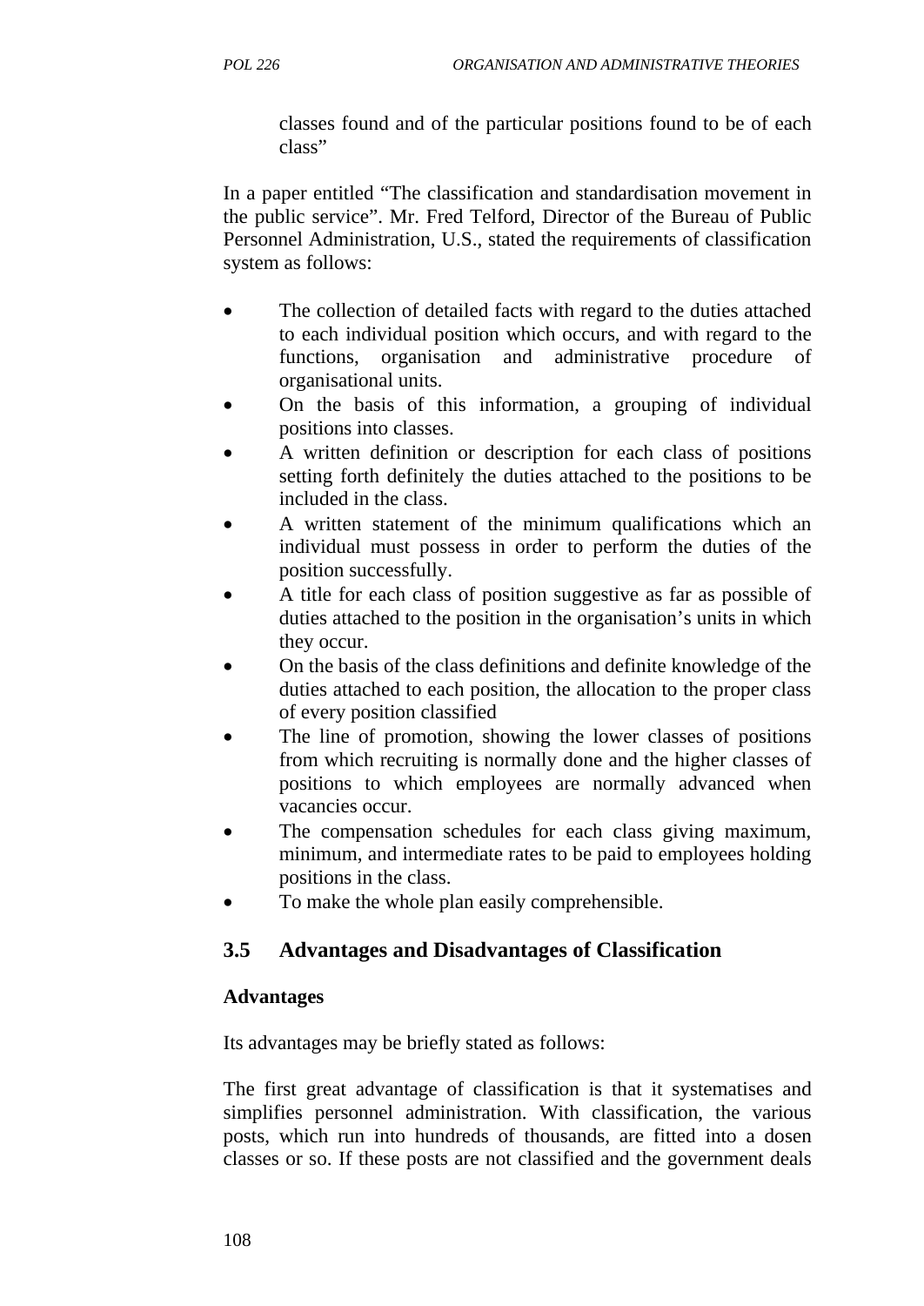classes found and of the particular positions found to be of each class"

In a paper entitled "The classification and standardisation movement in the public service". Mr. Fred Telford, Director of the Bureau of Public Personnel Administration, U.S., stated the requirements of classification system as follows:

- The collection of detailed facts with regard to the duties attached to each individual position which occurs, and with regard to the functions, organisation and administrative procedure of organisational units.
- On the basis of this information, a grouping of individual positions into classes.
- A written definition or description for each class of positions setting forth definitely the duties attached to the positions to be included in the class.
- A written statement of the minimum qualifications which an individual must possess in order to perform the duties of the position successfully.
- A title for each class of position suggestive as far as possible of duties attached to the position in the organisation's units in which they occur.
- On the basis of the class definitions and definite knowledge of the duties attached to each position, the allocation to the proper class of every position classified
- The line of promotion, showing the lower classes of positions from which recruiting is normally done and the higher classes of positions to which employees are normally advanced when vacancies occur.
- The compensation schedules for each class giving maximum, minimum, and intermediate rates to be paid to employees holding positions in the class.
- To make the whole plan easily comprehensible.

## 3.5 Advantages and Disadvantages of Classification

**Advantages**

Its advantages may be briefly stated as follows:

The first great advantage of classification is that it systematises and simplifies personnel administration. With classification, the various posts, which run into hundreds of thousands, are fitted into a dosen classes or so. If these posts are not classified and the government deals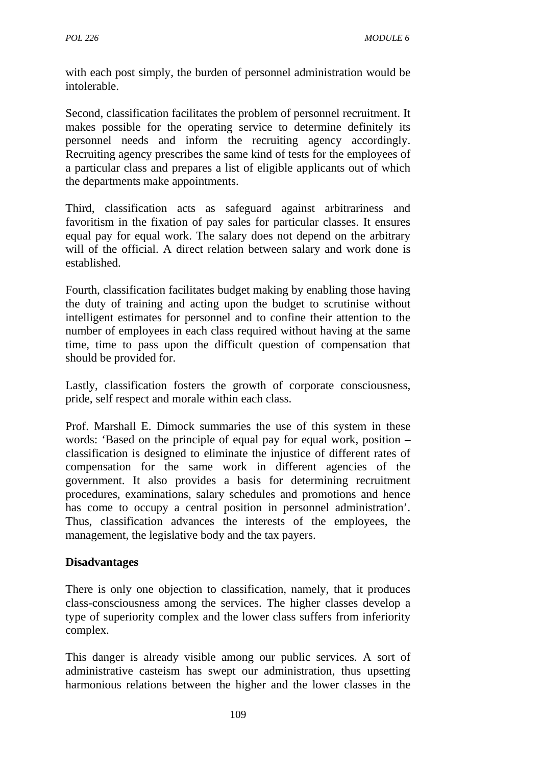with each post simply, the burden of personnel administration would be intolerable.

Second, classification facilitates the problem of personnel recruitment. It makes possible for the operating service to determine definitely its personnel needs and inform the recruiting agency accordingly. Recruiting agency prescribes the same kind of tests for the employees of a particular class and prepares a list of eligible applicants out of which the departments make appointments.

Third, classification acts as safeguard against arbitrariness and favoritism in the fixation of pay sales for particular classes. It ensures equal pay for equal work. The salary does not depend on the arbitrary will of the official. A direct relation between salary and work done is established.

Fourth, classification facilitates budget making by enabling those having the duty of training and acting upon the budget to scrutinise without intelligent estimates for personnel and to confine their attention to the number of employees in each class required without having at the same time, time to pass upon the difficult question of compensation that should be provided for.

Lastly, classification fosters the growth of corporate consciousness, pride, self respect and morale within each class.

Prof. Marshall E. Dimock summaries the use of this system in these words: 'Based on the principle of equal pay for equal work, position – classification is designed to eliminate the injustice of different rates of compensation for the same work in different agencies of the government. It also provides a basis for determining recruitment procedures, examinations, salary schedules and promotions and hence has come to occupy a central position in personnel administration'. Thus, classification advances the interests of the employees, the management, the legislative body and the tax payers.

**Disadvantages**

There is only one objection to classification, namely, that it produces class-consciousness among the services. The higher classes develop a type of superiority complex and the lower class suffers from inferiority complex.

This danger is already visible among our public services. A sort of administrative casteism has swept our administration, thus upsetting harmonious relations between the higher and the lower classes in the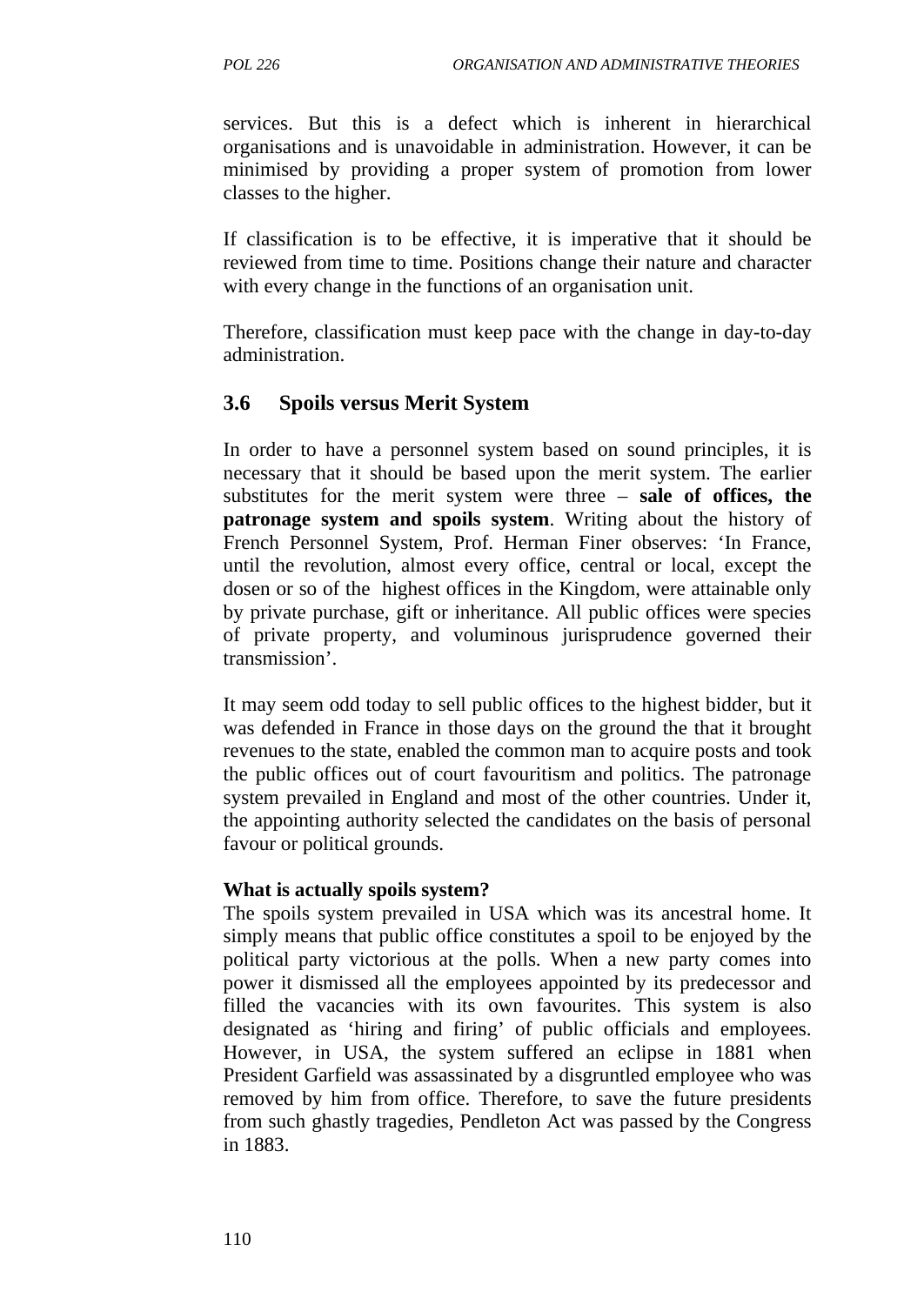services. But this is a defect which is inherent in hierarchical organisations and is unavoidable in administration. However, it can be minimised by providing a proper system of promotion from lower classes to the higher.

If classification is to be effective, it is imperative that it should be reviewed from time to time. Positions change their nature and character with every change in the functions of an organisation unit.

Therefore, classification must keep pace with the change in day-to-day administration.

## 3.6 Spoils versus Merit System

In order to have a personnel system based on sound principles, it is necessary that it should be based upon the merit system. The earlier substitutes for the merit system were three – **sale of offices, the patronage system and spoils system**. Writing about the history of French Personnel System, Prof. Herman Finer observes: 'In France, until the revolution, almost every office, central or local, except the dosen or so of the highest offices in the Kingdom, were attainable only by private purchase, gift or inheritance. All public offices were species of private property, and voluminous jurisprudence governed their transmission'.

It may seem odd today to sell public offices to the highest bidder, but it was defended in France in those days on the ground the that it brought revenues to the state, enabled the common man to acquire posts and took the public offices out of court favouritism and politics. The patronage system prevailed in England and most of the other countries. Under it, the appointing authority selected the candidates on the basis of personal favour or political grounds.

**What is actually spoils system?**

The spoils system prevailed in USA which was its ancestral home. It simply means that public office constitutes a spoil to be enjoyed by the political party victorious at the polls. When a new party comes into power it dismissed all the employees appointed by its predecessor and filled the vacancies with its own favourites. This system is also designated as 'hiring and firing' of public officials and employees. However, in USA, the system suffered an eclipse in 1881 when President Garfield was assassinated by a disgruntled employee who was removed by him from office. Therefore, to save the future presidents from such ghastly tragedies, Pendleton Act was passed by the Congress in 1883.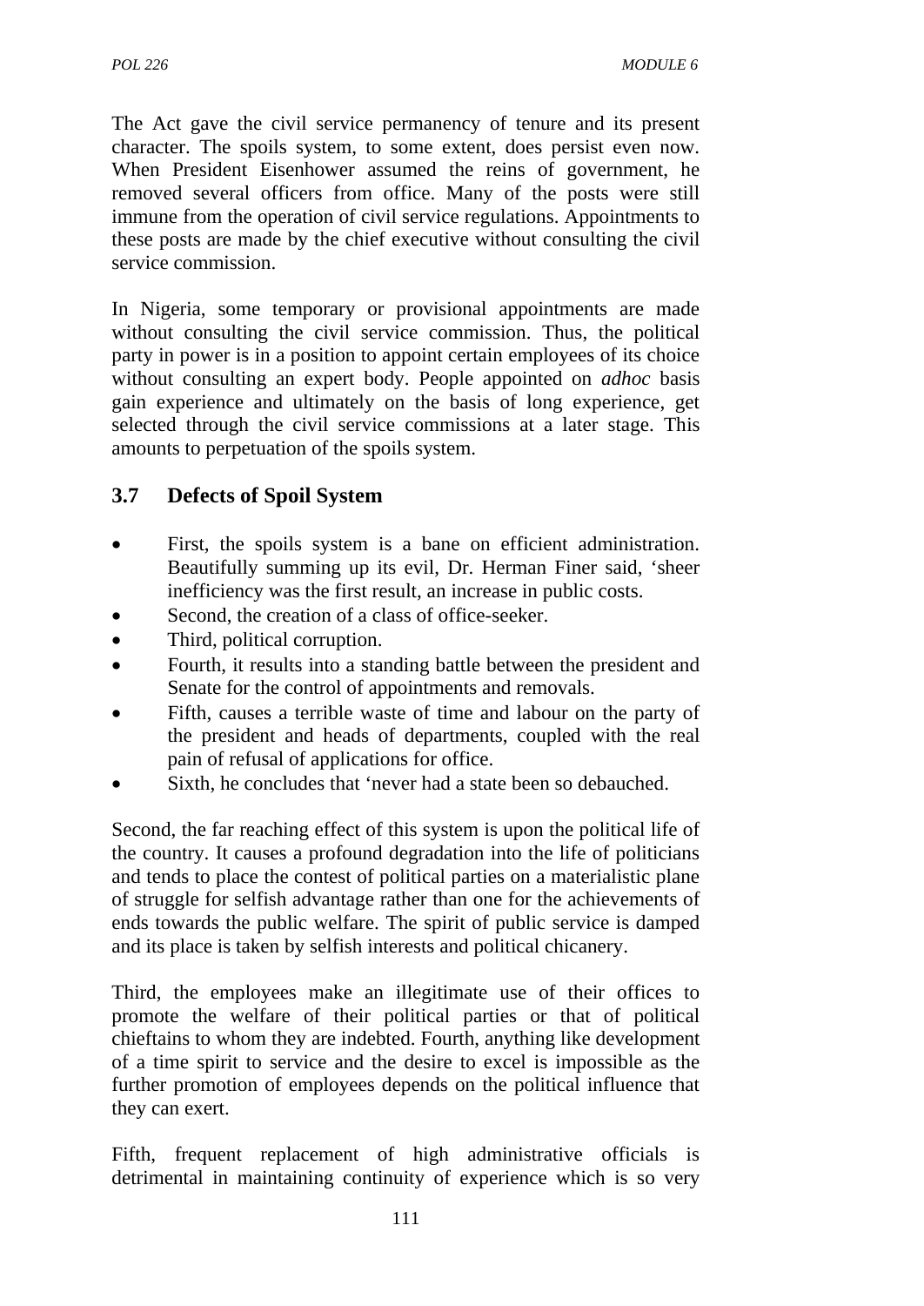The Act gave the civil service permanency of tenure and its present character. The spoils system, to some extent, does persist even now. When President Eisenhower assumed the reins of government, he removed several officers from office. Many of the posts were still immune from the operation of civil service regulations. Appointments to these posts are made by the chief executive without consulting the civil service commission.

In Nigeria, some temporary or provisional appointments are made without consulting the civil service commission. Thus, the political party in power is in a position to appoint certain employees of its choice without consulting an expert body. People appointed on *adhoc* basis gain experience and ultimately on the basis of long experience, get selected through the civil service commissions at a later stage. This amounts to perpetuation of the spoils system.

## 3.7 Defects of Spoil System

- First, the spoils system is a bane on efficient administration. Beautifully summing up its evil, Dr. Herman Finer said, 'sheer inefficiency was the first result, an increase in public costs.
- Second, the creation of a class of office-seeker.
- Third, political corruption.
- Fourth, it results into a standing battle between the president and Senate for the control of appointments and removals.
- Fifth, causes a terrible waste of time and labour on the party of the president and heads of departments, coupled with the real pain of refusal of applications for office.
- Sixth, he concludes that 'never had a state been so debauched.

Second, the far reaching effect of this system is upon the political life of the country. It causes a profound degradation into the life of politicians and tends to place the contest of political parties on a materialistic plane of struggle for selfish advantage rather than one for the achievements of ends towards the public welfare. The spirit of public service is damped and its place is taken by selfish interests and political chicanery.

Third, the employees make an illegitimate use of their offices to promote the welfare of their political parties or that of political chieftains to whom they are indebted. Fourth, anything like development of a time spirit to service and the desire to excel is impossible as the further promotion of employees depends on the political influence that they can exert.

Fifth, frequent replacement of high administrative officials is detrimental in maintaining continuity of experience which is so very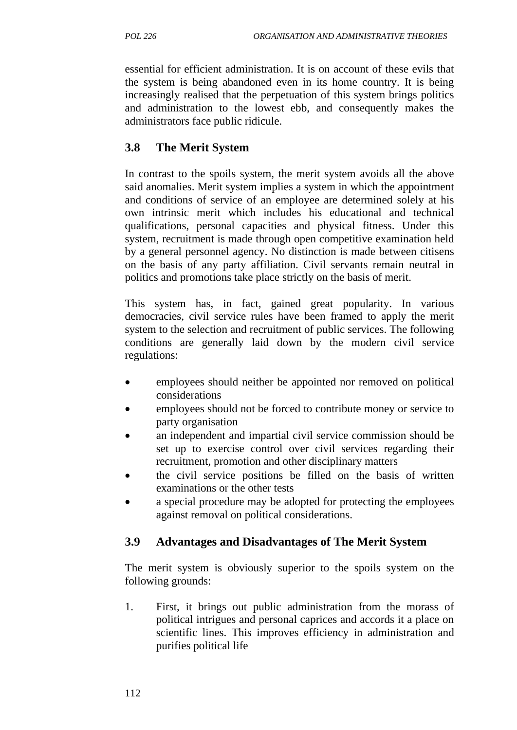essential for efficient administration. It is on account of these evils that the system is being abandoned even in its home country. It is being increasingly realised that the perpetuation of this system brings politics and administration to the lowest ebb, and consequently makes the administrators face public ridicule.

## 3.8 The Merit System

In contrast to the spoils system, the merit system avoids all the above said anomalies. Merit system implies a system in which the appointment and conditions of service of an employee are determined solely at his own intrinsic merit which includes his educational and technical qualifications, personal capacities and physical fitness. Under this system, recruitment is made through open competitive examination held by a general personnel agency. No distinction is made between citisens on the basis of any party affiliation. Civil servants remain neutral in politics and promotions take place strictly on the basis of merit.

This system has, in fact, gained great popularity. In various democracies, civil service rules have been framed to apply the merit system to the selection and recruitment of public services. The following conditions are generally laid down by the modern civil service regulations:

- employees should neither be appointed nor removed on political considerations
- employees should not be forced to contribute money or service to party organisation
- an independent and impartial civil service commission should be set up to exercise control over civil services regarding their recruitment, promotion and other disciplinary matters
- the civil service positions be filled on the basis of written examinations or the other tests
- a special procedure may be adopted for protecting the employees against removal on political considerations.

## 3.9 Advantages and Disadvantages of The Merit System

The merit system is obviously superior to the spoils system on the following grounds:

1. First, it brings out public administration from the morass of political intrigues and personal caprices and accords it a place on scientific lines. This improves efficiency in administration and purifies political life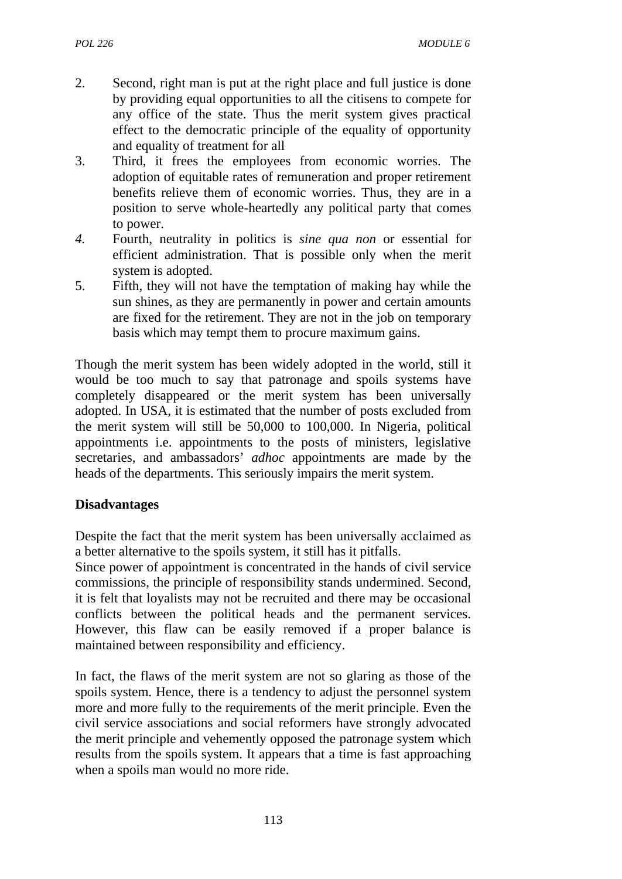2. Second, right man is put at the right place and full justice is done by providing equal opportunities to all the citisens to compete for any office of the state. Thus the merit system gives practical effect to the democratic principle of the equality of opportunity and equality of treatment for all
3. Third, it frees the employees from economic worries. The adoption of equitable rates of remuneration and proper retirement benefits relieve them of economic worries. Thus, they are in a position to serve whole-heartedly any political party that comes to power.
4. Fourth, neutrality in politics is *sine qua non* or essential for efficient administration. That is possible only when the merit system is adopted.
5. Fifth, they will not have the temptation of making hay while the sun shines, as they are permanently in power and certain amounts are fixed for the retirement. They are not in the job on temporary basis which may tempt them to procure maximum gains.

Though the merit system has been widely adopted in the world, still it would be too much to say that patronage and spoils systems have completely disappeared or the merit system has been universally adopted. In USA, it is estimated that the number of posts excluded from the merit system will still be 50,000 to 100,000. In Nigeria, political appointments i.e. appointments to the posts of ministers, legislative secretaries, and ambassadors' *adhoc* appointments are made by the heads of the departments. This seriously impairs the merit system.

**Disadvantages**

Despite the fact that the merit system has been universally acclaimed as a better alternative to the spoils system, it still has it pitfalls.
Since power of appointment is concentrated in the hands of civil service commissions, the principle of responsibility stands undermined. Second, it is felt that loyalists may not be recruited and there may be occasional conflicts between the political heads and the permanent services. However, this flaw can be easily removed if a proper balance is maintained between responsibility and efficiency.

In fact, the flaws of the merit system are not so glaring as those of the spoils system. Hence, there is a tendency to adjust the personnel system more and more fully to the requirements of the merit principle. Even the civil service associations and social reformers have strongly advocated the merit principle and vehemently opposed the patronage system which results from the spoils system. It appears that a time is fast approaching when a spoils man would no more ride.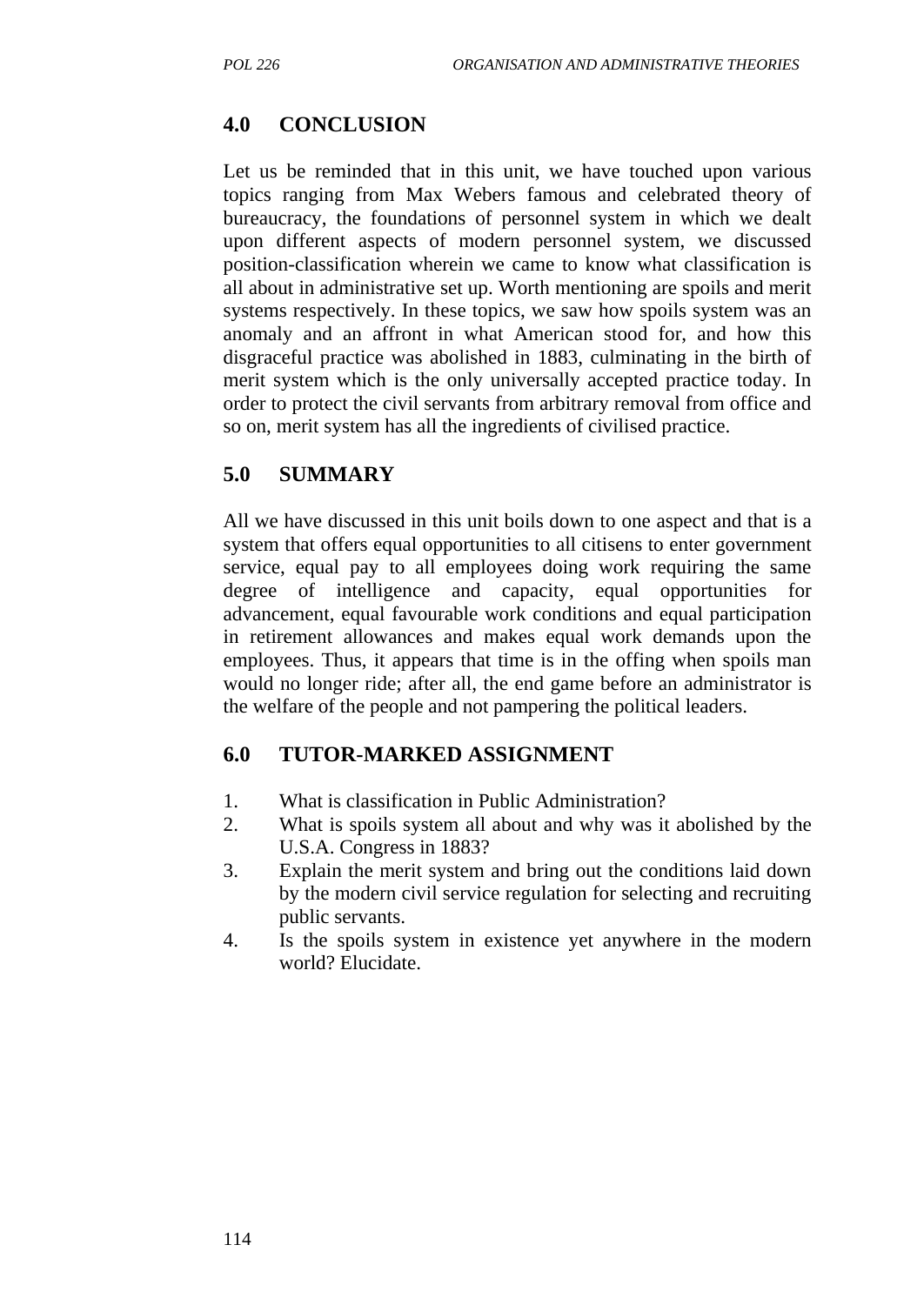## 4.0 CONCLUSION

Let us be reminded that in this unit, we have touched upon various topics ranging from Max Webers famous and celebrated theory of bureaucracy, the foundations of personnel system in which we dealt upon different aspects of modern personnel system, we discussed position-classification wherein we came to know what classification is all about in administrative set up. Worth mentioning are spoils and merit systems respectively. In these topics, we saw how spoils system was an anomaly and an affront in what American stood for, and how this disgraceful practice was abolished in 1883, culminating in the birth of merit system which is the only universally accepted practice today. In order to protect the civil servants from arbitrary removal from office and so on, merit system has all the ingredients of civilised practice.

## 5.0 SUMMARY

All we have discussed in this unit boils down to one aspect and that is a system that offers equal opportunities to all citisens to enter government service, equal pay to all employees doing work requiring the same degree of intelligence and capacity, equal opportunities for advancement, equal favourable work conditions and equal participation in retirement allowances and makes equal work demands upon the employees. Thus, it appears that time is in the offing when spoils man would no longer ride; after all, the end game before an administrator is the welfare of the people and not pampering the political leaders.

## 6.0 TUTOR-MARKED ASSIGNMENT

1. What is classification in Public Administration?
2. What is spoils system all about and why was it abolished by the U.S.A. Congress in 1883?
3. Explain the merit system and bring out the conditions laid down by the modern civil service regulation for selecting and recruiting public servants.
4. Is the spoils system in existence yet anywhere in the modern world? Elucidate.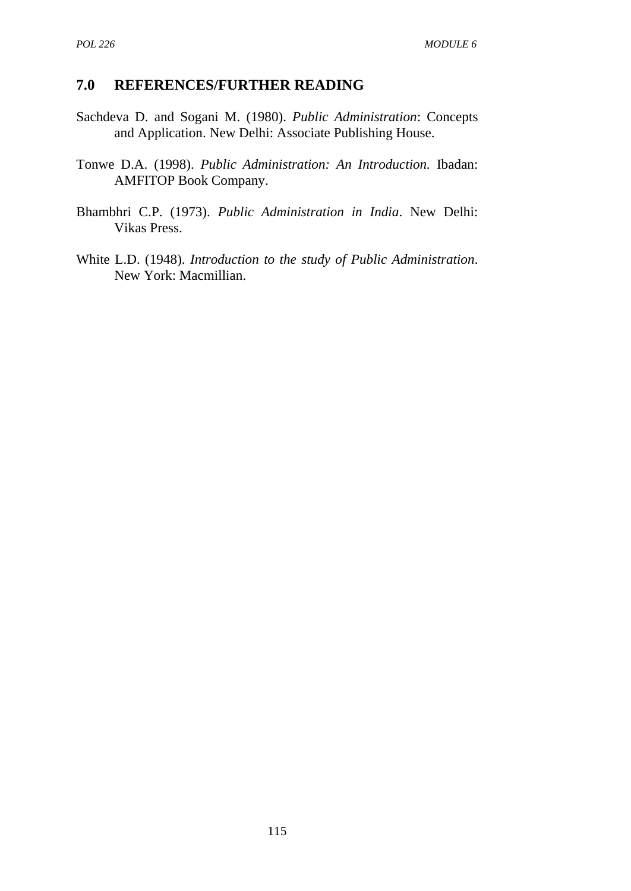## 7.0 REFERENCES/FURTHER READING

Sachdeva D. and Sogani M. (1980). *Public Administration*: Concepts and Application. New Delhi: Associate Publishing House.

Tonwe D.A. (1998). *Public Administration: An Introduction.* Ibadan: AMFITOP Book Company.

Bhambhri C.P. (1973). *Public Administration in India*. New Delhi: Vikas Press.

White L.D. (1948). *Introduction to the study of Public Administration*. New York: Macmillian.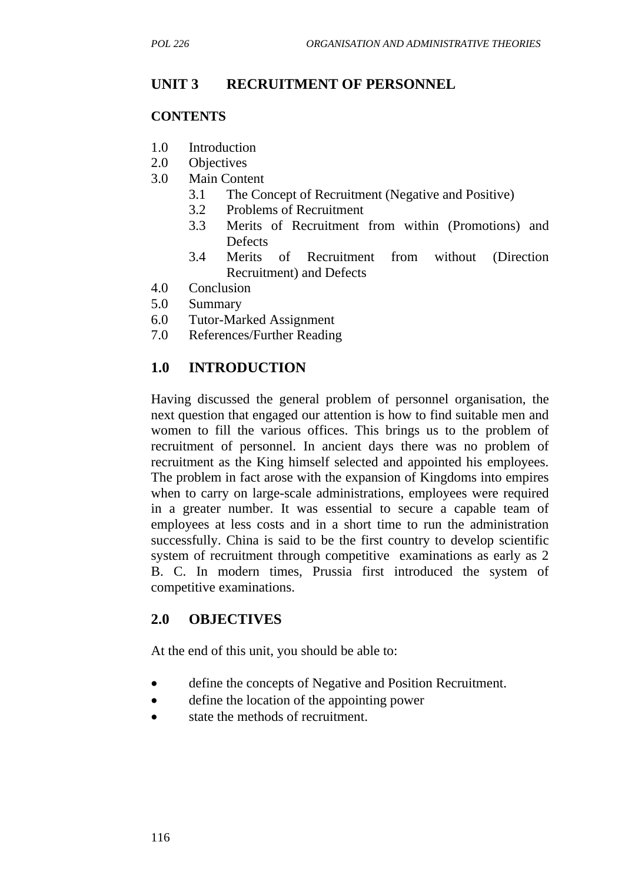## UNIT 3 RECRUITMENT OF PERSONNEL

**CONTENTS**

1.0 Introduction
2.0 Objectives
3.0 Main Content
  3.1 The Concept of Recruitment (Negative and Positive)
  3.2 Problems of Recruitment
  3.3 Merits of Recruitment from within (Promotions) and Defects
  3.4 Merits of Recruitment from without (Direction Recruitment) and Defects
4.0 Conclusion
5.0 Summary
6.0 Tutor-Marked Assignment
7.0 References/Further Reading

## 1.0 INTRODUCTION

Having discussed the general problem of personnel organisation, the next question that engaged our attention is how to find suitable men and women to fill the various offices. This brings us to the problem of recruitment of personnel. In ancient days there was no problem of recruitment as the King himself selected and appointed his employees. The problem in fact arose with the expansion of Kingdoms into empires when to carry on large-scale administrations, employees were required in a greater number. It was essential to secure a capable team of employees at less costs and in a short time to run the administration successfully. China is said to be the first country to develop scientific system of recruitment through competitive examinations as early as 2 B. C. In modern times, Prussia first introduced the system of competitive examinations.

## 2.0 OBJECTIVES

At the end of this unit, you should be able to:

- define the concepts of Negative and Position Recruitment.
- define the location of the appointing power
- state the methods of recruitment.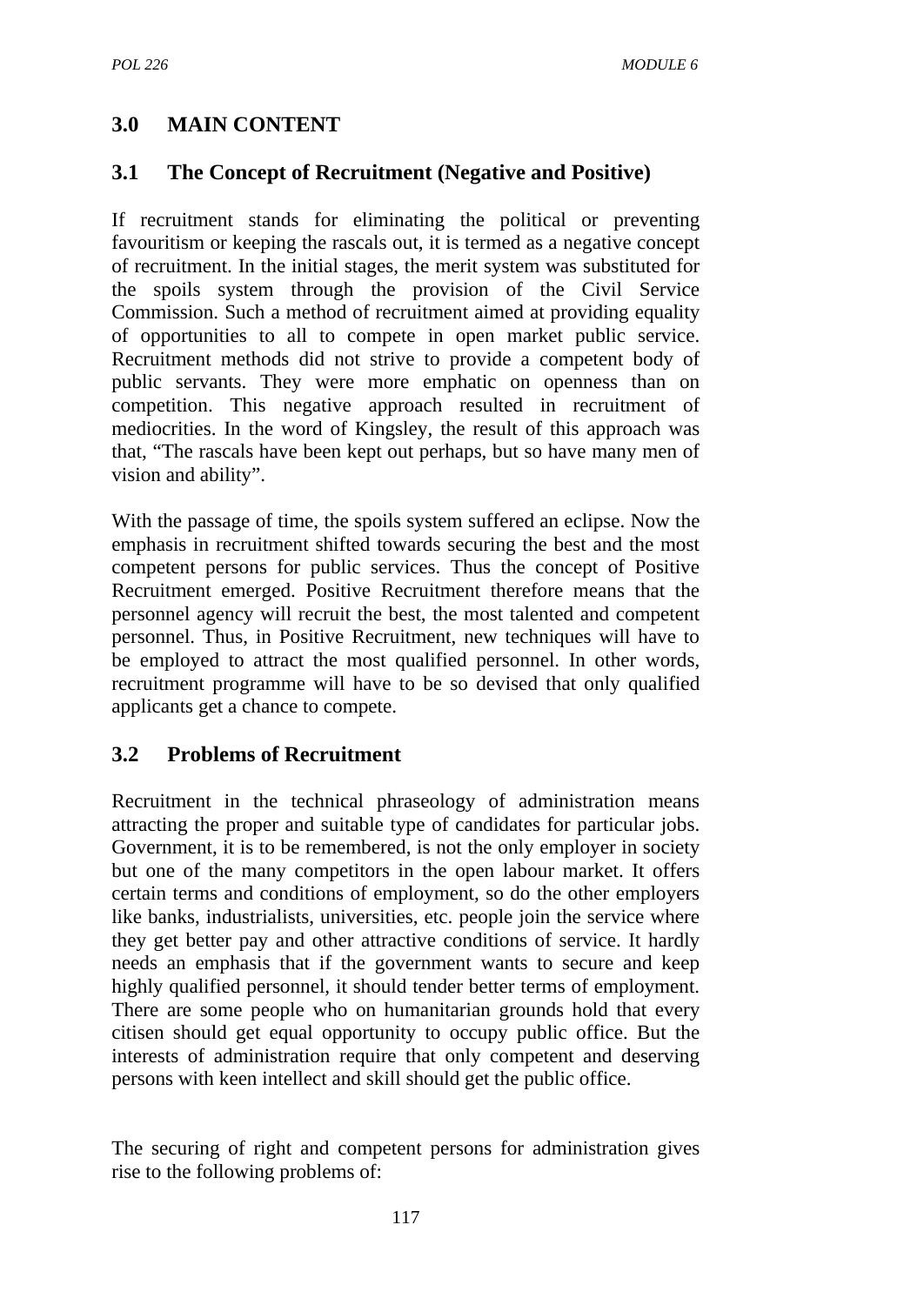## 3.0 MAIN CONTENT

### 3.1 The Concept of Recruitment (Negative and Positive)

If recruitment stands for eliminating the political or preventing favouritism or keeping the rascals out, it is termed as a negative concept of recruitment. In the initial stages, the merit system was substituted for the spoils system through the provision of the Civil Service Commission. Such a method of recruitment aimed at providing equality of opportunities to all to compete in open market public service. Recruitment methods did not strive to provide a competent body of public servants. They were more emphatic on openness than on competition. This negative approach resulted in recruitment of mediocrities. In the word of Kingsley, the result of this approach was that, "The rascals have been kept out perhaps, but so have many men of vision and ability".

With the passage of time, the spoils system suffered an eclipse. Now the emphasis in recruitment shifted towards securing the best and the most competent persons for public services. Thus the concept of Positive Recruitment emerged. Positive Recruitment therefore means that the personnel agency will recruit the best, the most talented and competent personnel. Thus, in Positive Recruitment, new techniques will have to be employed to attract the most qualified personnel. In other words, recruitment programme will have to be so devised that only qualified applicants get a chance to compete.

### 3.2 Problems of Recruitment

Recruitment in the technical phraseology of administration means attracting the proper and suitable type of candidates for particular jobs. Government, it is to be remembered, is not the only employer in society but one of the many competitors in the open labour market. It offers certain terms and conditions of employment, so do the other employers like banks, industrialists, universities, etc. people join the service where they get better pay and other attractive conditions of service. It hardly needs an emphasis that if the government wants to secure and keep highly qualified personnel, it should tender better terms of employment. There are some people who on humanitarian grounds hold that every citisen should get equal opportunity to occupy public office. But the interests of administration require that only competent and deserving persons with keen intellect and skill should get the public office.

The securing of right and competent persons for administration gives rise to the following problems of: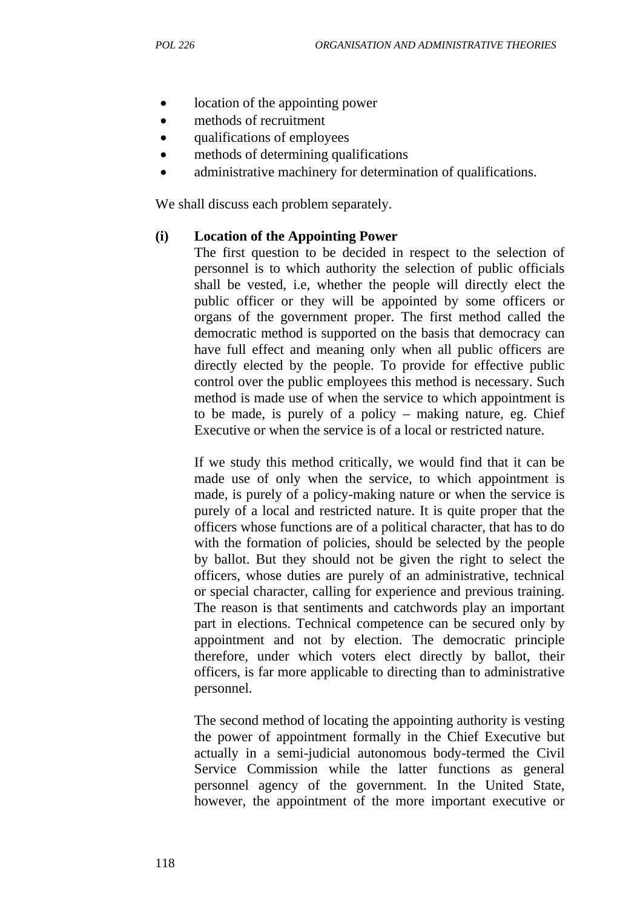- location of the appointing power
- methods of recruitment
- qualifications of employees
- methods of determining qualifications
- administrative machinery for determination of qualifications.

We shall discuss each problem separately.

**(i) Location of the Appointing Power**

The first question to be decided in respect to the selection of personnel is to which authority the selection of public officials shall be vested, i.e, whether the people will directly elect the public officer or they will be appointed by some officers or organs of the government proper. The first method called the democratic method is supported on the basis that democracy can have full effect and meaning only when all public officers are directly elected by the people. To provide for effective public control over the public employees this method is necessary. Such method is made use of when the service to which appointment is to be made, is purely of a policy – making nature, eg. Chief Executive or when the service is of a local or restricted nature.

If we study this method critically, we would find that it can be made use of only when the service, to which appointment is made, is purely of a policy-making nature or when the service is purely of a local and restricted nature. It is quite proper that the officers whose functions are of a political character, that has to do with the formation of policies, should be selected by the people by ballot. But they should not be given the right to select the officers, whose duties are purely of an administrative, technical or special character, calling for experience and previous training. The reason is that sentiments and catchwords play an important part in elections. Technical competence can be secured only by appointment and not by election. The democratic principle therefore, under which voters elect directly by ballot, their officers, is far more applicable to directing than to administrative personnel.

The second method of locating the appointing authority is vesting the power of appointment formally in the Chief Executive but actually in a semi-judicial autonomous body-termed the Civil Service Commission while the latter functions as general personnel agency of the government. In the United State, however, the appointment of the more important executive or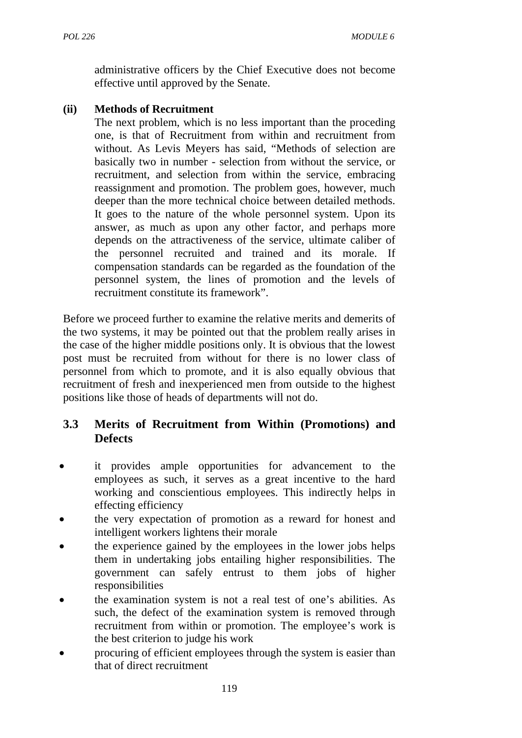administrative officers by the Chief Executive does not become effective until approved by the Senate.

**(ii) Methods of Recruitment**

The next problem, which is no less important than the proceding one, is that of Recruitment from within and recruitment from without. As Levis Meyers has said, "Methods of selection are basically two in number - selection from without the service, or recruitment, and selection from within the service, embracing reassignment and promotion. The problem goes, however, much deeper than the more technical choice between detailed methods. It goes to the nature of the whole personnel system. Upon its answer, as much as upon any other factor, and perhaps more depends on the attractiveness of the service, ultimate caliber of the personnel recruited and trained and its morale. If compensation standards can be regarded as the foundation of the personnel system, the lines of promotion and the levels of recruitment constitute its framework".

Before we proceed further to examine the relative merits and demerits of the two systems, it may be pointed out that the problem really arises in the case of the higher middle positions only. It is obvious that the lowest post must be recruited from without for there is no lower class of personnel from which to promote, and it is also equally obvious that recruitment of fresh and inexperienced men from outside to the highest positions like those of heads of departments will not do.

## 3.3 Merits of Recruitment from Within (Promotions) and Defects

- it provides ample opportunities for advancement to the employees as such, it serves as a great incentive to the hard working and conscientious employees. This indirectly helps in effecting efficiency
- the very expectation of promotion as a reward for honest and intelligent workers lightens their morale
- the experience gained by the employees in the lower jobs helps them in undertaking jobs entailing higher responsibilities. The government can safely entrust to them jobs of higher responsibilities
- the examination system is not a real test of one's abilities. As such, the defect of the examination system is removed through recruitment from within or promotion. The employee's work is the best criterion to judge his work
- procuring of efficient employees through the system is easier than that of direct recruitment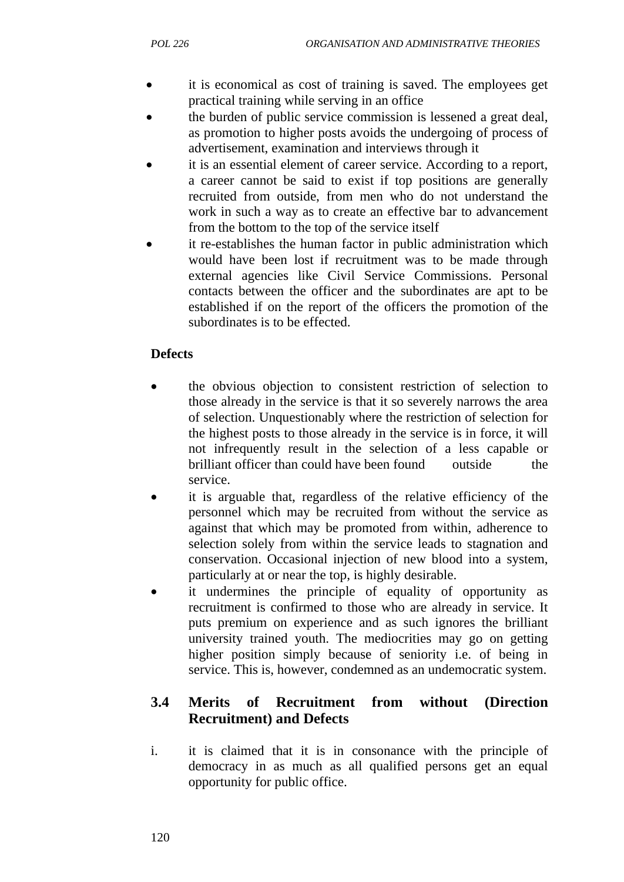- it is economical as cost of training is saved. The employees get practical training while serving in an office
- the burden of public service commission is lessened a great deal, as promotion to higher posts avoids the undergoing of process of advertisement, examination and interviews through it
- it is an essential element of career service. According to a report, a career cannot be said to exist if top positions are generally recruited from outside, from men who do not understand the work in such a way as to create an effective bar to advancement from the bottom to the top of the service itself
- it re-establishes the human factor in public administration which would have been lost if recruitment was to be made through external agencies like Civil Service Commissions. Personal contacts between the officer and the subordinates are apt to be established if on the report of the officers the promotion of the subordinates is to be effected.

**Defects**

- the obvious objection to consistent restriction of selection to those already in the service is that it so severely narrows the area of selection. Unquestionably where the restriction of selection for the highest posts to those already in the service is in force, it will not infrequently result in the selection of a less capable or brilliant officer than could have been found outside the service.
- it is arguable that, regardless of the relative efficiency of the personnel which may be recruited from without the service as against that which may be promoted from within, adherence to selection solely from within the service leads to stagnation and conservation. Occasional injection of new blood into a system, particularly at or near the top, is highly desirable.
- it undermines the principle of equality of opportunity as recruitment is confirmed to those who are already in service. It puts premium on experience and as such ignores the brilliant university trained youth. The mediocrities may go on getting higher position simply because of seniority i.e. of being in service. This is, however, condemned as an undemocratic system.

## 3.4 Merits of Recruitment from without (Direction Recruitment) and Defects

i. it is claimed that it is in consonance with the principle of democracy in as much as all qualified persons get an equal opportunity for public office.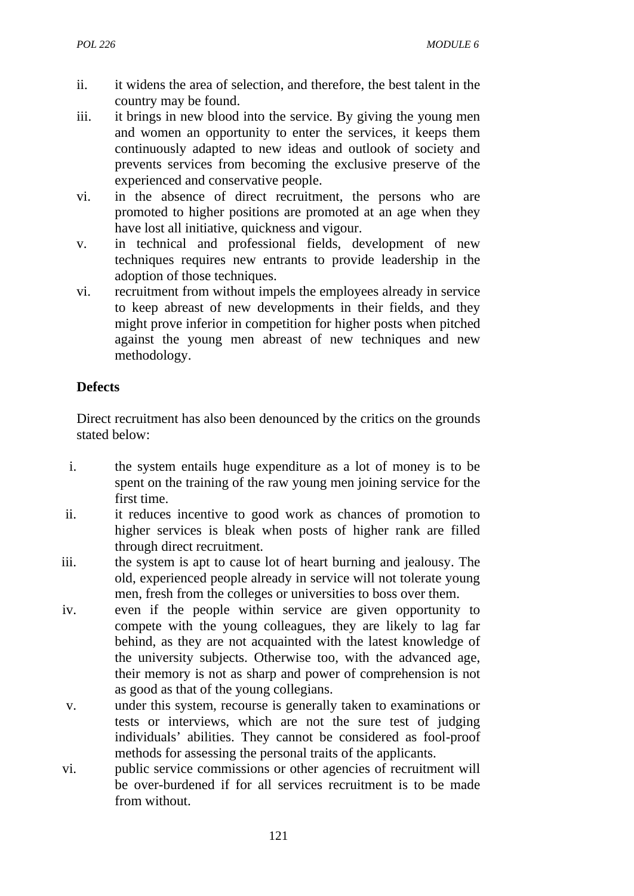ii. it widens the area of selection, and therefore, the best talent in the country may be found.

iii. it brings in new blood into the service. By giving the young men and women an opportunity to enter the services, it keeps them continuously adapted to new ideas and outlook of society and prevents services from becoming the exclusive preserve of the experienced and conservative people.

vi. in the absence of direct recruitment, the persons who are promoted to higher positions are promoted at an age when they have lost all initiative, quickness and vigour.

v. in technical and professional fields, development of new techniques requires new entrants to provide leadership in the adoption of those techniques.

vi. recruitment from without impels the employees already in service to keep abreast of new developments in their fields, and they might prove inferior in competition for higher posts when pitched against the young men abreast of new techniques and new methodology.

**Defects**

Direct recruitment has also been denounced by the critics on the grounds stated below:

i. the system entails huge expenditure as a lot of money is to be spent on the training of the raw young men joining service for the first time.

ii. it reduces incentive to good work as chances of promotion to higher services is bleak when posts of higher rank are filled through direct recruitment.

iii. the system is apt to cause lot of heart burning and jealousy. The old, experienced people already in service will not tolerate young men, fresh from the colleges or universities to boss over them.

iv. even if the people within service are given opportunity to compete with the young colleagues, they are likely to lag far behind, as they are not acquainted with the latest knowledge of the university subjects. Otherwise too, with the advanced age, their memory is not as sharp and power of comprehension is not as good as that of the young collegians.

v. under this system, recourse is generally taken to examinations or tests or interviews, which are not the sure test of judging individuals' abilities. They cannot be considered as fool-proof methods for assessing the personal traits of the applicants.

vi. public service commissions or other agencies of recruitment will be over-burdened if for all services recruitment is to be made from without.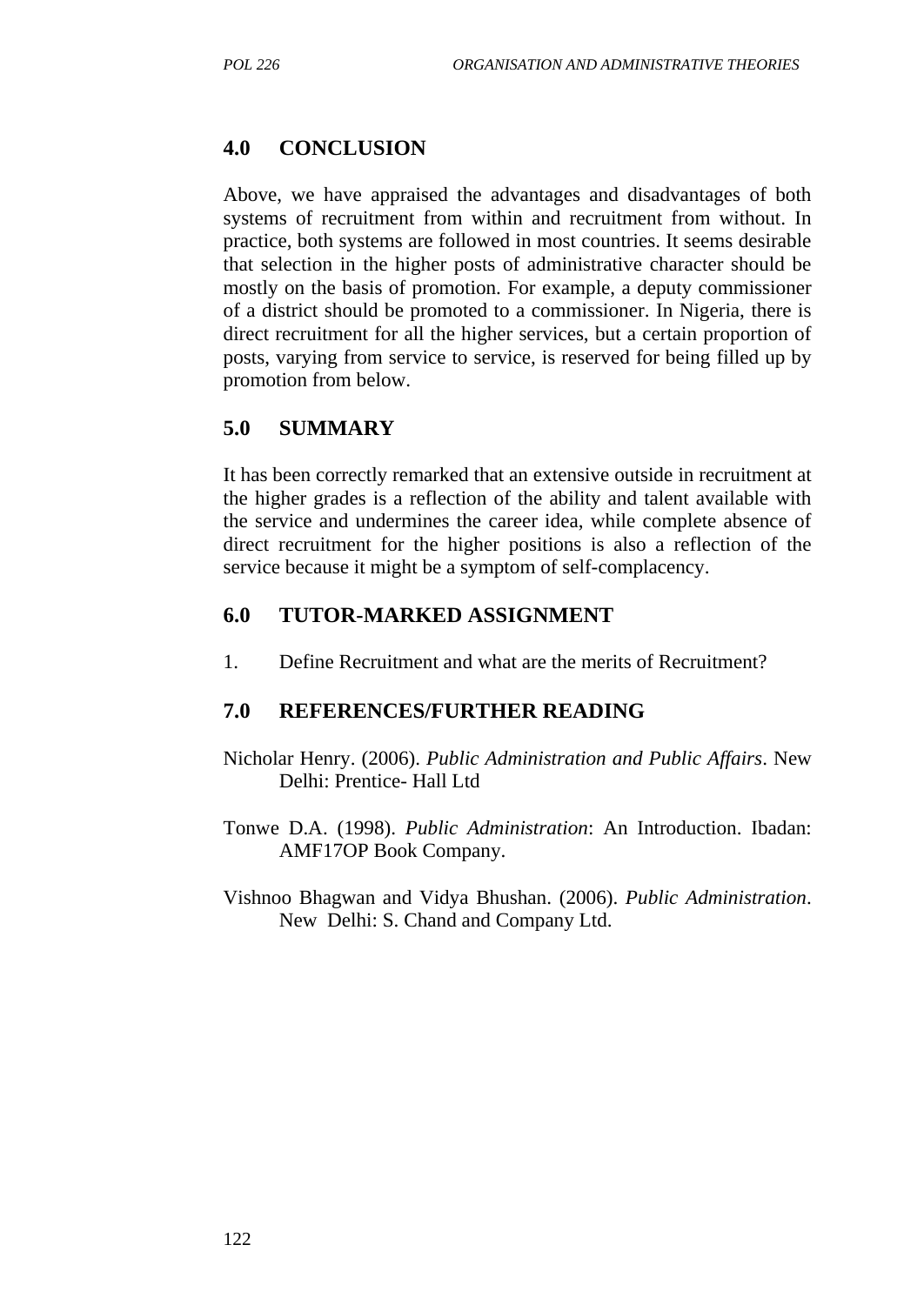## 4.0 CONCLUSION

Above, we have appraised the advantages and disadvantages of both systems of recruitment from within and recruitment from without. In practice, both systems are followed in most countries. It seems desirable that selection in the higher posts of administrative character should be mostly on the basis of promotion. For example, a deputy commissioner of a district should be promoted to a commissioner. In Nigeria, there is direct recruitment for all the higher services, but a certain proportion of posts, varying from service to service, is reserved for being filled up by promotion from below.

## 5.0 SUMMARY

It has been correctly remarked that an extensive outside in recruitment at the higher grades is a reflection of the ability and talent available with the service and undermines the career idea, while complete absence of direct recruitment for the higher positions is also a reflection of the service because it might be a symptom of self-complacency.

## 6.0 TUTOR-MARKED ASSIGNMENT

1. Define Recruitment and what are the merits of Recruitment?

## 7.0 REFERENCES/FURTHER READING

Nicholar Henry. (2006). *Public Administration and Public Affairs*. New Delhi: Prentice- Hall Ltd

Tonwe D.A. (1998). *Public Administration*: An Introduction. Ibadan: AMF17OP Book Company.

Vishnoo Bhagwan and Vidya Bhushan. (2006). *Public Administration*. New Delhi: S. Chand and Company Ltd.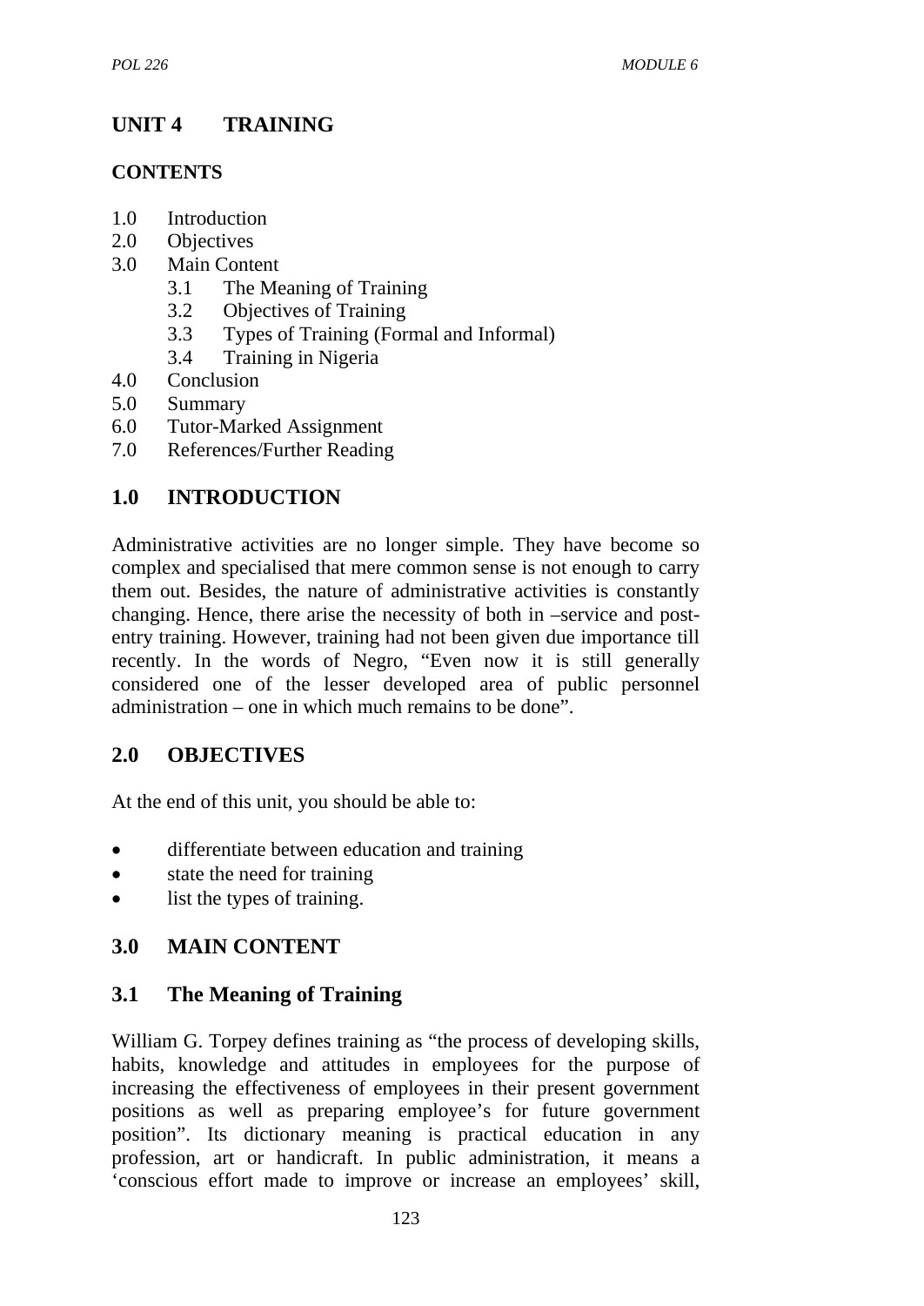# UNIT 4 TRAINING

**CONTENTS**

1.0 Introduction
2.0 Objectives
3.0 Main Content
  3.1 The Meaning of Training
  3.2 Objectives of Training
  3.3 Types of Training (Formal and Informal)
  3.4 Training in Nigeria
4.0 Conclusion
5.0 Summary
6.0 Tutor-Marked Assignment
7.0 References/Further Reading

## 1.0 INTRODUCTION

Administrative activities are no longer simple. They have become so complex and specialised that mere common sense is not enough to carry them out. Besides, the nature of administrative activities is constantly changing. Hence, there arise the necessity of both in –service and post-entry training. However, training had not been given due importance till recently. In the words of Negro, "Even now it is still generally considered one of the lesser developed area of public personnel administration – one in which much remains to be done".

## 2.0 OBJECTIVES

At the end of this unit, you should be able to:

- differentiate between education and training
- state the need for training
- list the types of training.

## 3.0 MAIN CONTENT

### 3.1 The Meaning of Training

William G. Torpey defines training as "the process of developing skills, habits, knowledge and attitudes in employees for the purpose of increasing the effectiveness of employees in their present government positions as well as preparing employee's for future government position". Its dictionary meaning is practical education in any profession, art or handicraft. In public administration, it means a 'conscious effort made to improve or increase an employees' skill,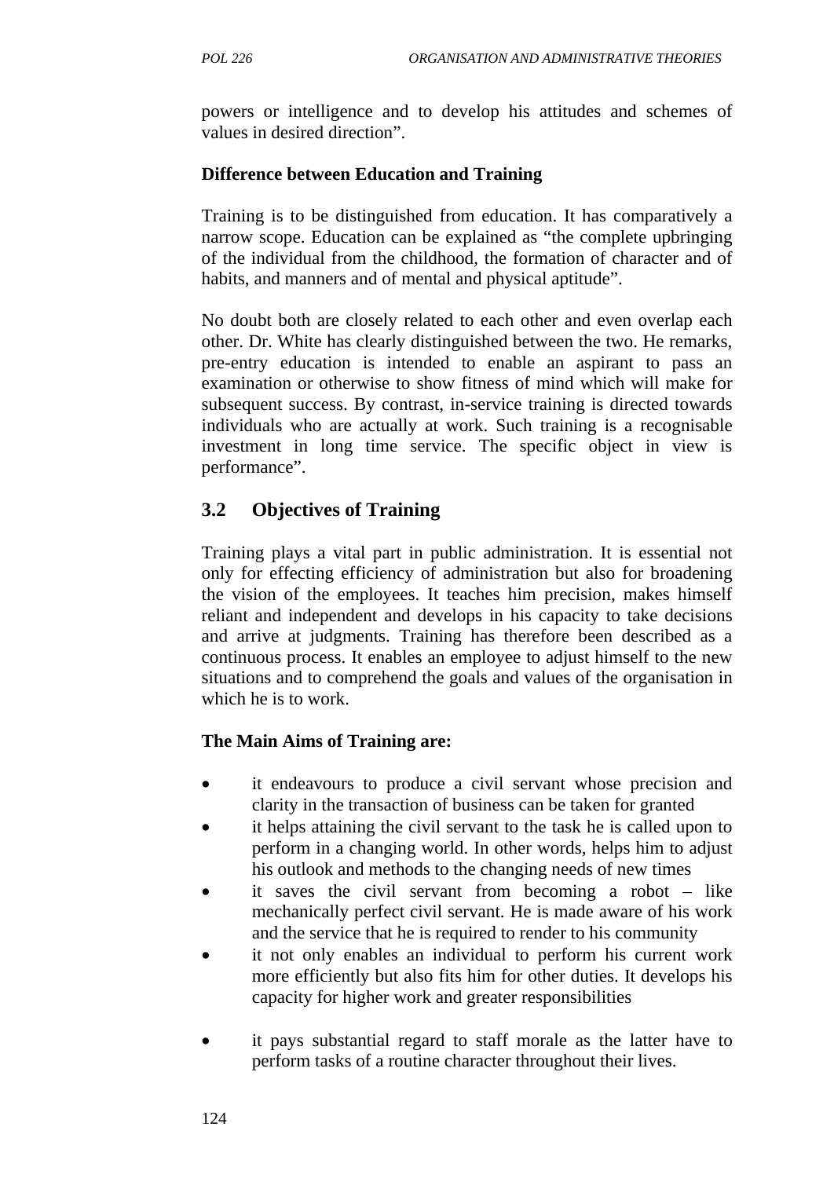powers or intelligence and to develop his attitudes and schemes of values in desired direction".

**Difference between Education and Training**

Training is to be distinguished from education. It has comparatively a narrow scope. Education can be explained as "the complete upbringing of the individual from the childhood, the formation of character and of habits, and manners and of mental and physical aptitude".

No doubt both are closely related to each other and even overlap each other. Dr. White has clearly distinguished between the two. He remarks, pre-entry education is intended to enable an aspirant to pass an examination or otherwise to show fitness of mind which will make for subsequent success. By contrast, in-service training is directed towards individuals who are actually at work. Such training is a recognisable investment in long time service. The specific object in view is performance".

## 3.2 Objectives of Training

Training plays a vital part in public administration. It is essential not only for effecting efficiency of administration but also for broadening the vision of the employees. It teaches him precision, makes himself reliant and independent and develops in his capacity to take decisions and arrive at judgments. Training has therefore been described as a continuous process. It enables an employee to adjust himself to the new situations and to comprehend the goals and values of the organisation in which he is to work.

**The Main Aims of Training are:**

- it endeavours to produce a civil servant whose precision and clarity in the transaction of business can be taken for granted
- it helps attaining the civil servant to the task he is called upon to perform in a changing world. In other words, helps him to adjust his outlook and methods to the changing needs of new times
- it saves the civil servant from becoming a robot – like mechanically perfect civil servant. He is made aware of his work and the service that he is required to render to his community
- it not only enables an individual to perform his current work more efficiently but also fits him for other duties. It develops his capacity for higher work and greater responsibilities
- it pays substantial regard to staff morale as the latter have to perform tasks of a routine character throughout their lives.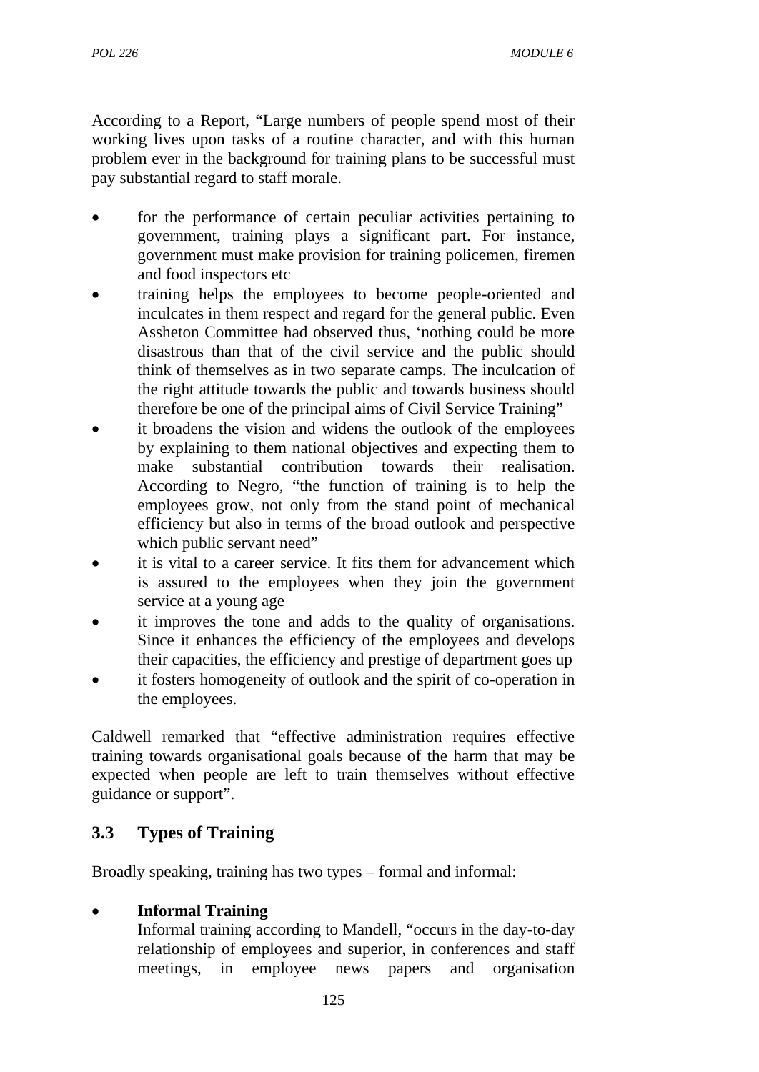According to a Report, "Large numbers of people spend most of their working lives upon tasks of a routine character, and with this human problem ever in the background for training plans to be successful must pay substantial regard to staff morale.

- for the performance of certain peculiar activities pertaining to government, training plays a significant part. For instance, government must make provision for training policemen, firemen and food inspectors etc
- training helps the employees to become people-oriented and inculcates in them respect and regard for the general public. Even Assheton Committee had observed thus, 'nothing could be more disastrous than that of the civil service and the public should think of themselves as in two separate camps. The inculcation of the right attitude towards the public and towards business should therefore be one of the principal aims of Civil Service Training"
- it broadens the vision and widens the outlook of the employees by explaining to them national objectives and expecting them to make substantial contribution towards their realisation. According to Negro, "the function of training is to help the employees grow, not only from the stand point of mechanical efficiency but also in terms of the broad outlook and perspective which public servant need"
- it is vital to a career service. It fits them for advancement which is assured to the employees when they join the government service at a young age
- it improves the tone and adds to the quality of organisations. Since it enhances the efficiency of the employees and develops their capacities, the efficiency and prestige of department goes up
- it fosters homogeneity of outlook and the spirit of co-operation in the employees.

Caldwell remarked that "effective administration requires effective training towards organisational goals because of the harm that may be expected when people are left to train themselves without effective guidance or support".

## 3.3 Types of Training

Broadly speaking, training has two types – formal and informal:

- **Informal Training**
  Informal training according to Mandell, "occurs in the day-to-day relationship of employees and superior, in conferences and staff meetings, in employee news papers and organisation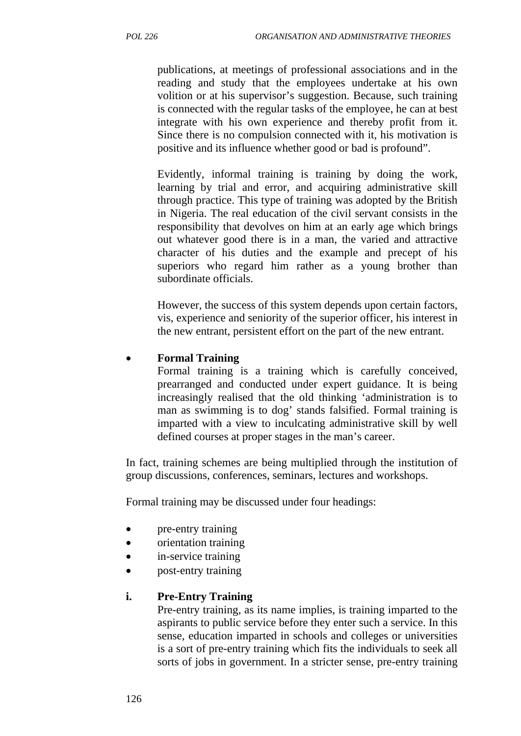publications, at meetings of professional associations and in the reading and study that the employees undertake at his own volition or at his supervisor's suggestion. Because, such training is connected with the regular tasks of the employee, he can at best integrate with his own experience and thereby profit from it. Since there is no compulsion connected with it, his motivation is positive and its influence whether good or bad is profound".

Evidently, informal training is training by doing the work, learning by trial and error, and acquiring administrative skill through practice. This type of training was adopted by the British in Nigeria. The real education of the civil servant consists in the responsibility that devolves on him at an early age which brings out whatever good there is in a man, the varied and attractive character of his duties and the example and precept of his superiors who regard him rather as a young brother than subordinate officials.

However, the success of this system depends upon certain factors, vis, experience and seniority of the superior officer, his interest in the new entrant, persistent effort on the part of the new entrant.

- **Formal Training**

  Formal training is a training which is carefully conceived, prearranged and conducted under expert guidance. It is being increasingly realised that the old thinking 'administration is to man as swimming is to dog' stands falsified. Formal training is imparted with a view to inculcating administrative skill by well defined courses at proper stages in the man's career.

In fact, training schemes are being multiplied through the institution of group discussions, conferences, seminars, lectures and workshops.

Formal training may be discussed under four headings:

- pre-entry training
- orientation training
- in-service training
- post-entry training

**i. Pre-Entry Training**

Pre-entry training, as its name implies, is training imparted to the aspirants to public service before they enter such a service. In this sense, education imparted in schools and colleges or universities is a sort of pre-entry training which fits the individuals to seek all sorts of jobs in government. In a stricter sense, pre-entry training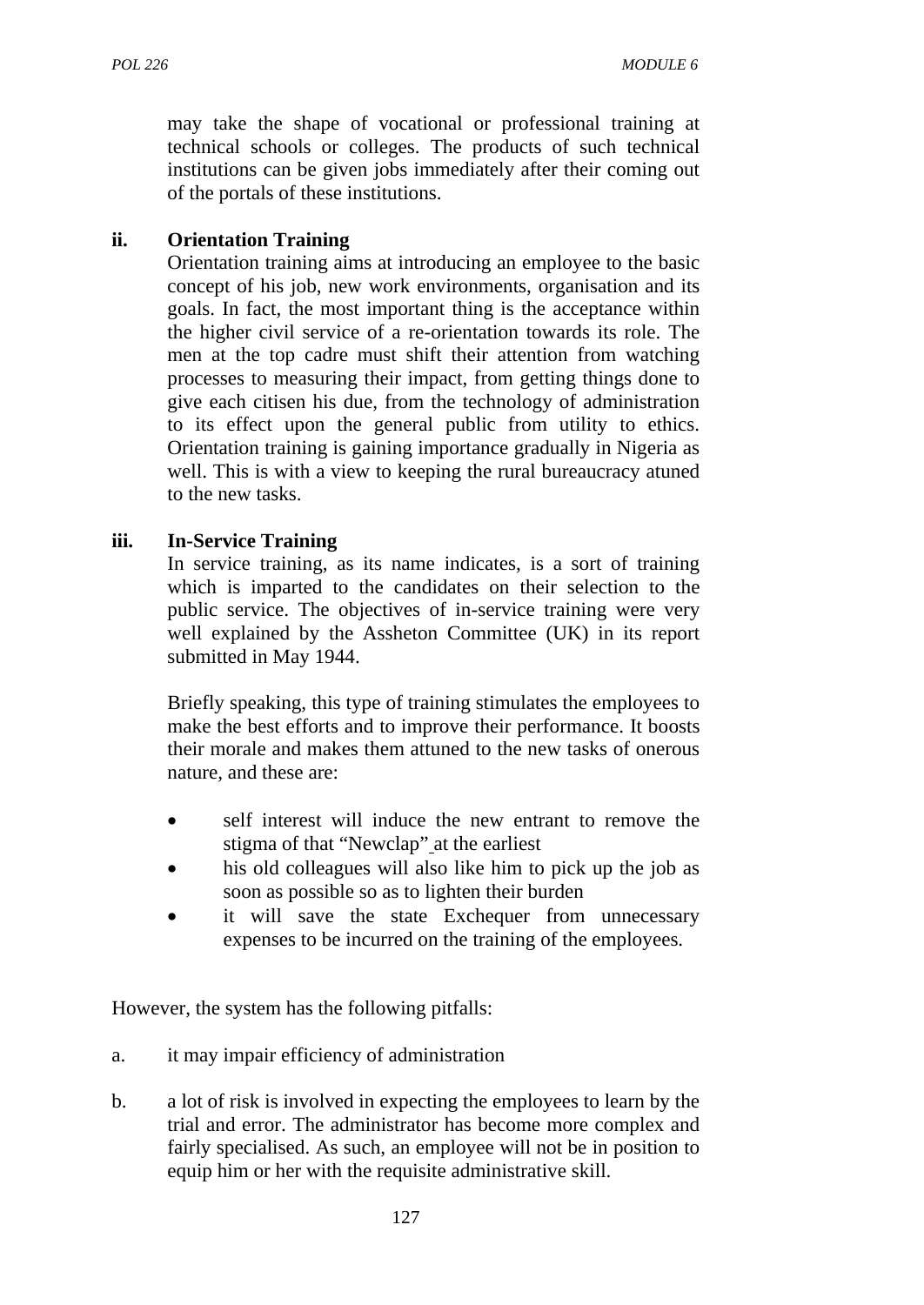may take the shape of vocational or professional training at technical schools or colleges. The products of such technical institutions can be given jobs immediately after their coming out of the portals of these institutions.

**ii. Orientation Training**

Orientation training aims at introducing an employee to the basic concept of his job, new work environments, organisation and its goals. In fact, the most important thing is the acceptance within the higher civil service of a re-orientation towards its role. The men at the top cadre must shift their attention from watching processes to measuring their impact, from getting things done to give each citisen his due, from the technology of administration to its effect upon the general public from utility to ethics. Orientation training is gaining importance gradually in Nigeria as well. This is with a view to keeping the rural bureaucracy atuned to the new tasks.

**iii. In-Service Training**

In service training, as its name indicates, is a sort of training which is imparted to the candidates on their selection to the public service. The objectives of in-service training were very well explained by the Assheton Committee (UK) in its report submitted in May 1944.

Briefly speaking, this type of training stimulates the employees to make the best efforts and to improve their performance. It boosts their morale and makes them attuned to the new tasks of onerous nature, and these are:

- self interest will induce the new entrant to remove the stigma of that "Newclap" at the earliest
- his old colleagues will also like him to pick up the job as soon as possible so as to lighten their burden
- it will save the state Exchequer from unnecessary expenses to be incurred on the training of the employees.

However, the system has the following pitfalls:

a. it may impair efficiency of administration

b. a lot of risk is involved in expecting the employees to learn by the trial and error. The administrator has become more complex and fairly specialised. As such, an employee will not be in position to equip him or her with the requisite administrative skill.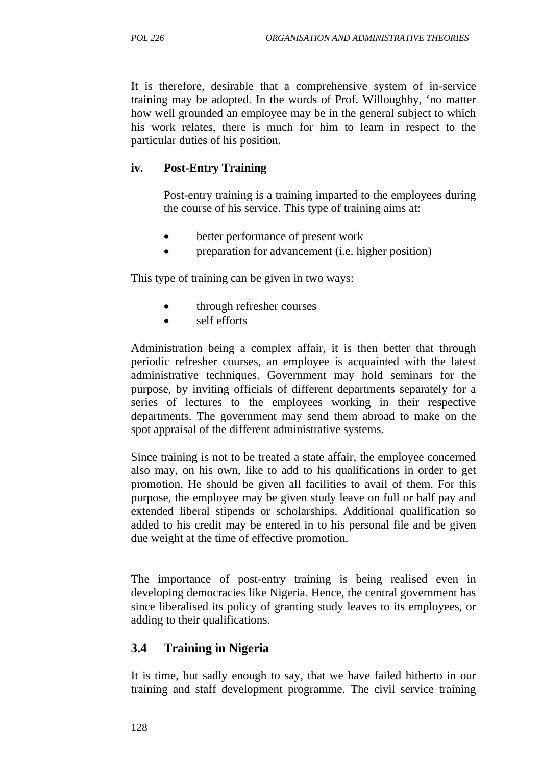It is therefore, desirable that a comprehensive system of in-service training may be adopted. In the words of Prof. Willoughby, 'no matter how well grounded an employee may be in the general subject to which his work relates, there is much for him to learn in respect to the particular duties of his position.

**iv. Post-Entry Training**

Post-entry training is a training imparted to the employees during the course of his service. This type of training aims at:

- better performance of present work
- preparation for advancement (i.e. higher position)

This type of training can be given in two ways:

- through refresher courses
- self efforts

Administration being a complex affair, it is then better that through periodic refresher courses, an employee is acquainted with the latest administrative techniques. Government may hold seminars for the purpose, by inviting officials of different departments separately for a series of lectures to the employees working in their respective departments. The government may send them abroad to make on the spot appraisal of the different administrative systems.

Since training is not to be treated a state affair, the employee concerned also may, on his own, like to add to his qualifications in order to get promotion. He should be given all facilities to avail of them. For this purpose, the employee may be given study leave on full or half pay and extended liberal stipends or scholarships. Additional qualification so added to his credit may be entered in to his personal file and be given due weight at the time of effective promotion.

The importance of post-entry training is being realised even in developing democracies like Nigeria. Hence, the central government has since liberalised its policy of granting study leaves to its employees, or adding to their qualifications.

## 3.4 Training in Nigeria

It is time, but sadly enough to say, that we have failed hitherto in our training and staff development programme. The civil service training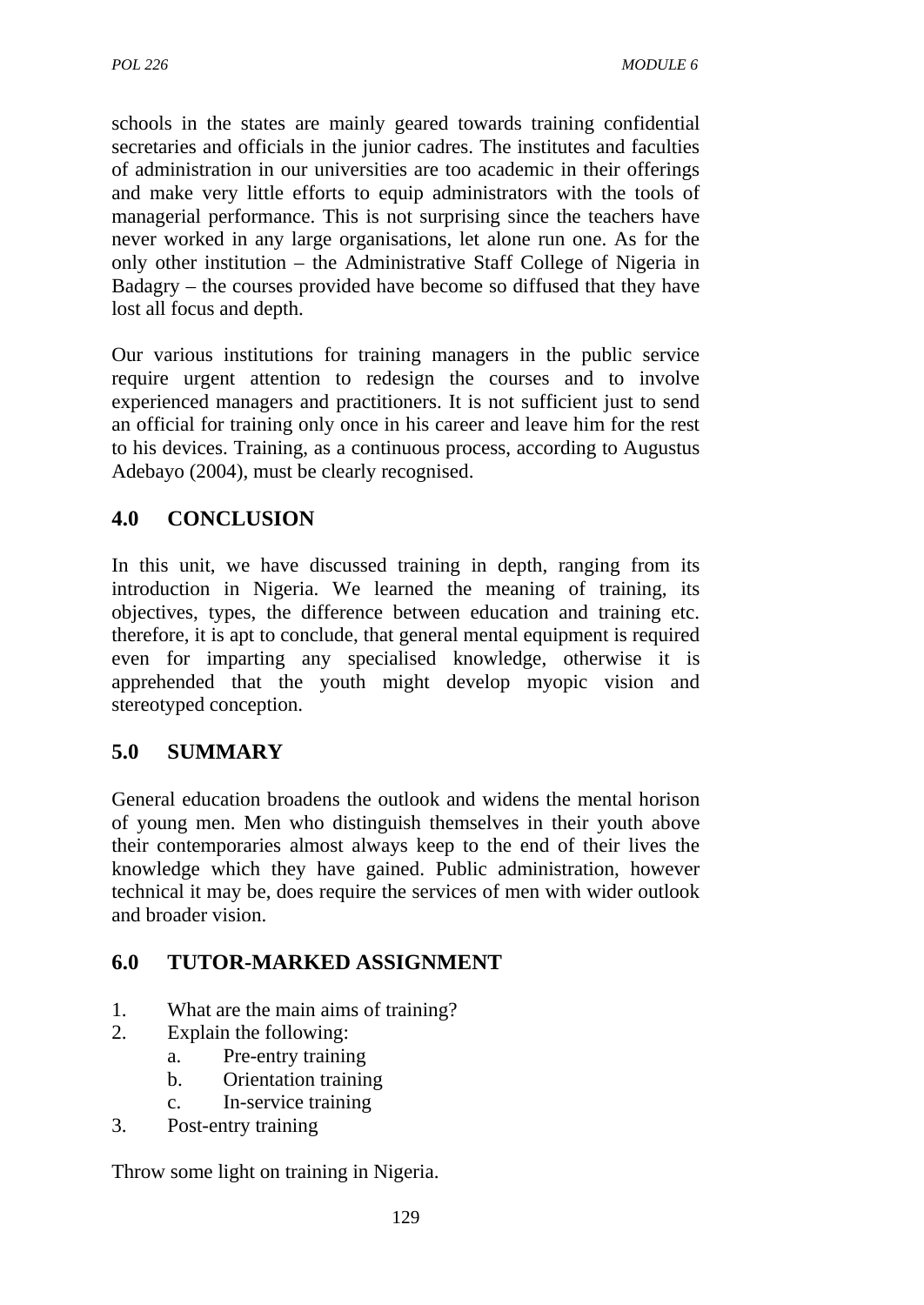schools in the states are mainly geared towards training confidential secretaries and officials in the junior cadres. The institutes and faculties of administration in our universities are too academic in their offerings and make very little efforts to equip administrators with the tools of managerial performance. This is not surprising since the teachers have never worked in any large organisations, let alone run one. As for the only other institution – the Administrative Staff College of Nigeria in Badagry – the courses provided have become so diffused that they have lost all focus and depth.

Our various institutions for training managers in the public service require urgent attention to redesign the courses and to involve experienced managers and practitioners. It is not sufficient just to send an official for training only once in his career and leave him for the rest to his devices. Training, as a continuous process, according to Augustus Adebayo (2004), must be clearly recognised.

## 4.0 CONCLUSION

In this unit, we have discussed training in depth, ranging from its introduction in Nigeria. We learned the meaning of training, its objectives, types, the difference between education and training etc. therefore, it is apt to conclude, that general mental equipment is required even for imparting any specialised knowledge, otherwise it is apprehended that the youth might develop myopic vision and stereotyped conception.

## 5.0 SUMMARY

General education broadens the outlook and widens the mental horison of young men. Men who distinguish themselves in their youth above their contemporaries almost always keep to the end of their lives the knowledge which they have gained. Public administration, however technical it may be, does require the services of men with wider outlook and broader vision.

## 6.0 TUTOR-MARKED ASSIGNMENT

1. What are the main aims of training?
2. Explain the following:
   a. Pre-entry training
   b. Orientation training
   c. In-service training
3. Post-entry training

Throw some light on training in Nigeria.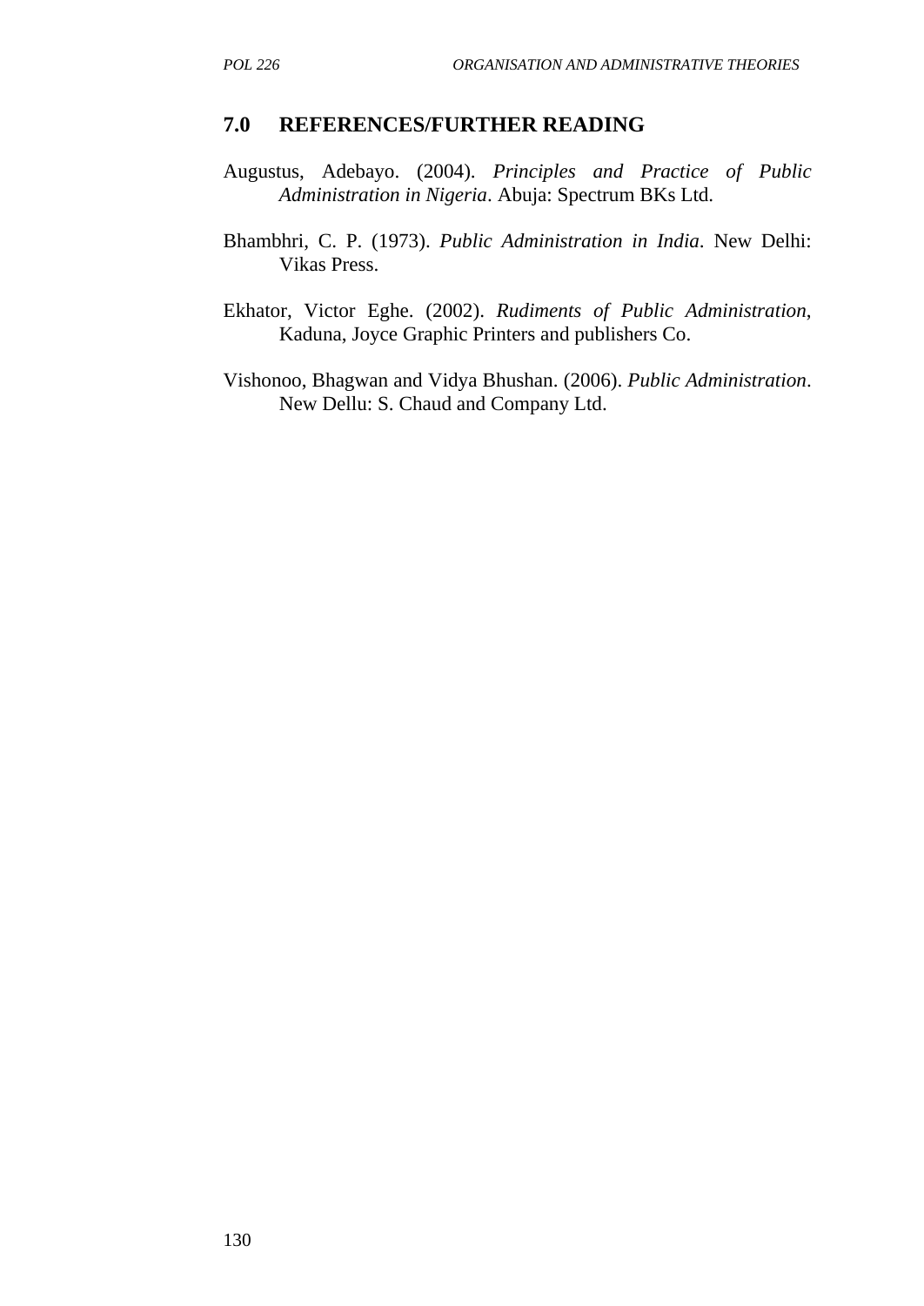## 7.0 REFERENCES/FURTHER READING

Augustus, Adebayo. (2004). *Principles and Practice of Public Administration in Nigeria*. Abuja: Spectrum BKs Ltd.

Bhambhri, C. P. (1973). *Public Administration in India*. New Delhi: Vikas Press.

Ekhator, Victor Eghe. (2002). *Rudiments of Public Administration*, Kaduna, Joyce Graphic Printers and publishers Co.

Vishonoo, Bhagwan and Vidya Bhushan. (2006). *Public Administration*. New Dellu: S. Chaud and Company Ltd.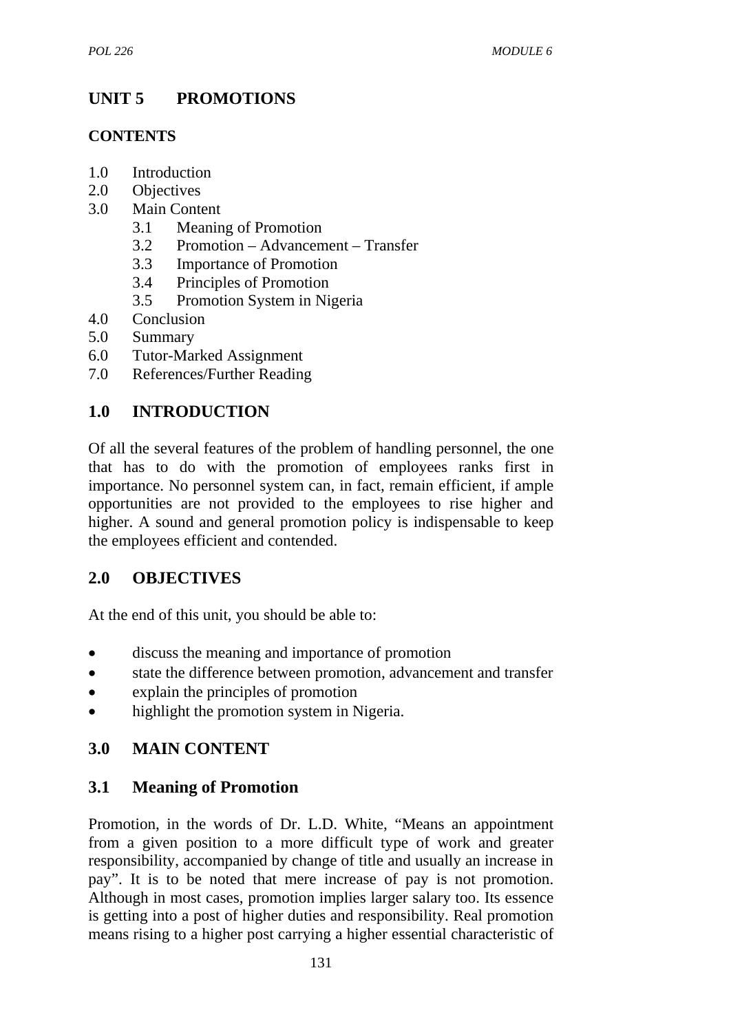# UNIT 5 PROMOTIONS

**CONTENTS**

1.0 Introduction
2.0 Objectives
3.0 Main Content
 3.1 Meaning of Promotion
 3.2 Promotion – Advancement – Transfer
 3.3 Importance of Promotion
 3.4 Principles of Promotion
 3.5 Promotion System in Nigeria
4.0 Conclusion
5.0 Summary
6.0 Tutor-Marked Assignment
7.0 References/Further Reading

## 1.0 INTRODUCTION

Of all the several features of the problem of handling personnel, the one that has to do with the promotion of employees ranks first in importance. No personnel system can, in fact, remain efficient, if ample opportunities are not provided to the employees to rise higher and higher. A sound and general promotion policy is indispensable to keep the employees efficient and contended.

## 2.0 OBJECTIVES

At the end of this unit, you should be able to:

- discuss the meaning and importance of promotion
- state the difference between promotion, advancement and transfer
- explain the principles of promotion
- highlight the promotion system in Nigeria.

## 3.0 MAIN CONTENT

### 3.1 Meaning of Promotion

Promotion, in the words of Dr. L.D. White, "Means an appointment from a given position to a more difficult type of work and greater responsibility, accompanied by change of title and usually an increase in pay". It is to be noted that mere increase of pay is not promotion. Although in most cases, promotion implies larger salary too. Its essence is getting into a post of higher duties and responsibility. Real promotion means rising to a higher post carrying a higher essential characteristic of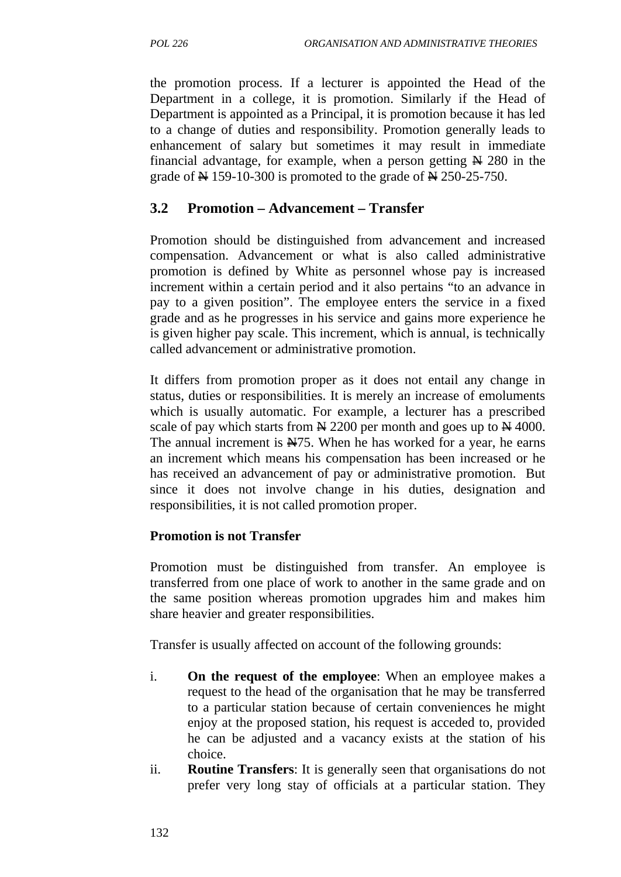the promotion process. If a lecturer is appointed the Head of the Department in a college, it is promotion. Similarly if the Head of Department is appointed as a Principal, it is promotion because it has led to a change of duties and responsibility. Promotion generally leads to enhancement of salary but sometimes it may result in immediate financial advantage, for example, when a person getting ₦ 280 in the grade of ₦ 159-10-300 is promoted to the grade of ₦ 250-25-750.

## 3.2 Promotion – Advancement – Transfer

Promotion should be distinguished from advancement and increased compensation. Advancement or what is also called administrative promotion is defined by White as personnel whose pay is increased increment within a certain period and it also pertains "to an advance in pay to a given position". The employee enters the service in a fixed grade and as he progresses in his service and gains more experience he is given higher pay scale. This increment, which is annual, is technically called advancement or administrative promotion.

It differs from promotion proper as it does not entail any change in status, duties or responsibilities. It is merely an increase of emoluments which is usually automatic. For example, a lecturer has a prescribed scale of pay which starts from ₦ 2200 per month and goes up to ₦ 4000. The annual increment is ₦75. When he has worked for a year, he earns an increment which means his compensation has been increased or he has received an advancement of pay or administrative promotion. But since it does not involve change in his duties, designation and responsibilities, it is not called promotion proper.

**Promotion is not Transfer**

Promotion must be distinguished from transfer. An employee is transferred from one place of work to another in the same grade and on the same position whereas promotion upgrades him and makes him share heavier and greater responsibilities.

Transfer is usually affected on account of the following grounds:

i. **On the request of the employee**: When an employee makes a request to the head of the organisation that he may be transferred to a particular station because of certain conveniences he might enjoy at the proposed station, his request is acceded to, provided he can be adjusted and a vacancy exists at the station of his choice.
ii. **Routine Transfers**: It is generally seen that organisations do not prefer very long stay of officials at a particular station. They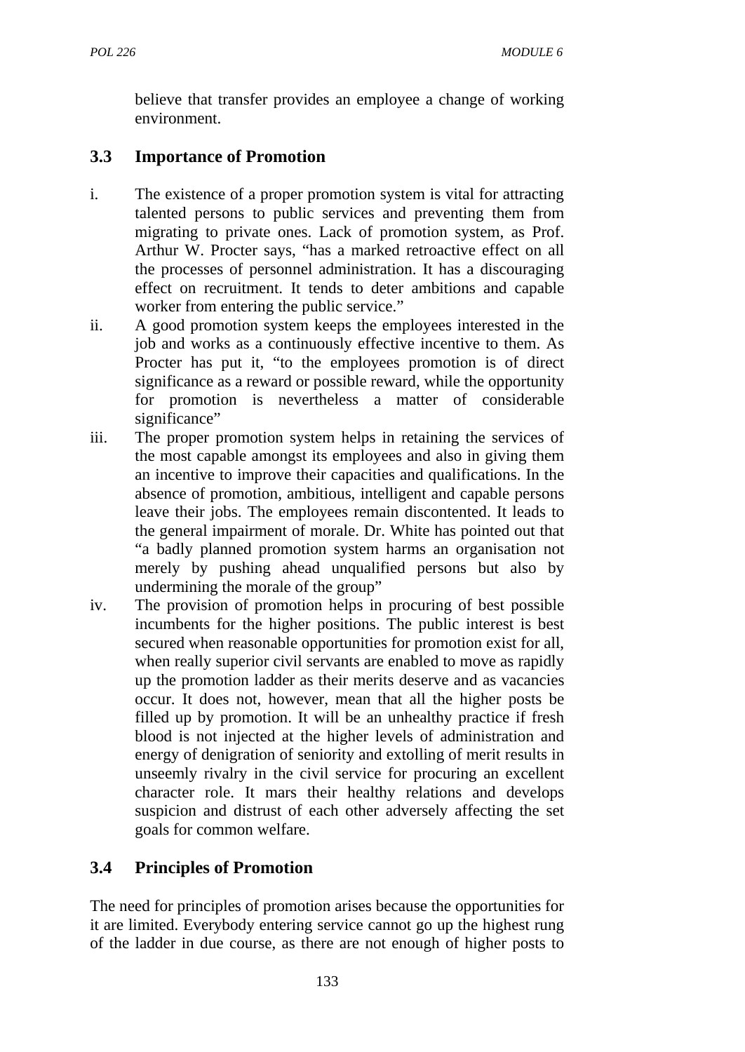believe that transfer provides an employee a change of working environment.

## 3.3 Importance of Promotion

i. The existence of a proper promotion system is vital for attracting talented persons to public services and preventing them from migrating to private ones. Lack of promotion system, as Prof. Arthur W. Procter says, "has a marked retroactive effect on all the processes of personnel administration. It has a discouraging effect on recruitment. It tends to deter ambitions and capable worker from entering the public service."

ii. A good promotion system keeps the employees interested in the job and works as a continuously effective incentive to them. As Procter has put it, "to the employees promotion is of direct significance as a reward or possible reward, while the opportunity for promotion is nevertheless a matter of considerable significance"

iii. The proper promotion system helps in retaining the services of the most capable amongst its employees and also in giving them an incentive to improve their capacities and qualifications. In the absence of promotion, ambitious, intelligent and capable persons leave their jobs. The employees remain discontented. It leads to the general impairment of morale. Dr. White has pointed out that "a badly planned promotion system harms an organisation not merely by pushing ahead unqualified persons but also by undermining the morale of the group"

iv. The provision of promotion helps in procuring of best possible incumbents for the higher positions. The public interest is best secured when reasonable opportunities for promotion exist for all, when really superior civil servants are enabled to move as rapidly up the promotion ladder as their merits deserve and as vacancies occur. It does not, however, mean that all the higher posts be filled up by promotion. It will be an unhealthy practice if fresh blood is not injected at the higher levels of administration and energy of denigration of seniority and extolling of merit results in unseemly rivalry in the civil service for procuring an excellent character role. It mars their healthy relations and develops suspicion and distrust of each other adversely affecting the set goals for common welfare.

## 3.4 Principles of Promotion

The need for principles of promotion arises because the opportunities for it are limited. Everybody entering service cannot go up the highest rung of the ladder in due course, as there are not enough of higher posts to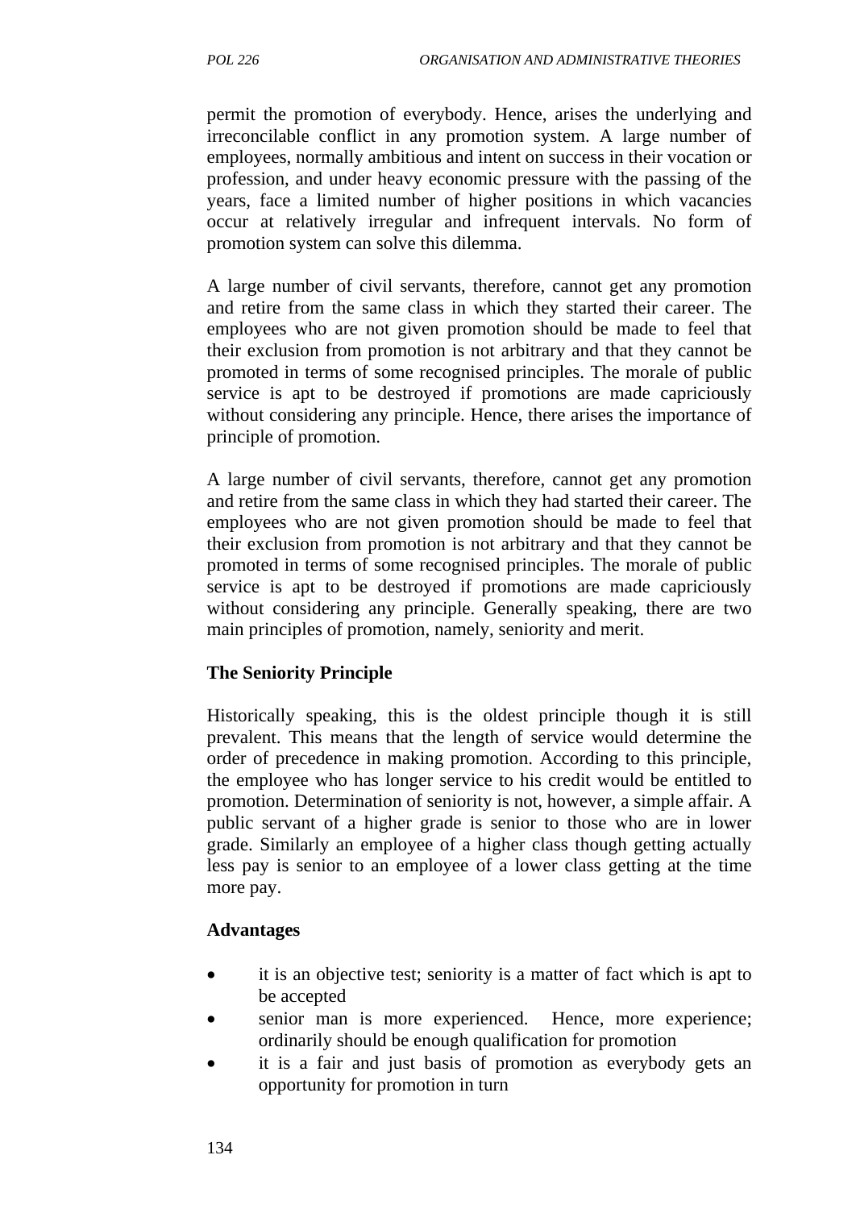permit the promotion of everybody. Hence, arises the underlying and irreconcilable conflict in any promotion system. A large number of employees, normally ambitious and intent on success in their vocation or profession, and under heavy economic pressure with the passing of the years, face a limited number of higher positions in which vacancies occur at relatively irregular and infrequent intervals. No form of promotion system can solve this dilemma.

A large number of civil servants, therefore, cannot get any promotion and retire from the same class in which they started their career. The employees who are not given promotion should be made to feel that their exclusion from promotion is not arbitrary and that they cannot be promoted in terms of some recognised principles. The morale of public service is apt to be destroyed if promotions are made capriciously without considering any principle. Hence, there arises the importance of principle of promotion.

A large number of civil servants, therefore, cannot get any promotion and retire from the same class in which they had started their career. The employees who are not given promotion should be made to feel that their exclusion from promotion is not arbitrary and that they cannot be promoted in terms of some recognised principles. The morale of public service is apt to be destroyed if promotions are made capriciously without considering any principle. Generally speaking, there are two main principles of promotion, namely, seniority and merit.

**The Seniority Principle**

Historically speaking, this is the oldest principle though it is still prevalent. This means that the length of service would determine the order of precedence in making promotion. According to this principle, the employee who has longer service to his credit would be entitled to promotion. Determination of seniority is not, however, a simple affair. A public servant of a higher grade is senior to those who are in lower grade. Similarly an employee of a higher class though getting actually less pay is senior to an employee of a lower class getting at the time more pay.

**Advantages**

- it is an objective test; seniority is a matter of fact which is apt to be accepted
- senior man is more experienced. Hence, more experience; ordinarily should be enough qualification for promotion
- it is a fair and just basis of promotion as everybody gets an opportunity for promotion in turn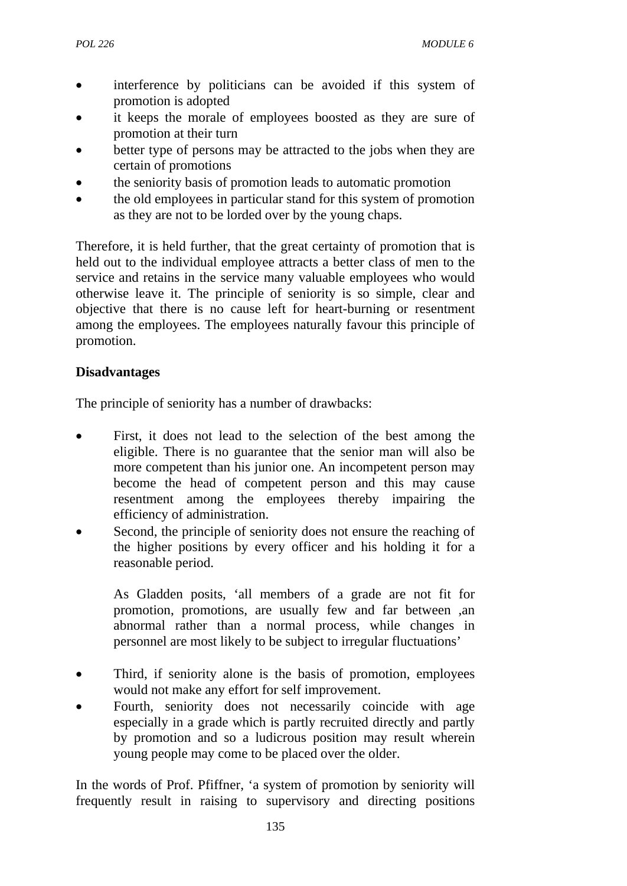- interference by politicians can be avoided if this system of promotion is adopted
- it keeps the morale of employees boosted as they are sure of promotion at their turn
- better type of persons may be attracted to the jobs when they are certain of promotions
- the seniority basis of promotion leads to automatic promotion
- the old employees in particular stand for this system of promotion as they are not to be lorded over by the young chaps.

Therefore, it is held further, that the great certainty of promotion that is held out to the individual employee attracts a better class of men to the service and retains in the service many valuable employees who would otherwise leave it. The principle of seniority is so simple, clear and objective that there is no cause left for heart-burning or resentment among the employees. The employees naturally favour this principle of promotion.

**Disadvantages**

The principle of seniority has a number of drawbacks:

- First, it does not lead to the selection of the best among the eligible. There is no guarantee that the senior man will also be more competent than his junior one. An incompetent person may become the head of competent person and this may cause resentment among the employees thereby impairing the efficiency of administration.
- Second, the principle of seniority does not ensure the reaching of the higher positions by every officer and his holding it for a reasonable period.

  As Gladden posits, 'all members of a grade are not fit for promotion, promotions, are usually few and far between ,an abnormal rather than a normal process, while changes in personnel are most likely to be subject to irregular fluctuations'

- Third, if seniority alone is the basis of promotion, employees would not make any effort for self improvement.
- Fourth, seniority does not necessarily coincide with age especially in a grade which is partly recruited directly and partly by promotion and so a ludicrous position may result wherein young people may come to be placed over the older.

In the words of Prof. Pfiffner, 'a system of promotion by seniority will frequently result in raising to supervisory and directing positions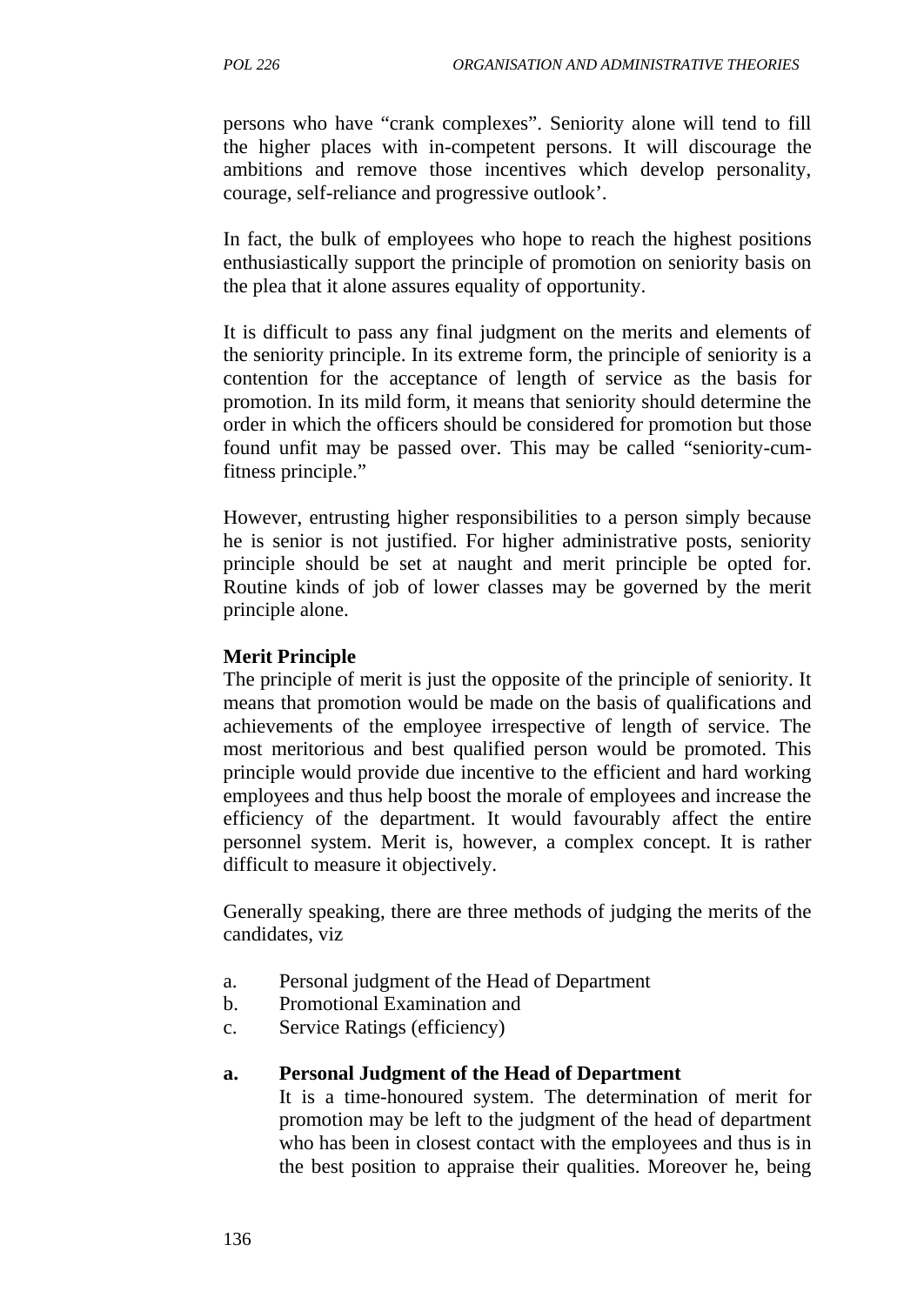persons who have "crank complexes". Seniority alone will tend to fill the higher places with in-competent persons. It will discourage the ambitions and remove those incentives which develop personality, courage, self-reliance and progressive outlook'.

In fact, the bulk of employees who hope to reach the highest positions enthusiastically support the principle of promotion on seniority basis on the plea that it alone assures equality of opportunity.

It is difficult to pass any final judgment on the merits and elements of the seniority principle. In its extreme form, the principle of seniority is a contention for the acceptance of length of service as the basis for promotion. In its mild form, it means that seniority should determine the order in which the officers should be considered for promotion but those found unfit may be passed over. This may be called "seniority-cum-fitness principle."

However, entrusting higher responsibilities to a person simply because he is senior is not justified. For higher administrative posts, seniority principle should be set at naught and merit principle be opted for. Routine kinds of job of lower classes may be governed by the merit principle alone.

**Merit Principle**

The principle of merit is just the opposite of the principle of seniority. It means that promotion would be made on the basis of qualifications and achievements of the employee irrespective of length of service. The most meritorious and best qualified person would be promoted. This principle would provide due incentive to the efficient and hard working employees and thus help boost the morale of employees and increase the efficiency of the department. It would favourably affect the entire personnel system. Merit is, however, a complex concept. It is rather difficult to measure it objectively.

Generally speaking, there are three methods of judging the merits of the candidates, viz

a. Personal judgment of the Head of Department
b. Promotional Examination and
c. Service Ratings (efficiency)

**a. Personal Judgment of the Head of Department**

It is a time-honoured system. The determination of merit for promotion may be left to the judgment of the head of department who has been in closest contact with the employees and thus is in the best position to appraise their qualities. Moreover he, being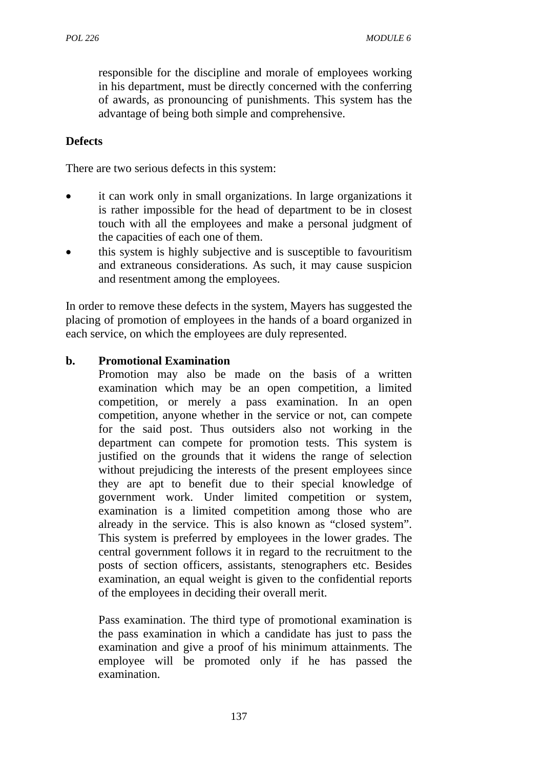responsible for the discipline and morale of employees working in his department, must be directly concerned with the conferring of awards, as pronouncing of punishments. This system has the advantage of being both simple and comprehensive.

**Defects**

There are two serious defects in this system:

- it can work only in small organizations. In large organizations it is rather impossible for the head of department to be in closest touch with all the employees and make a personal judgment of the capacities of each one of them.
- this system is highly subjective and is susceptible to favouritism and extraneous considerations. As such, it may cause suspicion and resentment among the employees.

In order to remove these defects in the system, Mayers has suggested the placing of promotion of employees in the hands of a board organized in each service, on which the employees are duly represented.

**b. Promotional Examination**

Promotion may also be made on the basis of a written examination which may be an open competition, a limited competition, or merely a pass examination. In an open competition, anyone whether in the service or not, can compete for the said post. Thus outsiders also not working in the department can compete for promotion tests. This system is justified on the grounds that it widens the range of selection without prejudicing the interests of the present employees since they are apt to benefit due to their special knowledge of government work. Under limited competition or system, examination is a limited competition among those who are already in the service. This is also known as "closed system". This system is preferred by employees in the lower grades. The central government follows it in regard to the recruitment to the posts of section officers, assistants, stenographers etc. Besides examination, an equal weight is given to the confidential reports of the employees in deciding their overall merit.

Pass examination. The third type of promotional examination is the pass examination in which a candidate has just to pass the examination and give a proof of his minimum attainments. The employee will be promoted only if he has passed the examination.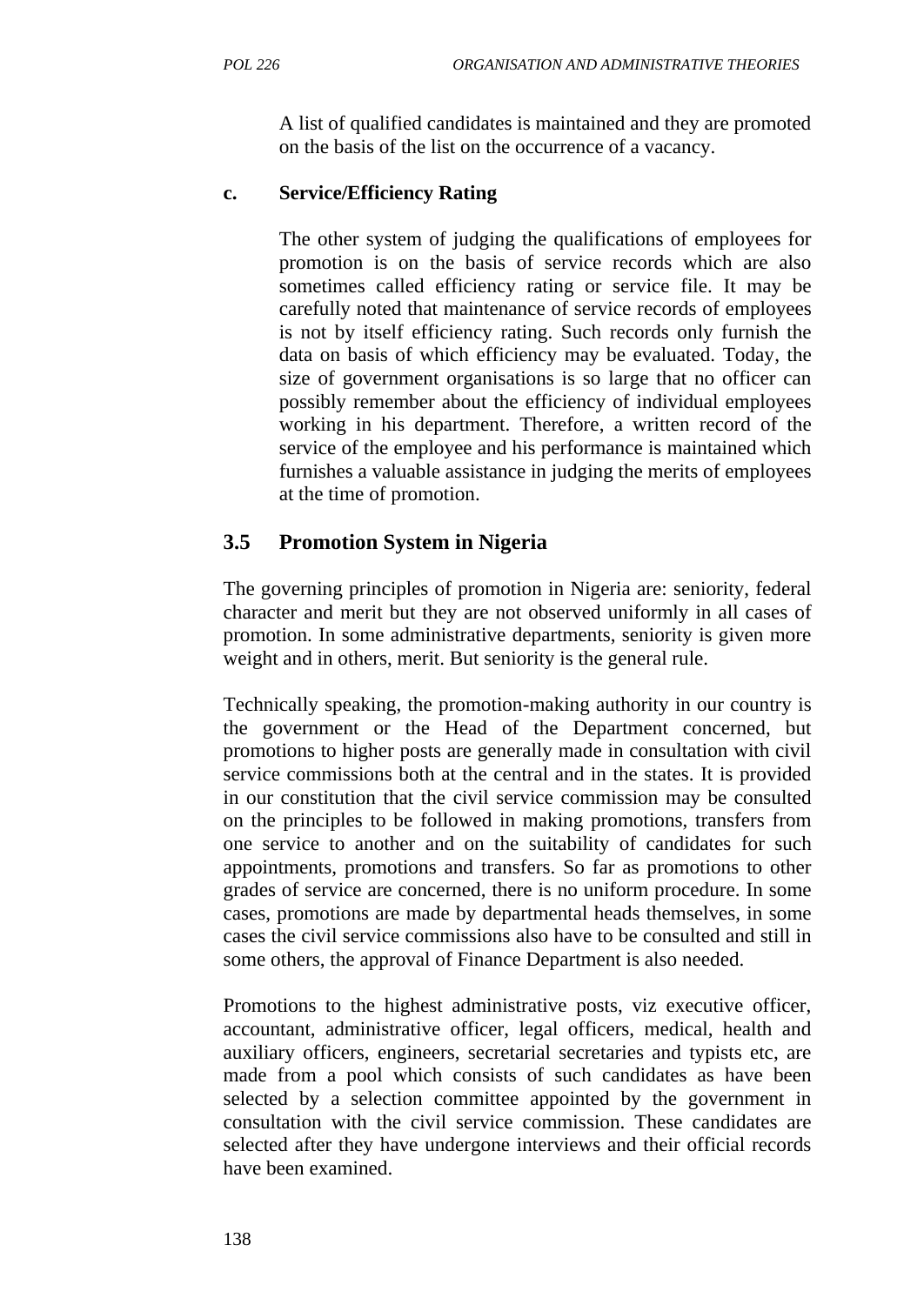A list of qualified candidates is maintained and they are promoted on the basis of the list on the occurrence of a vacancy.

**c. Service/Efficiency Rating**

The other system of judging the qualifications of employees for promotion is on the basis of service records which are also sometimes called efficiency rating or service file. It may be carefully noted that maintenance of service records of employees is not by itself efficiency rating. Such records only furnish the data on basis of which efficiency may be evaluated. Today, the size of government organisations is so large that no officer can possibly remember about the efficiency of individual employees working in his department. Therefore, a written record of the service of the employee and his performance is maintained which furnishes a valuable assistance in judging the merits of employees at the time of promotion.

## 3.5 Promotion System in Nigeria

The governing principles of promotion in Nigeria are: seniority, federal character and merit but they are not observed uniformly in all cases of promotion. In some administrative departments, seniority is given more weight and in others, merit. But seniority is the general rule.

Technically speaking, the promotion-making authority in our country is the government or the Head of the Department concerned, but promotions to higher posts are generally made in consultation with civil service commissions both at the central and in the states. It is provided in our constitution that the civil service commission may be consulted on the principles to be followed in making promotions, transfers from one service to another and on the suitability of candidates for such appointments, promotions and transfers. So far as promotions to other grades of service are concerned, there is no uniform procedure. In some cases, promotions are made by departmental heads themselves, in some cases the civil service commissions also have to be consulted and still in some others, the approval of Finance Department is also needed.

Promotions to the highest administrative posts, viz executive officer, accountant, administrative officer, legal officers, medical, health and auxiliary officers, engineers, secretarial secretaries and typists etc, are made from a pool which consists of such candidates as have been selected by a selection committee appointed by the government in consultation with the civil service commission. These candidates are selected after they have undergone interviews and their official records have been examined.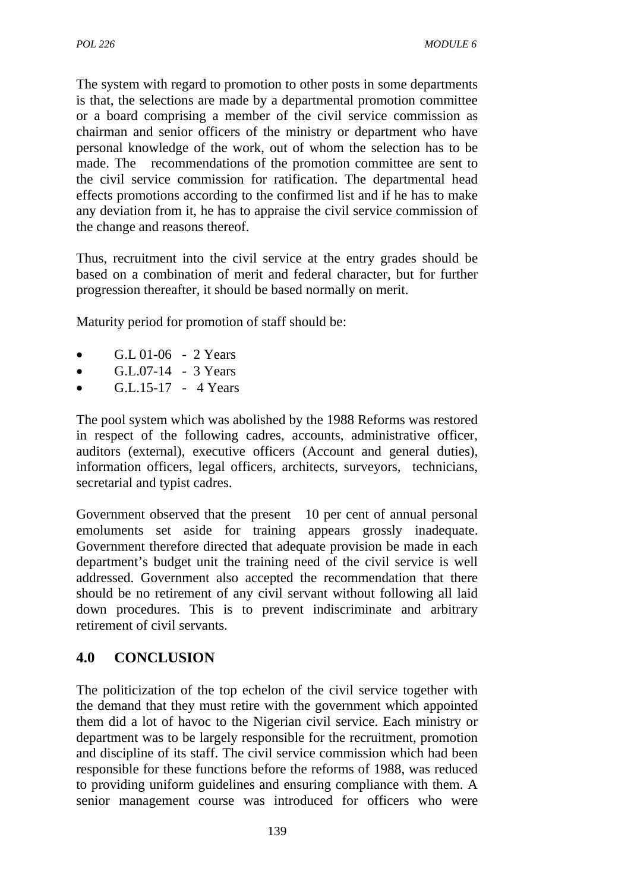The system with regard to promotion to other posts in some departments is that, the selections are made by a departmental promotion committee or a board comprising a member of the civil service commission as chairman and senior officers of the ministry or department who have personal knowledge of the work, out of whom the selection has to be made. The recommendations of the promotion committee are sent to the civil service commission for ratification. The departmental head effects promotions according to the confirmed list and if he has to make any deviation from it, he has to appraise the civil service commission of the change and reasons thereof.

Thus, recruitment into the civil service at the entry grades should be based on a combination of merit and federal character, but for further progression thereafter, it should be based normally on merit.

Maturity period for promotion of staff should be:

- G.L 01-06 - 2 Years
- G.L.07-14 - 3 Years
- G.L.15-17 - 4 Years

The pool system which was abolished by the 1988 Reforms was restored in respect of the following cadres, accounts, administrative officer, auditors (external), executive officers (Account and general duties), information officers, legal officers, architects, surveyors, technicians, secretarial and typist cadres.

Government observed that the present 10 per cent of annual personal emoluments set aside for training appears grossly inadequate. Government therefore directed that adequate provision be made in each department's budget unit the training need of the civil service is well addressed. Government also accepted the recommendation that there should be no retirement of any civil servant without following all laid down procedures. This is to prevent indiscriminate and arbitrary retirement of civil servants.

## 4.0 CONCLUSION

The politicization of the top echelon of the civil service together with the demand that they must retire with the government which appointed them did a lot of havoc to the Nigerian civil service. Each ministry or department was to be largely responsible for the recruitment, promotion and discipline of its staff. The civil service commission which had been responsible for these functions before the reforms of 1988, was reduced to providing uniform guidelines and ensuring compliance with them. A senior management course was introduced for officers who were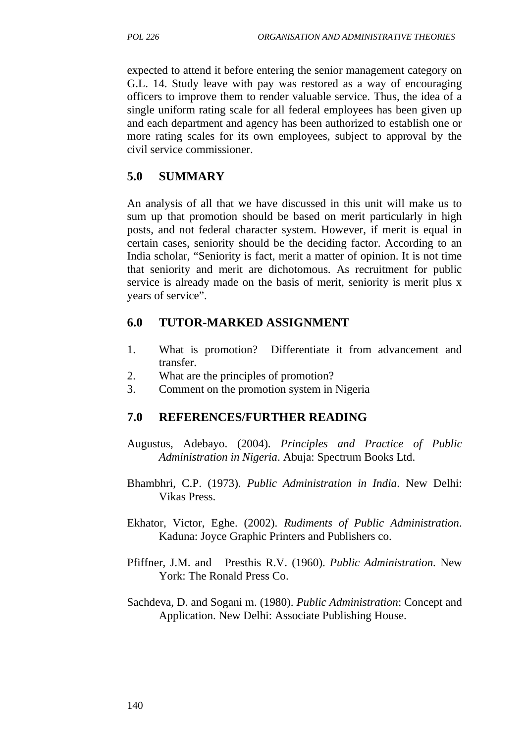expected to attend it before entering the senior management category on G.L. 14. Study leave with pay was restored as a way of encouraging officers to improve them to render valuable service. Thus, the idea of a single uniform rating scale for all federal employees has been given up and each department and agency has been authorized to establish one or more rating scales for its own employees, subject to approval by the civil service commissioner.

## 5.0 SUMMARY

An analysis of all that we have discussed in this unit will make us to sum up that promotion should be based on merit particularly in high posts, and not federal character system. However, if merit is equal in certain cases, seniority should be the deciding factor. According to an India scholar, "Seniority is fact, merit a matter of opinion. It is not time that seniority and merit are dichotomous. As recruitment for public service is already made on the basis of merit, seniority is merit plus x years of service".

## 6.0 TUTOR-MARKED ASSIGNMENT

1. What is promotion? Differentiate it from advancement and transfer.
2. What are the principles of promotion?
3. Comment on the promotion system in Nigeria

## 7.0 REFERENCES/FURTHER READING

Augustus, Adebayo. (2004). *Principles and Practice of Public Administration in Nigeria*. Abuja: Spectrum Books Ltd.

Bhambhri, C.P. (1973). *Public Administration in India*. New Delhi: Vikas Press.

Ekhator, Victor, Eghe. (2002). *Rudiments of Public Administration*. Kaduna: Joyce Graphic Printers and Publishers co.

Pfiffner, J.M. and Presthis R.V. (1960). *Public Administration.* New York: The Ronald Press Co.

Sachdeva, D. and Sogani m. (1980). *Public Administration*: Concept and Application. New Delhi: Associate Publishing House.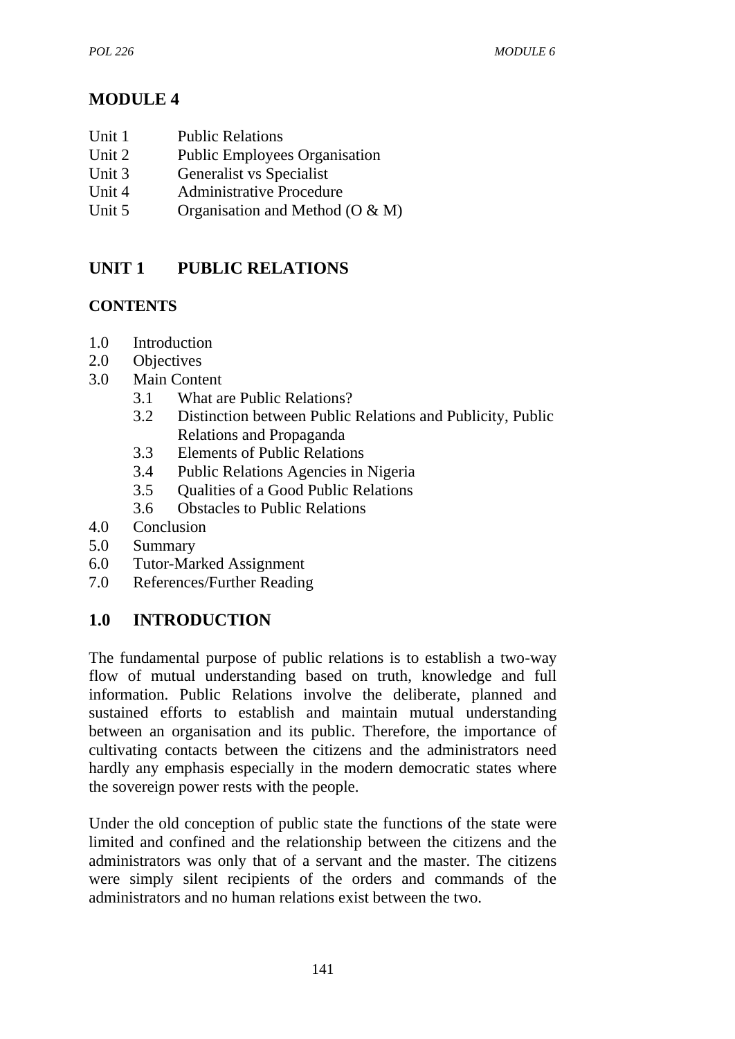# MODULE 4

Unit 1 Public Relations
Unit 2 Public Employees Organisation
Unit 3 Generalist vs Specialist
Unit 4 Administrative Procedure
Unit 5 Organisation and Method (O & M)

## UNIT 1 PUBLIC RELATIONS

**CONTENTS**

1.0 Introduction
2.0 Objectives
3.0 Main Content
 3.1 What are Public Relations?
 3.2 Distinction between Public Relations and Publicity, Public Relations and Propaganda
 3.3 Elements of Public Relations
 3.4 Public Relations Agencies in Nigeria
 3.5 Qualities of a Good Public Relations
 3.6 Obstacles to Public Relations
4.0 Conclusion
5.0 Summary
6.0 Tutor-Marked Assignment
7.0 References/Further Reading

## 1.0 INTRODUCTION

The fundamental purpose of public relations is to establish a two-way flow of mutual understanding based on truth, knowledge and full information. Public Relations involve the deliberate, planned and sustained efforts to establish and maintain mutual understanding between an organisation and its public. Therefore, the importance of cultivating contacts between the citizens and the administrators need hardly any emphasis especially in the modern democratic states where the sovereign power rests with the people.

Under the old conception of public state the functions of the state were limited and confined and the relationship between the citizens and the administrators was only that of a servant and the master. The citizens were simply silent recipients of the orders and commands of the administrators and no human relations exist between the two.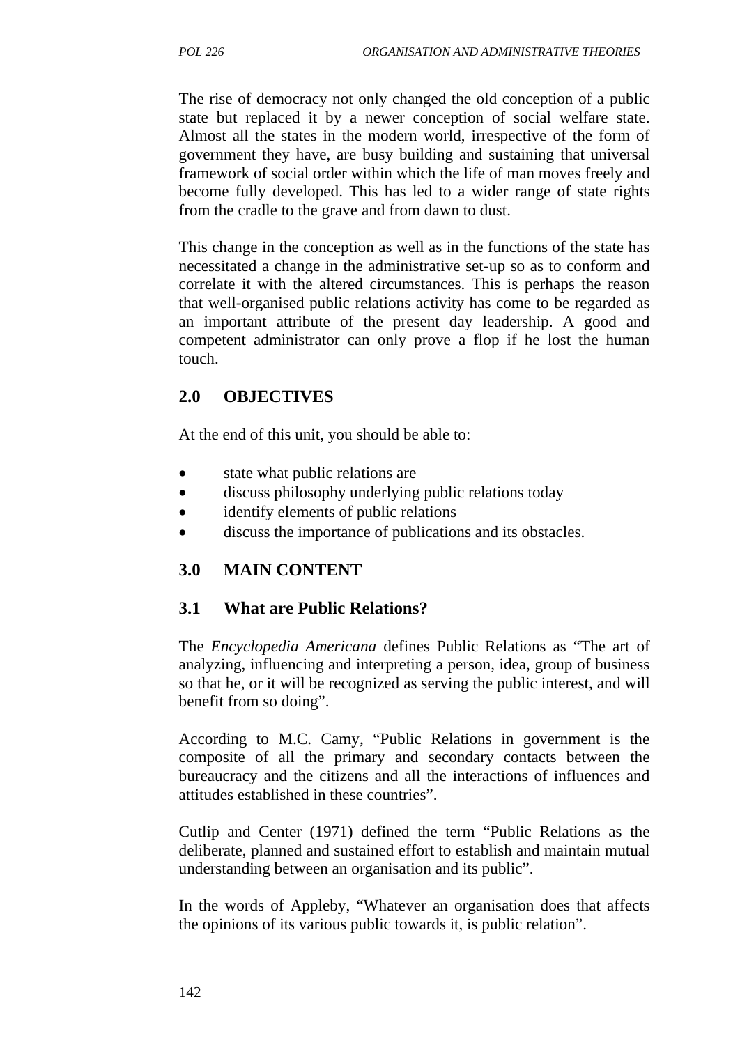The rise of democracy not only changed the old conception of a public state but replaced it by a newer conception of social welfare state. Almost all the states in the modern world, irrespective of the form of government they have, are busy building and sustaining that universal framework of social order within which the life of man moves freely and become fully developed. This has led to a wider range of state rights from the cradle to the grave and from dawn to dust.

This change in the conception as well as in the functions of the state has necessitated a change in the administrative set-up so as to conform and correlate it with the altered circumstances. This is perhaps the reason that well-organised public relations activity has come to be regarded as an important attribute of the present day leadership. A good and competent administrator can only prove a flop if he lost the human touch.

## 2.0 OBJECTIVES

At the end of this unit, you should be able to:

- state what public relations are
- discuss philosophy underlying public relations today
- identify elements of public relations
- discuss the importance of publications and its obstacles.

## 3.0 MAIN CONTENT

### 3.1 What are Public Relations?

The *Encyclopedia Americana* defines Public Relations as "The art of analyzing, influencing and interpreting a person, idea, group of business so that he, or it will be recognized as serving the public interest, and will benefit from so doing".

According to M.C. Camy, "Public Relations in government is the composite of all the primary and secondary contacts between the bureaucracy and the citizens and all the interactions of influences and attitudes established in these countries".

Cutlip and Center (1971) defined the term "Public Relations as the deliberate, planned and sustained effort to establish and maintain mutual understanding between an organisation and its public".

In the words of Appleby, "Whatever an organisation does that affects the opinions of its various public towards it, is public relation".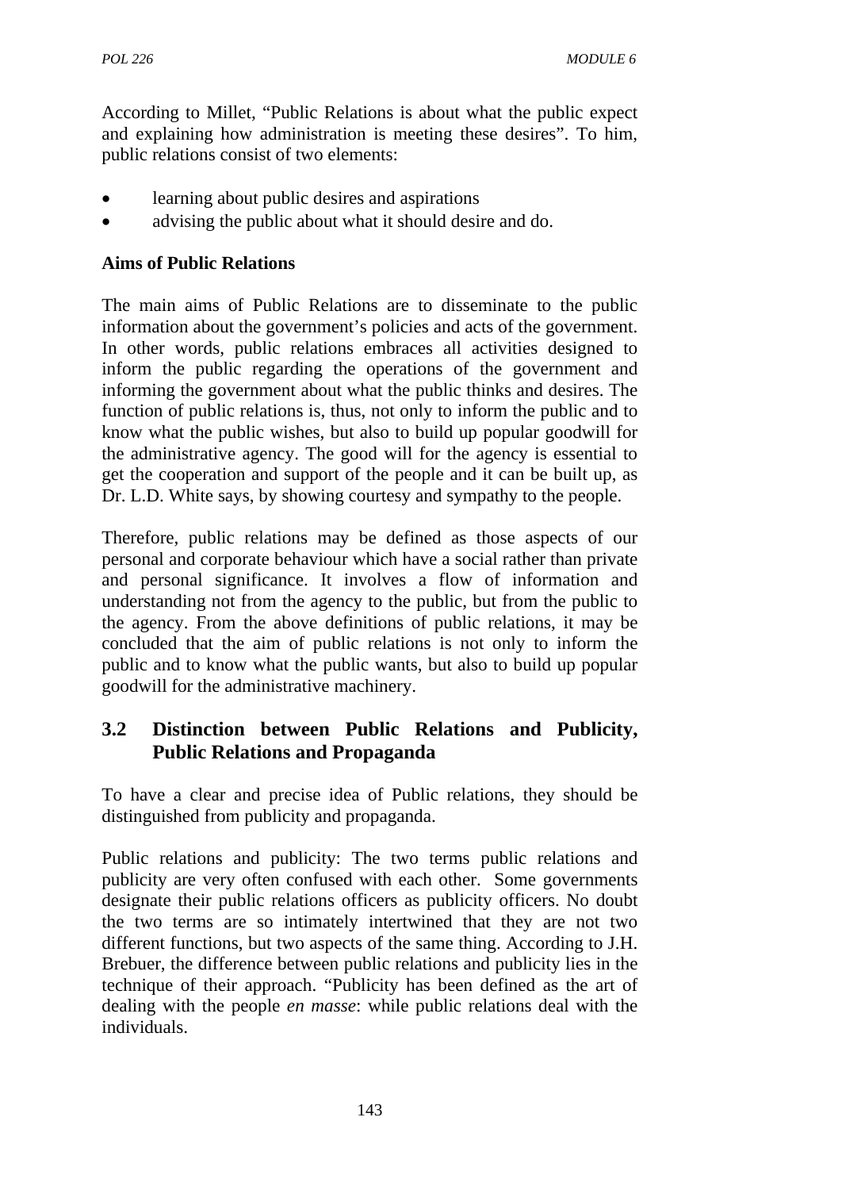According to Millet, "Public Relations is about what the public expect and explaining how administration is meeting these desires". To him, public relations consist of two elements:

- learning about public desires and aspirations
- advising the public about what it should desire and do.

**Aims of Public Relations**

The main aims of Public Relations are to disseminate to the public information about the government's policies and acts of the government. In other words, public relations embraces all activities designed to inform the public regarding the operations of the government and informing the government about what the public thinks and desires. The function of public relations is, thus, not only to inform the public and to know what the public wishes, but also to build up popular goodwill for the administrative agency. The good will for the agency is essential to get the cooperation and support of the people and it can be built up, as Dr. L.D. White says, by showing courtesy and sympathy to the people.

Therefore, public relations may be defined as those aspects of our personal and corporate behaviour which have a social rather than private and personal significance. It involves a flow of information and understanding not from the agency to the public, but from the public to the agency. From the above definitions of public relations, it may be concluded that the aim of public relations is not only to inform the public and to know what the public wants, but also to build up popular goodwill for the administrative machinery.

## 3.2 Distinction between Public Relations and Publicity, Public Relations and Propaganda

To have a clear and precise idea of Public relations, they should be distinguished from publicity and propaganda.

Public relations and publicity: The two terms public relations and publicity are very often confused with each other. Some governments designate their public relations officers as publicity officers. No doubt the two terms are so intimately intertwined that they are not two different functions, but two aspects of the same thing. According to J.H. Brebuer, the difference between public relations and publicity lies in the technique of their approach. "Publicity has been defined as the art of dealing with the people *en masse*: while public relations deal with the individuals.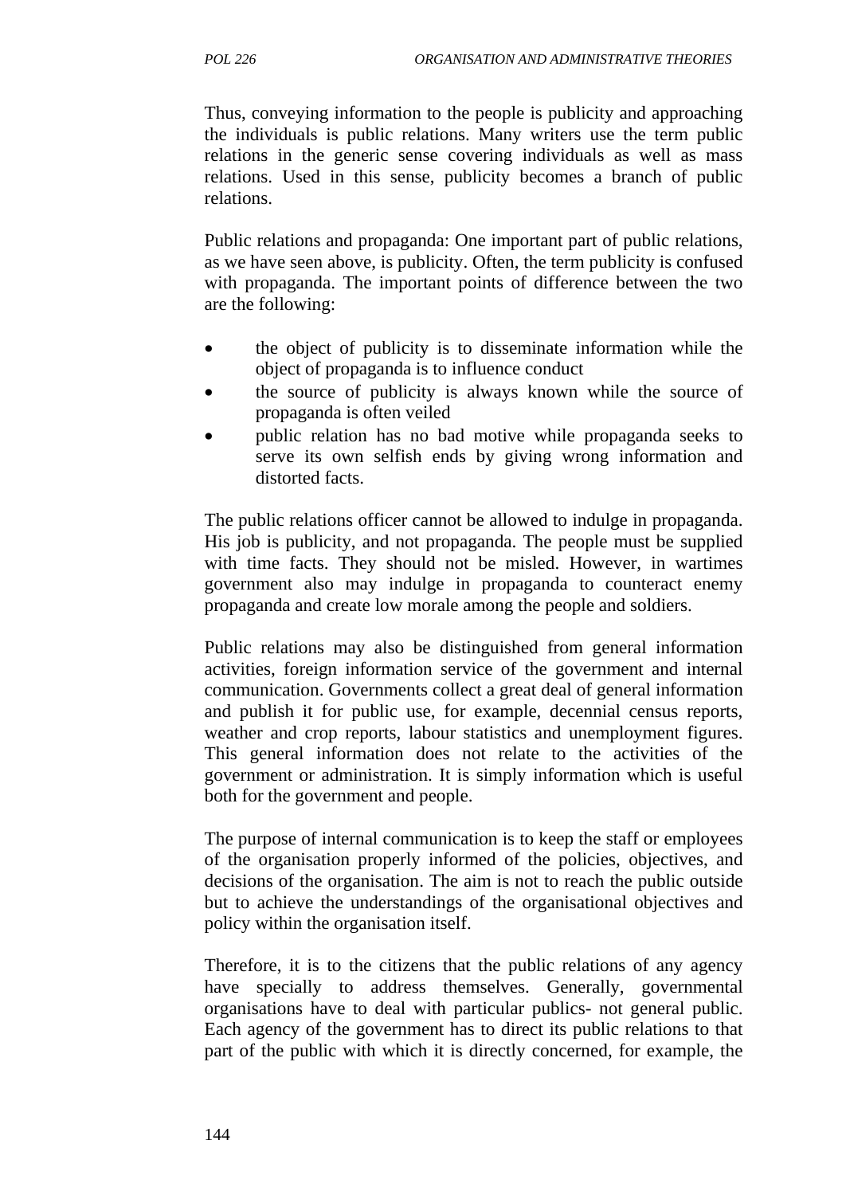Thus, conveying information to the people is publicity and approaching the individuals is public relations. Many writers use the term public relations in the generic sense covering individuals as well as mass relations. Used in this sense, publicity becomes a branch of public relations.

Public relations and propaganda: One important part of public relations, as we have seen above, is publicity. Often, the term publicity is confused with propaganda. The important points of difference between the two are the following:

- the object of publicity is to disseminate information while the object of propaganda is to influence conduct
- the source of publicity is always known while the source of propaganda is often veiled
- public relation has no bad motive while propaganda seeks to serve its own selfish ends by giving wrong information and distorted facts.

The public relations officer cannot be allowed to indulge in propaganda. His job is publicity, and not propaganda. The people must be supplied with time facts. They should not be misled. However, in wartimes government also may indulge in propaganda to counteract enemy propaganda and create low morale among the people and soldiers.

Public relations may also be distinguished from general information activities, foreign information service of the government and internal communication. Governments collect a great deal of general information and publish it for public use, for example, decennial census reports, weather and crop reports, labour statistics and unemployment figures. This general information does not relate to the activities of the government or administration. It is simply information which is useful both for the government and people.

The purpose of internal communication is to keep the staff or employees of the organisation properly informed of the policies, objectives, and decisions of the organisation. The aim is not to reach the public outside but to achieve the understandings of the organisational objectives and policy within the organisation itself.

Therefore, it is to the citizens that the public relations of any agency have specially to address themselves. Generally, governmental organisations have to deal with particular publics- not general public. Each agency of the government has to direct its public relations to that part of the public with which it is directly concerned, for example, the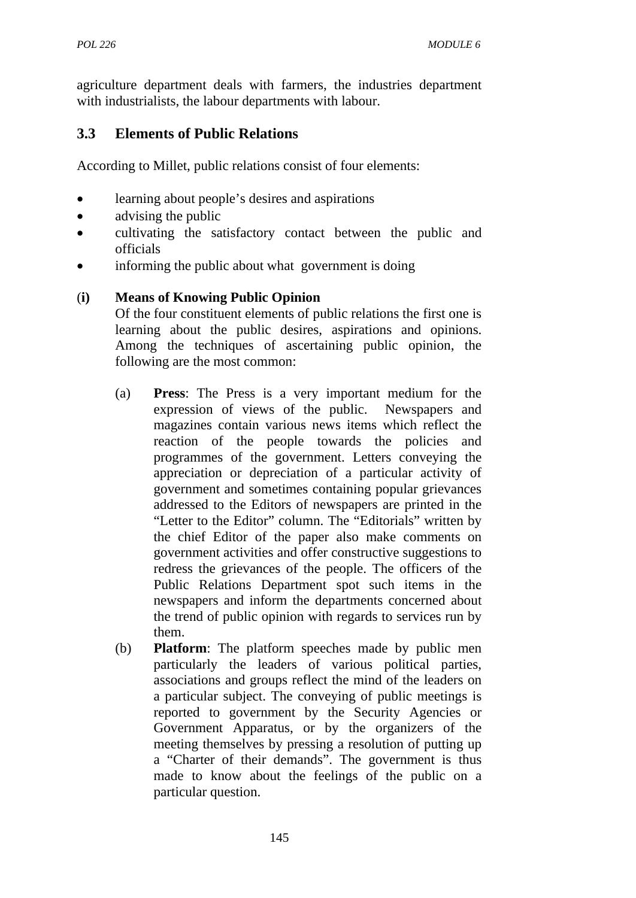agriculture department deals with farmers, the industries department with industrialists, the labour departments with labour.

## 3.3 Elements of Public Relations

According to Millet, public relations consist of four elements:

- learning about people's desires and aspirations
- advising the public
- cultivating the satisfactory contact between the public and officials
- informing the public about what government is doing

**(i) Means of Knowing Public Opinion**

Of the four constituent elements of public relations the first one is learning about the public desires, aspirations and opinions. Among the techniques of ascertaining public opinion, the following are the most common:

(a) **Press**: The Press is a very important medium for the expression of views of the public. Newspapers and magazines contain various news items which reflect the reaction of the people towards the policies and programmes of the government. Letters conveying the appreciation or depreciation of a particular activity of government and sometimes containing popular grievances addressed to the Editors of newspapers are printed in the "Letter to the Editor" column. The "Editorials" written by the chief Editor of the paper also make comments on government activities and offer constructive suggestions to redress the grievances of the people. The officers of the Public Relations Department spot such items in the newspapers and inform the departments concerned about the trend of public opinion with regards to services run by them.

(b) **Platform**: The platform speeches made by public men particularly the leaders of various political parties, associations and groups reflect the mind of the leaders on a particular subject. The conveying of public meetings is reported to government by the Security Agencies or Government Apparatus, or by the organizers of the meeting themselves by pressing a resolution of putting up a "Charter of their demands". The government is thus made to know about the feelings of the public on a particular question.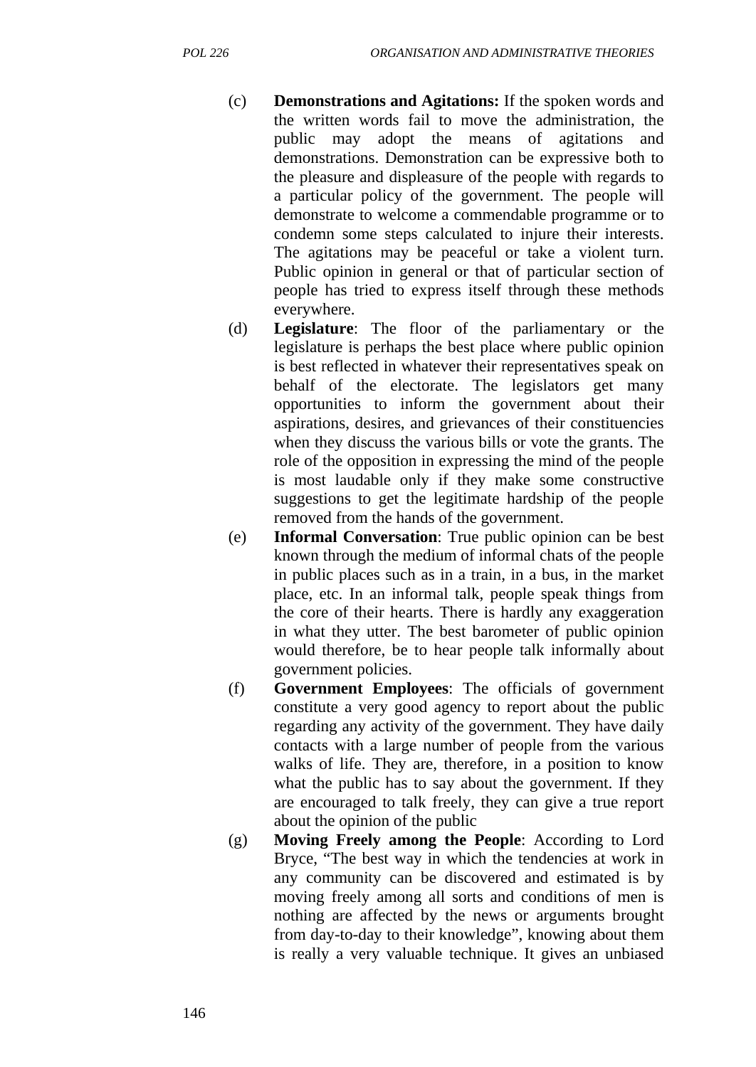(c) **Demonstrations and Agitations:** If the spoken words and the written words fail to move the administration, the public may adopt the means of agitations and demonstrations. Demonstration can be expressive both to the pleasure and displeasure of the people with regards to a particular policy of the government. The people will demonstrate to welcome a commendable programme or to condemn some steps calculated to injure their interests. The agitations may be peaceful or take a violent turn. Public opinion in general or that of particular section of people has tried to express itself through these methods everywhere.

(d) **Legislature**: The floor of the parliamentary or the legislature is perhaps the best place where public opinion is best reflected in whatever their representatives speak on behalf of the electorate. The legislators get many opportunities to inform the government about their aspirations, desires, and grievances of their constituencies when they discuss the various bills or vote the grants. The role of the opposition in expressing the mind of the people is most laudable only if they make some constructive suggestions to get the legitimate hardship of the people removed from the hands of the government.

(e) **Informal Conversation**: True public opinion can be best known through the medium of informal chats of the people in public places such as in a train, in a bus, in the market place, etc. In an informal talk, people speak things from the core of their hearts. There is hardly any exaggeration in what they utter. The best barometer of public opinion would therefore, be to hear people talk informally about government policies.

(f) **Government Employees**: The officials of government constitute a very good agency to report about the public regarding any activity of the government. They have daily contacts with a large number of people from the various walks of life. They are, therefore, in a position to know what the public has to say about the government. If they are encouraged to talk freely, they can give a true report about the opinion of the public

(g) **Moving Freely among the People**: According to Lord Bryce, "The best way in which the tendencies at work in any community can be discovered and estimated is by moving freely among all sorts and conditions of men is nothing are affected by the news or arguments brought from day-to-day to their knowledge", knowing about them is really a very valuable technique. It gives an unbiased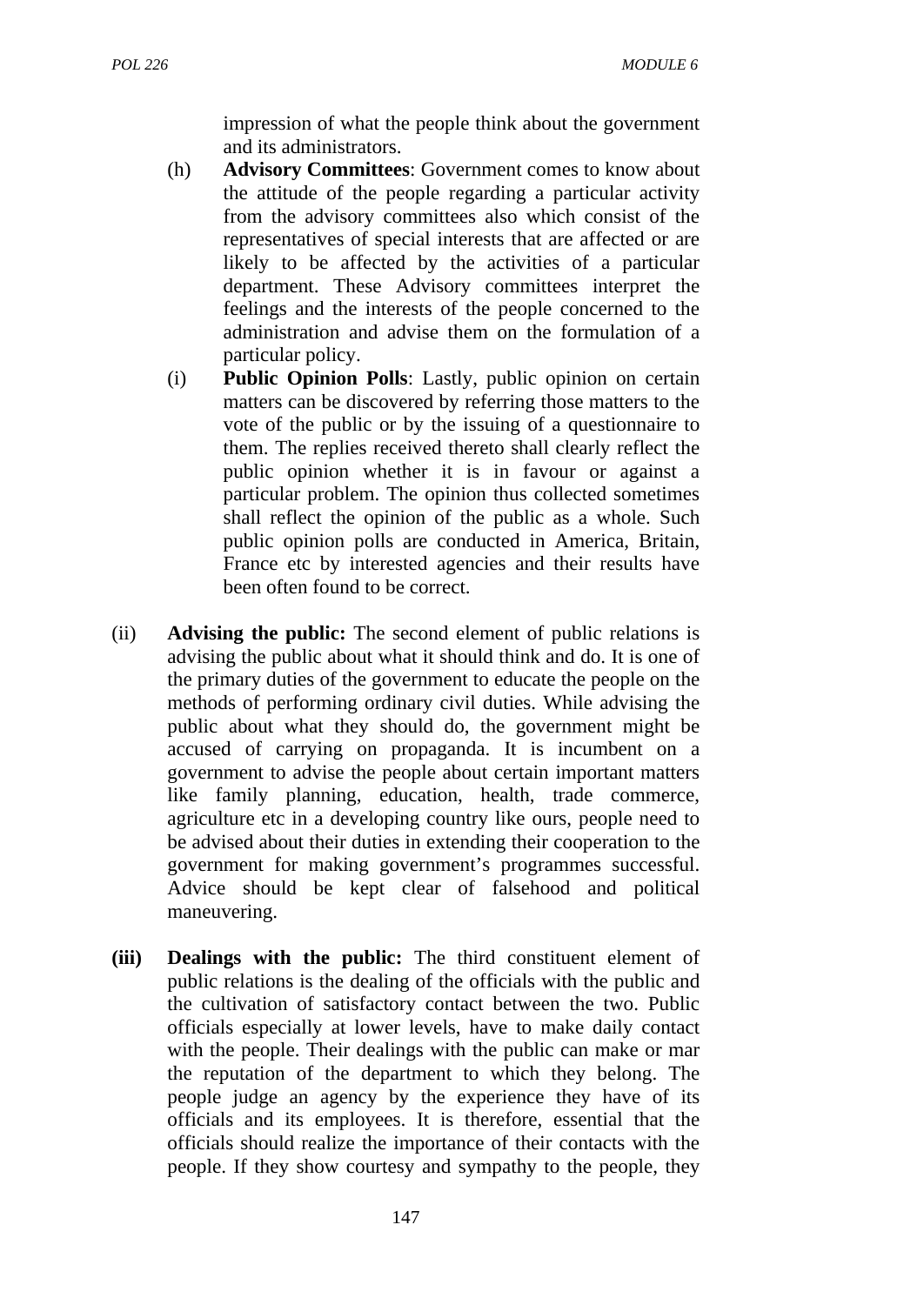impression of what the people think about the government and its administrators.

(h) **Advisory Committees**: Government comes to know about the attitude of the people regarding a particular activity from the advisory committees also which consist of the representatives of special interests that are affected or are likely to be affected by the activities of a particular department. These Advisory committees interpret the feelings and the interests of the people concerned to the administration and advise them on the formulation of a particular policy.

(i) **Public Opinion Polls**: Lastly, public opinion on certain matters can be discovered by referring those matters to the vote of the public or by the issuing of a questionnaire to them. The replies received thereto shall clearly reflect the public opinion whether it is in favour or against a particular problem. The opinion thus collected sometimes shall reflect the opinion of the public as a whole. Such public opinion polls are conducted in America, Britain, France etc by interested agencies and their results have been often found to be correct.

(ii) **Advising the public:** The second element of public relations is advising the public about what it should think and do. It is one of the primary duties of the government to educate the people on the methods of performing ordinary civil duties. While advising the public about what they should do, the government might be accused of carrying on propaganda. It is incumbent on a government to advise the people about certain important matters like family planning, education, health, trade commerce, agriculture etc in a developing country like ours, people need to be advised about their duties in extending their cooperation to the government for making government's programmes successful. Advice should be kept clear of falsehood and political maneuvering.

**(iii) Dealings with the public:** The third constituent element of public relations is the dealing of the officials with the public and the cultivation of satisfactory contact between the two. Public officials especially at lower levels, have to make daily contact with the people. Their dealings with the public can make or mar the reputation of the department to which they belong. The people judge an agency by the experience they have of its officials and its employees. It is therefore, essential that the officials should realize the importance of their contacts with the people. If they show courtesy and sympathy to the people, they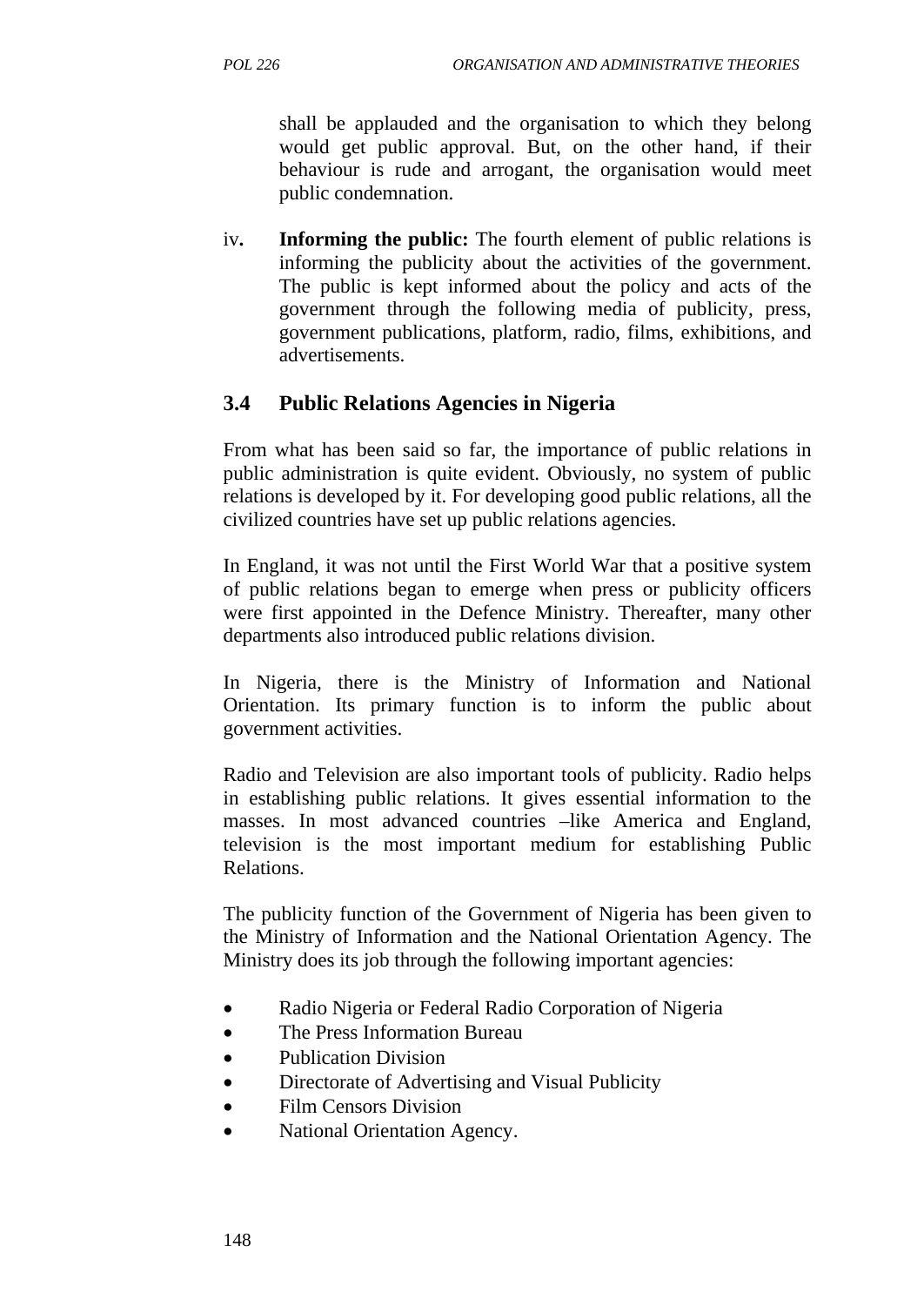shall be applauded and the organisation to which they belong would get public approval. But, on the other hand, if their behaviour is rude and arrogant, the organisation would meet public condemnation.

iv. **Informing the public:** The fourth element of public relations is informing the publicity about the activities of the government. The public is kept informed about the policy and acts of the government through the following media of publicity, press, government publications, platform, radio, films, exhibitions, and advertisements.

## 3.4 Public Relations Agencies in Nigeria

From what has been said so far, the importance of public relations in public administration is quite evident. Obviously, no system of public relations is developed by it. For developing good public relations, all the civilized countries have set up public relations agencies.

In England, it was not until the First World War that a positive system of public relations began to emerge when press or publicity officers were first appointed in the Defence Ministry. Thereafter, many other departments also introduced public relations division.

In Nigeria, there is the Ministry of Information and National Orientation. Its primary function is to inform the public about government activities.

Radio and Television are also important tools of publicity. Radio helps in establishing public relations. It gives essential information to the masses. In most advanced countries –like America and England, television is the most important medium for establishing Public Relations.

The publicity function of the Government of Nigeria has been given to the Ministry of Information and the National Orientation Agency. The Ministry does its job through the following important agencies:

- Radio Nigeria or Federal Radio Corporation of Nigeria
- The Press Information Bureau
- Publication Division
- Directorate of Advertising and Visual Publicity
- Film Censors Division
- National Orientation Agency.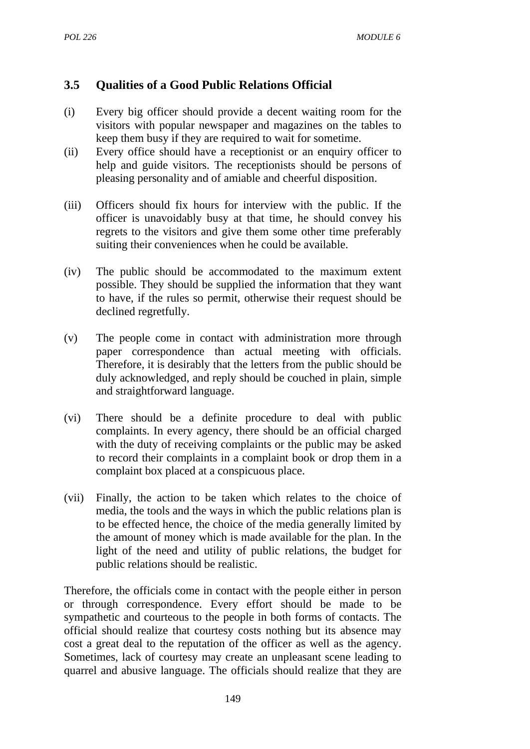### 3.5 Qualities of a Good Public Relations Official

(i) Every big officer should provide a decent waiting room for the visitors with popular newspaper and magazines on the tables to keep them busy if they are required to wait for sometime.

(ii) Every office should have a receptionist or an enquiry officer to help and guide visitors. The receptionists should be persons of pleasing personality and of amiable and cheerful disposition.

(iii) Officers should fix hours for interview with the public. If the officer is unavoidably busy at that time, he should convey his regrets to the visitors and give them some other time preferably suiting their conveniences when he could be available.

(iv) The public should be accommodated to the maximum extent possible. They should be supplied the information that they want to have, if the rules so permit, otherwise their request should be declined regretfully.

(v) The people come in contact with administration more through paper correspondence than actual meeting with officials. Therefore, it is desirably that the letters from the public should be duly acknowledged, and reply should be couched in plain, simple and straightforward language.

(vi) There should be a definite procedure to deal with public complaints. In every agency, there should be an official charged with the duty of receiving complaints or the public may be asked to record their complaints in a complaint book or drop them in a complaint box placed at a conspicuous place.

(vii) Finally, the action to be taken which relates to the choice of media, the tools and the ways in which the public relations plan is to be effected hence, the choice of the media generally limited by the amount of money which is made available for the plan. In the light of the need and utility of public relations, the budget for public relations should be realistic.

Therefore, the officials come in contact with the people either in person or through correspondence. Every effort should be made to be sympathetic and courteous to the people in both forms of contacts. The official should realize that courtesy costs nothing but its absence may cost a great deal to the reputation of the officer as well as the agency. Sometimes, lack of courtesy may create an unpleasant scene leading to quarrel and abusive language. The officials should realize that they are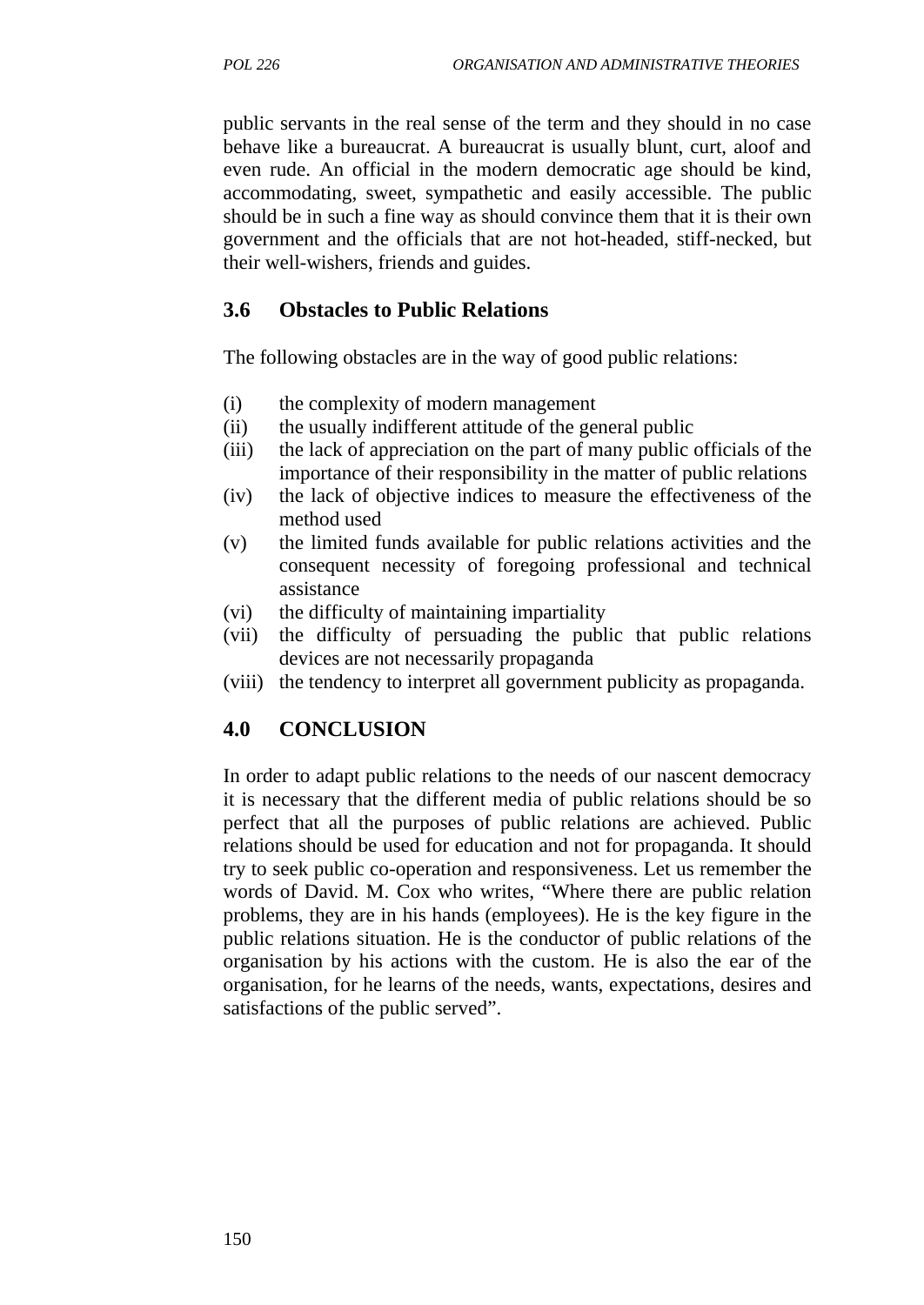public servants in the real sense of the term and they should in no case behave like a bureaucrat. A bureaucrat is usually blunt, curt, aloof and even rude. An official in the modern democratic age should be kind, accommodating, sweet, sympathetic and easily accessible. The public should be in such a fine way as should convince them that it is their own government and the officials that are not hot-headed, stiff-necked, but their well-wishers, friends and guides.

## 3.6 Obstacles to Public Relations

The following obstacles are in the way of good public relations:

(i) the complexity of modern management
(ii) the usually indifferent attitude of the general public
(iii) the lack of appreciation on the part of many public officials of the importance of their responsibility in the matter of public relations
(iv) the lack of objective indices to measure the effectiveness of the method used
(v) the limited funds available for public relations activities and the consequent necessity of foregoing professional and technical assistance
(vi) the difficulty of maintaining impartiality
(vii) the difficulty of persuading the public that public relations devices are not necessarily propaganda
(viii) the tendency to interpret all government publicity as propaganda.

## 4.0 CONCLUSION

In order to adapt public relations to the needs of our nascent democracy it is necessary that the different media of public relations should be so perfect that all the purposes of public relations are achieved. Public relations should be used for education and not for propaganda. It should try to seek public co-operation and responsiveness. Let us remember the words of David. M. Cox who writes, "Where there are public relation problems, they are in his hands (employees). He is the key figure in the public relations situation. He is the conductor of public relations of the organisation by his actions with the custom. He is also the ear of the organisation, for he learns of the needs, wants, expectations, desires and satisfactions of the public served".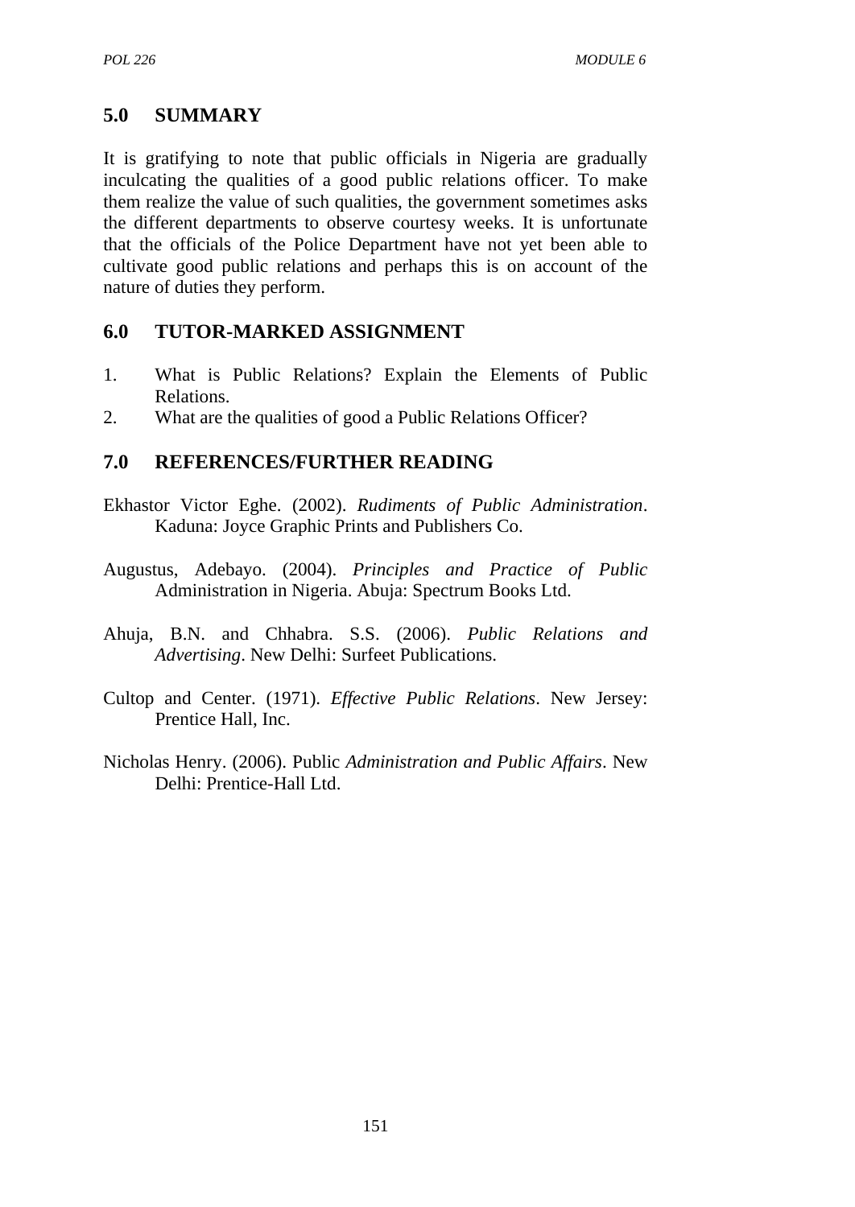## 5.0 SUMMARY

It is gratifying to note that public officials in Nigeria are gradually inculcating the qualities of a good public relations officer. To make them realize the value of such qualities, the government sometimes asks the different departments to observe courtesy weeks. It is unfortunate that the officials of the Police Department have not yet been able to cultivate good public relations and perhaps this is on account of the nature of duties they perform.

## 6.0 TUTOR-MARKED ASSIGNMENT

1. What is Public Relations? Explain the Elements of Public Relations.
2. What are the qualities of good a Public Relations Officer?

## 7.0 REFERENCES/FURTHER READING

Ekhastor Victor Eghe. (2002). *Rudiments of Public Administration*. Kaduna: Joyce Graphic Prints and Publishers Co.

Augustus, Adebayo. (2004). *Principles and Practice of Public* Administration in Nigeria. Abuja: Spectrum Books Ltd.

Ahuja, B.N. and Chhabra. S.S. (2006). *Public Relations and Advertising*. New Delhi: Surfeet Publications.

Cultop and Center. (1971). *Effective Public Relations*. New Jersey: Prentice Hall, Inc.

Nicholas Henry. (2006). Public *Administration and Public Affairs*. New Delhi: Prentice-Hall Ltd.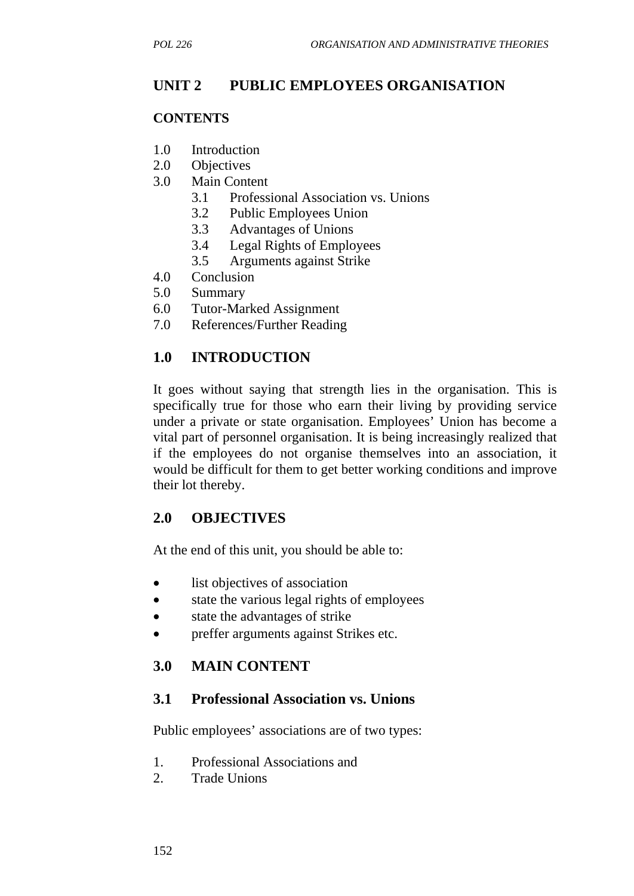## UNIT 2 PUBLIC EMPLOYEES ORGANISATION

**CONTENTS**

1.0 Introduction
2.0 Objectives
3.0 Main Content
    3.1 Professional Association vs. Unions
    3.2 Public Employees Union
    3.3 Advantages of Unions
    3.4 Legal Rights of Employees
    3.5 Arguments against Strike
4.0 Conclusion
5.0 Summary
6.0 Tutor-Marked Assignment
7.0 References/Further Reading

## 1.0 INTRODUCTION

It goes without saying that strength lies in the organisation. This is specifically true for those who earn their living by providing service under a private or state organisation. Employees' Union has become a vital part of personnel organisation. It is being increasingly realized that if the employees do not organise themselves into an association, it would be difficult for them to get better working conditions and improve their lot thereby.

## 2.0 OBJECTIVES

At the end of this unit, you should be able to:

- list objectives of association
- state the various legal rights of employees
- state the advantages of strike
- preffer arguments against Strikes etc.

## 3.0 MAIN CONTENT

### 3.1 Professional Association vs. Unions

Public employees' associations are of two types:

1. Professional Associations and
2. Trade Unions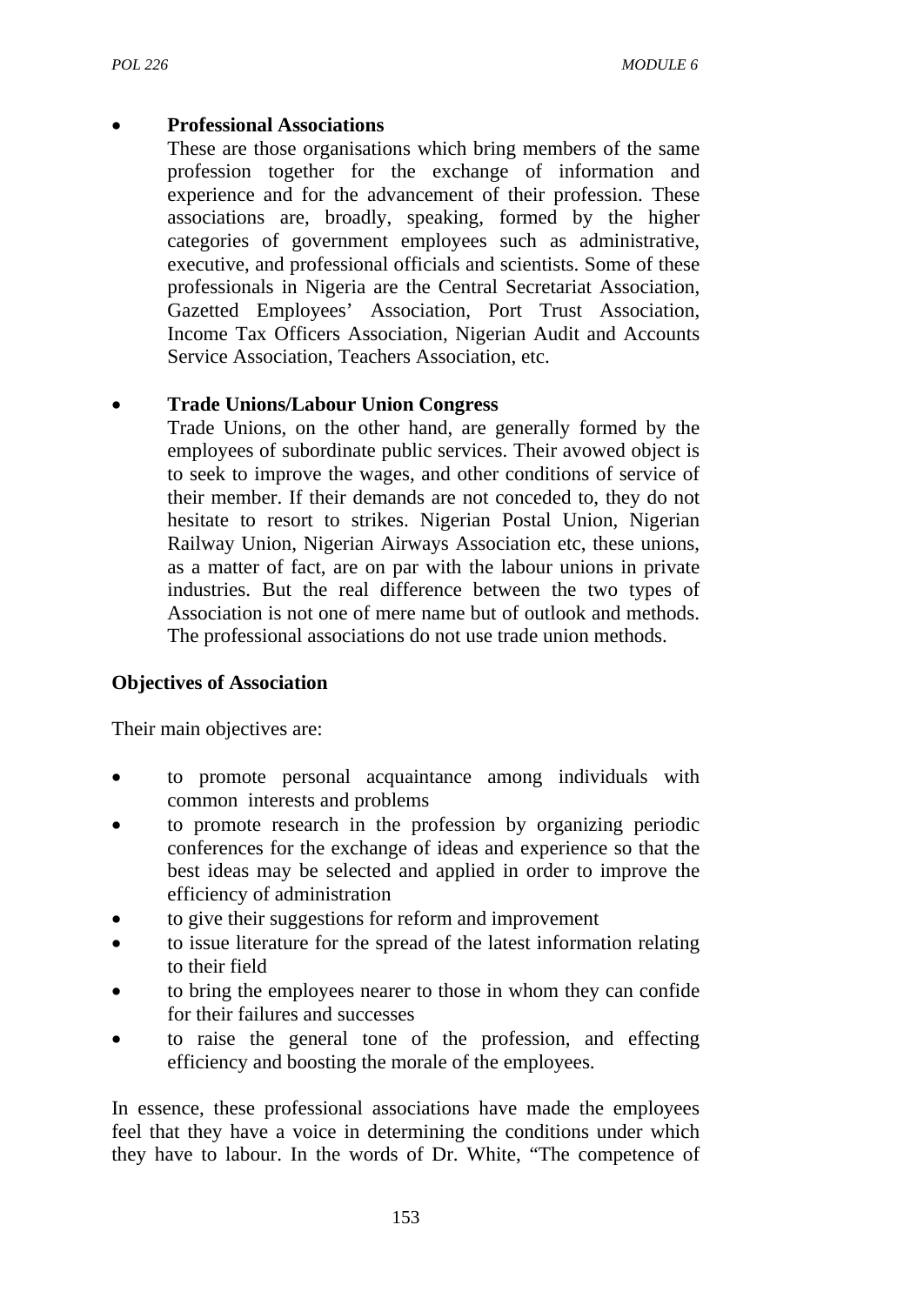- **Professional Associations**

  These are those organisations which bring members of the same profession together for the exchange of information and experience and for the advancement of their profession. These associations are, broadly, speaking, formed by the higher categories of government employees such as administrative, executive, and professional officials and scientists. Some of these professionals in Nigeria are the Central Secretariat Association, Gazetted Employees' Association, Port Trust Association, Income Tax Officers Association, Nigerian Audit and Accounts Service Association, Teachers Association, etc.

- **Trade Unions/Labour Union Congress**

  Trade Unions, on the other hand, are generally formed by the employees of subordinate public services. Their avowed object is to seek to improve the wages, and other conditions of service of their member. If their demands are not conceded to, they do not hesitate to resort to strikes. Nigerian Postal Union, Nigerian Railway Union, Nigerian Airways Association etc, these unions, as a matter of fact, are on par with the labour unions in private industries. But the real difference between the two types of Association is not one of mere name but of outlook and methods. The professional associations do not use trade union methods.

**Objectives of Association**

Their main objectives are:

- to promote personal acquaintance among individuals with common interests and problems
- to promote research in the profession by organizing periodic conferences for the exchange of ideas and experience so that the best ideas may be selected and applied in order to improve the efficiency of administration
- to give their suggestions for reform and improvement
- to issue literature for the spread of the latest information relating to their field
- to bring the employees nearer to those in whom they can confide for their failures and successes
- to raise the general tone of the profession, and effecting efficiency and boosting the morale of the employees.

In essence, these professional associations have made the employees feel that they have a voice in determining the conditions under which they have to labour. In the words of Dr. White, "The competence of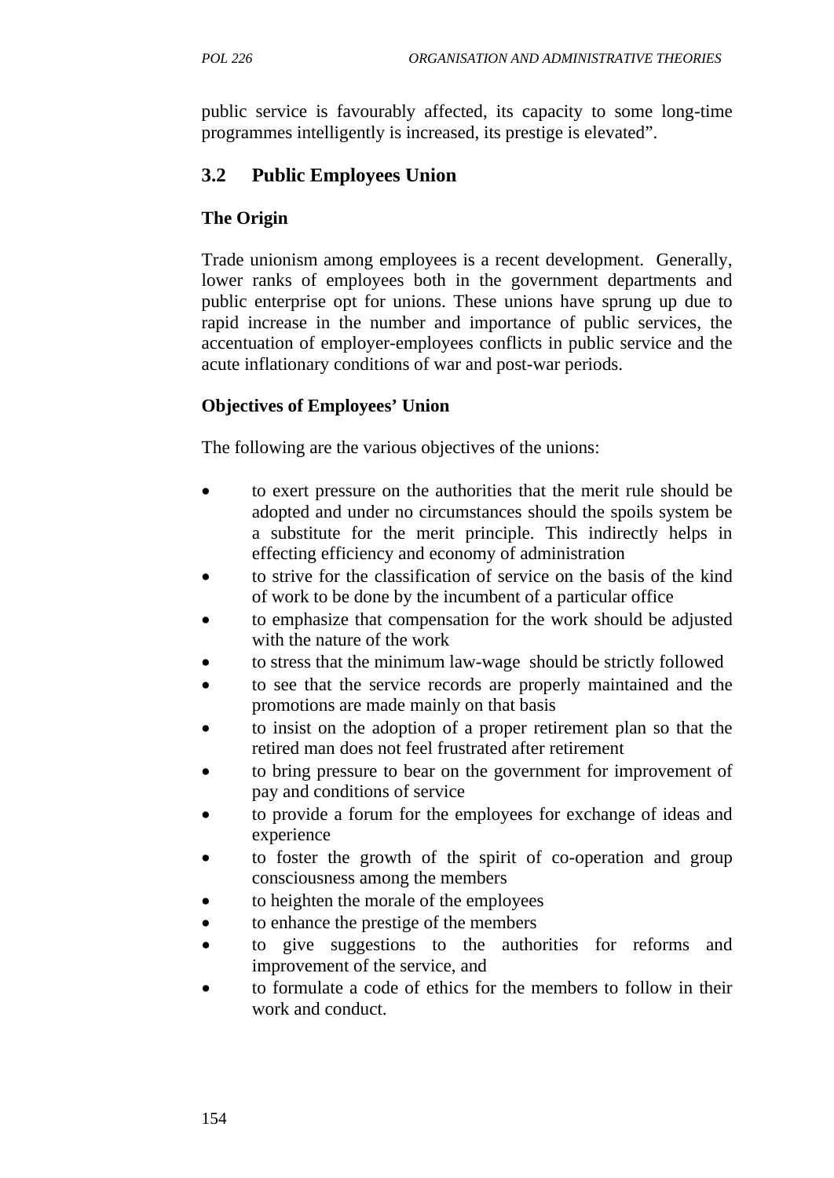public service is favourably affected, its capacity to some long-time programmes intelligently is increased, its prestige is elevated".

## 3.2 Public Employees Union

**The Origin**

Trade unionism among employees is a recent development. Generally, lower ranks of employees both in the government departments and public enterprise opt for unions. These unions have sprung up due to rapid increase in the number and importance of public services, the accentuation of employer-employees conflicts in public service and the acute inflationary conditions of war and post-war periods.

**Objectives of Employees' Union**

The following are the various objectives of the unions:

- to exert pressure on the authorities that the merit rule should be adopted and under no circumstances should the spoils system be a substitute for the merit principle. This indirectly helps in effecting efficiency and economy of administration
- to strive for the classification of service on the basis of the kind of work to be done by the incumbent of a particular office
- to emphasize that compensation for the work should be adjusted with the nature of the work
- to stress that the minimum law-wage should be strictly followed
- to see that the service records are properly maintained and the promotions are made mainly on that basis
- to insist on the adoption of a proper retirement plan so that the retired man does not feel frustrated after retirement
- to bring pressure to bear on the government for improvement of pay and conditions of service
- to provide a forum for the employees for exchange of ideas and experience
- to foster the growth of the spirit of co-operation and group consciousness among the members
- to heighten the morale of the employees
- to enhance the prestige of the members
- to give suggestions to the authorities for reforms and improvement of the service, and
- to formulate a code of ethics for the members to follow in their work and conduct.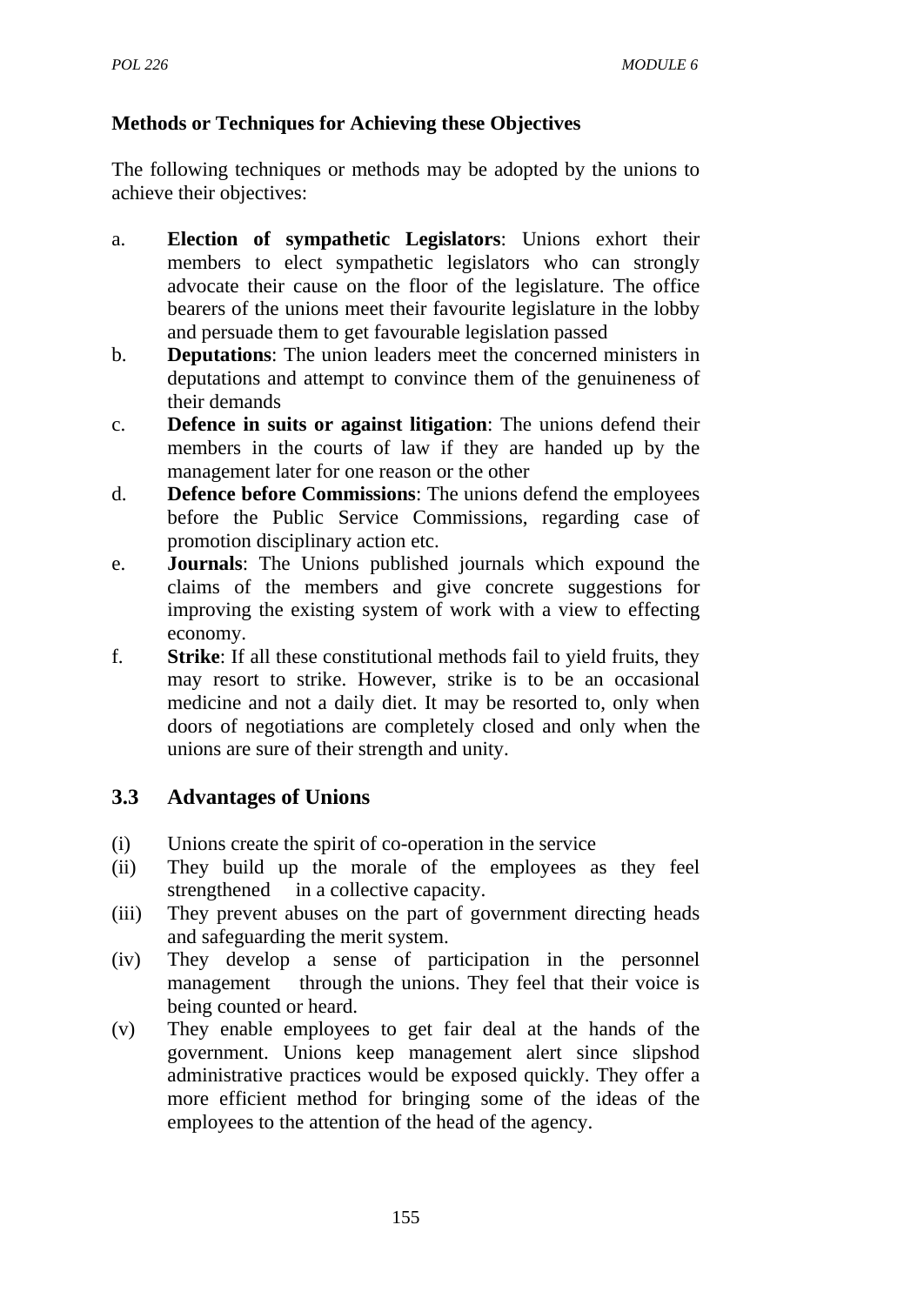**Methods or Techniques for Achieving these Objectives**

The following techniques or methods may be adopted by the unions to achieve their objectives:

a. **Election of sympathetic Legislators**: Unions exhort their members to elect sympathetic legislators who can strongly advocate their cause on the floor of the legislature. The office bearers of the unions meet their favourite legislature in the lobby and persuade them to get favourable legislation passed
b. **Deputations**: The union leaders meet the concerned ministers in deputations and attempt to convince them of the genuineness of their demands
c. **Defence in suits or against litigation**: The unions defend their members in the courts of law if they are handed up by the management later for one reason or the other
d. **Defence before Commissions**: The unions defend the employees before the Public Service Commissions, regarding case of promotion disciplinary action etc.
e. **Journals**: The Unions published journals which expound the claims of the members and give concrete suggestions for improving the existing system of work with a view to effecting economy.
f. **Strike**: If all these constitutional methods fail to yield fruits, they may resort to strike. However, strike is to be an occasional medicine and not a daily diet. It may be resorted to, only when doors of negotiations are completely closed and only when the unions are sure of their strength and unity.

## 3.3 Advantages of Unions

(i) Unions create the spirit of co-operation in the service
(ii) They build up the morale of the employees as they feel strengthened in a collective capacity.
(iii) They prevent abuses on the part of government directing heads and safeguarding the merit system.
(iv) They develop a sense of participation in the personnel management through the unions. They feel that their voice is being counted or heard.
(v) They enable employees to get fair deal at the hands of the government. Unions keep management alert since slipshod administrative practices would be exposed quickly. They offer a more efficient method for bringing some of the ideas of the employees to the attention of the head of the agency.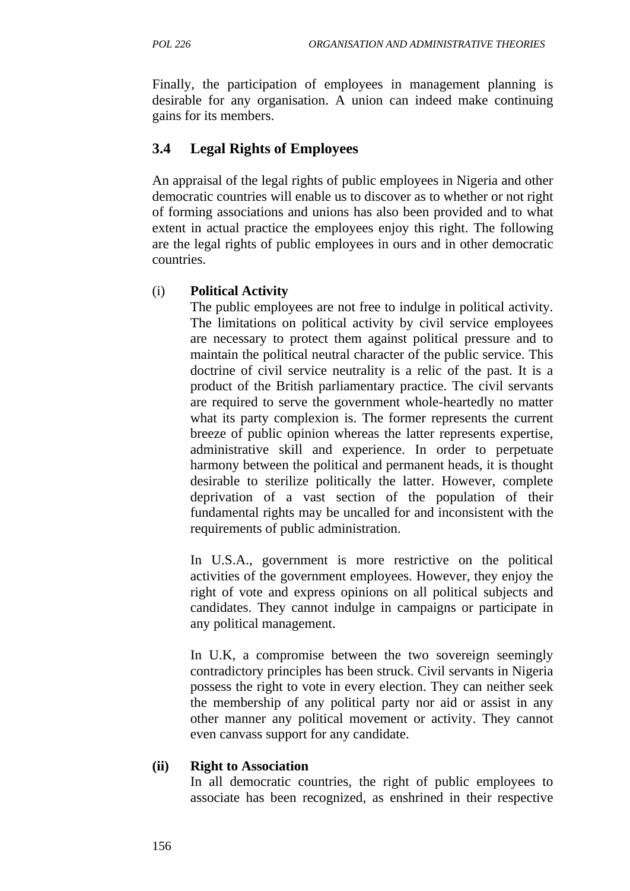Finally, the participation of employees in management planning is desirable for any organisation. A union can indeed make continuing gains for its members.

## 3.4 Legal Rights of Employees

An appraisal of the legal rights of public employees in Nigeria and other democratic countries will enable us to discover as to whether or not right of forming associations and unions has also been provided and to what extent in actual practice the employees enjoy this right. The following are the legal rights of public employees in ours and in other democratic countries.

(i) **Political Activity**

The public employees are not free to indulge in political activity. The limitations on political activity by civil service employees are necessary to protect them against political pressure and to maintain the political neutral character of the public service. This doctrine of civil service neutrality is a relic of the past. It is a product of the British parliamentary practice. The civil servants are required to serve the government whole-heartedly no matter what its party complexion is. The former represents the current breeze of public opinion whereas the latter represents expertise, administrative skill and experience. In order to perpetuate harmony between the political and permanent heads, it is thought desirable to sterilize politically the latter. However, complete deprivation of a vast section of the population of their fundamental rights may be uncalled for and inconsistent with the requirements of public administration.

In U.S.A., government is more restrictive on the political activities of the government employees. However, they enjoy the right of vote and express opinions on all political subjects and candidates. They cannot indulge in campaigns or participate in any political management.

In U.K, a compromise between the two sovereign seemingly contradictory principles has been struck. Civil servants in Nigeria possess the right to vote in every election. They can neither seek the membership of any political party nor aid or assist in any other manner any political movement or activity. They cannot even canvass support for any candidate.

**(ii) Right to Association**

In all democratic countries, the right of public employees to associate has been recognized, as enshrined in their respective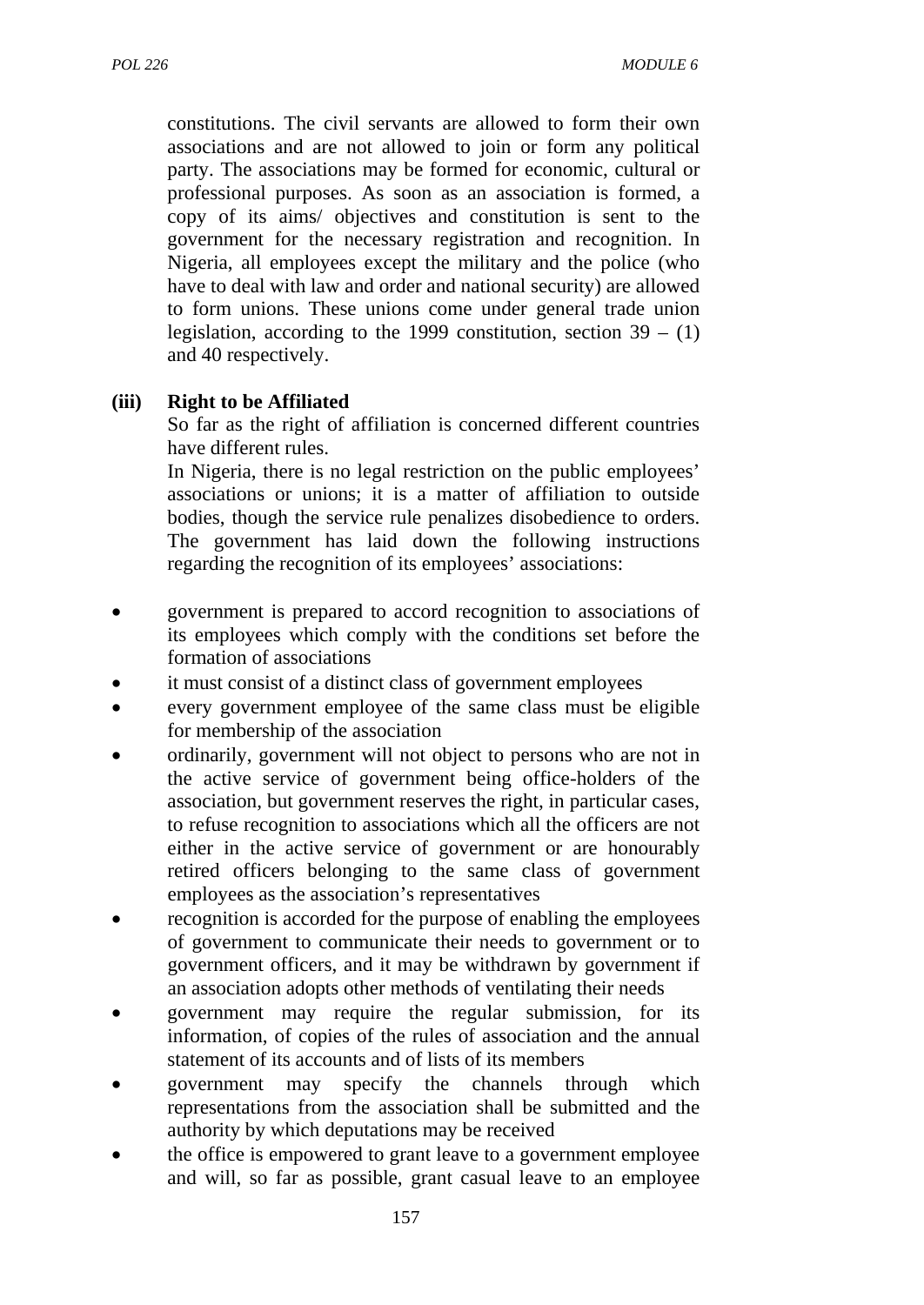constitutions. The civil servants are allowed to form their own associations and are not allowed to join or form any political party. The associations may be formed for economic, cultural or professional purposes. As soon as an association is formed, a copy of its aims/ objectives and constitution is sent to the government for the necessary registration and recognition. In Nigeria, all employees except the military and the police (who have to deal with law and order and national security) are allowed to form unions. These unions come under general trade union legislation, according to the 1999 constitution, section 39 – (1) and 40 respectively.

**(iii) Right to be Affiliated**

So far as the right of affiliation is concerned different countries have different rules.

In Nigeria, there is no legal restriction on the public employees' associations or unions; it is a matter of affiliation to outside bodies, though the service rule penalizes disobedience to orders. The government has laid down the following instructions regarding the recognition of its employees' associations:

- government is prepared to accord recognition to associations of its employees which comply with the conditions set before the formation of associations
- it must consist of a distinct class of government employees
- every government employee of the same class must be eligible for membership of the association
- ordinarily, government will not object to persons who are not in the active service of government being office-holders of the association, but government reserves the right, in particular cases, to refuse recognition to associations which all the officers are not either in the active service of government or are honourably retired officers belonging to the same class of government employees as the association's representatives
- recognition is accorded for the purpose of enabling the employees of government to communicate their needs to government or to government officers, and it may be withdrawn by government if an association adopts other methods of ventilating their needs
- government may require the regular submission, for its information, of copies of the rules of association and the annual statement of its accounts and of lists of its members
- government may specify the channels through which representations from the association shall be submitted and the authority by which deputations may be received
- the office is empowered to grant leave to a government employee and will, so far as possible, grant casual leave to an employee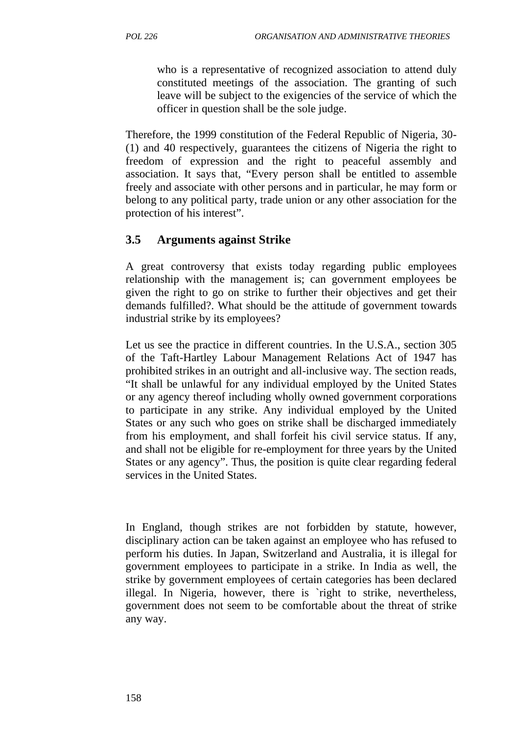who is a representative of recognized association to attend duly constituted meetings of the association. The granting of such leave will be subject to the exigencies of the service of which the officer in question shall be the sole judge.

Therefore, the 1999 constitution of the Federal Republic of Nigeria, 30-(1) and 40 respectively, guarantees the citizens of Nigeria the right to freedom of expression and the right to peaceful assembly and association. It says that, "Every person shall be entitled to assemble freely and associate with other persons and in particular, he may form or belong to any political party, trade union or any other association for the protection of his interest".

## 3.5 Arguments against Strike

A great controversy that exists today regarding public employees relationship with the management is; can government employees be given the right to go on strike to further their objectives and get their demands fulfilled?. What should be the attitude of government towards industrial strike by its employees?

Let us see the practice in different countries. In the U.S.A., section 305 of the Taft-Hartley Labour Management Relations Act of 1947 has prohibited strikes in an outright and all-inclusive way. The section reads, "It shall be unlawful for any individual employed by the United States or any agency thereof including wholly owned government corporations to participate in any strike. Any individual employed by the United States or any such who goes on strike shall be discharged immediately from his employment, and shall forfeit his civil service status. If any, and shall not be eligible for re-employment for three years by the United States or any agency". Thus, the position is quite clear regarding federal services in the United States.

In England, though strikes are not forbidden by statute, however, disciplinary action can be taken against an employee who has refused to perform his duties. In Japan, Switzerland and Australia, it is illegal for government employees to participate in a strike. In India as well, the strike by government employees of certain categories has been declared illegal. In Nigeria, however, there is `right to strike, nevertheless, government does not seem to be comfortable about the threat of strike any way.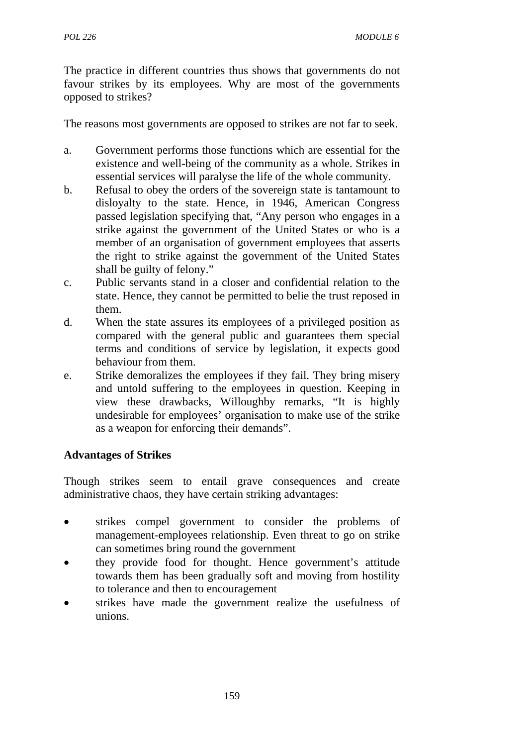The practice in different countries thus shows that governments do not favour strikes by its employees. Why are most of the governments opposed to strikes?

The reasons most governments are opposed to strikes are not far to seek.

a. Government performs those functions which are essential for the existence and well-being of the community as a whole. Strikes in essential services will paralyse the life of the whole community.
b. Refusal to obey the orders of the sovereign state is tantamount to disloyalty to the state. Hence, in 1946, American Congress passed legislation specifying that, "Any person who engages in a strike against the government of the United States or who is a member of an organisation of government employees that asserts the right to strike against the government of the United States shall be guilty of felony."
c. Public servants stand in a closer and confidential relation to the state. Hence, they cannot be permitted to belie the trust reposed in them.
d. When the state assures its employees of a privileged position as compared with the general public and guarantees them special terms and conditions of service by legislation, it expects good behaviour from them.
e. Strike demoralizes the employees if they fail. They bring misery and untold suffering to the employees in question. Keeping in view these drawbacks, Willoughby remarks, "It is highly undesirable for employees' organisation to make use of the strike as a weapon for enforcing their demands".

**Advantages of Strikes**

Though strikes seem to entail grave consequences and create administrative chaos, they have certain striking advantages:

- strikes compel government to consider the problems of management-employees relationship. Even threat to go on strike can sometimes bring round the government
- they provide food for thought. Hence government's attitude towards them has been gradually soft and moving from hostility to tolerance and then to encouragement
- strikes have made the government realize the usefulness of unions.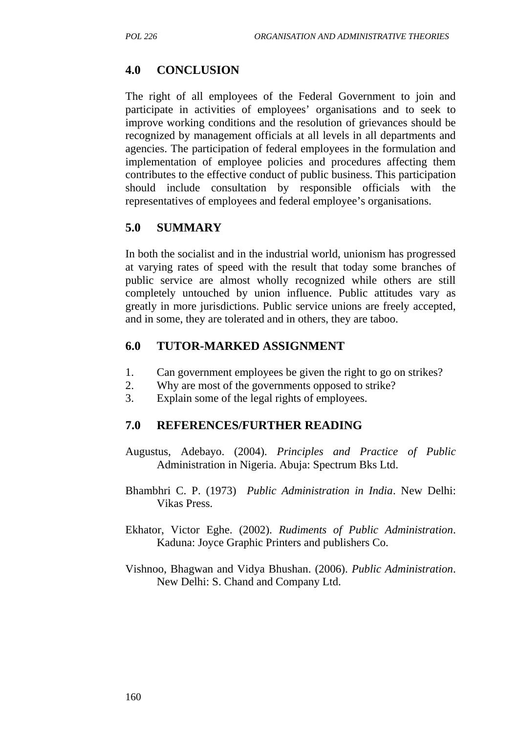## 4.0 CONCLUSION

The right of all employees of the Federal Government to join and participate in activities of employees' organisations and to seek to improve working conditions and the resolution of grievances should be recognized by management officials at all levels in all departments and agencies. The participation of federal employees in the formulation and implementation of employee policies and procedures affecting them contributes to the effective conduct of public business. This participation should include consultation by responsible officials with the representatives of employees and federal employee's organisations.

## 5.0 SUMMARY

In both the socialist and in the industrial world, unionism has progressed at varying rates of speed with the result that today some branches of public service are almost wholly recognized while others are still completely untouched by union influence. Public attitudes vary as greatly in more jurisdictions. Public service unions are freely accepted, and in some, they are tolerated and in others, they are taboo.

## 6.0 TUTOR-MARKED ASSIGNMENT

1. Can government employees be given the right to go on strikes?
2. Why are most of the governments opposed to strike?
3. Explain some of the legal rights of employees.

## 7.0 REFERENCES/FURTHER READING

Augustus, Adebayo. (2004). *Principles and Practice of Public* Administration in Nigeria. Abuja: Spectrum Bks Ltd.

Bhambhri C. P. (1973) *Public Administration in India*. New Delhi: Vikas Press.

Ekhator, Victor Eghe. (2002). *Rudiments of Public Administration*. Kaduna: Joyce Graphic Printers and publishers Co.

Vishnoo, Bhagwan and Vidya Bhushan. (2006). *Public Administration*. New Delhi: S. Chand and Company Ltd.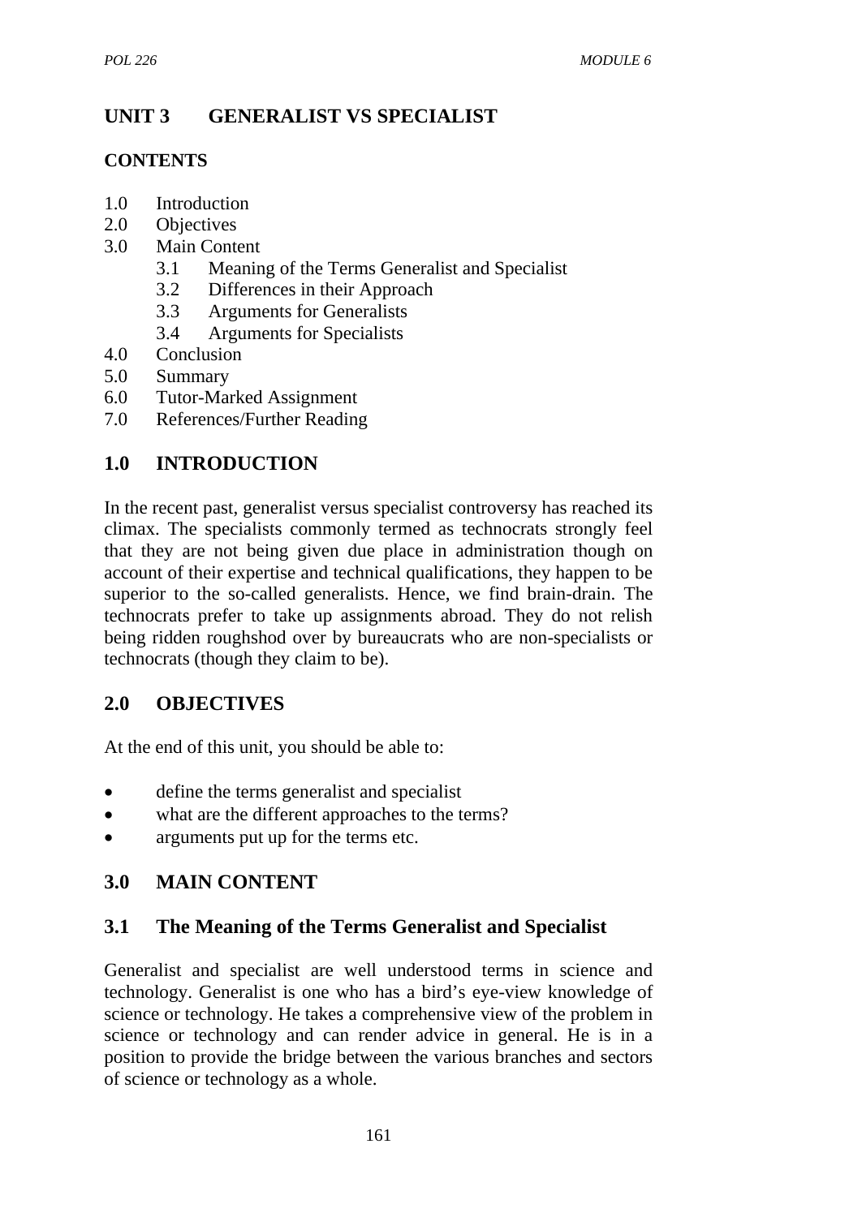# UNIT 3 GENERALIST VS SPECIALIST

**CONTENTS**

1.0 Introduction
2.0 Objectives
3.0 Main Content
   3.1 Meaning of the Terms Generalist and Specialist
   3.2 Differences in their Approach
   3.3 Arguments for Generalists
   3.4 Arguments for Specialists
4.0 Conclusion
5.0 Summary
6.0 Tutor-Marked Assignment
7.0 References/Further Reading

## 1.0 INTRODUCTION

In the recent past, generalist versus specialist controversy has reached its climax. The specialists commonly termed as technocrats strongly feel that they are not being given due place in administration though on account of their expertise and technical qualifications, they happen to be superior to the so-called generalists. Hence, we find brain-drain. The technocrats prefer to take up assignments abroad. They do not relish being ridden roughshod over by bureaucrats who are non-specialists or technocrats (though they claim to be).

## 2.0 OBJECTIVES

At the end of this unit, you should be able to:

- define the terms generalist and specialist
- what are the different approaches to the terms?
- arguments put up for the terms etc.

## 3.0 MAIN CONTENT

### 3.1 The Meaning of the Terms Generalist and Specialist

Generalist and specialist are well understood terms in science and technology. Generalist is one who has a bird's eye-view knowledge of science or technology. He takes a comprehensive view of the problem in science or technology and can render advice in general. He is in a position to provide the bridge between the various branches and sectors of science or technology as a whole.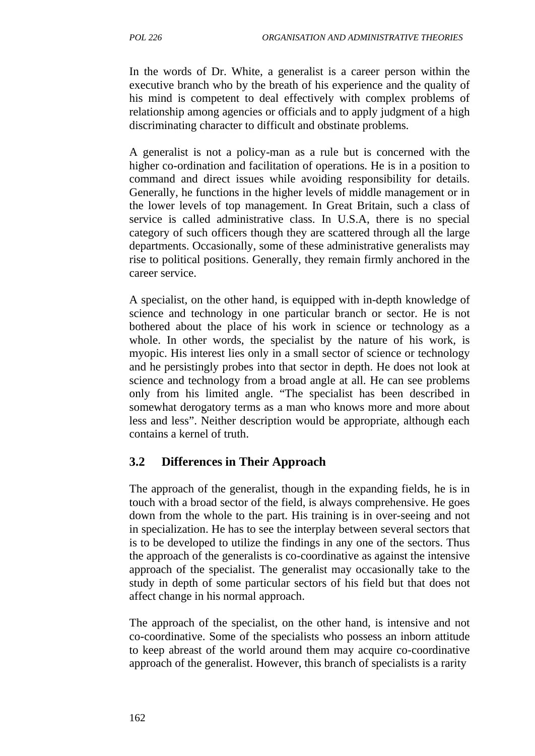In the words of Dr. White, a generalist is a career person within the executive branch who by the breath of his experience and the quality of his mind is competent to deal effectively with complex problems of relationship among agencies or officials and to apply judgment of a high discriminating character to difficult and obstinate problems.

A generalist is not a policy-man as a rule but is concerned with the higher co-ordination and facilitation of operations. He is in a position to command and direct issues while avoiding responsibility for details. Generally, he functions in the higher levels of middle management or in the lower levels of top management. In Great Britain, such a class of service is called administrative class. In U.S.A, there is no special category of such officers though they are scattered through all the large departments. Occasionally, some of these administrative generalists may rise to political positions. Generally, they remain firmly anchored in the career service.

A specialist, on the other hand, is equipped with in-depth knowledge of science and technology in one particular branch or sector. He is not bothered about the place of his work in science or technology as a whole. In other words, the specialist by the nature of his work, is myopic. His interest lies only in a small sector of science or technology and he persistingly probes into that sector in depth. He does not look at science and technology from a broad angle at all. He can see problems only from his limited angle. "The specialist has been described in somewhat derogatory terms as a man who knows more and more about less and less". Neither description would be appropriate, although each contains a kernel of truth.

## 3.2 Differences in Their Approach

The approach of the generalist, though in the expanding fields, he is in touch with a broad sector of the field, is always comprehensive. He goes down from the whole to the part. His training is in over-seeing and not in specialization. He has to see the interplay between several sectors that is to be developed to utilize the findings in any one of the sectors. Thus the approach of the generalists is co-coordinative as against the intensive approach of the specialist. The generalist may occasionally take to the study in depth of some particular sectors of his field but that does not affect change in his normal approach.

The approach of the specialist, on the other hand, is intensive and not co-coordinative. Some of the specialists who possess an inborn attitude to keep abreast of the world around them may acquire co-coordinative approach of the generalist. However, this branch of specialists is a rarity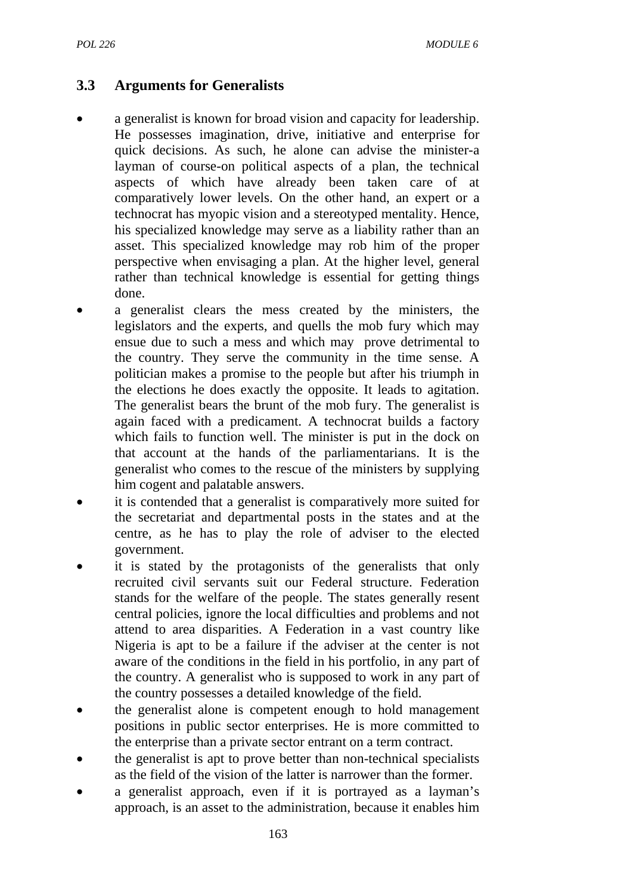### 3.3 Arguments for Generalists

- a generalist is known for broad vision and capacity for leadership. He possesses imagination, drive, initiative and enterprise for quick decisions. As such, he alone can advise the minister-a layman of course-on political aspects of a plan, the technical aspects of which have already been taken care of at comparatively lower levels. On the other hand, an expert or a technocrat has myopic vision and a stereotyped mentality. Hence, his specialized knowledge may serve as a liability rather than an asset. This specialized knowledge may rob him of the proper perspective when envisaging a plan. At the higher level, general rather than technical knowledge is essential for getting things done.
- a generalist clears the mess created by the ministers, the legislators and the experts, and quells the mob fury which may ensue due to such a mess and which may prove detrimental to the country. They serve the community in the time sense. A politician makes a promise to the people but after his triumph in the elections he does exactly the opposite. It leads to agitation. The generalist bears the brunt of the mob fury. The generalist is again faced with a predicament. A technocrat builds a factory which fails to function well. The minister is put in the dock on that account at the hands of the parliamentarians. It is the generalist who comes to the rescue of the ministers by supplying him cogent and palatable answers.
- it is contended that a generalist is comparatively more suited for the secretariat and departmental posts in the states and at the centre, as he has to play the role of adviser to the elected government.
- it is stated by the protagonists of the generalists that only recruited civil servants suit our Federal structure. Federation stands for the welfare of the people. The states generally resent central policies, ignore the local difficulties and problems and not attend to area disparities. A Federation in a vast country like Nigeria is apt to be a failure if the adviser at the center is not aware of the conditions in the field in his portfolio, in any part of the country. A generalist who is supposed to work in any part of the country possesses a detailed knowledge of the field.
- the generalist alone is competent enough to hold management positions in public sector enterprises. He is more committed to the enterprise than a private sector entrant on a term contract.
- the generalist is apt to prove better than non-technical specialists as the field of the vision of the latter is narrower than the former.
- a generalist approach, even if it is portrayed as a layman's approach, is an asset to the administration, because it enables him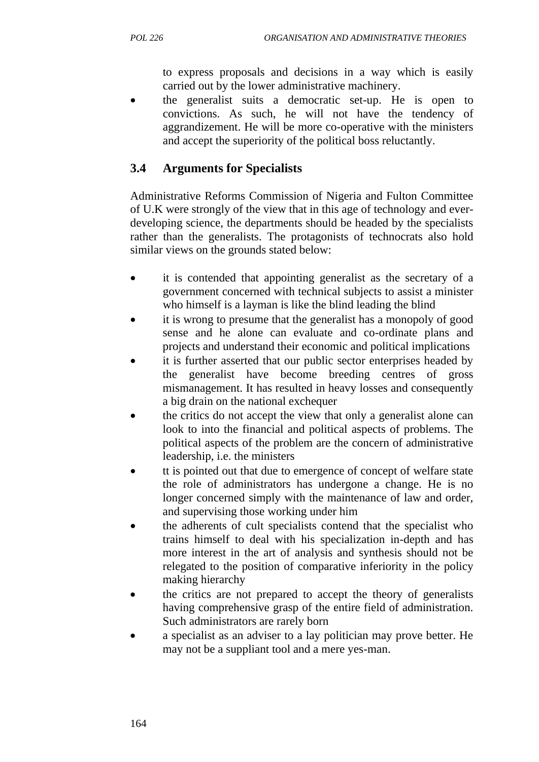to express proposals and decisions in a way which is easily carried out by the lower administrative machinery.

- the generalist suits a democratic set-up. He is open to convictions. As such, he will not have the tendency of aggrandizement. He will be more co-operative with the ministers and accept the superiority of the political boss reluctantly.

## 3.4 Arguments for Specialists

Administrative Reforms Commission of Nigeria and Fulton Committee of U.K were strongly of the view that in this age of technology and ever-developing science, the departments should be headed by the specialists rather than the generalists. The protagonists of technocrats also hold similar views on the grounds stated below:

- it is contended that appointing generalist as the secretary of a government concerned with technical subjects to assist a minister who himself is a layman is like the blind leading the blind
- it is wrong to presume that the generalist has a monopoly of good sense and he alone can evaluate and co-ordinate plans and projects and understand their economic and political implications
- it is further asserted that our public sector enterprises headed by the generalist have become breeding centres of gross mismanagement. It has resulted in heavy losses and consequently a big drain on the national exchequer
- the critics do not accept the view that only a generalist alone can look to into the financial and political aspects of problems. The political aspects of the problem are the concern of administrative leadership, i.e. the ministers
- tt is pointed out that due to emergence of concept of welfare state the role of administrators has undergone a change. He is no longer concerned simply with the maintenance of law and order, and supervising those working under him
- the adherents of cult specialists contend that the specialist who trains himself to deal with his specialization in-depth and has more interest in the art of analysis and synthesis should not be relegated to the position of comparative inferiority in the policy making hierarchy
- the critics are not prepared to accept the theory of generalists having comprehensive grasp of the entire field of administration. Such administrators are rarely born
- a specialist as an adviser to a lay politician may prove better. He may not be a suppliant tool and a mere yes-man.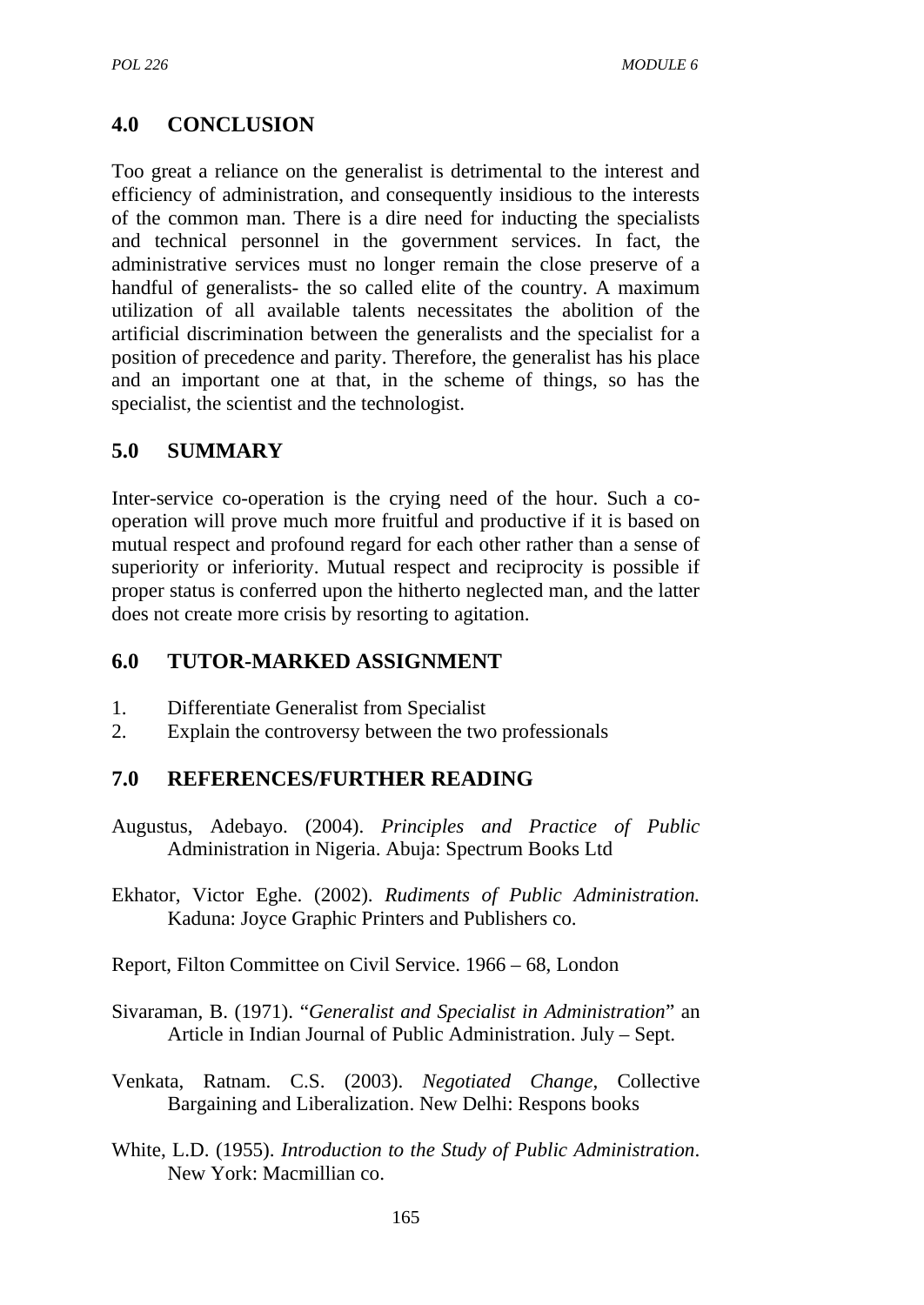## 4.0 CONCLUSION

Too great a reliance on the generalist is detrimental to the interest and efficiency of administration, and consequently insidious to the interests of the common man. There is a dire need for inducting the specialists and technical personnel in the government services. In fact, the administrative services must no longer remain the close preserve of a handful of generalists- the so called elite of the country. A maximum utilization of all available talents necessitates the abolition of the artificial discrimination between the generalists and the specialist for a position of precedence and parity. Therefore, the generalist has his place and an important one at that, in the scheme of things, so has the specialist, the scientist and the technologist.

## 5.0 SUMMARY

Inter-service co-operation is the crying need of the hour. Such a co-operation will prove much more fruitful and productive if it is based on mutual respect and profound regard for each other rather than a sense of superiority or inferiority. Mutual respect and reciprocity is possible if proper status is conferred upon the hitherto neglected man, and the latter does not create more crisis by resorting to agitation.

## 6.0 TUTOR-MARKED ASSIGNMENT

1. Differentiate Generalist from Specialist
2. Explain the controversy between the two professionals

## 7.0 REFERENCES/FURTHER READING

Augustus, Adebayo. (2004). *Principles and Practice of Public* Administration in Nigeria. Abuja: Spectrum Books Ltd

Ekhator, Victor Eghe. (2002). *Rudiments of Public Administration.* Kaduna: Joyce Graphic Printers and Publishers co.

Report, Filton Committee on Civil Service. 1966 – 68, London

Sivaraman, B. (1971). "*Generalist and Specialist in Administration*" an Article in Indian Journal of Public Administration. July – Sept.

Venkata, Ratnam. C.S. (2003). *Negotiated Change*, Collective Bargaining and Liberalization. New Delhi: Respons books

White, L.D. (1955). *Introduction to the Study of Public Administration*. New York: Macmillian co.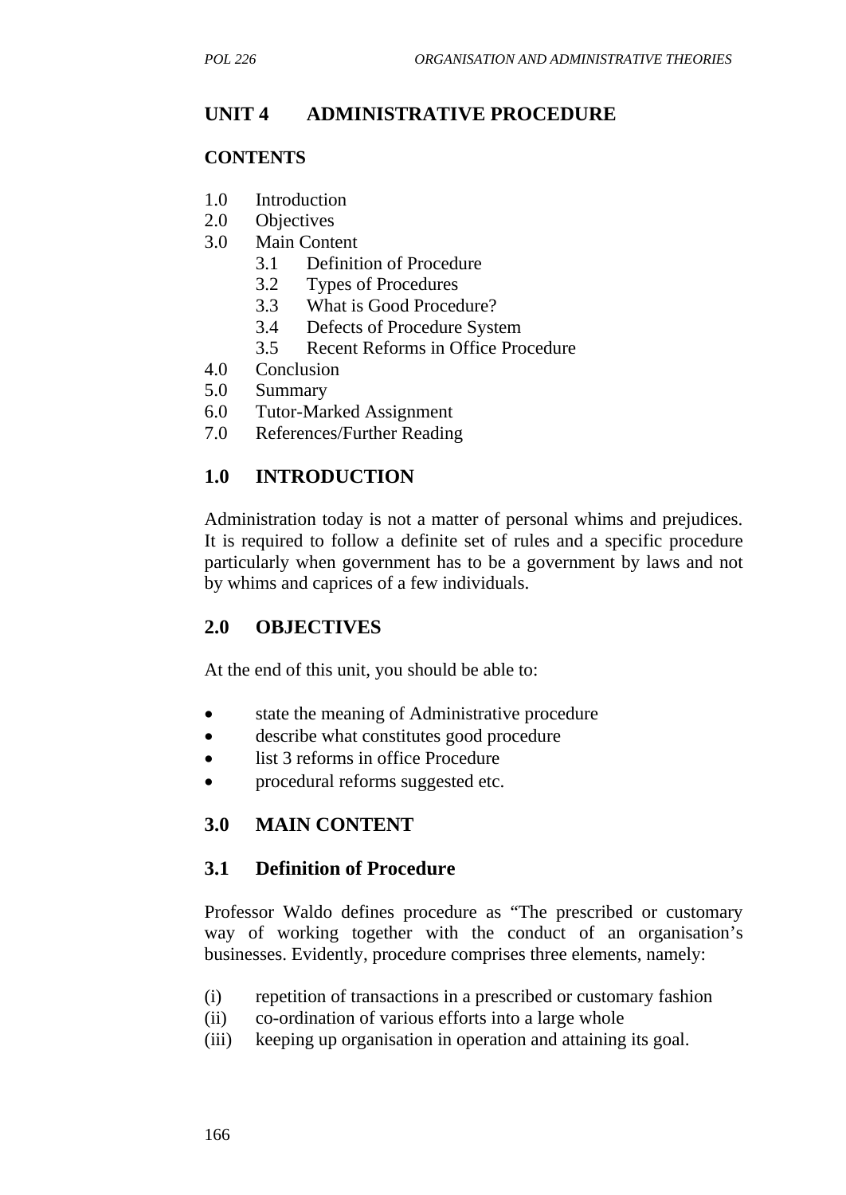## UNIT 4 ADMINISTRATIVE PROCEDURE

### CONTENTS

1.0 Introduction
2.0 Objectives
3.0 Main Content
    3.1 Definition of Procedure
    3.2 Types of Procedures
    3.3 What is Good Procedure?
    3.4 Defects of Procedure System
    3.5 Recent Reforms in Office Procedure
4.0 Conclusion
5.0 Summary
6.0 Tutor-Marked Assignment
7.0 References/Further Reading

### 1.0 INTRODUCTION

Administration today is not a matter of personal whims and prejudices. It is required to follow a definite set of rules and a specific procedure particularly when government has to be a government by laws and not by whims and caprices of a few individuals.

### 2.0 OBJECTIVES

At the end of this unit, you should be able to:

- state the meaning of Administrative procedure
- describe what constitutes good procedure
- list 3 reforms in office Procedure
- procedural reforms suggested etc.

### 3.0 MAIN CONTENT

### 3.1 Definition of Procedure

Professor Waldo defines procedure as "The prescribed or customary way of working together with the conduct of an organisation's businesses. Evidently, procedure comprises three elements, namely:

(i) repetition of transactions in a prescribed or customary fashion
(ii) co-ordination of various efforts into a large whole
(iii) keeping up organisation in operation and attaining its goal.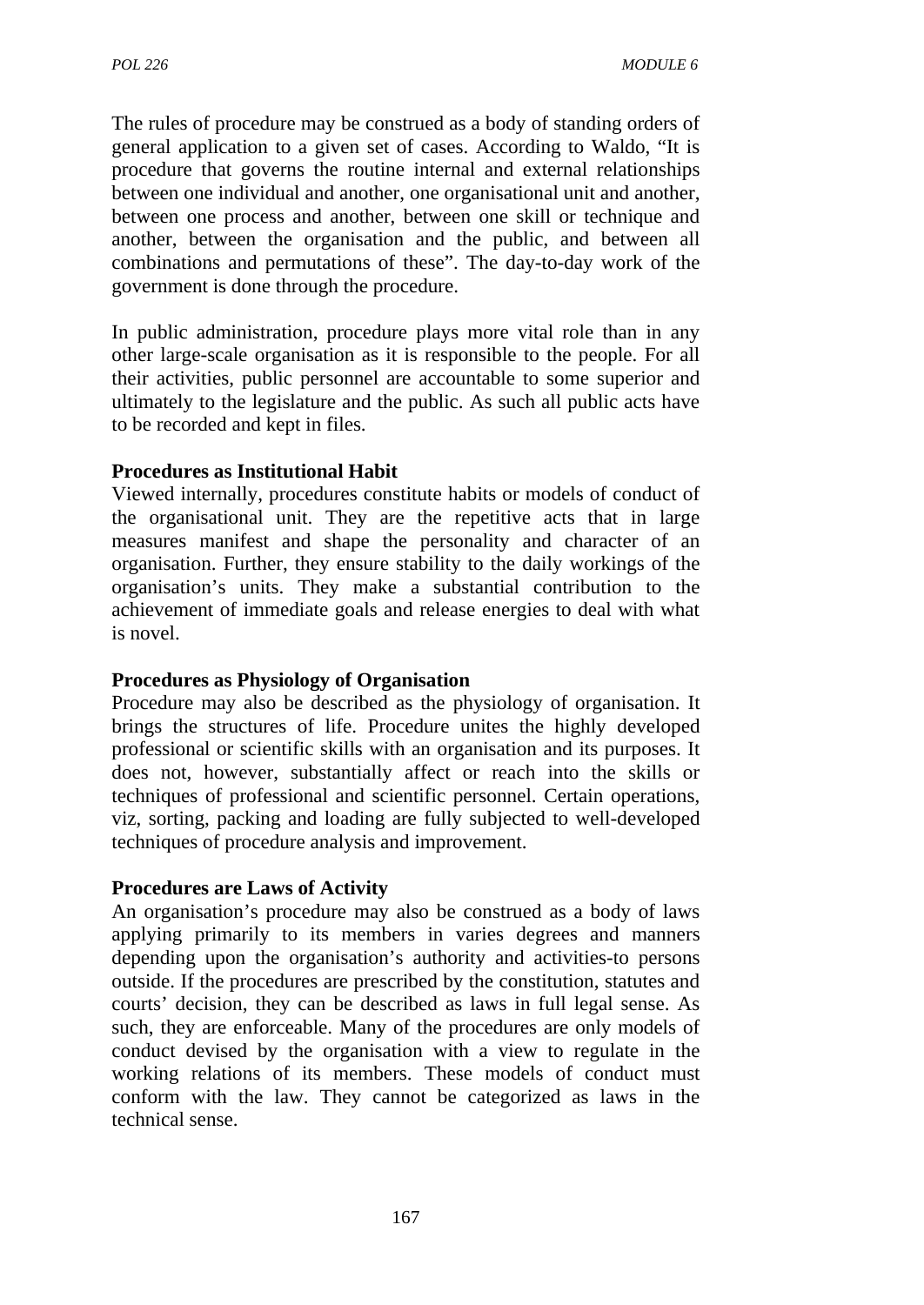The rules of procedure may be construed as a body of standing orders of general application to a given set of cases. According to Waldo, "It is procedure that governs the routine internal and external relationships between one individual and another, one organisational unit and another, between one process and another, between one skill or technique and another, between the organisation and the public, and between all combinations and permutations of these". The day-to-day work of the government is done through the procedure.

In public administration, procedure plays more vital role than in any other large-scale organisation as it is responsible to the people. For all their activities, public personnel are accountable to some superior and ultimately to the legislature and the public. As such all public acts have to be recorded and kept in files.

**Procedures as Institutional Habit**

Viewed internally, procedures constitute habits or models of conduct of the organisational unit. They are the repetitive acts that in large measures manifest and shape the personality and character of an organisation. Further, they ensure stability to the daily workings of the organisation's units. They make a substantial contribution to the achievement of immediate goals and release energies to deal with what is novel.

**Procedures as Physiology of Organisation**

Procedure may also be described as the physiology of organisation. It brings the structures of life. Procedure unites the highly developed professional or scientific skills with an organisation and its purposes. It does not, however, substantially affect or reach into the skills or techniques of professional and scientific personnel. Certain operations, viz, sorting, packing and loading are fully subjected to well-developed techniques of procedure analysis and improvement.

**Procedures are Laws of Activity**

An organisation's procedure may also be construed as a body of laws applying primarily to its members in varies degrees and manners depending upon the organisation's authority and activities-to persons outside. If the procedures are prescribed by the constitution, statutes and courts' decision, they can be described as laws in full legal sense. As such, they are enforceable. Many of the procedures are only models of conduct devised by the organisation with a view to regulate in the working relations of its members. These models of conduct must conform with the law. They cannot be categorized as laws in the technical sense.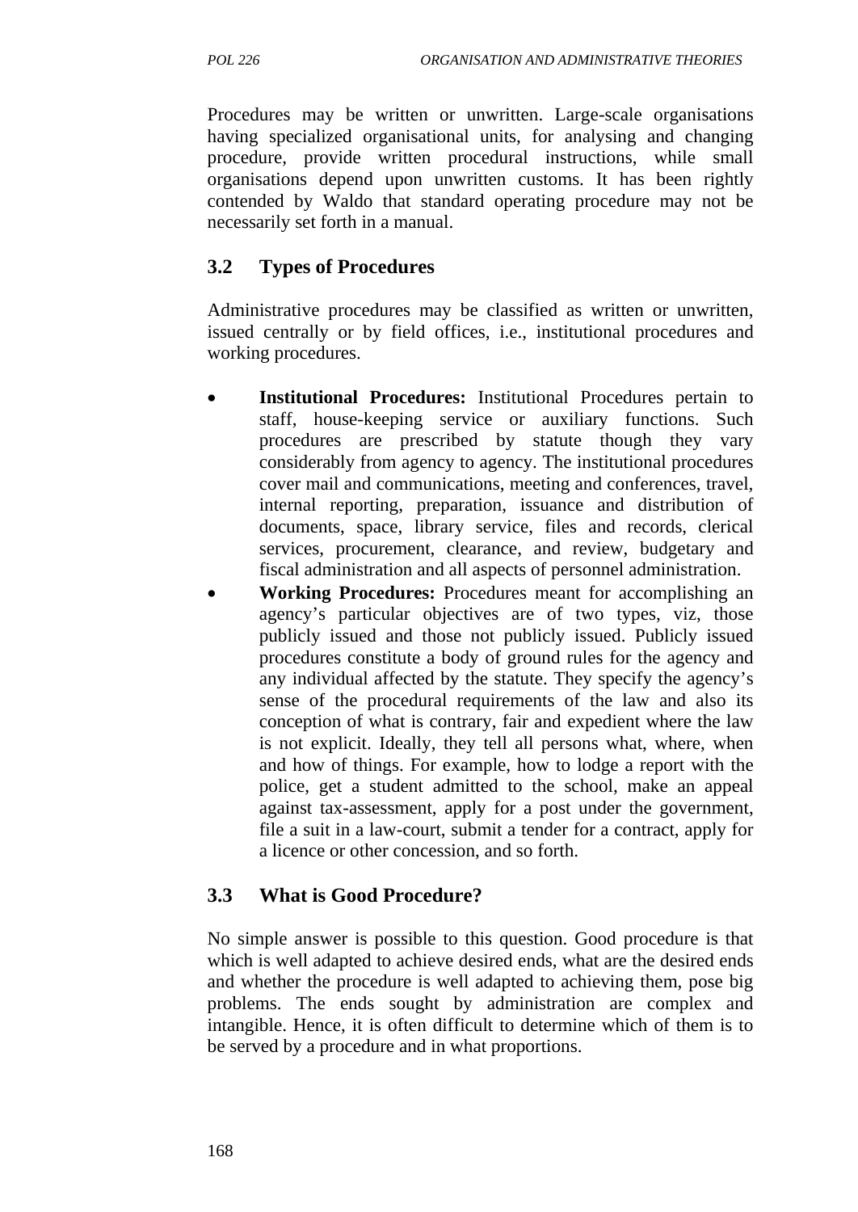Procedures may be written or unwritten. Large-scale organisations having specialized organisational units, for analysing and changing procedure, provide written procedural instructions, while small organisations depend upon unwritten customs. It has been rightly contended by Waldo that standard operating procedure may not be necessarily set forth in a manual.

## 3.2 Types of Procedures

Administrative procedures may be classified as written or unwritten, issued centrally or by field offices, i.e., institutional procedures and working procedures.

- **Institutional Procedures:** Institutional Procedures pertain to staff, house-keeping service or auxiliary functions. Such procedures are prescribed by statute though they vary considerably from agency to agency. The institutional procedures cover mail and communications, meeting and conferences, travel, internal reporting, preparation, issuance and distribution of documents, space, library service, files and records, clerical services, procurement, clearance, and review, budgetary and fiscal administration and all aspects of personnel administration.
- **Working Procedures:** Procedures meant for accomplishing an agency's particular objectives are of two types, viz, those publicly issued and those not publicly issued. Publicly issued procedures constitute a body of ground rules for the agency and any individual affected by the statute. They specify the agency's sense of the procedural requirements of the law and also its conception of what is contrary, fair and expedient where the law is not explicit. Ideally, they tell all persons what, where, when and how of things. For example, how to lodge a report with the police, get a student admitted to the school, make an appeal against tax-assessment, apply for a post under the government, file a suit in a law-court, submit a tender for a contract, apply for a licence or other concession, and so forth.

## 3.3 What is Good Procedure?

No simple answer is possible to this question. Good procedure is that which is well adapted to achieve desired ends, what are the desired ends and whether the procedure is well adapted to achieving them, pose big problems. The ends sought by administration are complex and intangible. Hence, it is often difficult to determine which of them is to be served by a procedure and in what proportions.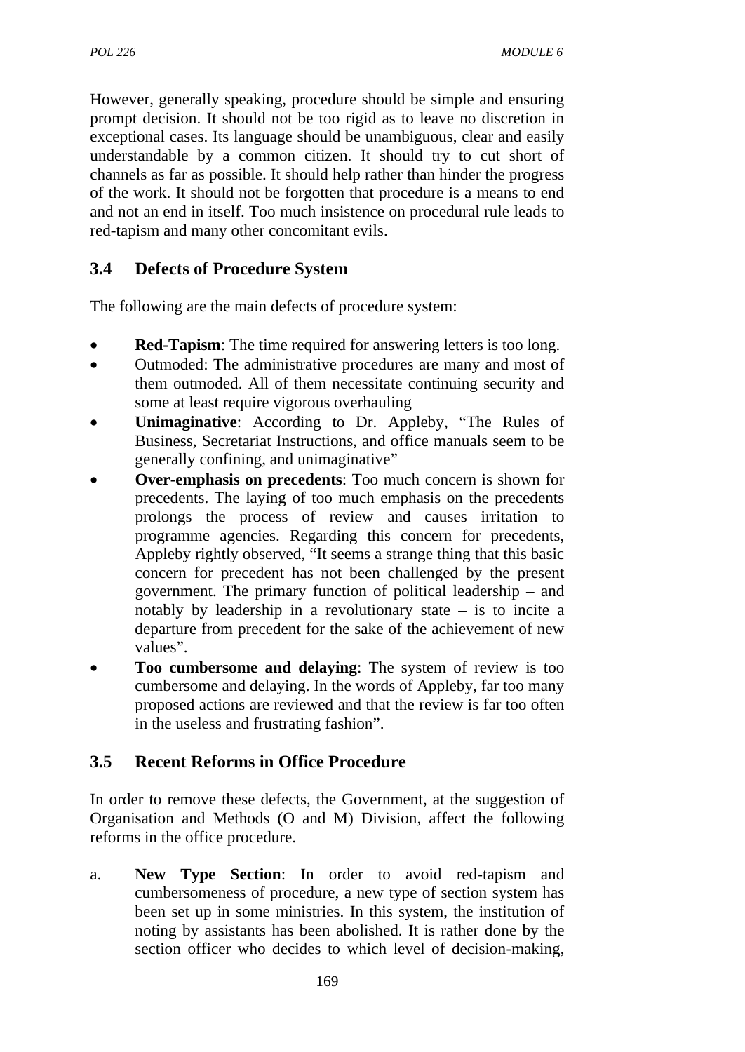However, generally speaking, procedure should be simple and ensuring prompt decision. It should not be too rigid as to leave no discretion in exceptional cases. Its language should be unambiguous, clear and easily understandable by a common citizen. It should try to cut short of channels as far as possible. It should help rather than hinder the progress of the work. It should not be forgotten that procedure is a means to end and not an end in itself. Too much insistence on procedural rule leads to red-tapism and many other concomitant evils.

### 3.4 Defects of Procedure System

The following are the main defects of procedure system:

- **Red-Tapism**: The time required for answering letters is too long.
- Outmoded: The administrative procedures are many and most of them outmoded. All of them necessitate continuing security and some at least require vigorous overhauling
- **Unimaginative**: According to Dr. Appleby, "The Rules of Business, Secretariat Instructions, and office manuals seem to be generally confining, and unimaginative"
- **Over-emphasis on precedents**: Too much concern is shown for precedents. The laying of too much emphasis on the precedents prolongs the process of review and causes irritation to programme agencies. Regarding this concern for precedents, Appleby rightly observed, "It seems a strange thing that this basic concern for precedent has not been challenged by the present government. The primary function of political leadership – and notably by leadership in a revolutionary state – is to incite a departure from precedent for the sake of the achievement of new values".
- **Too cumbersome and delaying**: The system of review is too cumbersome and delaying. In the words of Appleby, far too many proposed actions are reviewed and that the review is far too often in the useless and frustrating fashion".

### 3.5 Recent Reforms in Office Procedure

In order to remove these defects, the Government, at the suggestion of Organisation and Methods (O and M) Division, affect the following reforms in the office procedure.

a. **New Type Section**: In order to avoid red-tapism and cumbersomeness of procedure, a new type of section system has been set up in some ministries. In this system, the institution of noting by assistants has been abolished. It is rather done by the section officer who decides to which level of decision-making,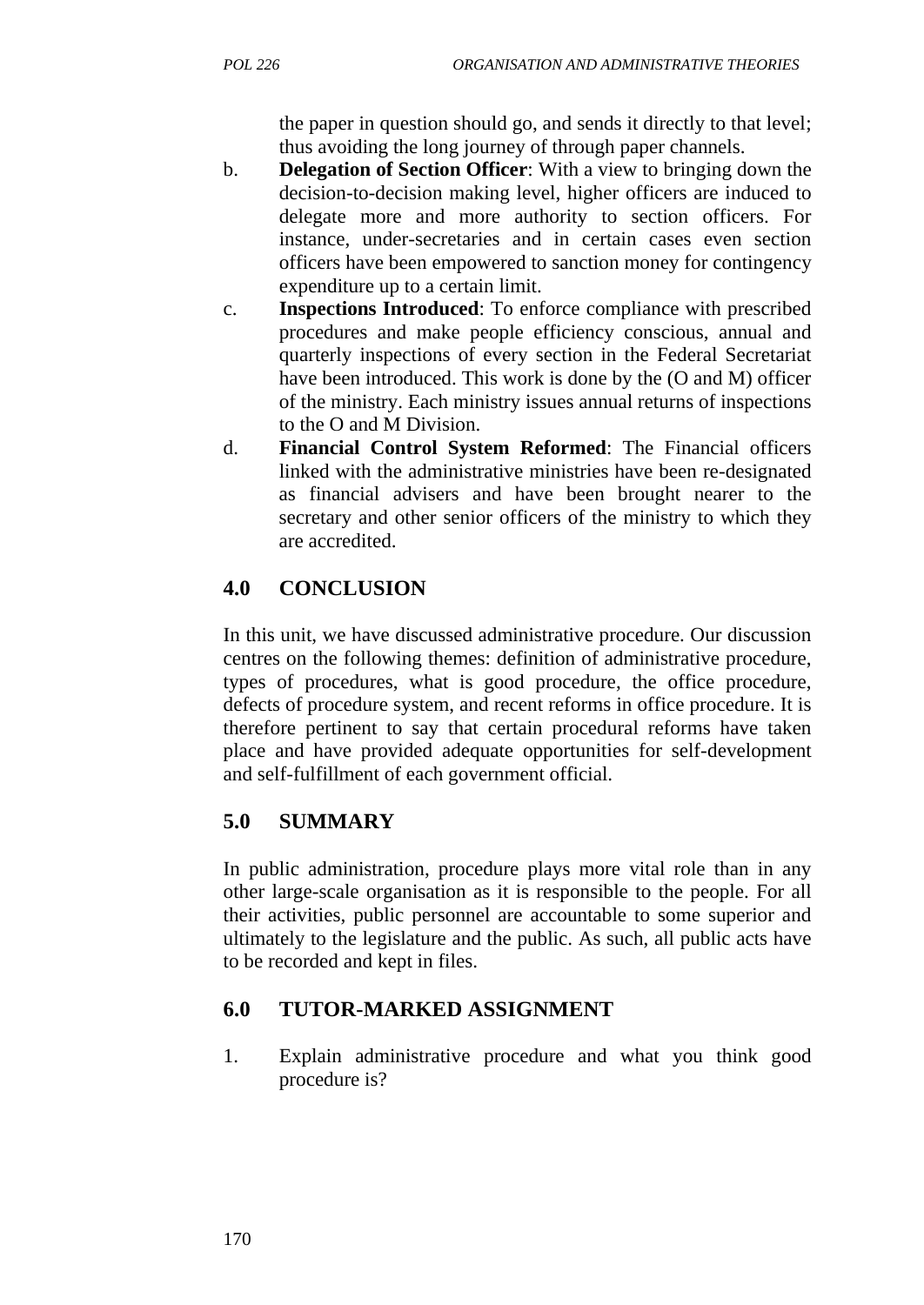the paper in question should go, and sends it directly to that level; thus avoiding the long journey of through paper channels.

b. **Delegation of Section Officer**: With a view to bringing down the decision-to-decision making level, higher officers are induced to delegate more and more authority to section officers. For instance, under-secretaries and in certain cases even section officers have been empowered to sanction money for contingency expenditure up to a certain limit.

c. **Inspections Introduced**: To enforce compliance with prescribed procedures and make people efficiency conscious, annual and quarterly inspections of every section in the Federal Secretariat have been introduced. This work is done by the (O and M) officer of the ministry. Each ministry issues annual returns of inspections to the O and M Division.

d. **Financial Control System Reformed**: The Financial officers linked with the administrative ministries have been re-designated as financial advisers and have been brought nearer to the secretary and other senior officers of the ministry to which they are accredited.

## 4.0 CONCLUSION

In this unit, we have discussed administrative procedure. Our discussion centres on the following themes: definition of administrative procedure, types of procedures, what is good procedure, the office procedure, defects of procedure system, and recent reforms in office procedure. It is therefore pertinent to say that certain procedural reforms have taken place and have provided adequate opportunities for self-development and self-fulfillment of each government official.

## 5.0 SUMMARY

In public administration, procedure plays more vital role than in any other large-scale organisation as it is responsible to the people. For all their activities, public personnel are accountable to some superior and ultimately to the legislature and the public. As such, all public acts have to be recorded and kept in files.

## 6.0 TUTOR-MARKED ASSIGNMENT

1. Explain administrative procedure and what you think good procedure is?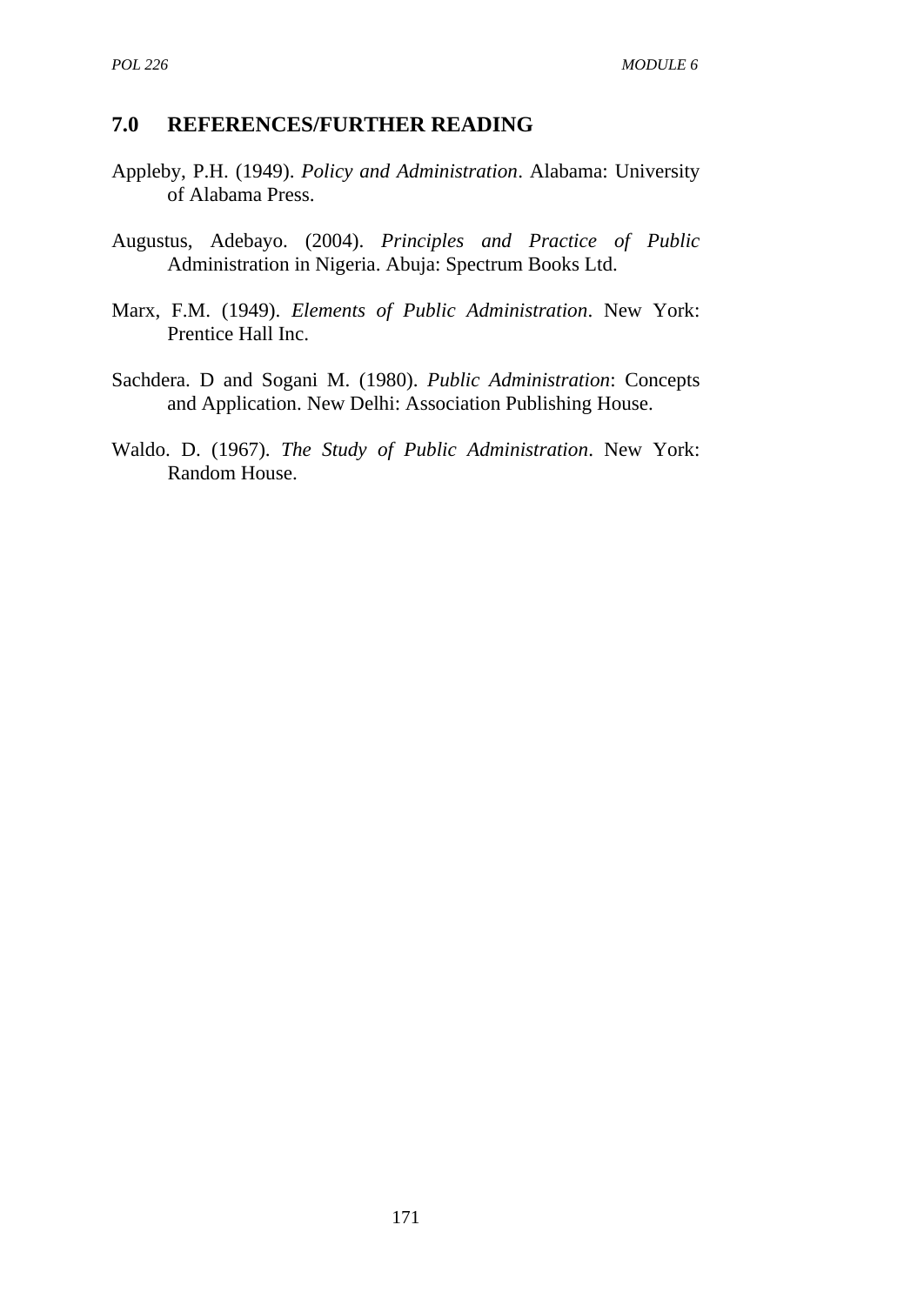## 7.0 REFERENCES/FURTHER READING

Appleby, P.H. (1949). *Policy and Administration*. Alabama: University of Alabama Press.

Augustus, Adebayo. (2004). *Principles and Practice of Public* Administration in Nigeria. Abuja: Spectrum Books Ltd.

Marx, F.M. (1949). *Elements of Public Administration*. New York: Prentice Hall Inc.

Sachdera. D and Sogani M. (1980). *Public Administration*: Concepts and Application. New Delhi: Association Publishing House.

Waldo. D. (1967). *The Study of Public Administration*. New York: Random House.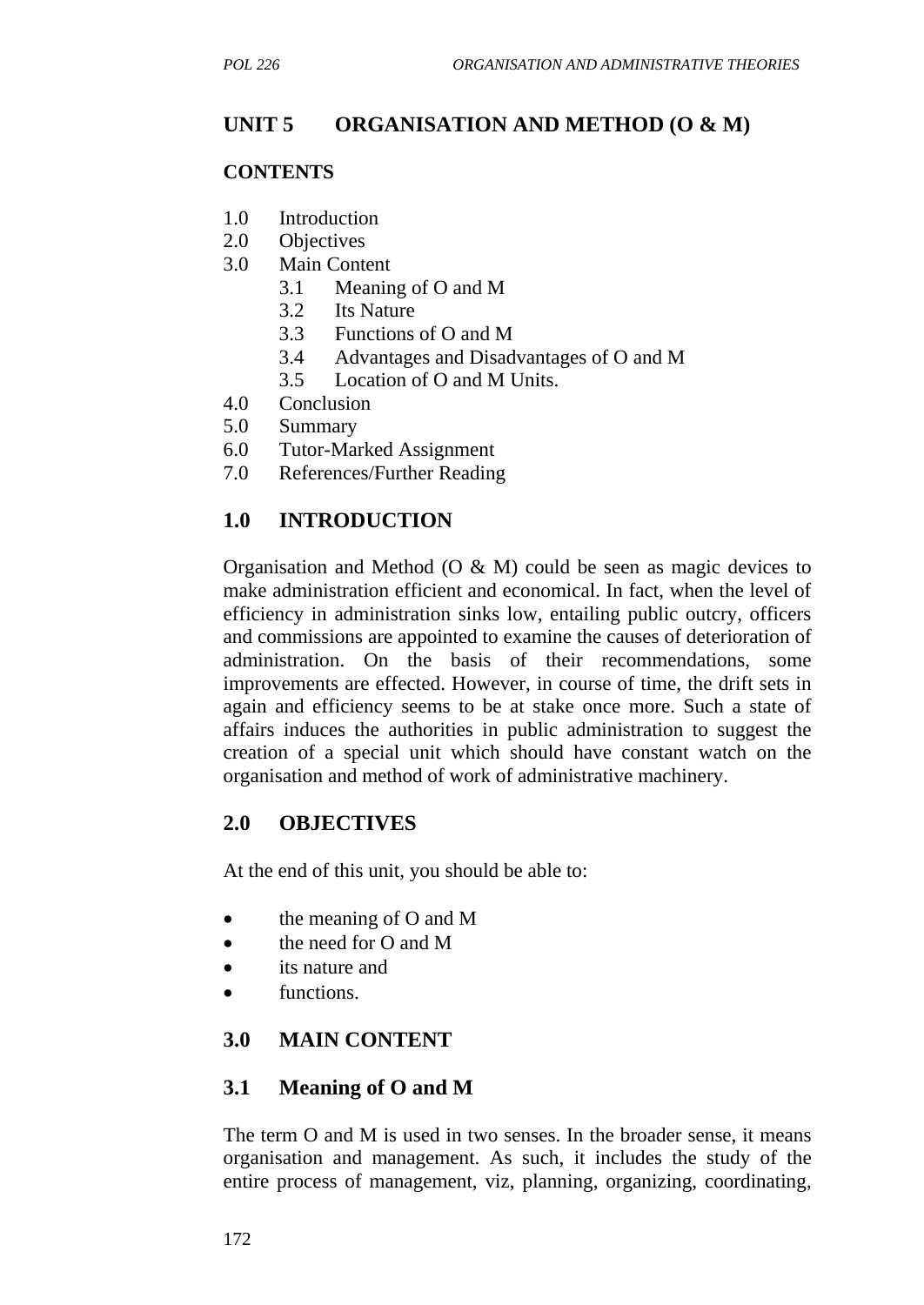# UNIT 5 ORGANISATION AND METHOD (O & M)

**CONTENTS**

1.0 Introduction
2.0 Objectives
3.0 Main Content
  - 3.1 Meaning of O and M
  - 3.2 Its Nature
  - 3.3 Functions of O and M
  - 3.4 Advantages and Disadvantages of O and M
  - 3.5 Location of O and M Units.

4.0 Conclusion
5.0 Summary
6.0 Tutor-Marked Assignment
7.0 References/Further Reading

## 1.0 INTRODUCTION

Organisation and Method (O & M) could be seen as magic devices to make administration efficient and economical. In fact, when the level of efficiency in administration sinks low, entailing public outcry, officers and commissions are appointed to examine the causes of deterioration of administration. On the basis of their recommendations, some improvements are effected. However, in course of time, the drift sets in again and efficiency seems to be at stake once more. Such a state of affairs induces the authorities in public administration to suggest the creation of a special unit which should have constant watch on the organisation and method of work of administrative machinery.

## 2.0 OBJECTIVES

At the end of this unit, you should be able to:

- the meaning of O and M
- the need for O and M
- its nature and
- functions.

## 3.0 MAIN CONTENT

## 3.1 Meaning of O and M

The term O and M is used in two senses. In the broader sense, it means organisation and management. As such, it includes the study of the entire process of management, viz, planning, organizing, coordinating,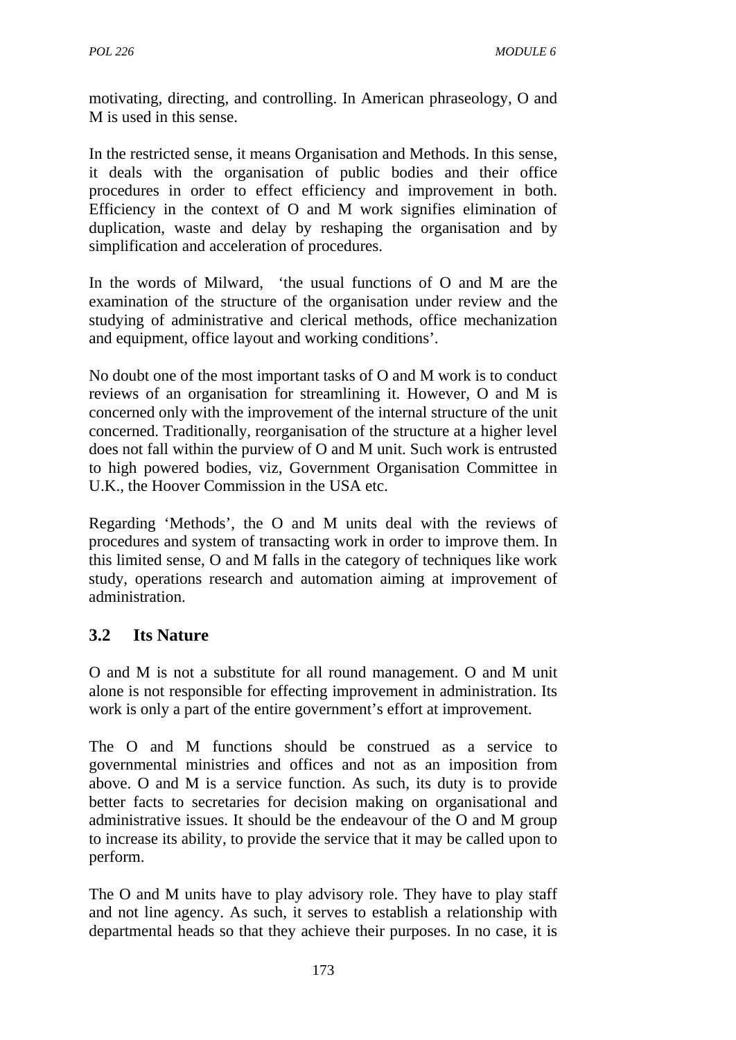motivating, directing, and controlling. In American phraseology, O and M is used in this sense.

In the restricted sense, it means Organisation and Methods. In this sense, it deals with the organisation of public bodies and their office procedures in order to effect efficiency and improvement in both. Efficiency in the context of O and M work signifies elimination of duplication, waste and delay by reshaping the organisation and by simplification and acceleration of procedures.

In the words of Milward, 'the usual functions of O and M are the examination of the structure of the organisation under review and the studying of administrative and clerical methods, office mechanization and equipment, office layout and working conditions'.

No doubt one of the most important tasks of O and M work is to conduct reviews of an organisation for streamlining it. However, O and M is concerned only with the improvement of the internal structure of the unit concerned. Traditionally, reorganisation of the structure at a higher level does not fall within the purview of O and M unit. Such work is entrusted to high powered bodies, viz, Government Organisation Committee in U.K., the Hoover Commission in the USA etc.

Regarding 'Methods', the O and M units deal with the reviews of procedures and system of transacting work in order to improve them. In this limited sense, O and M falls in the category of techniques like work study, operations research and automation aiming at improvement of administration.

## 3.2 Its Nature

O and M is not a substitute for all round management. O and M unit alone is not responsible for effecting improvement in administration. Its work is only a part of the entire government's effort at improvement.

The O and M functions should be construed as a service to governmental ministries and offices and not as an imposition from above. O and M is a service function. As such, its duty is to provide better facts to secretaries for decision making on organisational and administrative issues. It should be the endeavour of the O and M group to increase its ability, to provide the service that it may be called upon to perform.

The O and M units have to play advisory role. They have to play staff and not line agency. As such, it serves to establish a relationship with departmental heads so that they achieve their purposes. In no case, it is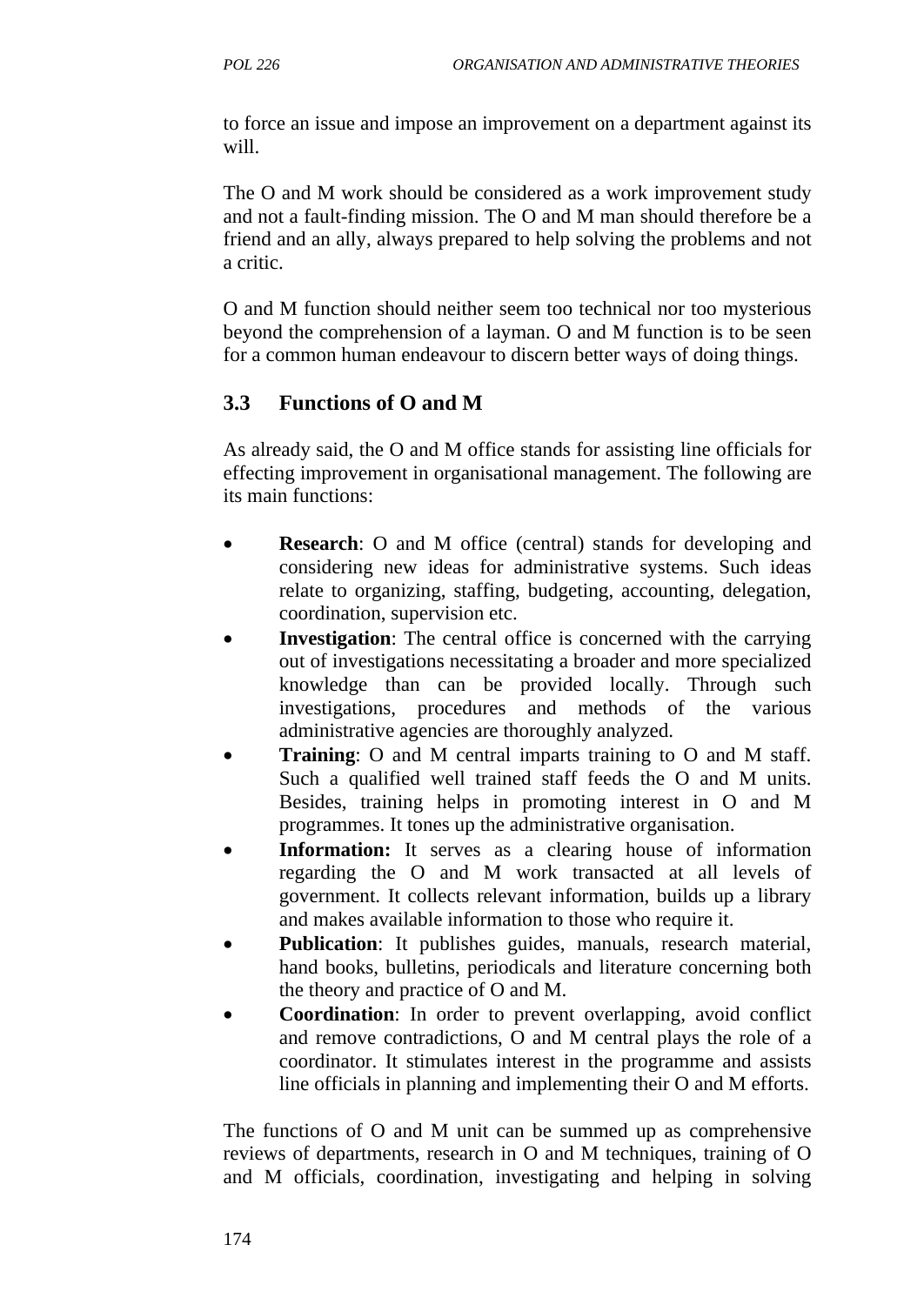to force an issue and impose an improvement on a department against its will.

The O and M work should be considered as a work improvement study and not a fault-finding mission. The O and M man should therefore be a friend and an ally, always prepared to help solving the problems and not a critic.

O and M function should neither seem too technical nor too mysterious beyond the comprehension of a layman. O and M function is to be seen for a common human endeavour to discern better ways of doing things.

### 3.3 Functions of O and M

As already said, the O and M office stands for assisting line officials for effecting improvement in organisational management. The following are its main functions:

- **Research**: O and M office (central) stands for developing and considering new ideas for administrative systems. Such ideas relate to organizing, staffing, budgeting, accounting, delegation, coordination, supervision etc.
- **Investigation**: The central office is concerned with the carrying out of investigations necessitating a broader and more specialized knowledge than can be provided locally. Through such investigations, procedures and methods of the various administrative agencies are thoroughly analyzed.
- **Training**: O and M central imparts training to O and M staff. Such a qualified well trained staff feeds the O and M units. Besides, training helps in promoting interest in O and M programmes. It tones up the administrative organisation.
- **Information:** It serves as a clearing house of information regarding the O and M work transacted at all levels of government. It collects relevant information, builds up a library and makes available information to those who require it.
- **Publication**: It publishes guides, manuals, research material, hand books, bulletins, periodicals and literature concerning both the theory and practice of O and M.
- **Coordination**: In order to prevent overlapping, avoid conflict and remove contradictions, O and M central plays the role of a coordinator. It stimulates interest in the programme and assists line officials in planning and implementing their O and M efforts.

The functions of O and M unit can be summed up as comprehensive reviews of departments, research in O and M techniques, training of O and M officials, coordination, investigating and helping in solving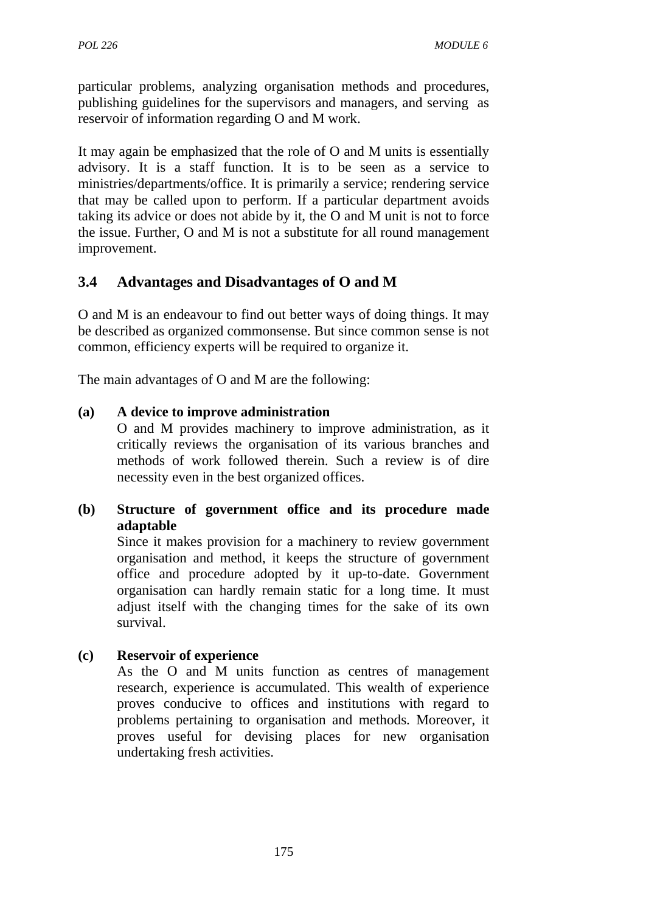particular problems, analyzing organisation methods and procedures, publishing guidelines for the supervisors and managers, and serving as reservoir of information regarding O and M work.

It may again be emphasized that the role of O and M units is essentially advisory. It is a staff function. It is to be seen as a service to ministries/departments/office. It is primarily a service; rendering service that may be called upon to perform. If a particular department avoids taking its advice or does not abide by it, the O and M unit is not to force the issue. Further, O and M is not a substitute for all round management improvement.

## 3.4 Advantages and Disadvantages of O and M

O and M is an endeavour to find out better ways of doing things. It may be described as organized commonsense. But since common sense is not common, efficiency experts will be required to organize it.

The main advantages of O and M are the following:

**(a) A device to improve administration**

O and M provides machinery to improve administration, as it critically reviews the organisation of its various branches and methods of work followed therein. Such a review is of dire necessity even in the best organized offices.

**(b) Structure of government office and its procedure made adaptable**

Since it makes provision for a machinery to review government organisation and method, it keeps the structure of government office and procedure adopted by it up-to-date. Government organisation can hardly remain static for a long time. It must adjust itself with the changing times for the sake of its own survival.

**(c) Reservoir of experience**

As the O and M units function as centres of management research, experience is accumulated. This wealth of experience proves conducive to offices and institutions with regard to problems pertaining to organisation and methods. Moreover, it proves useful for devising places for new organisation undertaking fresh activities.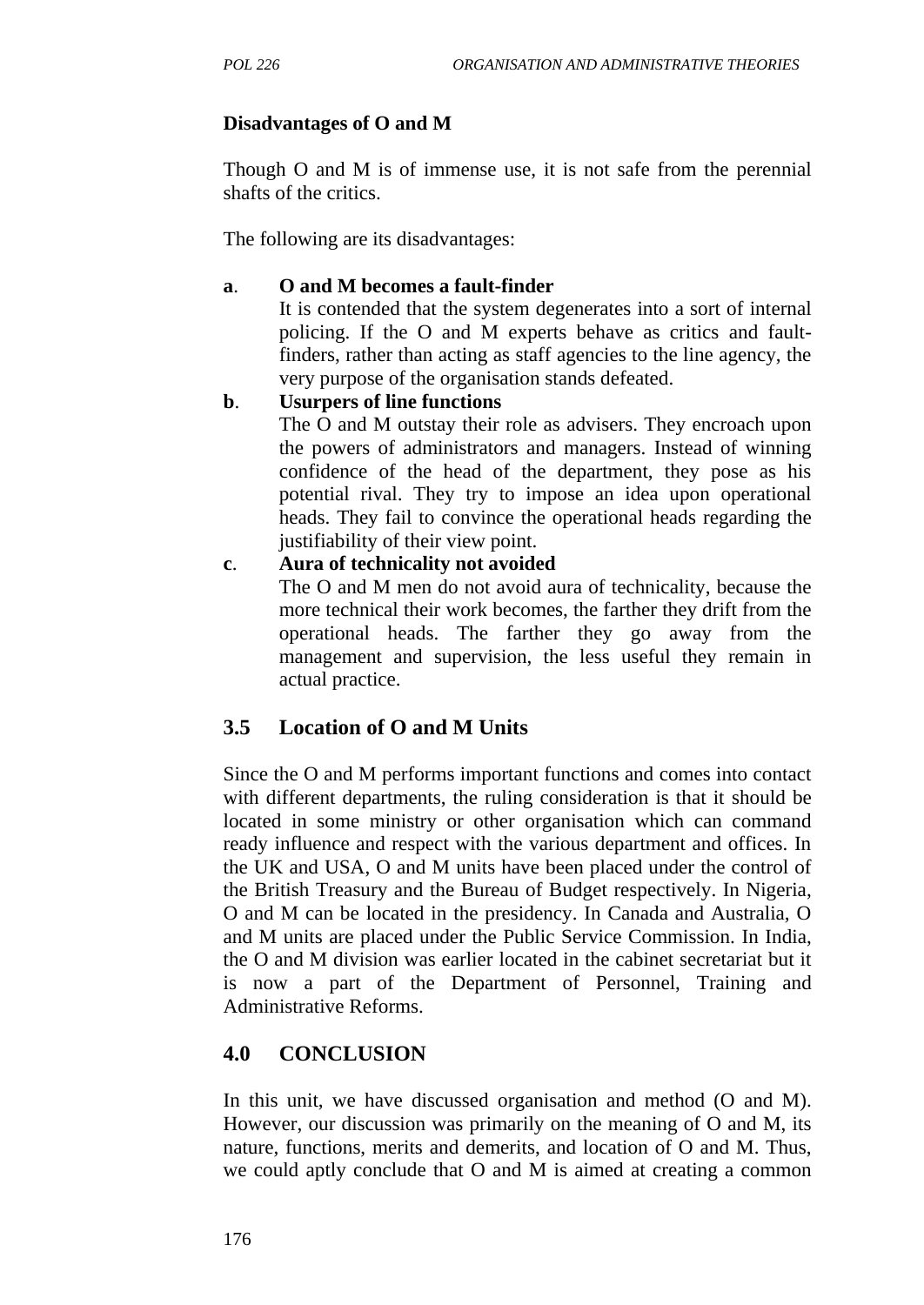**Disadvantages of O and M**

Though O and M is of immense use, it is not safe from the perennial shafts of the critics.

The following are its disadvantages:

**a**. **O and M becomes a fault-finder**
It is contended that the system degenerates into a sort of internal policing. If the O and M experts behave as critics and fault-finders, rather than acting as staff agencies to the line agency, the very purpose of the organisation stands defeated.

**b**. **Usurpers of line functions**
The O and M outstay their role as advisers. They encroach upon the powers of administrators and managers. Instead of winning confidence of the head of the department, they pose as his potential rival. They try to impose an idea upon operational heads. They fail to convince the operational heads regarding the justifiability of their view point.

**c**. **Aura of technicality not avoided**
The O and M men do not avoid aura of technicality, because the more technical their work becomes, the farther they drift from the operational heads. The farther they go away from the management and supervision, the less useful they remain in actual practice.

## 3.5 Location of O and M Units

Since the O and M performs important functions and comes into contact with different departments, the ruling consideration is that it should be located in some ministry or other organisation which can command ready influence and respect with the various department and offices. In the UK and USA, O and M units have been placed under the control of the British Treasury and the Bureau of Budget respectively. In Nigeria, O and M can be located in the presidency. In Canada and Australia, O and M units are placed under the Public Service Commission. In India, the O and M division was earlier located in the cabinet secretariat but it is now a part of the Department of Personnel, Training and Administrative Reforms.

## 4.0 CONCLUSION

In this unit, we have discussed organisation and method (O and M). However, our discussion was primarily on the meaning of O and M, its nature, functions, merits and demerits, and location of O and M. Thus, we could aptly conclude that O and M is aimed at creating a common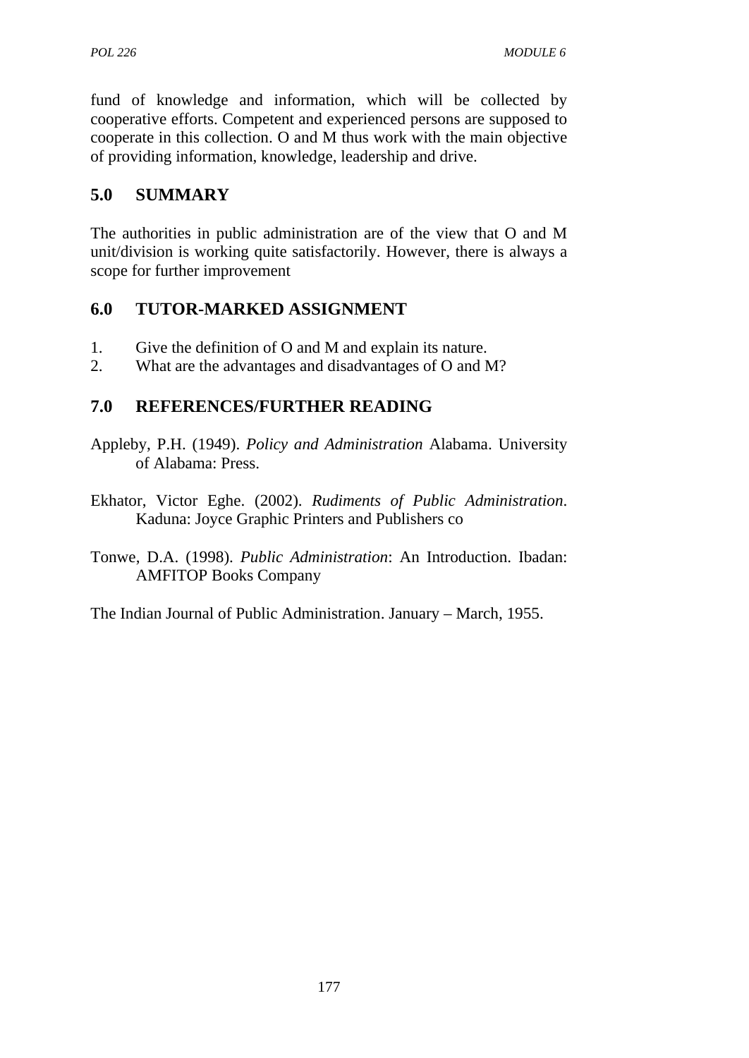fund of knowledge and information, which will be collected by cooperative efforts. Competent and experienced persons are supposed to cooperate in this collection. O and M thus work with the main objective of providing information, knowledge, leadership and drive.

## 5.0 SUMMARY

The authorities in public administration are of the view that O and M unit/division is working quite satisfactorily. However, there is always a scope for further improvement

## 6.0 TUTOR-MARKED ASSIGNMENT

1. Give the definition of O and M and explain its nature.
2. What are the advantages and disadvantages of O and M?

## 7.0 REFERENCES/FURTHER READING

Appleby, P.H. (1949). *Policy and Administration* Alabama. University of Alabama: Press.

Ekhator, Victor Eghe. (2002). *Rudiments of Public Administration*. Kaduna: Joyce Graphic Printers and Publishers co

Tonwe, D.A. (1998). *Public Administration*: An Introduction. Ibadan: AMFITOP Books Company

The Indian Journal of Public Administration. January – March, 1955.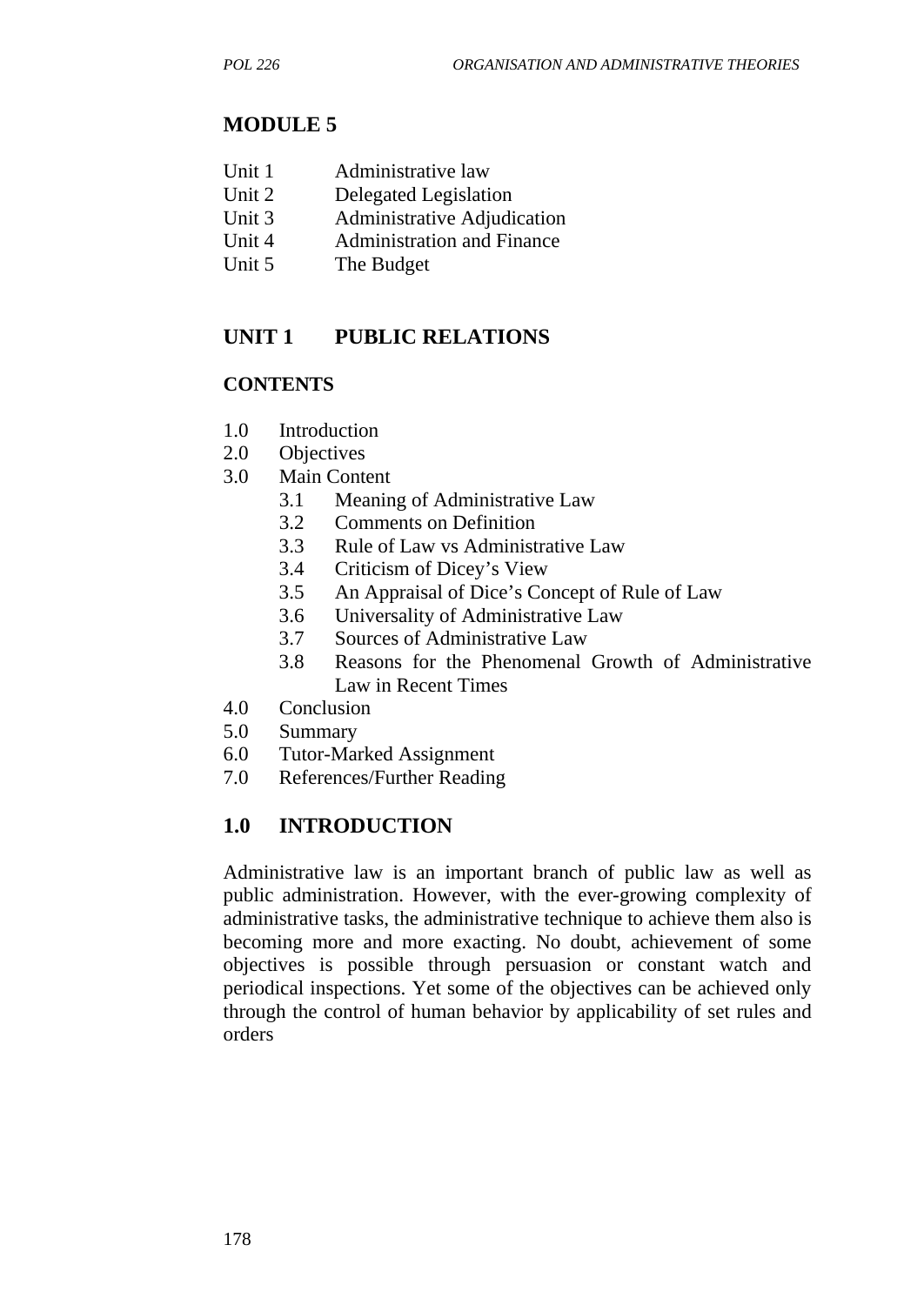# MODULE 5

Unit 1 Administrative law
Unit 2 Delegated Legislation
Unit 3 Administrative Adjudication
Unit 4 Administration and Finance
Unit 5 The Budget

## UNIT 1 PUBLIC RELATIONS

### CONTENTS

1.0 Introduction
2.0 Objectives
3.0 Main Content
  3.1 Meaning of Administrative Law
  3.2 Comments on Definition
  3.3 Rule of Law vs Administrative Law
  3.4 Criticism of Dicey's View
  3.5 An Appraisal of Dice's Concept of Rule of Law
  3.6 Universality of Administrative Law
  3.7 Sources of Administrative Law
  3.8 Reasons for the Phenomenal Growth of Administrative Law in Recent Times
4.0 Conclusion
5.0 Summary
6.0 Tutor-Marked Assignment
7.0 References/Further Reading

## 1.0 INTRODUCTION

Administrative law is an important branch of public law as well as public administration. However, with the ever-growing complexity of administrative tasks, the administrative technique to achieve them also is becoming more and more exacting. No doubt, achievement of some objectives is possible through persuasion or constant watch and periodical inspections. Yet some of the objectives can be achieved only through the control of human behavior by applicability of set rules and orders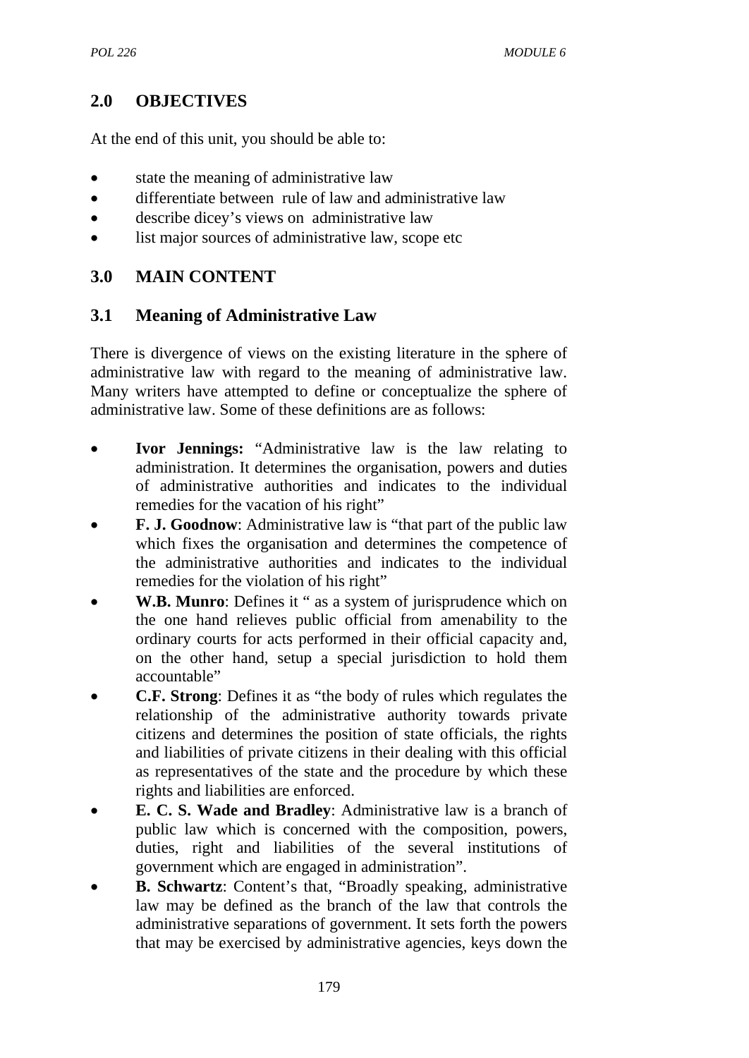## 2.0 OBJECTIVES

At the end of this unit, you should be able to:

- state the meaning of administrative law
- differentiate between rule of law and administrative law
- describe dicey's views on administrative law
- list major sources of administrative law, scope etc

## 3.0 MAIN CONTENT

### 3.1 Meaning of Administrative Law

There is divergence of views on the existing literature in the sphere of administrative law with regard to the meaning of administrative law. Many writers have attempted to define or conceptualize the sphere of administrative law. Some of these definitions are as follows:

- **Ivor Jennings:** "Administrative law is the law relating to administration. It determines the organisation, powers and duties of administrative authorities and indicates to the individual remedies for the vacation of his right"
- **F. J. Goodnow**: Administrative law is "that part of the public law which fixes the organisation and determines the competence of the administrative authorities and indicates to the individual remedies for the violation of his right"
- **W.B. Munro**: Defines it " as a system of jurisprudence which on the one hand relieves public official from amenability to the ordinary courts for acts performed in their official capacity and, on the other hand, setup a special jurisdiction to hold them accountable"
- **C.F. Strong**: Defines it as "the body of rules which regulates the relationship of the administrative authority towards private citizens and determines the position of state officials, the rights and liabilities of private citizens in their dealing with this official as representatives of the state and the procedure by which these rights and liabilities are enforced.
- **E. C. S. Wade and Bradley**: Administrative law is a branch of public law which is concerned with the composition, powers, duties, right and liabilities of the several institutions of government which are engaged in administration".
- **B. Schwartz**: Content's that, "Broadly speaking, administrative law may be defined as the branch of the law that controls the administrative separations of government. It sets forth the powers that may be exercised by administrative agencies, keys down the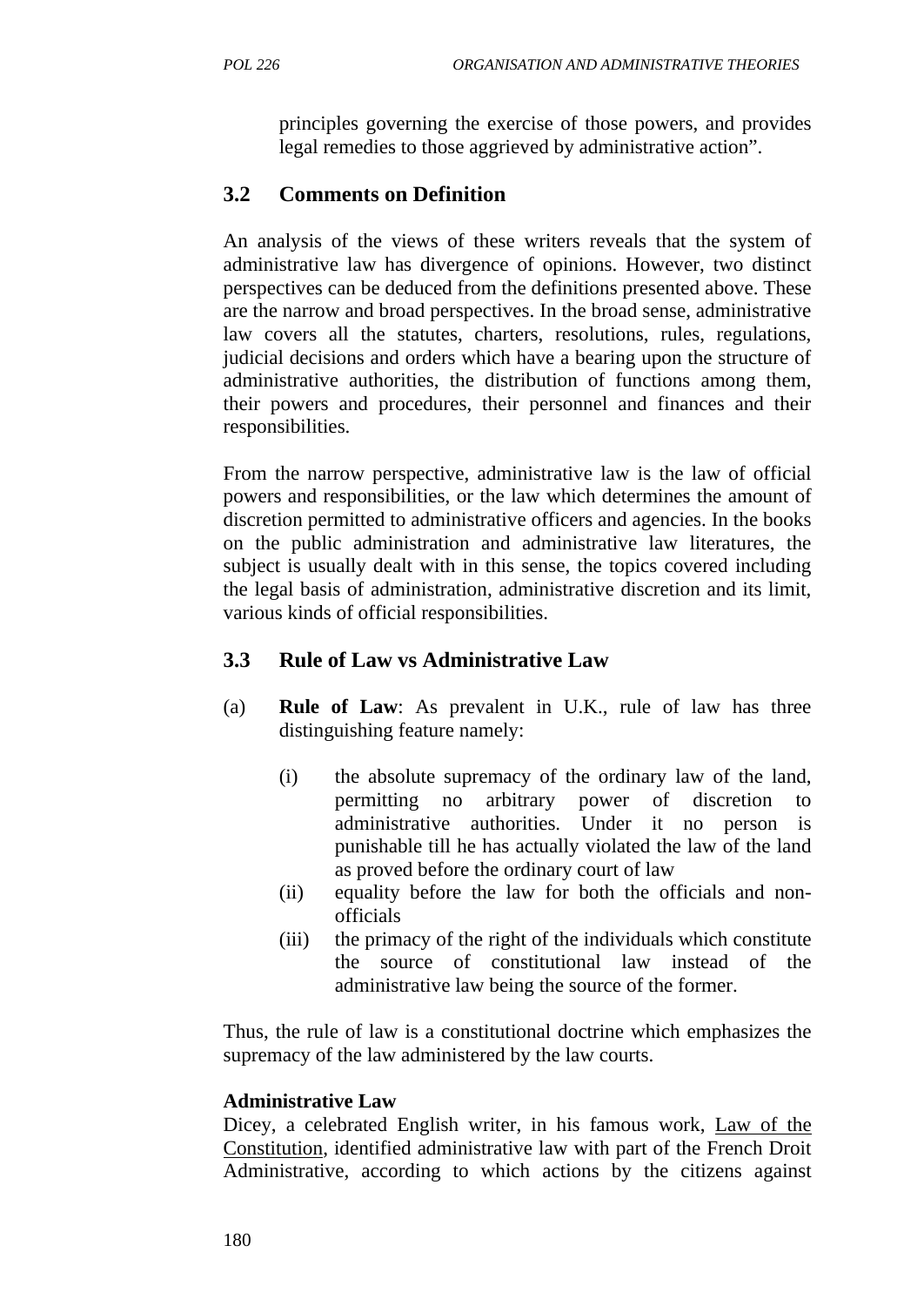principles governing the exercise of those powers, and provides legal remedies to those aggrieved by administrative action".

### 3.2 Comments on Definition

An analysis of the views of these writers reveals that the system of administrative law has divergence of opinions. However, two distinct perspectives can be deduced from the definitions presented above. These are the narrow and broad perspectives. In the broad sense, administrative law covers all the statutes, charters, resolutions, rules, regulations, judicial decisions and orders which have a bearing upon the structure of administrative authorities, the distribution of functions among them, their powers and procedures, their personnel and finances and their responsibilities.

From the narrow perspective, administrative law is the law of official powers and responsibilities, or the law which determines the amount of discretion permitted to administrative officers and agencies. In the books on the public administration and administrative law literatures, the subject is usually dealt with in this sense, the topics covered including the legal basis of administration, administrative discretion and its limit, various kinds of official responsibilities.

### 3.3 Rule of Law vs Administrative Law

(a) **Rule of Law**: As prevalent in U.K., rule of law has three distinguishing feature namely:

(i) the absolute supremacy of the ordinary law of the land, permitting no arbitrary power of discretion to administrative authorities. Under it no person is punishable till he has actually violated the law of the land as proved before the ordinary court of law

(ii) equality before the law for both the officials and non-officials

(iii) the primacy of the right of the individuals which constitute the source of constitutional law instead of the administrative law being the source of the former.

Thus, the rule of law is a constitutional doctrine which emphasizes the supremacy of the law administered by the law courts.

**Administrative Law**

Dicey, a celebrated English writer, in his famous work, Law of the Constitution, identified administrative law with part of the French Droit Administrative, according to which actions by the citizens against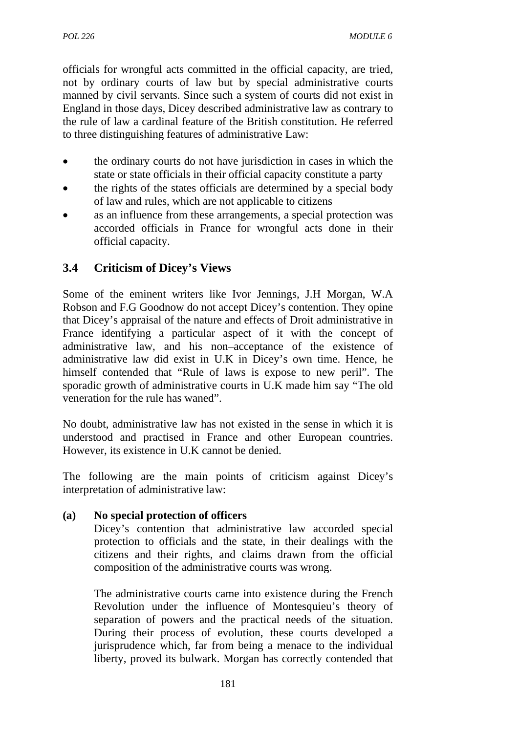officials for wrongful acts committed in the official capacity, are tried, not by ordinary courts of law but by special administrative courts manned by civil servants. Since such a system of courts did not exist in England in those days, Dicey described administrative law as contrary to the rule of law a cardinal feature of the British constitution. He referred to three distinguishing features of administrative Law:

- the ordinary courts do not have jurisdiction in cases in which the state or state officials in their official capacity constitute a party
- the rights of the states officials are determined by a special body of law and rules, which are not applicable to citizens
- as an influence from these arrangements, a special protection was accorded officials in France for wrongful acts done in their official capacity.

## 3.4 Criticism of Dicey's Views

Some of the eminent writers like Ivor Jennings, J.H Morgan, W.A Robson and F.G Goodnow do not accept Dicey's contention. They opine that Dicey's appraisal of the nature and effects of Droit administrative in France identifying a particular aspect of it with the concept of administrative law, and his non–acceptance of the existence of administrative law did exist in U.K in Dicey's own time. Hence, he himself contended that "Rule of laws is expose to new peril". The sporadic growth of administrative courts in U.K made him say "The old veneration for the rule has waned".

No doubt, administrative law has not existed in the sense in which it is understood and practised in France and other European countries. However, its existence in U.K cannot be denied.

The following are the main points of criticism against Dicey's interpretation of administrative law:

**(a) No special protection of officers**

Dicey's contention that administrative law accorded special protection to officials and the state, in their dealings with the citizens and their rights, and claims drawn from the official composition of the administrative courts was wrong.

The administrative courts came into existence during the French Revolution under the influence of Montesquieu's theory of separation of powers and the practical needs of the situation. During their process of evolution, these courts developed a jurisprudence which, far from being a menace to the individual liberty, proved its bulwark. Morgan has correctly contended that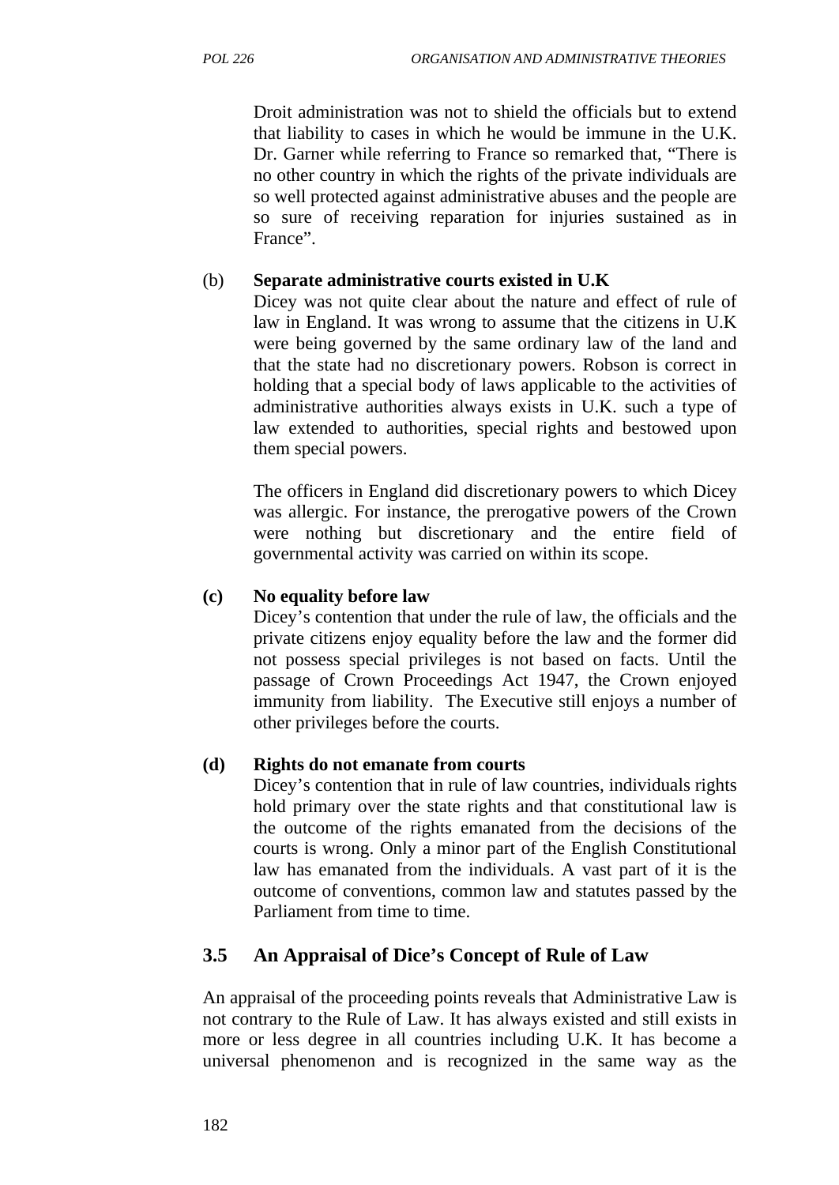Droit administration was not to shield the officials but to extend that liability to cases in which he would be immune in the U.K. Dr. Garner while referring to France so remarked that, "There is no other country in which the rights of the private individuals are so well protected against administrative abuses and the people are so sure of receiving reparation for injuries sustained as in France".

(b) **Separate administrative courts existed in U.K**

Dicey was not quite clear about the nature and effect of rule of law in England. It was wrong to assume that the citizens in U.K were being governed by the same ordinary law of the land and that the state had no discretionary powers. Robson is correct in holding that a special body of laws applicable to the activities of administrative authorities always exists in U.K. such a type of law extended to authorities, special rights and bestowed upon them special powers.

The officers in England did discretionary powers to which Dicey was allergic. For instance, the prerogative powers of the Crown were nothing but discretionary and the entire field of governmental activity was carried on within its scope.

**(c) No equality before law**

Dicey's contention that under the rule of law, the officials and the private citizens enjoy equality before the law and the former did not possess special privileges is not based on facts. Until the passage of Crown Proceedings Act 1947, the Crown enjoyed immunity from liability. The Executive still enjoys a number of other privileges before the courts.

**(d) Rights do not emanate from courts**

Dicey's contention that in rule of law countries, individuals rights hold primary over the state rights and that constitutional law is the outcome of the rights emanated from the decisions of the courts is wrong. Only a minor part of the English Constitutional law has emanated from the individuals. A vast part of it is the outcome of conventions, common law and statutes passed by the Parliament from time to time.

## 3.5 An Appraisal of Dice's Concept of Rule of Law

An appraisal of the proceeding points reveals that Administrative Law is not contrary to the Rule of Law. It has always existed and still exists in more or less degree in all countries including U.K. It has become a universal phenomenon and is recognized in the same way as the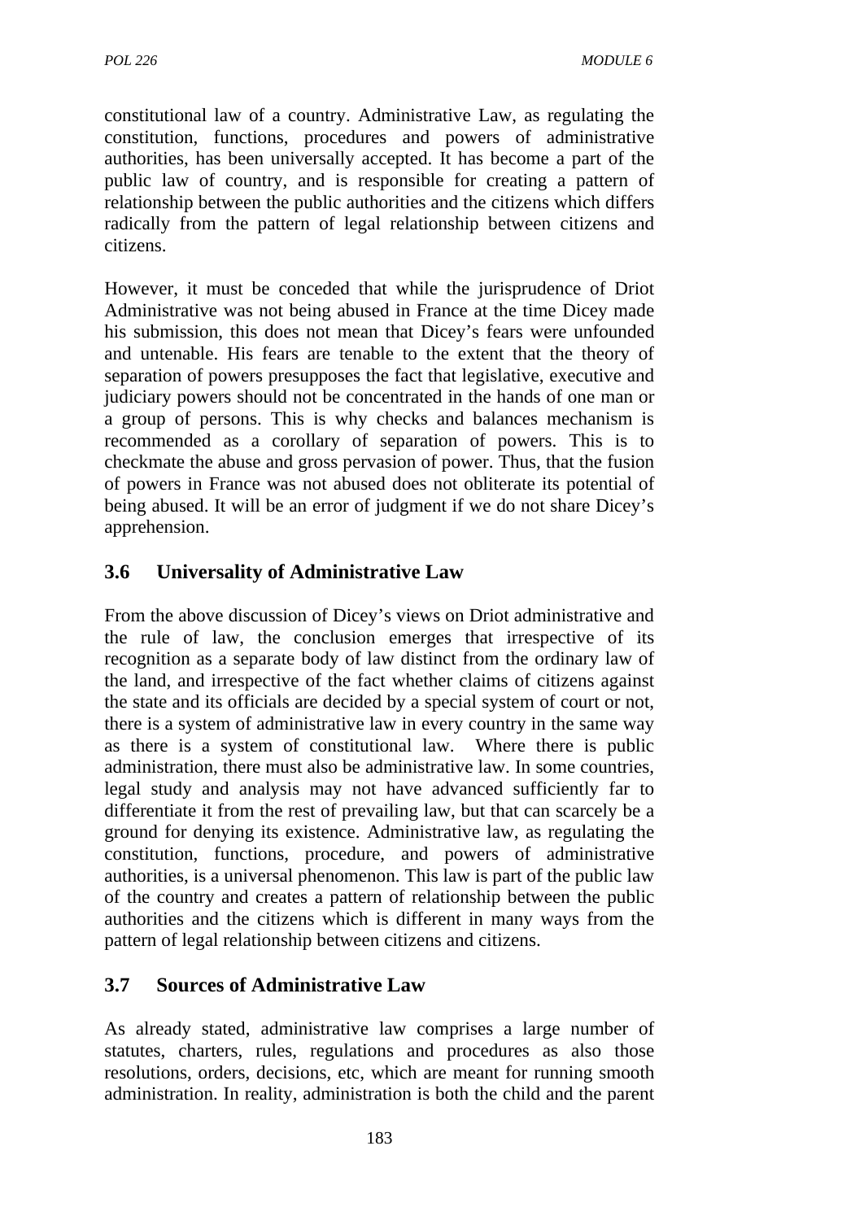constitutional law of a country. Administrative Law, as regulating the constitution, functions, procedures and powers of administrative authorities, has been universally accepted. It has become a part of the public law of country, and is responsible for creating a pattern of relationship between the public authorities and the citizens which differs radically from the pattern of legal relationship between citizens and citizens.

However, it must be conceded that while the jurisprudence of Driot Administrative was not being abused in France at the time Dicey made his submission, this does not mean that Dicey's fears were unfounded and untenable. His fears are tenable to the extent that the theory of separation of powers presupposes the fact that legislative, executive and judiciary powers should not be concentrated in the hands of one man or a group of persons. This is why checks and balances mechanism is recommended as a corollary of separation of powers. This is to checkmate the abuse and gross pervasion of power. Thus, that the fusion of powers in France was not abused does not obliterate its potential of being abused. It will be an error of judgment if we do not share Dicey's apprehension.

## 3.6 Universality of Administrative Law

From the above discussion of Dicey's views on Driot administrative and the rule of law, the conclusion emerges that irrespective of its recognition as a separate body of law distinct from the ordinary law of the land, and irrespective of the fact whether claims of citizens against the state and its officials are decided by a special system of court or not, there is a system of administrative law in every country in the same way as there is a system of constitutional law. Where there is public administration, there must also be administrative law. In some countries, legal study and analysis may not have advanced sufficiently far to differentiate it from the rest of prevailing law, but that can scarcely be a ground for denying its existence. Administrative law, as regulating the constitution, functions, procedure, and powers of administrative authorities, is a universal phenomenon. This law is part of the public law of the country and creates a pattern of relationship between the public authorities and the citizens which is different in many ways from the pattern of legal relationship between citizens and citizens.

## 3.7 Sources of Administrative Law

As already stated, administrative law comprises a large number of statutes, charters, rules, regulations and procedures as also those resolutions, orders, decisions, etc, which are meant for running smooth administration. In reality, administration is both the child and the parent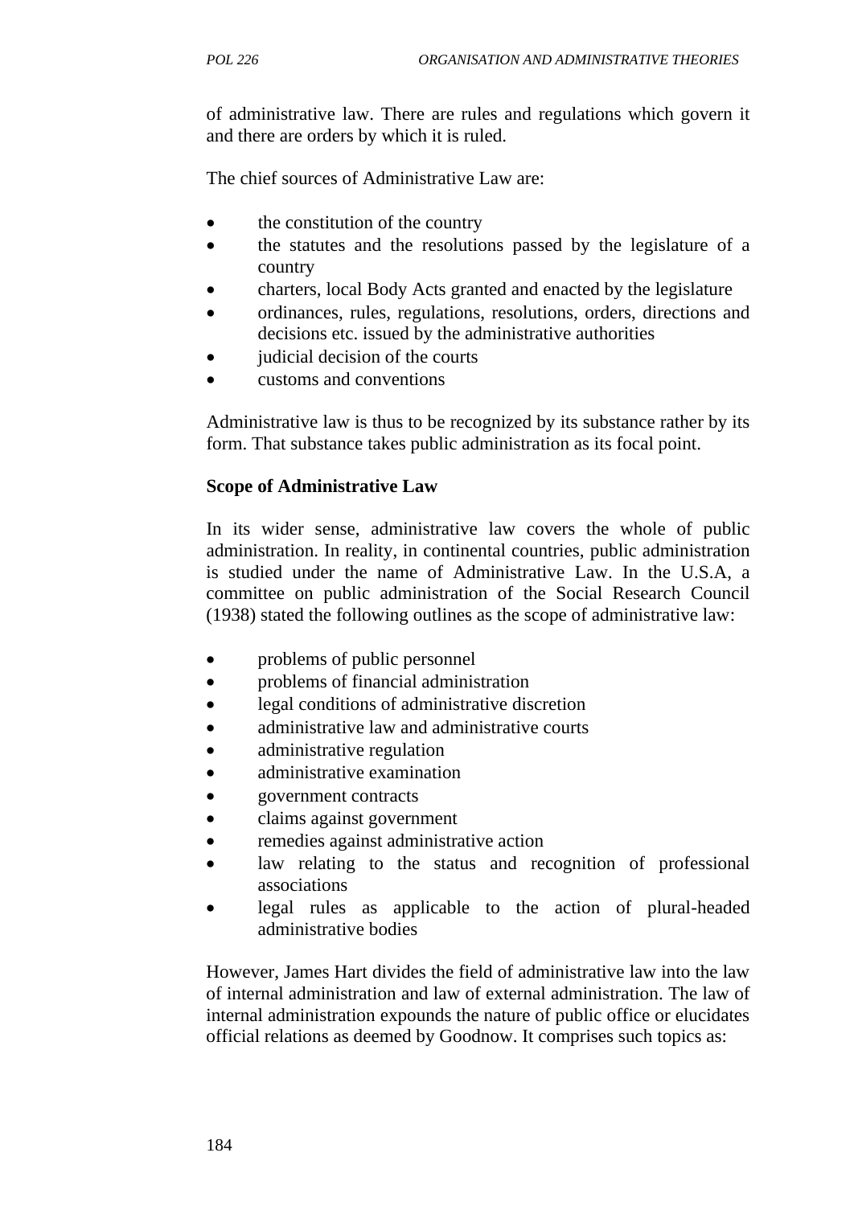of administrative law. There are rules and regulations which govern it and there are orders by which it is ruled.

The chief sources of Administrative Law are:

- the constitution of the country
- the statutes and the resolutions passed by the legislature of a country
- charters, local Body Acts granted and enacted by the legislature
- ordinances, rules, regulations, resolutions, orders, directions and decisions etc. issued by the administrative authorities
- judicial decision of the courts
- customs and conventions

Administrative law is thus to be recognized by its substance rather by its form. That substance takes public administration as its focal point.

**Scope of Administrative Law**

In its wider sense, administrative law covers the whole of public administration. In reality, in continental countries, public administration is studied under the name of Administrative Law. In the U.S.A, a committee on public administration of the Social Research Council (1938) stated the following outlines as the scope of administrative law:

- problems of public personnel
- problems of financial administration
- legal conditions of administrative discretion
- administrative law and administrative courts
- administrative regulation
- administrative examination
- government contracts
- claims against government
- remedies against administrative action
- law relating to the status and recognition of professional associations
- legal rules as applicable to the action of plural-headed administrative bodies

However, James Hart divides the field of administrative law into the law of internal administration and law of external administration. The law of internal administration expounds the nature of public office or elucidates official relations as deemed by Goodnow. It comprises such topics as: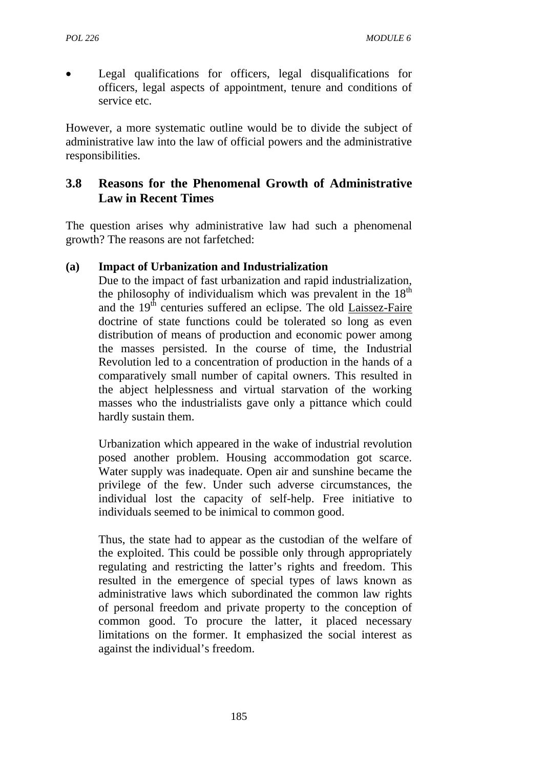- Legal qualifications for officers, legal disqualifications for officers, legal aspects of appointment, tenure and conditions of service etc.

However, a more systematic outline would be to divide the subject of administrative law into the law of official powers and the administrative responsibilities.

## 3.8 Reasons for the Phenomenal Growth of Administrative Law in Recent Times

The question arises why administrative law had such a phenomenal growth? The reasons are not farfetched:

**(a) Impact of Urbanization and Industrialization**

Due to the impact of fast urbanization and rapid industrialization, the philosophy of individualism which was prevalent in the 18th and the 19th centuries suffered an eclipse. The old Laissez-Faire doctrine of state functions could be tolerated so long as even distribution of means of production and economic power among the masses persisted. In the course of time, the Industrial Revolution led to a concentration of production in the hands of a comparatively small number of capital owners. This resulted in the abject helplessness and virtual starvation of the working masses who the industrialists gave only a pittance which could hardly sustain them.

Urbanization which appeared in the wake of industrial revolution posed another problem. Housing accommodation got scarce. Water supply was inadequate. Open air and sunshine became the privilege of the few. Under such adverse circumstances, the individual lost the capacity of self-help. Free initiative to individuals seemed to be inimical to common good.

Thus, the state had to appear as the custodian of the welfare of the exploited. This could be possible only through appropriately regulating and restricting the latter's rights and freedom. This resulted in the emergence of special types of laws known as administrative laws which subordinated the common law rights of personal freedom and private property to the conception of common good. To procure the latter, it placed necessary limitations on the former. It emphasized the social interest as against the individual's freedom.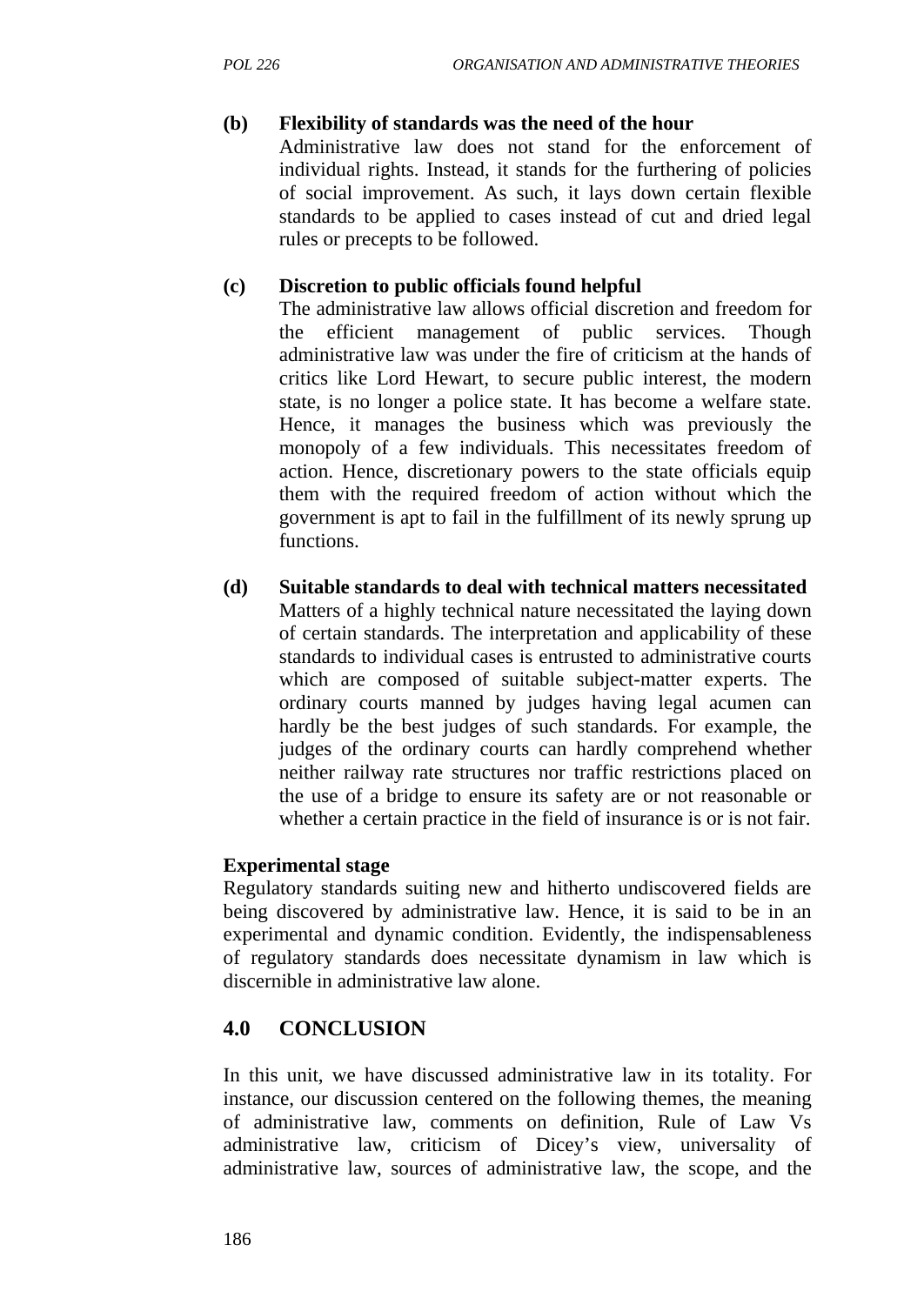**(b) Flexibility of standards was the need of the hour**

Administrative law does not stand for the enforcement of individual rights. Instead, it stands for the furthering of policies of social improvement. As such, it lays down certain flexible standards to be applied to cases instead of cut and dried legal rules or precepts to be followed.

**(c) Discretion to public officials found helpful**

The administrative law allows official discretion and freedom for the efficient management of public services. Though administrative law was under the fire of criticism at the hands of critics like Lord Hewart, to secure public interest, the modern state, is no longer a police state. It has become a welfare state. Hence, it manages the business which was previously the monopoly of a few individuals. This necessitates freedom of action. Hence, discretionary powers to the state officials equip them with the required freedom of action without which the government is apt to fail in the fulfillment of its newly sprung up functions.

**(d) Suitable standards to deal with technical matters necessitated**

Matters of a highly technical nature necessitated the laying down of certain standards. The interpretation and applicability of these standards to individual cases is entrusted to administrative courts which are composed of suitable subject-matter experts. The ordinary courts manned by judges having legal acumen can hardly be the best judges of such standards. For example, the judges of the ordinary courts can hardly comprehend whether neither railway rate structures nor traffic restrictions placed on the use of a bridge to ensure its safety are or not reasonable or whether a certain practice in the field of insurance is or is not fair.

**Experimental stage**

Regulatory standards suiting new and hitherto undiscovered fields are being discovered by administrative law. Hence, it is said to be in an experimental and dynamic condition. Evidently, the indispensableness of regulatory standards does necessitate dynamism in law which is discernible in administrative law alone.

## 4.0 CONCLUSION

In this unit, we have discussed administrative law in its totality. For instance, our discussion centered on the following themes, the meaning of administrative law, comments on definition, Rule of Law Vs administrative law, criticism of Dicey's view, universality of administrative law, sources of administrative law, the scope, and the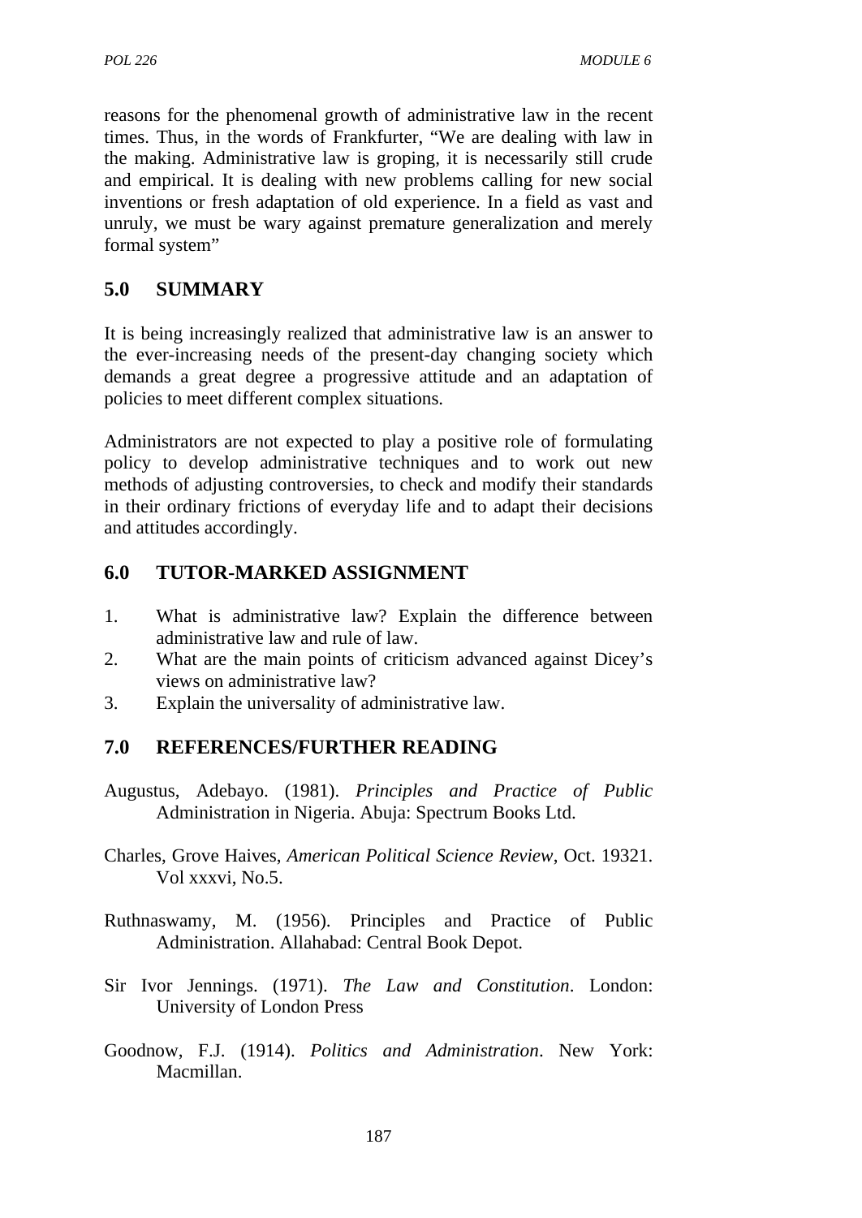reasons for the phenomenal growth of administrative law in the recent times. Thus, in the words of Frankfurter, "We are dealing with law in the making. Administrative law is groping, it is necessarily still crude and empirical. It is dealing with new problems calling for new social inventions or fresh adaptation of old experience. In a field as vast and unruly, we must be wary against premature generalization and merely formal system"

## 5.0 SUMMARY

It is being increasingly realized that administrative law is an answer to the ever-increasing needs of the present-day changing society which demands a great degree a progressive attitude and an adaptation of policies to meet different complex situations.

Administrators are not expected to play a positive role of formulating policy to develop administrative techniques and to work out new methods of adjusting controversies, to check and modify their standards in their ordinary frictions of everyday life and to adapt their decisions and attitudes accordingly.

## 6.0 TUTOR-MARKED ASSIGNMENT

1. What is administrative law? Explain the difference between administrative law and rule of law.
2. What are the main points of criticism advanced against Dicey's views on administrative law?
3. Explain the universality of administrative law.

## 7.0 REFERENCES/FURTHER READING

Augustus, Adebayo. (1981). *Principles and Practice of Public* Administration in Nigeria. Abuja: Spectrum Books Ltd.

Charles, Grove Haives, *American Political Science Review*, Oct. 19321. Vol xxxvi, No.5.

Ruthnaswamy, M. (1956). Principles and Practice of Public Administration. Allahabad: Central Book Depot.

Sir Ivor Jennings. (1971). *The Law and Constitution*. London: University of London Press

Goodnow, F.J. (1914). *Politics and Administration*. New York: Macmillan.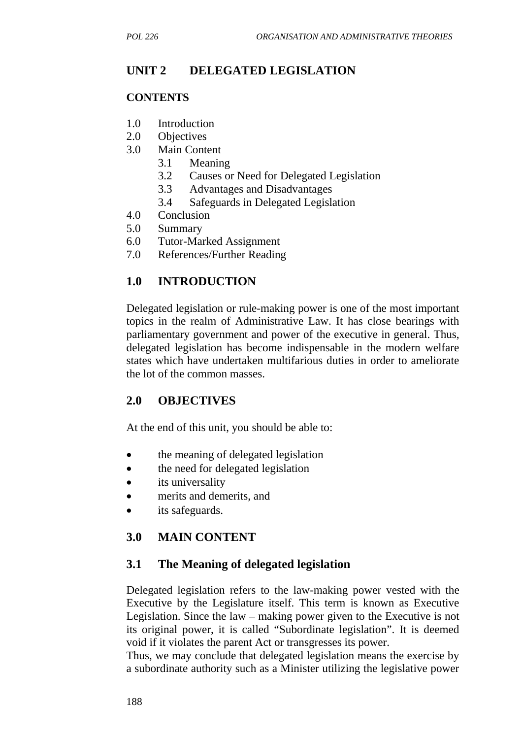# UNIT 2 DELEGATED LEGISLATION

**CONTENTS**

1.0 Introduction
2.0 Objectives
3.0 Main Content
  3.1 Meaning
  3.2 Causes or Need for Delegated Legislation
  3.3 Advantages and Disadvantages
  3.4 Safeguards in Delegated Legislation
4.0 Conclusion
5.0 Summary
6.0 Tutor-Marked Assignment
7.0 References/Further Reading

## 1.0 INTRODUCTION

Delegated legislation or rule-making power is one of the most important topics in the realm of Administrative Law. It has close bearings with parliamentary government and power of the executive in general. Thus, delegated legislation has become indispensable in the modern welfare states which have undertaken multifarious duties in order to ameliorate the lot of the common masses.

## 2.0 OBJECTIVES

At the end of this unit, you should be able to:

- the meaning of delegated legislation
- the need for delegated legislation
- its universality
- merits and demerits, and
- its safeguards.

## 3.0 MAIN CONTENT

### 3.1 The Meaning of delegated legislation

Delegated legislation refers to the law-making power vested with the Executive by the Legislature itself. This term is known as Executive Legislation. Since the law – making power given to the Executive is not its original power, it is called "Subordinate legislation". It is deemed void if it violates the parent Act or transgresses its power.
Thus, we may conclude that delegated legislation means the exercise by a subordinate authority such as a Minister utilizing the legislative power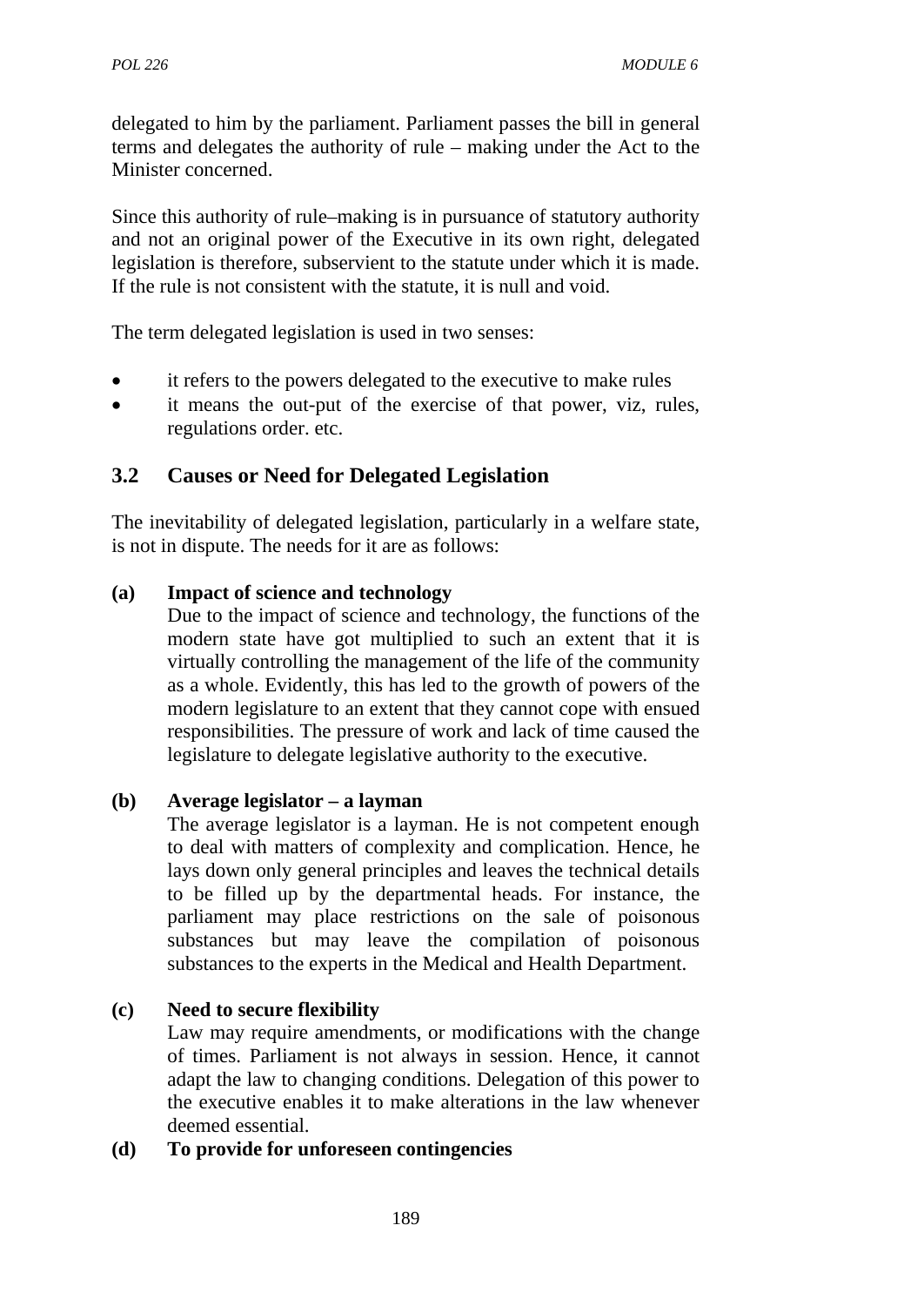delegated to him by the parliament. Parliament passes the bill in general terms and delegates the authority of rule – making under the Act to the Minister concerned.

Since this authority of rule–making is in pursuance of statutory authority and not an original power of the Executive in its own right, delegated legislation is therefore, subservient to the statute under which it is made. If the rule is not consistent with the statute, it is null and void.

The term delegated legislation is used in two senses:

- it refers to the powers delegated to the executive to make rules
- it means the out-put of the exercise of that power, viz, rules, regulations order. etc.

## 3.2 Causes or Need for Delegated Legislation

The inevitability of delegated legislation, particularly in a welfare state, is not in dispute. The needs for it are as follows:

**(a) Impact of science and technology**

Due to the impact of science and technology, the functions of the modern state have got multiplied to such an extent that it is virtually controlling the management of the life of the community as a whole. Evidently, this has led to the growth of powers of the modern legislature to an extent that they cannot cope with ensued responsibilities. The pressure of work and lack of time caused the legislature to delegate legislative authority to the executive.

**(b) Average legislator – a layman**

The average legislator is a layman. He is not competent enough to deal with matters of complexity and complication. Hence, he lays down only general principles and leaves the technical details to be filled up by the departmental heads. For instance, the parliament may place restrictions on the sale of poisonous substances but may leave the compilation of poisonous substances to the experts in the Medical and Health Department.

**(c) Need to secure flexibility**

Law may require amendments, or modifications with the change of times. Parliament is not always in session. Hence, it cannot adapt the law to changing conditions. Delegation of this power to the executive enables it to make alterations in the law whenever deemed essential.

**(d) To provide for unforeseen contingencies**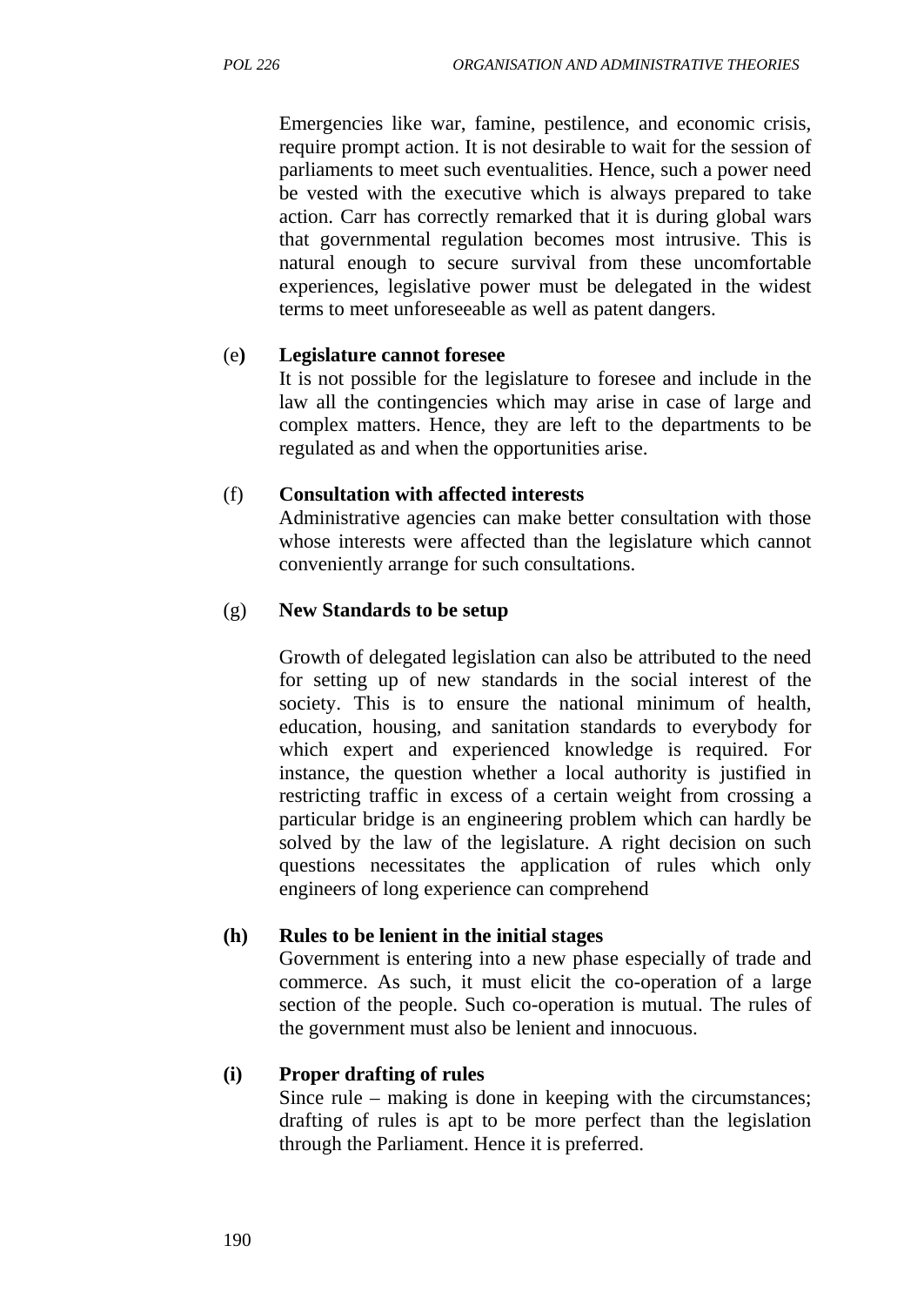Emergencies like war, famine, pestilence, and economic crisis, require prompt action. It is not desirable to wait for the session of parliaments to meet such eventualities. Hence, such a power need be vested with the executive which is always prepared to take action. Carr has correctly remarked that it is during global wars that governmental regulation becomes most intrusive. This is natural enough to secure survival from these uncomfortable experiences, legislative power must be delegated in the widest terms to meet unforeseeable as well as patent dangers.

(e) **Legislature cannot foresee**

It is not possible for the legislature to foresee and include in the law all the contingencies which may arise in case of large and complex matters. Hence, they are left to the departments to be regulated as and when the opportunities arise.

(f) **Consultation with affected interests**

Administrative agencies can make better consultation with those whose interests were affected than the legislature which cannot conveniently arrange for such consultations.

(g) **New Standards to be setup**

Growth of delegated legislation can also be attributed to the need for setting up of new standards in the social interest of the society. This is to ensure the national minimum of health, education, housing, and sanitation standards to everybody for which expert and experienced knowledge is required. For instance, the question whether a local authority is justified in restricting traffic in excess of a certain weight from crossing a particular bridge is an engineering problem which can hardly be solved by the law of the legislature. A right decision on such questions necessitates the application of rules which only engineers of long experience can comprehend

**(h) Rules to be lenient in the initial stages**

Government is entering into a new phase especially of trade and commerce. As such, it must elicit the co-operation of a large section of the people. Such co-operation is mutual. The rules of the government must also be lenient and innocuous.

**(i) Proper drafting of rules**

Since rule – making is done in keeping with the circumstances; drafting of rules is apt to be more perfect than the legislation through the Parliament. Hence it is preferred.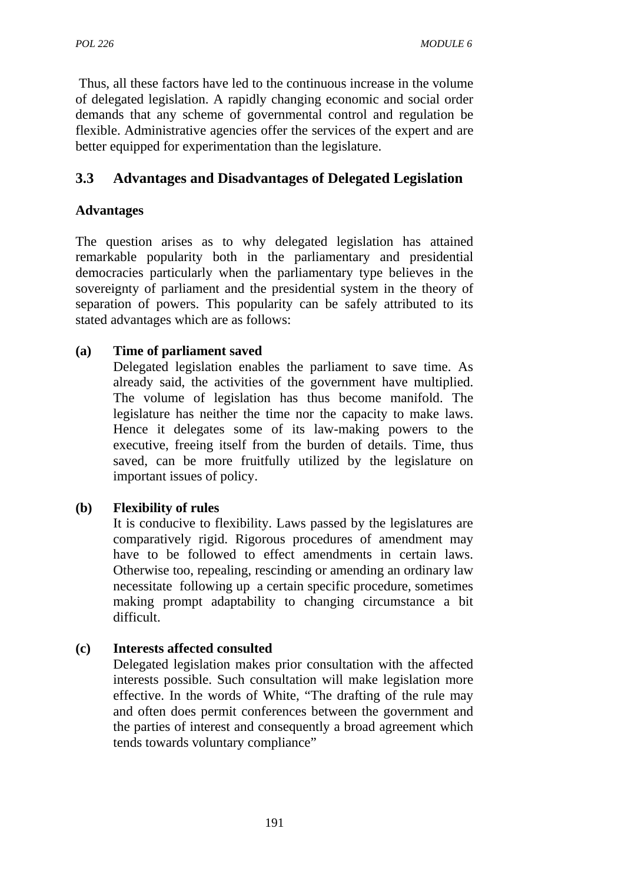Thus, all these factors have led to the continuous increase in the volume of delegated legislation. A rapidly changing economic and social order demands that any scheme of governmental control and regulation be flexible. Administrative agencies offer the services of the expert and are better equipped for experimentation than the legislature.

## 3.3 Advantages and Disadvantages of Delegated Legislation

**Advantages**

The question arises as to why delegated legislation has attained remarkable popularity both in the parliamentary and presidential democracies particularly when the parliamentary type believes in the sovereignty of parliament and the presidential system in the theory of separation of powers. This popularity can be safely attributed to its stated advantages which are as follows:

**(a) Time of parliament saved**

Delegated legislation enables the parliament to save time. As already said, the activities of the government have multiplied. The volume of legislation has thus become manifold. The legislature has neither the time nor the capacity to make laws. Hence it delegates some of its law-making powers to the executive, freeing itself from the burden of details. Time, thus saved, can be more fruitfully utilized by the legislature on important issues of policy.

**(b) Flexibility of rules**

It is conducive to flexibility. Laws passed by the legislatures are comparatively rigid. Rigorous procedures of amendment may have to be followed to effect amendments in certain laws. Otherwise too, repealing, rescinding or amending an ordinary law necessitate following up a certain specific procedure, sometimes making prompt adaptability to changing circumstance a bit difficult.

**(c) Interests affected consulted**

Delegated legislation makes prior consultation with the affected interests possible. Such consultation will make legislation more effective. In the words of White, "The drafting of the rule may and often does permit conferences between the government and the parties of interest and consequently a broad agreement which tends towards voluntary compliance"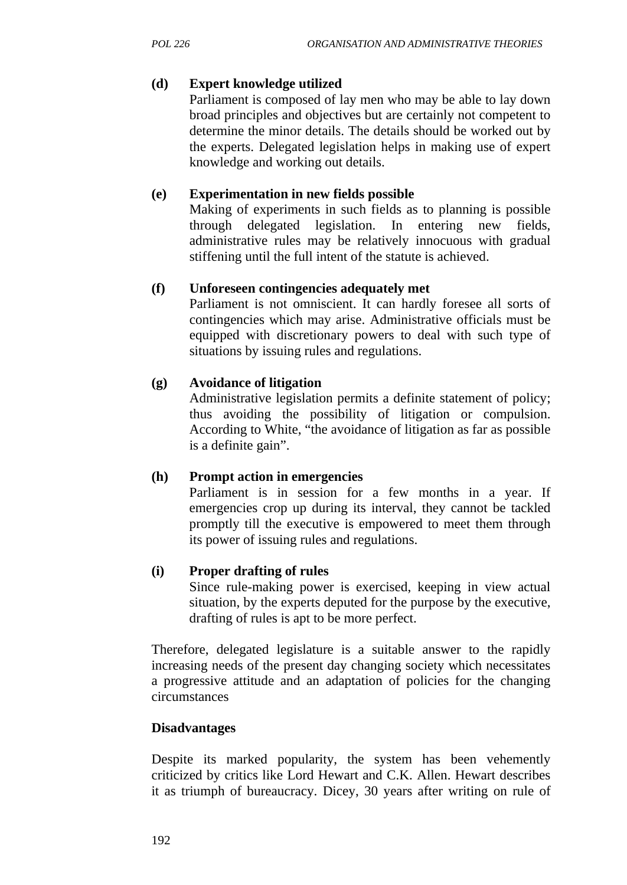**(d) Expert knowledge utilized**

Parliament is composed of lay men who may be able to lay down broad principles and objectives but are certainly not competent to determine the minor details. The details should be worked out by the experts. Delegated legislation helps in making use of expert knowledge and working out details.

**(e) Experimentation in new fields possible**

Making of experiments in such fields as to planning is possible through delegated legislation. In entering new fields, administrative rules may be relatively innocuous with gradual stiffening until the full intent of the statute is achieved.

**(f) Unforeseen contingencies adequately met**

Parliament is not omniscient. It can hardly foresee all sorts of contingencies which may arise. Administrative officials must be equipped with discretionary powers to deal with such type of situations by issuing rules and regulations.

**(g) Avoidance of litigation**

Administrative legislation permits a definite statement of policy; thus avoiding the possibility of litigation or compulsion. According to White, "the avoidance of litigation as far as possible is a definite gain".

**(h) Prompt action in emergencies**

Parliament is in session for a few months in a year. If emergencies crop up during its interval, they cannot be tackled promptly till the executive is empowered to meet them through its power of issuing rules and regulations.

**(i) Proper drafting of rules**

Since rule-making power is exercised, keeping in view actual situation, by the experts deputed for the purpose by the executive, drafting of rules is apt to be more perfect.

Therefore, delegated legislature is a suitable answer to the rapidly increasing needs of the present day changing society which necessitates a progressive attitude and an adaptation of policies for the changing circumstances

**Disadvantages**

Despite its marked popularity, the system has been vehemently criticized by critics like Lord Hewart and C.K. Allen. Hewart describes it as triumph of bureaucracy. Dicey, 30 years after writing on rule of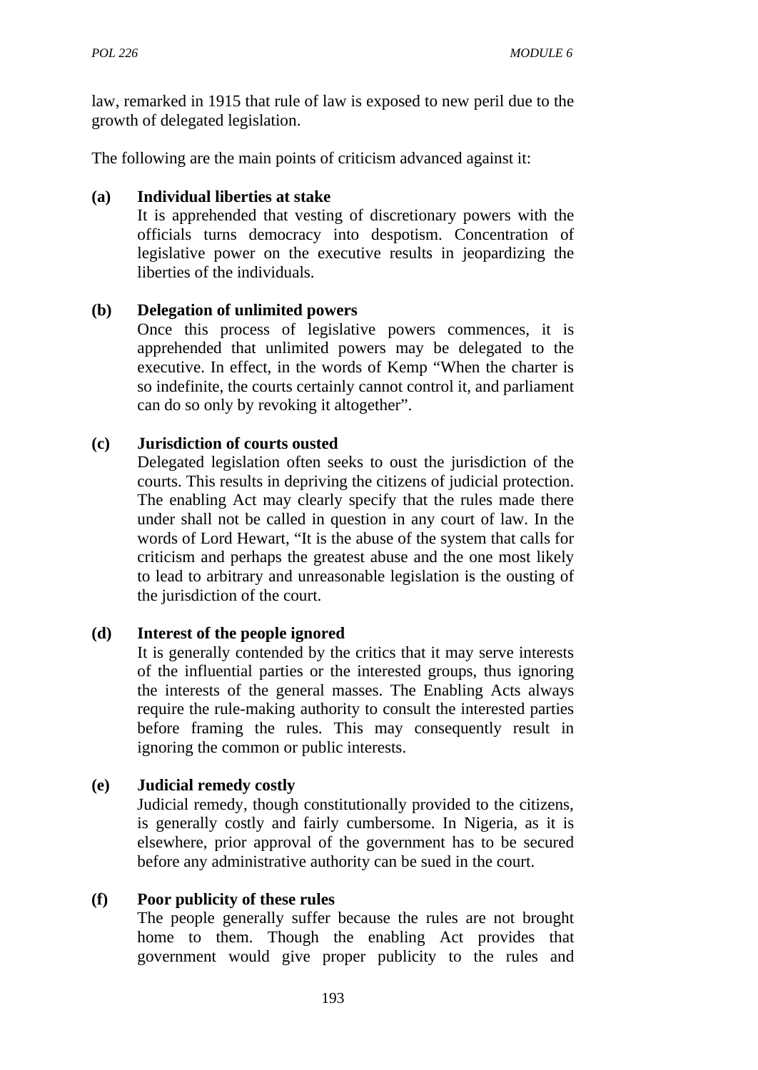law, remarked in 1915 that rule of law is exposed to new peril due to the growth of delegated legislation.

The following are the main points of criticism advanced against it:

**(a) Individual liberties at stake**

It is apprehended that vesting of discretionary powers with the officials turns democracy into despotism. Concentration of legislative power on the executive results in jeopardizing the liberties of the individuals.

**(b) Delegation of unlimited powers**

Once this process of legislative powers commences, it is apprehended that unlimited powers may be delegated to the executive. In effect, in the words of Kemp "When the charter is so indefinite, the courts certainly cannot control it, and parliament can do so only by revoking it altogether".

**(c) Jurisdiction of courts ousted**

Delegated legislation often seeks to oust the jurisdiction of the courts. This results in depriving the citizens of judicial protection. The enabling Act may clearly specify that the rules made there under shall not be called in question in any court of law. In the words of Lord Hewart, "It is the abuse of the system that calls for criticism and perhaps the greatest abuse and the one most likely to lead to arbitrary and unreasonable legislation is the ousting of the jurisdiction of the court.

**(d) Interest of the people ignored**

It is generally contended by the critics that it may serve interests of the influential parties or the interested groups, thus ignoring the interests of the general masses. The Enabling Acts always require the rule-making authority to consult the interested parties before framing the rules. This may consequently result in ignoring the common or public interests.

**(e) Judicial remedy costly**

Judicial remedy, though constitutionally provided to the citizens, is generally costly and fairly cumbersome. In Nigeria, as it is elsewhere, prior approval of the government has to be secured before any administrative authority can be sued in the court.

**(f) Poor publicity of these rules**

The people generally suffer because the rules are not brought home to them. Though the enabling Act provides that government would give proper publicity to the rules and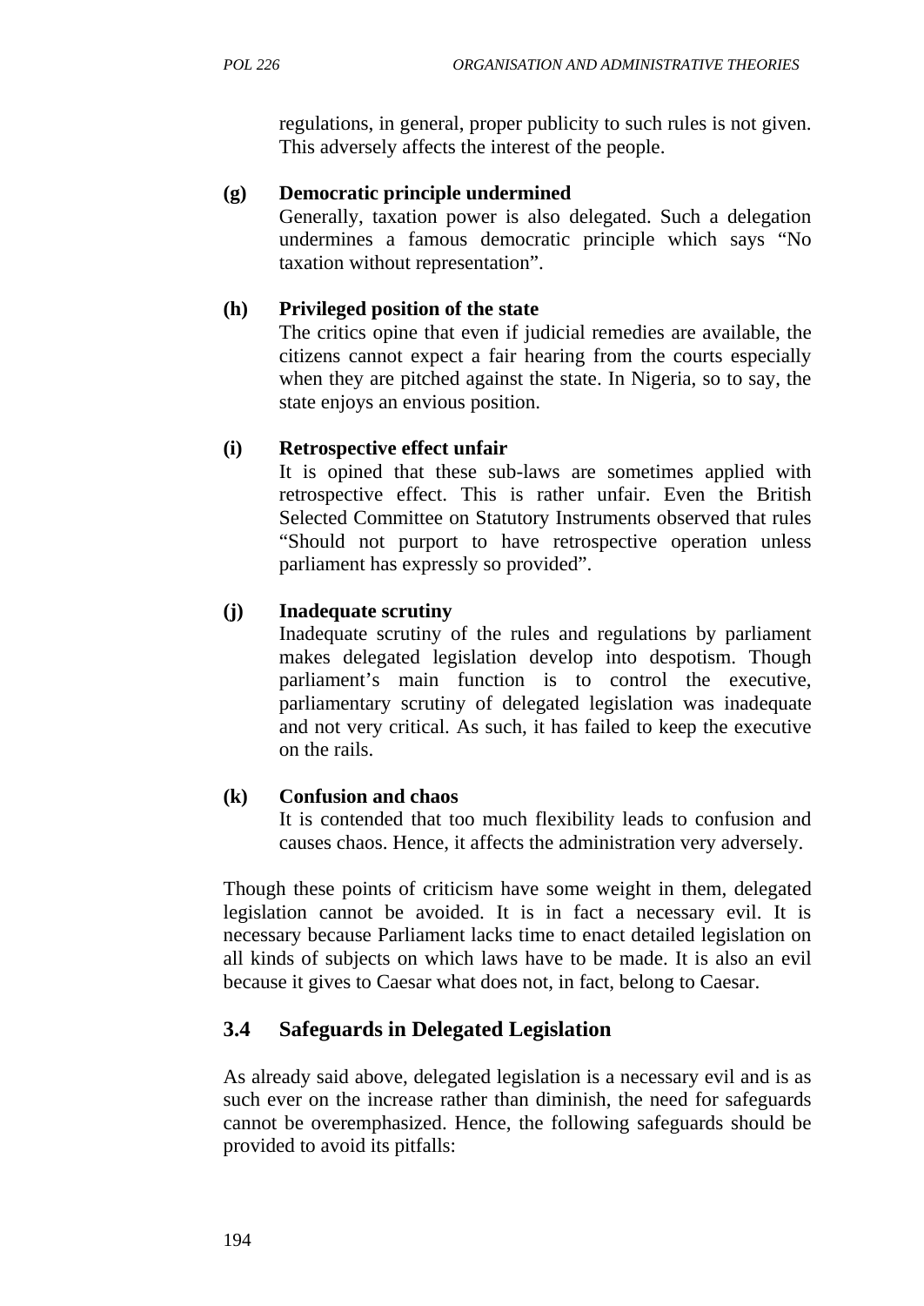regulations, in general, proper publicity to such rules is not given. This adversely affects the interest of the people.

**(g) Democratic principle undermined**

Generally, taxation power is also delegated. Such a delegation undermines a famous democratic principle which says "No taxation without representation".

**(h) Privileged position of the state**

The critics opine that even if judicial remedies are available, the citizens cannot expect a fair hearing from the courts especially when they are pitched against the state. In Nigeria, so to say, the state enjoys an envious position.

**(i) Retrospective effect unfair**

It is opined that these sub-laws are sometimes applied with retrospective effect. This is rather unfair. Even the British Selected Committee on Statutory Instruments observed that rules "Should not purport to have retrospective operation unless parliament has expressly so provided".

**(j) Inadequate scrutiny**

Inadequate scrutiny of the rules and regulations by parliament makes delegated legislation develop into despotism. Though parliament's main function is to control the executive, parliamentary scrutiny of delegated legislation was inadequate and not very critical. As such, it has failed to keep the executive on the rails.

**(k) Confusion and chaos**

It is contended that too much flexibility leads to confusion and causes chaos. Hence, it affects the administration very adversely.

Though these points of criticism have some weight in them, delegated legislation cannot be avoided. It is in fact a necessary evil. It is necessary because Parliament lacks time to enact detailed legislation on all kinds of subjects on which laws have to be made. It is also an evil because it gives to Caesar what does not, in fact, belong to Caesar.

## 3.4 Safeguards in Delegated Legislation

As already said above, delegated legislation is a necessary evil and is as such ever on the increase rather than diminish, the need for safeguards cannot be overemphasized. Hence, the following safeguards should be provided to avoid its pitfalls: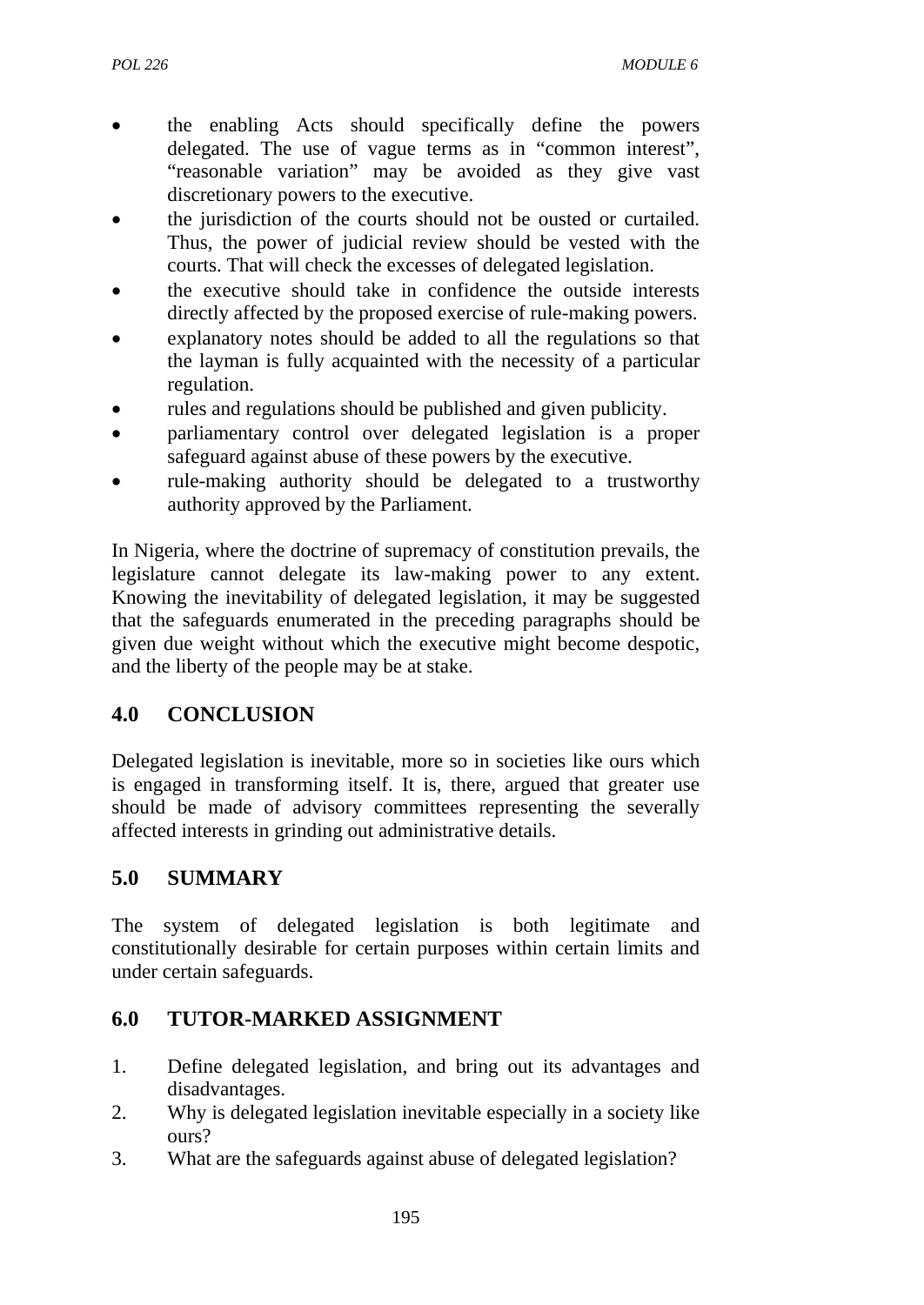- the enabling Acts should specifically define the powers delegated. The use of vague terms as in "common interest", "reasonable variation" may be avoided as they give vast discretionary powers to the executive.
- the jurisdiction of the courts should not be ousted or curtailed. Thus, the power of judicial review should be vested with the courts. That will check the excesses of delegated legislation.
- the executive should take in confidence the outside interests directly affected by the proposed exercise of rule-making powers.
- explanatory notes should be added to all the regulations so that the layman is fully acquainted with the necessity of a particular regulation.
- rules and regulations should be published and given publicity.
- parliamentary control over delegated legislation is a proper safeguard against abuse of these powers by the executive.
- rule-making authority should be delegated to a trustworthy authority approved by the Parliament.

In Nigeria, where the doctrine of supremacy of constitution prevails, the legislature cannot delegate its law-making power to any extent. Knowing the inevitability of delegated legislation, it may be suggested that the safeguards enumerated in the preceding paragraphs should be given due weight without which the executive might become despotic, and the liberty of the people may be at stake.

## 4.0 CONCLUSION

Delegated legislation is inevitable, more so in societies like ours which is engaged in transforming itself. It is, there, argued that greater use should be made of advisory committees representing the severally affected interests in grinding out administrative details.

## 5.0 SUMMARY

The system of delegated legislation is both legitimate and constitutionally desirable for certain purposes within certain limits and under certain safeguards.

## 6.0 TUTOR-MARKED ASSIGNMENT

1. Define delegated legislation, and bring out its advantages and disadvantages.
2. Why is delegated legislation inevitable especially in a society like ours?
3. What are the safeguards against abuse of delegated legislation?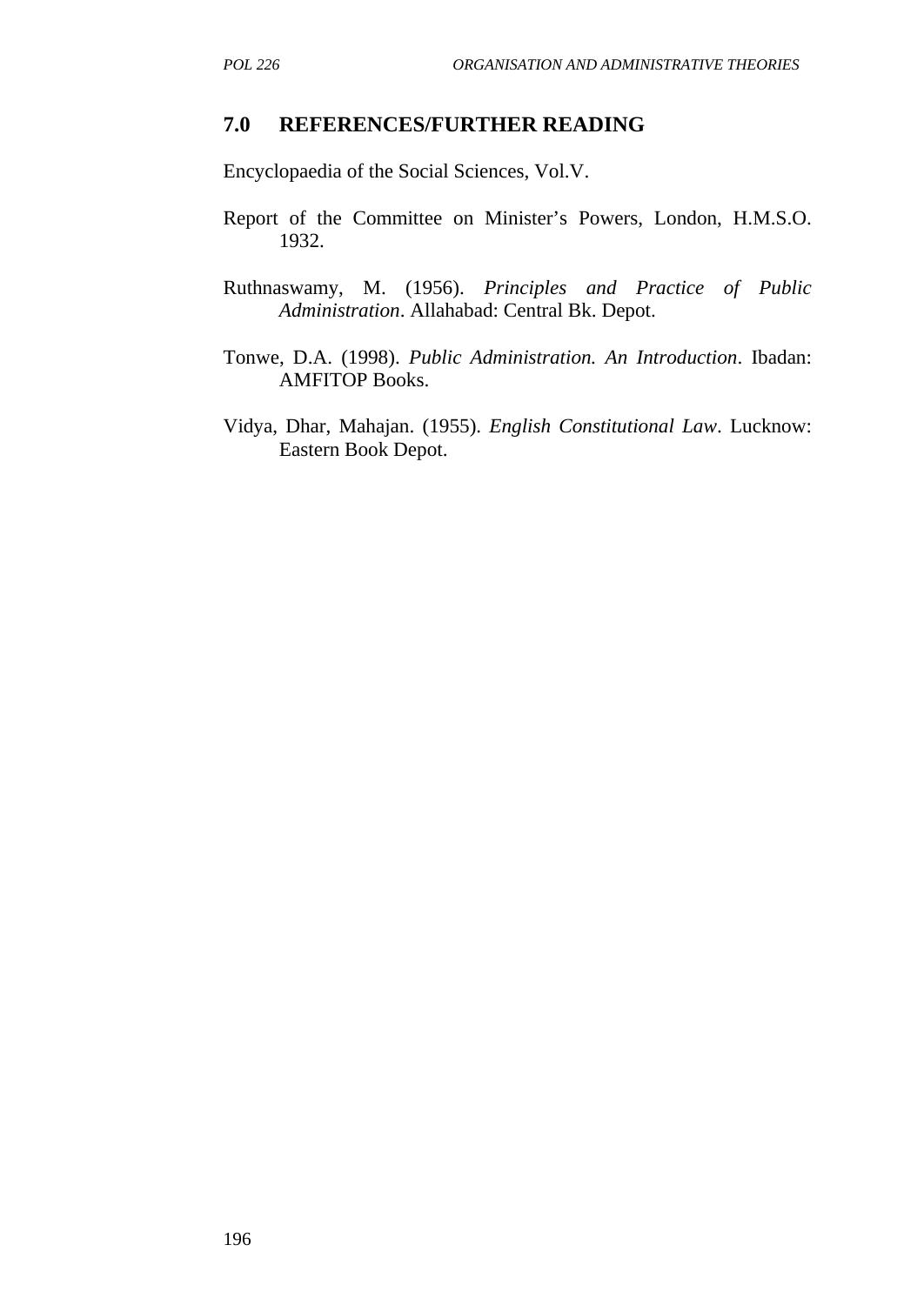## 7.0 REFERENCES/FURTHER READING

Encyclopaedia of the Social Sciences, Vol.V.

Report of the Committee on Minister's Powers, London, H.M.S.O. 1932.

Ruthnaswamy, M. (1956). *Principles and Practice of Public Administration*. Allahabad: Central Bk. Depot.

Tonwe, D.A. (1998). *Public Administration. An Introduction*. Ibadan: AMFITOP Books.

Vidya, Dhar, Mahajan. (1955). *English Constitutional Law*. Lucknow: Eastern Book Depot.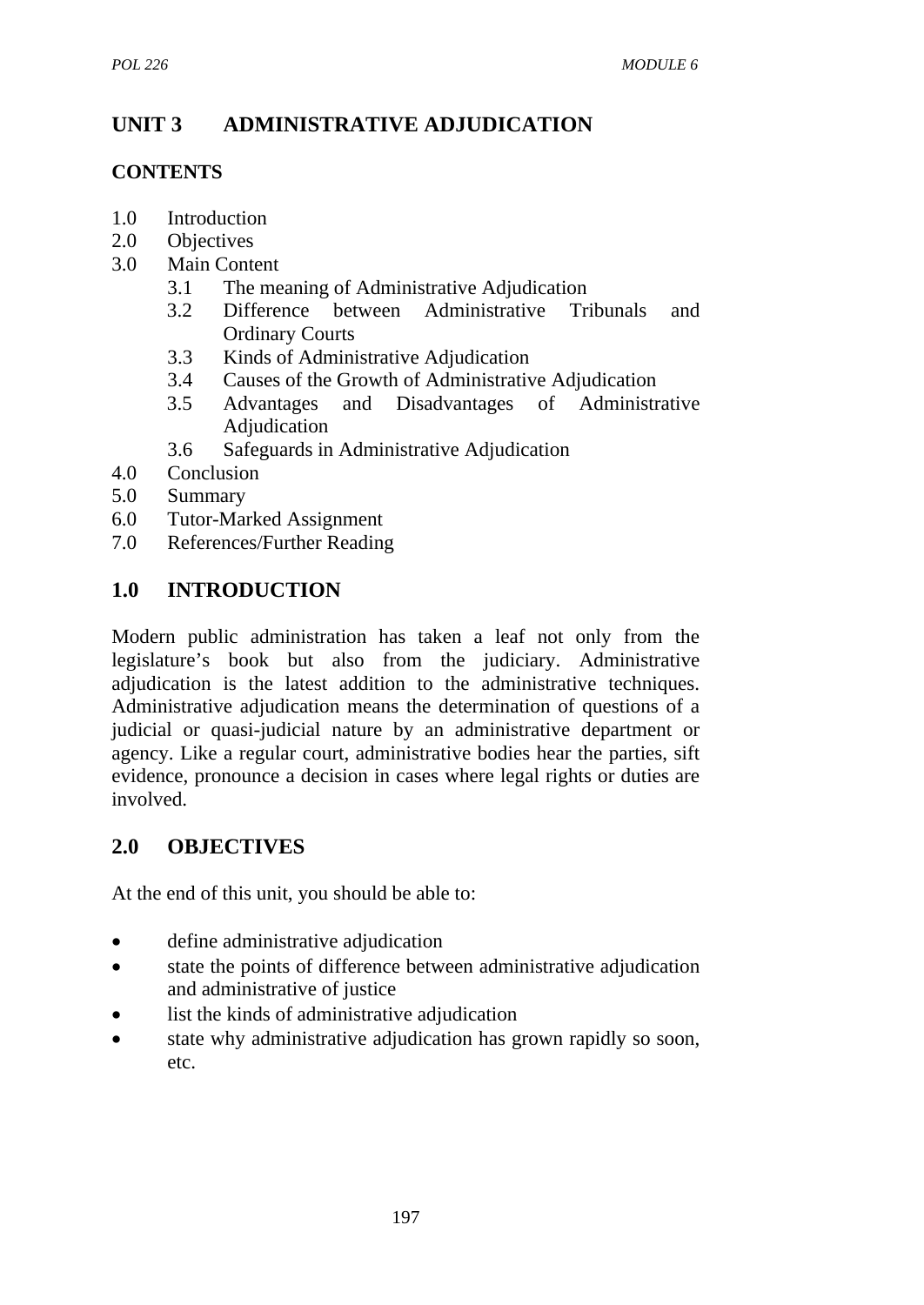# UNIT 3 ADMINISTRATIVE ADJUDICATION

## CONTENTS

1.0 Introduction
2.0 Objectives
3.0 Main Content
   - 3.1 The meaning of Administrative Adjudication
   - 3.2 Difference between Administrative Tribunals and Ordinary Courts
   - 3.3 Kinds of Administrative Adjudication
   - 3.4 Causes of the Growth of Administrative Adjudication
   - 3.5 Advantages and Disadvantages of Administrative Adjudication
   - 3.6 Safeguards in Administrative Adjudication

4.0 Conclusion
5.0 Summary
6.0 Tutor-Marked Assignment
7.0 References/Further Reading

## 1.0 INTRODUCTION

Modern public administration has taken a leaf not only from the legislature's book but also from the judiciary. Administrative adjudication is the latest addition to the administrative techniques. Administrative adjudication means the determination of questions of a judicial or quasi-judicial nature by an administrative department or agency. Like a regular court, administrative bodies hear the parties, sift evidence, pronounce a decision in cases where legal rights or duties are involved.

## 2.0 OBJECTIVES

At the end of this unit, you should be able to:

- define administrative adjudication
- state the points of difference between administrative adjudication and administrative of justice
- list the kinds of administrative adjudication
- state why administrative adjudication has grown rapidly so soon, etc.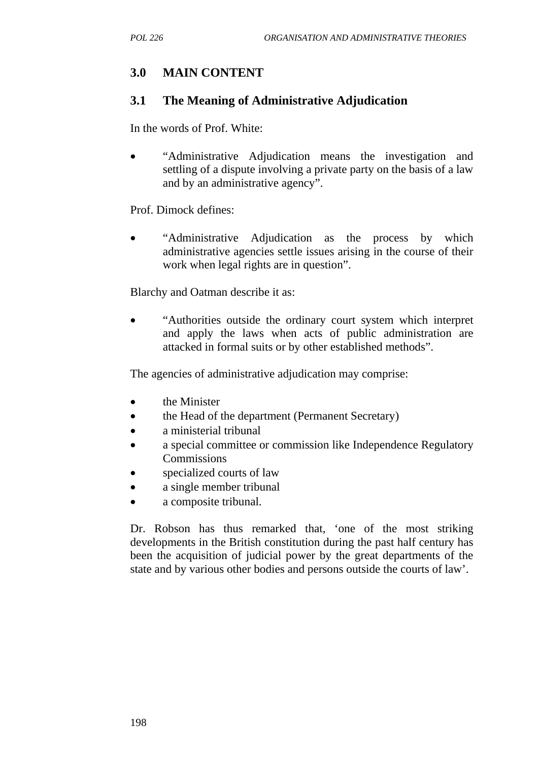## 3.0 MAIN CONTENT

### 3.1 The Meaning of Administrative Adjudication

In the words of Prof. White:

- "Administrative Adjudication means the investigation and settling of a dispute involving a private party on the basis of a law and by an administrative agency".

Prof. Dimock defines:

- "Administrative Adjudication as the process by which administrative agencies settle issues arising in the course of their work when legal rights are in question".

Blarchy and Oatman describe it as:

- "Authorities outside the ordinary court system which interpret and apply the laws when acts of public administration are attacked in formal suits or by other established methods".

The agencies of administrative adjudication may comprise:

- the Minister
- the Head of the department (Permanent Secretary)
- a ministerial tribunal
- a special committee or commission like Independence Regulatory Commissions
- specialized courts of law
- a single member tribunal
- a composite tribunal.

Dr. Robson has thus remarked that, 'one of the most striking developments in the British constitution during the past half century has been the acquisition of judicial power by the great departments of the state and by various other bodies and persons outside the courts of law'.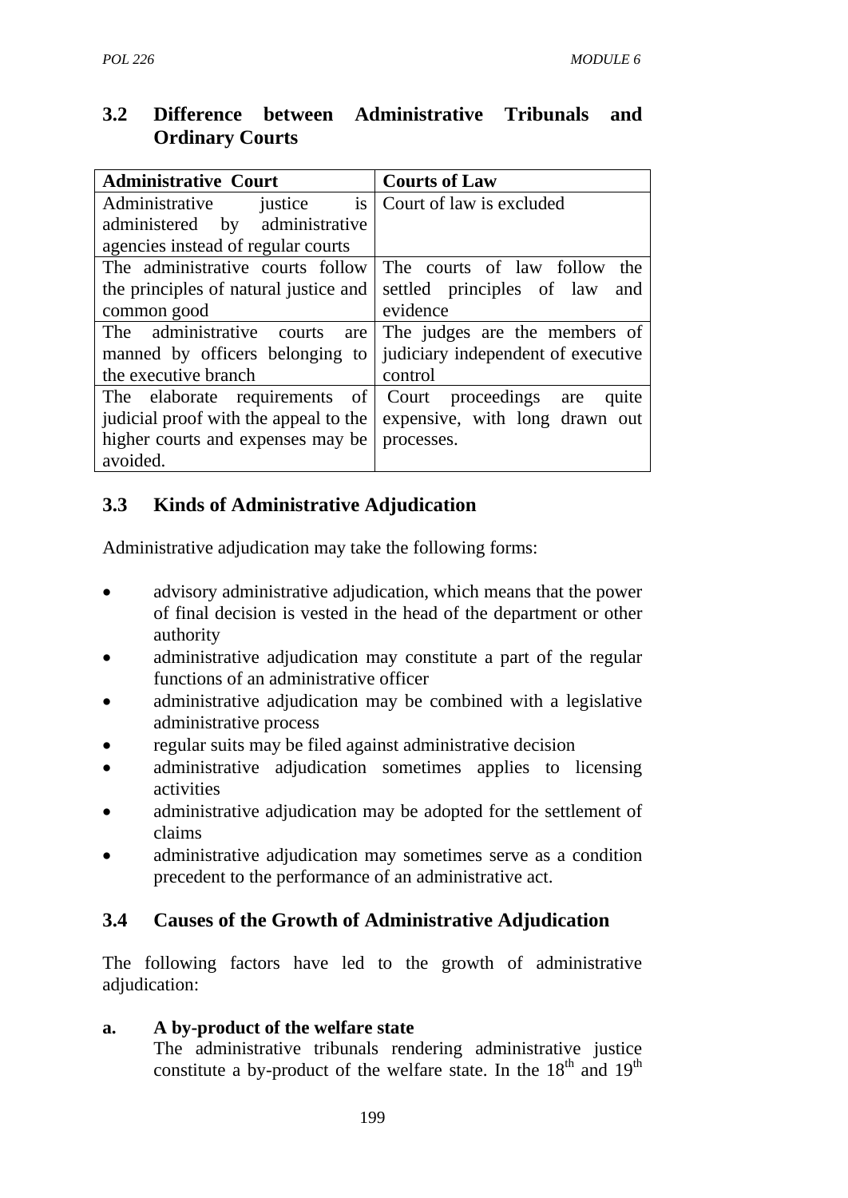## 3.2 Difference between Administrative Tribunals and Ordinary Courts

| Administrative Court | Courts of Law |
|---|---|
| Administrative justice is administered by administrative agencies instead of regular courts | Court of law is excluded |
| The administrative courts follow the principles of natural justice and common good | The courts of law follow the settled principles of law and evidence |
| The administrative courts are manned by officers belonging to the executive branch | The judges are the members of judiciary independent of executive control |
| The elaborate requirements of judicial proof with the appeal to the higher courts and expenses may be avoided. | Court proceedings are quite expensive, with long drawn out processes. |

## 3.3 Kinds of Administrative Adjudication

Administrative adjudication may take the following forms:

- advisory administrative adjudication, which means that the power of final decision is vested in the head of the department or other authority
- administrative adjudication may constitute a part of the regular functions of an administrative officer
- administrative adjudication may be combined with a legislative administrative process
- regular suits may be filed against administrative decision
- administrative adjudication sometimes applies to licensing activities
- administrative adjudication may be adopted for the settlement of claims
- administrative adjudication may sometimes serve as a condition precedent to the performance of an administrative act.

## 3.4 Causes of the Growth of Administrative Adjudication

The following factors have led to the growth of administrative adjudication:

**a. A by-product of the welfare state**

The administrative tribunals rendering administrative justice constitute a by-product of the welfare state. In the 18th and 19th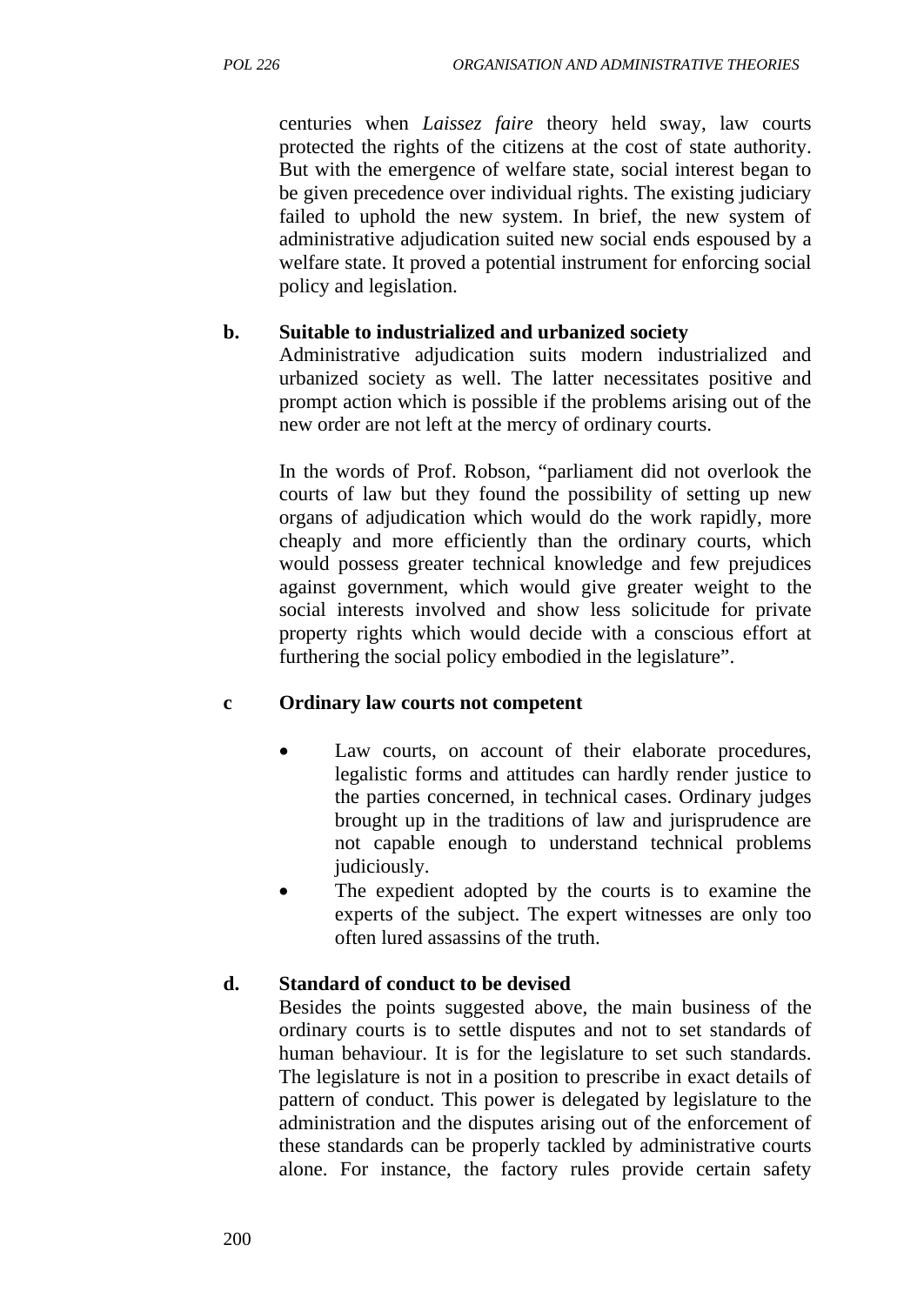centuries when *Laissez faire* theory held sway, law courts protected the rights of the citizens at the cost of state authority. But with the emergence of welfare state, social interest began to be given precedence over individual rights. The existing judiciary failed to uphold the new system. In brief, the new system of administrative adjudication suited new social ends espoused by a welfare state. It proved a potential instrument for enforcing social policy and legislation.

**b. Suitable to industrialized and urbanized society**

Administrative adjudication suits modern industrialized and urbanized society as well. The latter necessitates positive and prompt action which is possible if the problems arising out of the new order are not left at the mercy of ordinary courts.

In the words of Prof. Robson, "parliament did not overlook the courts of law but they found the possibility of setting up new organs of adjudication which would do the work rapidly, more cheaply and more efficiently than the ordinary courts, which would possess greater technical knowledge and few prejudices against government, which would give greater weight to the social interests involved and show less solicitude for private property rights which would decide with a conscious effort at furthering the social policy embodied in the legislature".

**c Ordinary law courts not competent**

- Law courts, on account of their elaborate procedures, legalistic forms and attitudes can hardly render justice to the parties concerned, in technical cases. Ordinary judges brought up in the traditions of law and jurisprudence are not capable enough to understand technical problems judiciously.
- The expedient adopted by the courts is to examine the experts of the subject. The expert witnesses are only too often lured assassins of the truth.

**d. Standard of conduct to be devised**

Besides the points suggested above, the main business of the ordinary courts is to settle disputes and not to set standards of human behaviour. It is for the legislature to set such standards. The legislature is not in a position to prescribe in exact details of pattern of conduct. This power is delegated by legislature to the administration and the disputes arising out of the enforcement of these standards can be properly tackled by administrative courts alone. For instance, the factory rules provide certain safety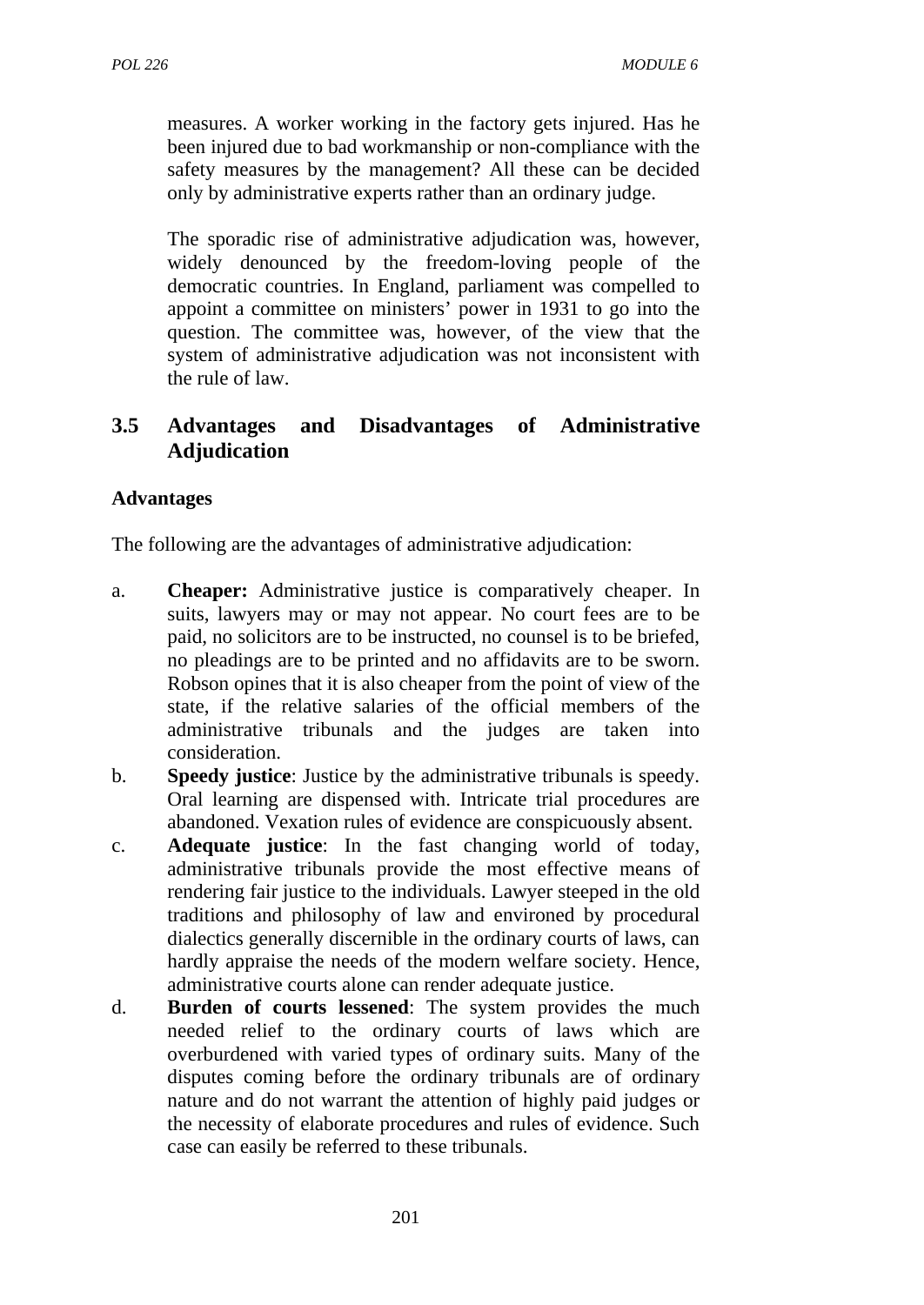measures. A worker working in the factory gets injured. Has he been injured due to bad workmanship or non-compliance with the safety measures by the management? All these can be decided only by administrative experts rather than an ordinary judge.

The sporadic rise of administrative adjudication was, however, widely denounced by the freedom-loving people of the democratic countries. In England, parliament was compelled to appoint a committee on ministers' power in 1931 to go into the question. The committee was, however, of the view that the system of administrative adjudication was not inconsistent with the rule of law.

## 3.5 Advantages and Disadvantages of Administrative Adjudication

**Advantages**

The following are the advantages of administrative adjudication:

a. **Cheaper:** Administrative justice is comparatively cheaper. In suits, lawyers may or may not appear. No court fees are to be paid, no solicitors are to be instructed, no counsel is to be briefed, no pleadings are to be printed and no affidavits are to be sworn. Robson opines that it is also cheaper from the point of view of the state, if the relative salaries of the official members of the administrative tribunals and the judges are taken into consideration.
b. **Speedy justice**: Justice by the administrative tribunals is speedy. Oral learning are dispensed with. Intricate trial procedures are abandoned. Vexation rules of evidence are conspicuously absent.
c. **Adequate justice**: In the fast changing world of today, administrative tribunals provide the most effective means of rendering fair justice to the individuals. Lawyer steeped in the old traditions and philosophy of law and environed by procedural dialectics generally discernible in the ordinary courts of laws, can hardly appraise the needs of the modern welfare society. Hence, administrative courts alone can render adequate justice.
d. **Burden of courts lessened**: The system provides the much needed relief to the ordinary courts of laws which are overburdened with varied types of ordinary suits. Many of the disputes coming before the ordinary tribunals are of ordinary nature and do not warrant the attention of highly paid judges or the necessity of elaborate procedures and rules of evidence. Such case can easily be referred to these tribunals.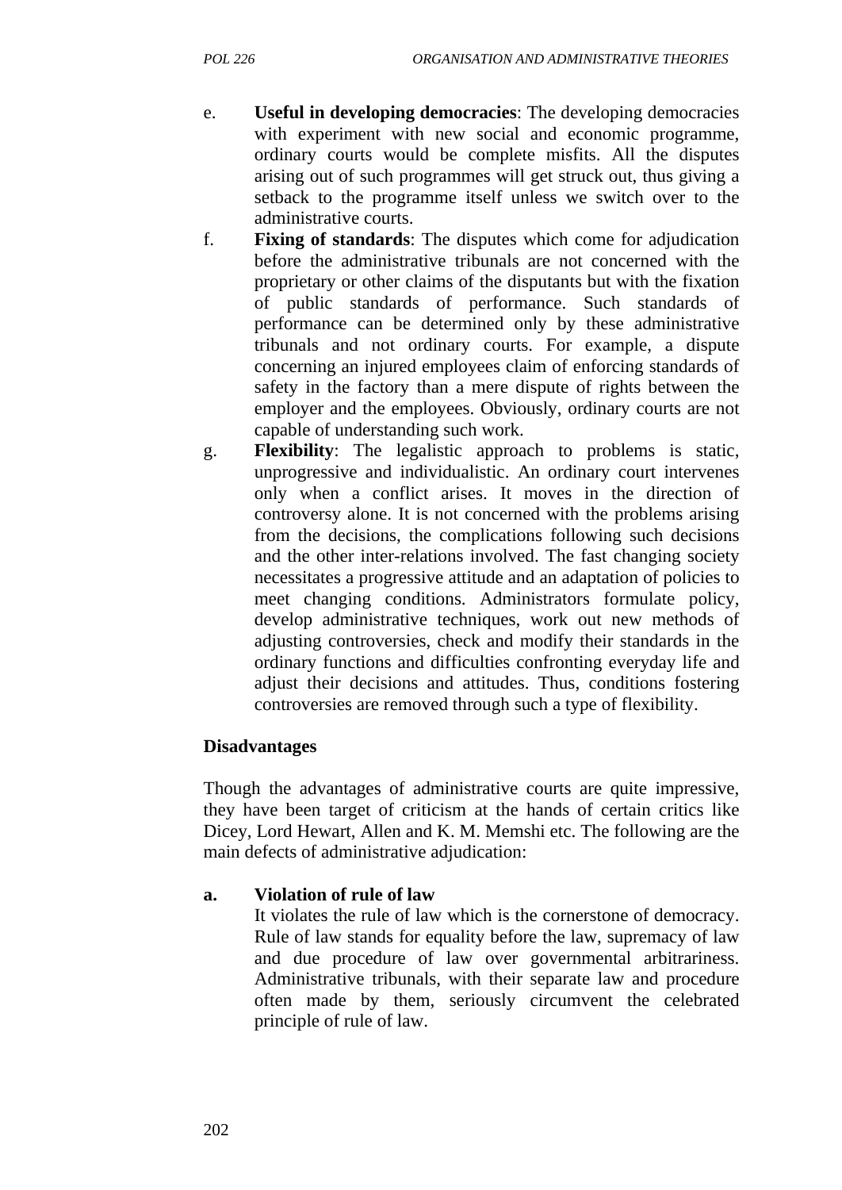e. **Useful in developing democracies**: The developing democracies with experiment with new social and economic programme, ordinary courts would be complete misfits. All the disputes arising out of such programmes will get struck out, thus giving a setback to the programme itself unless we switch over to the administrative courts.

f. **Fixing of standards**: The disputes which come for adjudication before the administrative tribunals are not concerned with the proprietary or other claims of the disputants but with the fixation of public standards of performance. Such standards of performance can be determined only by these administrative tribunals and not ordinary courts. For example, a dispute concerning an injured employees claim of enforcing standards of safety in the factory than a mere dispute of rights between the employer and the employees. Obviously, ordinary courts are not capable of understanding such work.

g. **Flexibility**: The legalistic approach to problems is static, unprogressive and individualistic. An ordinary court intervenes only when a conflict arises. It moves in the direction of controversy alone. It is not concerned with the problems arising from the decisions, the complications following such decisions and the other inter-relations involved. The fast changing society necessitates a progressive attitude and an adaptation of policies to meet changing conditions. Administrators formulate policy, develop administrative techniques, work out new methods of adjusting controversies, check and modify their standards in the ordinary functions and difficulties confronting everyday life and adjust their decisions and attitudes. Thus, conditions fostering controversies are removed through such a type of flexibility.

**Disadvantages**

Though the advantages of administrative courts are quite impressive, they have been target of criticism at the hands of certain critics like Dicey, Lord Hewart, Allen and K. M. Memshi etc. The following are the main defects of administrative adjudication:

**a. Violation of rule of law**

It violates the rule of law which is the cornerstone of democracy. Rule of law stands for equality before the law, supremacy of law and due procedure of law over governmental arbitrariness. Administrative tribunals, with their separate law and procedure often made by them, seriously circumvent the celebrated principle of rule of law.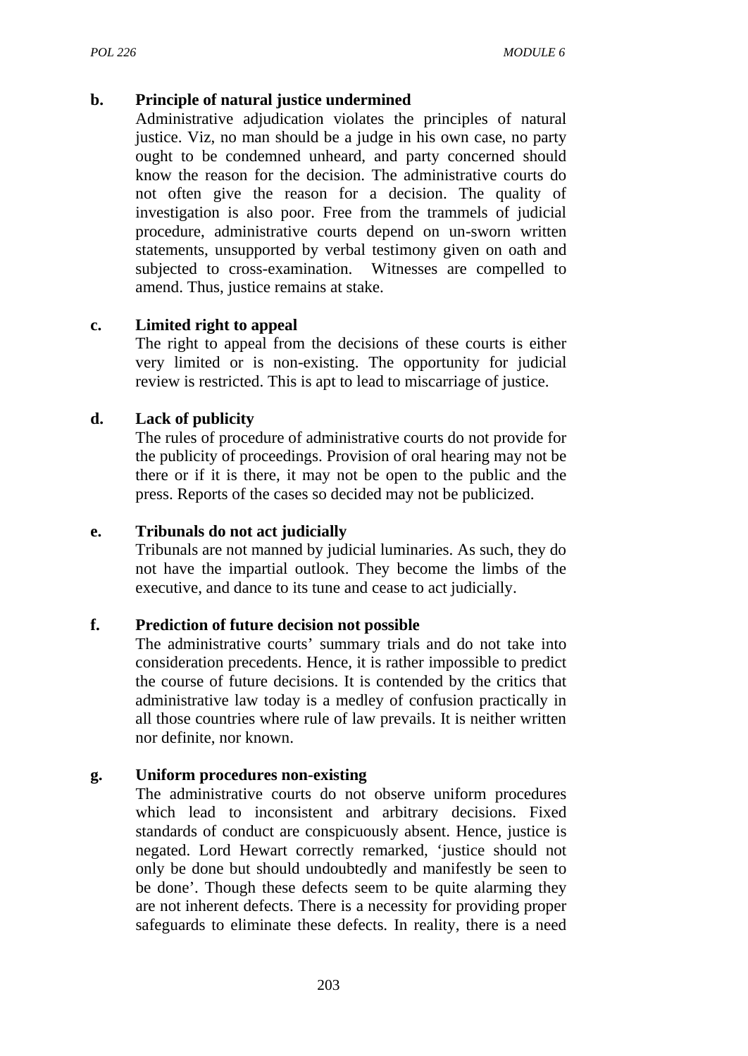**b. Principle of natural justice undermined**

Administrative adjudication violates the principles of natural justice. Viz, no man should be a judge in his own case, no party ought to be condemned unheard, and party concerned should know the reason for the decision. The administrative courts do not often give the reason for a decision. The quality of investigation is also poor. Free from the trammels of judicial procedure, administrative courts depend on un-sworn written statements, unsupported by verbal testimony given on oath and subjected to cross-examination. Witnesses are compelled to amend. Thus, justice remains at stake.

**c. Limited right to appeal**

The right to appeal from the decisions of these courts is either very limited or is non-existing. The opportunity for judicial review is restricted. This is apt to lead to miscarriage of justice.

**d. Lack of publicity**

The rules of procedure of administrative courts do not provide for the publicity of proceedings. Provision of oral hearing may not be there or if it is there, it may not be open to the public and the press. Reports of the cases so decided may not be publicized.

**e. Tribunals do not act judicially**

Tribunals are not manned by judicial luminaries. As such, they do not have the impartial outlook. They become the limbs of the executive, and dance to its tune and cease to act judicially.

**f. Prediction of future decision not possible**

The administrative courts' summary trials and do not take into consideration precedents. Hence, it is rather impossible to predict the course of future decisions. It is contended by the critics that administrative law today is a medley of confusion practically in all those countries where rule of law prevails. It is neither written nor definite, nor known.

**g. Uniform procedures non-existing**

The administrative courts do not observe uniform procedures which lead to inconsistent and arbitrary decisions. Fixed standards of conduct are conspicuously absent. Hence, justice is negated. Lord Hewart correctly remarked, 'justice should not only be done but should undoubtedly and manifestly be seen to be done'. Though these defects seem to be quite alarming they are not inherent defects. There is a necessity for providing proper safeguards to eliminate these defects. In reality, there is a need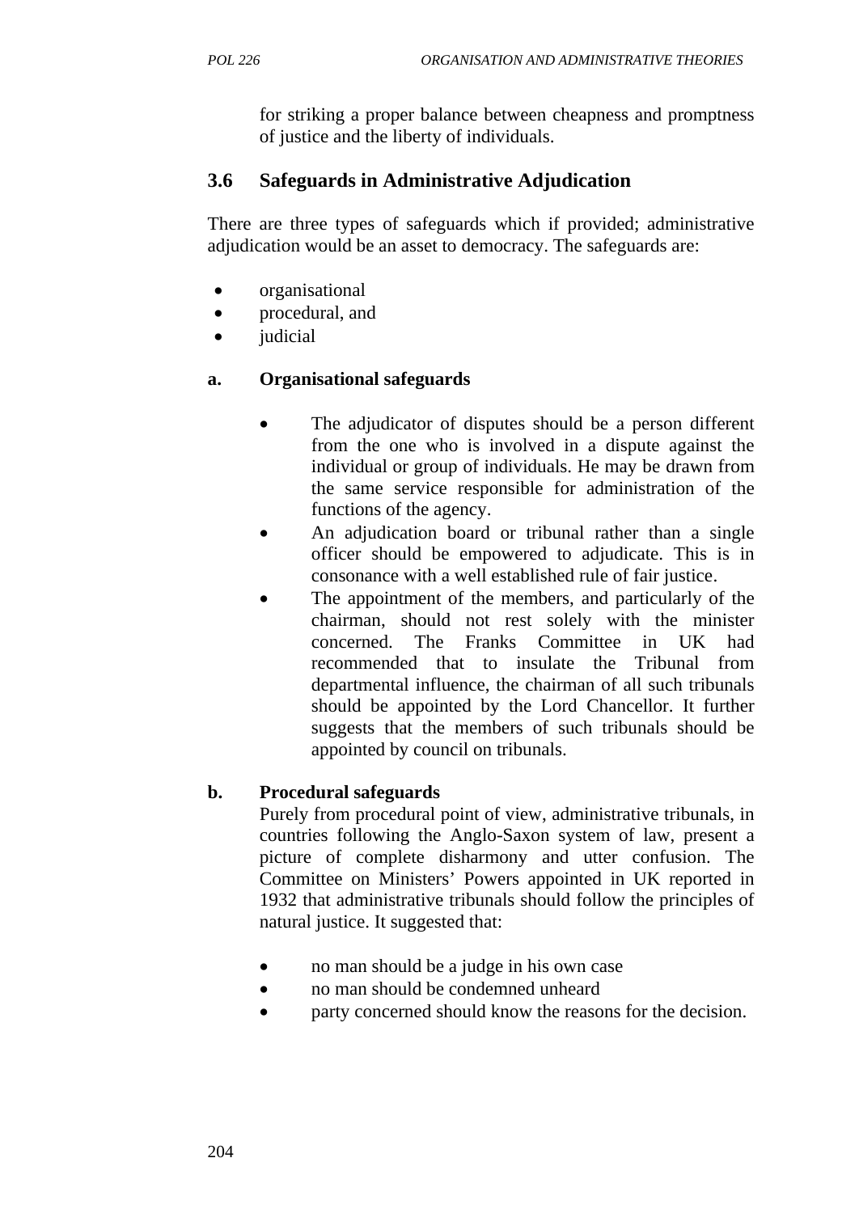for striking a proper balance between cheapness and promptness of justice and the liberty of individuals.

## 3.6 Safeguards in Administrative Adjudication

There are three types of safeguards which if provided; administrative adjudication would be an asset to democracy. The safeguards are:

- organisational
- procedural, and
- judicial

### a. Organisational safeguards

- The adjudicator of disputes should be a person different from the one who is involved in a dispute against the individual or group of individuals. He may be drawn from the same service responsible for administration of the functions of the agency.
- An adjudication board or tribunal rather than a single officer should be empowered to adjudicate. This is in consonance with a well established rule of fair justice.
- The appointment of the members, and particularly of the chairman, should not rest solely with the minister concerned. The Franks Committee in UK had recommended that to insulate the Tribunal from departmental influence, the chairman of all such tribunals should be appointed by the Lord Chancellor. It further suggests that the members of such tribunals should be appointed by council on tribunals.

### b. Procedural safeguards

Purely from procedural point of view, administrative tribunals, in countries following the Anglo-Saxon system of law, present a picture of complete disharmony and utter confusion. The Committee on Ministers' Powers appointed in UK reported in 1932 that administrative tribunals should follow the principles of natural justice. It suggested that:

- no man should be a judge in his own case
- no man should be condemned unheard
- party concerned should know the reasons for the decision.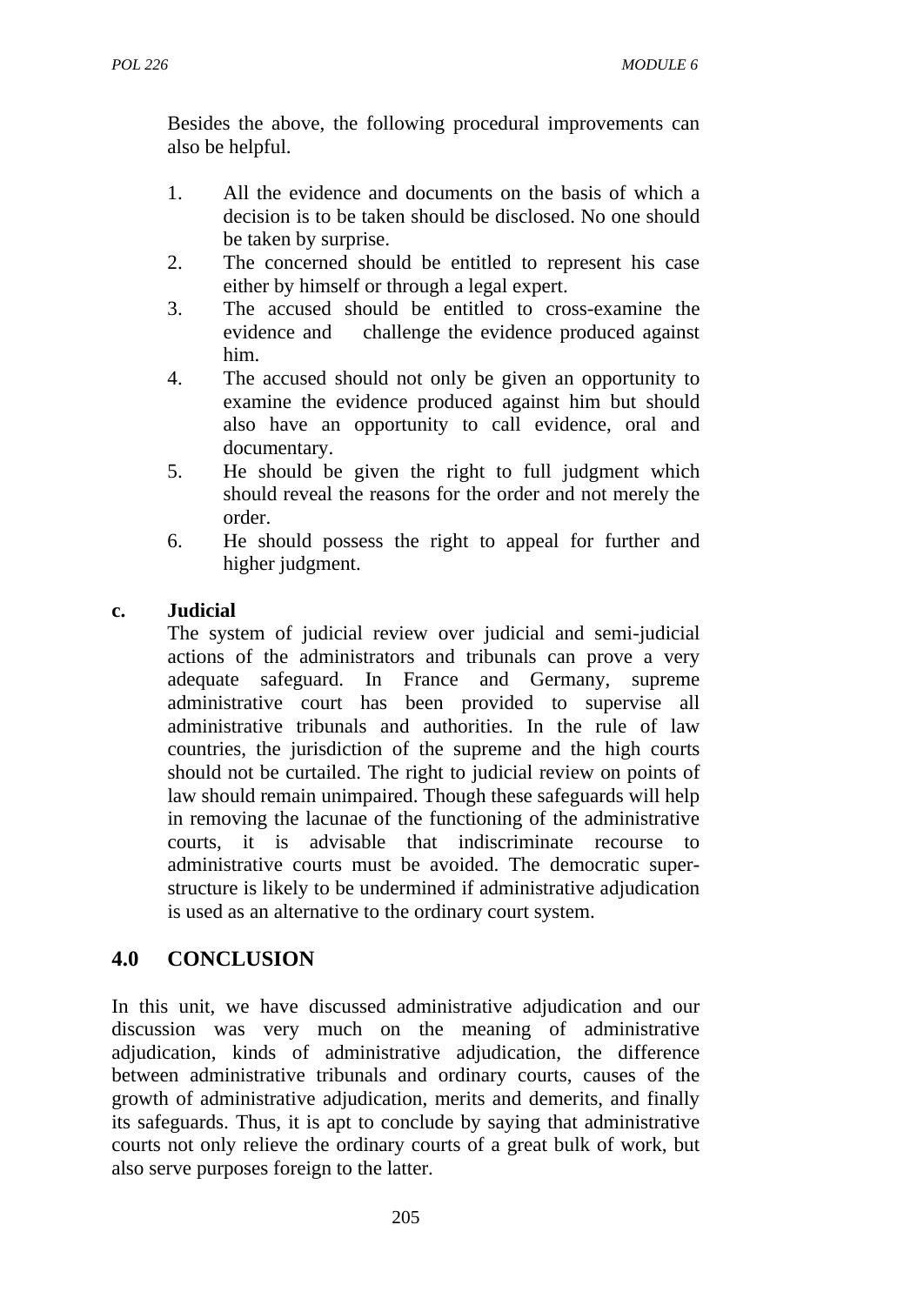Besides the above, the following procedural improvements can also be helpful.

1. All the evidence and documents on the basis of which a decision is to be taken should be disclosed. No one should be taken by surprise.
2. The concerned should be entitled to represent his case either by himself or through a legal expert.
3. The accused should be entitled to cross-examine the evidence and challenge the evidence produced against him.
4. The accused should not only be given an opportunity to examine the evidence produced against him but should also have an opportunity to call evidence, oral and documentary.
5. He should be given the right to full judgment which should reveal the reasons for the order and not merely the order.
6. He should possess the right to appeal for further and higher judgment.

**c. Judicial**

The system of judicial review over judicial and semi-judicial actions of the administrators and tribunals can prove a very adequate safeguard. In France and Germany, supreme administrative court has been provided to supervise all administrative tribunals and authorities. In the rule of law countries, the jurisdiction of the supreme and the high courts should not be curtailed. The right to judicial review on points of law should remain unimpaired. Though these safeguards will help in removing the lacunae of the functioning of the administrative courts, it is advisable that indiscriminate recourse to administrative courts must be avoided. The democratic super-structure is likely to be undermined if administrative adjudication is used as an alternative to the ordinary court system.

## 4.0 CONCLUSION

In this unit, we have discussed administrative adjudication and our discussion was very much on the meaning of administrative adjudication, kinds of administrative adjudication, the difference between administrative tribunals and ordinary courts, causes of the growth of administrative adjudication, merits and demerits, and finally its safeguards. Thus, it is apt to conclude by saying that administrative courts not only relieve the ordinary courts of a great bulk of work, but also serve purposes foreign to the latter.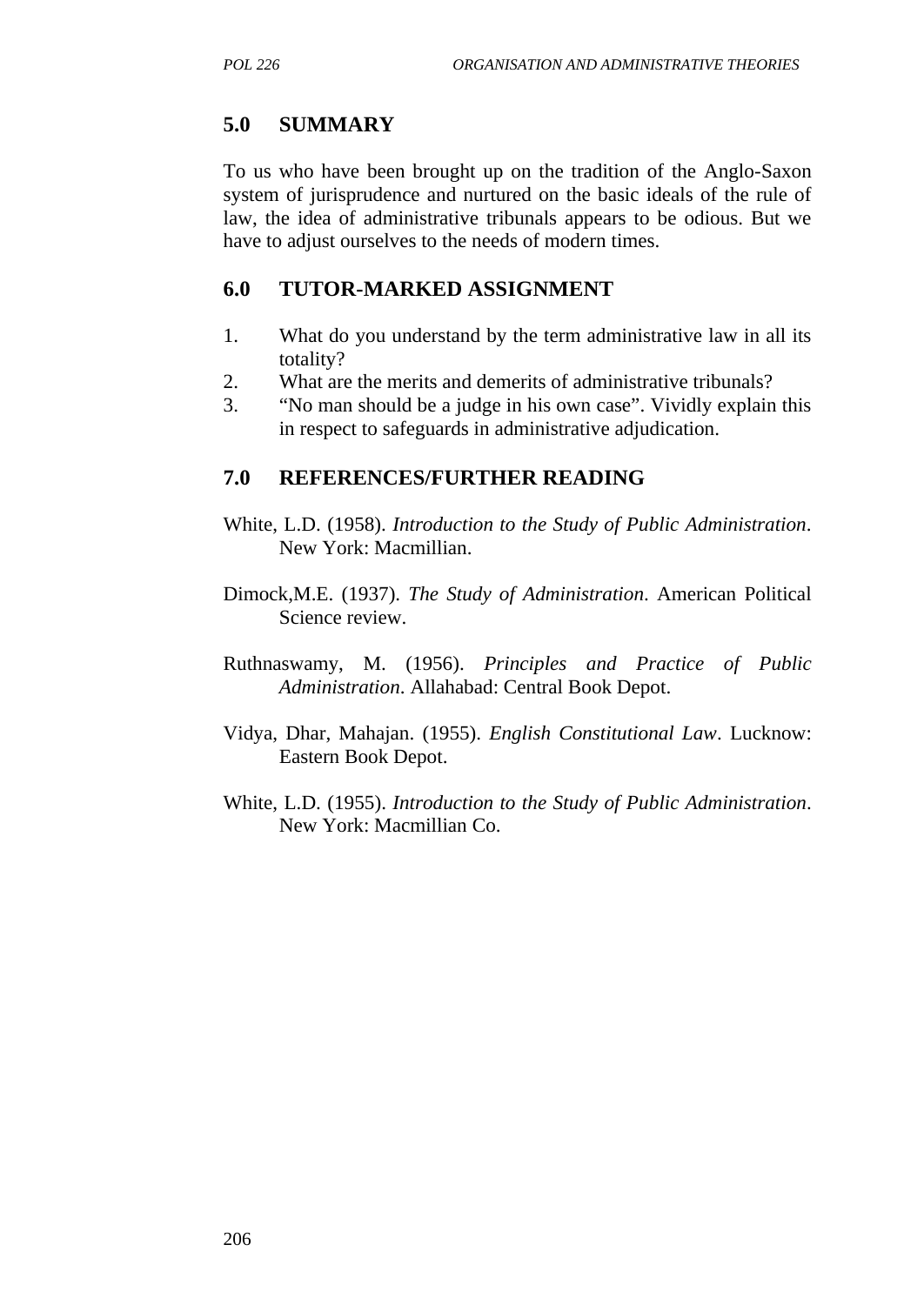## 5.0 SUMMARY

To us who have been brought up on the tradition of the Anglo-Saxon system of jurisprudence and nurtured on the basic ideals of the rule of law, the idea of administrative tribunals appears to be odious. But we have to adjust ourselves to the needs of modern times.

## 6.0 TUTOR-MARKED ASSIGNMENT

1. What do you understand by the term administrative law in all its totality?
2. What are the merits and demerits of administrative tribunals?
3. "No man should be a judge in his own case". Vividly explain this in respect to safeguards in administrative adjudication.

## 7.0 REFERENCES/FURTHER READING

White, L.D. (1958). *Introduction to the Study of Public Administration*. New York: Macmillian.

Dimock,M.E. (1937). *The Study of Administration*. American Political Science review.

Ruthnaswamy, M. (1956). *Principles and Practice of Public Administration*. Allahabad: Central Book Depot.

Vidya, Dhar, Mahajan. (1955). *English Constitutional Law*. Lucknow: Eastern Book Depot.

White, L.D. (1955). *Introduction to the Study of Public Administration*. New York: Macmillian Co.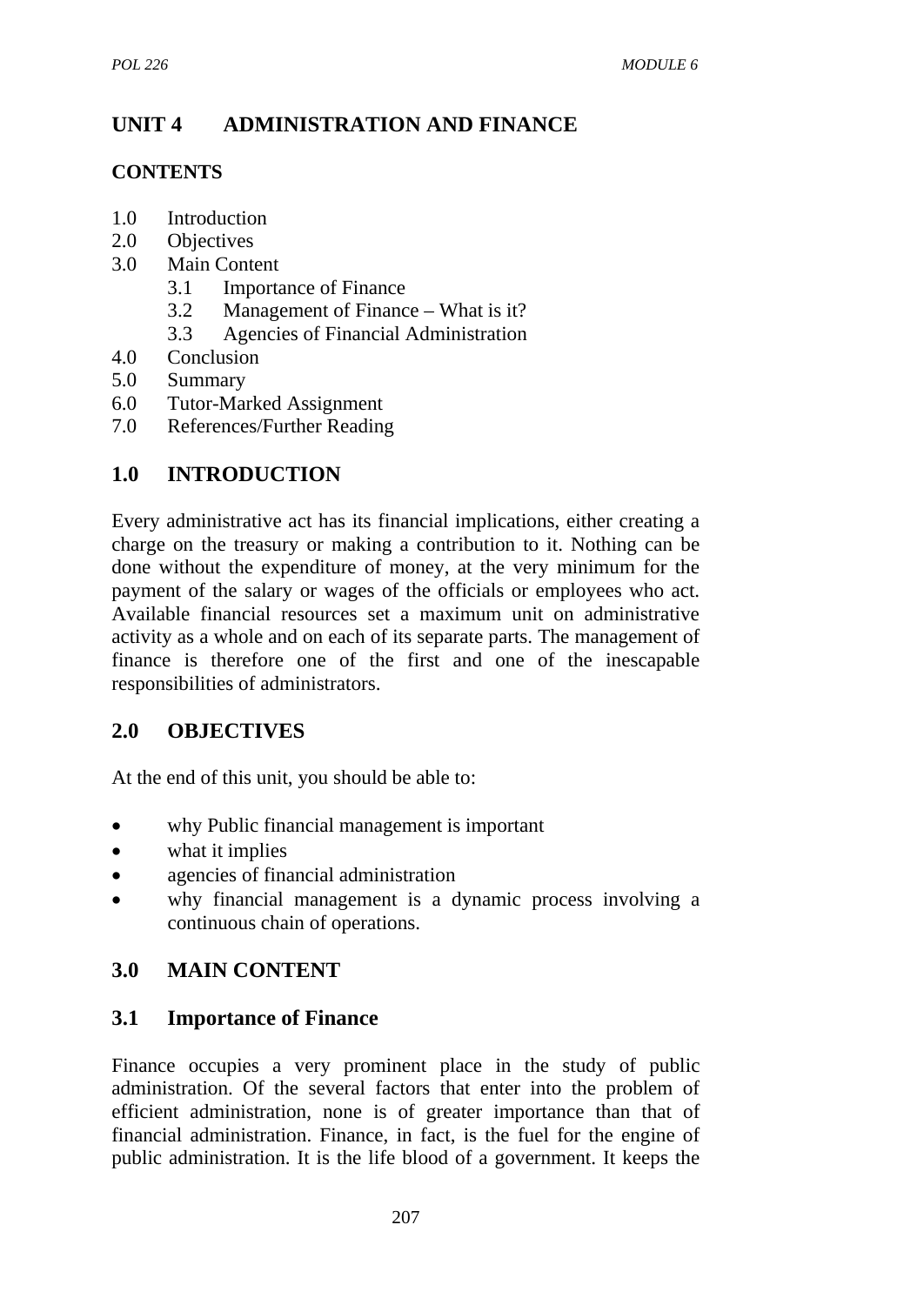# UNIT 4 ADMINISTRATION AND FINANCE

**CONTENTS**

1.0 Introduction
2.0 Objectives
3.0 Main Content
    3.1 Importance of Finance
    3.2 Management of Finance – What is it?
    3.3 Agencies of Financial Administration
4.0 Conclusion
5.0 Summary
6.0 Tutor-Marked Assignment
7.0 References/Further Reading

## 1.0 INTRODUCTION

Every administrative act has its financial implications, either creating a charge on the treasury or making a contribution to it. Nothing can be done without the expenditure of money, at the very minimum for the payment of the salary or wages of the officials or employees who act. Available financial resources set a maximum unit on administrative activity as a whole and on each of its separate parts. The management of finance is therefore one of the first and one of the inescapable responsibilities of administrators.

## 2.0 OBJECTIVES

At the end of this unit, you should be able to:

- why Public financial management is important
- what it implies
- agencies of financial administration
- why financial management is a dynamic process involving a continuous chain of operations.

## 3.0 MAIN CONTENT

### 3.1 Importance of Finance

Finance occupies a very prominent place in the study of public administration. Of the several factors that enter into the problem of efficient administration, none is of greater importance than that of financial administration. Finance, in fact, is the fuel for the engine of public administration. It is the life blood of a government. It keeps the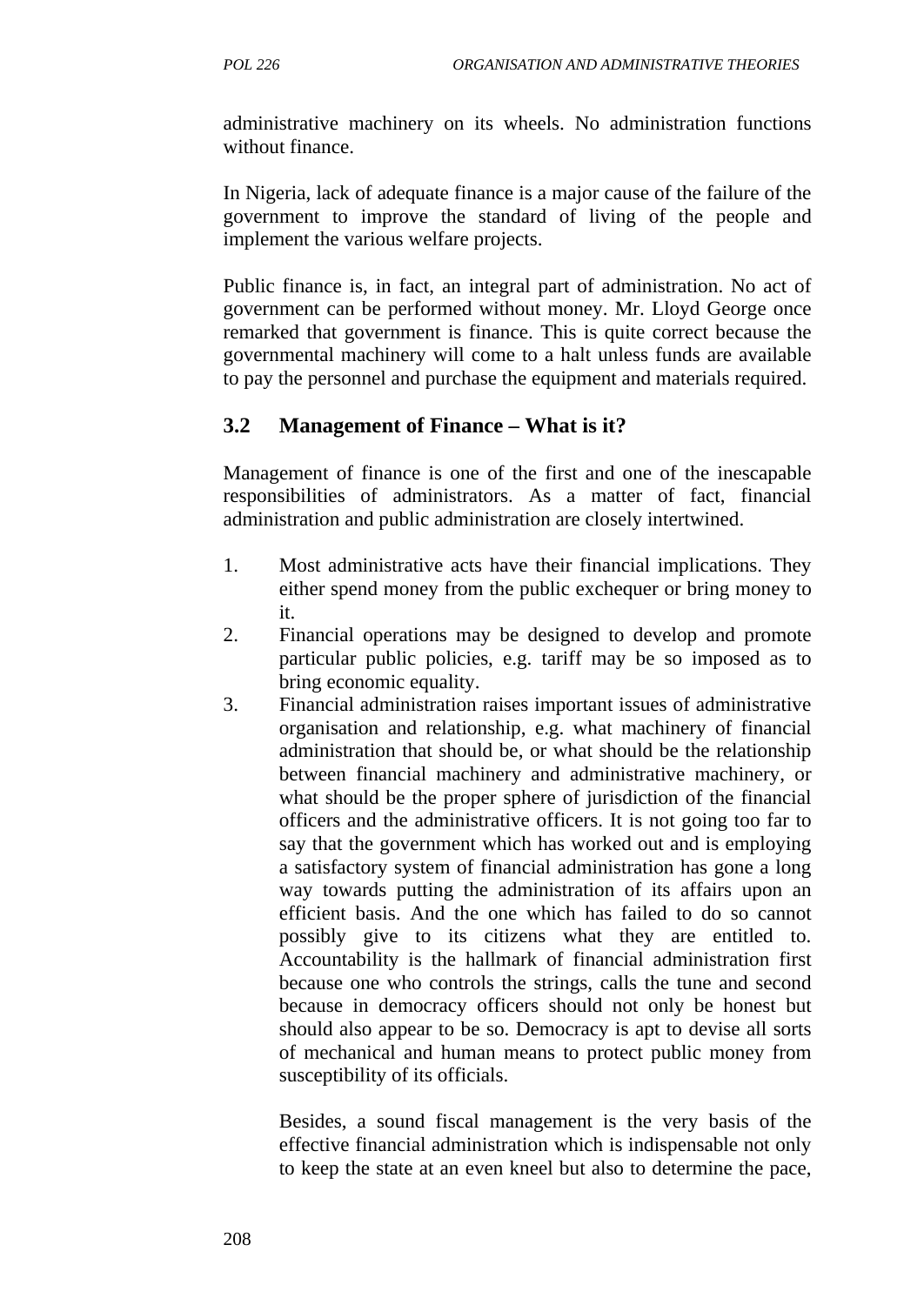administrative machinery on its wheels. No administration functions without finance.

In Nigeria, lack of adequate finance is a major cause of the failure of the government to improve the standard of living of the people and implement the various welfare projects.

Public finance is, in fact, an integral part of administration. No act of government can be performed without money. Mr. Lloyd George once remarked that government is finance. This is quite correct because the governmental machinery will come to a halt unless funds are available to pay the personnel and purchase the equipment and materials required.

## 3.2 Management of Finance – What is it?

Management of finance is one of the first and one of the inescapable responsibilities of administrators. As a matter of fact, financial administration and public administration are closely intertwined.

1. Most administrative acts have their financial implications. They either spend money from the public exchequer or bring money to it.
2. Financial operations may be designed to develop and promote particular public policies, e.g. tariff may be so imposed as to bring economic equality.
3. Financial administration raises important issues of administrative organisation and relationship, e.g. what machinery of financial administration that should be, or what should be the relationship between financial machinery and administrative machinery, or what should be the proper sphere of jurisdiction of the financial officers and the administrative officers. It is not going too far to say that the government which has worked out and is employing a satisfactory system of financial administration has gone a long way towards putting the administration of its affairs upon an efficient basis. And the one which has failed to do so cannot possibly give to its citizens what they are entitled to. Accountability is the hallmark of financial administration first because one who controls the strings, calls the tune and second because in democracy officers should not only be honest but should also appear to be so. Democracy is apt to devise all sorts of mechanical and human means to protect public money from susceptibility of its officials.

   Besides, a sound fiscal management is the very basis of the effective financial administration which is indispensable not only to keep the state at an even kneel but also to determine the pace,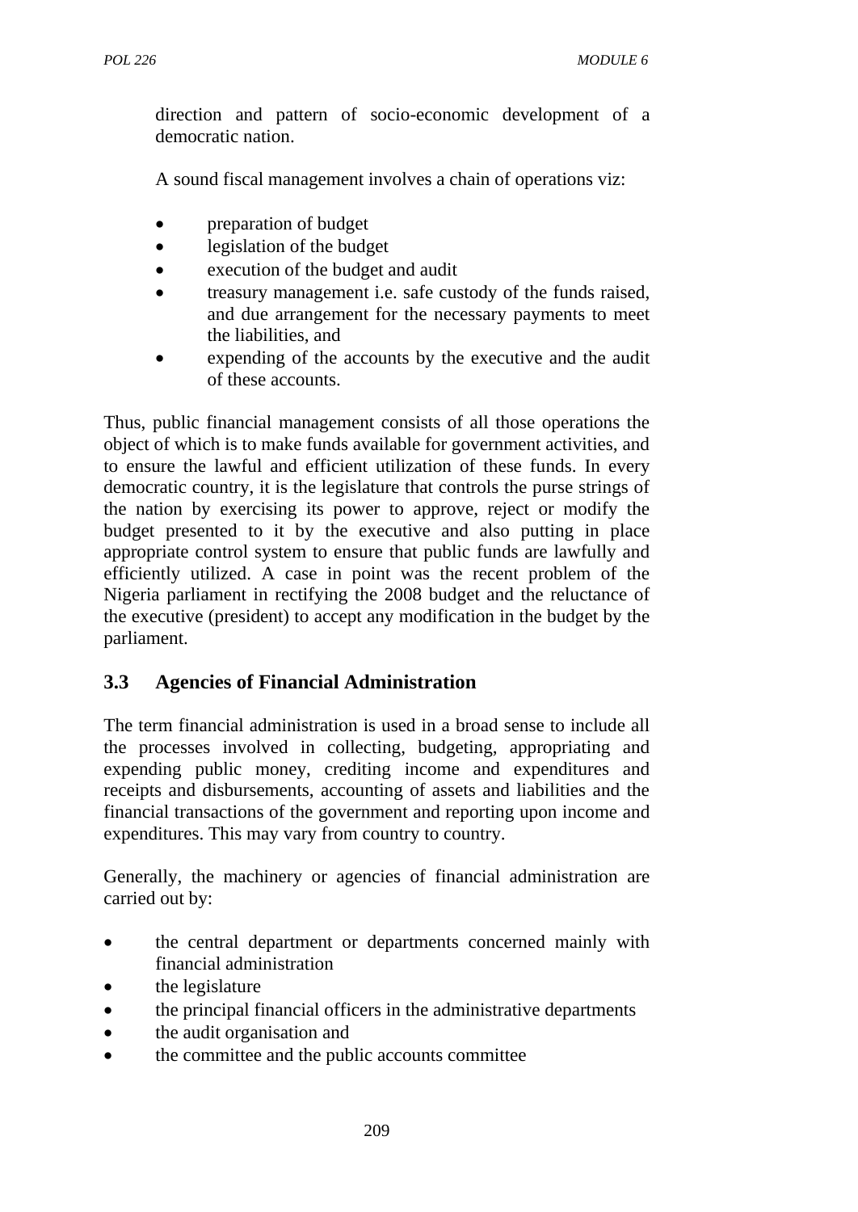direction and pattern of socio-economic development of a democratic nation.

A sound fiscal management involves a chain of operations viz:

- preparation of budget
- legislation of the budget
- execution of the budget and audit
- treasury management i.e. safe custody of the funds raised, and due arrangement for the necessary payments to meet the liabilities, and
- expending of the accounts by the executive and the audit of these accounts.

Thus, public financial management consists of all those operations the object of which is to make funds available for government activities, and to ensure the lawful and efficient utilization of these funds. In every democratic country, it is the legislature that controls the purse strings of the nation by exercising its power to approve, reject or modify the budget presented to it by the executive and also putting in place appropriate control system to ensure that public funds are lawfully and efficiently utilized. A case in point was the recent problem of the Nigeria parliament in rectifying the 2008 budget and the reluctance of the executive (president) to accept any modification in the budget by the parliament.

## 3.3 Agencies of Financial Administration

The term financial administration is used in a broad sense to include all the processes involved in collecting, budgeting, appropriating and expending public money, crediting income and expenditures and receipts and disbursements, accounting of assets and liabilities and the financial transactions of the government and reporting upon income and expenditures. This may vary from country to country.

Generally, the machinery or agencies of financial administration are carried out by:

- the central department or departments concerned mainly with financial administration
- the legislature
- the principal financial officers in the administrative departments
- the audit organisation and
- the committee and the public accounts committee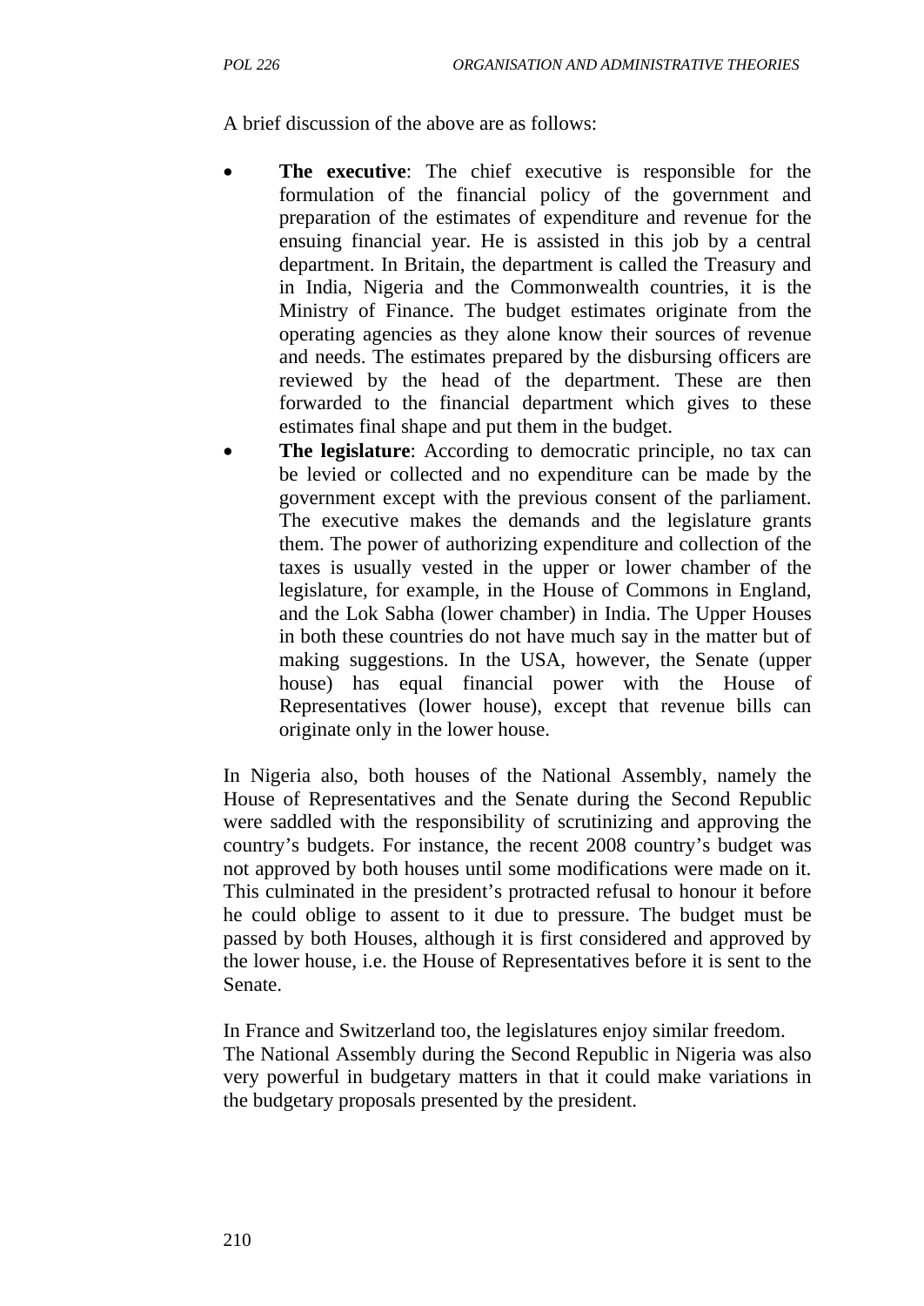A brief discussion of the above are as follows:

- **The executive**: The chief executive is responsible for the formulation of the financial policy of the government and preparation of the estimates of expenditure and revenue for the ensuing financial year. He is assisted in this job by a central department. In Britain, the department is called the Treasury and in India, Nigeria and the Commonwealth countries, it is the Ministry of Finance. The budget estimates originate from the operating agencies as they alone know their sources of revenue and needs. The estimates prepared by the disbursing officers are reviewed by the head of the department. These are then forwarded to the financial department which gives to these estimates final shape and put them in the budget.
- **The legislature**: According to democratic principle, no tax can be levied or collected and no expenditure can be made by the government except with the previous consent of the parliament. The executive makes the demands and the legislature grants them. The power of authorizing expenditure and collection of the taxes is usually vested in the upper or lower chamber of the legislature, for example, in the House of Commons in England, and the Lok Sabha (lower chamber) in India. The Upper Houses in both these countries do not have much say in the matter but of making suggestions. In the USA, however, the Senate (upper house) has equal financial power with the House of Representatives (lower house), except that revenue bills can originate only in the lower house.

In Nigeria also, both houses of the National Assembly, namely the House of Representatives and the Senate during the Second Republic were saddled with the responsibility of scrutinizing and approving the country's budgets. For instance, the recent 2008 country's budget was not approved by both houses until some modifications were made on it. This culminated in the president's protracted refusal to honour it before he could oblige to assent to it due to pressure. The budget must be passed by both Houses, although it is first considered and approved by the lower house, i.e. the House of Representatives before it is sent to the Senate.

In France and Switzerland too, the legislatures enjoy similar freedom. The National Assembly during the Second Republic in Nigeria was also very powerful in budgetary matters in that it could make variations in the budgetary proposals presented by the president.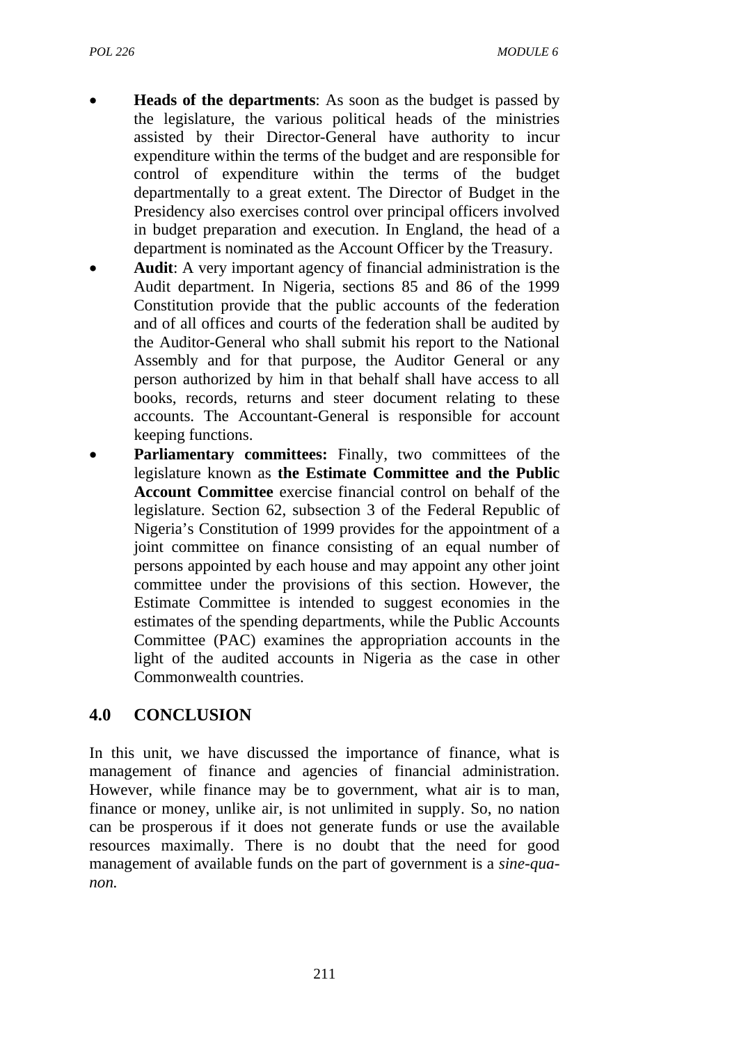- **Heads of the departments**: As soon as the budget is passed by the legislature, the various political heads of the ministries assisted by their Director-General have authority to incur expenditure within the terms of the budget and are responsible for control of expenditure within the terms of the budget departmentally to a great extent. The Director of Budget in the Presidency also exercises control over principal officers involved in budget preparation and execution. In England, the head of a department is nominated as the Account Officer by the Treasury.
- **Audit**: A very important agency of financial administration is the Audit department. In Nigeria, sections 85 and 86 of the 1999 Constitution provide that the public accounts of the federation and of all offices and courts of the federation shall be audited by the Auditor-General who shall submit his report to the National Assembly and for that purpose, the Auditor General or any person authorized by him in that behalf shall have access to all books, records, returns and steer document relating to these accounts. The Accountant-General is responsible for account keeping functions.
- **Parliamentary committees:** Finally, two committees of the legislature known as **the Estimate Committee and the Public Account Committee** exercise financial control on behalf of the legislature. Section 62, subsection 3 of the Federal Republic of Nigeria's Constitution of 1999 provides for the appointment of a joint committee on finance consisting of an equal number of persons appointed by each house and may appoint any other joint committee under the provisions of this section. However, the Estimate Committee is intended to suggest economies in the estimates of the spending departments, while the Public Accounts Committee (PAC) examines the appropriation accounts in the light of the audited accounts in Nigeria as the case in other Commonwealth countries.

## 4.0 CONCLUSION

In this unit, we have discussed the importance of finance, what is management of finance and agencies of financial administration. However, while finance may be to government, what air is to man, finance or money, unlike air, is not unlimited in supply. So, no nation can be prosperous if it does not generate funds or use the available resources maximally. There is no doubt that the need for good management of available funds on the part of government is a *sine-qua-non.*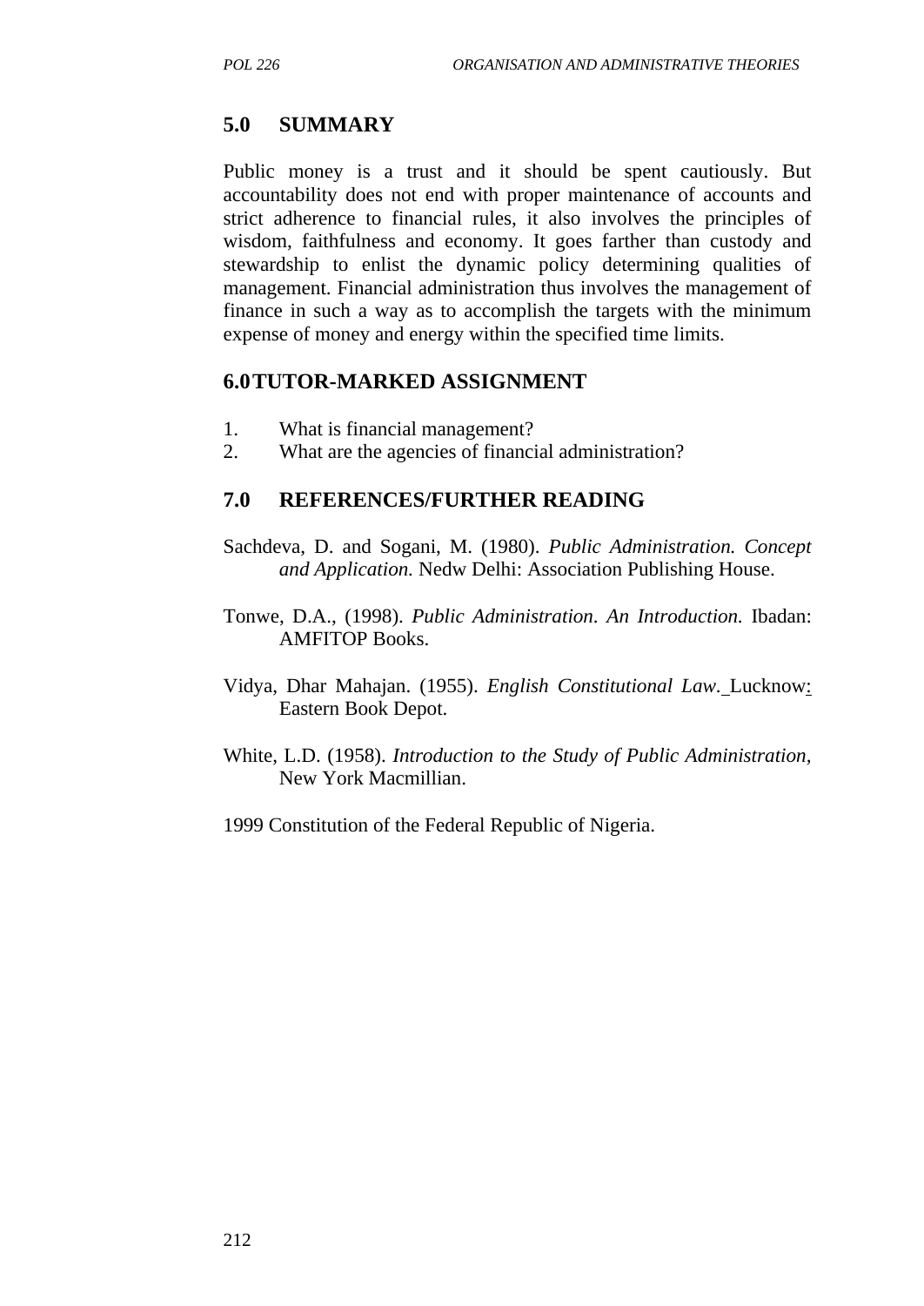## 5.0 SUMMARY

Public money is a trust and it should be spent cautiously. But accountability does not end with proper maintenance of accounts and strict adherence to financial rules, it also involves the principles of wisdom, faithfulness and economy. It goes farther than custody and stewardship to enlist the dynamic policy determining qualities of management. Financial administration thus involves the management of finance in such a way as to accomplish the targets with the minimum expense of money and energy within the specified time limits.

## 6.0 TUTOR-MARKED ASSIGNMENT

1. What is financial management?
2. What are the agencies of financial administration?

## 7.0 REFERENCES/FURTHER READING

Sachdeva, D. and Sogani, M. (1980). *Public Administration. Concept and Application.* Nedw Delhi: Association Publishing House.

Tonwe, D.A., (1998). *Public Administration. An Introduction.* Ibadan: AMFITOP Books.

Vidya, Dhar Mahajan. (1955). *English Constitutional Law.* Lucknow: Eastern Book Depot.

White, L.D. (1958). *Introduction to the Study of Public Administration,* New York Macmillian.

1999 Constitution of the Federal Republic of Nigeria.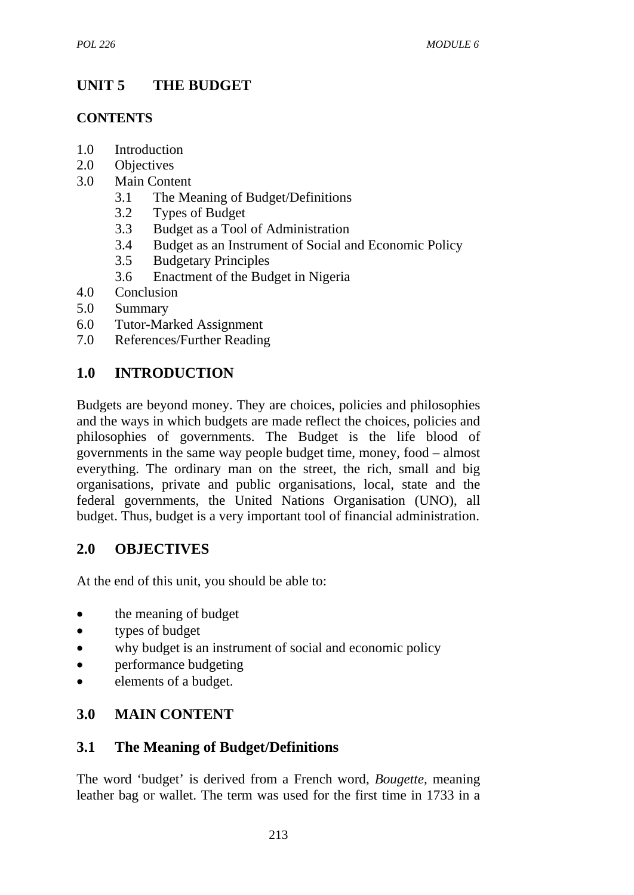# UNIT 5 THE BUDGET

**CONTENTS**

- 1.0 Introduction
- 2.0 Objectives
- 3.0 Main Content
    - 3.1 The Meaning of Budget/Definitions
    - 3.2 Types of Budget
    - 3.3 Budget as a Tool of Administration
    - 3.4 Budget as an Instrument of Social and Economic Policy
    - 3.5 Budgetary Principles
    - 3.6 Enactment of the Budget in Nigeria
- 4.0 Conclusion
- 5.0 Summary
- 6.0 Tutor-Marked Assignment
- 7.0 References/Further Reading

## 1.0 INTRODUCTION

Budgets are beyond money. They are choices, policies and philosophies and the ways in which budgets are made reflect the choices, policies and philosophies of governments. The Budget is the life blood of governments in the same way people budget time, money, food – almost everything. The ordinary man on the street, the rich, small and big organisations, private and public organisations, local, state and the federal governments, the United Nations Organisation (UNO), all budget. Thus, budget is a very important tool of financial administration.

## 2.0 OBJECTIVES

At the end of this unit, you should be able to:

- the meaning of budget
- types of budget
- why budget is an instrument of social and economic policy
- performance budgeting
- elements of a budget.

## 3.0 MAIN CONTENT

### 3.1 The Meaning of Budget/Definitions

The word 'budget' is derived from a French word, *Bougette*, meaning leather bag or wallet. The term was used for the first time in 1733 in a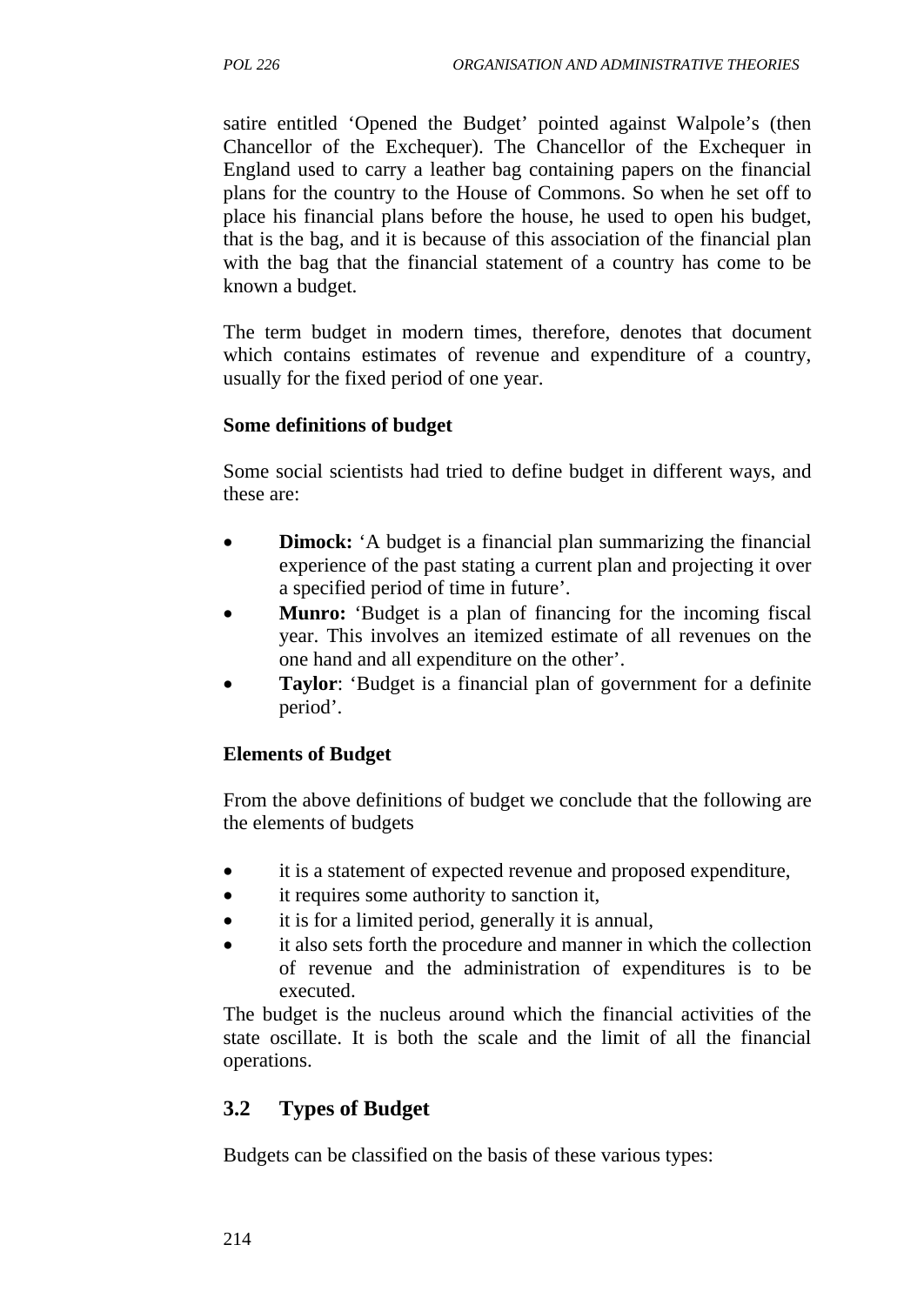satire entitled 'Opened the Budget' pointed against Walpole's (then Chancellor of the Exchequer). The Chancellor of the Exchequer in England used to carry a leather bag containing papers on the financial plans for the country to the House of Commons. So when he set off to place his financial plans before the house, he used to open his budget, that is the bag, and it is because of this association of the financial plan with the bag that the financial statement of a country has come to be known a budget.

The term budget in modern times, therefore, denotes that document which contains estimates of revenue and expenditure of a country, usually for the fixed period of one year.

**Some definitions of budget**

Some social scientists had tried to define budget in different ways, and these are:

- **Dimock:** 'A budget is a financial plan summarizing the financial experience of the past stating a current plan and projecting it over a specified period of time in future'.
- **Munro:** 'Budget is a plan of financing for the incoming fiscal year. This involves an itemized estimate of all revenues on the one hand and all expenditure on the other'.
- **Taylor**: 'Budget is a financial plan of government for a definite period'.

**Elements of Budget**

From the above definitions of budget we conclude that the following are the elements of budgets

- it is a statement of expected revenue and proposed expenditure,
- it requires some authority to sanction it,
- it is for a limited period, generally it is annual,
- it also sets forth the procedure and manner in which the collection of revenue and the administration of expenditures is to be executed.

The budget is the nucleus around which the financial activities of the state oscillate. It is both the scale and the limit of all the financial operations.

## 3.2 Types of Budget

Budgets can be classified on the basis of these various types: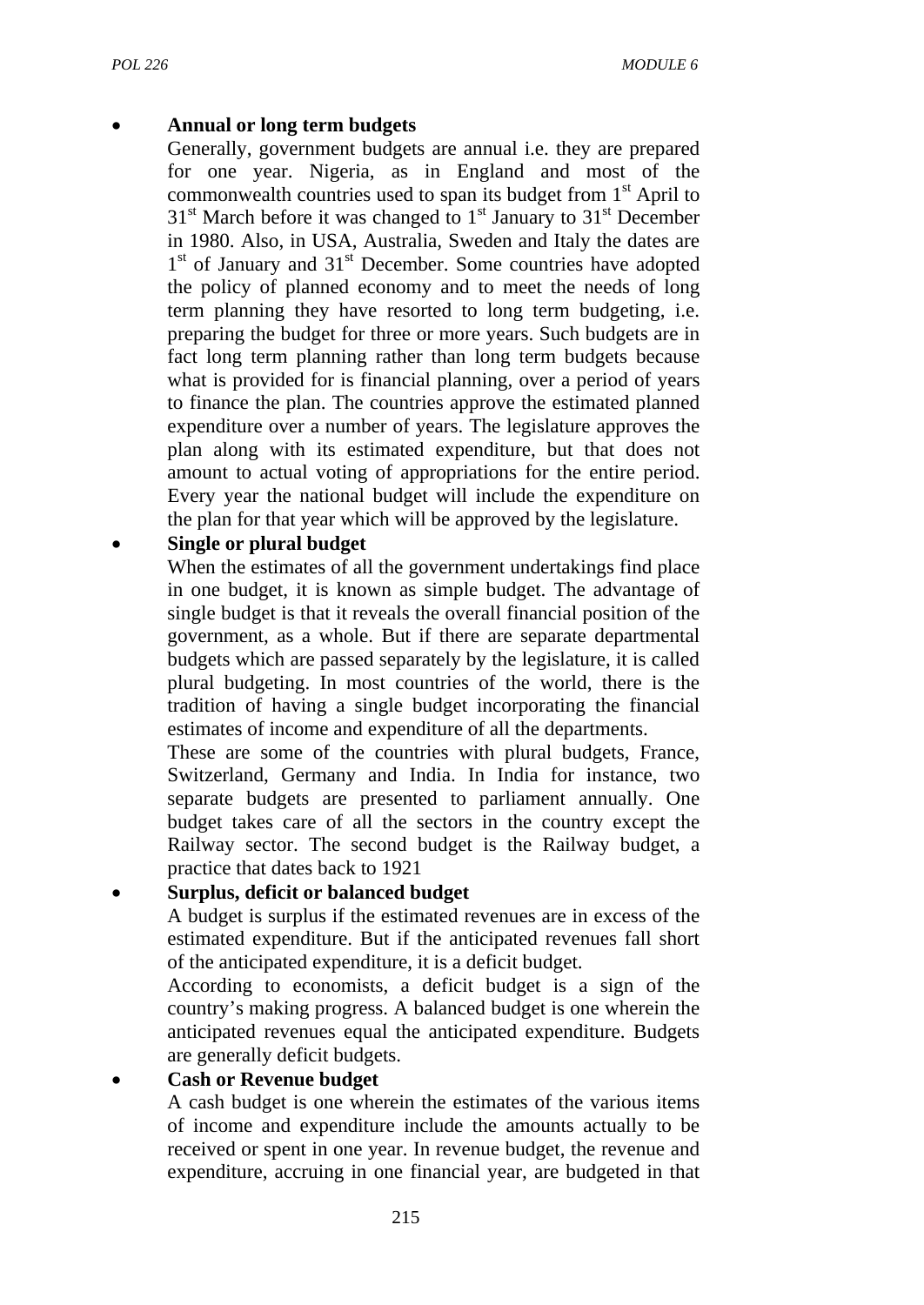- **Annual or long term budgets**

  Generally, government budgets are annual i.e. they are prepared for one year. Nigeria, as in England and most of the commonwealth countries used to span its budget from 1st April to 31st March before it was changed to 1st January to 31st December in 1980. Also, in USA, Australia, Sweden and Italy the dates are 1st of January and 31st December. Some countries have adopted the policy of planned economy and to meet the needs of long term planning they have resorted to long term budgeting, i.e. preparing the budget for three or more years. Such budgets are in fact long term planning rather than long term budgets because what is provided for is financial planning, over a period of years to finance the plan. The countries approve the estimated planned expenditure over a number of years. The legislature approves the plan along with its estimated expenditure, but that does not amount to actual voting of appropriations for the entire period. Every year the national budget will include the expenditure on the plan for that year which will be approved by the legislature.

- **Single or plural budget**

  When the estimates of all the government undertakings find place in one budget, it is known as simple budget. The advantage of single budget is that it reveals the overall financial position of the government, as a whole. But if there are separate departmental budgets which are passed separately by the legislature, it is called plural budgeting. In most countries of the world, there is the tradition of having a single budget incorporating the financial estimates of income and expenditure of all the departments.

  These are some of the countries with plural budgets, France, Switzerland, Germany and India. In India for instance, two separate budgets are presented to parliament annually. One budget takes care of all the sectors in the country except the Railway sector. The second budget is the Railway budget, a practice that dates back to 1921

- **Surplus, deficit or balanced budget**

  A budget is surplus if the estimated revenues are in excess of the estimated expenditure. But if the anticipated revenues fall short of the anticipated expenditure, it is a deficit budget.

  According to economists, a deficit budget is a sign of the country's making progress. A balanced budget is one wherein the anticipated revenues equal the anticipated expenditure. Budgets are generally deficit budgets.

- **Cash or Revenue budget**

  A cash budget is one wherein the estimates of the various items of income and expenditure include the amounts actually to be received or spent in one year. In revenue budget, the revenue and expenditure, accruing in one financial year, are budgeted in that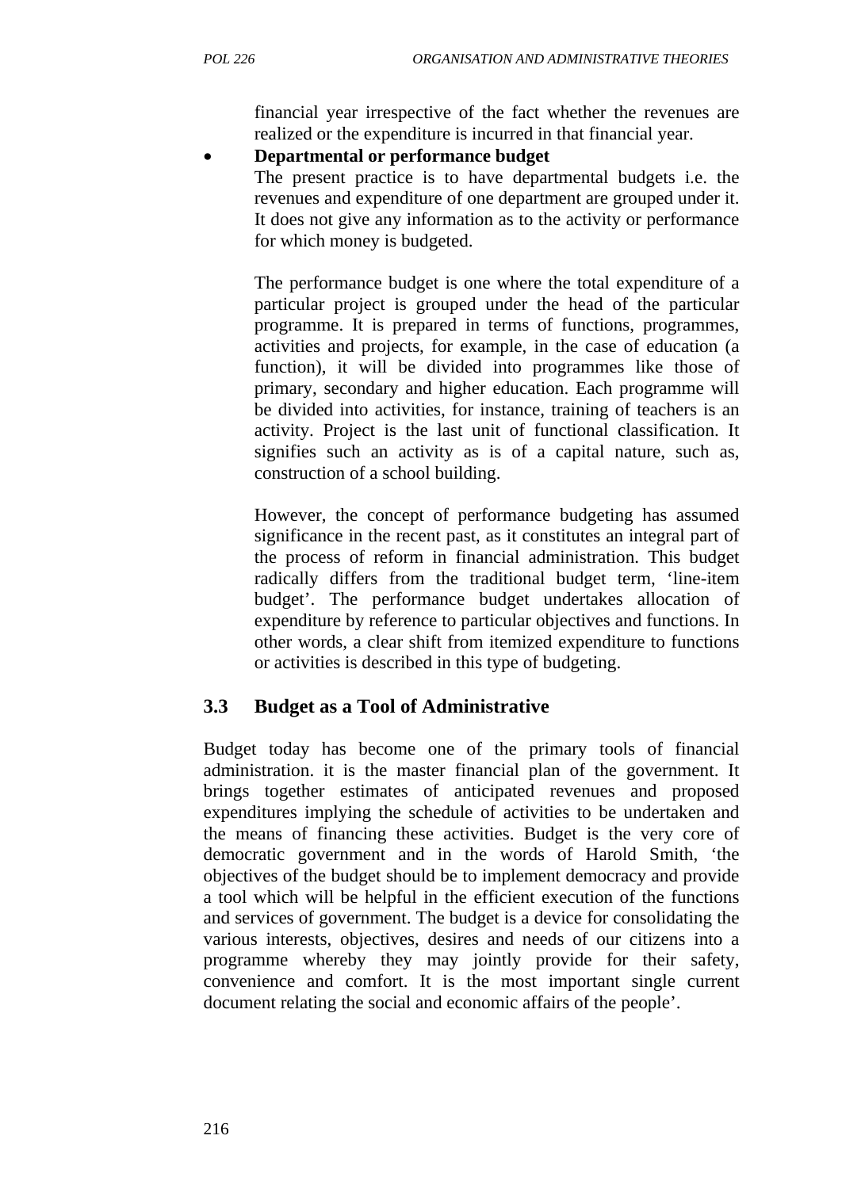financial year irrespective of the fact whether the revenues are realized or the expenditure is incurred in that financial year.

- **Departmental or performance budget**

  The present practice is to have departmental budgets i.e. the revenues and expenditure of one department are grouped under it. It does not give any information as to the activity or performance for which money is budgeted.

  The performance budget is one where the total expenditure of a particular project is grouped under the head of the particular programme. It is prepared in terms of functions, programmes, activities and projects, for example, in the case of education (a function), it will be divided into programmes like those of primary, secondary and higher education. Each programme will be divided into activities, for instance, training of teachers is an activity. Project is the last unit of functional classification. It signifies such an activity as is of a capital nature, such as, construction of a school building.

  However, the concept of performance budgeting has assumed significance in the recent past, as it constitutes an integral part of the process of reform in financial administration. This budget radically differs from the traditional budget term, 'line-item budget'. The performance budget undertakes allocation of expenditure by reference to particular objectives and functions. In other words, a clear shift from itemized expenditure to functions or activities is described in this type of budgeting.

## 3.3 Budget as a Tool of Administrative

Budget today has become one of the primary tools of financial administration. it is the master financial plan of the government. It brings together estimates of anticipated revenues and proposed expenditures implying the schedule of activities to be undertaken and the means of financing these activities. Budget is the very core of democratic government and in the words of Harold Smith, 'the objectives of the budget should be to implement democracy and provide a tool which will be helpful in the efficient execution of the functions and services of government. The budget is a device for consolidating the various interests, objectives, desires and needs of our citizens into a programme whereby they may jointly provide for their safety, convenience and comfort. It is the most important single current document relating the social and economic affairs of the people'.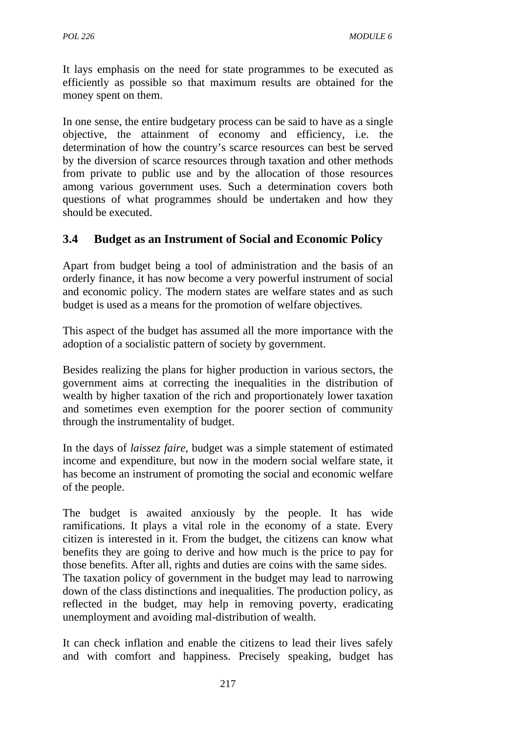It lays emphasis on the need for state programmes to be executed as efficiently as possible so that maximum results are obtained for the money spent on them.

In one sense, the entire budgetary process can be said to have as a single objective, the attainment of economy and efficiency, i.e. the determination of how the country's scarce resources can best be served by the diversion of scarce resources through taxation and other methods from private to public use and by the allocation of those resources among various government uses. Such a determination covers both questions of what programmes should be undertaken and how they should be executed.

## 3.4 Budget as an Instrument of Social and Economic Policy

Apart from budget being a tool of administration and the basis of an orderly finance, it has now become a very powerful instrument of social and economic policy. The modern states are welfare states and as such budget is used as a means for the promotion of welfare objectives.

This aspect of the budget has assumed all the more importance with the adoption of a socialistic pattern of society by government.

Besides realizing the plans for higher production in various sectors, the government aims at correcting the inequalities in the distribution of wealth by higher taxation of the rich and proportionately lower taxation and sometimes even exemption for the poorer section of community through the instrumentality of budget.

In the days of *laissez faire*, budget was a simple statement of estimated income and expenditure, but now in the modern social welfare state, it has become an instrument of promoting the social and economic welfare of the people.

The budget is awaited anxiously by the people. It has wide ramifications. It plays a vital role in the economy of a state. Every citizen is interested in it. From the budget, the citizens can know what benefits they are going to derive and how much is the price to pay for those benefits. After all, rights and duties are coins with the same sides. The taxation policy of government in the budget may lead to narrowing down of the class distinctions and inequalities. The production policy, as reflected in the budget, may help in removing poverty, eradicating unemployment and avoiding mal-distribution of wealth.

It can check inflation and enable the citizens to lead their lives safely and with comfort and happiness. Precisely speaking, budget has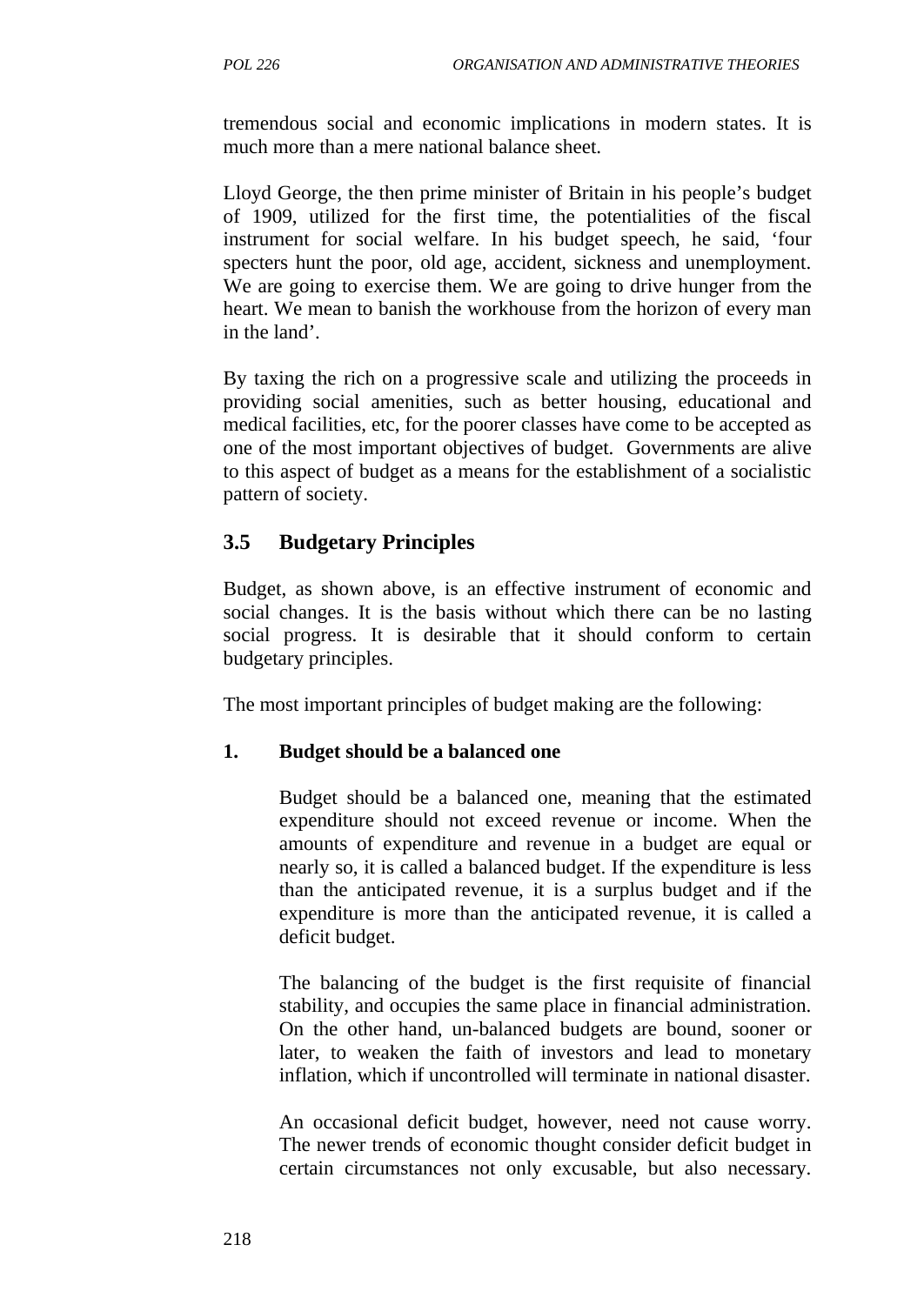tremendous social and economic implications in modern states. It is much more than a mere national balance sheet.

Lloyd George, the then prime minister of Britain in his people's budget of 1909, utilized for the first time, the potentialities of the fiscal instrument for social welfare. In his budget speech, he said, 'four specters hunt the poor, old age, accident, sickness and unemployment. We are going to exercise them. We are going to drive hunger from the heart. We mean to banish the workhouse from the horizon of every man in the land'.

By taxing the rich on a progressive scale and utilizing the proceeds in providing social amenities, such as better housing, educational and medical facilities, etc, for the poorer classes have come to be accepted as one of the most important objectives of budget. Governments are alive to this aspect of budget as a means for the establishment of a socialistic pattern of society.

## 3.5 Budgetary Principles

Budget, as shown above, is an effective instrument of economic and social changes. It is the basis without which there can be no lasting social progress. It is desirable that it should conform to certain budgetary principles.

The most important principles of budget making are the following:

**1. Budget should be a balanced one**

Budget should be a balanced one, meaning that the estimated expenditure should not exceed revenue or income. When the amounts of expenditure and revenue in a budget are equal or nearly so, it is called a balanced budget. If the expenditure is less than the anticipated revenue, it is a surplus budget and if the expenditure is more than the anticipated revenue, it is called a deficit budget.

The balancing of the budget is the first requisite of financial stability, and occupies the same place in financial administration. On the other hand, un-balanced budgets are bound, sooner or later, to weaken the faith of investors and lead to monetary inflation, which if uncontrolled will terminate in national disaster.

An occasional deficit budget, however, need not cause worry. The newer trends of economic thought consider deficit budget in certain circumstances not only excusable, but also necessary.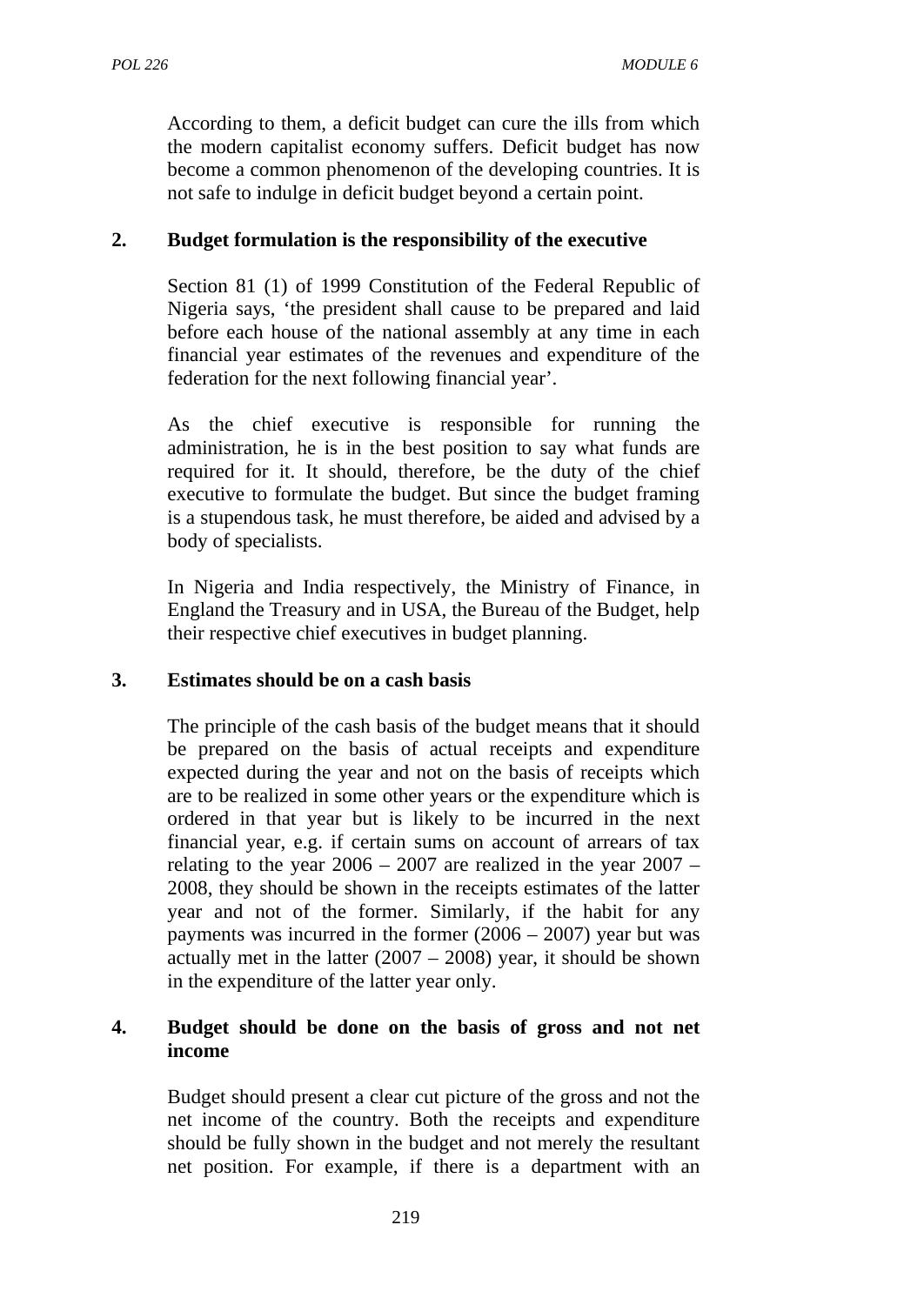According to them, a deficit budget can cure the ills from which the modern capitalist economy suffers. Deficit budget has now become a common phenomenon of the developing countries. It is not safe to indulge in deficit budget beyond a certain point.

**2. Budget formulation is the responsibility of the executive**

Section 81 (1) of 1999 Constitution of the Federal Republic of Nigeria says, 'the president shall cause to be prepared and laid before each house of the national assembly at any time in each financial year estimates of the revenues and expenditure of the federation for the next following financial year'.

As the chief executive is responsible for running the administration, he is in the best position to say what funds are required for it. It should, therefore, be the duty of the chief executive to formulate the budget. But since the budget framing is a stupendous task, he must therefore, be aided and advised by a body of specialists.

In Nigeria and India respectively, the Ministry of Finance, in England the Treasury and in USA, the Bureau of the Budget, help their respective chief executives in budget planning.

**3. Estimates should be on a cash basis**

The principle of the cash basis of the budget means that it should be prepared on the basis of actual receipts and expenditure expected during the year and not on the basis of receipts which are to be realized in some other years or the expenditure which is ordered in that year but is likely to be incurred in the next financial year, e.g. if certain sums on account of arrears of tax relating to the year 2006 – 2007 are realized in the year 2007 – 2008, they should be shown in the receipts estimates of the latter year and not of the former. Similarly, if the habit for any payments was incurred in the former (2006 – 2007) year but was actually met in the latter (2007 – 2008) year, it should be shown in the expenditure of the latter year only.

**4. Budget should be done on the basis of gross and not net income**

Budget should present a clear cut picture of the gross and not the net income of the country. Both the receipts and expenditure should be fully shown in the budget and not merely the resultant net position. For example, if there is a department with an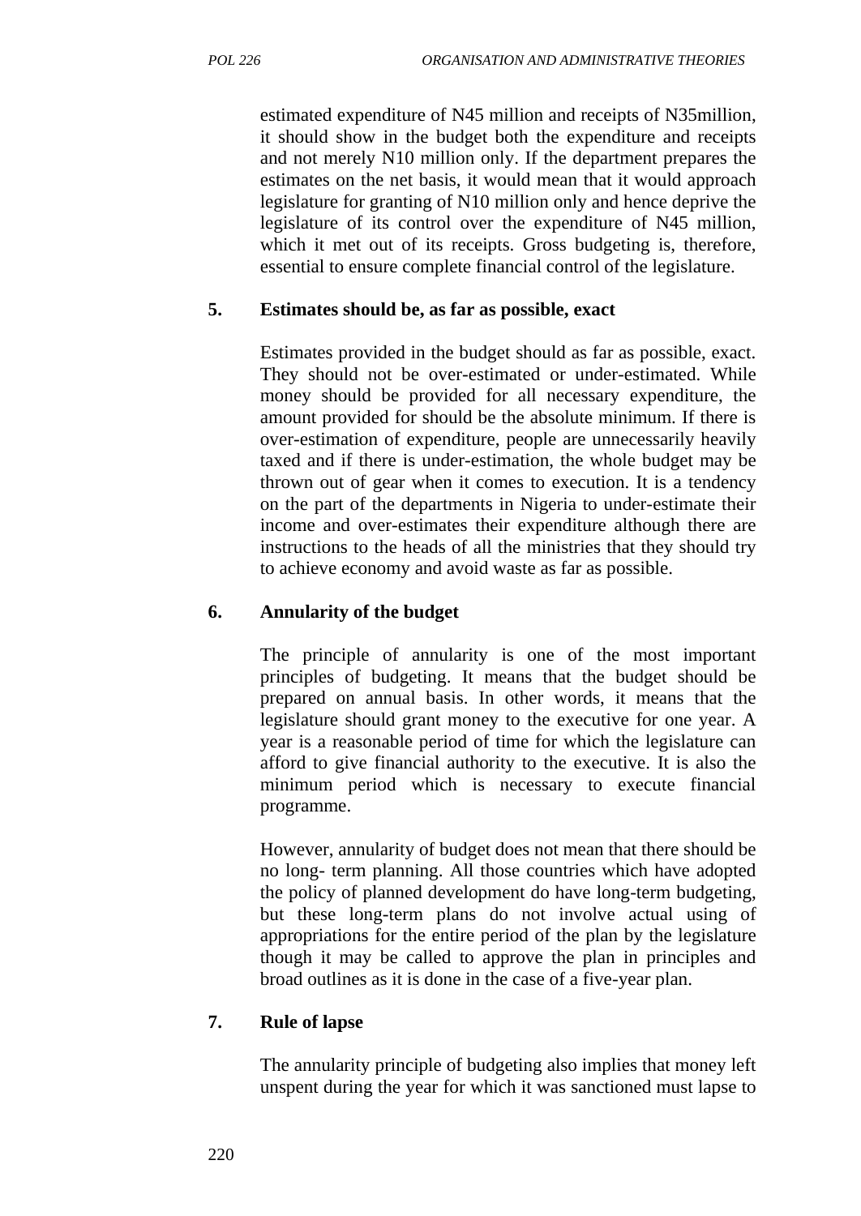estimated expenditure of N45 million and receipts of N35million, it should show in the budget both the expenditure and receipts and not merely N10 million only. If the department prepares the estimates on the net basis, it would mean that it would approach legislature for granting of N10 million only and hence deprive the legislature of its control over the expenditure of N45 million, which it met out of its receipts. Gross budgeting is, therefore, essential to ensure complete financial control of the legislature.

**5. Estimates should be, as far as possible, exact**

Estimates provided in the budget should as far as possible, exact. They should not be over-estimated or under-estimated. While money should be provided for all necessary expenditure, the amount provided for should be the absolute minimum. If there is over-estimation of expenditure, people are unnecessarily heavily taxed and if there is under-estimation, the whole budget may be thrown out of gear when it comes to execution. It is a tendency on the part of the departments in Nigeria to under-estimate their income and over-estimates their expenditure although there are instructions to the heads of all the ministries that they should try to achieve economy and avoid waste as far as possible.

**6. Annularity of the budget**

The principle of annularity is one of the most important principles of budgeting. It means that the budget should be prepared on annual basis. In other words, it means that the legislature should grant money to the executive for one year. A year is a reasonable period of time for which the legislature can afford to give financial authority to the executive. It is also the minimum period which is necessary to execute financial programme.

However, annularity of budget does not mean that there should be no long- term planning. All those countries which have adopted the policy of planned development do have long-term budgeting, but these long-term plans do not involve actual using of appropriations for the entire period of the plan by the legislature though it may be called to approve the plan in principles and broad outlines as it is done in the case of a five-year plan.

**7. Rule of lapse**

The annularity principle of budgeting also implies that money left unspent during the year for which it was sanctioned must lapse to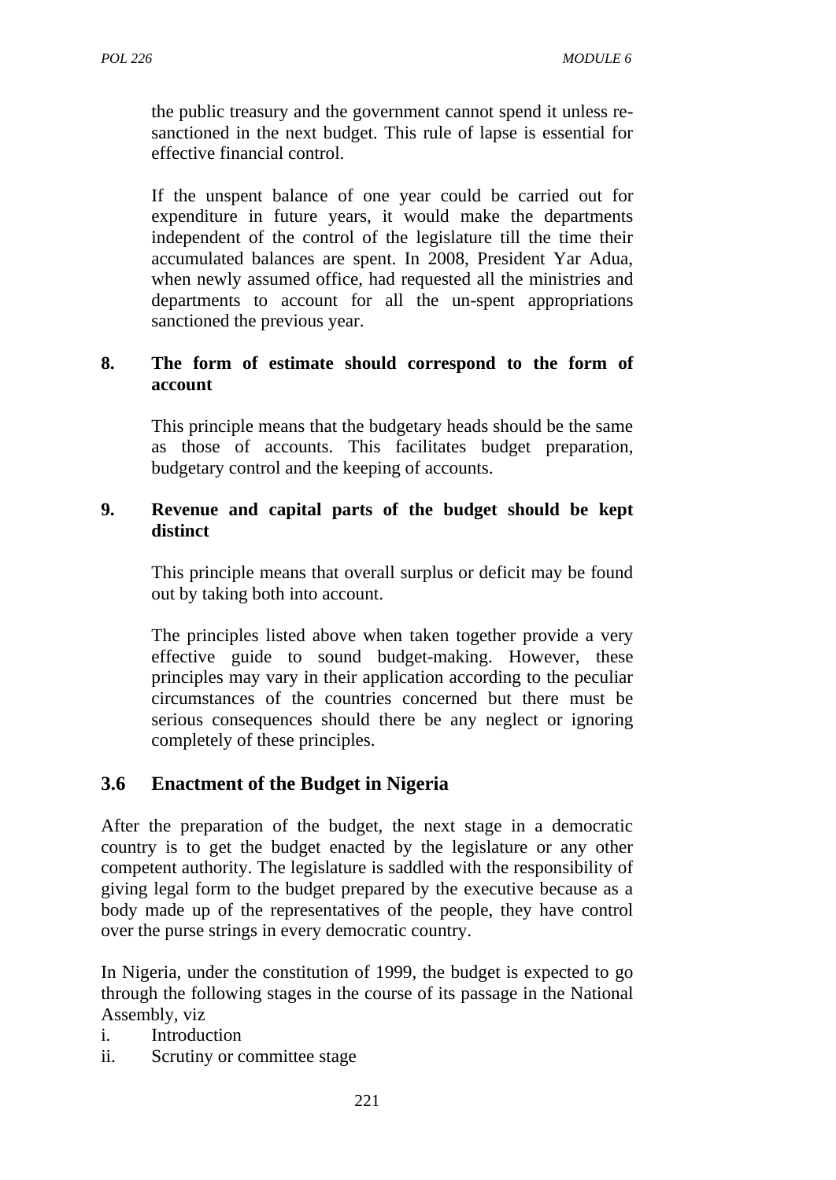the public treasury and the government cannot spend it unless re-sanctioned in the next budget. This rule of lapse is essential for effective financial control.

If the unspent balance of one year could be carried out for expenditure in future years, it would make the departments independent of the control of the legislature till the time their accumulated balances are spent. In 2008, President Yar Adua, when newly assumed office, had requested all the ministries and departments to account for all the un-spent appropriations sanctioned the previous year.

**8. The form of estimate should correspond to the form of account**

This principle means that the budgetary heads should be the same as those of accounts. This facilitates budget preparation, budgetary control and the keeping of accounts.

**9. Revenue and capital parts of the budget should be kept distinct**

This principle means that overall surplus or deficit may be found out by taking both into account.

The principles listed above when taken together provide a very effective guide to sound budget-making. However, these principles may vary in their application according to the peculiar circumstances of the countries concerned but there must be serious consequences should there be any neglect or ignoring completely of these principles.

## 3.6 Enactment of the Budget in Nigeria

After the preparation of the budget, the next stage in a democratic country is to get the budget enacted by the legislature or any other competent authority. The legislature is saddled with the responsibility of giving legal form to the budget prepared by the executive because as a body made up of the representatives of the people, they have control over the purse strings in every democratic country.

In Nigeria, under the constitution of 1999, the budget is expected to go through the following stages in the course of its passage in the National Assembly, viz

i. Introduction
ii. Scrutiny or committee stage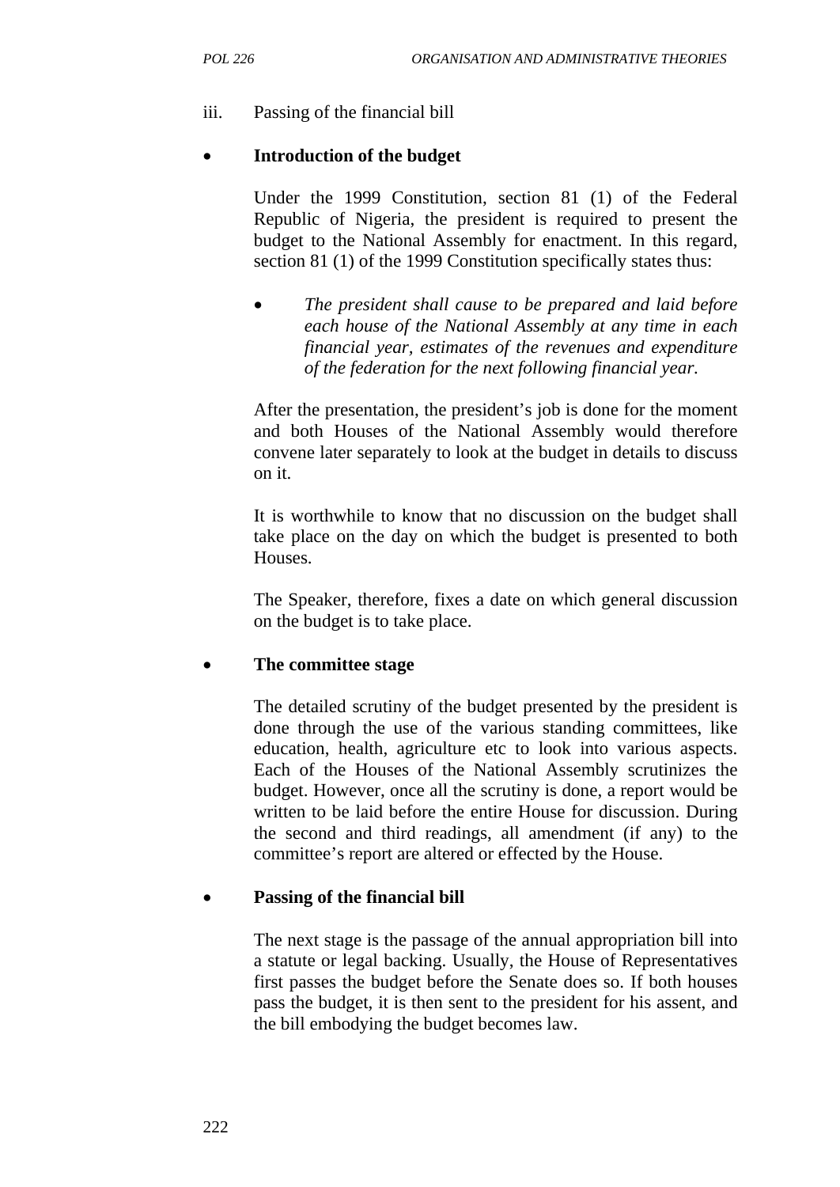iii. Passing of the financial bill

- **Introduction of the budget**

  Under the 1999 Constitution, section 81 (1) of the Federal Republic of Nigeria, the president is required to present the budget to the National Assembly for enactment. In this regard, section 81 (1) of the 1999 Constitution specifically states thus:

  - *The president shall cause to be prepared and laid before each house of the National Assembly at any time in each financial year, estimates of the revenues and expenditure of the federation for the next following financial year.*

  After the presentation, the president's job is done for the moment and both Houses of the National Assembly would therefore convene later separately to look at the budget in details to discuss on it.

  It is worthwhile to know that no discussion on the budget shall take place on the day on which the budget is presented to both Houses.

  The Speaker, therefore, fixes a date on which general discussion on the budget is to take place.

- **The committee stage**

  The detailed scrutiny of the budget presented by the president is done through the use of the various standing committees, like education, health, agriculture etc to look into various aspects. Each of the Houses of the National Assembly scrutinizes the budget. However, once all the scrutiny is done, a report would be written to be laid before the entire House for discussion. During the second and third readings, all amendment (if any) to the committee's report are altered or effected by the House.

- **Passing of the financial bill**

  The next stage is the passage of the annual appropriation bill into a statute or legal backing. Usually, the House of Representatives first passes the budget before the Senate does so. If both houses pass the budget, it is then sent to the president for his assent, and the bill embodying the budget becomes law.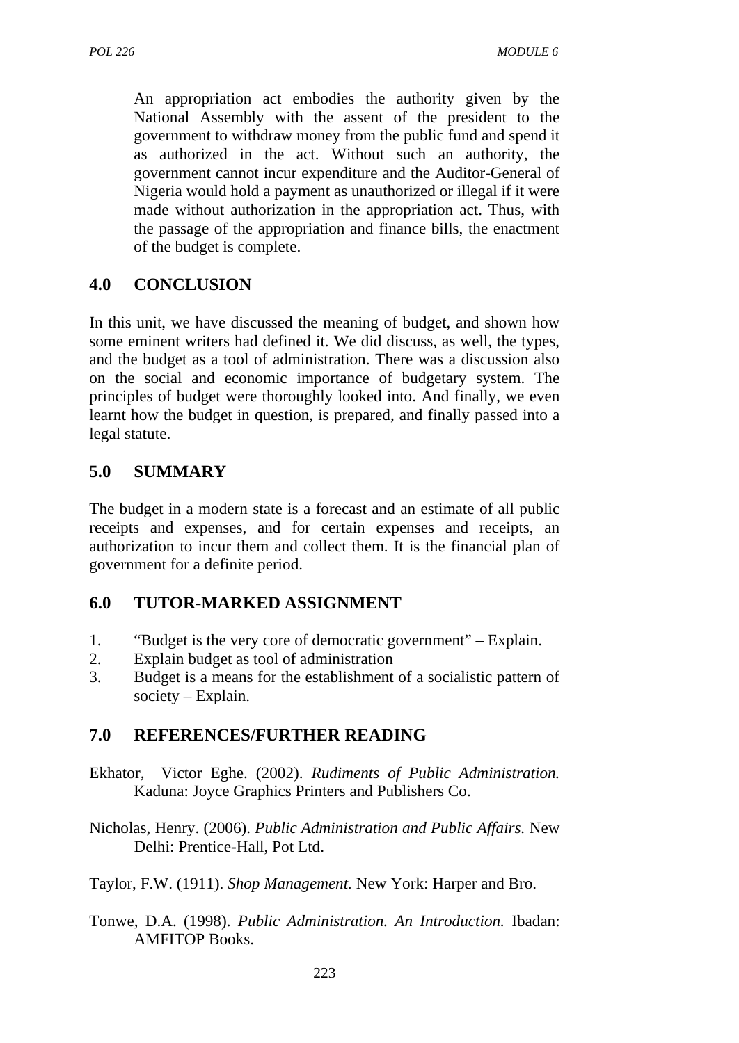An appropriation act embodies the authority given by the National Assembly with the assent of the president to the government to withdraw money from the public fund and spend it as authorized in the act. Without such an authority, the government cannot incur expenditure and the Auditor-General of Nigeria would hold a payment as unauthorized or illegal if it were made without authorization in the appropriation act. Thus, with the passage of the appropriation and finance bills, the enactment of the budget is complete.

## 4.0 CONCLUSION

In this unit, we have discussed the meaning of budget, and shown how some eminent writers had defined it. We did discuss, as well, the types, and the budget as a tool of administration. There was a discussion also on the social and economic importance of budgetary system. The principles of budget were thoroughly looked into. And finally, we even learnt how the budget in question, is prepared, and finally passed into a legal statute.

## 5.0 SUMMARY

The budget in a modern state is a forecast and an estimate of all public receipts and expenses, and for certain expenses and receipts, an authorization to incur them and collect them. It is the financial plan of government for a definite period.

## 6.0 TUTOR-MARKED ASSIGNMENT

1. "Budget is the very core of democratic government" – Explain.
2. Explain budget as tool of administration
3. Budget is a means for the establishment of a socialistic pattern of society – Explain.

## 7.0 REFERENCES/FURTHER READING

Ekhator, Victor Eghe. (2002). *Rudiments of Public Administration.* Kaduna: Joyce Graphics Printers and Publishers Co.

Nicholas, Henry. (2006). *Public Administration and Public Affairs.* New Delhi: Prentice-Hall, Pot Ltd.

Taylor, F.W. (1911). *Shop Management.* New York: Harper and Bro.

Tonwe, D.A. (1998). *Public Administration. An Introduction.* Ibadan: AMFITOP Books.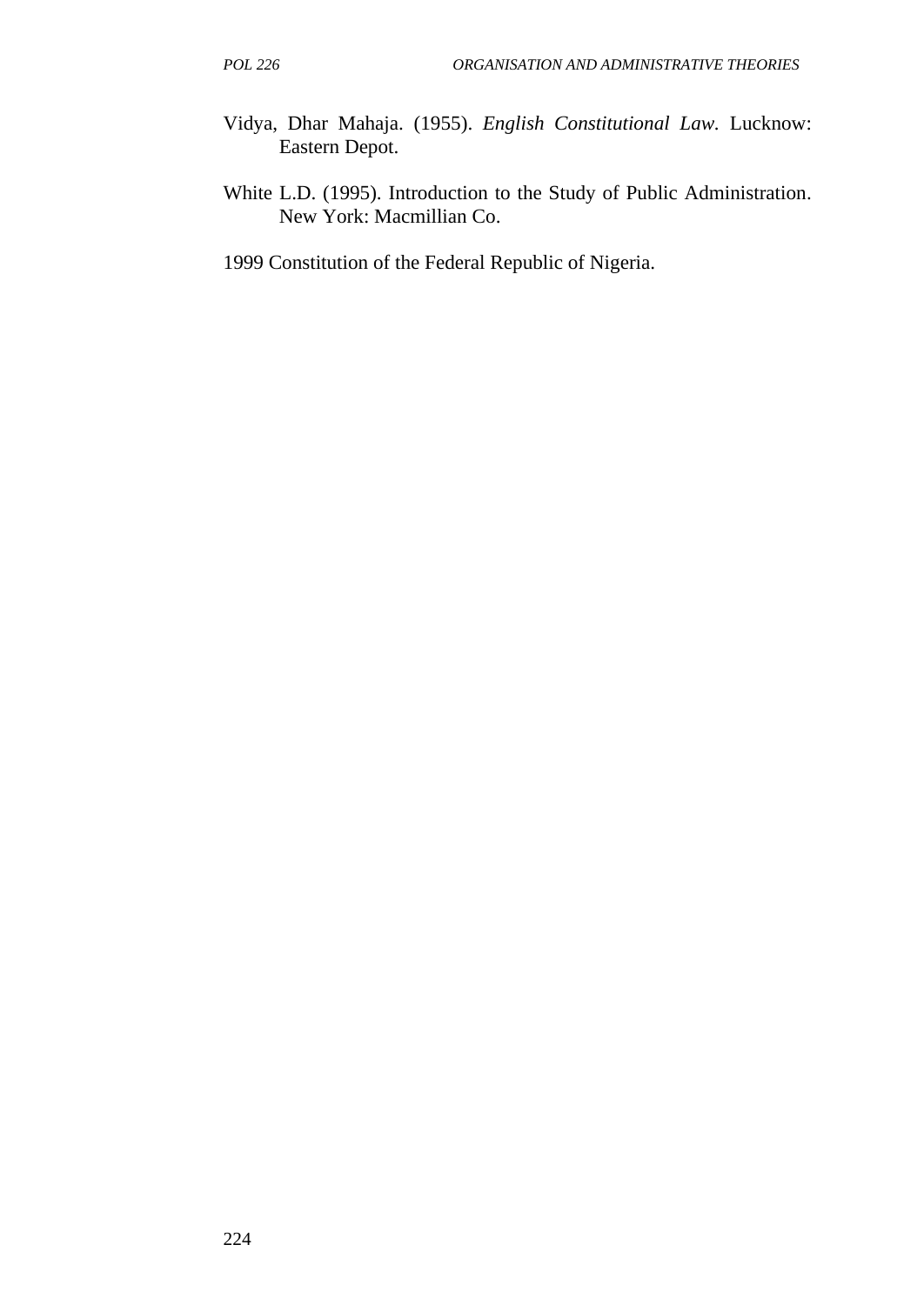Vidya, Dhar Mahaja. (1955). *English Constitutional Law.* Lucknow: Eastern Depot.

White L.D. (1995). Introduction to the Study of Public Administration. New York: Macmillian Co.

1999 Constitution of the Federal Republic of Nigeria.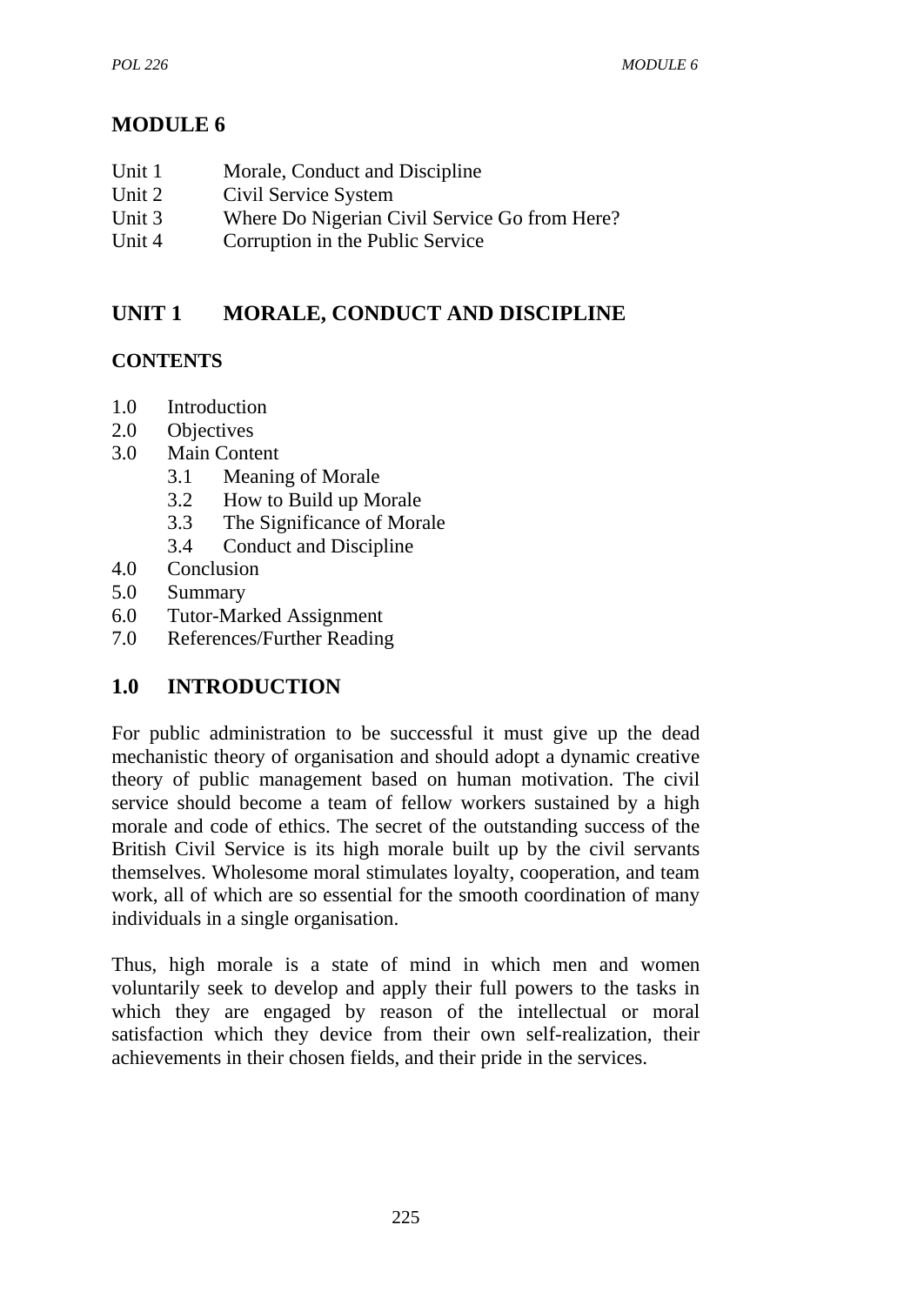# MODULE 6

Unit 1 Morale, Conduct and Discipline
Unit 2 Civil Service System
Unit 3 Where Do Nigerian Civil Service Go from Here?
Unit 4 Corruption in the Public Service

## UNIT 1 MORALE, CONDUCT AND DISCIPLINE

### CONTENTS

1.0 Introduction
2.0 Objectives
3.0 Main Content
  3.1 Meaning of Morale
  3.2 How to Build up Morale
  3.3 The Significance of Morale
  3.4 Conduct and Discipline
4.0 Conclusion
5.0 Summary
6.0 Tutor-Marked Assignment
7.0 References/Further Reading

## 1.0 INTRODUCTION

For public administration to be successful it must give up the dead mechanistic theory of organisation and should adopt a dynamic creative theory of public management based on human motivation. The civil service should become a team of fellow workers sustained by a high morale and code of ethics. The secret of the outstanding success of the British Civil Service is its high morale built up by the civil servants themselves. Wholesome moral stimulates loyalty, cooperation, and team work, all of which are so essential for the smooth coordination of many individuals in a single organisation.

Thus, high morale is a state of mind in which men and women voluntarily seek to develop and apply their full powers to the tasks in which they are engaged by reason of the intellectual or moral satisfaction which they device from their own self-realization, their achievements in their chosen fields, and their pride in the services.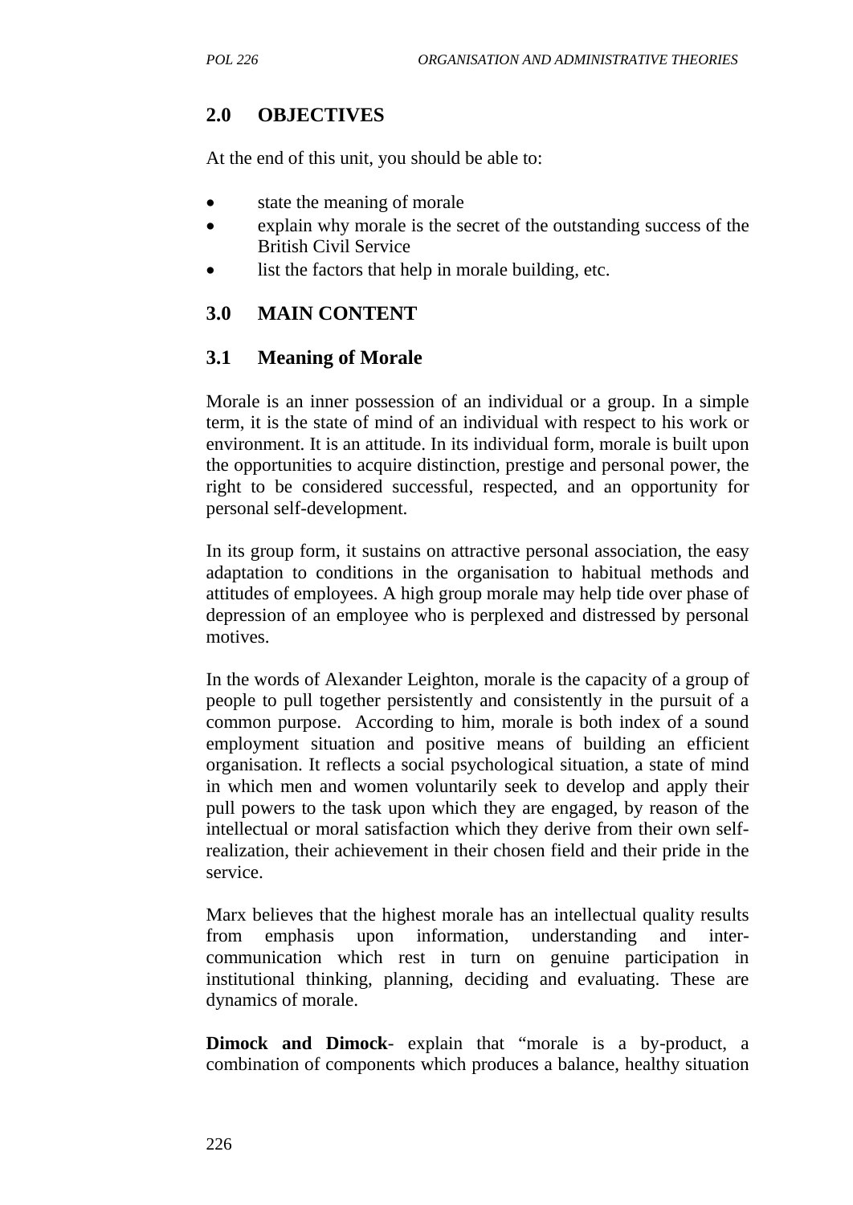## 2.0 OBJECTIVES

At the end of this unit, you should be able to:

- state the meaning of morale
- explain why morale is the secret of the outstanding success of the British Civil Service
- list the factors that help in morale building, etc.

## 3.0 MAIN CONTENT

### 3.1 Meaning of Morale

Morale is an inner possession of an individual or a group. In a simple term, it is the state of mind of an individual with respect to his work or environment. It is an attitude. In its individual form, morale is built upon the opportunities to acquire distinction, prestige and personal power, the right to be considered successful, respected, and an opportunity for personal self-development.

In its group form, it sustains on attractive personal association, the easy adaptation to conditions in the organisation to habitual methods and attitudes of employees. A high group morale may help tide over phase of depression of an employee who is perplexed and distressed by personal motives.

In the words of Alexander Leighton, morale is the capacity of a group of people to pull together persistently and consistently in the pursuit of a common purpose. According to him, morale is both index of a sound employment situation and positive means of building an efficient organisation. It reflects a social psychological situation, a state of mind in which men and women voluntarily seek to develop and apply their pull powers to the task upon which they are engaged, by reason of the intellectual or moral satisfaction which they derive from their own self-realization, their achievement in their chosen field and their pride in the service.

Marx believes that the highest morale has an intellectual quality results from emphasis upon information, understanding and inter-communication which rest in turn on genuine participation in institutional thinking, planning, deciding and evaluating. These are dynamics of morale.

**Dimock and Dimock**- explain that "morale is a by-product, a combination of components which produces a balance, healthy situation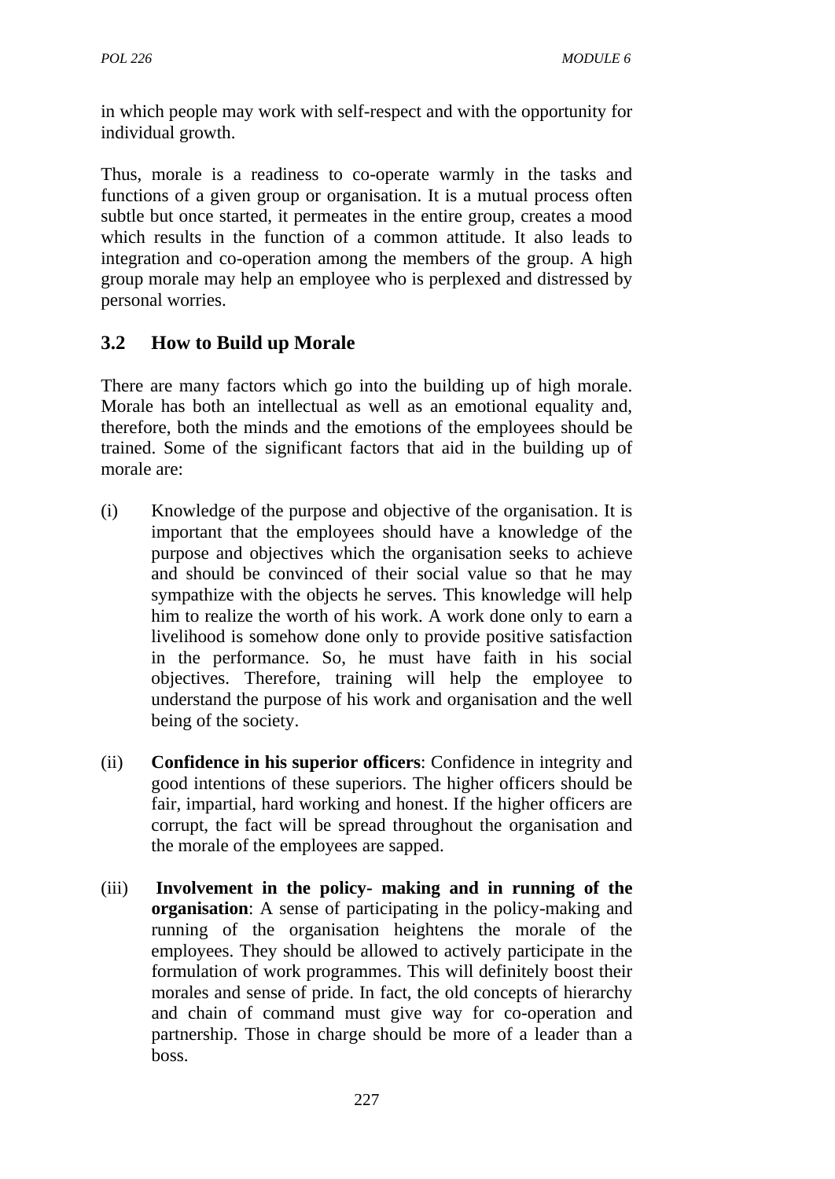in which people may work with self-respect and with the opportunity for individual growth.

Thus, morale is a readiness to co-operate warmly in the tasks and functions of a given group or organisation. It is a mutual process often subtle but once started, it permeates in the entire group, creates a mood which results in the function of a common attitude. It also leads to integration and co-operation among the members of the group. A high group morale may help an employee who is perplexed and distressed by personal worries.

## 3.2 How to Build up Morale

There are many factors which go into the building up of high morale. Morale has both an intellectual as well as an emotional equality and, therefore, both the minds and the emotions of the employees should be trained. Some of the significant factors that aid in the building up of morale are:

(i) Knowledge of the purpose and objective of the organisation. It is important that the employees should have a knowledge of the purpose and objectives which the organisation seeks to achieve and should be convinced of their social value so that he may sympathize with the objects he serves. This knowledge will help him to realize the worth of his work. A work done only to earn a livelihood is somehow done only to provide positive satisfaction in the performance. So, he must have faith in his social objectives. Therefore, training will help the employee to understand the purpose of his work and organisation and the well being of the society.

(ii) **Confidence in his superior officers**: Confidence in integrity and good intentions of these superiors. The higher officers should be fair, impartial, hard working and honest. If the higher officers are corrupt, the fact will be spread throughout the organisation and the morale of the employees are sapped.

(iii) **Involvement in the policy- making and in running of the organisation**: A sense of participating in the policy-making and running of the organisation heightens the morale of the employees. They should be allowed to actively participate in the formulation of work programmes. This will definitely boost their morales and sense of pride. In fact, the old concepts of hierarchy and chain of command must give way for co-operation and partnership. Those in charge should be more of a leader than a boss.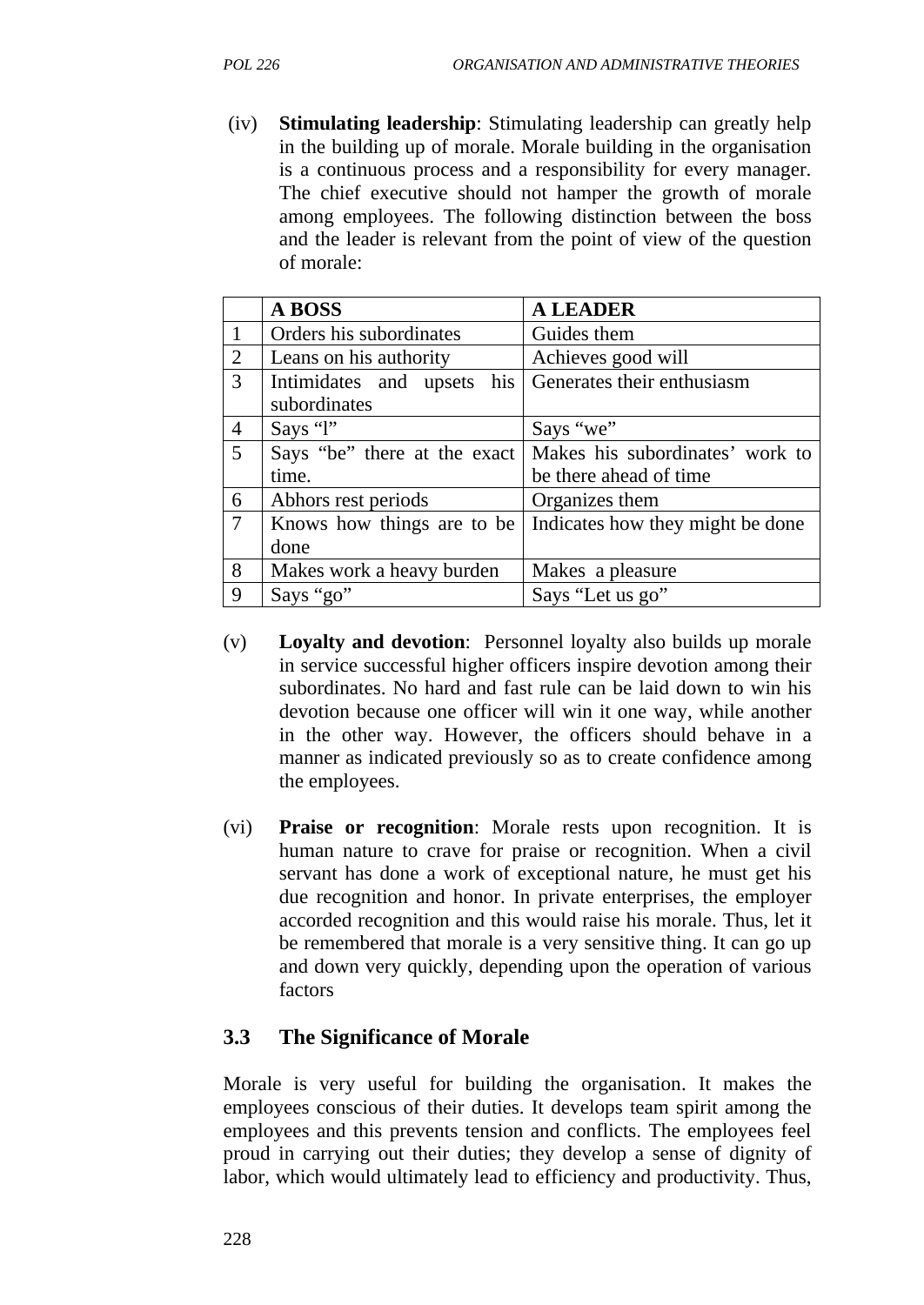(iv) **Stimulating leadership**: Stimulating leadership can greatly help in the building up of morale. Morale building in the organisation is a continuous process and a responsibility for every manager. The chief executive should not hamper the growth of morale among employees. The following distinction between the boss and the leader is relevant from the point of view of the question of morale:

| | A BOSS | A LEADER |
|---|---|---|
| 1 | Orders his subordinates | Guides them |
| 2 | Leans on his authority | Achieves good will |
| 3 | Intimidates and upsets his subordinates | Generates their enthusiasm |
| 4 | Says "l" | Says "we" |
| 5 | Says "be" there at the exact time. | Makes his subordinates' work to be there ahead of time |
| 6 | Abhors rest periods | Organizes them |
| 7 | Knows how things are to be done | Indicates how they might be done |
| 8 | Makes work a heavy burden | Makes a pleasure |
| 9 | Says "go" | Says "Let us go" |

(v) **Loyalty and devotion**: Personnel loyalty also builds up morale in service successful higher officers inspire devotion among their subordinates. No hard and fast rule can be laid down to win his devotion because one officer will win it one way, while another in the other way. However, the officers should behave in a manner as indicated previously so as to create confidence among the employees.

(vi) **Praise or recognition**: Morale rests upon recognition. It is human nature to crave for praise or recognition. When a civil servant has done a work of exceptional nature, he must get his due recognition and honor. In private enterprises, the employer accorded recognition and this would raise his morale. Thus, let it be remembered that morale is a very sensitive thing. It can go up and down very quickly, depending upon the operation of various factors

## 3.3 The Significance of Morale

Morale is very useful for building the organisation. It makes the employees conscious of their duties. It develops team spirit among the employees and this prevents tension and conflicts. The employees feel proud in carrying out their duties; they develop a sense of dignity of labor, which would ultimately lead to efficiency and productivity. Thus,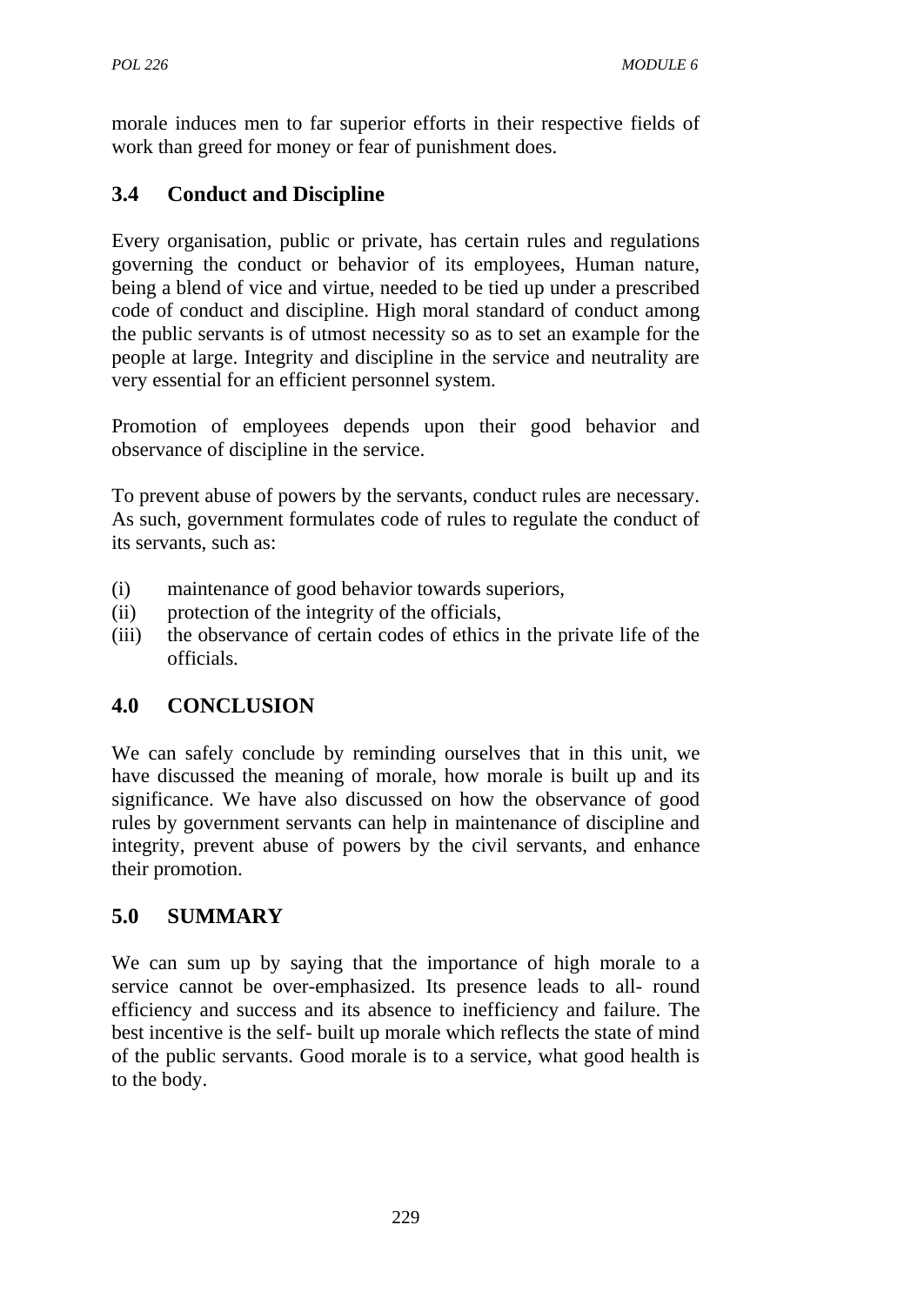morale induces men to far superior efforts in their respective fields of work than greed for money or fear of punishment does.

## 3.4 Conduct and Discipline

Every organisation, public or private, has certain rules and regulations governing the conduct or behavior of its employees, Human nature, being a blend of vice and virtue, needed to be tied up under a prescribed code of conduct and discipline. High moral standard of conduct among the public servants is of utmost necessity so as to set an example for the people at large. Integrity and discipline in the service and neutrality are very essential for an efficient personnel system.

Promotion of employees depends upon their good behavior and observance of discipline in the service.

To prevent abuse of powers by the servants, conduct rules are necessary. As such, government formulates code of rules to regulate the conduct of its servants, such as:

(i) maintenance of good behavior towards superiors,
(ii) protection of the integrity of the officials,
(iii) the observance of certain codes of ethics in the private life of the officials.

## 4.0 CONCLUSION

We can safely conclude by reminding ourselves that in this unit, we have discussed the meaning of morale, how morale is built up and its significance. We have also discussed on how the observance of good rules by government servants can help in maintenance of discipline and integrity, prevent abuse of powers by the civil servants, and enhance their promotion.

## 5.0 SUMMARY

We can sum up by saying that the importance of high morale to a service cannot be over-emphasized. Its presence leads to all- round efficiency and success and its absence to inefficiency and failure. The best incentive is the self- built up morale which reflects the state of mind of the public servants. Good morale is to a service, what good health is to the body.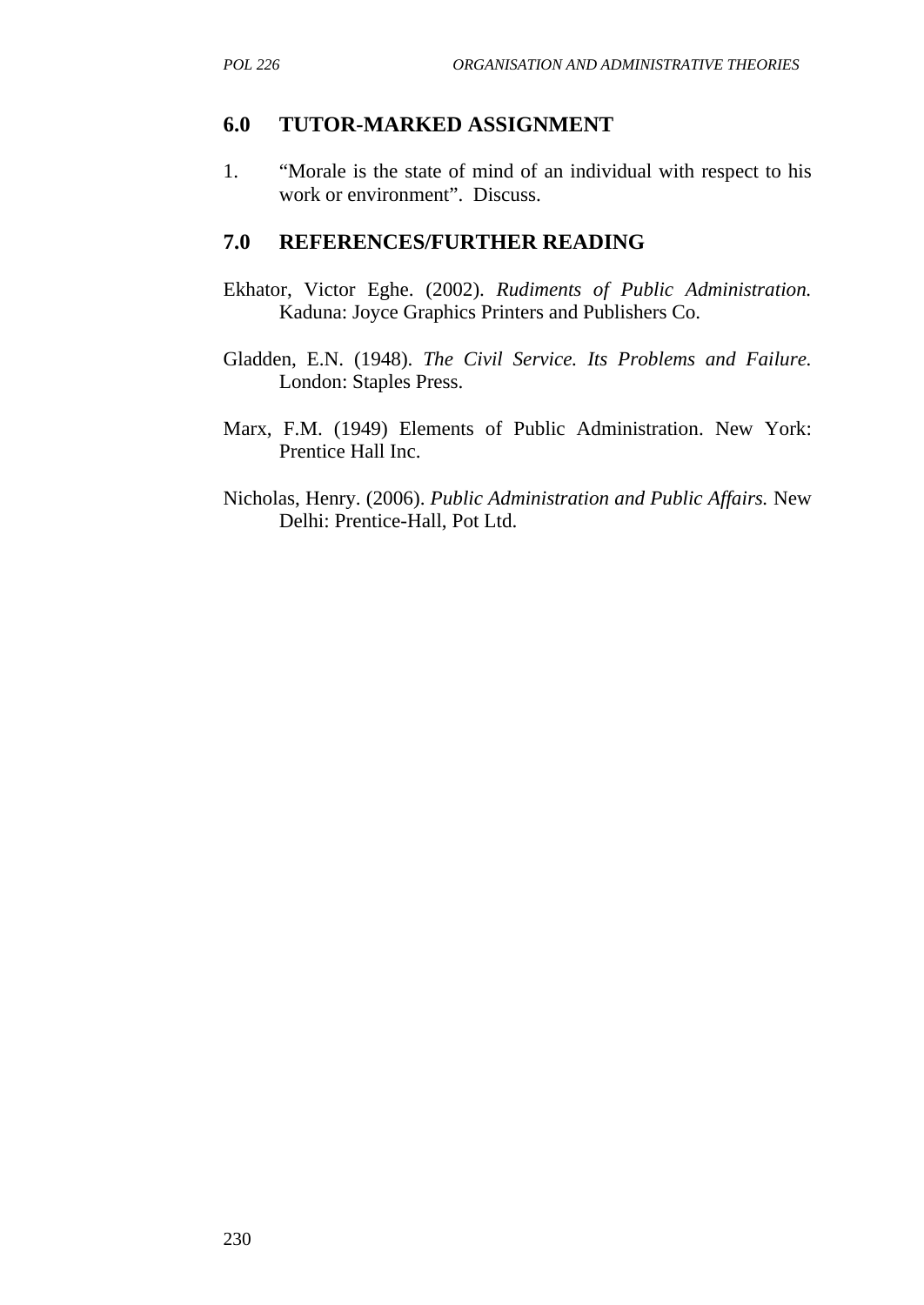## 6.0 TUTOR-MARKED ASSIGNMENT

1. "Morale is the state of mind of an individual with respect to his work or environment". Discuss.

## 7.0 REFERENCES/FURTHER READING

Ekhator, Victor Eghe. (2002). *Rudiments of Public Administration.* Kaduna: Joyce Graphics Printers and Publishers Co.

Gladden, E.N. (1948). *The Civil Service. Its Problems and Failure.* London: Staples Press.

Marx, F.M. (1949) Elements of Public Administration. New York: Prentice Hall Inc.

Nicholas, Henry. (2006). *Public Administration and Public Affairs.* New Delhi: Prentice-Hall, Pot Ltd.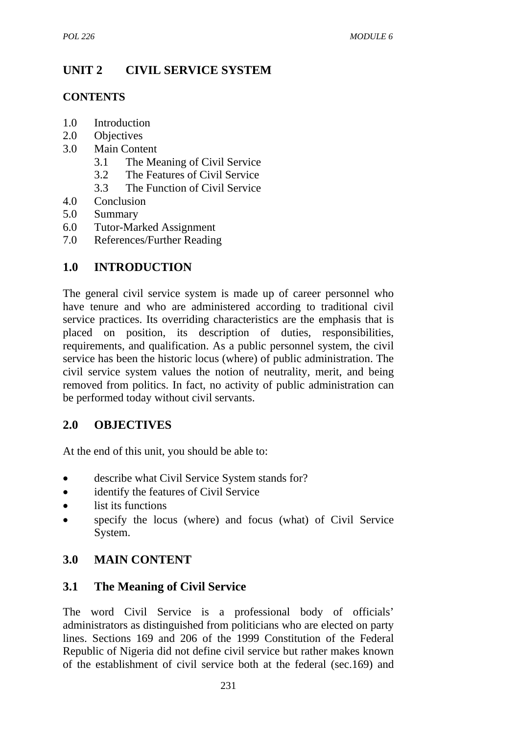# UNIT 2 CIVIL SERVICE SYSTEM

## CONTENTS

1.0 Introduction
2.0 Objectives
3.0 Main Content
 3.1 The Meaning of Civil Service
 3.2 The Features of Civil Service
 3.3 The Function of Civil Service
4.0 Conclusion
5.0 Summary
6.0 Tutor-Marked Assignment
7.0 References/Further Reading

## 1.0 INTRODUCTION

The general civil service system is made up of career personnel who have tenure and who are administered according to traditional civil service practices. Its overriding characteristics are the emphasis that is placed on position, its description of duties, responsibilities, requirements, and qualification. As a public personnel system, the civil service has been the historic locus (where) of public administration. The civil service system values the notion of neutrality, merit, and being removed from politics. In fact, no activity of public administration can be performed today without civil servants.

## 2.0 OBJECTIVES

At the end of this unit, you should be able to:

- describe what Civil Service System stands for?
- identify the features of Civil Service
- list its functions
- specify the locus (where) and focus (what) of Civil Service System.

## 3.0 MAIN CONTENT

### 3.1 The Meaning of Civil Service

The word Civil Service is a professional body of officials' administrators as distinguished from politicians who are elected on party lines. Sections 169 and 206 of the 1999 Constitution of the Federal Republic of Nigeria did not define civil service but rather makes known of the establishment of civil service both at the federal (sec.169) and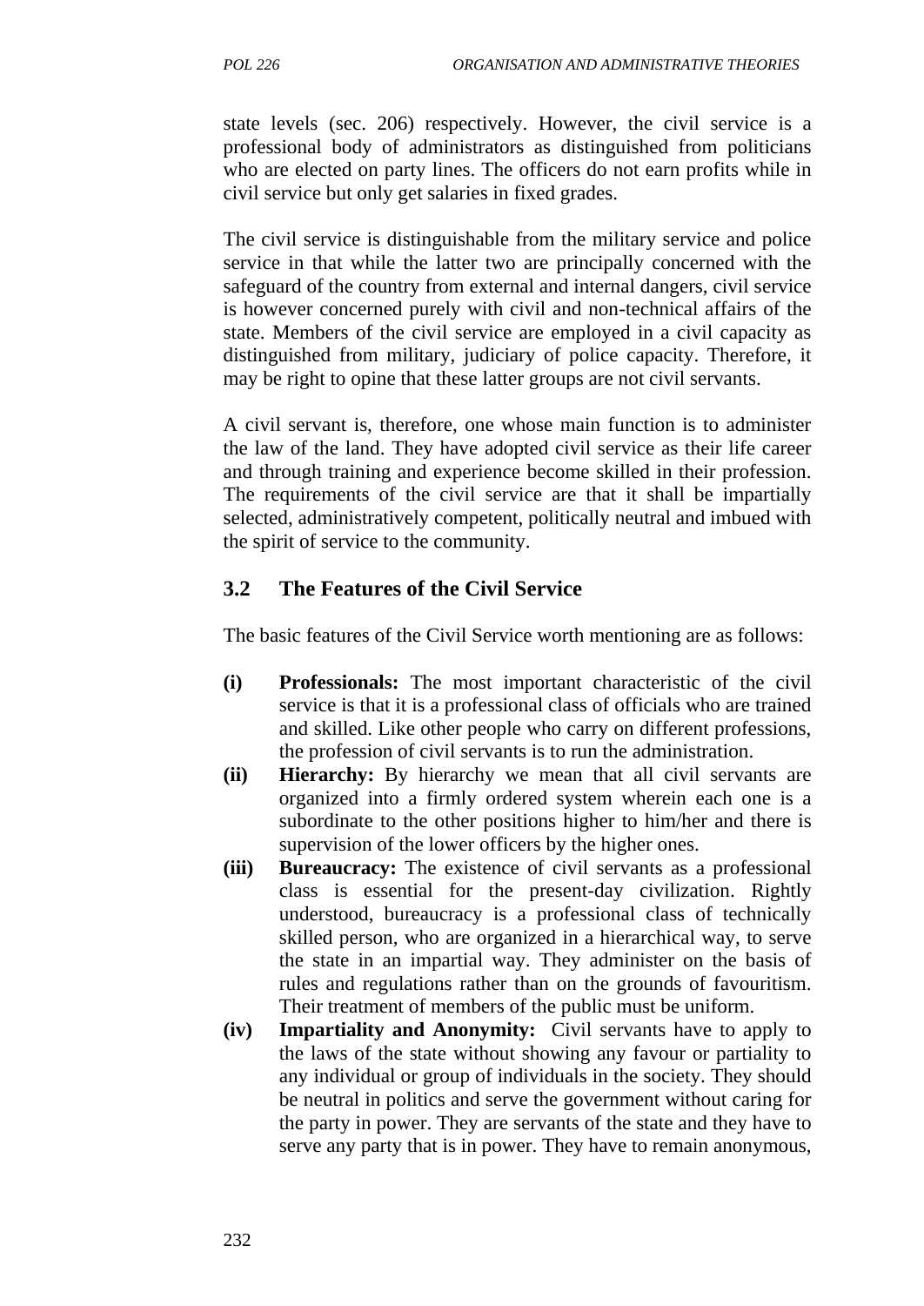state levels (sec. 206) respectively. However, the civil service is a professional body of administrators as distinguished from politicians who are elected on party lines. The officers do not earn profits while in civil service but only get salaries in fixed grades.

The civil service is distinguishable from the military service and police service in that while the latter two are principally concerned with the safeguard of the country from external and internal dangers, civil service is however concerned purely with civil and non-technical affairs of the state. Members of the civil service are employed in a civil capacity as distinguished from military, judiciary of police capacity. Therefore, it may be right to opine that these latter groups are not civil servants.

A civil servant is, therefore, one whose main function is to administer the law of the land. They have adopted civil service as their life career and through training and experience become skilled in their profession. The requirements of the civil service are that it shall be impartially selected, administratively competent, politically neutral and imbued with the spirit of service to the community.

## 3.2 The Features of the Civil Service

The basic features of the Civil Service worth mentioning are as follows:

**(i) Professionals:** The most important characteristic of the civil service is that it is a professional class of officials who are trained and skilled. Like other people who carry on different professions, the profession of civil servants is to run the administration.

**(ii) Hierarchy:** By hierarchy we mean that all civil servants are organized into a firmly ordered system wherein each one is a subordinate to the other positions higher to him/her and there is supervision of the lower officers by the higher ones.

**(iii) Bureaucracy:** The existence of civil servants as a professional class is essential for the present-day civilization. Rightly understood, bureaucracy is a professional class of technically skilled person, who are organized in a hierarchical way, to serve the state in an impartial way. They administer on the basis of rules and regulations rather than on the grounds of favouritism. Their treatment of members of the public must be uniform.

**(iv) Impartiality and Anonymity:** Civil servants have to apply to the laws of the state without showing any favour or partiality to any individual or group of individuals in the society. They should be neutral in politics and serve the government without caring for the party in power. They are servants of the state and they have to serve any party that is in power. They have to remain anonymous,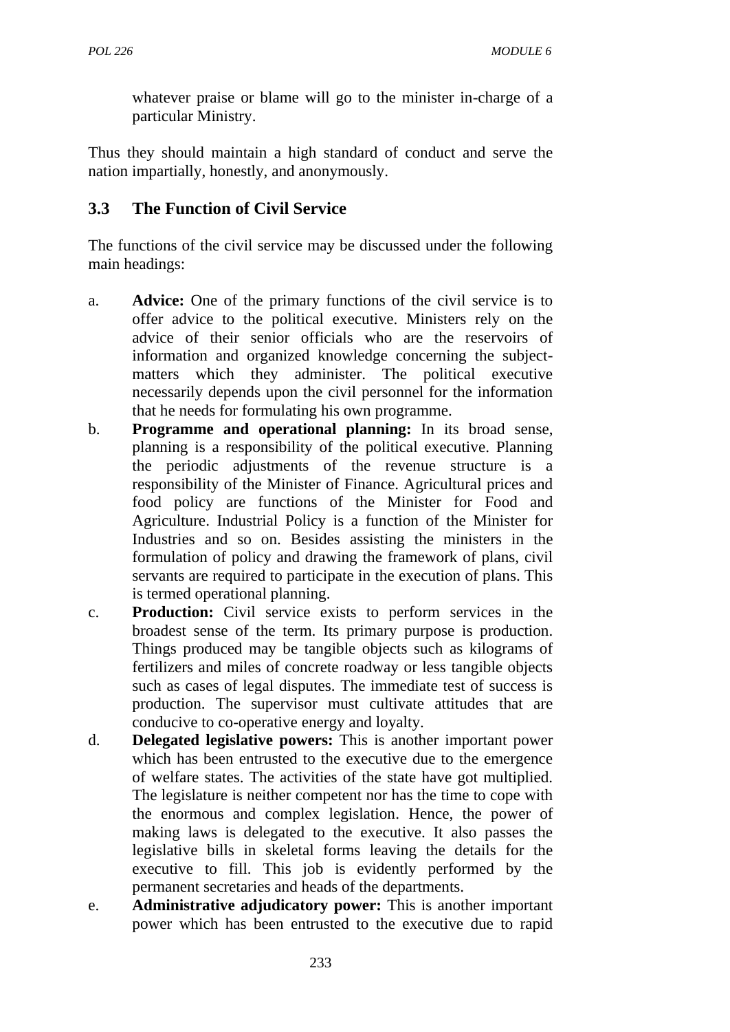whatever praise or blame will go to the minister in-charge of a particular Ministry.

Thus they should maintain a high standard of conduct and serve the nation impartially, honestly, and anonymously.

## 3.3 The Function of Civil Service

The functions of the civil service may be discussed under the following main headings:

a. **Advice:** One of the primary functions of the civil service is to offer advice to the political executive. Ministers rely on the advice of their senior officials who are the reservoirs of information and organized knowledge concerning the subject-matters which they administer. The political executive necessarily depends upon the civil personnel for the information that he needs for formulating his own programme.

b. **Programme and operational planning:** In its broad sense, planning is a responsibility of the political executive. Planning the periodic adjustments of the revenue structure is a responsibility of the Minister of Finance. Agricultural prices and food policy are functions of the Minister for Food and Agriculture. Industrial Policy is a function of the Minister for Industries and so on. Besides assisting the ministers in the formulation of policy and drawing the framework of plans, civil servants are required to participate in the execution of plans. This is termed operational planning.

c. **Production:** Civil service exists to perform services in the broadest sense of the term. Its primary purpose is production. Things produced may be tangible objects such as kilograms of fertilizers and miles of concrete roadway or less tangible objects such as cases of legal disputes. The immediate test of success is production. The supervisor must cultivate attitudes that are conducive to co-operative energy and loyalty.

d. **Delegated legislative powers:** This is another important power which has been entrusted to the executive due to the emergence of welfare states. The activities of the state have got multiplied. The legislature is neither competent nor has the time to cope with the enormous and complex legislation. Hence, the power of making laws is delegated to the executive. It also passes the legislative bills in skeletal forms leaving the details for the executive to fill. This job is evidently performed by the permanent secretaries and heads of the departments.

e. **Administrative adjudicatory power:** This is another important power which has been entrusted to the executive due to rapid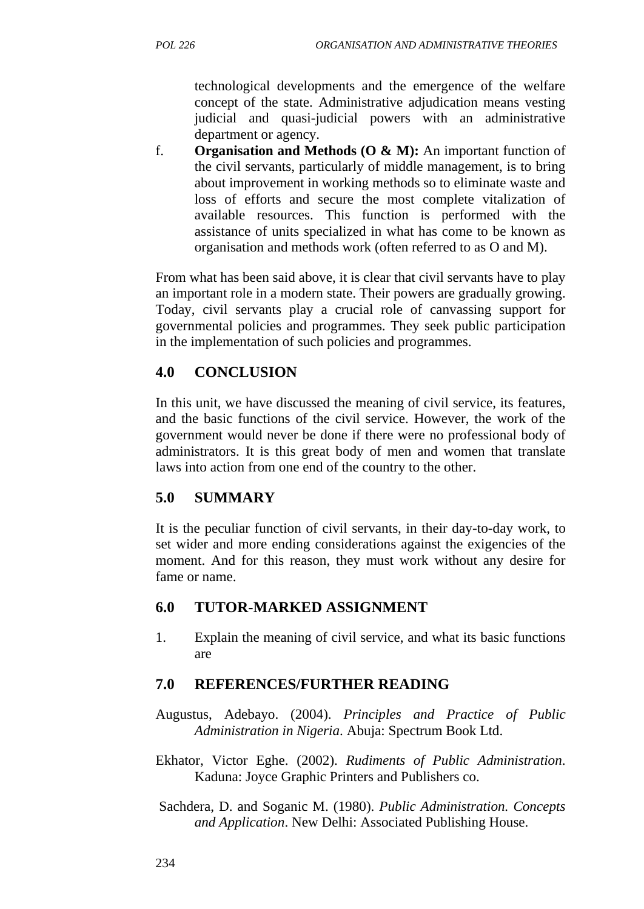technological developments and the emergence of the welfare concept of the state. Administrative adjudication means vesting judicial and quasi-judicial powers with an administrative department or agency.

f. **Organisation and Methods (O & M):** An important function of the civil servants, particularly of middle management, is to bring about improvement in working methods so to eliminate waste and loss of efforts and secure the most complete vitalization of available resources. This function is performed with the assistance of units specialized in what has come to be known as organisation and methods work (often referred to as O and M).

From what has been said above, it is clear that civil servants have to play an important role in a modern state. Their powers are gradually growing. Today, civil servants play a crucial role of canvassing support for governmental policies and programmes. They seek public participation in the implementation of such policies and programmes.

## 4.0 CONCLUSION

In this unit, we have discussed the meaning of civil service, its features, and the basic functions of the civil service. However, the work of the government would never be done if there were no professional body of administrators. It is this great body of men and women that translate laws into action from one end of the country to the other.

## 5.0 SUMMARY

It is the peculiar function of civil servants, in their day-to-day work, to set wider and more ending considerations against the exigencies of the moment. And for this reason, they must work without any desire for fame or name.

## 6.0 TUTOR-MARKED ASSIGNMENT

1. Explain the meaning of civil service, and what its basic functions are

## 7.0 REFERENCES/FURTHER READING

Augustus, Adebayo. (2004). *Principles and Practice of Public Administration in Nigeria*. Abuja: Spectrum Book Ltd.

Ekhator, Victor Eghe. (2002). *Rudiments of Public Administration*. Kaduna: Joyce Graphic Printers and Publishers co.

Sachdera, D. and Soganic M. (1980). *Public Administration. Concepts and Application*. New Delhi: Associated Publishing House.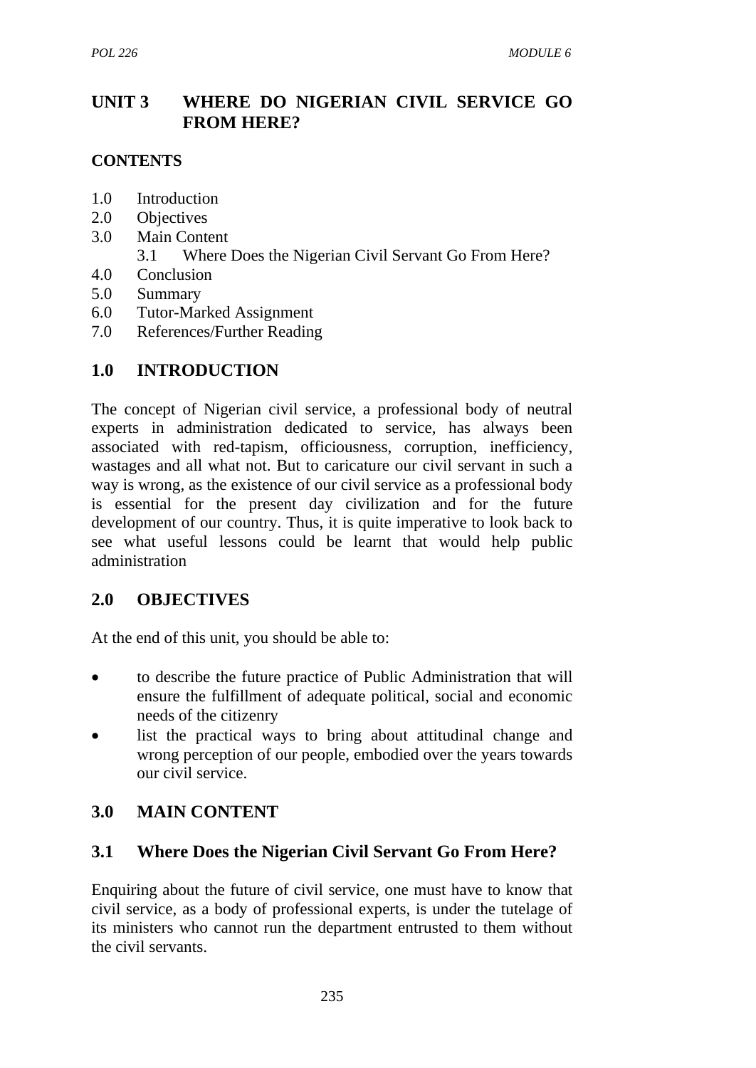# UNIT 3 WHERE DO NIGERIAN CIVIL SERVICE GO FROM HERE?

**CONTENTS**

1.0 Introduction
2.0 Objectives
3.0 Main Content
    3.1 Where Does the Nigerian Civil Servant Go From Here?
4.0 Conclusion
5.0 Summary
6.0 Tutor-Marked Assignment
7.0 References/Further Reading

## 1.0 INTRODUCTION

The concept of Nigerian civil service, a professional body of neutral experts in administration dedicated to service, has always been associated with red-tapism, officiousness, corruption, inefficiency, wastages and all what not. But to caricature our civil servant in such a way is wrong, as the existence of our civil service as a professional body is essential for the present day civilization and for the future development of our country. Thus, it is quite imperative to look back to see what useful lessons could be learnt that would help public administration

## 2.0 OBJECTIVES

At the end of this unit, you should be able to:

- to describe the future practice of Public Administration that will ensure the fulfillment of adequate political, social and economic needs of the citizenry
- list the practical ways to bring about attitudinal change and wrong perception of our people, embodied over the years towards our civil service.

## 3.0 MAIN CONTENT

### 3.1 Where Does the Nigerian Civil Servant Go From Here?

Enquiring about the future of civil service, one must have to know that civil service, as a body of professional experts, is under the tutelage of its ministers who cannot run the department entrusted to them without the civil servants.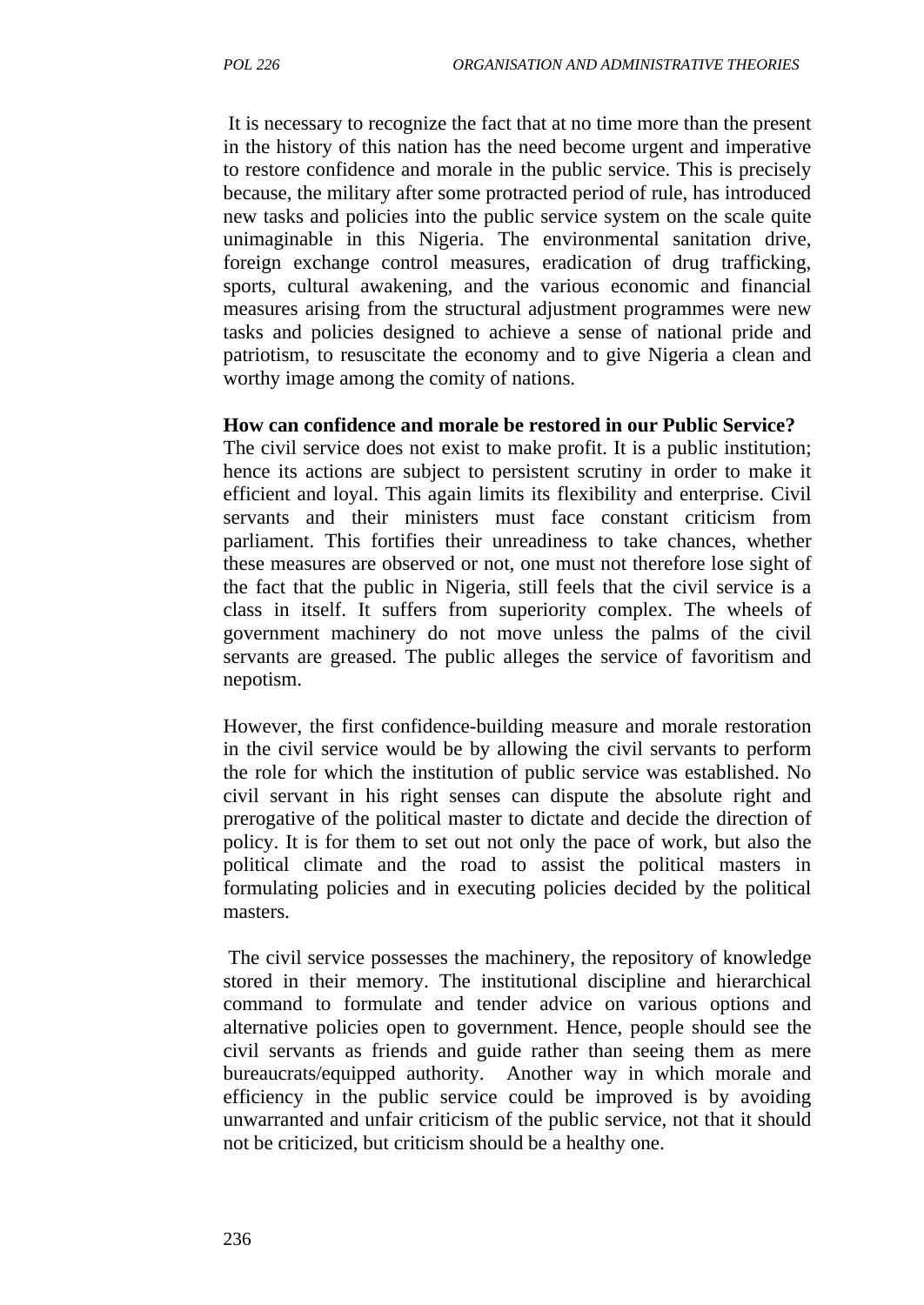It is necessary to recognize the fact that at no time more than the present in the history of this nation has the need become urgent and imperative to restore confidence and morale in the public service. This is precisely because, the military after some protracted period of rule, has introduced new tasks and policies into the public service system on the scale quite unimaginable in this Nigeria. The environmental sanitation drive, foreign exchange control measures, eradication of drug trafficking, sports, cultural awakening, and the various economic and financial measures arising from the structural adjustment programmes were new tasks and policies designed to achieve a sense of national pride and patriotism, to resuscitate the economy and to give Nigeria a clean and worthy image among the comity of nations.

**How can confidence and morale be restored in our Public Service?**

The civil service does not exist to make profit. It is a public institution; hence its actions are subject to persistent scrutiny in order to make it efficient and loyal. This again limits its flexibility and enterprise. Civil servants and their ministers must face constant criticism from parliament. This fortifies their unreadiness to take chances, whether these measures are observed or not, one must not therefore lose sight of the fact that the public in Nigeria, still feels that the civil service is a class in itself. It suffers from superiority complex. The wheels of government machinery do not move unless the palms of the civil servants are greased. The public alleges the service of favoritism and nepotism.

However, the first confidence-building measure and morale restoration in the civil service would be by allowing the civil servants to perform the role for which the institution of public service was established. No civil servant in his right senses can dispute the absolute right and prerogative of the political master to dictate and decide the direction of policy. It is for them to set out not only the pace of work, but also the political climate and the road to assist the political masters in formulating policies and in executing policies decided by the political masters.

The civil service possesses the machinery, the repository of knowledge stored in their memory. The institutional discipline and hierarchical command to formulate and tender advice on various options and alternative policies open to government. Hence, people should see the civil servants as friends and guide rather than seeing them as mere bureaucrats/equipped authority. Another way in which morale and efficiency in the public service could be improved is by avoiding unwarranted and unfair criticism of the public service, not that it should not be criticized, but criticism should be a healthy one.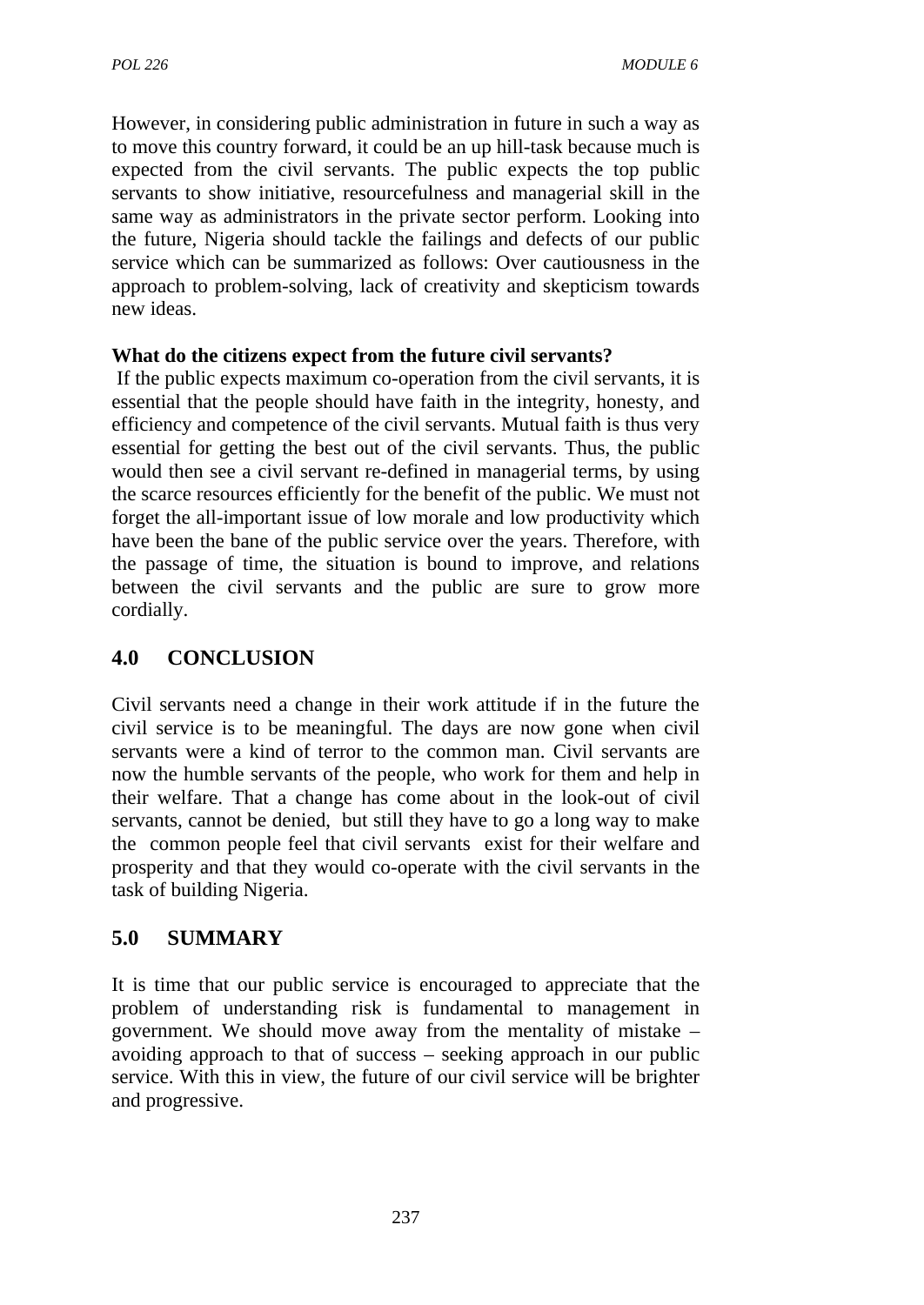However, in considering public administration in future in such a way as to move this country forward, it could be an up hill-task because much is expected from the civil servants. The public expects the top public servants to show initiative, resourcefulness and managerial skill in the same way as administrators in the private sector perform. Looking into the future, Nigeria should tackle the failings and defects of our public service which can be summarized as follows: Over cautiousness in the approach to problem-solving, lack of creativity and skepticism towards new ideas.

**What do the citizens expect from the future civil servants?**

If the public expects maximum co-operation from the civil servants, it is essential that the people should have faith in the integrity, honesty, and efficiency and competence of the civil servants. Mutual faith is thus very essential for getting the best out of the civil servants. Thus, the public would then see a civil servant re-defined in managerial terms, by using the scarce resources efficiently for the benefit of the public. We must not forget the all-important issue of low morale and low productivity which have been the bane of the public service over the years. Therefore, with the passage of time, the situation is bound to improve, and relations between the civil servants and the public are sure to grow more cordially.

## 4.0 CONCLUSION

Civil servants need a change in their work attitude if in the future the civil service is to be meaningful. The days are now gone when civil servants were a kind of terror to the common man. Civil servants are now the humble servants of the people, who work for them and help in their welfare. That a change has come about in the look-out of civil servants, cannot be denied, but still they have to go a long way to make the common people feel that civil servants exist for their welfare and prosperity and that they would co-operate with the civil servants in the task of building Nigeria.

## 5.0 SUMMARY

It is time that our public service is encouraged to appreciate that the problem of understanding risk is fundamental to management in government. We should move away from the mentality of mistake – avoiding approach to that of success – seeking approach in our public service. With this in view, the future of our civil service will be brighter and progressive.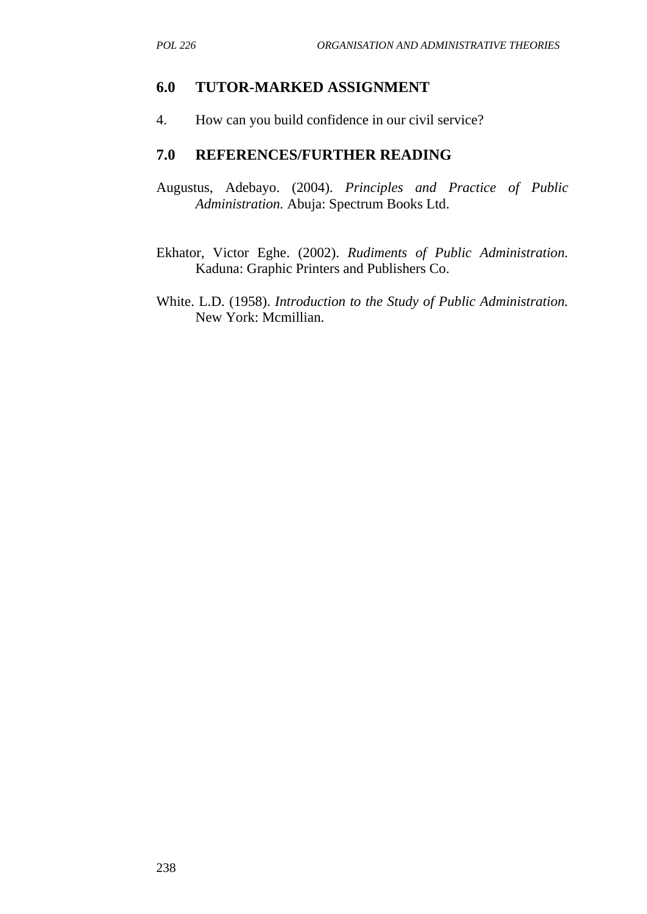## 6.0 TUTOR-MARKED ASSIGNMENT

4. How can you build confidence in our civil service?

## 7.0 REFERENCES/FURTHER READING

Augustus, Adebayo. (2004). *Principles and Practice of Public Administration.* Abuja: Spectrum Books Ltd.

Ekhator, Victor Eghe. (2002). *Rudiments of Public Administration.* Kaduna: Graphic Printers and Publishers Co.

White. L.D. (1958). *Introduction to the Study of Public Administration.* New York: Mcmillian.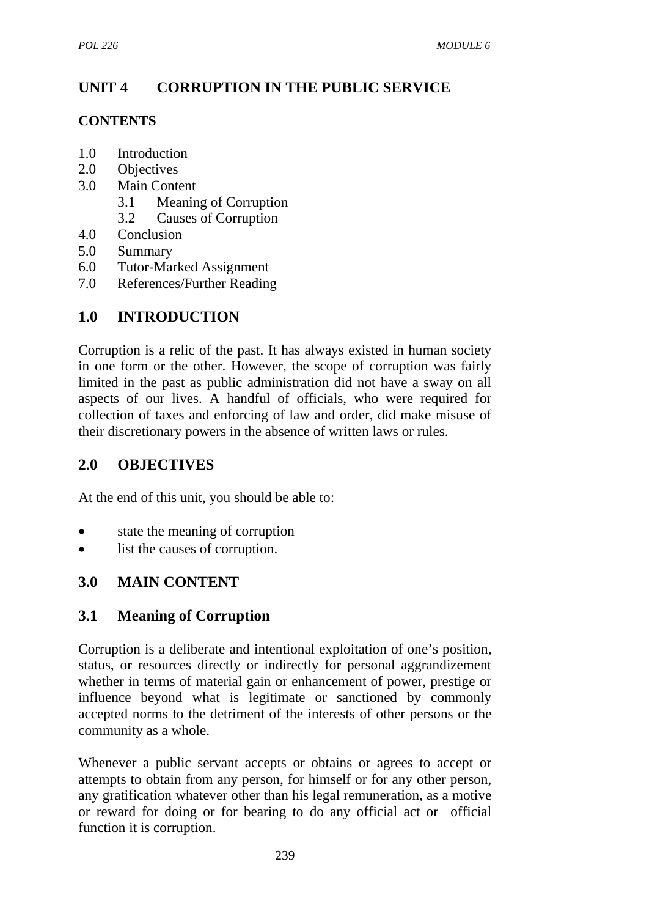# UNIT 4 CORRUPTION IN THE PUBLIC SERVICE

## CONTENTS

1.0 Introduction
2.0 Objectives
3.0 Main Content
    3.1 Meaning of Corruption
    3.2 Causes of Corruption
4.0 Conclusion
5.0 Summary
6.0 Tutor-Marked Assignment
7.0 References/Further Reading

## 1.0 INTRODUCTION

Corruption is a relic of the past. It has always existed in human society in one form or the other. However, the scope of corruption was fairly limited in the past as public administration did not have a sway on all aspects of our lives. A handful of officials, who were required for collection of taxes and enforcing of law and order, did make misuse of their discretionary powers in the absence of written laws or rules.

## 2.0 OBJECTIVES

At the end of this unit, you should be able to:

- state the meaning of corruption
- list the causes of corruption.

## 3.0 MAIN CONTENT

### 3.1 Meaning of Corruption

Corruption is a deliberate and intentional exploitation of one's position, status, or resources directly or indirectly for personal aggrandizement whether in terms of material gain or enhancement of power, prestige or influence beyond what is legitimate or sanctioned by commonly accepted norms to the detriment of the interests of other persons or the community as a whole.

Whenever a public servant accepts or obtains or agrees to accept or attempts to obtain from any person, for himself or for any other person, any gratification whatever other than his legal remuneration, as a motive or reward for doing or for bearing to do any official act or official function it is corruption.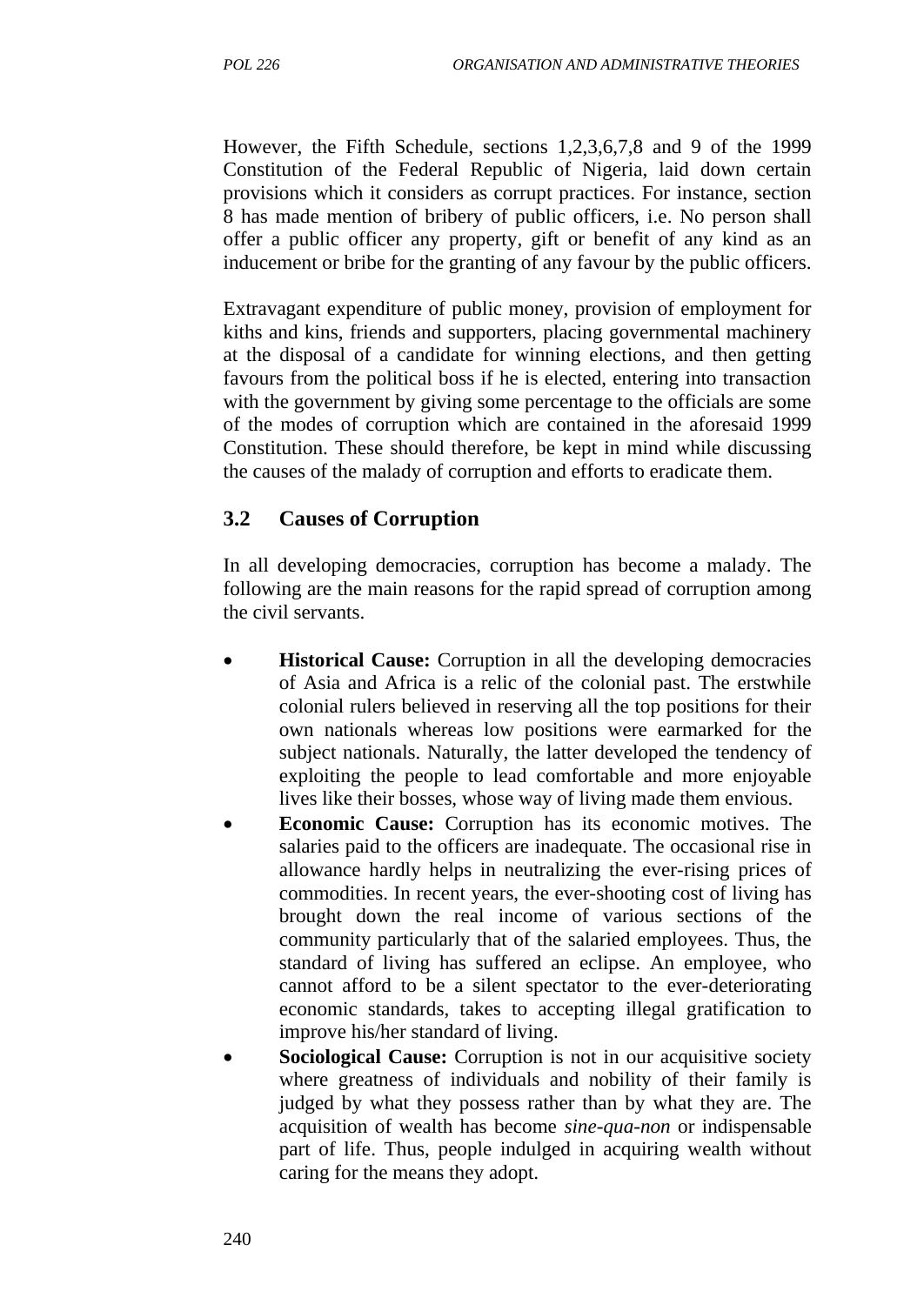However, the Fifth Schedule, sections 1,2,3,6,7,8 and 9 of the 1999 Constitution of the Federal Republic of Nigeria, laid down certain provisions which it considers as corrupt practices. For instance, section 8 has made mention of bribery of public officers, i.e. No person shall offer a public officer any property, gift or benefit of any kind as an inducement or bribe for the granting of any favour by the public officers.

Extravagant expenditure of public money, provision of employment for kiths and kins, friends and supporters, placing governmental machinery at the disposal of a candidate for winning elections, and then getting favours from the political boss if he is elected, entering into transaction with the government by giving some percentage to the officials are some of the modes of corruption which are contained in the aforesaid 1999 Constitution. These should therefore, be kept in mind while discussing the causes of the malady of corruption and efforts to eradicate them.

## 3.2 Causes of Corruption

In all developing democracies, corruption has become a malady. The following are the main reasons for the rapid spread of corruption among the civil servants.

- **Historical Cause:** Corruption in all the developing democracies of Asia and Africa is a relic of the colonial past. The erstwhile colonial rulers believed in reserving all the top positions for their own nationals whereas low positions were earmarked for the subject nationals. Naturally, the latter developed the tendency of exploiting the people to lead comfortable and more enjoyable lives like their bosses, whose way of living made them envious.
- **Economic Cause:** Corruption has its economic motives. The salaries paid to the officers are inadequate. The occasional rise in allowance hardly helps in neutralizing the ever-rising prices of commodities. In recent years, the ever-shooting cost of living has brought down the real income of various sections of the community particularly that of the salaried employees. Thus, the standard of living has suffered an eclipse. An employee, who cannot afford to be a silent spectator to the ever-deteriorating economic standards, takes to accepting illegal gratification to improve his/her standard of living.
- **Sociological Cause:** Corruption is not in our acquisitive society where greatness of individuals and nobility of their family is judged by what they possess rather than by what they are. The acquisition of wealth has become *sine-qua-non* or indispensable part of life. Thus, people indulged in acquiring wealth without caring for the means they adopt.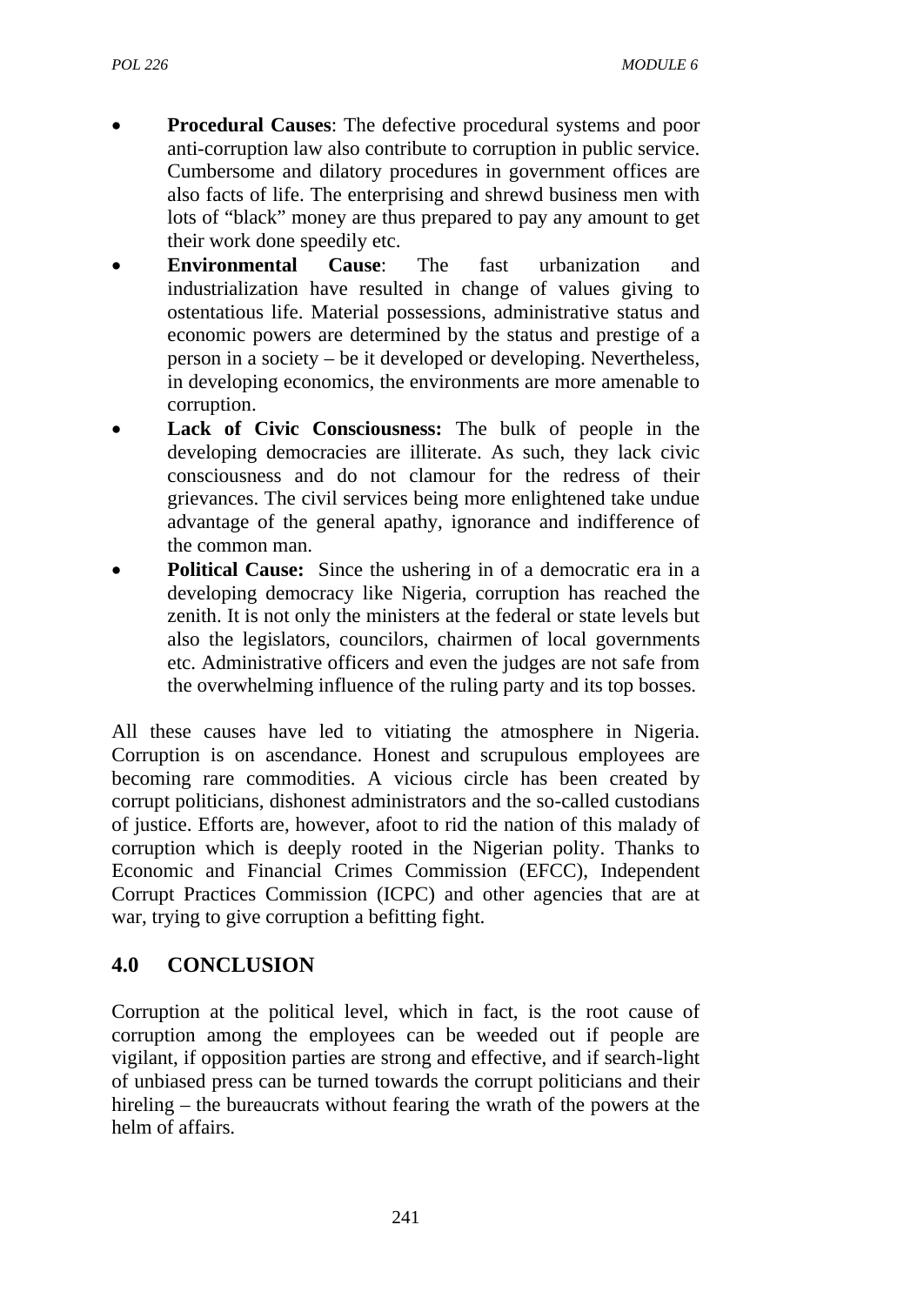- **Procedural Causes**: The defective procedural systems and poor anti-corruption law also contribute to corruption in public service. Cumbersome and dilatory procedures in government offices are also facts of life. The enterprising and shrewd business men with lots of "black" money are thus prepared to pay any amount to get their work done speedily etc.
- **Environmental Cause**: The fast urbanization and industrialization have resulted in change of values giving to ostentatious life. Material possessions, administrative status and economic powers are determined by the status and prestige of a person in a society – be it developed or developing. Nevertheless, in developing economics, the environments are more amenable to corruption.
- **Lack of Civic Consciousness:** The bulk of people in the developing democracies are illiterate. As such, they lack civic consciousness and do not clamour for the redress of their grievances. The civil services being more enlightened take undue advantage of the general apathy, ignorance and indifference of the common man.
- **Political Cause:** Since the ushering in of a democratic era in a developing democracy like Nigeria, corruption has reached the zenith. It is not only the ministers at the federal or state levels but also the legislators, councilors, chairmen of local governments etc. Administrative officers and even the judges are not safe from the overwhelming influence of the ruling party and its top bosses.

All these causes have led to vitiating the atmosphere in Nigeria. Corruption is on ascendance. Honest and scrupulous employees are becoming rare commodities. A vicious circle has been created by corrupt politicians, dishonest administrators and the so-called custodians of justice. Efforts are, however, afoot to rid the nation of this malady of corruption which is deeply rooted in the Nigerian polity. Thanks to Economic and Financial Crimes Commission (EFCC), Independent Corrupt Practices Commission (ICPC) and other agencies that are at war, trying to give corruption a befitting fight.

## 4.0 CONCLUSION

Corruption at the political level, which in fact, is the root cause of corruption among the employees can be weeded out if people are vigilant, if opposition parties are strong and effective, and if search-light of unbiased press can be turned towards the corrupt politicians and their hireling – the bureaucrats without fearing the wrath of the powers at the helm of affairs.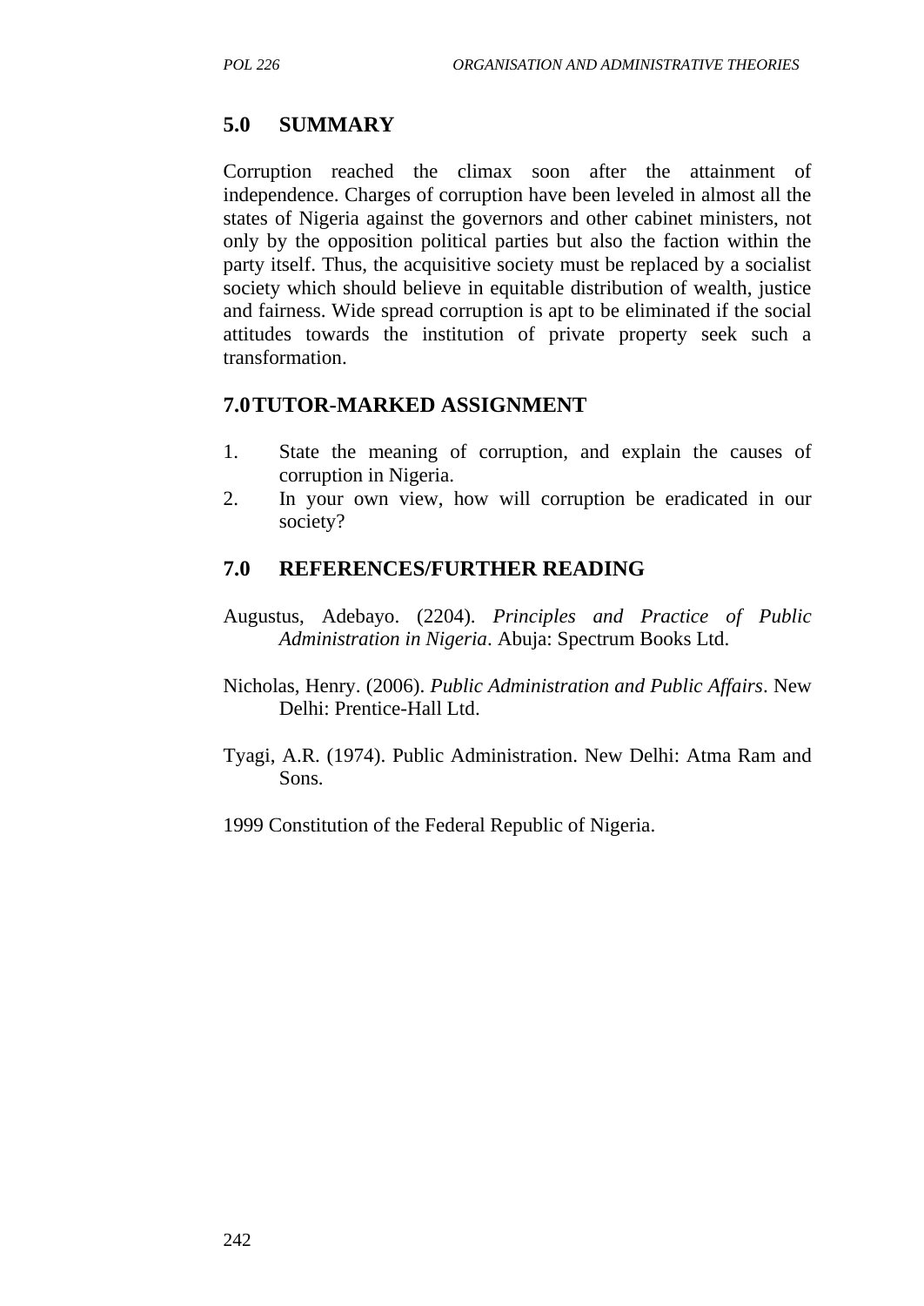## 5.0 SUMMARY

Corruption reached the climax soon after the attainment of independence. Charges of corruption have been leveled in almost all the states of Nigeria against the governors and other cabinet ministers, not only by the opposition political parties but also the faction within the party itself. Thus, the acquisitive society must be replaced by a socialist society which should believe in equitable distribution of wealth, justice and fairness. Wide spread corruption is apt to be eliminated if the social attitudes towards the institution of private property seek such a transformation.

## 7.0 TUTOR-MARKED ASSIGNMENT

1. State the meaning of corruption, and explain the causes of corruption in Nigeria.
2. In your own view, how will corruption be eradicated in our society?

## 7.0 REFERENCES/FURTHER READING

Augustus, Adebayo. (2204). *Principles and Practice of Public Administration in Nigeria*. Abuja: Spectrum Books Ltd.

Nicholas, Henry. (2006). *Public Administration and Public Affairs*. New Delhi: Prentice-Hall Ltd.

Tyagi, A.R. (1974). Public Administration. New Delhi: Atma Ram and Sons.

1999 Constitution of the Federal Republic of Nigeria.